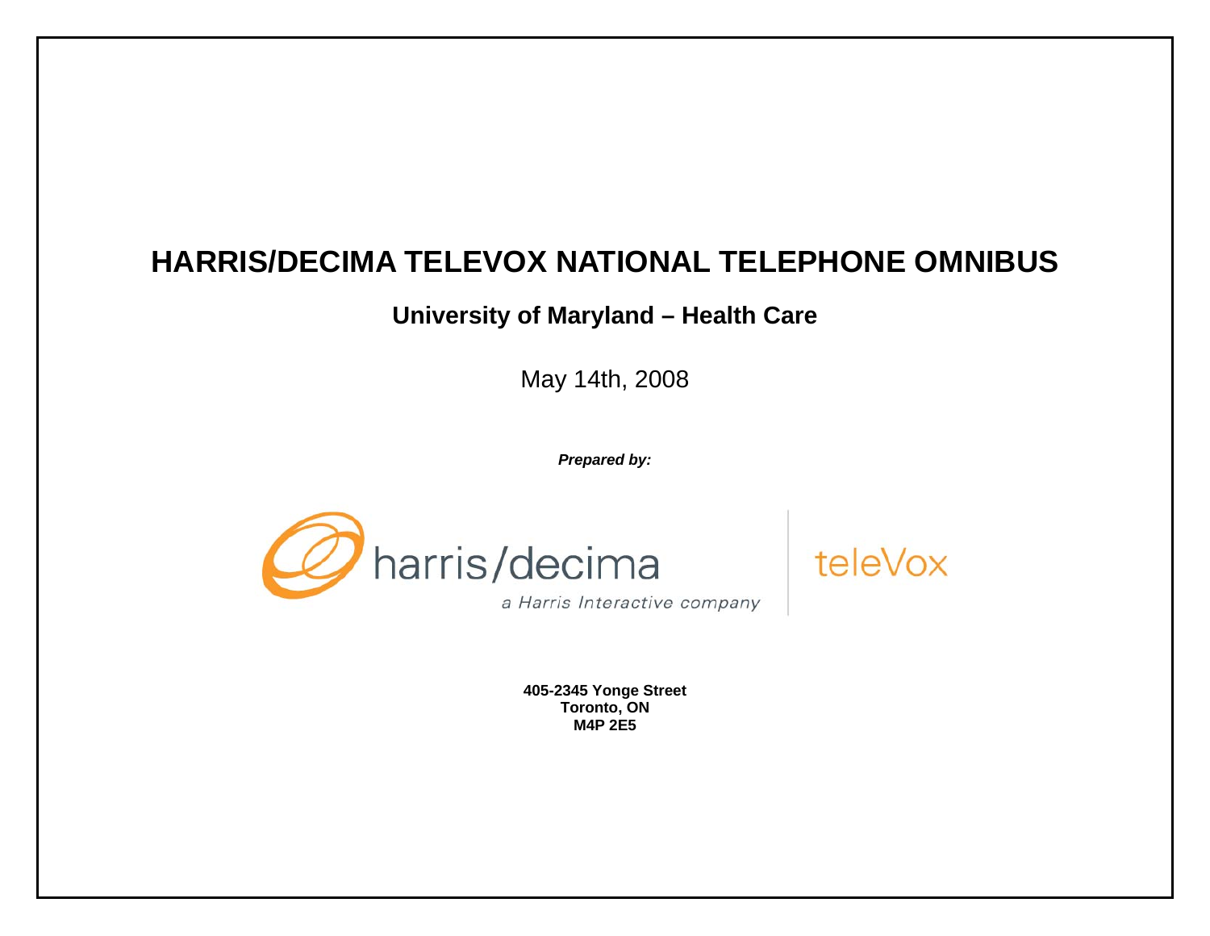# HARRIS/DECIMA TELEVOX NATIONAL TELEPHONE OMNIBUS

## University of Maryland – Health Care

May 14th, 2008

***Prepared by:***

harris/decima

a Harris Interactive company

teleVox

**405-2345 Yonge Street**
**Toronto, ON**
**M4P 2E5**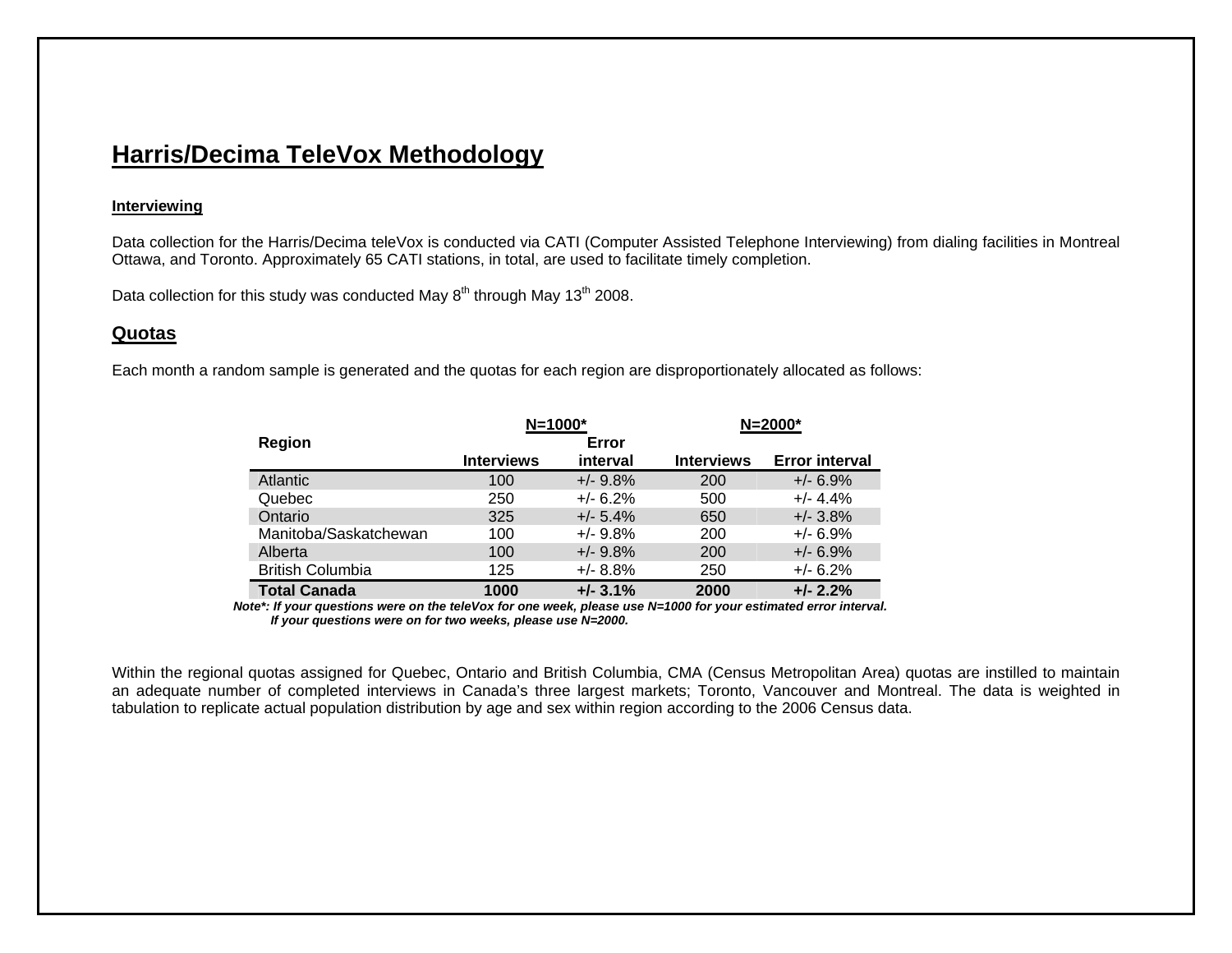# Harris/Decima TeleVox Methodology

#### Interviewing

Data collection for the Harris/Decima teleVox is conducted via CATI (Computer Assisted Telephone Interviewing) from dialing facilities in Montreal Ottawa, and Toronto. Approximately 65 CATI stations, in total, are used to facilitate timely completion.

Data collection for this study was conducted May 8th through May 13th 2008.

## Quotas

Each month a random sample is generated and the quotas for each region are disproportionately allocated as follows:

| Region | N=1000* | | N=2000* | |
|---|---|---|---|---|
| | Interviews | Error interval | Interviews | Error interval |
| Atlantic | 100 | +/- 9.8% | 200 | +/- 6.9% |
| Quebec | 250 | +/- 6.2% | 500 | +/- 4.4% |
| Ontario | 325 | +/- 5.4% | 650 | +/- 3.8% |
| Manitoba/Saskatchewan | 100 | +/- 9.8% | 200 | +/- 6.9% |
| Alberta | 100 | +/- 9.8% | 200 | +/- 6.9% |
| British Columbia | 125 | +/- 8.8% | 250 | +/- 6.2% |
| **Total Canada** | **1000** | **+/- 3.1%** | **2000** | **+/- 2.2%** |

***Note*: If your questions were on the teleVox for one week, please use N=1000 for your estimated error interval. If your questions were on for two weeks, please use N=2000.***

Within the regional quotas assigned for Quebec, Ontario and British Columbia, CMA (Census Metropolitan Area) quotas are instilled to maintain an adequate number of completed interviews in Canada's three largest markets; Toronto, Vancouver and Montreal. The data is weighted in tabulation to replicate actual population distribution by age and sex within region according to the 2006 Census data.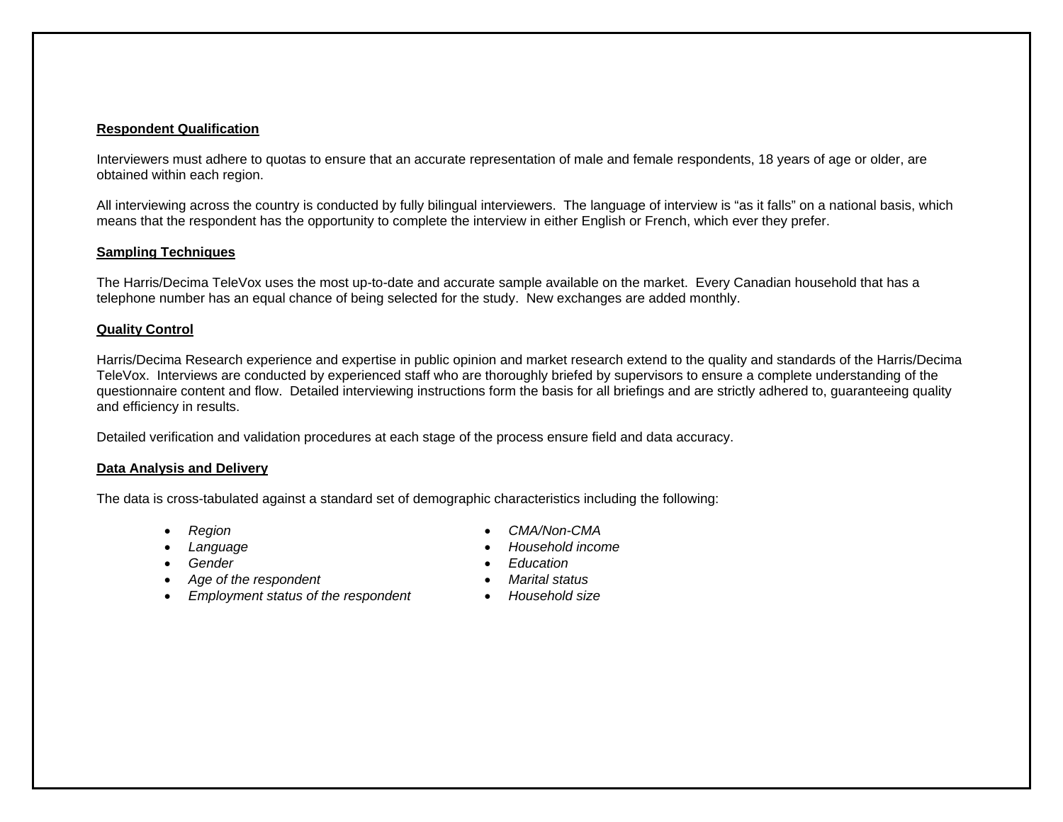**Respondent Qualification**

Interviewers must adhere to quotas to ensure that an accurate representation of male and female respondents, 18 years of age or older, are obtained within each region.

All interviewing across the country is conducted by fully bilingual interviewers. The language of interview is "as it falls" on a national basis, which means that the respondent has the opportunity to complete the interview in either English or French, which ever they prefer.

**Sampling Techniques**

The Harris/Decima TeleVox uses the most up-to-date and accurate sample available on the market. Every Canadian household that has a telephone number has an equal chance of being selected for the study. New exchanges are added monthly.

**Quality Control**

Harris/Decima Research experience and expertise in public opinion and market research extend to the quality and standards of the Harris/Decima TeleVox. Interviews are conducted by experienced staff who are thoroughly briefed by supervisors to ensure a complete understanding of the questionnaire content and flow. Detailed interviewing instructions form the basis for all briefings and are strictly adhered to, guaranteeing quality and efficiency in results.

Detailed verification and validation procedures at each stage of the process ensure field and data accuracy.

**Data Analysis and Delivery**

The data is cross-tabulated against a standard set of demographic characteristics including the following:

- *Region*
- *Language*
- *Gender*
- *Age of the respondent*
- *Employment status of the respondent*
- *CMA/Non-CMA*
- *Household income*
- *Education*
- *Marital status*
- *Household size*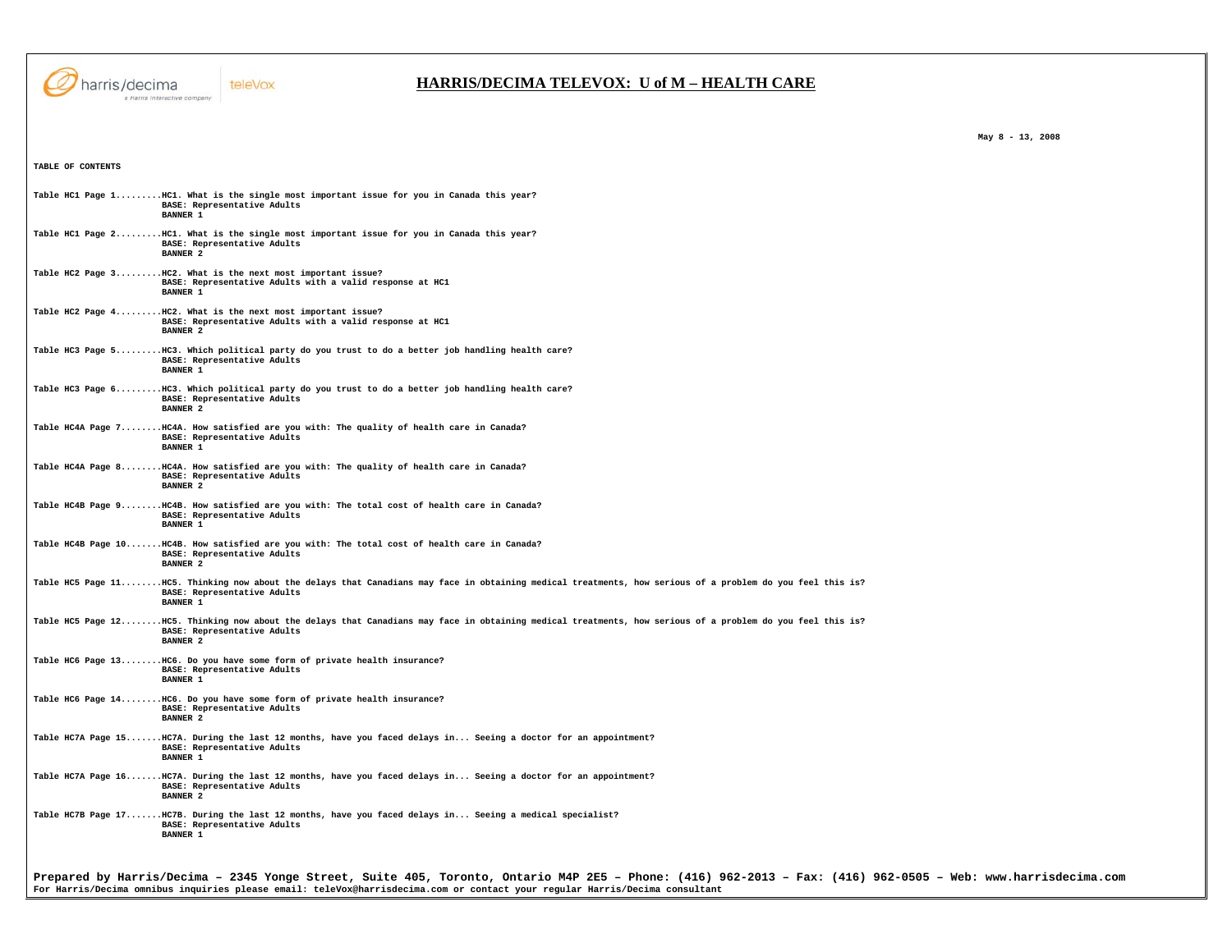# HARRIS/DECIMA TELEVOX: U of M – HEALTH CARE

May 8 - 13, 2008

TABLE OF CONTENTS

Table HC1 Page 1.........HC1. What is the single most important issue for you in Canada this year?
BASE: Representative Adults
BANNER 1

Table HC1 Page 2.........HC1. What is the single most important issue for you in Canada this year?
BASE: Representative Adults
BANNER 2

Table HC2 Page 3.........HC2. What is the next most important issue?
BASE: Representative Adults with a valid response at HC1
BANNER 1

Table HC2 Page 4.........HC2. What is the next most important issue?
BASE: Representative Adults with a valid response at HC1
BANNER 2

Table HC3 Page 5.........HC3. Which political party do you trust to do a better job handling health care?
BASE: Representative Adults
BANNER 1

Table HC3 Page 6.........HC3. Which political party do you trust to do a better job handling health care?
BASE: Representative Adults
BANNER 2

Table HC4A Page 7........HC4A. How satisfied are you with: The quality of health care in Canada?
BASE: Representative Adults
BANNER 1

Table HC4A Page 8........HC4A. How satisfied are you with: The quality of health care in Canada?
BASE: Representative Adults
BANNER 2

Table HC4B Page 9........HC4B. How satisfied are you with: The total cost of health care in Canada?
BASE: Representative Adults
BANNER 1

Table HC4B Page 10.......HC4B. How satisfied are you with: The total cost of health care in Canada?
BASE: Representative Adults
BANNER 2

Table HC5 Page 11........HC5. Thinking now about the delays that Canadians may face in obtaining medical treatments, how serious of a problem do you feel this is?
BASE: Representative Adults
BANNER 1

Table HC5 Page 12........HC5. Thinking now about the delays that Canadians may face in obtaining medical treatments, how serious of a problem do you feel this is?
BASE: Representative Adults
BANNER 2

Table HC6 Page 13........HC6. Do you have some form of private health insurance?
BASE: Representative Adults
BANNER 1

Table HC6 Page 14........HC6. Do you have some form of private health insurance?
BASE: Representative Adults
BANNER 2

Table HC7A Page 15.......HC7A. During the last 12 months, have you faced delays in... Seeing a doctor for an appointment?
BASE: Representative Adults
BANNER 1

Table HC7A Page 16.......HC7A. During the last 12 months, have you faced delays in... Seeing a doctor for an appointment?
BASE: Representative Adults
BANNER 2

Table HC7B Page 17.......HC7B. During the last 12 months, have you faced delays in... Seeing a medical specialist?
BASE: Representative Adults
BANNER 1

Prepared by Harris/Decima – 2345 Yonge Street, Suite 405, Toronto, Ontario M4P 2E5 – Phone: (416) 962-2013 – Fax: (416) 962-0505 – Web: www.harrisdecima.com
For Harris/Decima omnibus inquiries please email: teleVox@harrisdecima.com or contact your regular Harris/Decima consultant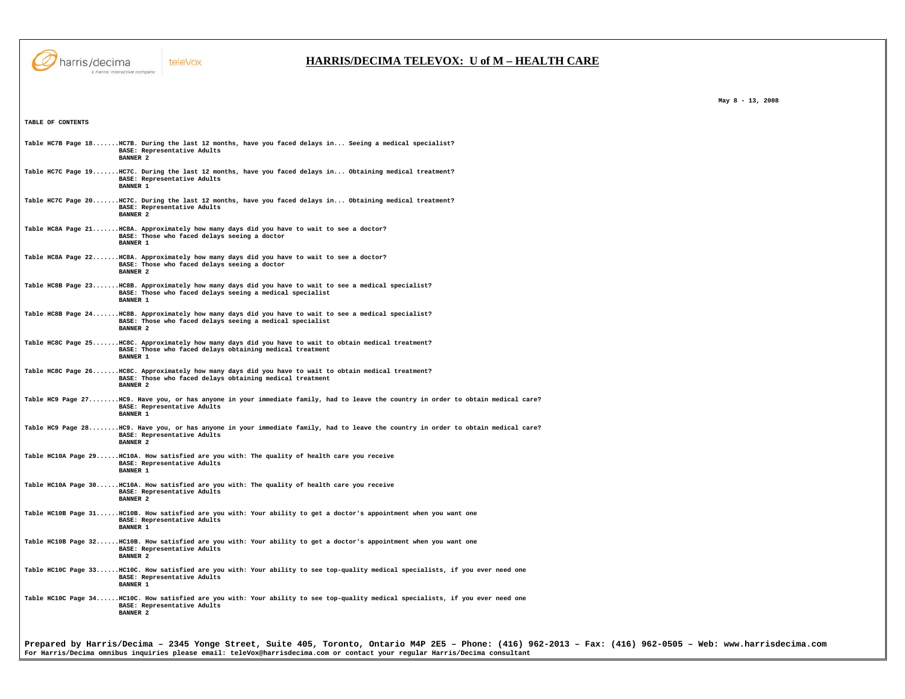# HARRIS/DECIMA TELEVOX: U of M – HEALTH CARE

May 8 - 13, 2008

**TABLE OF CONTENTS**

Table HC7B Page 18.......HC7B. During the last 12 months, have you faced delays in... Seeing a medical specialist?
BASE: Representative Adults
BANNER 2

Table HC7C Page 19.......HC7C. During the last 12 months, have you faced delays in... Obtaining medical treatment?
BASE: Representative Adults
BANNER 1

Table HC7C Page 20.......HC7C. During the last 12 months, have you faced delays in... Obtaining medical treatment?
BASE: Representative Adults
BANNER 2

Table HC8A Page 21.......HC8A. Approximately how many days did you have to wait to see a doctor?
BASE: Those who faced delays seeing a doctor
BANNER 1

Table HC8A Page 22.......HC8A. Approximately how many days did you have to wait to see a doctor?
BASE: Those who faced delays seeing a doctor
BANNER 2

Table HC8B Page 23.......HC8B. Approximately how many days did you have to wait to see a medical specialist?
BASE: Those who faced delays seeing a medical specialist
BANNER 1

Table HC8B Page 24.......HC8B. Approximately how many days did you have to wait to see a medical specialist?
BASE: Those who faced delays seeing a medical specialist
BANNER 2

Table HC8C Page 25.......HC8C. Approximately how many days did you have to wait to obtain medical treatment?
BASE: Those who faced delays obtaining medical treatment
BANNER 1

Table HC8C Page 26.......HC8C. Approximately how many days did you have to wait to obtain medical treatment?
BASE: Those who faced delays obtaining medical treatment
BANNER 2

Table HC9 Page 27........HC9. Have you, or has anyone in your immediate family, had to leave the country in order to obtain medical care?
BASE: Representative Adults
BANNER 1

Table HC9 Page 28........HC9. Have you, or has anyone in your immediate family, had to leave the country in order to obtain medical care?
BASE: Representative Adults
BANNER 2

Table HC10A Page 29......HC10A. How satisfied are you with: The quality of health care you receive
BASE: Representative Adults
BANNER 1

Table HC10A Page 30......HC10A. How satisfied are you with: The quality of health care you receive
BASE: Representative Adults
BANNER 2

Table HC10B Page 31......HC10B. How satisfied are you with: Your ability to get a doctor's appointment when you want one
BASE: Representative Adults
BANNER 1

Table HC10B Page 32......HC10B. How satisfied are you with: Your ability to get a doctor's appointment when you want one
BASE: Representative Adults
BANNER 2

Table HC10C Page 33......HC10C. How satisfied are you with: Your ability to see top-quality medical specialists, if you ever need one
BASE: Representative Adults
BANNER 1

Table HC10C Page 34......HC10C. How satisfied are you with: Your ability to see top-quality medical specialists, if you ever need one
BASE: Representative Adults
BANNER 2

**Prepared by Harris/Decima – 2345 Yonge Street, Suite 405, Toronto, Ontario M4P 2E5 – Phone: (416) 962-2013 – Fax: (416) 962-0505 – Web: www.harrisdecima.com**
For Harris/Decima omnibus inquiries please email: teleVox@harrisdecima.com or contact your regular Harris/Decima consultant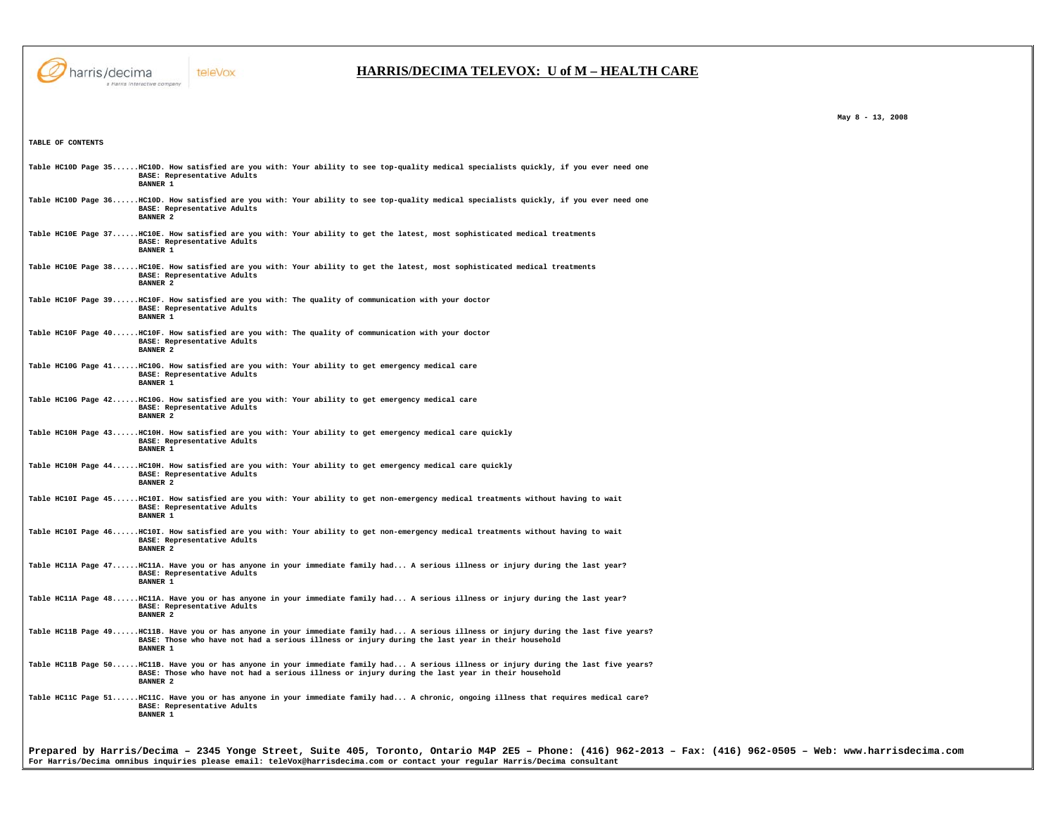TABLE OF CONTENTS

Table HC10D Page 35......HC10D. How satisfied are you with: Your ability to see top-quality medical specialists quickly, if you ever need one
BASE: Representative Adults
BANNER 1

Table HC10D Page 36......HC10D. How satisfied are you with: Your ability to see top-quality medical specialists quickly, if you ever need one
BASE: Representative Adults
BANNER 2

Table HC10E Page 37......HC10E. How satisfied are you with: Your ability to get the latest, most sophisticated medical treatments
BASE: Representative Adults
BANNER 1

Table HC10E Page 38......HC10E. How satisfied are you with: Your ability to get the latest, most sophisticated medical treatments
BASE: Representative Adults
BANNER 2

Table HC10F Page 39......HC10F. How satisfied are you with: The quality of communication with your doctor
BASE: Representative Adults
BANNER 1

Table HC10F Page 40......HC10F. How satisfied are you with: The quality of communication with your doctor
BASE: Representative Adults
BANNER 2

Table HC10G Page 41......HC10G. How satisfied are you with: Your ability to get emergency medical care
BASE: Representative Adults
BANNER 1

Table HC10G Page 42......HC10G. How satisfied are you with: Your ability to get emergency medical care
BASE: Representative Adults
BANNER 2

Table HC10H Page 43......HC10H. How satisfied are you with: Your ability to get emergency medical care quickly
BASE: Representative Adults
BANNER 1

Table HC10H Page 44......HC10H. How satisfied are you with: Your ability to get emergency medical care quickly
BASE: Representative Adults
BANNER 2

Table HC10I Page 45......HC10I. How satisfied are you with: Your ability to get non-emergency medical treatments without having to wait
BASE: Representative Adults
BANNER 1

Table HC10I Page 46......HC10I. How satisfied are you with: Your ability to get non-emergency medical treatments without having to wait
BASE: Representative Adults
BANNER 2

Table HC11A Page 47......HC11A. Have you or has anyone in your immediate family had... A serious illness or injury during the last year?
BASE: Representative Adults
BANNER 1

Table HC11A Page 48......HC11A. Have you or has anyone in your immediate family had... A serious illness or injury during the last year?
BASE: Representative Adults
BANNER 2

Table HC11B Page 49......HC11B. Have you or has anyone in your immediate family had... A serious illness or injury during the last five years?
BASE: Those who have not had a serious illness or injury during the last year in their household
BANNER 1

Table HC11B Page 50......HC11B. Have you or has anyone in your immediate family had... A serious illness or injury during the last five years?
BASE: Those who have not had a serious illness or injury during the last year in their household
BANNER 2

Table HC11C Page 51......HC11C. Have you or has anyone in your immediate family had... A chronic, ongoing illness that requires medical care?
BASE: Representative Adults
BANNER 1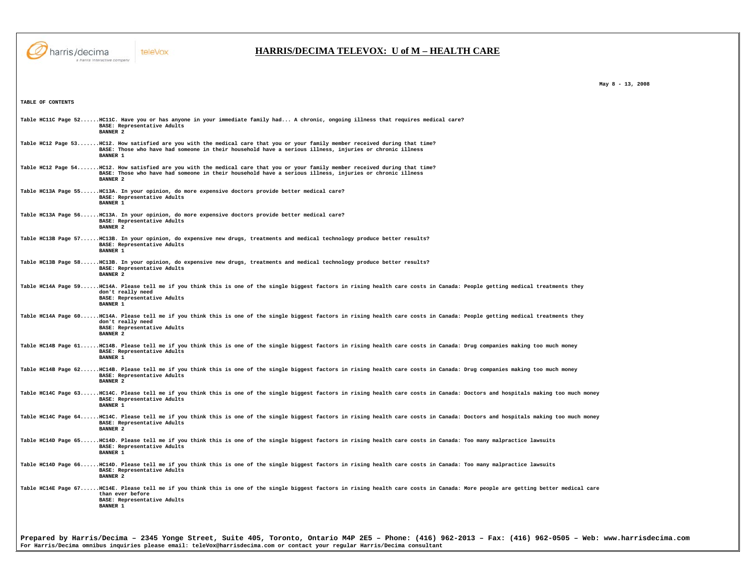# HARRIS/DECIMA TELEVOX: U of M – HEALTH CARE

May 8 - 13, 2008

**TABLE OF CONTENTS**

Table HC11C Page 52......HC11C. Have you or has anyone in your immediate family had... A chronic, ongoing illness that requires medical care?
BASE: Representative Adults
BANNER 2

Table HC12 Page 53.......HC12. How satisfied are you with the medical care that you or your family member received during that time?
BASE: Those who have had someone in their household have a serious illness, injuries or chronic illness
BANNER 1

Table HC12 Page 54.......HC12. How satisfied are you with the medical care that you or your family member received during that time?
BASE: Those who have had someone in their household have a serious illness, injuries or chronic illness
BANNER 2

Table HC13A Page 55......HC13A. In your opinion, do more expensive doctors provide better medical care?
BASE: Representative Adults
BANNER 1

Table HC13A Page 56......HC13A. In your opinion, do more expensive doctors provide better medical care?
BASE: Representative Adults
BANNER 2

Table HC13B Page 57......HC13B. In your opinion, do expensive new drugs, treatments and medical technology produce better results?
BASE: Representative Adults
BANNER 1

Table HC13B Page 58......HC13B. In your opinion, do expensive new drugs, treatments and medical technology produce better results?
BASE: Representative Adults
BANNER 2

Table HC14A Page 59......HC14A. Please tell me if you think this is one of the single biggest factors in rising health care costs in Canada: People getting medical treatments they don't really need
BASE: Representative Adults
BANNER 1

Table HC14A Page 60......HC14A. Please tell me if you think this is one of the single biggest factors in rising health care costs in Canada: People getting medical treatments they don't really need
BASE: Representative Adults
BANNER 2

Table HC14B Page 61......HC14B. Please tell me if you think this is one of the single biggest factors in rising health care costs in Canada: Drug companies making too much money
BASE: Representative Adults
BANNER 1

Table HC14B Page 62......HC14B. Please tell me if you think this is one of the single biggest factors in rising health care costs in Canada: Drug companies making too much money
BASE: Representative Adults
BANNER 2

Table HC14C Page 63......HC14C. Please tell me if you think this is one of the single biggest factors in rising health care costs in Canada: Doctors and hospitals making too much money
BASE: Representative Adults
BANNER 1

Table HC14C Page 64......HC14C. Please tell me if you think this is one of the single biggest factors in rising health care costs in Canada: Doctors and hospitals making too much money
BASE: Representative Adults
BANNER 2

Table HC14D Page 65......HC14D. Please tell me if you think this is one of the single biggest factors in rising health care costs in Canada: Too many malpractice lawsuits
BASE: Representative Adults
BANNER 1

Table HC14D Page 66......HC14D. Please tell me if you think this is one of the single biggest factors in rising health care costs in Canada: Too many malpractice lawsuits
BASE: Representative Adults
BANNER 2

Table HC14E Page 67......HC14E. Please tell me if you think this is one of the single biggest factors in rising health care costs in Canada: More people are getting better medical care than ever before
BASE: Representative Adults
BANNER 1

**Prepared by Harris/Decima – 2345 Yonge Street, Suite 405, Toronto, Ontario M4P 2E5 – Phone: (416) 962-2013 – Fax: (416) 962-0505 – Web: www.harrisdecima.com**
**For Harris/Decima omnibus inquiries please email: teleVox@harrisdecima.com or contact your regular Harris/Decima consultant**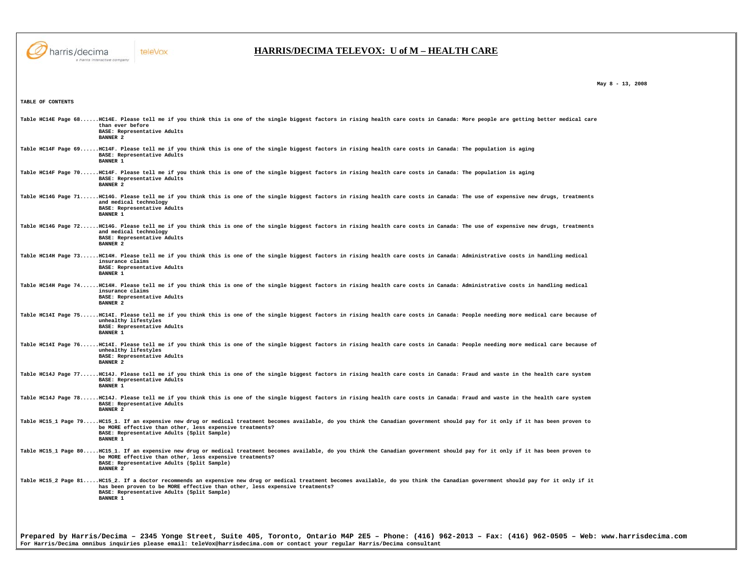# HARRIS/DECIMA TELEVOX: U of M – HEALTH CARE

May 8 - 13, 2008

**TABLE OF CONTENTS**

Table HC14E Page 68......HC14E. Please tell me if you think this is one of the single biggest factors in rising health care costs in Canada: More people are getting better medical care than ever before
BASE: Representative Adults
BANNER 2

Table HC14F Page 69......HC14F. Please tell me if you think this is one of the single biggest factors in rising health care costs in Canada: The population is aging
BASE: Representative Adults
BANNER 1

Table HC14F Page 70......HC14F. Please tell me if you think this is one of the single biggest factors in rising health care costs in Canada: The population is aging
BASE: Representative Adults
BANNER 2

Table HC14G Page 71......HC14G. Please tell me if you think this is one of the single biggest factors in rising health care costs in Canada: The use of expensive new drugs, treatments and medical technology
BASE: Representative Adults
BANNER 1

Table HC14G Page 72......HC14G. Please tell me if you think this is one of the single biggest factors in rising health care costs in Canada: The use of expensive new drugs, treatments and medical technology
BASE: Representative Adults
BANNER 2

Table HC14H Page 73......HC14H. Please tell me if you think this is one of the single biggest factors in rising health care costs in Canada: Administrative costs in handling medical insurance claims
BASE: Representative Adults
BANNER 1

Table HC14H Page 74......HC14H. Please tell me if you think this is one of the single biggest factors in rising health care costs in Canada: Administrative costs in handling medical insurance claims
BASE: Representative Adults
BANNER 2

Table HC14I Page 75......HC14I. Please tell me if you think this is one of the single biggest factors in rising health care costs in Canada: People needing more medical care because of unhealthy lifestyles
BASE: Representative Adults
BANNER 1

Table HC14I Page 76......HC14I. Please tell me if you think this is one of the single biggest factors in rising health care costs in Canada: People needing more medical care because of unhealthy lifestyles
BASE: Representative Adults
BANNER 2

Table HC14J Page 77......HC14J. Please tell me if you think this is one of the single biggest factors in rising health care costs in Canada: Fraud and waste in the health care system
BASE: Representative Adults
BANNER 1

Table HC14J Page 78......HC14J. Please tell me if you think this is one of the single biggest factors in rising health care costs in Canada: Fraud and waste in the health care system
BASE: Representative Adults
BANNER 2

Table HC15_1 Page 79.....HC15_1. If an expensive new drug or medical treatment becomes available, do you think the Canadian government should pay for it only if it has been proven to be MORE effective than other, less expensive treatments?
BASE: Representative Adults (Split Sample)
BANNER 1

Table HC15_1 Page 80.....HC15_1. If an expensive new drug or medical treatment becomes available, do you think the Canadian government should pay for it only if it has been proven to be MORE effective than other, less expensive treatments?
BASE: Representative Adults (Split Sample)
BANNER 2

Table HC15_2 Page 81.....HC15_2. If a doctor recommends an expensive new drug or medical treatment becomes available, do you think the Canadian government should pay for it only if it has been proven to be MORE effective than other, less expensive treatments?
BASE: Representative Adults (Split Sample)
BANNER 1

**Prepared by Harris/Decima – 2345 Yonge Street, Suite 405, Toronto, Ontario M4P 2E5 – Phone: (416) 962-2013 – Fax: (416) 962-0505 – Web: www.harrisdecima.com**
For Harris/Decima omnibus inquiries please email: teleVox@harrisdecima.com or contact your regular Harris/Decima consultant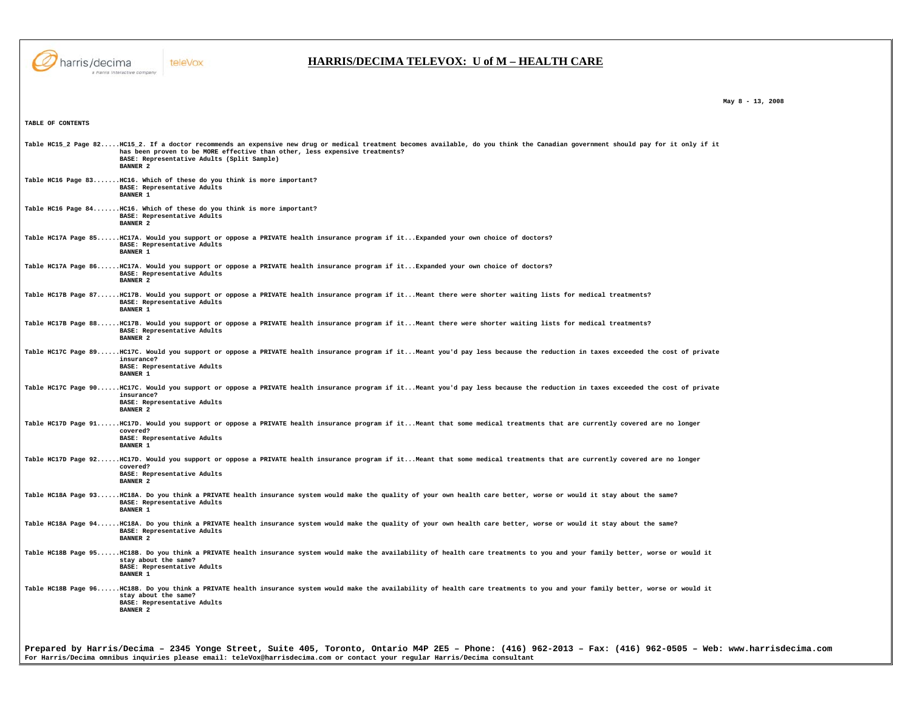# HARRIS/DECIMA TELEVOX: U of M – HEALTH CARE

May 8 - 13, 2008

**TABLE OF CONTENTS**

Table HC15_2 Page 82.....HC15_2. If a doctor recommends an expensive new drug or medical treatment becomes available, do you think the Canadian government should pay for it only if it has been proven to be MORE effective than other, less expensive treatments?
BASE: Representative Adults (Split Sample)
BANNER 2

Table HC16 Page 83.......HC16. Which of these do you think is more important?
BASE: Representative Adults
BANNER 1

Table HC16 Page 84.......HC16. Which of these do you think is more important?
BASE: Representative Adults
BANNER 2

Table HC17A Page 85......HC17A. Would you support or oppose a PRIVATE health insurance program if it...Expanded your own choice of doctors?
BASE: Representative Adults
BANNER 1

Table HC17A Page 86......HC17A. Would you support or oppose a PRIVATE health insurance program if it...Expanded your own choice of doctors?
BASE: Representative Adults
BANNER 2

Table HC17B Page 87......HC17B. Would you support or oppose a PRIVATE health insurance program if it...Meant there were shorter waiting lists for medical treatments?
BASE: Representative Adults
BANNER 1

Table HC17B Page 88......HC17B. Would you support or oppose a PRIVATE health insurance program if it...Meant there were shorter waiting lists for medical treatments?
BASE: Representative Adults
BANNER 2

Table HC17C Page 89......HC17C. Would you support or oppose a PRIVATE health insurance program if it...Meant you'd pay less because the reduction in taxes exceeded the cost of private insurance?
BASE: Representative Adults
BANNER 1

Table HC17C Page 90......HC17C. Would you support or oppose a PRIVATE health insurance program if it...Meant you'd pay less because the reduction in taxes exceeded the cost of private insurance?
BASE: Representative Adults
BANNER 2

Table HC17D Page 91......HC17D. Would you support or oppose a PRIVATE health insurance program if it...Meant that some medical treatments that are currently covered are no longer covered?
BASE: Representative Adults
BANNER 1

Table HC17D Page 92......HC17D. Would you support or oppose a PRIVATE health insurance program if it...Meant that some medical treatments that are currently covered are no longer covered?
BASE: Representative Adults
BANNER 2

Table HC18A Page 93......HC18A. Do you think a PRIVATE health insurance system would make the quality of your own health care better, worse or would it stay about the same?
BASE: Representative Adults
BANNER 1

Table HC18A Page 94......HC18A. Do you think a PRIVATE health insurance system would make the quality of your own health care better, worse or would it stay about the same?
BASE: Representative Adults
BANNER 2

Table HC18B Page 95......HC18B. Do you think a PRIVATE health insurance system would make the availability of health care treatments to you and your family better, worse or would it stay about the same?
BASE: Representative Adults
BANNER 1

Table HC18B Page 96......HC18B. Do you think a PRIVATE health insurance system would make the availability of health care treatments to you and your family better, worse or would it stay about the same?
BASE: Representative Adults
BANNER 2

**Prepared by Harris/Decima – 2345 Yonge Street, Suite 405, Toronto, Ontario M4P 2E5 – Phone: (416) 962-2013 – Fax: (416) 962-0505 – Web: www.harrisdecima.com**
For Harris/Decima omnibus inquiries please email: teleVox@harrisdecima.com or contact your regular Harris/Decima consultant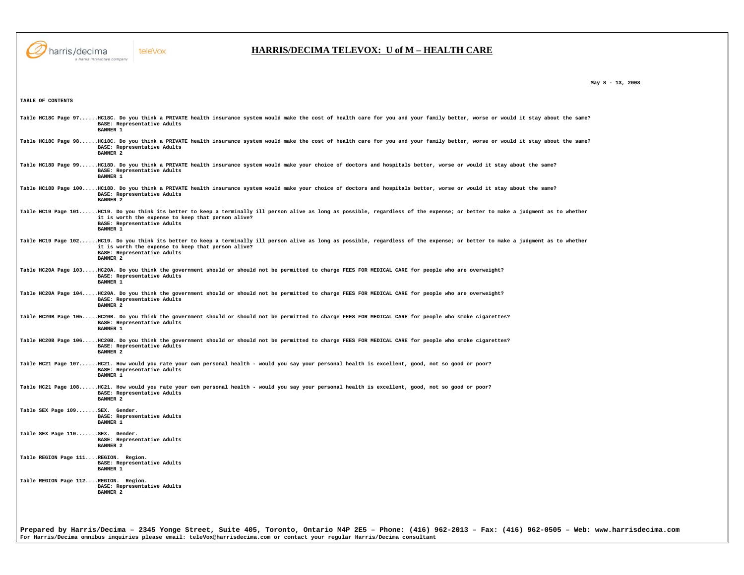# HARRIS/DECIMA TELEVOX: U of M – HEALTH CARE

May 8 - 13, 2008

**TABLE OF CONTENTS**

Table HC18C Page 97......HC18C. Do you think a PRIVATE health insurance system would make the cost of health care for you and your family better, worse or would it stay about the same?
BASE: Representative Adults
BANNER 1

Table HC18C Page 98......HC18C. Do you think a PRIVATE health insurance system would make the cost of health care for you and your family better, worse or would it stay about the same?
BASE: Representative Adults
BANNER 2

Table HC18D Page 99......HC18D. Do you think a PRIVATE health insurance system would make your choice of doctors and hospitals better, worse or would it stay about the same?
BASE: Representative Adults
BANNER 1

Table HC18D Page 100.....HC18D. Do you think a PRIVATE health insurance system would make your choice of doctors and hospitals better, worse or would it stay about the same?
BASE: Representative Adults
BANNER 2

Table HC19 Page 101......HC19. Do you think its better to keep a terminally ill person alive as long as possible, regardless of the expense; or better to make a judgment as to whether it is worth the expense to keep that person alive?
BASE: Representative Adults
BANNER 1

Table HC19 Page 102......HC19. Do you think its better to keep a terminally ill person alive as long as possible, regardless of the expense; or better to make a judgment as to whether it is worth the expense to keep that person alive?
BASE: Representative Adults
BANNER 2

Table HC20A Page 103.....HC20A. Do you think the government should or should not be permitted to charge FEES FOR MEDICAL CARE for people who are overweight?
BASE: Representative Adults
BANNER 1

Table HC20A Page 104.....HC20A. Do you think the government should or should not be permitted to charge FEES FOR MEDICAL CARE for people who are overweight?
BASE: Representative Adults
BANNER 2

Table HC20B Page 105.....HC20B. Do you think the government should or should not be permitted to charge FEES FOR MEDICAL CARE for people who smoke cigarettes?
BASE: Representative Adults
BANNER 1

Table HC20B Page 106.....HC20B. Do you think the government should or should not be permitted to charge FEES FOR MEDICAL CARE for people who smoke cigarettes?
BASE: Representative Adults
BANNER 2

Table HC21 Page 107......HC21. How would you rate your own personal health - would you say your personal health is excellent, good, not so good or poor?
BASE: Representative Adults
BANNER 1

Table HC21 Page 108......HC21. How would you rate your own personal health - would you say your personal health is excellent, good, not so good or poor?
BASE: Representative Adults
BANNER 2

Table SEX Page 109.......SEX. Gender.
BASE: Representative Adults
BANNER 1

Table SEX Page 110.......SEX. Gender.
BASE: Representative Adults
BANNER 2

Table REGION Page 111....REGION. Region.
BASE: Representative Adults
BANNER 1

Table REGION Page 112....REGION. Region.
BASE: Representative Adults
BANNER 2

Prepared by Harris/Decima – 2345 Yonge Street, Suite 405, Toronto, Ontario M4P 2E5 – Phone: (416) 962-2013 – Fax: (416) 962-0505 – Web: www.harrisdecima.com
For Harris/Decima omnibus inquiries please email: teleVox@harrisdecima.com or contact your regular Harris/Decima consultant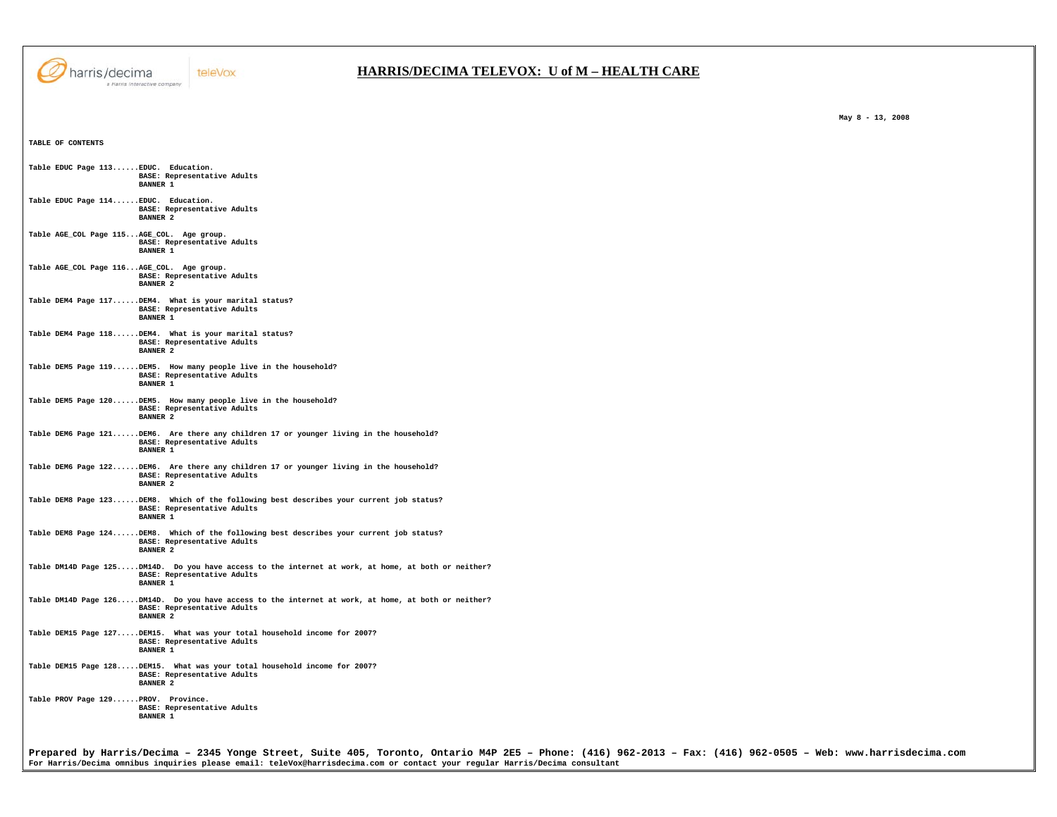# HARRIS/DECIMA TELEVOX: U of M – HEALTH CARE

May 8 - 13, 2008

**TABLE OF CONTENTS**

Table EDUC Page 113......EDUC. Education.
BASE: Representative Adults
BANNER 1

Table EDUC Page 114......EDUC. Education.
BASE: Representative Adults
BANNER 2

Table AGE_COL Page 115...AGE_COL. Age group.
BASE: Representative Adults
BANNER 1

Table AGE_COL Page 116...AGE_COL. Age group.
BASE: Representative Adults
BANNER 2

Table DEM4 Page 117......DEM4. What is your marital status?
BASE: Representative Adults
BANNER 1

Table DEM4 Page 118......DEM4. What is your marital status?
BASE: Representative Adults
BANNER 2

Table DEM5 Page 119......DEM5. How many people live in the household?
BASE: Representative Adults
BANNER 1

Table DEM5 Page 120......DEM5. How many people live in the household?
BASE: Representative Adults
BANNER 2

Table DEM6 Page 121......DEM6. Are there any children 17 or younger living in the household?
BASE: Representative Adults
BANNER 1

Table DEM6 Page 122......DEM6. Are there any children 17 or younger living in the household?
BASE: Representative Adults
BANNER 2

Table DEM8 Page 123......DEM8. Which of the following best describes your current job status?
BASE: Representative Adults
BANNER 1

Table DEM8 Page 124......DEM8. Which of the following best describes your current job status?
BASE: Representative Adults
BANNER 2

Table DM14D Page 125.....DM14D. Do you have access to the internet at work, at home, at both or neither?
BASE: Representative Adults
BANNER 1

Table DM14D Page 126.....DM14D. Do you have access to the internet at work, at home, at both or neither?
BASE: Representative Adults
BANNER 2

Table DEM15 Page 127.....DEM15. What was your total household income for 2007?
BASE: Representative Adults
BANNER 1

Table DEM15 Page 128.....DEM15. What was your total household income for 2007?
BASE: Representative Adults
BANNER 2

Table PROV Page 129......PROV. Province.
BASE: Representative Adults
BANNER 1

Prepared by Harris/Decima – 2345 Yonge Street, Suite 405, Toronto, Ontario M4P 2E5 – Phone: (416) 962-2013 – Fax: (416) 962-0505 – Web: www.harrisdecima.com
For Harris/Decima omnibus inquiries please email: teleVox@harrisdecima.com or contact your regular Harris/Decima consultant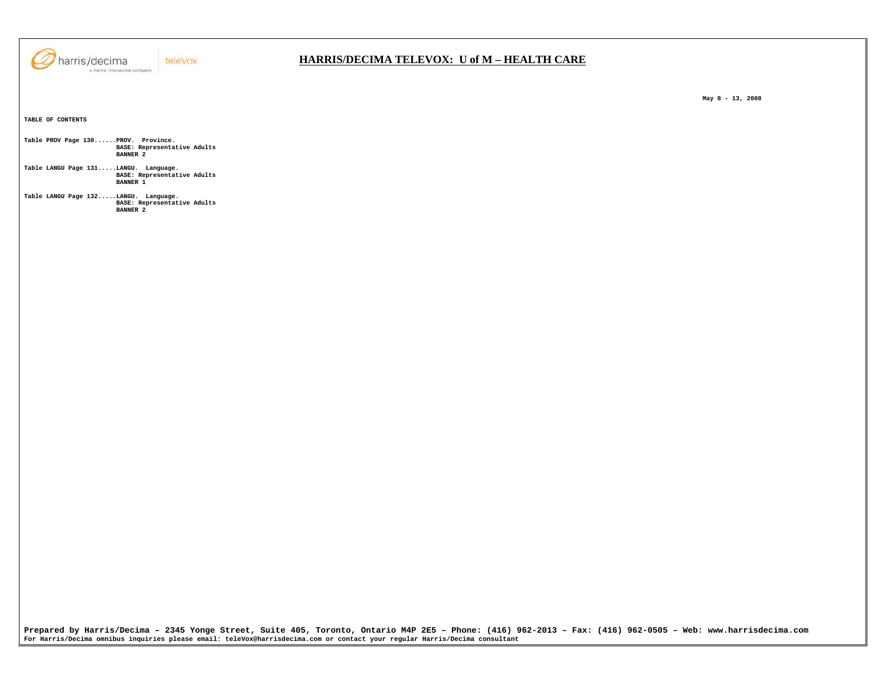**TABLE OF CONTENTS**

**Table PROV Page 130......PROV. Province.**
**BASE: Representative Adults**
**BANNER 2**

**Table LANGU Page 131.....LANGU. Language.**
**BASE: Representative Adults**
**BANNER 1**

**Table LANGU Page 132.....LANGU. Language.**
**BASE: Representative Adults**
**BANNER 2**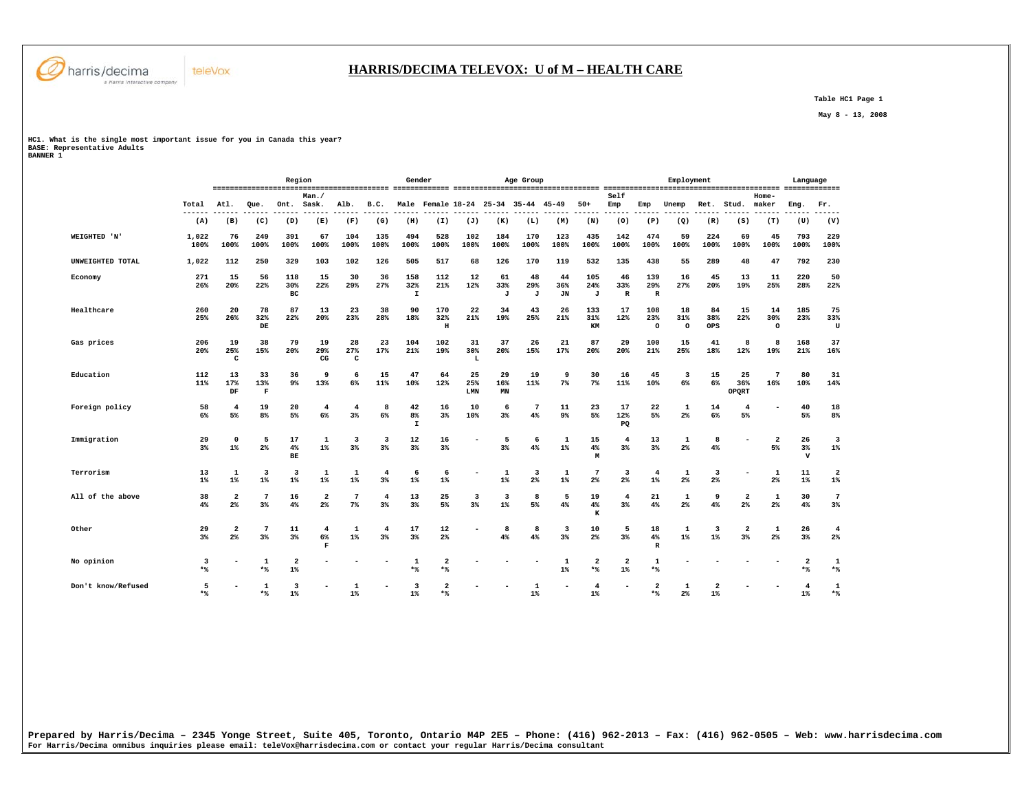# HARRIS/DECIMA TELEVOX: U of M – HEALTH CARE

Table HC1 Page 1

May 8 - 13, 2008

HC1. What is the single most important issue for you in Canada this year?
BASE: Representative Adults
BANNER 1

| | | Region | | | | | | Gender | | Age Group | | | | | Employment | | | | | | Language | |
|---|---|---|---|---|---|---|---|---|---|---|---|---|---|---|---|---|---|---|---|---|---|---|
| | Total | Atl. | Que. | Ont. | Man./ Sask. | Alb. | B.C. | Male | Female | 18-24 | 25-34 | 35-44 | 45-49 | 50+ | Self Emp | Emp | Unemp | Ret. | Stud. | Home-maker | Eng. | Fr. |
| | (A) | (B) | (C) | (D) | (E) | (F) | (G) | (H) | (I) | (J) | (K) | (L) | (M) | (N) | (O) | (P) | (Q) | (R) | (S) | (T) | (U) | (V) |
| WEIGHTED 'N' | 1,022 100% | 76 100% | 249 100% | 391 100% | 67 100% | 104 100% | 135 100% | 494 100% | 528 100% | 102 100% | 184 100% | 170 100% | 123 100% | 435 100% | 142 100% | 474 100% | 59 100% | 224 100% | 69 100% | 45 100% | 793 100% | 229 100% |
| UNWEIGHTED TOTAL | 1,022 | 112 | 250 | 329 | 103 | 102 | 126 | 505 | 517 | 68 | 126 | 170 | 119 | 532 | 135 | 438 | 55 | 289 | 48 | 47 | 792 | 230 |
| Economy | 271 26% | 15 20% | 56 22% | 118 30% BC | 15 22% | 30 29% | 36 27% | 158 32% I | 112 21% | 12 12% | 61 33% J | 48 29% J | 44 36% JN | 105 24% J | 46 33% R | 139 29% R | 16 27% | 45 20% | 13 19% | 11 25% | 220 28% | 50 22% |
| Healthcare | 260 25% | 20 26% | 78 32% DE | 87 22% | 13 20% | 23 23% | 38 28% | 90 18% | 170 32% H | 22 21% | 34 19% | 43 25% | 26 21% | 133 31% KM | 17 12% | 108 23% O | 18 31% O | 84 38% OPS | 15 22% | 14 30% O | 185 23% | 75 33% U |
| Gas prices | 206 20% | 19 25% C | 38 15% | 79 20% | 19 29% CG | 28 27% C | 23 17% | 104 21% | 102 19% | 31 30% L | 37 20% | 26 15% | 21 17% | 87 20% | 29 20% | 100 21% | 15 25% | 41 18% | 8 12% | 8 19% | 168 21% | 37 16% |
| Education | 112 11% | 13 17% DF | 33 13% F | 36 9% | 9 13% | 6 6% | 15 11% | 47 10% | 64 12% | 25 25% LMN | 29 16% MN | 19 11% | 9 7% | 30 7% | 16 11% | 45 10% | 3 6% | 15 6% | 25 36% OPQRT | 7 16% | 80 10% | 31 14% |
| Foreign policy | 58 6% | 4 5% | 19 8% | 20 5% | 4 6% | 4 3% | 8 6% | 42 8% I | 16 3% | 10 10% | 6 3% | 7 4% | 11 9% | 23 5% | 17 12% PQ | 22 5% | 1 2% | 14 6% | 4 5% | - | 40 5% | 18 8% |
| Immigration | 29 3% | 0 1% | 5 2% | 17 4% BE | 1 1% | 3 3% | 3 3% | 12 3% | 16 3% | - | 5 3% | 6 4% | 1 1% | 15 4% M | 4 3% | 13 3% | 1 2% | 8 4% | - | 2 5% | 26 3% V | 3 1% |
| Terrorism | 13 1% | 1 1% | 3 1% | 3 1% | 1 1% | 1 1% | 4 3% | 6 1% | 6 1% | - | 1 1% | 3 2% | 1 1% | 7 2% | 3 2% | 4 1% | 1 2% | 3 2% | - | 1 2% | 11 1% | 2 1% |
| All of the above | 38 4% | 2 2% | 7 3% | 16 4% | 2 2% | 7 7% | 4 3% | 13 3% | 25 5% | 3 3% | 3 1% | 8 5% | 5 4% | 19 4% K | 4 3% | 21 4% | 1 2% | 9 4% | 2 2% | 1 2% | 30 4% | 7 3% |
| Other | 29 3% | 2 2% | 7 3% | 11 3% | 4 6% F | 1 1% | 4 3% | 17 3% | 12 2% | - | 8 4% | 8 4% | 3 3% | 10 2% | 5 3% | 18 4% R | 1 1% | 3 1% | 2 3% | 1 2% | 26 3% | 4 2% |
| No opinion | 3 *% | - | 1 *% | 2 1% | - | - | - | 1 *% | 2 *% | - | - | - | 1 1% | 2 *% | 2 1% | 1 *% | - | - | - | - | 2 *% | 1 *% |
| Don't know/Refused | 5 *% | - | 1 *% | 3 1% | - | 1 1% | - | 3 1% | 2 *% | - | - | 1 1% | - | 4 1% | - | 2 *% | 1 2% | 2 1% | - | - | 4 1% | 1 *% |

Prepared by Harris/Decima – 2345 Yonge Street, Suite 405, Toronto, Ontario M4P 2E5 – Phone: (416) 962-2013 – Fax: (416) 962-0505 – Web: www.harrisdecima.com
For Harris/Decima omnibus inquiries please email: teleVox@harrisdecima.com or contact your regular Harris/Decima consultant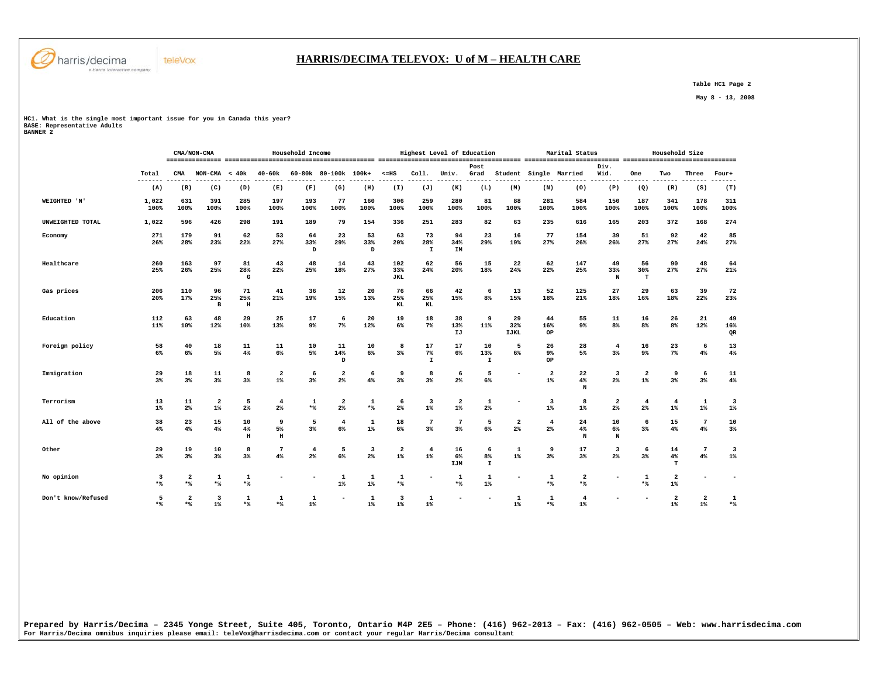# HARRIS/DECIMA TELEVOX: U of M – HEALTH CARE

Table HC1 Page 2

May 8 - 13, 2008

HC1. What is the single most important issue for you in Canada this year?
BASE: Representative Adults
BANNER 2

| | | CMA/NON-CMA | | Household Income | | | | | Highest Level of Education | | | | | Marital Status | | | Household Size | | | |
|---|---|---|---|---|---|---|---|---|---|---|---|---|---|---|---|---|---|---|---|---|
| | Total | CMA | NON-CMA | < 40k | 40-60k | 60-80k | 80-100k | 100k+ | <=HS | Coll. | Univ. | Post Grad | Student | Single | Married | Div. Wid. | One | Two | Three | Four+ |
| | (A) | (B) | (C) | (D) | (E) | (F) | (G) | (H) | (I) | (J) | (K) | (L) | (M) | (N) | (O) | (P) | (Q) | (R) | (S) | (T) |
| WEIGHTED 'N' | 1,022 | 631 | 391 | 285 | 197 | 193 | 77 | 160 | 306 | 259 | 280 | 81 | 88 | 281 | 584 | 150 | 187 | 341 | 178 | 311 |
| | 100% | 100% | 100% | 100% | 100% | 100% | 100% | 100% | 100% | 100% | 100% | 100% | 100% | 100% | 100% | 100% | 100% | 100% | 100% | 100% |
| UNWEIGHTED TOTAL | 1,022 | 596 | 426 | 298 | 191 | 189 | 79 | 154 | 336 | 251 | 283 | 82 | 63 | 235 | 616 | 165 | 203 | 372 | 168 | 274 |
| Economy | 271 | 179 | 91 | 62 | 53 | 64 | 23 | 53 | 63 | 73 | 94 | 23 | 16 | 77 | 154 | 39 | 51 | 92 | 42 | 85 |
| | 26% | 28% | 23% | 22% | 27% | 33% | 29% | 33% | 20% | 28% | 34% | 29% | 19% | 27% | 26% | 26% | 27% | 27% | 24% | 27% |
| | | | | | | D | | D | | I | IM | | | | | | | | | |
| Healthcare | 260 | 163 | 97 | 81 | 43 | 48 | 14 | 43 | 102 | 62 | 56 | 15 | 22 | 62 | 147 | 49 | 56 | 90 | 48 | 64 |
| | 25% | 26% | 25% | 28% | 22% | 25% | 18% | 27% | 33% | 24% | 20% | 18% | 24% | 22% | 25% | 33% | 30% | 27% | 27% | 21% |
| | | | | G | | | | | JKL | | | | | | | N | T | | | |
| Gas prices | 206 | 110 | 96 | 71 | 41 | 36 | 12 | 20 | 76 | 66 | 42 | 6 | 13 | 52 | 125 | 27 | 29 | 63 | 39 | 72 |
| | 20% | 17% | 25% | 25% | 21% | 19% | 15% | 13% | 25% | 25% | 15% | 8% | 15% | 18% | 21% | 18% | 16% | 18% | 22% | 23% |
| | | | B | H | | | | | KL | KL | | | | | | | | | | |
| Education | 112 | 63 | 48 | 29 | 25 | 17 | 6 | 20 | 19 | 18 | 38 | 9 | 29 | 44 | 55 | 11 | 16 | 26 | 21 | 49 |
| | 11% | 10% | 12% | 10% | 13% | 9% | 7% | 12% | 6% | 7% | 13% | 11% | 32% | 16% | 9% | 8% | 8% | 8% | 12% | 16% |
| | | | | | | | | | | | IJ | | IJKL | OP | | | | | | QR |
| Foreign policy | 58 | 40 | 18 | 11 | 11 | 10 | 11 | 10 | 8 | 17 | 17 | 10 | 5 | 26 | 28 | 4 | 16 | 23 | 6 | 13 |
| | 6% | 6% | 5% | 4% | 6% | 5% | 14% | 6% | 3% | 7% | 6% | 13% | 6% | 9% | 5% | 3% | 9% | 7% | 4% | 4% |
| | | | | | | | D | | | I | | I | | OP | | | | | | |
| Immigration | 29 | 18 | 11 | 8 | 2 | 6 | 2 | 6 | 9 | 8 | 6 | 5 | - | 2 | 22 | 3 | 2 | 9 | 6 | 11 |
| | 3% | 3% | 3% | 3% | 1% | 3% | 2% | 4% | 3% | 3% | 2% | 6% | | 1% | 4% | 2% | 1% | 3% | 3% | 4% |
| | | | | | | | | | | | | | | | N | | | | | |
| Terrorism | 13 | 11 | 2 | 5 | 4 | 1 | 2 | 1 | 6 | 3 | 2 | 1 | - | 3 | 8 | 2 | 4 | 4 | 1 | 3 |
| | 1% | 2% | 1% | 2% | 2% | *% | 2% | *% | 2% | 1% | 1% | 2% | | 1% | 1% | 2% | 2% | 1% | 1% | 1% |
| All of the above | 38 | 23 | 15 | 10 | 9 | 5 | 4 | 1 | 18 | 7 | 7 | 5 | 2 | 4 | 24 | 10 | 6 | 15 | 7 | 10 |
| | 4% | 4% | 4% | 4% | 5% | 3% | 6% | 1% | 6% | 3% | 3% | 6% | 2% | 2% | 4% | 6% | 3% | 4% | 4% | 3% |
| | | | | H | H | | | | | | | | | | N | N | | | | |
| Other | 29 | 19 | 10 | 8 | 7 | 4 | 5 | 3 | 2 | 4 | 16 | 6 | 1 | 9 | 17 | 3 | 6 | 14 | 7 | 3 |
| | 3% | 3% | 3% | 3% | 4% | 2% | 6% | 2% | 1% | 1% | 6% | 8% | 1% | 3% | 3% | 2% | 3% | 4% | 4% | 1% |
| | | | | | | | | | | | IJM | I | | | | | | T | | |
| No opinion | 3 | 2 | 1 | 1 | - | - | 1 | 1 | 1 | - | 1 | 1 | - | 1 | 2 | - | 1 | 2 | - | - |
| | *% | *% | *% | *% | | | 1% | 1% | *% | | *% | 1% | | *% | *% | | *% | 1% | | |
| Don't know/Refused | 5 | 2 | 3 | 1 | 1 | 1 | - | 1 | 3 | 1 | - | - | 1 | 1 | 4 | - | - | 2 | 2 | 1 |
| | *% | *% | 1% | *% | *% | 1% | | 1% | 1% | 1% | | | 1% | *% | 1% | | | 1% | 1% | *% |

Prepared by Harris/Decima – 2345 Yonge Street, Suite 405, Toronto, Ontario M4P 2E5 – Phone: (416) 962-2013 – Fax: (416) 962-0505 – Web: www.harrisdecima.com
For Harris/Decima omnibus inquiries please email: teleVox@harrisdecima.com or contact your regular Harris/Decima consultant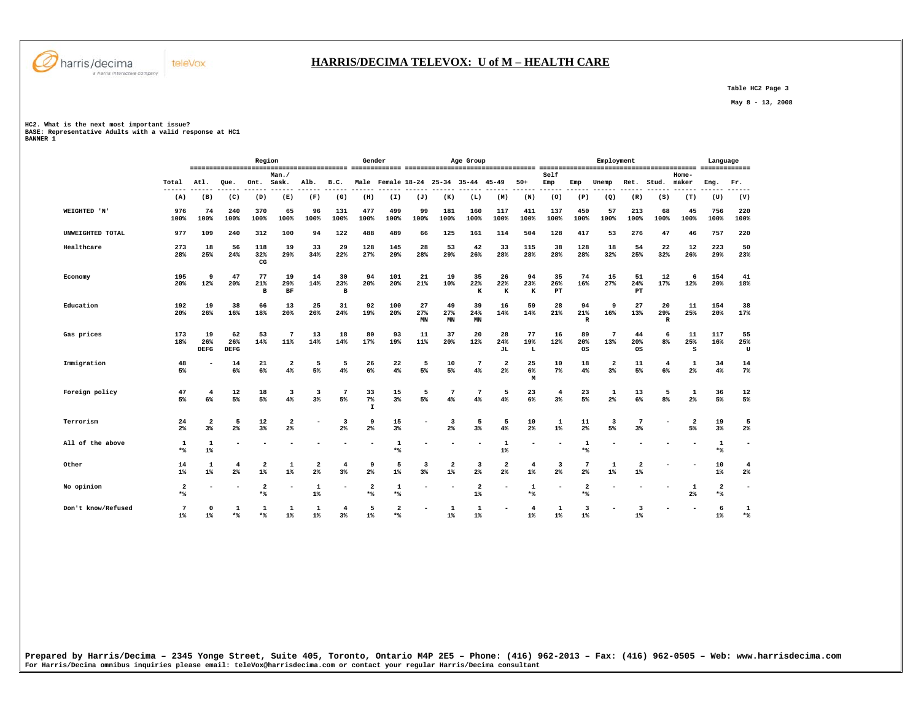# HARRIS/DECIMA TELEVOX: U of M – HEALTH CARE

Table HC2 Page 3

May 8 - 13, 2008

HC2. What is the next most important issue?
BASE: Representative Adults with a valid response at HC1
BANNER 1

| | | Region | | | | | | Gender | | Age Group | | | | | Employment | | | | | | Language | |
|---|---|---|---|---|---|---|---|---|---|---|---|---|---|---|---|---|---|---|---|---|---|---|
| | Total | Atl. | Que. | Ont. | Man./ Sask. | Alb. | B.C. | Male | Female | 18-24 | 25-34 | 35-44 | 45-49 | 50+ | Self Emp | Emp | Unemp | Ret. | Stud. | Home-maker | Eng. | Fr. |
| | (A) | (B) | (C) | (D) | (E) | (F) | (G) | (H) | (I) | (J) | (K) | (L) | (M) | (N) | (O) | (P) | (Q) | (R) | (S) | (T) | (U) | (V) |
| WEIGHTED 'N' | 976<br>100% | 74<br>100% | 240<br>100% | 370<br>100% | 65<br>100% | 96<br>100% | 131<br>100% | 477<br>100% | 499<br>100% | 99<br>100% | 181<br>100% | 160<br>100% | 117<br>100% | 411<br>100% | 137<br>100% | 450<br>100% | 57<br>100% | 213<br>100% | 68<br>100% | 45<br>100% | 756<br>100% | 220<br>100% |
| UNWEIGHTED TOTAL | 977 | 109 | 240 | 312 | 100 | 94 | 122 | 488 | 489 | 66 | 125 | 161 | 114 | 504 | 128 | 417 | 53 | 276 | 47 | 46 | 757 | 220 |
| Healthcare | 273<br>28% | 18<br>25% | 56<br>24% | 118<br>32%<br>CG | 19<br>29% | 33<br>34% | 29<br>22% | 128<br>27% | 145<br>29% | 28<br>28% | 53<br>29% | 42<br>26% | 33<br>28% | 115<br>28% | 38<br>28% | 128<br>28% | 18<br>32% | 54<br>25% | 22<br>32% | 12<br>26% | 223<br>29% | 50<br>23% |
| Economy | 195<br>20% | 9<br>12% | 47<br>20% | 77<br>21%<br>B | 19<br>29%<br>BF | 14<br>14% | 30<br>23%<br>B | 94<br>20% | 101<br>20% | 21<br>21% | 19<br>10% | 35<br>22%<br>K | 26<br>22%<br>K | 94<br>23%<br>K | 35<br>26%<br>PT | 74<br>16% | 15<br>27% | 51<br>24%<br>PT | 12<br>17% | 6<br>12% | 154<br>20% | 41<br>18% |
| Education | 192<br>20% | 19<br>26% | 38<br>16% | 66<br>18% | 13<br>20% | 25<br>26% | 31<br>24% | 92<br>19% | 100<br>20% | 27<br>27%<br>MN | 49<br>27%<br>MN | 39<br>24%<br>MN | 16<br>14% | 59<br>14% | 28<br>21% | 94<br>21%<br>R | 9<br>16% | 27<br>13% | 20<br>29%<br>R | 11<br>25% | 154<br>20% | 38<br>17% |
| Gas prices | 173<br>18% | 19<br>26%<br>DEFG | 62<br>26%<br>DEFG | 53<br>14% | 7<br>11% | 13<br>14% | 18<br>14% | 80<br>17% | 93<br>19% | 11<br>11% | 37<br>20% | 20<br>12% | 28<br>24%<br>JL | 77<br>19%<br>L | 16<br>12% | 89<br>20%<br>OS | 7<br>13% | 44<br>20%<br>OS | 6<br>8% | 11<br>25%<br>S | 117<br>16% | 55<br>25%<br>U |
| Immigration | 48<br>5% | - | 14<br>6% | 21<br>6% | 2<br>4% | 5<br>5% | 5<br>4% | 26<br>6% | 22<br>4% | 5<br>5% | 10<br>5% | 7<br>4% | 2<br>2% | 25<br>6%<br>M | 10<br>7% | 18<br>4% | 2<br>3% | 11<br>5% | 4<br>6% | 1<br>2% | 34<br>4% | 14<br>7% |
| Foreign policy | 47<br>5% | 4<br>6% | 12<br>5% | 18<br>5% | 3<br>4% | 3<br>3% | 7<br>5% | 33<br>7%<br>I | 15<br>3% | 5<br>5% | 7<br>4% | 7<br>4% | 5<br>4% | 23<br>6% | 4<br>3% | 23<br>5% | 1<br>2% | 13<br>6% | 5<br>8% | 1<br>2% | 36<br>5% | 12<br>5% |
| Terrorism | 24<br>2% | 2<br>3% | 5<br>2% | 12<br>3% | 2<br>2% | - | 3<br>2% | 9<br>2% | 15<br>3% | - | 3<br>2% | 5<br>3% | 5<br>4% | 10<br>2% | 1<br>1% | 11<br>2% | 3<br>5% | 7<br>3% | - | 2<br>5% | 19<br>3% | 5<br>2% |
| All of the above | 1<br>*% | 1<br>1% | - | - | - | - | - | - | 1<br>*% | - | - | - | 1<br>1% | - | - | 1<br>*% | - | - | - | - | 1<br>*% | - |
| Other | 14<br>1% | 1<br>1% | 4<br>2% | 2<br>1% | 1<br>1% | 2<br>2% | 4<br>3% | 9<br>2% | 5<br>1% | 3<br>3% | 2<br>1% | 3<br>2% | 2<br>2% | 4<br>1% | 3<br>2% | 7<br>2% | 1<br>1% | 2<br>1% | - | - | 10<br>1% | 4<br>2% |
| No opinion | 2<br>*% | - | - | 2<br>*% | - | 1<br>1% | - | 2<br>*% | 1<br>*% | - | - | 2<br>1% | - | 1<br>*% | - | 2<br>*% | - | - | - | 1<br>2% | 2<br>*% | - |
| Don't know/Refused | 7<br>1% | 0<br>1% | 1<br>*% | 1<br>*% | 1<br>1% | 1<br>1% | 4<br>3% | 5<br>1% | 2<br>*% | - | 1<br>1% | 1<br>1% | - | 4<br>1% | 1<br>1% | 3<br>1% | - | 3<br>1% | - | - | 6<br>1% | 1<br>*% |

**Prepared by Harris/Decima – 2345 Yonge Street, Suite 405, Toronto, Ontario M4P 2E5 – Phone: (416) 962-2013 – Fax: (416) 962-0505 – Web: www.harrisdecima.com**
For Harris/Decima omnibus inquiries please email: teleVox@harrisdecima.com or contact your regular Harris/Decima consultant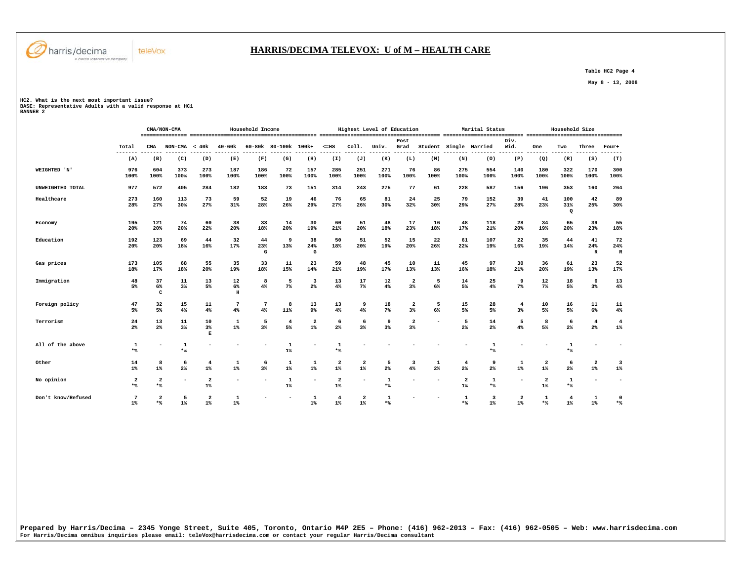## HARRIS/DECIMA TELEVOX: U of M – HEALTH CARE

Table HC2 Page 4

May 8 - 13, 2008

HC2. What is the next most important issue?
BASE: Representative Adults with a valid response at HC1
BANNER 2

| | | CMA/NON-CMA | | Household Income | | | | | Highest Level of Education | | | | | Marital Status | | | Household Size | | | |
|---|---|---|---|---|---|---|---|---|---|---|---|---|---|---|---|---|---|---|---|---|
| | Total | CMA | NON-CMA | < 40k | 40-60k | 60-80k | 80-100k | 100k+ | <=HS | Coll. | Univ. | Post Grad | Student | Single | Married | Div. Wid. | One | Two | Three | Four+ |
| | (A) | (B) | (C) | (D) | (E) | (F) | (G) | (H) | (I) | (J) | (K) | (L) | (M) | (N) | (O) | (P) | (Q) | (R) | (S) | (T) |
| WEIGHTED 'N' | 976 | 604 | 373 | 273 | 187 | 186 | 72 | 157 | 285 | 251 | 271 | 76 | 86 | 275 | 554 | 140 | 180 | 322 | 170 | 300 |
| | 100% | 100% | 100% | 100% | 100% | 100% | 100% | 100% | 100% | 100% | 100% | 100% | 100% | 100% | 100% | 100% | 100% | 100% | 100% | 100% |
| UNWEIGHTED TOTAL | 977 | 572 | 405 | 284 | 182 | 183 | 73 | 151 | 314 | 243 | 275 | 77 | 61 | 228 | 587 | 156 | 196 | 353 | 160 | 264 |
| Healthcare | 273 | 160 | 113 | 73 | 59 | 52 | 19 | 46 | 76 | 65 | 81 | 24 | 25 | 79 | 152 | 39 | 41 | 100 | 42 | 89 |
| | 28% | 27% | 30% | 27% | 31% | 28% | 26% | 29% | 27% | 26% | 30% | 32% | 30% | 29% | 27% | 28% | 23% | 31% | 25% | 30% |
| | | | | | | | | | | | | | | | | | | Q | | |
| Economy | 195 | 121 | 74 | 60 | 38 | 33 | 14 | 30 | 60 | 51 | 48 | 17 | 16 | 48 | 118 | 28 | 34 | 65 | 39 | 55 |
| | 20% | 20% | 20% | 22% | 20% | 18% | 20% | 19% | 21% | 20% | 18% | 23% | 18% | 17% | 21% | 20% | 19% | 20% | 23% | 18% |
| Education | 192 | 123 | 69 | 44 | 32 | 44 | 9 | 38 | 50 | 51 | 52 | 15 | 22 | 61 | 107 | 22 | 35 | 44 | 41 | 72 |
| | 20% | 20% | 18% | 16% | 17% | 23% | 13% | 24% | 18% | 20% | 19% | 20% | 26% | 22% | 19% | 16% | 19% | 14% | 24% | 24% |
| | | | | | | G | | G | | | | | | | | | | | R | R |
| Gas prices | 173 | 105 | 68 | 55 | 35 | 33 | 11 | 23 | 59 | 48 | 45 | 10 | 11 | 45 | 97 | 30 | 36 | 61 | 23 | 52 |
| | 18% | 17% | 18% | 20% | 19% | 18% | 15% | 14% | 21% | 19% | 17% | 13% | 13% | 16% | 18% | 21% | 20% | 19% | 13% | 17% |
| Immigration | 48 | 37 | 11 | 13 | 12 | 8 | 5 | 3 | 13 | 17 | 12 | 2 | 5 | 14 | 25 | 9 | 12 | 18 | 6 | 13 |
| | 5% | 6% | 3% | 5% | 6% | 4% | 7% | 2% | 4% | 7% | 4% | 3% | 6% | 5% | 4% | 7% | 7% | 5% | 3% | 4% |
| | | C | | | H | | | | | | | | | | | | | | | |
| Foreign policy | 47 | 32 | 15 | 11 | 7 | 7 | 8 | 13 | 13 | 9 | 18 | 2 | 5 | 15 | 28 | 4 | 10 | 16 | 11 | 11 |
| | 5% | 5% | 4% | 4% | 4% | 4% | 11% | 9% | 4% | 4% | 7% | 3% | 6% | 5% | 5% | 3% | 5% | 5% | 6% | 4% |
| Terrorism | 24 | 13 | 11 | 10 | 1 | 5 | 4 | 2 | 6 | 6 | 9 | 2 | - | 5 | 14 | 5 | 8 | 6 | 4 | 4 |
| | 2% | 2% | 3% | 3% | 1% | 3% | 5% | 1% | 2% | 3% | 3% | 3% | | 2% | 2% | 4% | 5% | 2% | 2% | 1% |
| | | | | E | | | | | | | | | | | | | | | | |
| All of the above | 1 | - | 1 | - | - | - | 1 | - | 1 | - | - | - | - | - | 1 | - | - | 1 | - | - |
| | *% | | *% | | | | 1% | | *% | | | | | | *% | | | *% | | |
| Other | 14 | 8 | 6 | 4 | 1 | 6 | 1 | 1 | 2 | 2 | 5 | 3 | 1 | 4 | 9 | 1 | 2 | 6 | 2 | 3 |
| | 1% | 1% | 2% | 1% | 1% | 3% | 1% | 1% | 1% | 1% | 2% | 4% | 2% | 2% | 2% | 1% | 1% | 2% | 1% | 1% |
| No opinion | 2 | 2 | - | 2 | - | - | 1 | - | 2 | - | 1 | - | - | 2 | 1 | - | 2 | 1 | - | - |
| | *% | *% | | 1% | | | 1% | | 1% | | *% | | | 1% | *% | | 1% | *% | | |
| Don't know/Refused | 7 | 2 | 5 | 2 | 1 | - | - | 1 | 4 | 2 | 1 | - | - | 1 | 3 | 2 | 1 | 4 | 1 | 0 |
| | 1% | *% | 1% | 1% | 1% | | | 1% | 1% | 1% | *% | | | *% | 1% | 1% | *% | 1% | 1% | *% |

Prepared by Harris/Decima – 2345 Yonge Street, Suite 405, Toronto, Ontario M4P 2E5 – Phone: (416) 962-2013 – Fax: (416) 962-0505 – Web: www.harrisdecima.com
For Harris/Decima omnibus inquiries please email: teleVox@harrisdecima.com or contact your regular Harris/Decima consultant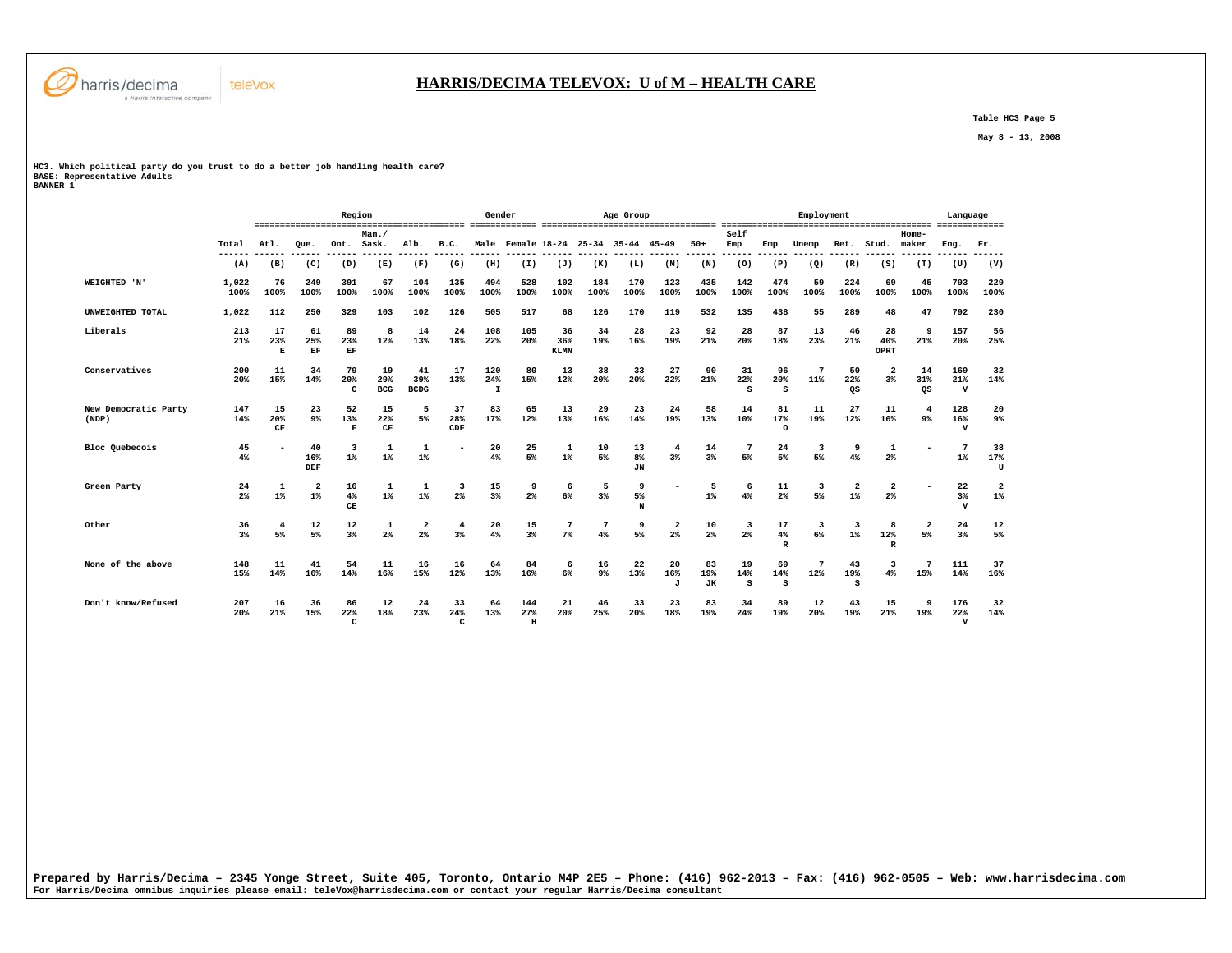# HARRIS/DECIMA TELEVOX: U of M – HEALTH CARE

Table HC3 Page 5

May 8 - 13, 2008

HC3. Which political party do you trust to do a better job handling health care?
BASE: Representative Adults
BANNER 1

| | | Region | | | | | | Gender | | Age Group | | | | | Employment | | | | | | Language | |
|---|---|---|---|---|---|---|---|---|---|---|---|---|---|---|---|---|---|---|---|---|---|---|
| | Total | Atl. | Que. | Ont. | Man./ Sask. | Alb. | B.C. | Male | Female | 18-24 | 25-34 | 35-44 | 45-49 | 50+ | Self Emp | Emp | Unemp | Ret. | Stud. | Home-maker | Eng. | Fr. |
| | (A) | (B) | (C) | (D) | (E) | (F) | (G) | (H) | (I) | (J) | (K) | (L) | (M) | (N) | (O) | (P) | (Q) | (R) | (S) | (T) | (U) | (V) |
| WEIGHTED 'N' | 1,022 100% | 76 100% | 249 100% | 391 100% | 67 100% | 104 100% | 135 100% | 494 100% | 528 100% | 102 100% | 184 100% | 170 100% | 123 100% | 435 100% | 142 100% | 474 100% | 59 100% | 224 100% | 69 100% | 45 100% | 793 100% | 229 100% |
| UNWEIGHTED TOTAL | 1,022 | 112 | 250 | 329 | 103 | 102 | 126 | 505 | 517 | 68 | 126 | 170 | 119 | 532 | 135 | 438 | 55 | 289 | 48 | 47 | 792 | 230 |
| Liberals | 213 21% | 17 23% E | 61 25% EF | 89 23% EF | 8 12% | 14 13% | 24 18% | 108 22% | 105 20% | 36 36% KLMN | 34 19% | 28 16% | 23 19% | 92 21% | 28 20% | 87 18% | 13 23% | 46 21% | 28 40% OPRT | 9 21% | 157 20% | 56 25% |
| Conservatives | 200 20% | 11 15% | 34 14% | 79 20% C | 19 29% BCG | 41 39% BCDG | 17 13% | 120 24% I | 80 15% | 13 12% | 38 20% | 33 20% | 27 22% | 90 21% | 31 22% S | 96 20% S | 7 11% | 50 22% QS | 2 3% | 14 31% QS | 169 21% V | 32 14% |
| New Democratic Party (NDP) | 147 14% | 15 20% CF | 23 9% | 52 13% F | 15 22% CF | 5 5% | 37 28% CDF | 83 17% | 65 12% | 13 13% | 29 16% | 23 14% | 24 19% | 58 13% | 14 10% | 81 17% O | 11 19% | 27 12% | 11 16% | 4 9% | 128 16% V | 20 9% |
| Bloc Quebecois | 45 4% | - | 40 16% DEF | 3 1% | 1 1% | 1 1% | - | 20 4% | 25 5% | 1 1% | 10 5% | 13 8% JN | 4 3% | 14 3% | 7 5% | 24 5% | 3 5% | 9 4% | 1 2% | - | 7 1% | 38 17% U |
| Green Party | 24 2% | 1 1% | 2 1% | 16 4% CE | 1 1% | 1 1% | 3 2% | 15 3% | 9 2% | 6 6% | 5 3% | 9 5% N | - | 5 1% | 6 4% | 11 2% | 3 5% | 2 1% | 2 2% | - | 22 3% V | 2 1% |
| Other | 36 3% | 4 5% | 12 5% | 12 3% | 1 2% | 2 2% | 4 3% | 20 4% | 15 3% | 7 7% | 7 4% | 9 5% | 2 2% | 10 2% | 3 2% | 17 4% R | 3 6% | 3 1% | 8 12% R | 2 5% | 24 3% | 12 5% |
| None of the above | 148 15% | 11 14% | 41 16% | 54 14% | 11 16% | 16 15% | 16 12% | 64 13% | 84 16% | 6 6% | 16 9% | 22 13% | 20 16% J | 83 19% JK | 19 14% S | 69 14% S | 7 12% | 43 19% S | 3 4% | 7 15% | 111 14% | 37 16% |
| Don't know/Refused | 207 20% | 16 21% | 36 15% | 86 22% C | 12 18% | 24 23% | 33 24% C | 64 13% | 144 27% H | 21 20% | 46 25% | 33 20% | 23 18% | 83 19% | 34 24% | 89 19% | 12 20% | 43 19% | 15 21% | 9 19% | 176 22% V | 32 14% |

Prepared by Harris/Decima – 2345 Yonge Street, Suite 405, Toronto, Ontario M4P 2E5 – Phone: (416) 962-2013 – Fax: (416) 962-0505 – Web: www.harrisdecima.com
For Harris/Decima omnibus inquiries please email: teleVox@harrisdecima.com or contact your regular Harris/Decima consultant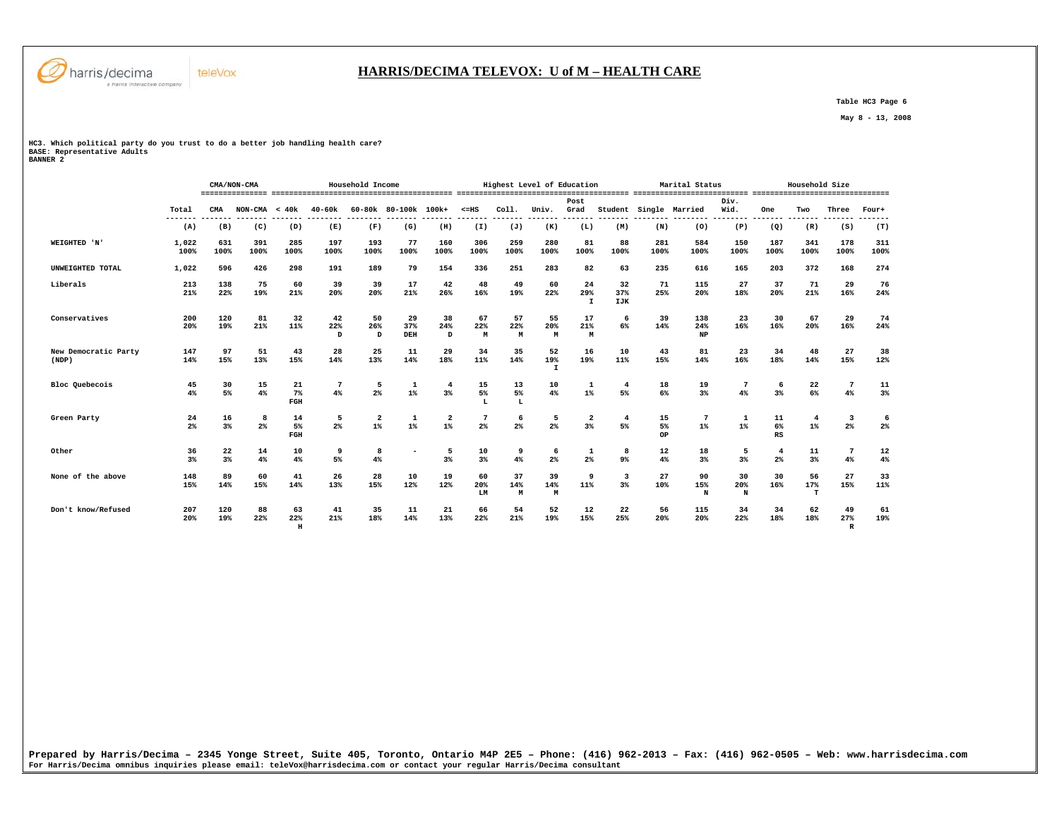# HARRIS/DECIMA TELEVOX: U of M – HEALTH CARE

Table HC3 Page 6

May 8 - 13, 2008

HC3. Which political party do you trust to do a better job handling health care?
BASE: Representative Adults
BANNER 2

| | | CMA/NON-CMA | | Household Income | | | | | Highest Level of Education | | | | | Marital Status | | | Household Size | | | |
|---|---|---|---|---|---|---|---|---|---|---|---|---|---|---|---|---|---|---|---|---|
| | Total | CMA | NON-CMA | < 40k | 40-60k | 60-80k | 80-100k | 100k+ | <=HS | Coll. | Univ. | Post Grad | Student | Single | Married | Div. Wid. | One | Two | Three | Four+ |
| | (A) | (B) | (C) | (D) | (E) | (F) | (G) | (H) | (I) | (J) | (K) | (L) | (M) | (N) | (O) | (P) | (Q) | (R) | (S) | (T) |
| WEIGHTED 'N' | 1,022 | 631 | 391 | 285 | 197 | 193 | 77 | 160 | 306 | 259 | 280 | 81 | 88 | 281 | 584 | 150 | 187 | 341 | 178 | 311 |
| | 100% | 100% | 100% | 100% | 100% | 100% | 100% | 100% | 100% | 100% | 100% | 100% | 100% | 100% | 100% | 100% | 100% | 100% | 100% | 100% |
| UNWEIGHTED TOTAL | 1,022 | 596 | 426 | 298 | 191 | 189 | 79 | 154 | 336 | 251 | 283 | 82 | 63 | 235 | 616 | 165 | 203 | 372 | 168 | 274 |
| Liberals | 213 | 138 | 75 | 60 | 39 | 39 | 17 | 42 | 48 | 49 | 60 | 24 | 32 | 71 | 115 | 27 | 37 | 71 | 29 | 76 |
| | 21% | 22% | 19% | 21% | 20% | 20% | 21% | 26% | 16% | 19% | 22% | 29% | 37% | 25% | 20% | 18% | 20% | 21% | 16% | 24% |
| | | | | | | | | | | | | I | IJK | | | | | | | |
| Conservatives | 200 | 120 | 81 | 32 | 42 | 50 | 29 | 38 | 67 | 57 | 55 | 17 | 6 | 39 | 138 | 23 | 30 | 67 | 29 | 74 |
| | 20% | 19% | 21% | 11% | 22% | 26% | 37% | 24% | 22% | 22% | 20% | 21% | 6% | 14% | 24% | 16% | 16% | 20% | 16% | 24% |
| | | | | | D | D | DEH | D | M | M | M | M | | | NP | | | | | |
| New Democratic Party (NDP) | 147 | 97 | 51 | 43 | 28 | 25 | 11 | 29 | 34 | 35 | 52 | 16 | 10 | 43 | 81 | 23 | 34 | 48 | 27 | 38 |
| | 14% | 15% | 13% | 15% | 14% | 13% | 14% | 18% | 11% | 14% | 19% | 19% | 11% | 15% | 14% | 16% | 18% | 14% | 15% | 12% |
| | | | | | | | | | | | I | | | | | | | | | |
| Bloc Quebecois | 45 | 30 | 15 | 21 | 7 | 5 | 1 | 4 | 15 | 13 | 10 | 1 | 4 | 18 | 19 | 7 | 6 | 22 | 7 | 11 |
| | 4% | 5% | 4% | 7% | 4% | 2% | 1% | 3% | 5% | 5% | 4% | 1% | 5% | 6% | 3% | 4% | 3% | 6% | 4% | 3% |
| | | | | FGH | | | | | L | L | | | | | | | | | | |
| Green Party | 24 | 16 | 8 | 14 | 5 | 2 | 1 | 2 | 7 | 6 | 5 | 2 | 4 | 15 | 7 | 1 | 11 | 4 | 3 | 6 |
| | 2% | 3% | 2% | 5% | 2% | 1% | 1% | 1% | 2% | 2% | 2% | 3% | 5% | 5% | 1% | 1% | 6% | 1% | 2% | 2% |
| | | | | FGH | | | | | | | | | | OP | | | RS | | | |
| Other | 36 | 22 | 14 | 10 | 9 | 8 | - | 5 | 10 | 9 | 6 | 1 | 8 | 12 | 18 | 5 | 4 | 11 | 7 | 12 |
| | 3% | 3% | 4% | 4% | 5% | 4% | | 3% | 3% | 4% | 2% | 2% | 9% | 4% | 3% | 3% | 2% | 3% | 4% | 4% |
| None of the above | 148 | 89 | 60 | 41 | 26 | 28 | 10 | 19 | 60 | 37 | 39 | 9 | 3 | 27 | 90 | 30 | 30 | 56 | 27 | 33 |
| | 15% | 14% | 15% | 14% | 13% | 15% | 12% | 12% | 20% | 14% | 14% | 11% | 3% | 10% | 15% | 20% | 16% | 17% | 15% | 11% |
| | | | | | | | | | LM | M | M | | | | N | N | | T | | |
| Don't know/Refused | 207 | 120 | 88 | 63 | 41 | 35 | 11 | 21 | 66 | 54 | 52 | 12 | 22 | 56 | 115 | 34 | 34 | 62 | 49 | 61 |
| | 20% | 19% | 22% | 22% | 21% | 18% | 14% | 13% | 22% | 21% | 19% | 15% | 25% | 20% | 20% | 22% | 18% | 18% | 27% | 19% |
| | | | | H | | | | | | | | | | | | | | | R | |

Prepared by Harris/Decima – 2345 Yonge Street, Suite 405, Toronto, Ontario M4P 2E5 – Phone: (416) 962-2013 – Fax: (416) 962-0505 – Web: www.harrisdecima.com
For Harris/Decima omnibus inquiries please email: teleVox@harrisdecima.com or contact your regular Harris/Decima consultant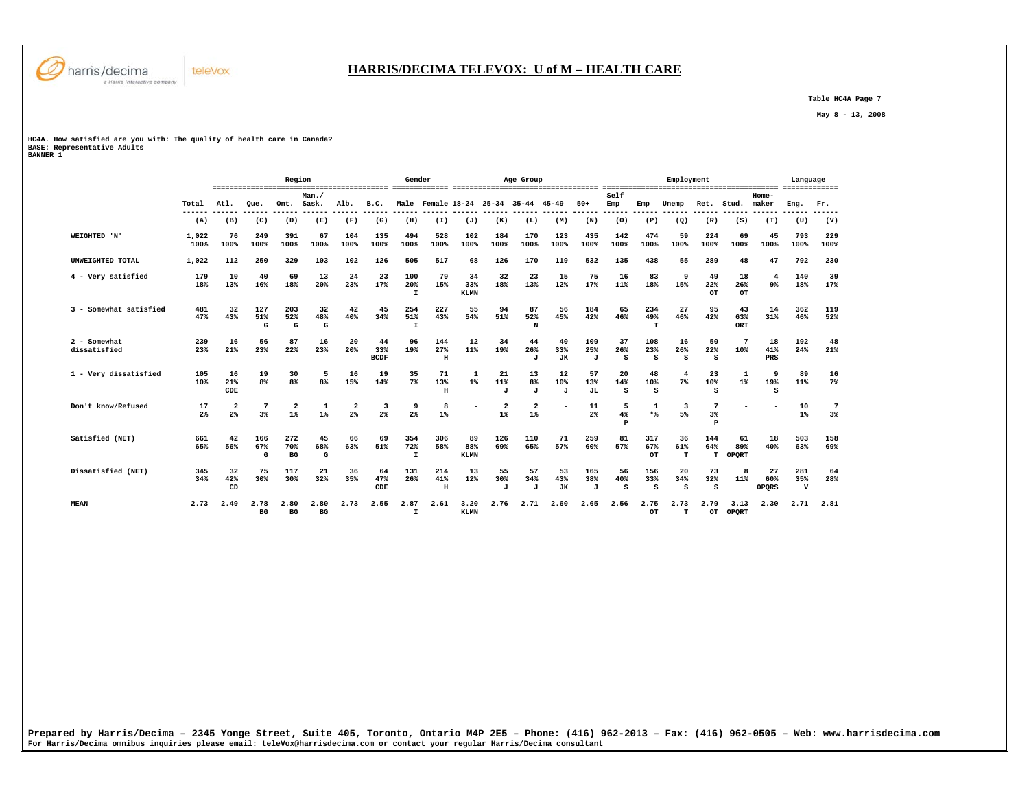# HARRIS/DECIMA TELEVOX: U of M – HEALTH CARE

Table HC4A Page 7

May 8 - 13, 2008

HC4A. How satisfied are you with: The quality of health care in Canada?
BASE: Representative Adults
BANNER 1

| | Total | Region | | | | | | Gender | | Age Group | | | | | Employment | | | | | | Language | |
|---|---|---|---|---|---|---|---|---|---|---|---|---|---|---|---|---|---|---|---|---|---|---|
| | Total | Atl. | Que. | Ont. | Man./ Sask. | Alb. | B.C. | Male | Female | 18-24 | 25-34 | 35-44 | 45-49 | 50+ | Self Emp | Emp | Unemp | Ret. | Stud. | Home-maker | Eng. | Fr. |
| | (A) | (B) | (C) | (D) | (E) | (F) | (G) | (H) | (I) | (J) | (K) | (L) | (M) | (N) | (O) | (P) | (Q) | (R) | (S) | (T) | (U) | (V) |
| WEIGHTED 'N' | 1,022 100% | 76 100% | 249 100% | 391 100% | 67 100% | 104 100% | 135 100% | 494 100% | 528 100% | 102 100% | 184 100% | 170 100% | 123 100% | 435 100% | 142 100% | 474 100% | 59 100% | 224 100% | 69 100% | 45 100% | 793 100% | 229 100% |
| UNWEIGHTED TOTAL | 1,022 | 112 | 250 | 329 | 103 | 102 | 126 | 505 | 517 | 68 | 126 | 170 | 119 | 532 | 135 | 438 | 55 | 289 | 48 | 47 | 792 | 230 |
| 4 - Very satisfied | 179 18% | 10 13% | 40 16% | 69 18% | 13 20% | 24 23% | 23 17% | 100 20% I | 79 15% | 34 33% KLMN | 32 18% | 23 13% | 15 12% | 75 17% | 16 11% | 83 18% | 9 15% | 49 22% OT | 18 26% OT | 4 9% | 140 18% | 39 17% |
| 3 - Somewhat satisfied | 481 47% | 32 43% | 127 51% G | 203 52% G | 32 48% G | 42 40% | 45 34% | 254 51% I | 227 43% | 55 54% | 94 51% | 87 52% N | 56 45% | 184 42% | 65 46% | 234 49% T | 27 46% | 95 42% | 43 63% ORT | 14 31% | 362 46% | 119 52% |
| 2 - Somewhat dissatisfied | 239 23% | 16 21% | 56 23% | 87 22% | 16 23% | 20 20% | 44 33% BCDF | 96 19% | 144 27% H | 12 11% | 34 19% | 44 26% J | 40 33% JK | 109 25% J | 37 26% S | 108 23% S | 16 26% S | 50 22% S | 7 10% | 18 41% PRS | 192 24% | 48 21% |
| 1 - Very dissatisfied | 105 10% | 16 21% CDE | 19 8% | 30 8% | 5 8% | 16 15% | 19 14% | 35 7% | 71 13% H | 1 1% | 21 11% J | 13 8% J | 12 10% J | 57 13% JL | 20 14% S | 48 10% S | 4 7% | 23 10% S | 1 1% | 9 19% S | 89 11% | 16 7% |
| Don't know/Refused | 17 2% | 2 2% | 7 3% | 2 1% | 1 1% | 2 2% | 3 2% | 9 2% | 8 1% | - | 2 1% | 2 1% | - | 11 2% | 5 4% P | 1 *% | 3 5% | 7 3% P | - | - | 10 1% | 7 3% |
| Satisfied (NET) | 661 65% | 42 56% | 166 67% G | 272 70% BG | 45 68% G | 66 63% | 69 51% | 354 72% I | 306 58% | 89 88% KLMN | 126 69% | 110 65% | 71 57% | 259 60% | 81 57% | 317 67% OT | 36 61% T | 144 64% T | 61 89% OPQRT | 18 40% | 503 63% | 158 69% |
| Dissatisfied (NET) | 345 34% | 32 42% CD | 75 30% | 117 30% | 21 32% | 36 35% | 64 47% CDE | 131 26% | 214 41% H | 13 12% | 55 30% J | 57 34% J | 53 43% JK | 165 38% J | 56 40% S | 156 33% S | 20 34% S | 73 32% S | 8 11% | 27 60% OPQRS | 281 35% V | 64 28% |
| MEAN | 2.73 | 2.49 | 2.78 BG | 2.80 BG | 2.80 BG | 2.73 | 2.55 | 2.87 I | 2.61 | 3.20 KLMN | 2.76 | 2.71 | 2.60 | 2.65 | 2.56 | 2.75 OT | 2.73 T | 2.79 OT | 3.13 OPQRT | 2.30 | 2.71 | 2.81 |

**Prepared by Harris/Decima – 2345 Yonge Street, Suite 405, Toronto, Ontario M4P 2E5 – Phone: (416) 962-2013 – Fax: (416) 962-0505 – Web: www.harrisdecima.com**
For Harris/Decima omnibus inquiries please email: teleVox@harrisdecima.com or contact your regular Harris/Decima consultant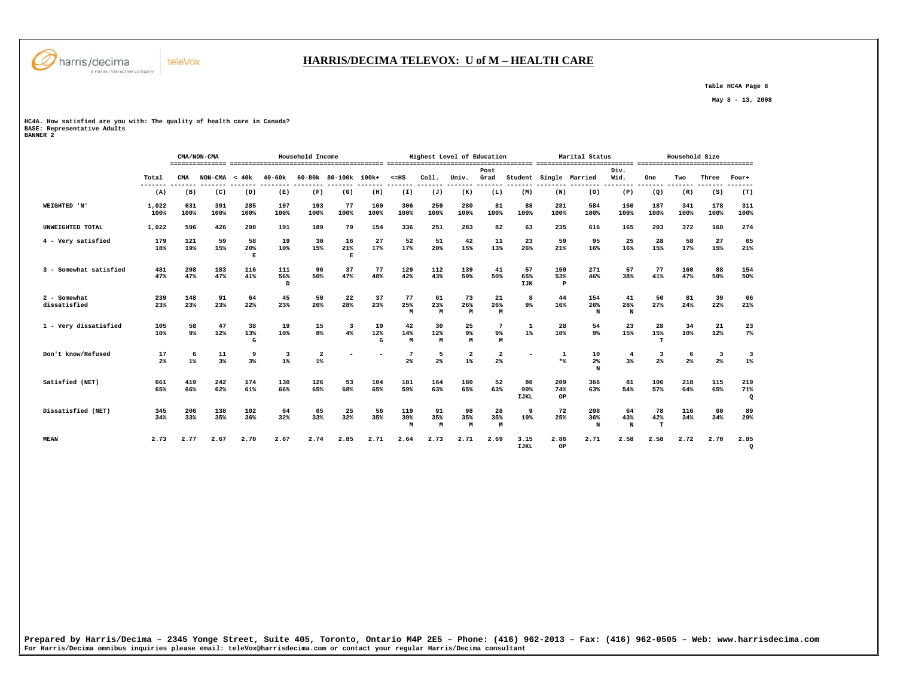# HARRIS/DECIMA TELEVOX: U of M – HEALTH CARE

Table HC4A Page 8

May 8 - 13, 2008

HC4A. How satisfied are you with: The quality of health care in Canada?
BASE: Representative Adults
BANNER 2

| | | CMA/NON-CMA | | Household Income | | | | | Highest Level of Education | | | | | Marital Status | | | Household Size | | | |
|---|---|---|---|---|---|---|---|---|---|---|---|---|---|---|---|---|---|---|---|---|
| | Total | CMA | NON-CMA | < 40k | 40-60k | 60-80k | 80-100k | 100k+ | <=HS | Coll. | Univ. | Post Grad | Student | Single | Married | Div. Wid. | One | Two | Three | Four+ |
| | (A) | (B) | (C) | (D) | (E) | (F) | (G) | (H) | (I) | (J) | (K) | (L) | (M) | (N) | (O) | (P) | (Q) | (R) | (S) | (T) |
| WEIGHTED 'N' | 1,022<br>100% | 631<br>100% | 391<br>100% | 285<br>100% | 197<br>100% | 193<br>100% | 77<br>100% | 160<br>100% | 306<br>100% | 259<br>100% | 280<br>100% | 81<br>100% | 88<br>100% | 281<br>100% | 584<br>100% | 150<br>100% | 187<br>100% | 341<br>100% | 178<br>100% | 311<br>100% |
| UNWEIGHTED TOTAL | 1,022 | 596 | 426 | 298 | 191 | 189 | 79 | 154 | 336 | 251 | 283 | 82 | 63 | 235 | 616 | 165 | 203 | 372 | 168 | 274 |
| 4 - Very satisfied | 179<br>18% | 121<br>19% | 59<br>15% | 58<br>20%<br>E | 19<br>10% | 30<br>15% | 16<br>21%<br>E | 27<br>17% | 52<br>17% | 51<br>20% | 42<br>15% | 11<br>13% | 23<br>26% | 59<br>21% | 95<br>16% | 25<br>16% | 28<br>15% | 58<br>17% | 27<br>15% | 65<br>21% |
| 3 - Somewhat satisfied | 481<br>47% | 298<br>47% | 183<br>47% | 116<br>41% | 111<br>56%<br>D | 96<br>50% | 37<br>47% | 77<br>48% | 129<br>42% | 112<br>43% | 139<br>50% | 41<br>50% | 57<br>65%<br>IJK | 150<br>53%<br>P | 271<br>46% | 57<br>38% | 77<br>41% | 160<br>47% | 88<br>50% | 154<br>50% |
| 2 - Somewhat dissatisfied | 239<br>23% | 148<br>23% | 91<br>23% | 64<br>22% | 45<br>23% | 50<br>26% | 22<br>28% | 37<br>23% | 77<br>25%<br>M | 61<br>23%<br>M | 73<br>26%<br>M | 21<br>26%<br>M | 8<br>9% | 44<br>16% | 154<br>26%<br>N | 41<br>28%<br>N | 50<br>27% | 81<br>24% | 39<br>22% | 66<br>21% |
| 1 - Very dissatisfied | 105<br>10% | 58<br>9% | 47<br>12% | 38<br>13%<br>G | 19<br>10% | 15<br>8% | 3<br>4% | 19<br>12%<br>G | 42<br>14%<br>M | 30<br>12%<br>M | 25<br>9%<br>M | 7<br>9%<br>M | 1<br>1% | 28<br>10% | 54<br>9% | 23<br>15% | 28<br>15%<br>T | 34<br>10% | 21<br>12% | 23<br>7% |
| Don't know/Refused | 17<br>2% | 6<br>1% | 11<br>3% | 9<br>3% | 3<br>1% | 2<br>1% | - | - | 7<br>2% | 5<br>2% | 2<br>1% | 2<br>2% | - | 1<br>*% | 10<br>2%<br>N | 4<br>3% | 3<br>2% | 6<br>2% | 3<br>2% | 3<br>1% |
| Satisfied (NET) | 661<br>65% | 419<br>66% | 242<br>62% | 174<br>61% | 130<br>66% | 126<br>65% | 53<br>68% | 104<br>65% | 181<br>59% | 164<br>63% | 180<br>65% | 52<br>63% | 80<br>90%<br>IJKL | 209<br>74%<br>OP | 366<br>63% | 81<br>54% | 106<br>57% | 218<br>64% | 115<br>65% | 219<br>71%<br>Q |
| Dissatisfied (NET) | 345<br>34% | 206<br>33% | 138<br>35% | 102<br>36% | 64<br>32% | 65<br>33% | 25<br>32% | 56<br>35% | 119<br>39%<br>M | 91<br>35%<br>M | 98<br>35%<br>M | 28<br>35%<br>M | 9<br>10% | 72<br>25% | 208<br>36%<br>N | 64<br>43%<br>N | 78<br>42%<br>T | 116<br>34% | 60<br>34% | 89<br>29% |
| MEAN | 2.73 | 2.77 | 2.67 | 2.70 | 2.67 | 2.74 | 2.85 | 2.71 | 2.64 | 2.73 | 2.71 | 2.69 | 3.15<br>IJKL | 2.86<br>OP | 2.71 | 2.58 | 2.58 | 2.72 | 2.70 | 2.85<br>Q |

Prepared by Harris/Decima – 2345 Yonge Street, Suite 405, Toronto, Ontario M4P 2E5 – Phone: (416) 962-2013 – Fax: (416) 962-0505 – Web: www.harrisdecima.com
For Harris/Decima omnibus inquiries please email: teleVox@harrisdecima.com or contact your regular Harris/Decima consultant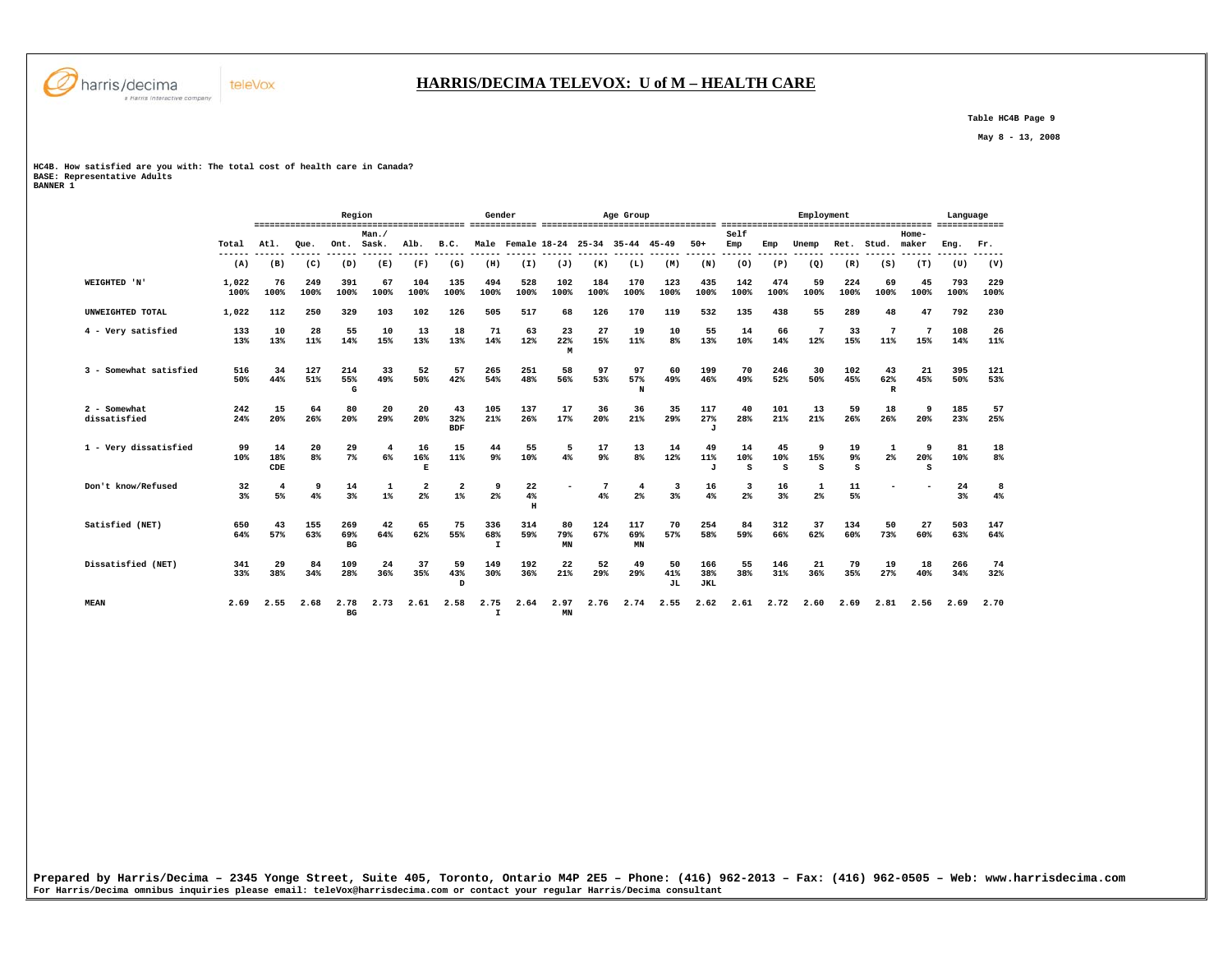# HARRIS/DECIMA TELEVOX: U of M – HEALTH CARE

Table HC4B Page 9

May 8 - 13, 2008

HC4B. How satisfied are you with: The total cost of health care in Canada?
BASE: Representative Adults
BANNER 1

| | Total | Region | | | | | | Gender | | Age Group | | | | | Employment | | | | | | Language | |
|---|---|---|---|---|---|---|---|---|---|---|---|---|---|---|---|---|---|---|---|---|---|---|
| | Total | Atl. | Que. | Ont. | Man./ Sask. | Alb. | B.C. | Male | Female | 18-24 | 25-34 | 35-44 | 45-49 | 50+ | Self Emp | Emp | Unemp | Ret. | Stud. | Home-maker | Eng. | Fr. |
| | (A) | (B) | (C) | (D) | (E) | (F) | (G) | (H) | (I) | (J) | (K) | (L) | (M) | (N) | (O) | (P) | (Q) | (R) | (S) | (T) | (U) | (V) |
| WEIGHTED 'N' | 1,022 100% | 76 100% | 249 100% | 391 100% | 67 100% | 104 100% | 135 100% | 494 100% | 528 100% | 102 100% | 184 100% | 170 100% | 123 100% | 435 100% | 142 100% | 474 100% | 59 100% | 224 100% | 69 100% | 45 100% | 793 100% | 229 100% |
| UNWEIGHTED TOTAL | 1,022 | 112 | 250 | 329 | 103 | 102 | 126 | 505 | 517 | 68 | 126 | 170 | 119 | 532 | 135 | 438 | 55 | 289 | 48 | 47 | 792 | 230 |
| 4 - Very satisfied | 133 13% | 10 13% | 28 11% | 55 14% | 10 15% | 13 13% | 18 13% | 71 14% | 63 12% | 23 22% M | 27 15% | 19 11% | 10 8% | 55 13% | 14 10% | 66 14% | 7 12% | 33 15% | 7 11% | 7 15% | 108 14% | 26 11% |
| 3 - Somewhat satisfied | 516 50% | 34 44% | 127 51% | 214 55% G | 33 49% | 52 50% | 57 42% | 265 54% | 251 48% | 58 56% | 97 53% | 97 57% N | 60 49% | 199 46% | 70 49% | 246 52% | 30 50% | 102 45% | 43 62% R | 21 45% | 395 50% | 121 53% |
| 2 - Somewhat dissatisfied | 242 24% | 15 20% | 64 26% | 80 20% | 20 29% | 20 20% | 43 32% BDF | 105 21% | 137 26% | 17 17% | 36 20% | 36 21% | 35 29% | 117 27% J | 40 28% | 101 21% | 13 21% | 59 26% | 18 26% | 9 20% | 185 23% | 57 25% |
| 1 - Very dissatisfied | 99 10% | 14 18% CDE | 20 8% | 29 7% | 4 6% | 16 16% E | 15 11% | 44 9% | 55 10% | 5 4% | 17 9% | 13 8% | 14 12% | 49 11% J | 14 10% S | 45 10% S | 9 15% S | 19 9% S | 1 2% | 9 20% S | 81 10% | 18 8% |
| Don't know/Refused | 32 3% | 4 5% | 9 4% | 14 3% | 1 1% | 2 2% | 2 1% | 9 2% | 22 4% H | - | 7 4% | 4 2% | 3 3% | 16 4% | 3 2% | 16 3% | 1 2% | 11 5% | - | - | 24 3% | 8 4% |
| Satisfied (NET) | 650 64% | 43 57% | 155 63% | 269 69% BG | 42 64% | 65 62% | 75 55% | 336 68% I | 314 59% | 80 79% MN | 124 67% | 117 69% MN | 70 57% | 254 58% | 84 59% | 312 66% | 37 62% | 134 60% | 50 73% | 27 60% | 503 63% | 147 64% |
| Dissatisfied (NET) | 341 33% | 29 38% | 84 34% | 109 28% | 24 36% | 37 35% | 59 43% D | 149 30% | 192 36% | 22 21% | 52 29% | 49 29% | 50 41% JL | 166 38% JKL | 55 38% | 146 31% | 21 36% | 79 35% | 19 27% | 18 40% | 266 34% | 74 32% |
| MEAN | 2.69 | 2.55 | 2.68 | 2.78 BG | 2.73 | 2.61 | 2.58 | 2.75 I | 2.64 | 2.97 MN | 2.76 | 2.74 | 2.55 | 2.62 | 2.61 | 2.72 | 2.60 | 2.69 | 2.81 | 2.56 | 2.69 | 2.70 |

Prepared by Harris/Decima – 2345 Yonge Street, Suite 405, Toronto, Ontario M4P 2E5 – Phone: (416) 962-2013 – Fax: (416) 962-0505 – Web: www.harrisdecima.com
For Harris/Decima omnibus inquiries please email: teleVox@harrisdecima.com or contact your regular Harris/Decima consultant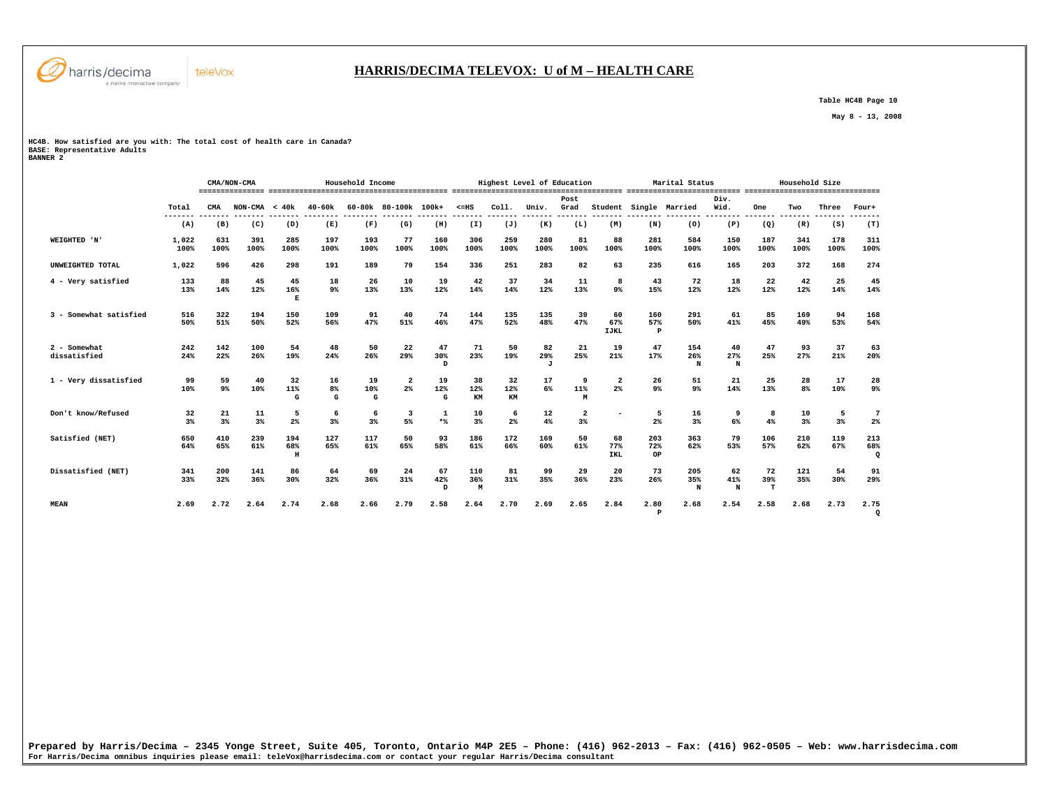# HARRIS/DECIMA TELEVOX: U of M – HEALTH CARE

Table HC4B Page 10

May 8 - 13, 2008

HC4B. How satisfied are you with: The total cost of health care in Canada?
BASE: Representative Adults
BANNER 2

| | | CMA/NON-CMA | | Household Income | | | | | Highest Level of Education | | | | | Marital Status | | | Household Size | | | |
|---|---|---|---|---|---|---|---|---|---|---|---|---|---|---|---|---|---|---|---|---|
| | Total | CMA | NON-CMA | < 40k | 40-60k | 60-80k | 80-100k | 100k+ | <=HS | Coll. | Univ. | Post Grad | Student | Single | Married | Div. Wid. | One | Two | Three | Four+ |
| | (A) | (B) | (C) | (D) | (E) | (F) | (G) | (H) | (I) | (J) | (K) | (L) | (M) | (N) | (O) | (P) | (Q) | (R) | (S) | (T) |
| WEIGHTED 'N' | 1,022<br>100% | 631<br>100% | 391<br>100% | 285<br>100% | 197<br>100% | 193<br>100% | 77<br>100% | 160<br>100% | 306<br>100% | 259<br>100% | 280<br>100% | 81<br>100% | 88<br>100% | 281<br>100% | 584<br>100% | 150<br>100% | 187<br>100% | 341<br>100% | 178<br>100% | 311<br>100% |
| UNWEIGHTED TOTAL | 1,022 | 596 | 426 | 298 | 191 | 189 | 79 | 154 | 336 | 251 | 283 | 82 | 63 | 235 | 616 | 165 | 203 | 372 | 168 | 274 |
| 4 - Very satisfied | 133<br>13% | 88<br>14% | 45<br>12% | 45<br>16%<br>E | 18<br>9% | 26<br>13% | 10<br>13% | 19<br>12% | 42<br>14% | 37<br>14% | 34<br>12% | 11<br>13% | 8<br>9% | 43<br>15% | 72<br>12% | 18<br>12% | 22<br>12% | 42<br>12% | 25<br>14% | 45<br>14% |
| 3 - Somewhat satisfied | 516<br>50% | 322<br>51% | 194<br>50% | 150<br>52% | 109<br>56% | 91<br>47% | 40<br>51% | 74<br>46% | 144<br>47% | 135<br>52% | 135<br>48% | 39<br>47% | 60<br>67%<br>IJKL | 160<br>57%<br>P | 291<br>50% | 61<br>41% | 85<br>45% | 169<br>49% | 94<br>53% | 168<br>54% |
| 2 - Somewhat dissatisfied | 242<br>24% | 142<br>22% | 100<br>26% | 54<br>19% | 48<br>24% | 50<br>26% | 22<br>29% | 47<br>30%<br>D | 71<br>23% | 50<br>19% | 82<br>29%<br>J | 21<br>25% | 19<br>21% | 47<br>17% | 154<br>26%<br>N | 40<br>27%<br>N | 47<br>25% | 93<br>27% | 37<br>21% | 63<br>20% |
| 1 - Very dissatisfied | 99<br>10% | 59<br>9% | 40<br>10% | 32<br>11%<br>G | 16<br>8%<br>G | 19<br>10%<br>G | 2<br>2% | 19<br>12%<br>G | 38<br>12%<br>KM | 32<br>12%<br>KM | 17<br>6% | 9<br>11%<br>M | 2<br>2% | 26<br>9% | 51<br>9% | 21<br>14% | 25<br>13% | 28<br>8% | 17<br>10% | 28<br>9% |
| Don't know/Refused | 32<br>3% | 21<br>3% | 11<br>3% | 5<br>2% | 6<br>3% | 6<br>3% | 3<br>5% | 1<br>*% | 10<br>3% | 6<br>2% | 12<br>4% | 2<br>3% | - | 5<br>2% | 16<br>3% | 9<br>6% | 8<br>4% | 10<br>3% | 5<br>3% | 7<br>2% |
| Satisfied (NET) | 650<br>64% | 410<br>65% | 239<br>61% | 194<br>68%<br>H | 127<br>65% | 117<br>61% | 50<br>65% | 93<br>58% | 186<br>61% | 172<br>66% | 169<br>60% | 50<br>61% | 68<br>77%<br>IKL | 203<br>72%<br>OP | 363<br>62% | 79<br>53% | 106<br>57% | 210<br>62% | 119<br>67% | 213<br>68%<br>Q |
| Dissatisfied (NET) | 341<br>33% | 200<br>32% | 141<br>36% | 86<br>30% | 64<br>32% | 69<br>36% | 24<br>31% | 67<br>42%<br>D | 110<br>36%<br>M | 81<br>31% | 99<br>35% | 29<br>36% | 20<br>23% | 73<br>26% | 205<br>35%<br>N | 62<br>41%<br>N | 72<br>39%<br>T | 121<br>35% | 54<br>30% | 91<br>29% |
| MEAN | 2.69 | 2.72 | 2.64 | 2.74 | 2.68 | 2.66 | 2.79 | 2.58 | 2.64 | 2.70 | 2.69 | 2.65 | 2.84 | 2.80<br>P | 2.68 | 2.54 | 2.58 | 2.68 | 2.73 | 2.75<br>Q |

Prepared by Harris/Decima – 2345 Yonge Street, Suite 405, Toronto, Ontario M4P 2E5 – Phone: (416) 962-2013 – Fax: (416) 962-0505 – Web: www.harrisdecima.com
For Harris/Decima omnibus inquiries please email: teleVox@harrisdecima.com or contact your regular Harris/Decima consultant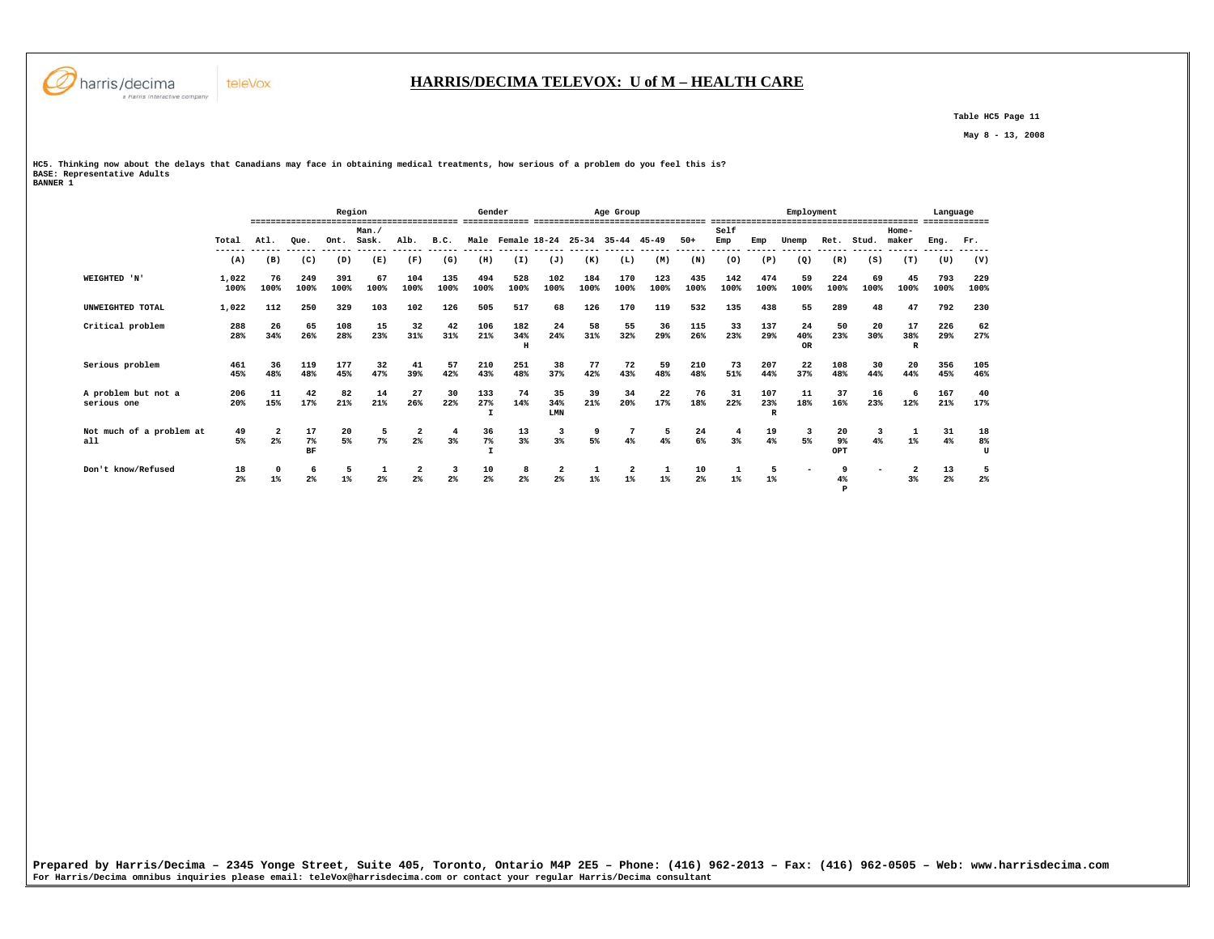# HARRIS/DECIMA TELEVOX: U of M – HEALTH CARE

Table HC5 Page 11

May 8 - 13, 2008

HC5. Thinking now about the delays that Canadians may face in obtaining medical treatments, how serious of a problem do you feel this is?
BASE: Representative Adults
BANNER 1

| | | Region | | | | | | Gender | | Age Group | | | | | Employment | | | | | | Language | |
|---|---|---|---|---|---|---|---|---|---|---|---|---|---|---|---|---|---|---|---|---|---|---|
| | Total | Atl. | Que. | Ont. | Man./ Sask. | Alb. | B.C. | Male | Female | 18-24 | 25-34 | 35-44 | 45-49 | 50+ | Self Emp | Emp | Unemp | Ret. | Stud. | Home-maker | Eng. | Fr. |
| | (A) | (B) | (C) | (D) | (E) | (F) | (G) | (H) | (I) | (J) | (K) | (L) | (M) | (N) | (O) | (P) | (Q) | (R) | (S) | (T) | (U) | (V) |
| WEIGHTED 'N' | 1,022<br>100% | 76<br>100% | 249<br>100% | 391<br>100% | 67<br>100% | 104<br>100% | 135<br>100% | 494<br>100% | 528<br>100% | 102<br>100% | 184<br>100% | 170<br>100% | 123<br>100% | 435<br>100% | 142<br>100% | 474<br>100% | 59<br>100% | 224<br>100% | 69<br>100% | 45<br>100% | 793<br>100% | 229<br>100% |
| UNWEIGHTED TOTAL | 1,022 | 112 | 250 | 329 | 103 | 102 | 126 | 505 | 517 | 68 | 126 | 170 | 119 | 532 | 135 | 438 | 55 | 289 | 48 | 47 | 792 | 230 |
| Critical problem | 288<br>28% | 26<br>34% | 65<br>26% | 108<br>28% | 15<br>23% | 32<br>31% | 42<br>31% | 106<br>21% | 182<br>34%<br>H | 24<br>24% | 58<br>31% | 55<br>32% | 36<br>29% | 115<br>26% | 33<br>23% | 137<br>29% | 24<br>40%<br>OR | 50<br>23% | 20<br>30% | 17<br>38%<br>R | 226<br>29% | 62<br>27% |
| Serious problem | 461<br>45% | 36<br>48% | 119<br>48% | 177<br>45% | 32<br>47% | 41<br>39% | 57<br>42% | 210<br>43% | 251<br>48% | 38<br>37% | 77<br>42% | 72<br>43% | 59<br>48% | 210<br>48% | 73<br>51% | 207<br>44% | 22<br>37% | 108<br>48% | 30<br>44% | 20<br>44% | 356<br>45% | 105<br>46% |
| A problem but not a serious one | 206<br>20% | 11<br>15% | 42<br>17% | 82<br>21% | 14<br>21% | 27<br>26% | 30<br>22% | 133<br>27%<br>I | 74<br>14% | 35<br>34%<br>LMN | 39<br>21% | 34<br>20% | 22<br>17% | 76<br>18% | 31<br>22% | 107<br>23%<br>R | 11<br>18% | 37<br>16% | 16<br>23% | 6<br>12% | 167<br>21% | 40<br>17% |
| Not much of a problem at all | 49<br>5% | 2<br>2% | 17<br>7%<br>BF | 20<br>5% | 5<br>7% | 2<br>2% | 4<br>3% | 36<br>7%<br>I | 13<br>3% | 3<br>3% | 9<br>5% | 7<br>4% | 5<br>4% | 24<br>6% | 4<br>3% | 19<br>4% | 3<br>5% | 20<br>9%<br>OPT | 3<br>4% | 1<br>1% | 31<br>4% | 18<br>8%<br>U |
| Don't know/Refused | 18<br>2% | 0<br>1% | 6<br>2% | 5<br>1% | 1<br>2% | 2<br>2% | 3<br>2% | 10<br>2% | 8<br>2% | 2<br>2% | 1<br>1% | 2<br>1% | 1<br>1% | 10<br>2% | 1<br>1% | 5<br>1% | - | 9<br>4%<br>P | - | 2<br>3% | 13<br>2% | 5<br>2% |

Prepared by Harris/Decima – 2345 Yonge Street, Suite 405, Toronto, Ontario M4P 2E5 – Phone: (416) 962-2013 – Fax: (416) 962-0505 – Web: www.harrisdecima.com
For Harris/Decima omnibus inquiries please email: teleVox@harrisdecima.com or contact your regular Harris/Decima consultant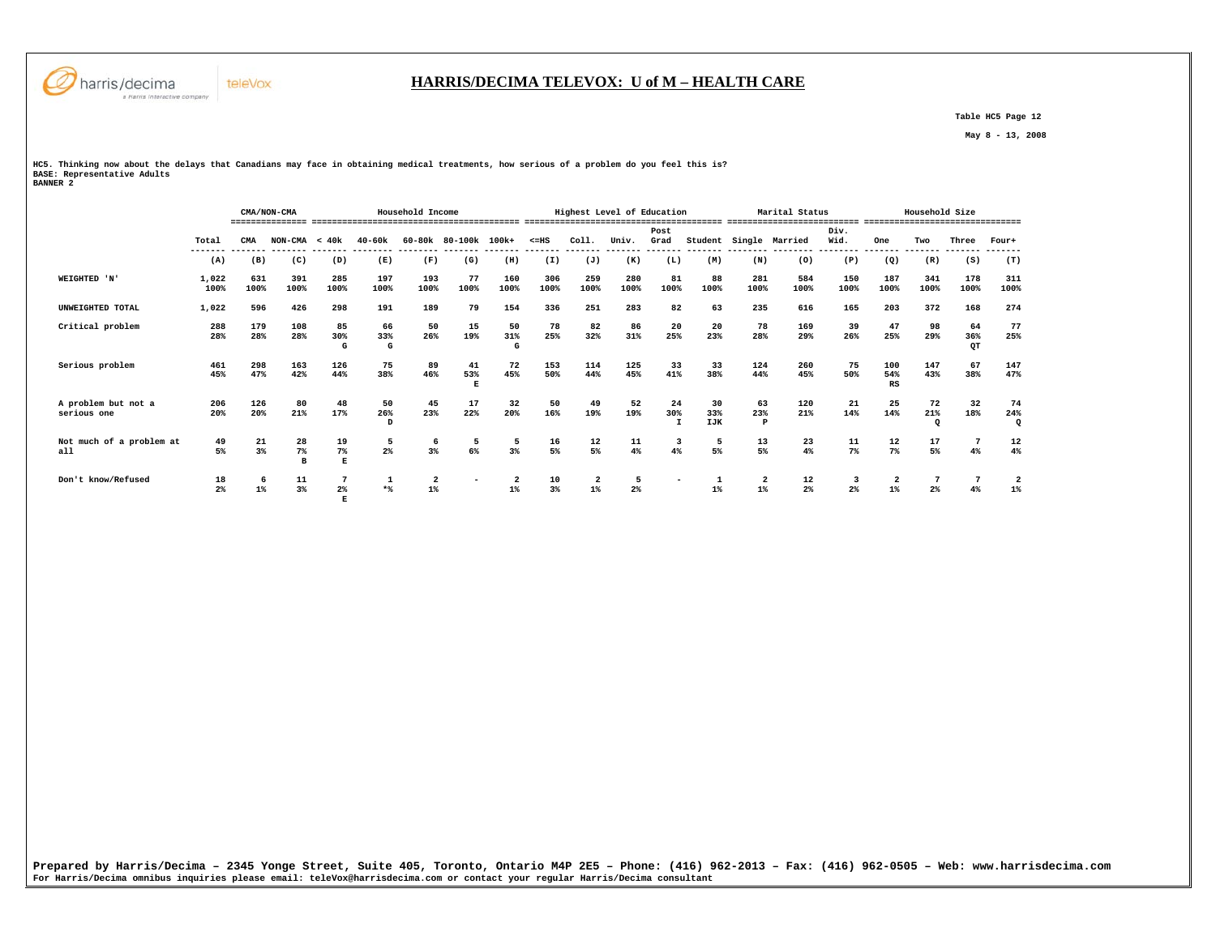## HARRIS/DECIMA TELEVOX: U of M – HEALTH CARE

Table HC5 Page 12

May 8 - 13, 2008

HC5. Thinking now about the delays that Canadians may face in obtaining medical treatments, how serious of a problem do you feel this is?
BASE: Representative Adults
BANNER 2

| | | CMA/NON-CMA | | Household Income | | | | | Highest Level of Education | | | | | Marital Status | | | Household Size | | | |
|---|---|---|---|---|---|---|---|---|---|---|---|---|---|---|---|---|---|---|---|---|
| | Total | CMA | NON-CMA | < 40k | 40-60k | 60-80k | 80-100k | 100k+ | <=HS | Coll. | Univ. | Post Grad | Student | Single | Married | Div. Wid. | One | Two | Three | Four+ |
| | (A) | (B) | (C) | (D) | (E) | (F) | (G) | (H) | (I) | (J) | (K) | (L) | (M) | (N) | (O) | (P) | (Q) | (R) | (S) | (T) |
| WEIGHTED 'N' | 1,022 100% | 631 100% | 391 100% | 285 100% | 197 100% | 193 100% | 77 100% | 160 100% | 306 100% | 259 100% | 280 100% | 81 100% | 88 100% | 281 100% | 584 100% | 150 100% | 187 100% | 341 100% | 178 100% | 311 100% |
| UNWEIGHTED TOTAL | 1,022 | 596 | 426 | 298 | 191 | 189 | 79 | 154 | 336 | 251 | 283 | 82 | 63 | 235 | 616 | 165 | 203 | 372 | 168 | 274 |
| Critical problem | 288 28% | 179 28% | 108 28% | 85 30% G | 66 33% G | 50 26% | 15 19% | 50 31% G | 78 25% | 82 32% | 86 31% | 20 25% | 20 23% | 78 28% | 169 29% | 39 26% | 47 25% | 98 29% | 64 36% QT | 77 25% |
| Serious problem | 461 45% | 298 47% | 163 42% | 126 44% | 75 38% | 89 46% | 41 53% E | 72 45% | 153 50% | 114 44% | 125 45% | 33 41% | 33 38% | 124 44% | 260 45% | 75 50% | 100 54% RS | 147 43% | 67 38% | 147 47% |
| A problem but not a serious one | 206 20% | 126 20% | 80 21% | 48 17% | 50 26% D | 45 23% | 17 22% | 32 20% | 50 16% | 49 19% | 52 19% | 24 30% I | 30 33% IJK | 63 23% P | 120 21% | 21 14% | 25 14% | 72 21% Q | 32 18% | 74 24% Q |
| Not much of a problem at all | 49 5% | 21 3% | 28 7% B | 19 7% E | 5 2% | 6 3% | 5 6% | 5 3% | 16 5% | 12 5% | 11 4% | 3 4% | 5 5% | 13 5% | 23 4% | 11 7% | 12 7% | 17 5% | 7 4% | 12 4% |
| Don't know/Refused | 18 2% | 6 1% | 11 3% | 7 2% E | 1 *% | 2 1% | - | 2 1% | 10 3% | 2 1% | 5 2% | - | 1 1% | 2 1% | 12 2% | 3 2% | 2 1% | 7 2% | 7 4% | 2 1% |

Prepared by Harris/Decima – 2345 Yonge Street, Suite 405, Toronto, Ontario M4P 2E5 – Phone: (416) 962-2013 – Fax: (416) 962-0505 – Web: www.harrisdecima.com
For Harris/Decima omnibus inquiries please email: teleVox@harrisdecima.com or contact your regular Harris/Decima consultant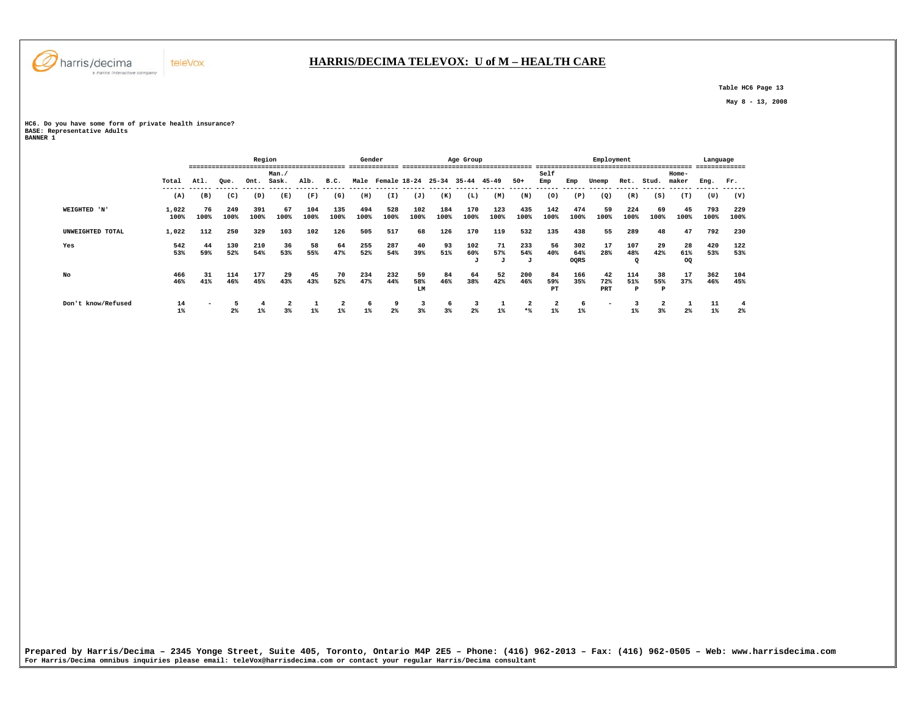## HARRIS/DECIMA TELEVOX: U of M – HEALTH CARE

Table HC6 Page 13

May 8 - 13, 2008

HC6. Do you have some form of private health insurance?
BASE: Representative Adults
BANNER 1

| | | Region | | | | | | Gender | | Age Group | | | | | Employment | | | | | | Language | |
|---|---|---|---|---|---|---|---|---|---|---|---|---|---|---|---|---|---|---|---|---|---|---|
| | Total | Atl. | Que. | Ont. | Man./ Sask. | Alb. | B.C. | Male | Female | 18-24 | 25-34 | 35-44 | 45-49 | 50+ | Self Emp | Emp | Unemp | Ret. | Stud. | Home-maker | Eng. | Fr. |
| | (A) | (B) | (C) | (D) | (E) | (F) | (G) | (H) | (I) | (J) | (K) | (L) | (M) | (N) | (O) | (P) | (Q) | (R) | (S) | (T) | (U) | (V) |
| WEIGHTED 'N' | 1,022<br>100% | 76<br>100% | 249<br>100% | 391<br>100% | 67<br>100% | 104<br>100% | 135<br>100% | 494<br>100% | 528<br>100% | 102<br>100% | 184<br>100% | 170<br>100% | 123<br>100% | 435<br>100% | 142<br>100% | 474<br>100% | 59<br>100% | 224<br>100% | 69<br>100% | 45<br>100% | 793<br>100% | 229<br>100% |
| UNWEIGHTED TOTAL | 1,022 | 112 | 250 | 329 | 103 | 102 | 126 | 505 | 517 | 68 | 126 | 170 | 119 | 532 | 135 | 438 | 55 | 289 | 48 | 47 | 792 | 230 |
| Yes | 542<br>53% | 44<br>59% | 130<br>52% | 210<br>54% | 36<br>53% | 58<br>55% | 64<br>47% | 255<br>52% | 287<br>54% | 40<br>39% | 93<br>51% | 102<br>60%<br>J | 71<br>57%<br>J | 233<br>54%<br>J | 56<br>40% | 302<br>64%<br>OQRS | 17<br>28% | 107<br>48%<br>Q | 29<br>42% | 28<br>61%<br>OQ | 420<br>53% | 122<br>53% |
| No | 466<br>46% | 31<br>41% | 114<br>46% | 177<br>45% | 29<br>43% | 45<br>43% | 70<br>52% | 234<br>47% | 232<br>44% | 59<br>58%<br>LM | 84<br>46% | 64<br>38% | 52<br>42% | 200<br>46% | 84<br>59%<br>PT | 166<br>35% | 42<br>72%<br>PRT | 114<br>51%<br>P | 38<br>55%<br>P | 17<br>37% | 362<br>46% | 104<br>45% |
| Don't know/Refused | 14<br>1% | - | 5<br>2% | 4<br>1% | 2<br>3% | 1<br>1% | 2<br>1% | 6<br>1% | 9<br>2% | 3<br>3% | 6<br>3% | 3<br>2% | 1<br>1% | 2<br>*% | 2<br>1% | 6<br>1% | - | 3<br>1% | 2<br>3% | 1<br>2% | 11<br>1% | 4<br>2% |

Prepared by Harris/Decima – 2345 Yonge Street, Suite 405, Toronto, Ontario M4P 2E5 – Phone: (416) 962-2013 – Fax: (416) 962-0505 – Web: www.harrisdecima.com
For Harris/Decima omnibus inquiries please email: teleVox@harrisdecima.com or contact your regular Harris/Decima consultant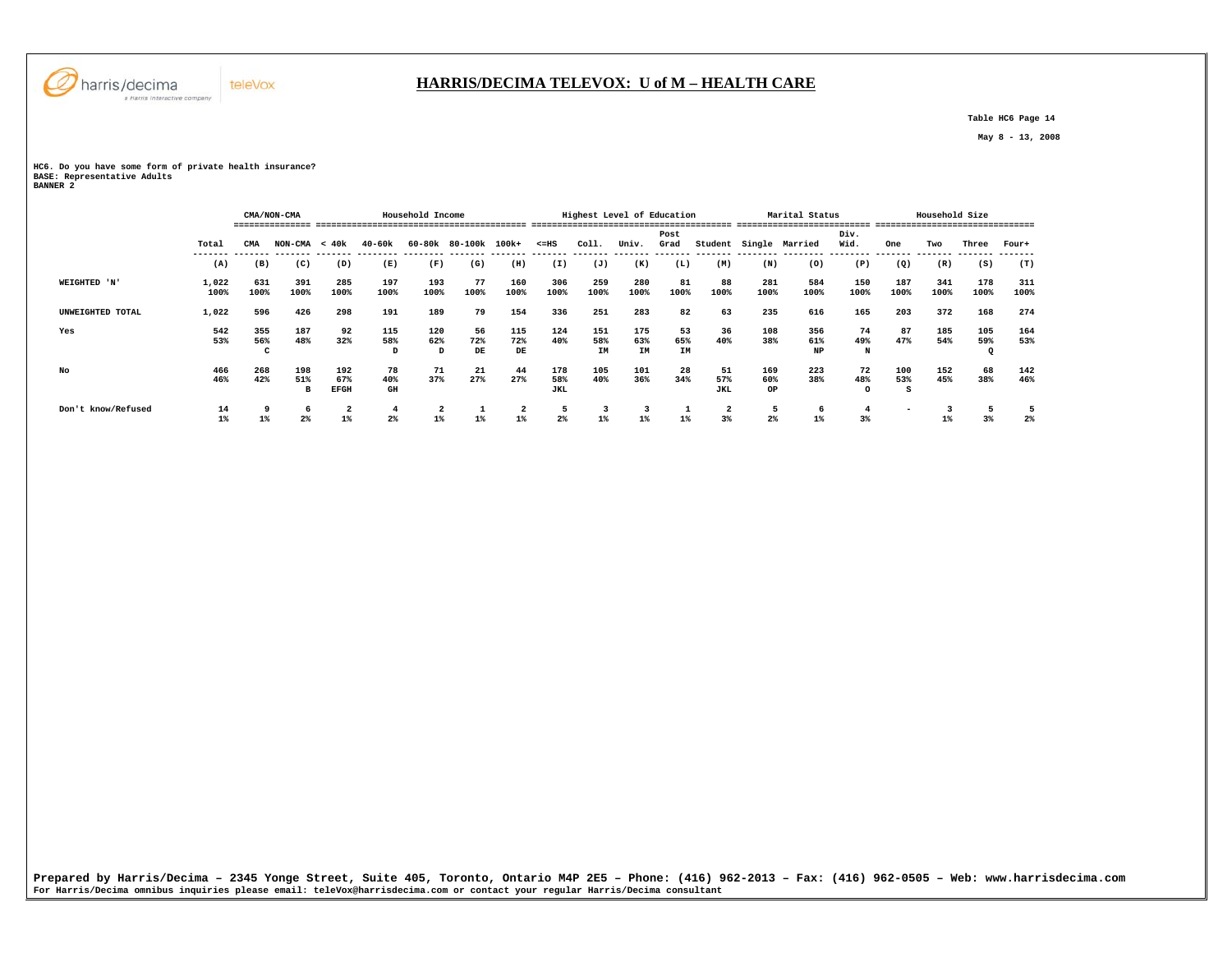# HARRIS/DECIMA TELEVOX: U of M – HEALTH CARE

Table HC6 Page 14

May 8 - 13, 2008

HC6. Do you have some form of private health insurance?
BASE: Representative Adults
BANNER 2

| | | CMA/NON-CMA | | Household Income | | | | | Highest Level of Education | | | | | Marital Status | | | Household Size | | | |
|---|---|---|---|---|---|---|---|---|---|---|---|---|---|---|---|---|---|---|---|---|
| | Total | CMA | NON-CMA | < 40k | 40-60k | 60-80k | 80-100k | 100k+ | <=HS | Coll. | Univ. | Post Grad | Student | Single | Married | Div. Wid. | One | Two | Three | Four+ |
| | (A) | (B) | (C) | (D) | (E) | (F) | (G) | (H) | (I) | (J) | (K) | (L) | (M) | (N) | (O) | (P) | (Q) | (R) | (S) | (T) |
| WEIGHTED 'N' | 1,022<br>100% | 631<br>100% | 391<br>100% | 285<br>100% | 197<br>100% | 193<br>100% | 77<br>100% | 160<br>100% | 306<br>100% | 259<br>100% | 280<br>100% | 81<br>100% | 88<br>100% | 281<br>100% | 584<br>100% | 150<br>100% | 187<br>100% | 341<br>100% | 178<br>100% | 311<br>100% |
| UNWEIGHTED TOTAL | 1,022 | 596 | 426 | 298 | 191 | 189 | 79 | 154 | 336 | 251 | 283 | 82 | 63 | 235 | 616 | 165 | 203 | 372 | 168 | 274 |
| Yes | 542<br>53% | 355<br>56%<br>C | 187<br>48% | 92<br>32% | 115<br>58%<br>D | 120<br>62%<br>D | 56<br>72%<br>DE | 115<br>72%<br>DE | 124<br>40% | 151<br>58%<br>IM | 175<br>63%<br>IM | 53<br>65%<br>IM | 36<br>40% | 108<br>38% | 356<br>61%<br>NP | 74<br>49%<br>N | 87<br>47% | 185<br>54% | 105<br>59%<br>Q | 164<br>53% |
| No | 466<br>46% | 268<br>42% | 198<br>51%<br>B | 192<br>67%<br>EFGH | 78<br>40%<br>GH | 71<br>37% | 21<br>27% | 44<br>27% | 178<br>58%<br>JKL | 105<br>40% | 101<br>36% | 28<br>34% | 51<br>57%<br>JKL | 169<br>60%<br>OP | 223<br>38% | 72<br>48%<br>O | 100<br>53%<br>S | 152<br>45% | 68<br>38% | 142<br>46% |
| Don't know/Refused | 14<br>1% | 9<br>1% | 6<br>2% | 2<br>1% | 4<br>2% | 2<br>1% | 1<br>1% | 2<br>1% | 5<br>2% | 3<br>1% | 3<br>1% | 1<br>1% | 2<br>3% | 5<br>2% | 6<br>1% | 4<br>3% | - | 3<br>1% | 5<br>3% | 5<br>2% |

Prepared by Harris/Decima – 2345 Yonge Street, Suite 405, Toronto, Ontario M4P 2E5 – Phone: (416) 962-2013 – Fax: (416) 962-0505 – Web: www.harrisdecima.com
For Harris/Decima omnibus inquiries please email: teleVox@harrisdecima.com or contact your regular Harris/Decima consultant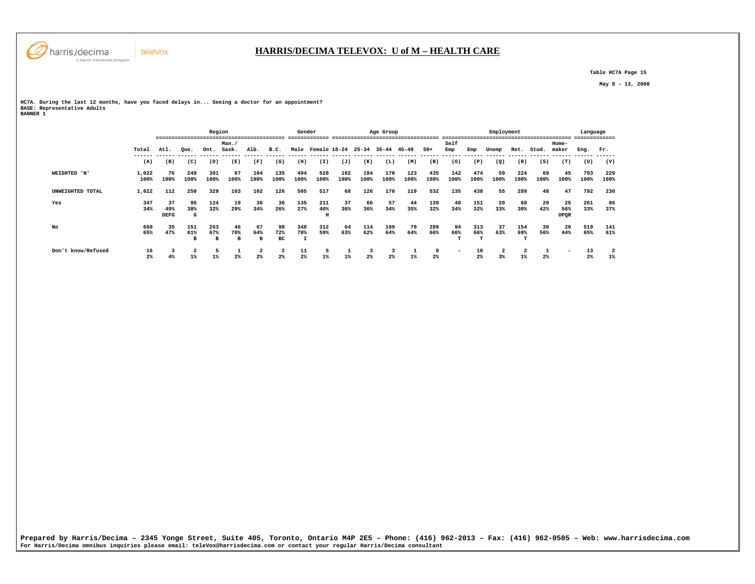# HARRIS/DECIMA TELEVOX: U of M – HEALTH CARE

Table HC7A Page 15

May 8 - 13, 2008

HC7A. During the last 12 months, have you faced delays in... Seeing a doctor for an appointment?
BASE: Representative Adults
BANNER 1

| | Total | Region | | | | | | Gender | | Age Group | | | | | Employment | | | | | | Language | |
|---|---|---|---|---|---|---|---|---|---|---|---|---|---|---|---|---|---|---|---|---|---|---|
| | Total | Atl. | Que. | Ont. | Man./ Sask. | Alb. | B.C. | Male | Female | 18-24 | 25-34 | 35-44 | 45-49 | 50+ | Self Emp | Emp | Unemp | Ret. | Stud. | Home-maker | Eng. | Fr. |
| | (A) | (B) | (C) | (D) | (E) | (F) | (G) | (H) | (I) | (J) | (K) | (L) | (M) | (N) | (O) | (P) | (Q) | (R) | (S) | (T) | (U) | (V) |
| WEIGHTED 'N' | 1,022 100% | 76 100% | 249 100% | 391 100% | 67 100% | 104 100% | 135 100% | 494 100% | 528 100% | 102 100% | 184 100% | 170 100% | 123 100% | 435 100% | 142 100% | 474 100% | 59 100% | 224 100% | 69 100% | 45 100% | 793 100% | 229 100% |
| UNWEIGHTED TOTAL | 1,022 | 112 | 250 | 329 | 103 | 102 | 126 | 505 | 517 | 68 | 126 | 170 | 119 | 532 | 135 | 438 | 55 | 289 | 48 | 47 | 792 | 230 |
| Yes | 347 34% | 37 49% DEFG | 96 38% G | 124 32% | 19 29% | 36 34% | 36 26% | 135 27% | 211 40% H | 37 36% | 66 36% | 57 34% | 44 35% | 139 32% | 48 34% | 151 32% | 20 33% | 68 30% | 29 42% | 25 56% OPQR | 261 33% | 86 37% |
| No | 660 65% | 35 47% | 151 61% B | 263 67% B | 46 70% B | 67 64% B | 98 72% BC | 348 70% I | 312 59% | 64 63% | 114 62% | 109 64% | 79 64% | 289 66% | 94 66% T | 313 66% T | 37 63% | 154 69% T | 39 56% | 20 44% | 519 65% | 141 61% |
| Don't know/Refused | 16 2% | 3 4% | 2 1% | 5 1% | 1 2% | 2 2% | 2 2% | 11 2% | 5 1% | 1 1% | 3 2% | 3 2% | 1 1% | 8 2% | - | 10 2% | 2 3% | 2 1% | 1 2% | - | 13 2% | 2 1% |

Prepared by Harris/Decima – 2345 Yonge Street, Suite 405, Toronto, Ontario M4P 2E5 – Phone: (416) 962-2013 – Fax: (416) 962-0505 – Web: www.harrisdecima.com
For Harris/Decima omnibus inquiries please email: teleVox@harrisdecima.com or contact your regular Harris/Decima consultant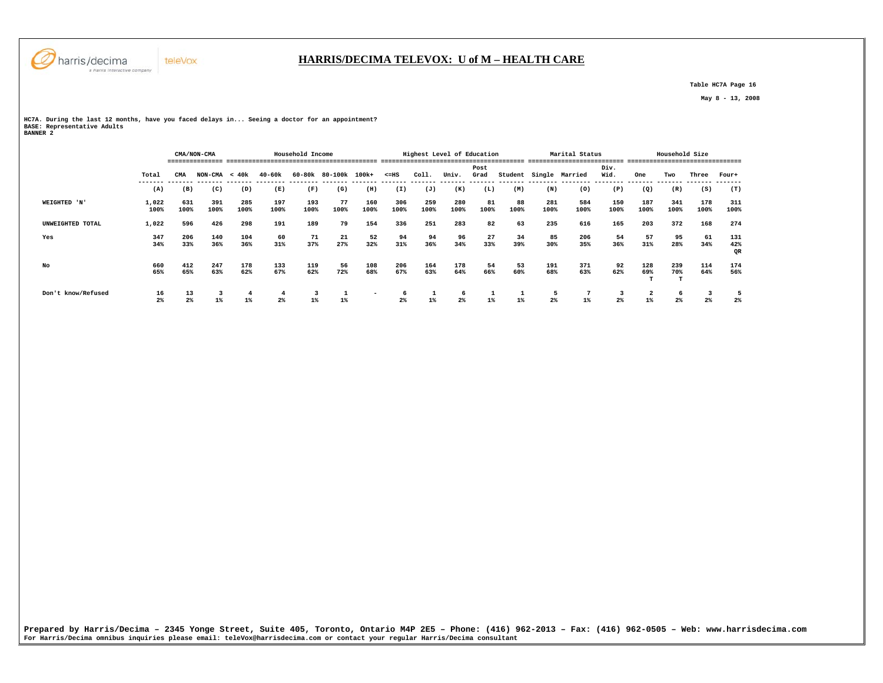# HARRIS/DECIMA TELEVOX: U of M – HEALTH CARE

Table HC7A Page 16

May 8 - 13, 2008

HC7A. During the last 12 months, have you faced delays in... Seeing a doctor for an appointment?
BASE: Representative Adults
BANNER 2

| | | CMA/NON-CMA | | Household Income | | | | | Highest Level of Education | | | | | Marital Status | | | Household Size | | | |
|---|---|---|---|---|---|---|---|---|---|---|---|---|---|---|---|---|---|---|---|---|
| | Total | CMA | NON-CMA | < 40k | 40-60k | 60-80k | 80-100k | 100k+ | <=HS | Coll. | Univ. | Post Grad | Student | Single | Married | Div. Wid. | One | Two | Three | Four+ |
| | (A) | (B) | (C) | (D) | (E) | (F) | (G) | (H) | (I) | (J) | (K) | (L) | (M) | (N) | (O) | (P) | (Q) | (R) | (S) | (T) |
| WEIGHTED 'N' | 1,022<br>100% | 631<br>100% | 391<br>100% | 285<br>100% | 197<br>100% | 193<br>100% | 77<br>100% | 160<br>100% | 306<br>100% | 259<br>100% | 280<br>100% | 81<br>100% | 88<br>100% | 281<br>100% | 584<br>100% | 150<br>100% | 187<br>100% | 341<br>100% | 178<br>100% | 311<br>100% |
| UNWEIGHTED TOTAL | 1,022 | 596 | 426 | 298 | 191 | 189 | 79 | 154 | 336 | 251 | 283 | 82 | 63 | 235 | 616 | 165 | 203 | 372 | 168 | 274 |
| Yes | 347<br>34% | 206<br>33% | 140<br>36% | 104<br>36% | 60<br>31% | 71<br>37% | 21<br>27% | 52<br>32% | 94<br>31% | 94<br>36% | 96<br>34% | 27<br>33% | 34<br>39% | 85<br>30% | 206<br>35% | 54<br>36% | 57<br>31% | 95<br>28% | 61<br>34% | 131<br>42%<br>QR |
| No | 660<br>65% | 412<br>65% | 247<br>63% | 178<br>62% | 133<br>67% | 119<br>62% | 56<br>72% | 108<br>68% | 206<br>67% | 164<br>63% | 178<br>64% | 54<br>66% | 53<br>60% | 191<br>68% | 371<br>63% | 92<br>62% | 128<br>69%<br>T | 239<br>70%<br>T | 114<br>64% | 174<br>56% |
| Don't know/Refused | 16<br>2% | 13<br>2% | 3<br>1% | 4<br>1% | 4<br>2% | 3<br>1% | 1<br>1% | - | 6<br>2% | 1<br>1% | 6<br>2% | 1<br>1% | 1<br>1% | 5<br>2% | 7<br>1% | 3<br>2% | 2<br>1% | 6<br>2% | 3<br>2% | 5<br>2% |

Prepared by Harris/Decima – 2345 Yonge Street, Suite 405, Toronto, Ontario M4P 2E5 – Phone: (416) 962-2013 – Fax: (416) 962-0505 – Web: www.harrisdecima.com
For Harris/Decima omnibus inquiries please email: teleVox@harrisdecima.com or contact your regular Harris/Decima consultant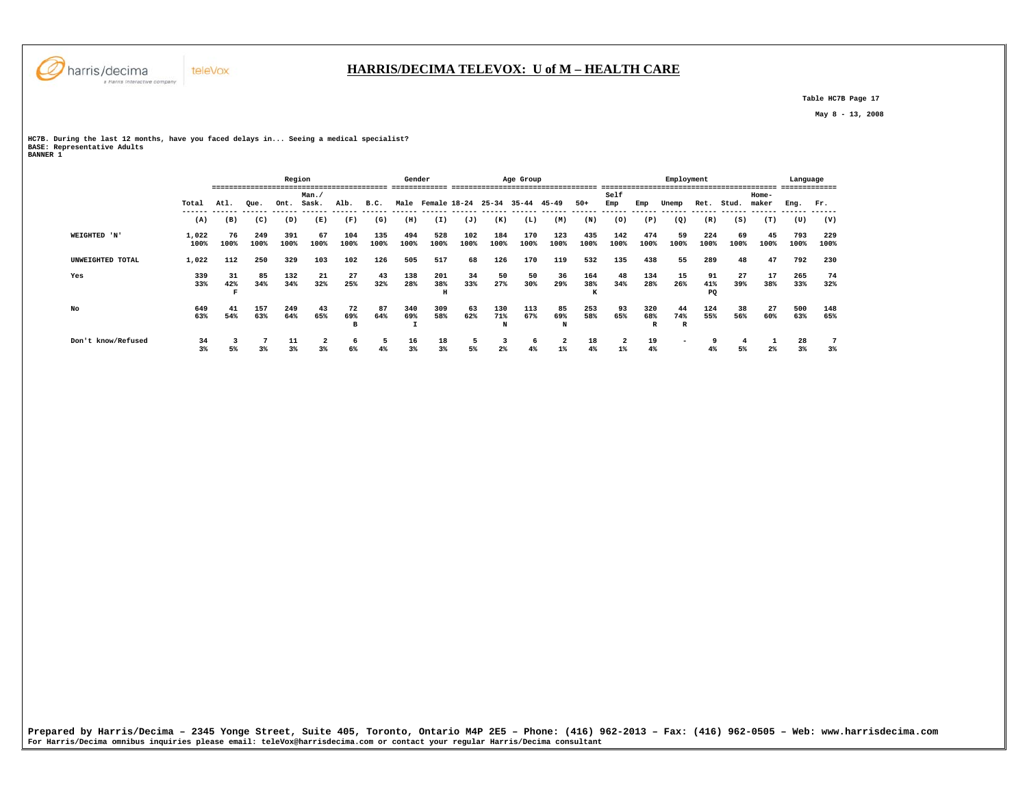## HARRIS/DECIMA TELEVOX: U of M – HEALTH CARE

Table HC7B Page 17

May 8 - 13, 2008

HC7B. During the last 12 months, have you faced delays in... Seeing a medical specialist?
BASE: Representative Adults
BANNER 1

| | | Region | | | | | | Gender | | Age Group | | | | | Employment | | | | | | Language | |
|---|---|---|---|---|---|---|---|---|---|---|---|---|---|---|---|---|---|---|---|---|---|---|
| | Total | Atl. | Que. | Ont. | Man./ Sask. | Alb. | B.C. | Male | Female | 18-24 | 25-34 | 35-44 | 45-49 | 50+ | Self Emp | Emp | Unemp | Ret. | Stud. | Home-maker | Eng. | Fr. |
| | (A) | (B) | (C) | (D) | (E) | (F) | (G) | (H) | (I) | (J) | (K) | (L) | (M) | (N) | (O) | (P) | (Q) | (R) | (S) | (T) | (U) | (V) |
| WEIGHTED 'N' | 1,022<br>100% | 76<br>100% | 249<br>100% | 391<br>100% | 67<br>100% | 104<br>100% | 135<br>100% | 494<br>100% | 528<br>100% | 102<br>100% | 184<br>100% | 170<br>100% | 123<br>100% | 435<br>100% | 142<br>100% | 474<br>100% | 59<br>100% | 224<br>100% | 69<br>100% | 45<br>100% | 793<br>100% | 229<br>100% |
| UNWEIGHTED TOTAL | 1,022 | 112 | 250 | 329 | 103 | 102 | 126 | 505 | 517 | 68 | 126 | 170 | 119 | 532 | 135 | 438 | 55 | 289 | 48 | 47 | 792 | 230 |
| Yes | 339<br>33% | 31<br>42%<br>F | 85<br>34% | 132<br>34% | 21<br>32% | 27<br>25% | 43<br>32% | 138<br>28% | 201<br>38%<br>H | 34<br>33% | 50<br>27% | 50<br>30% | 36<br>29% | 164<br>38%<br>K | 48<br>34% | 134<br>28% | 15<br>26% | 91<br>41%<br>PQ | 27<br>39% | 17<br>38% | 265<br>33% | 74<br>32% |
| No | 649<br>63% | 41<br>54% | 157<br>63% | 249<br>64% | 43<br>65% | 72<br>69%<br>B | 87<br>64% | 340<br>69%<br>I | 309<br>58% | 63<br>62% | 130<br>71%<br>N | 113<br>67% | 85<br>69%<br>N | 253<br>58% | 93<br>65% | 320<br>68%<br>R | 44<br>74%<br>R | 124<br>55% | 38<br>56% | 27<br>60% | 500<br>63% | 148<br>65% |
| Don't know/Refused | 34<br>3% | 3<br>5% | 7<br>3% | 11<br>3% | 2<br>3% | 6<br>6% | 5<br>4% | 16<br>3% | 18<br>3% | 5<br>5% | 3<br>2% | 6<br>4% | 2<br>1% | 18<br>4% | 2<br>1% | 19<br>4% | - | 9<br>4% | 4<br>5% | 1<br>2% | 28<br>3% | 7<br>3% |

Prepared by Harris/Decima – 2345 Yonge Street, Suite 405, Toronto, Ontario M4P 2E5 – Phone: (416) 962-2013 – Fax: (416) 962-0505 – Web: www.harrisdecima.com
For Harris/Decima omnibus inquiries please email: teleVox@harrisdecima.com or contact your regular Harris/Decima consultant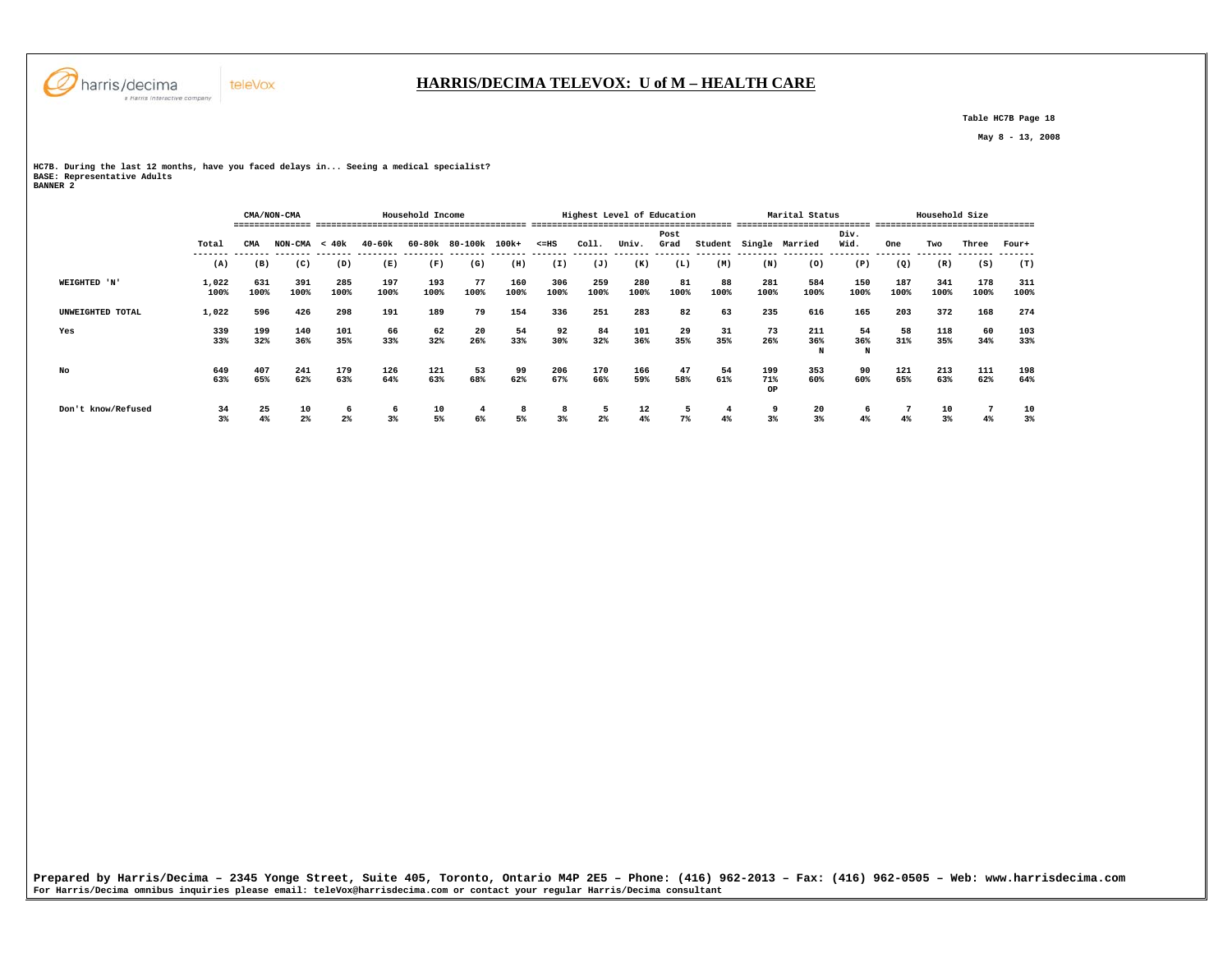## HARRIS/DECIMA TELEVOX: U of M – HEALTH CARE

Table HC7B Page 18

May 8 - 13, 2008

HC7B. During the last 12 months, have you faced delays in... Seeing a medical specialist?
BASE: Representative Adults
BANNER 2

| | Total | CMA/NON-CMA | | Household Income | | | | | Highest Level of Education | | | | | Marital Status | | | Household Size | | | |
|---|---|---|---|---|---|---|---|---|---|---|---|---|---|---|---|---|---|---|---|---|
| | | CMA | NON-CMA | < 40k | 40-60k | 60-80k | 80-100k | 100k+ | <=HS | Coll. | Univ. | Post Grad | Student | Single | Married | Div. Wid. | One | Two | Three | Four+ |
| | (A) | (B) | (C) | (D) | (E) | (F) | (G) | (H) | (I) | (J) | (K) | (L) | (M) | (N) | (O) | (P) | (Q) | (R) | (S) | (T) |
| WEIGHTED 'N' | 1,022<br>100% | 631<br>100% | 391<br>100% | 285<br>100% | 197<br>100% | 193<br>100% | 77<br>100% | 160<br>100% | 306<br>100% | 259<br>100% | 280<br>100% | 81<br>100% | 88<br>100% | 281<br>100% | 584<br>100% | 150<br>100% | 187<br>100% | 341<br>100% | 178<br>100% | 311<br>100% |
| UNWEIGHTED TOTAL | 1,022 | 596 | 426 | 298 | 191 | 189 | 79 | 154 | 336 | 251 | 283 | 82 | 63 | 235 | 616 | 165 | 203 | 372 | 168 | 274 |
| Yes | 339<br>33% | 199<br>32% | 140<br>36% | 101<br>35% | 66<br>33% | 62<br>32% | 20<br>26% | 54<br>33% | 92<br>30% | 84<br>32% | 101<br>36% | 29<br>35% | 31<br>35% | 73<br>26% | 211<br>36%<br>N | 54<br>36%<br>N | 58<br>31% | 118<br>35% | 60<br>34% | 103<br>33% |
| No | 649<br>63% | 407<br>65% | 241<br>62% | 179<br>63% | 126<br>64% | 121<br>63% | 53<br>68% | 99<br>62% | 206<br>67% | 170<br>66% | 166<br>59% | 47<br>58% | 54<br>61% | 199<br>71%<br>OP | 353<br>60% | 90<br>60% | 121<br>65% | 213<br>63% | 111<br>62% | 198<br>64% |
| Don't know/Refused | 34<br>3% | 25<br>4% | 10<br>2% | 6<br>2% | 6<br>3% | 10<br>5% | 4<br>6% | 8<br>5% | 8<br>3% | 5<br>2% | 12<br>4% | 5<br>7% | 4<br>4% | 9<br>3% | 20<br>3% | 6<br>4% | 7<br>4% | 10<br>3% | 7<br>4% | 10<br>3% |

Prepared by Harris/Decima – 2345 Yonge Street, Suite 405, Toronto, Ontario M4P 2E5 – Phone: (416) 962-2013 – Fax: (416) 962-0505 – Web: www.harrisdecima.com
For Harris/Decima omnibus inquiries please email: teleVox@harrisdecima.com or contact your regular Harris/Decima consultant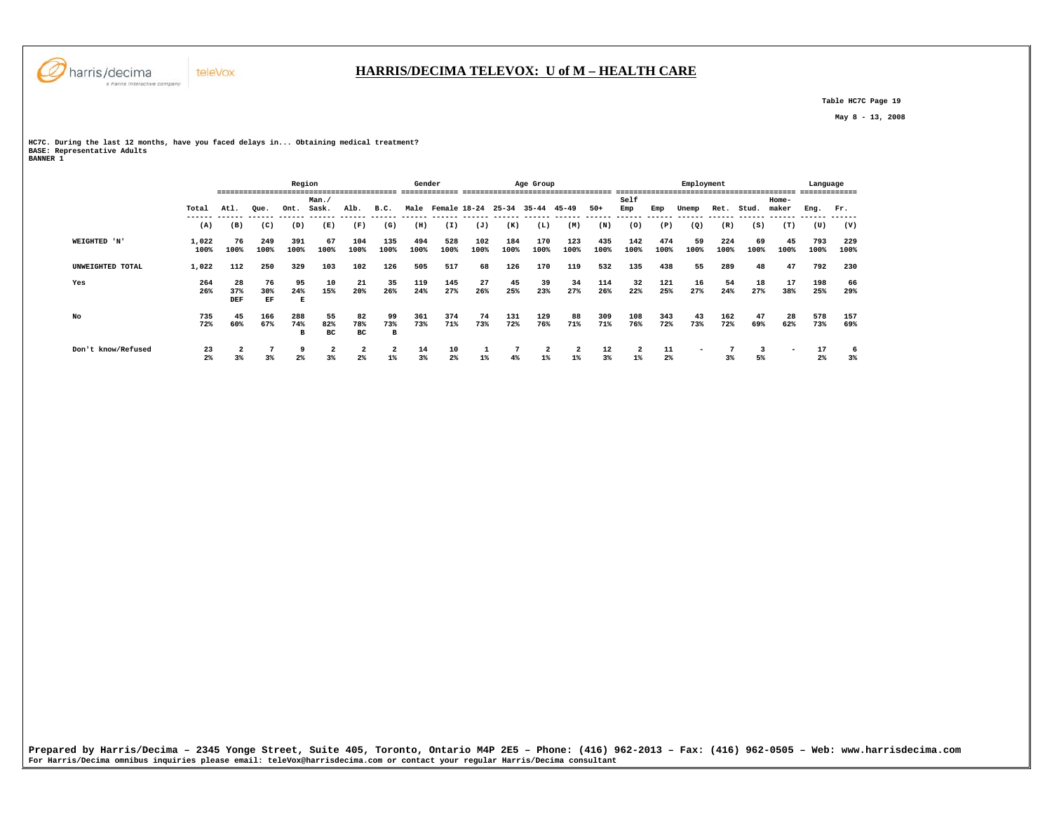# HARRIS/DECIMA TELEVOX: U of M – HEALTH CARE

Table HC7C Page 19

May 8 - 13, 2008

HC7C. During the last 12 months, have you faced delays in... Obtaining medical treatment?
BASE: Representative Adults
BANNER 1

| | | Region | | | | | | Gender | | Age Group | | | | | Employment | | | | | | Language | |
|---|---|---|---|---|---|---|---|---|---|---|---|---|---|---|---|---|---|---|---|---|---|---|
| | Total | Atl. | Que. | Ont. | Man./ Sask. | Alb. | B.C. | Male | Female | 18-24 | 25-34 | 35-44 | 45-49 | 50+ | Self Emp | Emp | Unemp | Ret. | Stud. | Home-maker | Eng. | Fr. |
| | (A) | (B) | (C) | (D) | (E) | (F) | (G) | (H) | (I) | (J) | (K) | (L) | (M) | (N) | (O) | (P) | (Q) | (R) | (S) | (T) | (U) | (V) |
| WEIGHTED 'N' | 1,022<br>100% | 76<br>100% | 249<br>100% | 391<br>100% | 67<br>100% | 104<br>100% | 135<br>100% | 494<br>100% | 528<br>100% | 102<br>100% | 184<br>100% | 170<br>100% | 123<br>100% | 435<br>100% | 142<br>100% | 474<br>100% | 59<br>100% | 224<br>100% | 69<br>100% | 45<br>100% | 793<br>100% | 229<br>100% |
| UNWEIGHTED TOTAL | 1,022 | 112 | 250 | 329 | 103 | 102 | 126 | 505 | 517 | 68 | 126 | 170 | 119 | 532 | 135 | 438 | 55 | 289 | 48 | 47 | 792 | 230 |
| Yes | 264<br>26% | 28<br>37%<br>DEF | 76<br>30%<br>EF | 95<br>24%<br>E | 10<br>15% | 21<br>20% | 35<br>26% | 119<br>24% | 145<br>27% | 27<br>26% | 45<br>25% | 39<br>23% | 34<br>27% | 114<br>26% | 32<br>22% | 121<br>25% | 16<br>27% | 54<br>24% | 18<br>27% | 17<br>38% | 198<br>25% | 66<br>29% |
| No | 735<br>72% | 45<br>60% | 166<br>67% | 288<br>74%<br>B | 55<br>82%<br>BC | 82<br>78%<br>BC | 99<br>73%<br>B | 361<br>73% | 374<br>71% | 74<br>73% | 131<br>72% | 129<br>76% | 88<br>71% | 309<br>71% | 108<br>76% | 343<br>72% | 43<br>73% | 162<br>72% | 47<br>69% | 28<br>62% | 578<br>73% | 157<br>69% |
| Don't know/Refused | 23<br>2% | 2<br>3% | 7<br>3% | 9<br>2% | 2<br>3% | 2<br>2% | 2<br>1% | 14<br>3% | 10<br>2% | 1<br>1% | 7<br>4% | 2<br>1% | 2<br>1% | 12<br>3% | 2<br>1% | 11<br>2% | - | 7<br>3% | 3<br>5% | - | 17<br>2% | 6<br>3% |

Prepared by Harris/Decima – 2345 Yonge Street, Suite 405, Toronto, Ontario M4P 2E5 – Phone: (416) 962-2013 – Fax: (416) 962-0505 – Web: www.harrisdecima.com
For Harris/Decima omnibus inquiries please email: teleVox@harrisdecima.com or contact your regular Harris/Decima consultant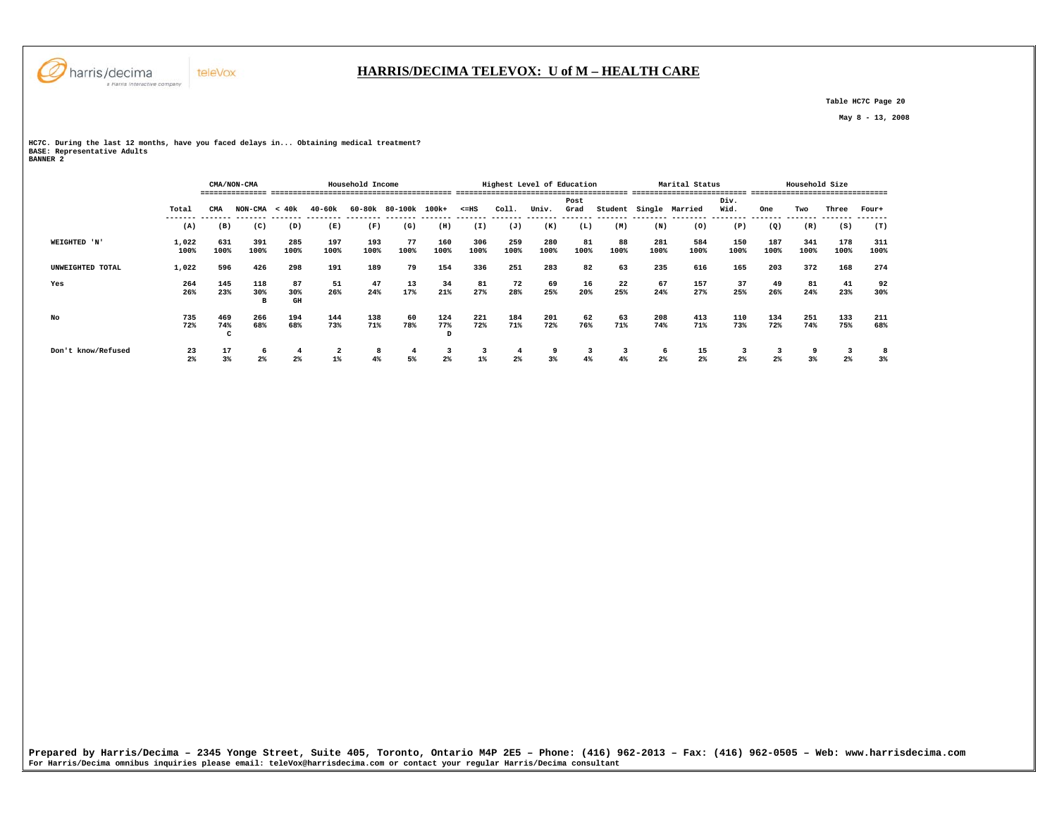# HARRIS/DECIMA TELEVOX: U of M – HEALTH CARE

Table HC7C Page 20

May 8 - 13, 2008

HC7C. During the last 12 months, have you faced delays in... Obtaining medical treatment?
BASE: Representative Adults
BANNER 2

| | | CMA/NON-CMA | | Household Income | | | | | Highest Level of Education | | | | | Marital Status | | | Household Size | | | |
|---|---|---|---|---|---|---|---|---|---|---|---|---|---|---|---|---|---|---|---|---|
| | Total | CMA | NON-CMA | < 40k | 40-60k | 60-80k | 80-100k | 100k+ | <=HS | Coll. | Univ. | Post Grad | Student | Single | Married | Div. Wid. | One | Two | Three | Four+ |
| | (A) | (B) | (C) | (D) | (E) | (F) | (G) | (H) | (I) | (J) | (K) | (L) | (M) | (N) | (O) | (P) | (Q) | (R) | (S) | (T) |
| WEIGHTED 'N' | 1,022<br>100% | 631<br>100% | 391<br>100% | 285<br>100% | 197<br>100% | 193<br>100% | 77<br>100% | 160<br>100% | 306<br>100% | 259<br>100% | 280<br>100% | 81<br>100% | 88<br>100% | 281<br>100% | 584<br>100% | 150<br>100% | 187<br>100% | 341<br>100% | 178<br>100% | 311<br>100% |
| UNWEIGHTED TOTAL | 1,022 | 596 | 426 | 298 | 191 | 189 | 79 | 154 | 336 | 251 | 283 | 82 | 63 | 235 | 616 | 165 | 203 | 372 | 168 | 274 |
| Yes | 264<br>26% | 145<br>23% | 118<br>30%<br>B | 87<br>30%<br>GH | 51<br>26% | 47<br>24% | 13<br>17% | 34<br>21% | 81<br>27% | 72<br>28% | 69<br>25% | 16<br>20% | 22<br>25% | 67<br>24% | 157<br>27% | 37<br>25% | 49<br>26% | 81<br>24% | 41<br>23% | 92<br>30% |
| No | 735<br>72% | 469<br>74%<br>C | 266<br>68% | 194<br>68% | 144<br>73% | 138<br>71% | 60<br>78% | 124<br>77%<br>D | 221<br>72% | 184<br>71% | 201<br>72% | 62<br>76% | 63<br>71% | 208<br>74% | 413<br>71% | 110<br>73% | 134<br>72% | 251<br>74% | 133<br>75% | 211<br>68% |
| Don't know/Refused | 23<br>2% | 17<br>3% | 6<br>2% | 4<br>2% | 2<br>1% | 8<br>4% | 4<br>5% | 3<br>2% | 3<br>1% | 4<br>2% | 9<br>3% | 3<br>4% | 3<br>4% | 6<br>2% | 15<br>2% | 3<br>2% | 3<br>2% | 9<br>3% | 3<br>2% | 8<br>3% |

**Prepared by Harris/Decima – 2345 Yonge Street, Suite 405, Toronto, Ontario M4P 2E5 – Phone: (416) 962-2013 – Fax: (416) 962-0505 – Web: www.harrisdecima.com**
For Harris/Decima omnibus inquiries please email: teleVox@harrisdecima.com or contact your regular Harris/Decima consultant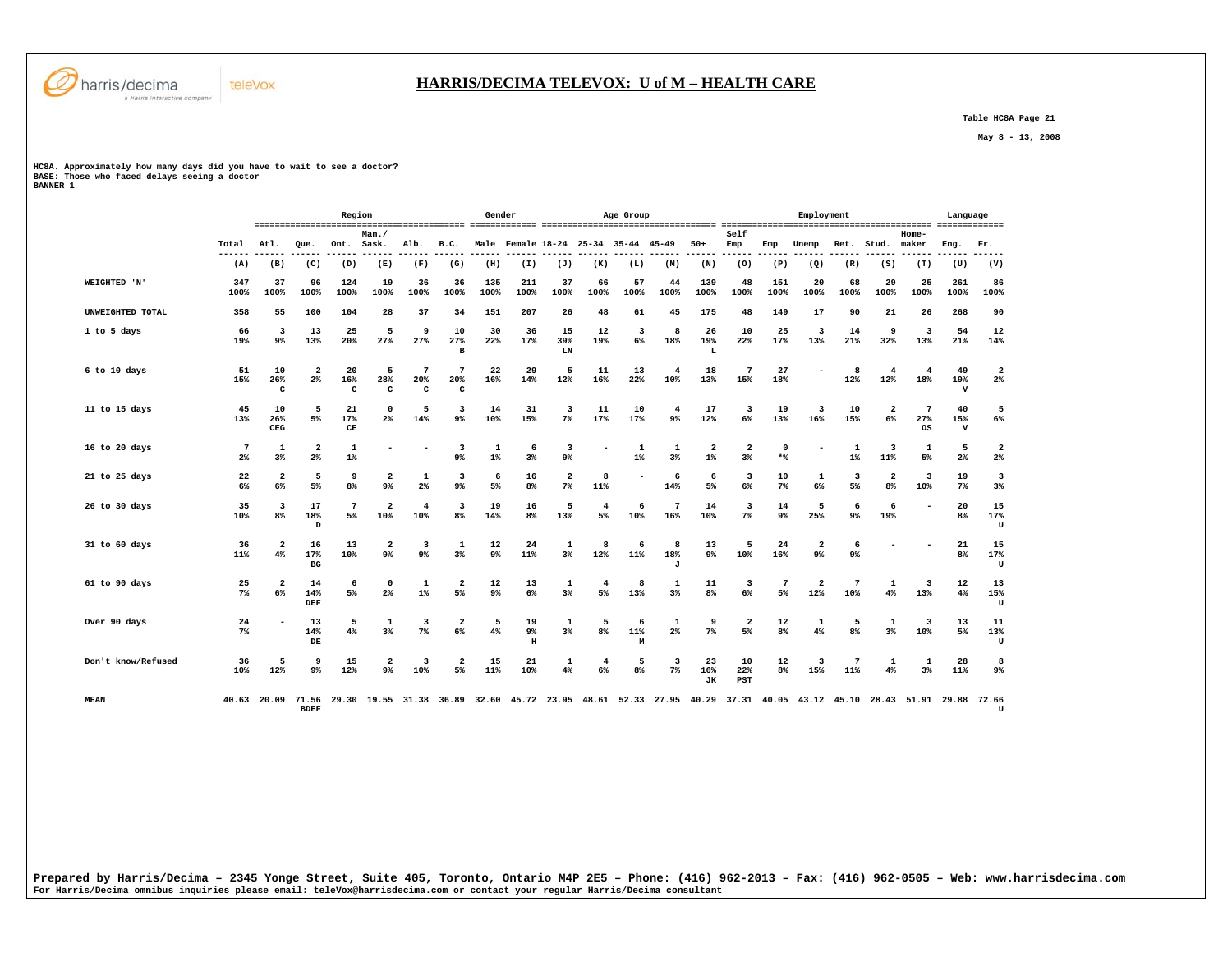# HARRIS/DECIMA TELEVOX: U of M – HEALTH CARE

Table HC8A Page 21

May 8 - 13, 2008

HC8A. Approximately how many days did you have to wait to see a doctor?
BASE: Those who faced delays seeing a doctor
BANNER 1

| | Total | Region | | | | | | Gender | | Age Group | | | | | Employment | | | | | | Language | |
|---|---|---|---|---|---|---|---|---|---|---|---|---|---|---|---|---|---|---|---|---|---|---|
| | Total | Atl. | Que. | Ont. | Man./ Sask. | Alb. | B.C. | Male | Female | 18-24 | 25-34 | 35-44 | 45-49 | 50+ | Self Emp | Emp | Unemp | Ret. | Stud. | Home-maker | Eng. | Fr. |
| | (A) | (B) | (C) | (D) | (E) | (F) | (G) | (H) | (I) | (J) | (K) | (L) | (M) | (N) | (O) | (P) | (Q) | (R) | (S) | (T) | (U) | (V) |
| WEIGHTED 'N' | 347 100% | 37 100% | 96 100% | 124 100% | 19 100% | 36 100% | 36 100% | 135 100% | 211 100% | 37 100% | 66 100% | 57 100% | 44 100% | 139 100% | 48 100% | 151 100% | 20 100% | 68 100% | 29 100% | 25 100% | 261 100% | 86 100% |
| UNWEIGHTED TOTAL | 358 | 55 | 100 | 104 | 28 | 37 | 34 | 151 | 207 | 26 | 48 | 61 | 45 | 175 | 48 | 149 | 17 | 90 | 21 | 26 | 268 | 90 |
| 1 to 5 days | 66 19% | 3 9% | 13 13% | 25 20% | 5 27% | 9 27% | 10 27% B | 30 22% | 36 17% | 15 39% LN | 12 19% | 3 6% | 8 18% | 26 19% L | 10 22% | 25 17% | 3 13% | 14 21% | 9 32% | 3 13% | 54 21% | 12 14% |
| 6 to 10 days | 51 15% | 10 26% C | 2 2% | 20 16% C | 5 28% C | 7 20% C | 7 20% C | 22 16% | 29 14% | 5 12% | 11 16% | 13 22% | 4 10% | 18 13% | 7 15% | 27 18% | - | 8 12% | 4 12% | 4 18% | 49 19% V | 2 2% |
| 11 to 15 days | 45 13% | 10 26% CEG | 5 5% | 21 17% CE | 0 2% | 5 14% | 3 9% | 14 10% | 31 15% | 3 7% | 11 17% | 10 17% | 4 9% | 17 12% | 3 6% | 19 13% | 3 16% | 10 15% | 2 6% | 7 27% OS | 40 15% V | 5 6% |
| 16 to 20 days | 7 2% | 1 3% | 2 2% | 1 1% | - | - | 3 9% | 1 1% | 6 3% | 3 9% | - | 1 1% | 1 3% | 2 1% | 2 3% | 0 *% | - | 1 1% | 3 11% | 1 5% | 5 2% | 2 2% |
| 21 to 25 days | 22 6% | 2 6% | 5 5% | 9 8% | 2 9% | 1 2% | 3 9% | 6 5% | 16 8% | 2 7% | 8 11% | - | 6 14% | 6 5% | 3 6% | 10 7% | 1 6% | 3 5% | 2 8% | 3 10% | 19 7% | 3 3% |
| 26 to 30 days | 35 10% | 3 8% | 17 18% D | 7 5% | 2 10% | 4 10% | 3 8% | 19 14% | 16 8% | 5 13% | 4 5% | 6 10% | 7 16% | 14 10% | 3 7% | 14 9% | 5 25% | 6 9% | 6 19% | - | 20 8% | 15 17% U |
| 31 to 60 days | 36 11% | 2 4% | 16 17% BG | 13 10% | 2 9% | 3 9% | 1 3% | 12 9% | 24 11% | 1 3% | 8 12% | 6 11% | 8 18% J | 13 9% | 5 10% | 24 16% | 2 9% | 6 9% | - | - | 21 8% | 15 17% U |
| 61 to 90 days | 25 7% | 2 6% | 14 14% DEF | 6 5% | 0 2% | 1 1% | 2 5% | 12 9% | 13 6% | 1 3% | 4 5% | 8 13% | 1 3% | 11 8% | 3 6% | 7 5% | 2 12% | 7 10% | 1 4% | 3 13% | 12 4% | 13 15% U |
| Over 90 days | 24 7% | - | 13 14% DE | 5 4% | 1 3% | 3 7% | 2 6% | 5 4% | 19 9% H | 1 3% | 5 8% | 6 11% M | 1 2% | 9 7% | 2 5% | 12 8% | 1 4% | 5 8% | 1 3% | 3 10% | 13 5% | 11 13% U |
| Don't know/Refused | 36 10% | 5 12% | 9 9% | 15 12% | 2 9% | 3 10% | 2 5% | 15 11% | 21 10% | 1 4% | 4 6% | 5 8% | 3 7% | 23 16% JK | 10 22% PST | 12 8% | 3 15% | 7 11% | 1 4% | 1 3% | 28 11% | 8 9% |
| MEAN | 40.63 | 20.09 | 71.56 BDEF | 29.30 | 19.55 | 31.38 | 36.89 | 32.60 | 45.72 | 23.95 | 48.61 | 52.33 | 27.95 | 40.29 | 37.31 | 40.05 | 43.12 | 45.10 | 28.43 | 51.91 | 29.88 | 72.66 U |

Prepared by Harris/Decima – 2345 Yonge Street, Suite 405, Toronto, Ontario M4P 2E5 – Phone: (416) 962-2013 – Fax: (416) 962-0505 – Web: www.harrisdecima.com
For Harris/Decima omnibus inquiries please email: teleVox@harrisdecima.com or contact your regular Harris/Decima consultant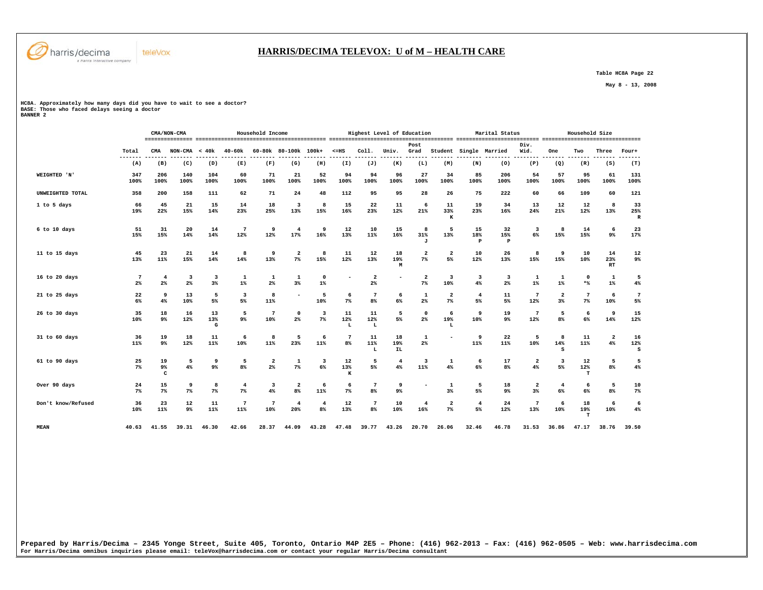# HARRIS/DECIMA TELEVOX: U of M – HEALTH CARE

Table HC8A Page 22

May 8 - 13, 2008

HC8A. Approximately how many days did you have to wait to see a doctor?
BASE: Those who faced delays seeing a doctor
BANNER 2

| | | CMA/NON-CMA | | Household Income | | | | | Highest Level of Education | | | | | Marital Status | | | Household Size | | | |
|---|---|---|---|---|---|---|---|---|---|---|---|---|---|---|---|---|---|---|---|---|
| | Total | CMA | NON-CMA | < 40k | 40-60k | 60-80k | 80-100k | 100k+ | <=HS | Coll. | Univ. | Post Grad | Student | Single | Married | Div. Wid. | One | Two | Three | Four+ |
| | (A) | (B) | (C) | (D) | (E) | (F) | (G) | (H) | (I) | (J) | (K) | (L) | (M) | (N) | (O) | (P) | (Q) | (R) | (S) | (T) |
| WEIGHTED 'N' | 347 100% | 206 100% | 140 100% | 104 100% | 60 100% | 71 100% | 21 100% | 52 100% | 94 100% | 94 100% | 96 100% | 27 100% | 34 100% | 85 100% | 206 100% | 54 100% | 57 100% | 95 100% | 61 100% | 131 100% |
| UNWEIGHTED TOTAL | 358 | 200 | 158 | 111 | 62 | 71 | 24 | 48 | 112 | 95 | 95 | 28 | 26 | 75 | 222 | 60 | 66 | 109 | 60 | 121 |
| 1 to 5 days | 66 19% | 45 22% | 21 15% | 15 14% | 14 23% | 18 25% | 3 13% | 8 15% | 15 16% | 22 23% | 11 12% | 6 21% | 11 33% K | 19 23% | 34 16% | 13 24% | 12 21% | 12 12% | 8 13% | 33 25% R |
| 6 to 10 days | 51 15% | 31 15% | 20 14% | 14 14% | 7 12% | 9 12% | 4 17% | 9 16% | 12 13% | 10 11% | 15 16% | 8 31% J | 5 13% | 15 18% P | 32 15% P | 3 6% | 8 15% | 14 15% | 6 9% | 23 17% |
| 11 to 15 days | 45 13% | 23 11% | 21 15% | 14 14% | 8 14% | 9 13% | 2 7% | 8 15% | 11 12% | 12 13% | 18 19% M | 2 7% | 2 5% | 10 12% | 26 13% | 8 15% | 9 15% | 10 10% | 14 23% RT | 12 9% |
| 16 to 20 days | 7 2% | 4 2% | 3 2% | 3 3% | 1 1% | 1 2% | 1 3% | 0 1% | - | 2 2% | - | 2 7% | 3 10% | 3 4% | 3 2% | 1 1% | 1 1% | 0 *% | 1 1% | 5 4% |
| 21 to 25 days | 22 6% | 9 4% | 13 10% | 5 5% | 3 5% | 8 11% | - | 5 10% | 6 7% | 7 8% | 6 6% | 1 2% | 2 7% | 4 5% | 11 5% | 7 12% | 2 3% | 7 7% | 6 10% | 7 5% |
| 26 to 30 days | 35 10% | 18 9% | 16 12% | 13 13% G | 5 9% | 7 10% | 0 2% | 3 7% | 11 12% L | 11 12% L | 5 5% | 0 2% | 6 19% L | 9 10% | 19 9% | 7 12% | 5 8% | 6 6% | 9 14% | 15 12% |
| 31 to 60 days | 36 11% | 19 9% | 18 12% | 11 11% | 6 10% | 8 11% | 5 23% | 6 11% | 7 8% | 11 11% L | 18 19% IL | 1 2% | - | 9 11% | 22 11% | 5 10% | 8 14% S | 11 11% | 2 4% | 16 12% S |
| 61 to 90 days | 25 7% | 19 9% C | 5 4% | 9 9% | 5 8% | 2 2% | 1 7% | 3 6% | 12 13% K | 5 5% | 4 4% | 3 11% | 1 4% | 6 6% | 17 8% | 2 4% | 3 5% | 12 12% T | 5 8% | 5 4% |
| Over 90 days | 24 7% | 15 7% | 9 7% | 8 7% | 4 7% | 3 4% | 2 8% | 6 11% | 6 7% | 7 8% | 9 9% | - | 1 3% | 5 5% | 18 9% | 2 3% | 4 6% | 6 6% | 5 8% | 10 7% |
| Don't know/Refused | 36 10% | 23 11% | 12 9% | 11 11% | 7 11% | 7 10% | 4 20% | 4 8% | 12 13% | 7 8% | 10 10% | 4 16% | 2 7% | 4 5% | 24 12% | 7 13% | 6 10% | 18 19% T | 6 10% | 6 4% |
| MEAN | 40.63 | 41.55 | 39.31 | 46.30 | 42.66 | 28.37 | 44.09 | 43.28 | 47.48 | 39.77 | 43.26 | 20.70 | 26.06 | 32.46 | 46.78 | 31.53 | 36.86 | 47.17 | 38.76 | 39.50 |

Prepared by Harris/Decima – 2345 Yonge Street, Suite 405, Toronto, Ontario M4P 2E5 – Phone: (416) 962-2013 – Fax: (416) 962-0505 – Web: www.harrisdecima.com
For Harris/Decima omnibus inquiries please email: teleVox@harrisdecima.com or contact your regular Harris/Decima consultant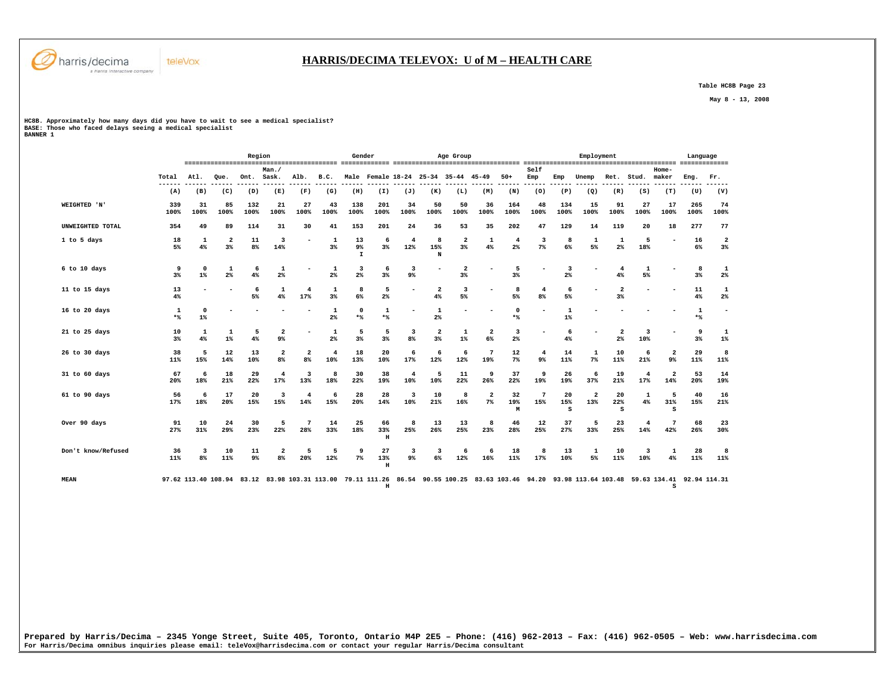# HARRIS/DECIMA TELEVOX: U of M – HEALTH CARE

Table HC8B Page 23

May 8 - 13, 2008

HC8B. Approximately how many days did you have to wait to see a medical specialist?
BASE: Those who faced delays seeing a medical specialist
BANNER 1

| | | Region | | | | | | Gender | | Age Group | | | | | Employment | | | | | | Language | |
|---|---|---|---|---|---|---|---|---|---|---|---|---|---|---|---|---|---|---|---|---|---|---|
| | Total | Atl. | Que. | Ont. | Man./ Sask. | Alb. | B.C. | Male | Female | 18-24 | 25-34 | 35-44 | 45-49 | 50+ | Self Emp | Emp | Unemp | Ret. | Stud. | Home-maker | Eng. | Fr. |
| | (A) | (B) | (C) | (D) | (E) | (F) | (G) | (H) | (I) | (J) | (K) | (L) | (M) | (N) | (O) | (P) | (Q) | (R) | (S) | (T) | (U) | (V) |
| WEIGHTED 'N' | 339 100% | 31 100% | 85 100% | 132 100% | 21 100% | 27 100% | 43 100% | 138 100% | 201 100% | 34 100% | 50 100% | 50 100% | 36 100% | 164 100% | 48 100% | 134 100% | 15 100% | 91 100% | 27 100% | 17 100% | 265 100% | 74 100% |
| UNWEIGHTED TOTAL | 354 | 49 | 89 | 114 | 31 | 30 | 41 | 153 | 201 | 24 | 36 | 53 | 35 | 202 | 47 | 129 | 14 | 119 | 20 | 18 | 277 | 77 |
| 1 to 5 days | 18 5% | 1 4% | 2 3% | 11 8% | 3 14% | - | 1 3% | 13 9% I | 6 3% | 4 12% | 8 15% N | 2 3% | 1 4% | 4 2% | 3 7% | 8 6% | 1 5% | 1 2% | 5 18% | - | 16 6% | 2 3% |
| 6 to 10 days | 9 3% | 0 1% | 1 2% | 6 4% | 1 2% | - | 1 2% | 3 2% | 6 3% | 3 9% | - | 2 3% | - | 5 3% | - | 3 2% | - | 4 4% | 1 5% | - | 8 3% | 1 2% |
| 11 to 15 days | 13 4% | - | - | 6 5% | 1 4% | 4 17% | 1 3% | 8 6% | 5 2% | - | 2 4% | 3 5% | - | 8 5% | 4 8% | 6 5% | - | 2 3% | - | - | 11 4% | 1 2% |
| 16 to 20 days | 1 *% | 0 1% | - | - | - | - | 1 2% | 0 *% | 1 *% | - | 1 2% | - | - | 0 *% | - | 1 1% | - | - | - | - | 1 *% | - |
| 21 to 25 days | 10 3% | 1 4% | 1 1% | 5 4% | 2 9% | - | 1 2% | 5 3% | 5 3% | 3 8% | 2 3% | 1 1% | 2 6% | 3 2% | - | 6 4% | - | 2 2% | 3 10% | - | 9 3% | 1 1% |
| 26 to 30 days | 38 11% | 5 15% | 12 14% | 13 10% | 2 8% | 2 8% | 4 10% | 18 13% | 20 10% | 6 17% | 6 12% | 6 12% | 7 19% | 12 7% | 4 9% | 14 11% | 1 7% | 10 11% | 6 21% | 2 9% | 29 11% | 8 11% |
| 31 to 60 days | 67 20% | 6 18% | 18 21% | 29 22% | 4 17% | 3 13% | 8 18% | 30 22% | 38 19% | 4 10% | 5 10% | 11 22% | 9 26% | 37 22% | 9 19% | 26 19% | 6 37% | 19 21% | 4 17% | 2 14% | 53 20% | 14 19% |
| 61 to 90 days | 56 17% | 6 18% | 17 20% | 20 15% | 3 15% | 4 14% | 6 15% | 28 20% | 28 14% | 3 10% | 10 21% | 8 16% | 2 7% | 32 19% M | 7 15% | 20 15% S | 2 13% | 20 22% S | 1 4% | 5 31% S | 40 15% | 16 21% |
| Over 90 days | 91 27% | 10 31% | 24 29% | 30 23% | 5 22% | 7 28% | 14 33% | 25 18% | 66 33% H | 8 25% | 13 26% | 13 25% | 8 23% | 46 28% | 12 25% | 37 27% | 5 33% | 23 25% | 4 14% | 7 42% | 68 26% | 23 30% |
| Don't know/Refused | 36 11% | 3 8% | 10 11% | 11 9% | 2 8% | 5 20% | 5 12% | 9 7% | 27 13% H | 3 9% | 3 6% | 6 12% | 6 16% | 18 11% | 8 17% | 13 10% | 1 5% | 10 11% | 3 10% | 1 4% | 28 11% | 8 11% |
| MEAN | 97.62 | 113.40 | 108.94 | 83.12 | 83.98 | 103.31 | 113.00 | 79.11 | 111.26 H | 86.54 | 90.55 | 100.25 | 83.63 | 103.46 | 94.20 | 93.98 | 113.64 | 103.48 | 59.63 | 134.41 S | 92.94 | 114.31 |

Prepared by Harris/Decima – 2345 Yonge Street, Suite 405, Toronto, Ontario M4P 2E5 – Phone: (416) 962-2013 – Fax: (416) 962-0505 – Web: www.harrisdecima.com
For Harris/Decima omnibus inquiries please email: teleVox@harrisdecima.com or contact your regular Harris/Decima consultant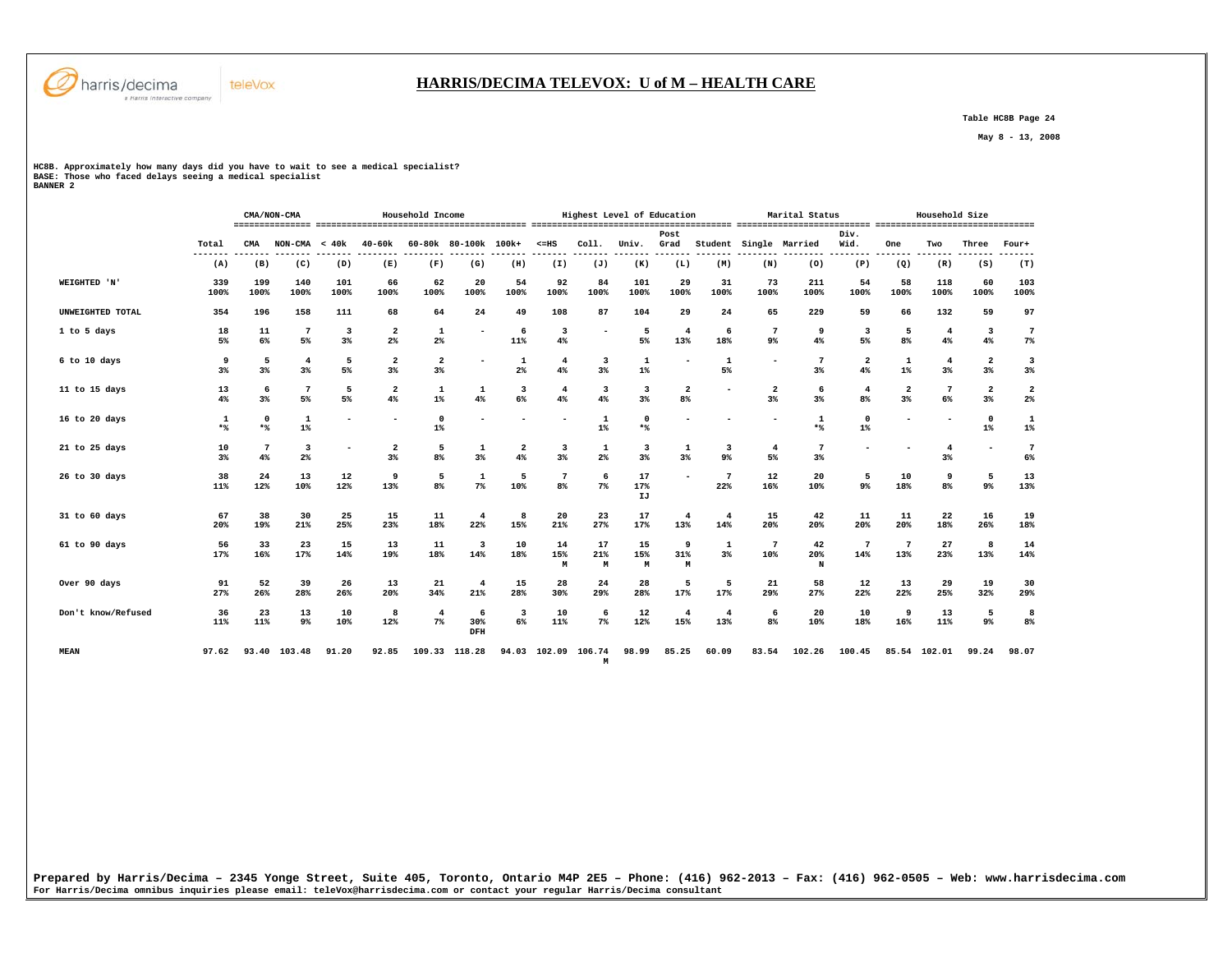# HARRIS/DECIMA TELEVOX: U of M – HEALTH CARE

Table HC8B Page 24

May 8 - 13, 2008

HC8B. Approximately how many days did you have to wait to see a medical specialist?
BASE: Those who faced delays seeing a medical specialist
BANNER 2

| | Total | CMA/NON-CMA | | Household Income | | | | | Highest Level of Education | | | | | Marital Status | | | Household Size | | | |
|---|---|---|---|---|---|---|---|---|---|---|---|---|---|---|---|---|---|---|---|---|
| | Total | CMA | NON-CMA | < 40k | 40-60k | 60-80k | 80-100k | 100k+ | <=HS | Coll. | Univ. | Post Grad | Student | Single | Married | Div. Wid. | One | Two | Three | Four+ |
| | (A) | (B) | (C) | (D) | (E) | (F) | (G) | (H) | (I) | (J) | (K) | (L) | (M) | (N) | (O) | (P) | (Q) | (R) | (S) | (T) |
| WEIGHTED 'N' | 339<br>100% | 199<br>100% | 140<br>100% | 101<br>100% | 66<br>100% | 62<br>100% | 20<br>100% | 54<br>100% | 92<br>100% | 84<br>100% | 101<br>100% | 29<br>100% | 31<br>100% | 73<br>100% | 211<br>100% | 54<br>100% | 58<br>100% | 118<br>100% | 60<br>100% | 103<br>100% |
| UNWEIGHTED TOTAL | 354 | 196 | 158 | 111 | 68 | 64 | 24 | 49 | 108 | 87 | 104 | 29 | 24 | 65 | 229 | 59 | 66 | 132 | 59 | 97 |
| 1 to 5 days | 18<br>5% | 11<br>6% | 7<br>5% | 3<br>3% | 2<br>2% | 1<br>2% | - | 6<br>11% | 3<br>4% | - | 5<br>5% | 4<br>13% | 6<br>18% | 7<br>9% | 9<br>4% | 3<br>5% | 5<br>8% | 4<br>4% | 3<br>4% | 7<br>7% |
| 6 to 10 days | 9<br>3% | 5<br>3% | 4<br>3% | 5<br>5% | 2<br>3% | 2<br>3% | - | 1<br>2% | 4<br>4% | 3<br>3% | 1<br>1% | - | 1<br>5% | - | 7<br>3% | 2<br>4% | 1<br>1% | 4<br>3% | 2<br>3% | 3<br>3% |
| 11 to 15 days | 13<br>4% | 6<br>3% | 7<br>5% | 5<br>5% | 2<br>4% | 1<br>1% | 1<br>4% | 3<br>6% | 4<br>4% | 3<br>4% | 3<br>3% | 2<br>8% | - | 2<br>3% | 6<br>3% | 4<br>8% | 2<br>3% | 7<br>6% | 2<br>3% | 2<br>2% |
| 16 to 20 days | 1<br>*% | 0<br>*% | 1<br>1% | - | - | 0<br>1% | - | - | - | 1<br>1% | 0<br>*% | - | - | - | 1<br>*% | 0<br>1% | - | - | 0<br>1% | 1<br>1% |
| 21 to 25 days | 10<br>3% | 7<br>4% | 3<br>2% | - | 2<br>3% | 5<br>8% | 1<br>3% | 2<br>4% | 3<br>3% | 1<br>2% | 3<br>3% | 1<br>3% | 3<br>9% | 4<br>5% | 7<br>3% | - | - | 4<br>3% | - | 7<br>6% |
| 26 to 30 days | 38<br>11% | 24<br>12% | 13<br>10% | 12<br>12% | 9<br>13% | 5<br>8% | 1<br>7% | 5<br>10% | 7<br>8% | 6<br>7% | 17<br>17%<br>IJ | - | 7<br>22% | 12<br>16% | 20<br>10% | 5<br>9% | 10<br>18% | 9<br>8% | 5<br>9% | 13<br>13% |
| 31 to 60 days | 67<br>20% | 38<br>19% | 30<br>21% | 25<br>25% | 15<br>23% | 11<br>18% | 4<br>22% | 8<br>15% | 20<br>21% | 23<br>27% | 17<br>17% | 4<br>13% | 4<br>14% | 15<br>20% | 42<br>20% | 11<br>20% | 11<br>20% | 22<br>18% | 16<br>26% | 19<br>18% |
| 61 to 90 days | 56<br>17% | 33<br>16% | 23<br>17% | 15<br>14% | 13<br>19% | 11<br>18% | 3<br>14% | 10<br>18% | 14<br>15%<br>M | 17<br>21%<br>M | 15<br>15%<br>M | 9<br>31%<br>M | 1<br>3% | 7<br>10% | 42<br>20%<br>N | 7<br>14% | 7<br>13% | 27<br>23% | 8<br>13% | 14<br>14% |
| Over 90 days | 91<br>27% | 52<br>26% | 39<br>28% | 26<br>26% | 13<br>20% | 21<br>34% | 4<br>21% | 15<br>28% | 28<br>30% | 24<br>29% | 28<br>28% | 5<br>17% | 5<br>17% | 21<br>29% | 58<br>27% | 12<br>22% | 13<br>22% | 29<br>25% | 19<br>32% | 30<br>29% |
| Don't know/Refused | 36<br>11% | 23<br>11% | 13<br>9% | 10<br>10% | 8<br>12% | 4<br>7% | 6<br>30%<br>DFH | 3<br>6% | 10<br>11% | 6<br>7% | 12<br>12% | 4<br>15% | 4<br>13% | 6<br>8% | 20<br>10% | 10<br>18% | 9<br>16% | 13<br>11% | 5<br>9% | 8<br>8% |
| MEAN | 97.62 | 93.40 | 103.48 | 91.20 | 92.85 | 109.33 | 118.28 | 94.03 | 102.09 | 106.74<br>M | 98.99 | 85.25 | 60.09 | 83.54 | 102.26 | 100.45 | 85.54 | 102.01 | 99.24 | 98.07 |

Prepared by Harris/Decima – 2345 Yonge Street, Suite 405, Toronto, Ontario M4P 2E5 – Phone: (416) 962-2013 – Fax: (416) 962-0505 – Web: www.harrisdecima.com
For Harris/Decima omnibus inquiries please email: teleVox@harrisdecima.com or contact your regular Harris/Decima consultant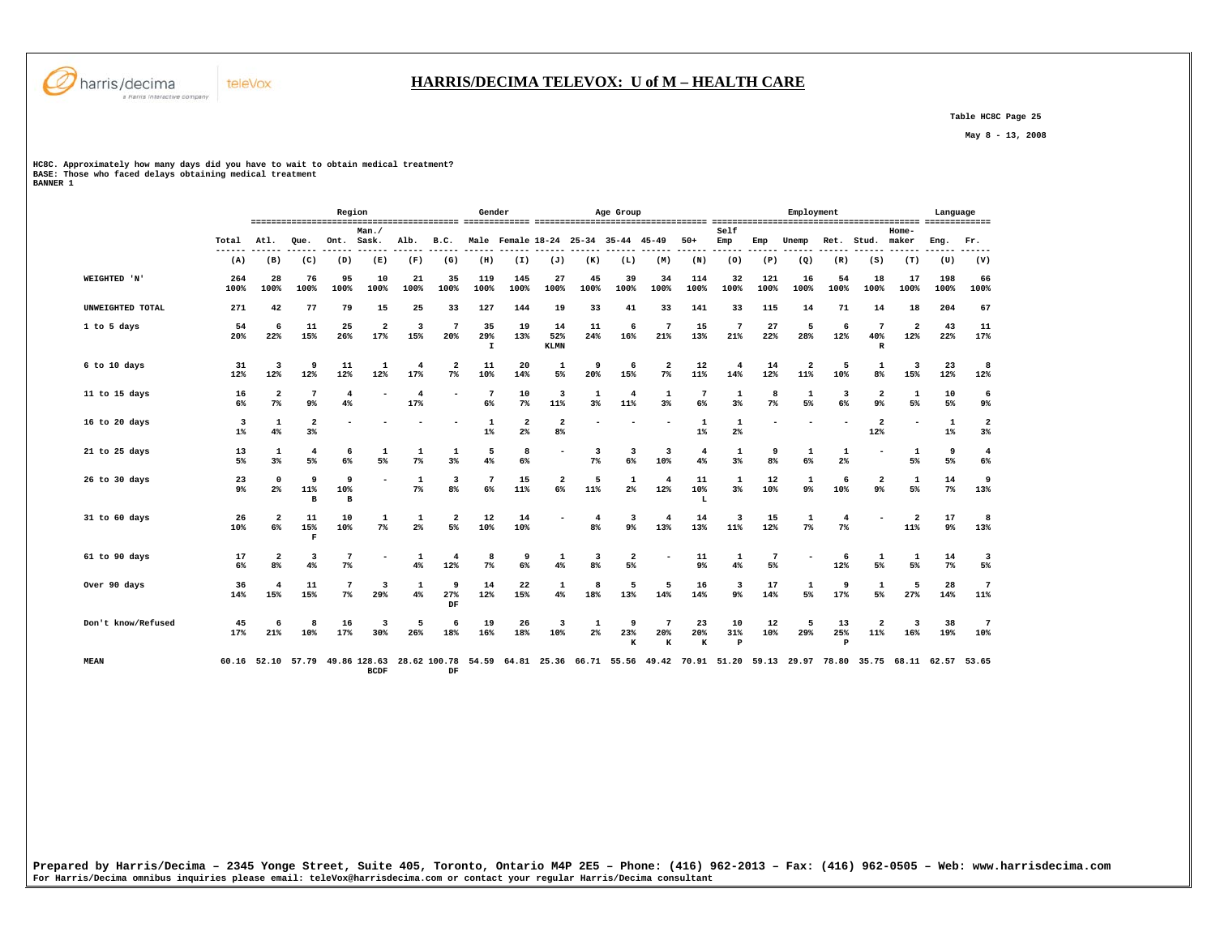# HARRIS/DECIMA TELEVOX: U of M – HEALTH CARE

Table HC8C Page 25

May 8 - 13, 2008

HC8C. Approximately how many days did you have to wait to obtain medical treatment?
BASE: Those who faced delays obtaining medical treatment
BANNER 1

| | | Region | | | | | | Gender | | Age Group | | | | | Employment | | | | | | Language | |
|---|---|---|---|---|---|---|---|---|---|---|---|---|---|---|---|---|---|---|---|---|---|---|
| | Total | Atl. | Que. | Ont. | Man./ Sask. | Alb. | B.C. | Male | Female | 18-24 | 25-34 | 35-44 | 45-49 | 50+ | Self Emp | Emp | Unemp | Ret. | Stud. | Home-maker | Eng. | Fr. |
| | (A) | (B) | (C) | (D) | (E) | (F) | (G) | (H) | (I) | (J) | (K) | (L) | (M) | (N) | (O) | (P) | (Q) | (R) | (S) | (T) | (U) | (V) |
| WEIGHTED 'N' | 264 100% | 28 100% | 76 100% | 95 100% | 10 100% | 21 100% | 35 100% | 119 100% | 145 100% | 27 100% | 45 100% | 39 100% | 34 100% | 114 100% | 32 100% | 121 100% | 16 100% | 54 100% | 18 100% | 17 100% | 198 100% | 66 100% |
| UNWEIGHTED TOTAL | 271 | 42 | 77 | 79 | 15 | 25 | 33 | 127 | 144 | 19 | 33 | 41 | 33 | 141 | 33 | 115 | 14 | 71 | 14 | 18 | 204 | 67 |
| 1 to 5 days | 54 20% | 6 22% | 11 15% | 25 26% | 2 17% | 3 15% | 7 20% | 35 29% I | 19 13% | 14 52% KLMN | 11 24% | 6 16% | 7 21% | 15 13% | 7 21% | 27 22% | 5 28% | 6 12% | 7 40% R | 2 12% | 43 22% | 11 17% |
| 6 to 10 days | 31 12% | 3 12% | 9 12% | 11 12% | 1 12% | 4 17% | 2 7% | 11 10% | 20 14% | 1 5% | 9 20% | 6 15% | 2 7% | 12 11% | 4 14% | 14 12% | 2 11% | 5 10% | 1 8% | 3 15% | 23 12% | 8 12% |
| 11 to 15 days | 16 6% | 2 7% | 7 9% | 4 4% | - | 4 17% | - | 7 6% | 10 7% | 3 11% | 1 3% | 4 11% | 1 3% | 7 6% | 1 3% | 8 7% | 1 5% | 3 6% | 2 9% | 1 5% | 10 5% | 6 9% |
| 16 to 20 days | 3 1% | 1 4% | 2 3% | - | - | - | - | 1 1% | 2 2% | 2 8% | - | - | - | 1 1% | 1 2% | - | - | - | 2 12% | - | 1 1% | 2 3% |
| 21 to 25 days | 13 5% | 1 3% | 4 5% | 6 6% | 1 5% | 1 7% | 1 3% | 5 4% | 8 6% | - | 3 7% | 3 6% | 3 10% | 4 4% | 1 3% | 9 8% | 1 6% | 1 2% | - | 1 5% | 9 5% | 4 6% |
| 26 to 30 days | 23 9% | 0 2% | 9 11% B | 9 10% B | - | 1 7% | 3 8% | 7 6% | 15 11% | 2 6% | 5 11% | 1 2% | 4 12% | 11 10% L | 1 3% | 12 10% | 1 9% | 6 10% | 2 9% | 1 5% | 14 7% | 9 13% |
| 31 to 60 days | 26 10% | 2 6% | 11 15% F | 10 10% | 1 7% | 1 2% | 2 5% | 12 10% | 14 10% | - | 4 8% | 3 9% | 4 13% | 14 13% | 3 11% | 15 12% | 1 7% | 4 7% | - | 2 11% | 17 9% | 8 13% |
| 61 to 90 days | 17 6% | 2 8% | 3 4% | 7 7% | - | 1 4% | 4 12% | 8 7% | 9 6% | 1 4% | 3 8% | 2 5% | - | 11 9% | 1 4% | 7 5% | - | 6 12% | 1 5% | 1 5% | 14 7% | 3 5% |
| Over 90 days | 36 14% | 4 15% | 11 15% | 7 7% | 3 29% | 1 4% | 9 27% DF | 14 12% | 22 15% | 1 4% | 8 18% | 5 13% | 5 14% | 16 14% | 3 9% | 17 14% | 1 5% | 9 17% | 1 5% | 5 27% | 28 14% | 7 11% |
| Don't know/Refused | 45 17% | 6 21% | 8 10% | 16 17% | 3 30% | 5 26% | 6 18% | 19 16% | 26 18% | 3 10% | 1 2% | 9 23% K | 7 20% K | 23 20% K | 10 31% P | 12 10% | 5 29% | 13 25% P | 2 11% | 3 16% | 38 19% | 7 10% |
| MEAN | 60.16 | 52.10 | 57.79 | 49.86 | 128.63 BCDF | 28.62 | 100.78 DF | 54.59 | 64.81 | 25.36 | 66.71 | 55.56 | 49.42 | 70.91 | 51.20 | 59.13 | 29.97 | 78.80 | 35.75 | 68.11 | 62.57 | 53.65 |

Prepared by Harris/Decima – 2345 Yonge Street, Suite 405, Toronto, Ontario M4P 2E5 – Phone: (416) 962-2013 – Fax: (416) 962-0505 – Web: www.harrisdecima.com
For Harris/Decima omnibus inquiries please email: teleVox@harrisdecima.com or contact your regular Harris/Decima consultant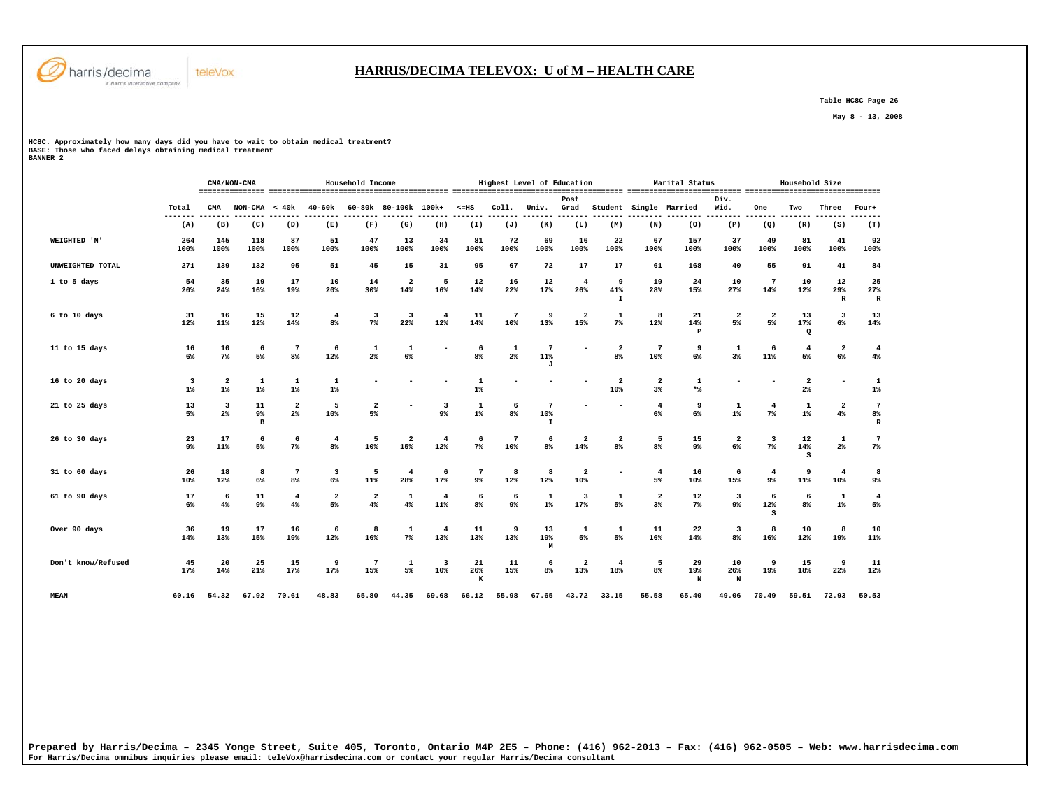Table HC8C Page 26

May 8 - 13, 2008

HC8C. Approximately how many days did you have to wait to obtain medical treatment?
BASE: Those who faced delays obtaining medical treatment
BANNER 2

| | | CMA/NON-CMA | | Household Income | | | | | Highest Level of Education | | | | | Marital Status | | | Household Size | | | |
|---|---|---|---|---|---|---|---|---|---|---|---|---|---|---|---|---|---|---|---|---|
| | Total | CMA | NON-CMA | < 40k | 40-60k | 60-80k | 80-100k | 100k+ | <=HS | Coll. | Univ. | Post Grad | Student | Single | Married | Div. Wid. | One | Two | Three | Four+ |
| | (A) | (B) | (C) | (D) | (E) | (F) | (G) | (H) | (I) | (J) | (K) | (L) | (M) | (N) | (O) | (P) | (Q) | (R) | (S) | (T) |
| WEIGHTED 'N' | 264 | 145 | 118 | 87 | 51 | 47 | 13 | 34 | 81 | 72 | 69 | 16 | 22 | 67 | 157 | 37 | 49 | 81 | 41 | 92 |
| | 100% | 100% | 100% | 100% | 100% | 100% | 100% | 100% | 100% | 100% | 100% | 100% | 100% | 100% | 100% | 100% | 100% | 100% | 100% | 100% |
| UNWEIGHTED TOTAL | 271 | 139 | 132 | 95 | 51 | 45 | 15 | 31 | 95 | 67 | 72 | 17 | 17 | 61 | 168 | 40 | 55 | 91 | 41 | 84 |
| 1 to 5 days | 54 | 35 | 19 | 17 | 10 | 14 | 2 | 5 | 12 | 16 | 12 | 4 | 9 | 19 | 24 | 10 | 7 | 10 | 12 | 25 |
| | 20% | 24% | 16% | 19% | 20% | 30% | 14% | 16% | 14% | 22% | 17% | 26% | 41% I | 28% | 15% | 27% | 14% | 12% | 29% R | 27% R |
| 6 to 10 days | 31 | 16 | 15 | 12 | 4 | 3 | 3 | 4 | 11 | 7 | 9 | 2 | 1 | 8 | 21 | 2 | 2 | 13 | 3 | 13 |
| | 12% | 11% | 12% | 14% | 8% | 7% | 22% | 12% | 14% | 10% | 13% | 15% | 7% | 12% | 14% P | 5% | 5% | 17% Q | 6% | 14% |
| 11 to 15 days | 16 | 10 | 6 | 7 | 6 | 1 | 1 | - | 6 | 1 | 7 | - | 2 | 7 | 9 | 1 | 6 | 4 | 2 | 4 |
| | 6% | 7% | 5% | 8% | 12% | 2% | 6% | | 8% | 2% | 11% J | | 8% | 10% | 6% | 3% | 11% | 5% | 6% | 4% |
| 16 to 20 days | 3 | 2 | 1 | 1 | 1 | - | - | - | 1 | - | - | - | 2 | 2 | 1 | - | - | 2 | - | 1 |
| | 1% | 1% | 1% | 1% | 1% | | | | 1% | | | | 10% | 3% | *% | | | 2% | | 1% |
| 21 to 25 days | 13 | 3 | 11 | 2 | 5 | 2 | - | 3 | 1 | 6 | 7 | - | - | 4 | 9 | 1 | 4 | 1 | 2 | 7 |
| | 5% | 2% | 9% B | 2% | 10% | 5% | | 9% | 1% | 8% | 10% I | | | 6% | 6% | 1% | 7% | 1% | 4% | 8% R |
| 26 to 30 days | 23 | 17 | 6 | 6 | 4 | 5 | 2 | 4 | 6 | 7 | 6 | 2 | 2 | 5 | 15 | 2 | 3 | 12 | 1 | 7 |
| | 9% | 11% | 5% | 7% | 8% | 10% | 15% | 12% | 7% | 10% | 8% | 14% | 8% | 8% | 9% | 6% | 7% | 14% S | 2% | 7% |
| 31 to 60 days | 26 | 18 | 8 | 7 | 3 | 5 | 4 | 6 | 7 | 8 | 8 | 2 | - | 4 | 16 | 6 | 4 | 9 | 4 | 8 |
| | 10% | 12% | 6% | 8% | 6% | 11% | 28% | 17% | 9% | 12% | 12% | 10% | | 5% | 10% | 15% | 9% | 11% | 10% | 9% |
| 61 to 90 days | 17 | 6 | 11 | 4 | 2 | 2 | 1 | 4 | 6 | 6 | 1 | 3 | 1 | 2 | 12 | 3 | 6 | 6 | 1 | 4 |
| | 6% | 4% | 9% | 4% | 5% | 4% | 4% | 11% | 8% | 9% | 1% | 17% | 5% | 3% | 7% | 9% | 12% S | 8% | 1% | 5% |
| Over 90 days | 36 | 19 | 17 | 16 | 6 | 8 | 1 | 4 | 11 | 9 | 13 | 1 | 1 | 11 | 22 | 3 | 8 | 10 | 8 | 10 |
| | 14% | 13% | 15% | 19% | 12% | 16% | 7% | 13% | 13% | 13% | 19% M | 5% | 5% | 16% | 14% | 8% | 16% | 12% | 19% | 11% |
| Don't know/Refused | 45 | 20 | 25 | 15 | 9 | 7 | 1 | 3 | 21 | 11 | 6 | 2 | 4 | 5 | 29 | 10 | 9 | 15 | 9 | 11 |
| | 17% | 14% | 21% | 17% | 17% | 15% | 5% | 10% | 26% K | 15% | 8% | 13% | 18% | 8% | 19% N | 26% N | 19% | 18% | 22% | 12% |
| MEAN | 60.16 | 54.32 | 67.92 | 70.61 | 48.83 | 65.80 | 44.35 | 69.68 | 66.12 | 55.98 | 67.65 | 43.72 | 33.15 | 55.58 | 65.40 | 49.06 | 70.49 | 59.51 | 72.93 | 50.53 |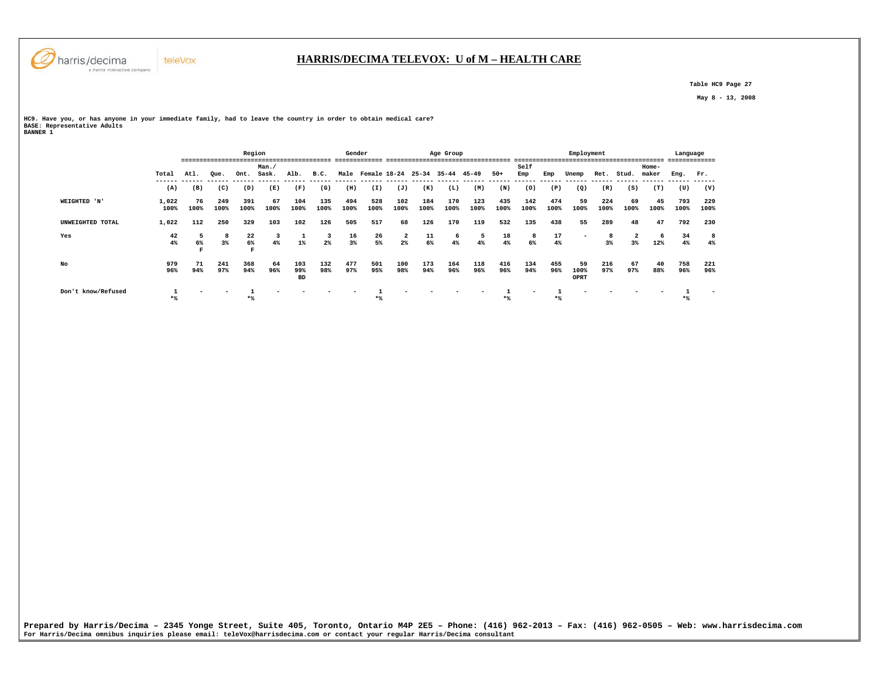# HARRIS/DECIMA TELEVOX: U of M – HEALTH CARE

Table HC9 Page 27

May 8 - 13, 2008

**HC9. Have you, or has anyone in your immediate family, had to leave the country in order to obtain medical care?**
**BASE: Representative Adults**
**BANNER 1**

| | | Region | | | | | | Gender | | Age Group | | | | | Employment | | | | | | Language | |
|---|---|---|---|---|---|---|---|---|---|---|---|---|---|---|---|---|---|---|---|---|---|---|
| | Total | Atl. | Que. | Ont. | Man./ Sask. | Alb. | B.C. | Male | Female | 18-24 | 25-34 | 35-44 | 45-49 | 50+ | Self Emp | Emp | Unemp | Ret. | Stud. | Home-maker | Eng. | Fr. |
| | (A) | (B) | (C) | (D) | (E) | (F) | (G) | (H) | (I) | (J) | (K) | (L) | (M) | (N) | (O) | (P) | (Q) | (R) | (S) | (T) | (U) | (V) |
| WEIGHTED 'N' | 1,022 | 76 | 249 | 391 | 67 | 104 | 135 | 494 | 528 | 102 | 184 | 170 | 123 | 435 | 142 | 474 | 59 | 224 | 69 | 45 | 793 | 229 |
| | 100% | 100% | 100% | 100% | 100% | 100% | 100% | 100% | 100% | 100% | 100% | 100% | 100% | 100% | 100% | 100% | 100% | 100% | 100% | 100% | 100% | 100% |
| UNWEIGHTED TOTAL | 1,022 | 112 | 250 | 329 | 103 | 102 | 126 | 505 | 517 | 68 | 126 | 170 | 119 | 532 | 135 | 438 | 55 | 289 | 48 | 47 | 792 | 230 |
| Yes | 42 | 5 | 8 | 22 | 3 | 1 | 3 | 16 | 26 | 2 | 11 | 6 | 5 | 18 | 8 | 17 | - | 8 | 2 | 6 | 34 | 8 |
| | 4% | 6% | 3% | 6% | 4% | 1% | 2% | 3% | 5% | 2% | 6% | 4% | 4% | 4% | 6% | 4% | | 3% | 3% | 12% | 4% | 4% |
| | | F | | F | | | | | | | | | | | | | | | | | | |
| No | 979 | 71 | 241 | 368 | 64 | 103 | 132 | 477 | 501 | 100 | 173 | 164 | 118 | 416 | 134 | 455 | 59 | 216 | 67 | 40 | 758 | 221 |
| | 96% | 94% | 97% | 94% | 96% | 99% | 98% | 97% | 95% | 98% | 94% | 96% | 96% | 96% | 94% | 96% | 100% | 97% | 97% | 88% | 96% | 96% |
| | | | | | | BD | | | | | | | | | | | OPRT | | | | | |
| Don't know/Refused | 1 | - | - | 1 | - | - | - | - | 1 | - | - | - | - | 1 | - | 1 | - | - | - | - | 1 | - |
| | *% | | | *% | | | | | *% | | | | | *% | | *% | | | | | *% | |

Prepared by Harris/Decima – 2345 Yonge Street, Suite 405, Toronto, Ontario M4P 2E5 – Phone: (416) 962-2013 – Fax: (416) 962-0505 – Web: www.harrisdecima.com
For Harris/Decima omnibus inquiries please email: teleVox@harrisdecima.com or contact your regular Harris/Decima consultant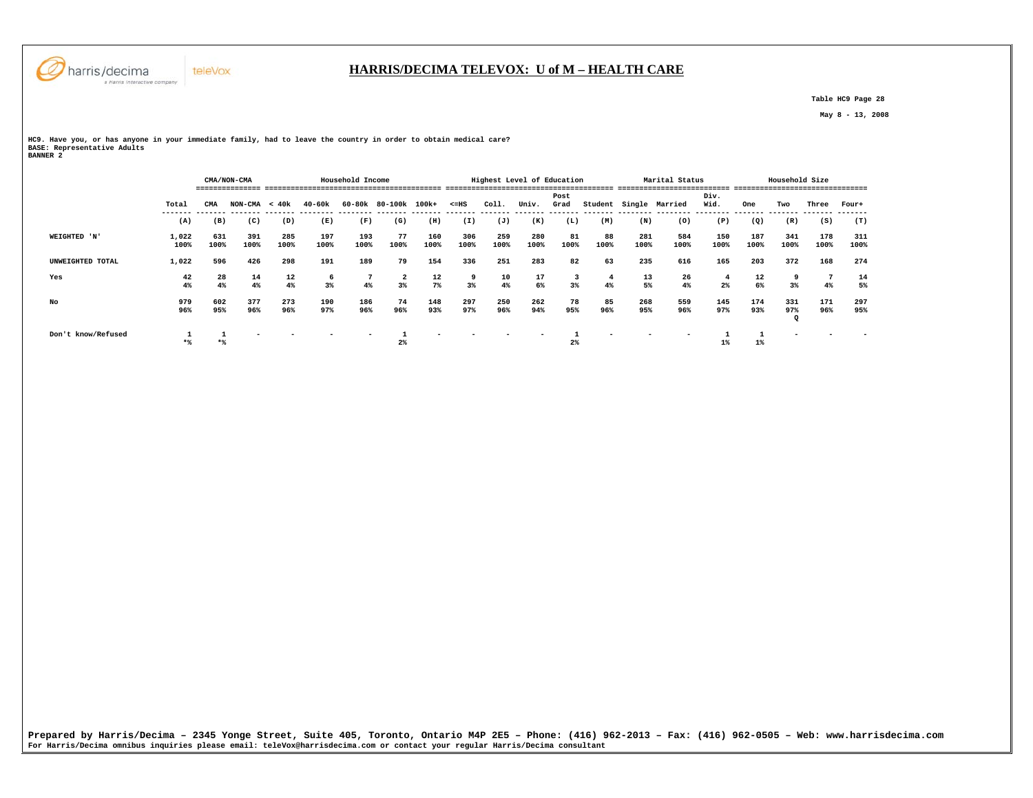# HARRIS/DECIMA TELEVOX: U of M – HEALTH CARE

Table HC9 Page 28

May 8 - 13, 2008

HC9. Have you, or has anyone in your immediate family, had to leave the country in order to obtain medical care?
BASE: Representative Adults
BANNER 2

| | | CMA/NON-CMA | | Household Income | | | | | Highest Level of Education | | | | | Marital Status | | | Household Size | | | |
|---|---|---|---|---|---|---|---|---|---|---|---|---|---|---|---|---|---|---|---|---|
| | Total | CMA | NON-CMA | < 40k | 40-60k | 60-80k | 80-100k | 100k+ | <=HS | Coll. | Univ. | Post Grad | Student | Single | Married | Div. Wid. | One | Two | Three | Four+ |
| | (A) | (B) | (C) | (D) | (E) | (F) | (G) | (H) | (I) | (J) | (K) | (L) | (M) | (N) | (O) | (P) | (Q) | (R) | (S) | (T) |
| WEIGHTED 'N' | 1,022<br>100% | 631<br>100% | 391<br>100% | 285<br>100% | 197<br>100% | 193<br>100% | 77<br>100% | 160<br>100% | 306<br>100% | 259<br>100% | 280<br>100% | 81<br>100% | 88<br>100% | 281<br>100% | 584<br>100% | 150<br>100% | 187<br>100% | 341<br>100% | 178<br>100% | 311<br>100% |
| UNWEIGHTED TOTAL | 1,022 | 596 | 426 | 298 | 191 | 189 | 79 | 154 | 336 | 251 | 283 | 82 | 63 | 235 | 616 | 165 | 203 | 372 | 168 | 274 |
| Yes | 42<br>4% | 28<br>4% | 14<br>4% | 12<br>4% | 6<br>3% | 7<br>4% | 2<br>3% | 12<br>7% | 9<br>3% | 10<br>4% | 17<br>6% | 3<br>3% | 4<br>4% | 13<br>5% | 26<br>4% | 4<br>2% | 12<br>6% | 9<br>3% | 7<br>4% | 14<br>5% |
| No | 979<br>96% | 602<br>95% | 377<br>96% | 273<br>96% | 190<br>97% | 186<br>96% | 74<br>96% | 148<br>93% | 297<br>97% | 250<br>96% | 262<br>94% | 78<br>95% | 85<br>96% | 268<br>95% | 559<br>96% | 145<br>97% | 174<br>93% | 331<br>97%<br>Q | 171<br>96% | 297<br>95% |
| Don't know/Refused | 1<br>*% | 1<br>*% | - | - | - | - | 1<br>2% | - | - | - | - | 1<br>2% | - | - | - | 1<br>1% | 1<br>1% | - | - | - |

Prepared by Harris/Decima – 2345 Yonge Street, Suite 405, Toronto, Ontario M4P 2E5 – Phone: (416) 962-2013 – Fax: (416) 962-0505 – Web: www.harrisdecima.com
For Harris/Decima omnibus inquiries please email: teleVox@harrisdecima.com or contact your regular Harris/Decima consultant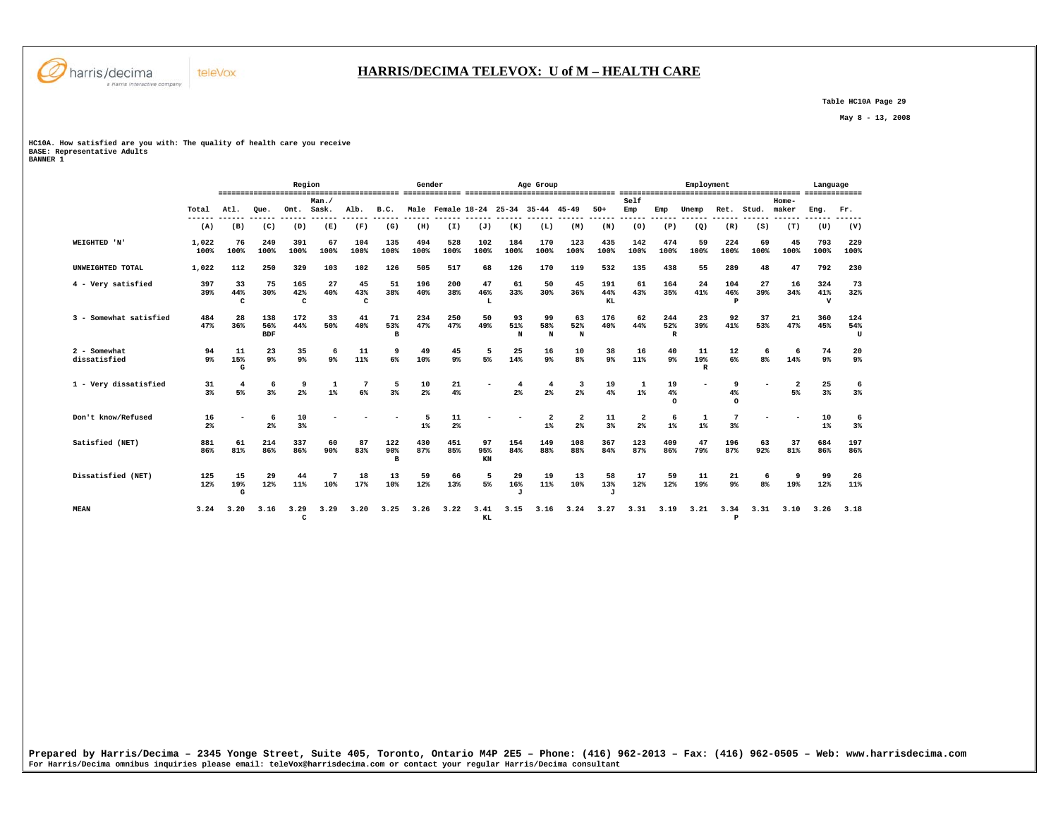# HARRIS/DECIMA TELEVOX: U of M – HEALTH CARE

Table HC10A Page 29

May 8 - 13, 2008

HC10A. How satisfied are you with: The quality of health care you receive
BASE: Representative Adults
BANNER 1

| | Total | Region | | | | | | Gender | | Age Group | | | | | Employment | | | | | | Language | |
|---|---|---|---|---|---|---|---|---|---|---|---|---|---|---|---|---|---|---|---|---|---|---|
| | Total | Atl. | Que. | Ont. | Man./ Sask. | Alb. | B.C. | Male | Female | 18-24 | 25-34 | 35-44 | 45-49 | 50+ | Self Emp | Emp | Unemp | Ret. | Stud. | Home-maker | Eng. | Fr. |
| | (A) | (B) | (C) | (D) | (E) | (F) | (G) | (H) | (I) | (J) | (K) | (L) | (M) | (N) | (O) | (P) | (Q) | (R) | (S) | (T) | (U) | (V) |
| WEIGHTED 'N' | 1,022 100% | 76 100% | 249 100% | 391 100% | 67 100% | 104 100% | 135 100% | 494 100% | 528 100% | 102 100% | 184 100% | 170 100% | 123 100% | 435 100% | 142 100% | 474 100% | 59 100% | 224 100% | 69 100% | 45 100% | 793 100% | 229 100% |
| UNWEIGHTED TOTAL | 1,022 | 112 | 250 | 329 | 103 | 102 | 126 | 505 | 517 | 68 | 126 | 170 | 119 | 532 | 135 | 438 | 55 | 289 | 48 | 47 | 792 | 230 |
| 4 - Very satisfied | 397 39% | 33 44% C | 75 30% | 165 42% C | 27 40% | 45 43% C | 51 38% | 196 40% | 200 38% | 47 46% L | 61 33% | 50 30% | 45 36% | 191 44% KL | 61 43% | 164 35% | 24 41% | 104 46% P | 27 39% | 16 34% | 324 41% V | 73 32% |
| 3 - Somewhat satisfied | 484 47% | 28 36% | 138 56% BDF | 172 44% | 33 50% | 41 40% | 71 53% B | 234 47% | 250 47% | 50 49% | 93 51% N | 99 58% N | 63 52% N | 176 40% | 62 44% | 244 52% R | 23 39% | 92 41% | 37 53% | 21 47% | 360 45% | 124 54% U |
| 2 - Somewhat dissatisfied | 94 9% | 11 15% G | 23 9% | 35 9% | 6 9% | 11 11% | 9 6% | 49 10% | 45 9% | 5 5% | 25 14% | 16 9% | 10 8% | 38 9% | 16 11% | 40 9% | 11 19% R | 12 6% | 6 8% | 6 14% | 74 9% | 20 9% |
| 1 - Very dissatisfied | 31 3% | 4 5% | 6 3% | 9 2% | 1 1% | 7 6% | 5 3% | 10 2% | 21 4% | - | 4 2% | 4 2% | 3 2% | 19 4% | 1 1% | 19 4% O | - | 9 4% O | - | 2 5% | 25 3% | 6 3% |
| Don't know/Refused | 16 2% | - | 6 2% | 10 3% | - | - | - | 5 1% | 11 2% | - | - | 2 1% | 2 2% | 11 3% | 2 2% | 6 1% | 1 1% | 7 3% | - | - | 10 1% | 6 3% |
| Satisfied (NET) | 881 86% | 61 81% | 214 86% | 337 86% | 60 90% | 87 83% | 122 90% B | 430 87% | 451 85% | 97 95% KN | 154 84% | 149 88% | 108 88% | 367 84% | 123 87% | 409 86% | 47 79% | 196 87% | 63 92% | 37 81% | 684 86% | 197 86% |
| Dissatisfied (NET) | 125 12% | 15 19% G | 29 12% | 44 11% | 7 10% | 18 17% | 13 10% | 59 12% | 66 13% | 5 5% | 29 16% J | 19 11% | 13 10% | 58 13% J | 17 12% | 59 12% | 11 19% | 21 9% | 6 8% | 9 19% | 99 12% | 26 11% |
| MEAN | 3.24 | 3.20 | 3.16 | 3.29 C | 3.29 | 3.20 | 3.25 | 3.26 | 3.22 | 3.41 KL | 3.15 | 3.16 | 3.24 | 3.27 | 3.31 | 3.19 | 3.21 | 3.34 P | 3.31 | 3.10 | 3.26 | 3.18 |

Prepared by Harris/Decima – 2345 Yonge Street, Suite 405, Toronto, Ontario M4P 2E5 – Phone: (416) 962-2013 – Fax: (416) 962-0505 – Web: www.harrisdecima.com
For Harris/Decima omnibus inquiries please email: teleVox@harrisdecima.com or contact your regular Harris/Decima consultant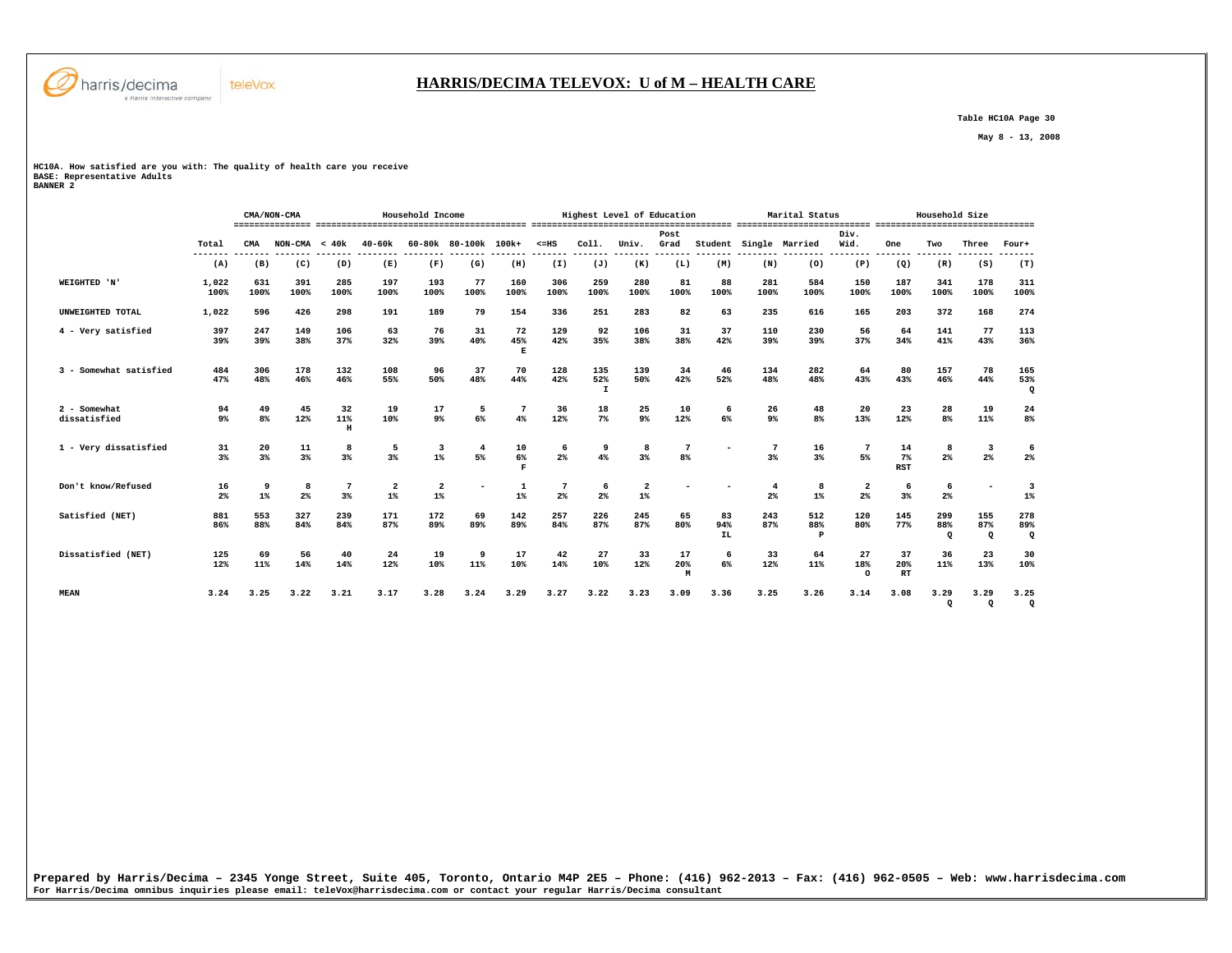## HARRIS/DECIMA TELEVOX: U of M – HEALTH CARE

Table HC10A Page 30

May 8 - 13, 2008

HC10A. How satisfied are you with: The quality of health care you receive
BASE: Representative Adults
BANNER 2

| | | CMA/NON-CMA | | Household Income | | | | | Highest Level of Education | | | | | Marital Status | | | Household Size | | | |
|---|---|---|---|---|---|---|---|---|---|---|---|---|---|---|---|---|---|---|---|---|
| | Total | CMA | NON-CMA | < 40k | 40-60k | 60-80k | 80-100k | 100k+ | <=HS | Coll. | Univ. | Post Grad | Student | Single | Married | Div. Wid. | One | Two | Three | Four+ |
| | (A) | (B) | (C) | (D) | (E) | (F) | (G) | (H) | (I) | (J) | (K) | (L) | (M) | (N) | (O) | (P) | (Q) | (R) | (S) | (T) |
| WEIGHTED 'N' | 1,022<br>100% | 631<br>100% | 391<br>100% | 285<br>100% | 197<br>100% | 193<br>100% | 77<br>100% | 160<br>100% | 306<br>100% | 259<br>100% | 280<br>100% | 81<br>100% | 88<br>100% | 281<br>100% | 584<br>100% | 150<br>100% | 187<br>100% | 341<br>100% | 178<br>100% | 311<br>100% |
| UNWEIGHTED TOTAL | 1,022 | 596 | 426 | 298 | 191 | 189 | 79 | 154 | 336 | 251 | 283 | 82 | 63 | 235 | 616 | 165 | 203 | 372 | 168 | 274 |
| 4 - Very satisfied | 397<br>39% | 247<br>39% | 149<br>38% | 106<br>37% | 63<br>32% | 76<br>39% | 31<br>40% | 72<br>45%<br>E | 129<br>42% | 92<br>35% | 106<br>38% | 31<br>38% | 37<br>42% | 110<br>39% | 230<br>39% | 56<br>37% | 64<br>34% | 141<br>41% | 77<br>43% | 113<br>36% |
| 3 - Somewhat satisfied | 484<br>47% | 306<br>48% | 178<br>46% | 132<br>46% | 108<br>55% | 96<br>50% | 37<br>48% | 70<br>44% | 128<br>42% | 135<br>52%<br>I | 139<br>50% | 34<br>42% | 46<br>52% | 134<br>48% | 282<br>48% | 64<br>43% | 80<br>43% | 157<br>46% | 78<br>44% | 165<br>53%<br>Q |
| 2 - Somewhat dissatisfied | 94<br>9% | 49<br>8% | 45<br>12% | 32<br>11%<br>H | 19<br>10% | 17<br>9% | 5<br>6% | 7<br>4% | 36<br>12% | 18<br>7% | 25<br>9% | 10<br>12% | 6<br>6% | 26<br>9% | 48<br>8% | 20<br>13% | 23<br>12% | 28<br>8% | 19<br>11% | 24<br>8% |
| 1 - Very dissatisfied | 31<br>3% | 20<br>3% | 11<br>3% | 8<br>3% | 5<br>3% | 3<br>1% | 4<br>5% | 10<br>6%<br>F | 6<br>2% | 9<br>4% | 8<br>3% | 7<br>8% | - | 7<br>3% | 16<br>3% | 7<br>5% | 14<br>7%<br>RST | 8<br>2% | 3<br>2% | 6<br>2% |
| Don't know/Refused | 16<br>2% | 9<br>1% | 8<br>2% | 7<br>3% | 2<br>1% | 2<br>1% | - | 1<br>1% | 7<br>2% | 6<br>2% | 2<br>1% | - | - | 4<br>2% | 8<br>1% | 2<br>2% | 6<br>3% | 6<br>2% | - | 3<br>1% |
| Satisfied (NET) | 881<br>86% | 553<br>88% | 327<br>84% | 239<br>84% | 171<br>87% | 172<br>89% | 69<br>89% | 142<br>89% | 257<br>84% | 226<br>87% | 245<br>87% | 65<br>80% | 83<br>94%<br>IL | 243<br>87% | 512<br>88%<br>P | 120<br>80% | 145<br>77% | 299<br>88%<br>Q | 155<br>87%<br>Q | 278<br>89%<br>Q |
| Dissatisfied (NET) | 125<br>12% | 69<br>11% | 56<br>14% | 40<br>14% | 24<br>12% | 19<br>10% | 9<br>11% | 17<br>10% | 42<br>14% | 27<br>10% | 33<br>12% | 17<br>20%<br>M | 6<br>6% | 33<br>12% | 64<br>11% | 27<br>18%<br>O | 37<br>20%<br>RT | 36<br>11% | 23<br>13% | 30<br>10% |
| MEAN | 3.24 | 3.25 | 3.22 | 3.21 | 3.17 | 3.28 | 3.24 | 3.29 | 3.27 | 3.22 | 3.23 | 3.09 | 3.36 | 3.25 | 3.26 | 3.14 | 3.08 | 3.29<br>Q | 3.29<br>Q | 3.25<br>Q |

Prepared by Harris/Decima – 2345 Yonge Street, Suite 405, Toronto, Ontario M4P 2E5 – Phone: (416) 962-2013 – Fax: (416) 962-0505 – Web: www.harrisdecima.com
For Harris/Decima omnibus inquiries please email: teleVox@harrisdecima.com or contact your regular Harris/Decima consultant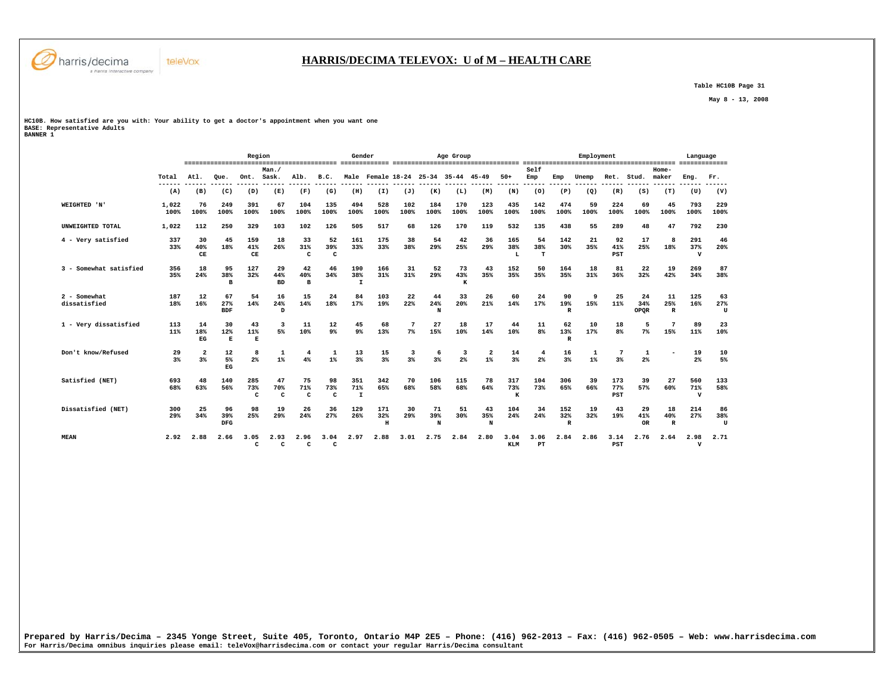# HARRIS/DECIMA TELEVOX: U of M – HEALTH CARE

Table HC10B Page 31

May 8 - 13, 2008

HC10B. How satisfied are you with: Your ability to get a doctor's appointment when you want one
BASE: Representative Adults
BANNER 1

| | | Region | | | | | | Gender | | Age Group | | | | | Employment | | | | | | Language | |
|---|---|---|---|---|---|---|---|---|---|---|---|---|---|---|---|---|---|---|---|---|---|---|
| | Total | Atl. | Que. | Ont. | Man./ Sask. | Alb. | B.C. | Male | Female | 18-24 | 25-34 | 35-44 | 45-49 | 50+ | Self Emp | Emp | Unemp | Ret. | Stud. | Home-maker | Eng. | Fr. |
| | (A) | (B) | (C) | (D) | (E) | (F) | (G) | (H) | (I) | (J) | (K) | (L) | (M) | (N) | (O) | (P) | (Q) | (R) | (S) | (T) | (U) | (V) |
| WEIGHTED 'N' | 1,022 100% | 76 100% | 249 100% | 391 100% | 67 100% | 104 100% | 135 100% | 494 100% | 528 100% | 102 100% | 184 100% | 170 100% | 123 100% | 435 100% | 142 100% | 474 100% | 59 100% | 224 100% | 69 100% | 45 100% | 793 100% | 229 100% |
| UNWEIGHTED TOTAL | 1,022 | 112 | 250 | 329 | 103 | 102 | 126 | 505 | 517 | 68 | 126 | 170 | 119 | 532 | 135 | 438 | 55 | 289 | 48 | 47 | 792 | 230 |
| 4 - Very satisfied | 337 33% | 30 40% CE | 45 18% | 159 41% CE | 18 26% | 33 31% C | 52 39% C | 161 33% | 175 33% | 38 38% | 54 29% | 42 25% | 36 29% | 165 38% L | 54 38% T | 142 30% | 21 35% | 92 41% PST | 17 25% | 8 18% | 291 37% V | 46 20% |
| 3 - Somewhat satisfied | 356 35% | 18 24% | 95 38% B | 127 32% | 29 44% BD | 42 40% B | 46 34% | 190 38% I | 166 31% | 31 31% | 52 29% | 73 43% K | 43 35% | 152 35% | 50 35% | 164 35% | 18 31% | 81 36% | 22 32% | 19 42% | 269 34% | 87 38% |
| 2 - Somewhat dissatisfied | 187 18% | 12 16% | 67 27% BDF | 54 14% | 16 24% D | 15 14% | 24 18% | 84 17% | 103 19% | 22 22% | 44 24% N | 33 20% | 26 21% | 60 14% | 24 17% | 90 19% R | 9 15% | 25 11% | 24 34% OPQR | 11 25% R | 125 16% | 63 27% U |
| 1 - Very dissatisfied | 113 11% | 14 18% EG | 30 12% E | 43 11% E | 3 5% | 11 10% | 12 9% | 45 9% | 68 13% | 7 7% | 27 15% | 18 10% | 17 14% | 44 10% | 11 8% | 62 13% R | 10 17% | 18 8% | 5 7% | 7 15% | 89 11% | 23 10% |
| Don't know/Refused | 29 3% | 2 3% | 12 5% EG | 8 2% | 1 1% | 4 4% | 1 1% | 13 3% | 15 3% | 3 3% | 6 3% | 3 2% | 2 1% | 14 3% | 4 2% | 16 3% | 1 1% | 7 3% | 1 2% | - | 19 2% | 10 5% |
| Satisfied (NET) | 693 68% | 48 63% | 140 56% | 285 73% C | 47 70% C | 75 71% C | 98 73% C | 351 71% I | 342 65% | 70 68% | 106 58% | 115 68% | 78 64% | 317 73% K | 104 73% | 306 65% | 39 66% | 173 77% PST | 39 57% | 27 60% | 560 71% V | 133 58% |
| Dissatisfied (NET) | 300 29% | 25 34% | 96 39% DFG | 98 25% | 19 29% | 26 24% | 36 27% | 129 26% | 171 32% H | 30 29% | 71 39% N | 51 30% | 43 35% N | 104 24% | 34 24% | 152 32% R | 19 32% | 43 19% | 29 41% OR | 18 40% R | 214 27% | 86 38% U |
| MEAN | 2.92 | 2.88 | 2.66 | 3.05 C | 2.93 C | 2.96 C | 3.04 C | 2.97 | 2.88 | 3.01 | 2.75 | 2.84 | 2.80 | 3.04 KLM | 3.06 PT | 2.84 | 2.86 | 3.14 PST | 2.76 | 2.64 | 2.98 V | 2.71 |

Prepared by Harris/Decima – 2345 Yonge Street, Suite 405, Toronto, Ontario M4P 2E5 – Phone: (416) 962-2013 – Fax: (416) 962-0505 – Web: www.harrisdecima.com
For Harris/Decima omnibus inquiries please email: teleVox@harrisdecima.com or contact your regular Harris/Decima consultant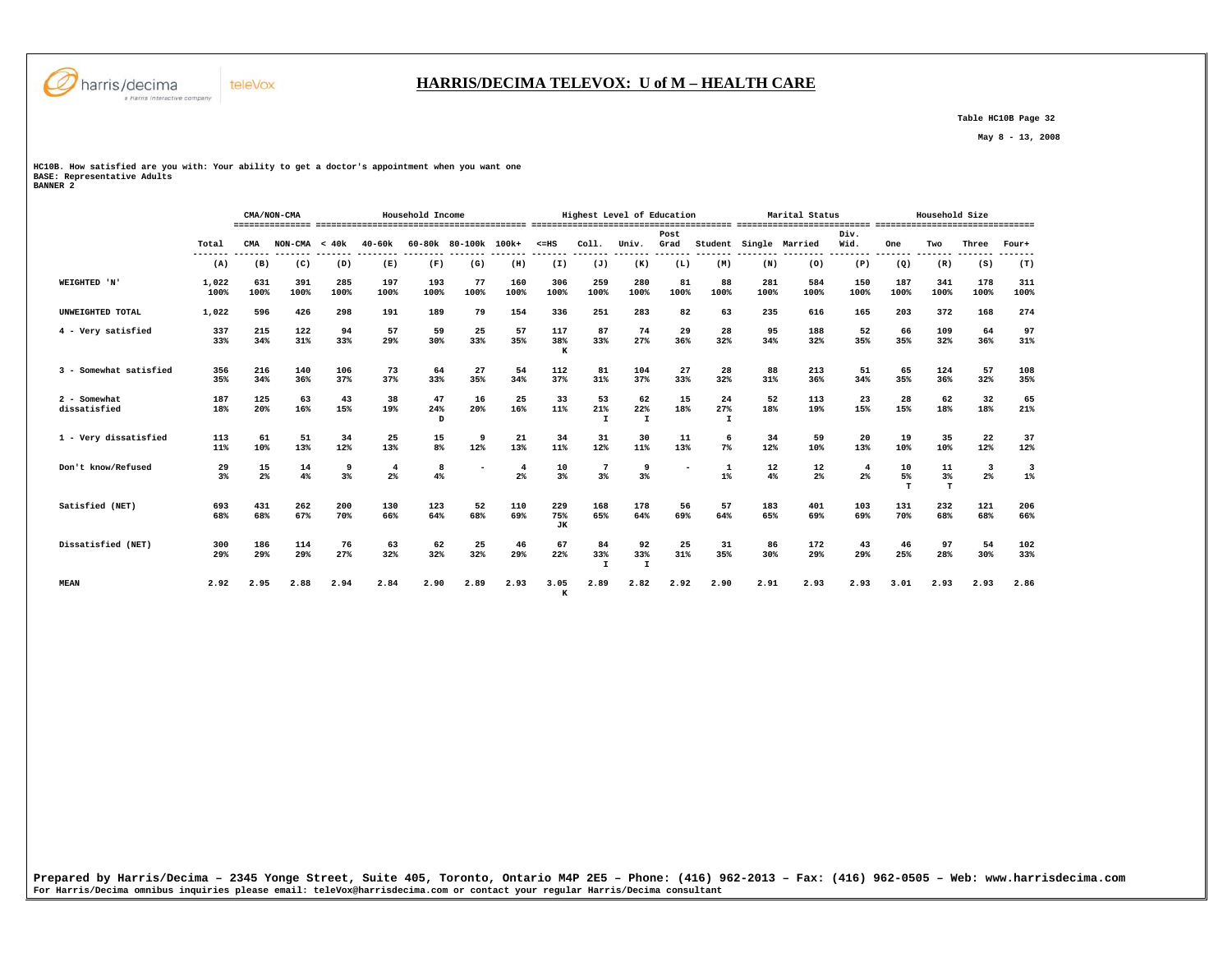# HARRIS/DECIMA TELEVOX: U of M – HEALTH CARE

Table HC10B Page 32

May 8 - 13, 2008

HC10B. How satisfied are you with: Your ability to get a doctor's appointment when you want one
BASE: Representative Adults
BANNER 2

| | | CMA/NON-CMA | | Household Income | | | | | Highest Level of Education | | | | | Marital Status | | | Household Size | | | |
|---|---|---|---|---|---|---|---|---|---|---|---|---|---|---|---|---|---|---|---|---|
| | Total | CMA | NON-CMA | < 40k | 40-60k | 60-80k | 80-100k | 100k+ | <=HS | Coll. | Univ. | Post Grad | Student | Single | Married | Div. Wid. | One | Two | Three | Four+ |
| | (A) | (B) | (C) | (D) | (E) | (F) | (G) | (H) | (I) | (J) | (K) | (L) | (M) | (N) | (O) | (P) | (Q) | (R) | (S) | (T) |
| WEIGHTED 'N' | 1,022 100% | 631 100% | 391 100% | 285 100% | 197 100% | 193 100% | 77 100% | 160 100% | 306 100% | 259 100% | 280 100% | 81 100% | 88 100% | 281 100% | 584 100% | 150 100% | 187 100% | 341 100% | 178 100% | 311 100% |
| UNWEIGHTED TOTAL | 1,022 | 596 | 426 | 298 | 191 | 189 | 79 | 154 | 336 | 251 | 283 | 82 | 63 | 235 | 616 | 165 | 203 | 372 | 168 | 274 |
| 4 - Very satisfied | 337 33% | 215 34% | 122 31% | 94 33% | 57 29% | 59 30% | 25 33% | 57 35% | 117 38% K | 87 33% | 74 27% | 29 36% | 28 32% | 95 34% | 188 32% | 52 35% | 66 35% | 109 32% | 64 36% | 97 31% |
| 3 - Somewhat satisfied | 356 35% | 216 34% | 140 36% | 106 37% | 73 37% | 64 33% | 27 35% | 54 34% | 112 37% | 81 31% | 104 37% | 27 33% | 28 32% | 88 31% | 213 36% | 51 34% | 65 35% | 124 36% | 57 32% | 108 35% |
| 2 - Somewhat dissatisfied | 187 18% | 125 20% | 63 16% | 43 15% | 38 19% | 47 24% D | 16 20% | 25 16% | 33 11% | 53 21% I | 62 22% I | 15 18% | 24 27% I | 52 18% | 113 19% | 23 15% | 28 15% | 62 18% | 32 18% | 65 21% |
| 1 - Very dissatisfied | 113 11% | 61 10% | 51 13% | 34 12% | 25 13% | 15 8% | 9 12% | 21 13% | 34 11% | 31 12% | 30 11% | 11 13% | 6 7% | 34 12% | 59 10% | 20 13% | 19 10% | 35 10% | 22 12% | 37 12% |
| Don't know/Refused | 29 3% | 15 2% | 14 4% | 9 3% | 4 2% | 8 4% | - | 4 2% | 10 3% | 7 3% | 9 3% | - | 1 1% | 12 4% | 12 2% | 4 2% | 10 5% T | 11 3% T | 3 2% | 3 1% |
| Satisfied (NET) | 693 68% | 431 68% | 262 67% | 200 70% | 130 66% | 123 64% | 52 68% | 110 69% | 229 75% JK | 168 65% | 178 64% | 56 69% | 57 64% | 183 65% | 401 69% | 103 69% | 131 70% | 232 68% | 121 68% | 206 66% |
| Dissatisfied (NET) | 300 29% | 186 29% | 114 29% | 76 27% | 63 32% | 62 32% | 25 32% | 46 29% | 67 22% | 84 33% I | 92 33% I | 25 31% | 31 35% | 86 30% | 172 29% | 43 29% | 46 25% | 97 28% | 54 30% | 102 33% |
| MEAN | 2.92 | 2.95 | 2.88 | 2.94 | 2.84 | 2.90 | 2.89 | 2.93 | 3.05 K | 2.89 | 2.82 | 2.92 | 2.90 | 2.91 | 2.93 | 2.93 | 3.01 | 2.93 | 2.93 | 2.86 |

Prepared by Harris/Decima – 2345 Yonge Street, Suite 405, Toronto, Ontario M4P 2E5 – Phone: (416) 962-2013 – Fax: (416) 962-0505 – Web: www.harrisdecima.com
For Harris/Decima omnibus inquiries please email: teleVox@harrisdecima.com or contact your regular Harris/Decima consultant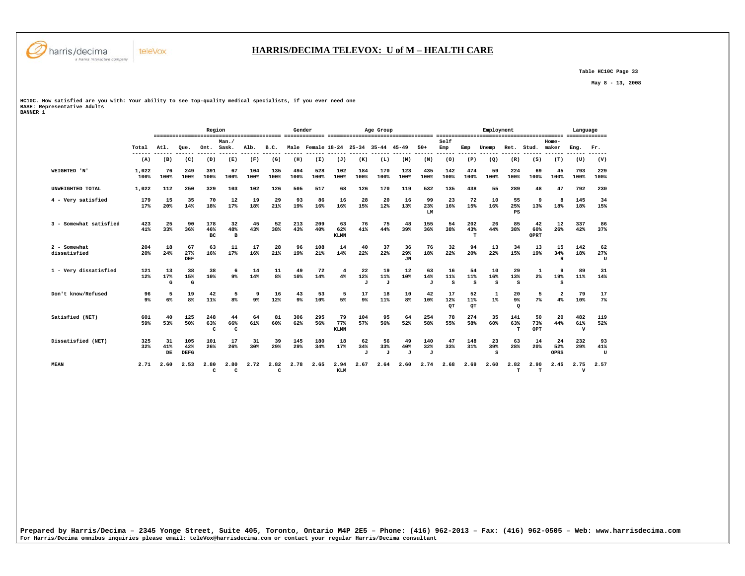# HARRIS/DECIMA TELEVOX: U of M – HEALTH CARE

Table HC10C Page 33

May 8 - 13, 2008

HC10C. How satisfied are you with: Your ability to see top-quality medical specialists, if you ever need one
BASE: Representative Adults
BANNER 1

| | Total | Region | | | | | | Gender | | Age Group | | | | | Employment | | | | | | Language | |
|---|---|---|---|---|---|---|---|---|---|---|---|---|---|---|---|---|---|---|---|---|---|---|
| | Total | Atl. | Que. | Ont. | Man./ Sask. | Alb. | B.C. | Male | Female | 18-24 | 25-34 | 35-44 | 45-49 | 50+ | Self Emp | Emp | Unemp | Ret. | Stud. | Home-maker | Eng. | Fr. |
| | (A) | (B) | (C) | (D) | (E) | (F) | (G) | (H) | (I) | (J) | (K) | (L) | (M) | (N) | (O) | (P) | (Q) | (R) | (S) | (T) | (U) | (V) |
| WEIGHTED 'N' | 1,022 100% | 76 100% | 249 100% | 391 100% | 67 100% | 104 100% | 135 100% | 494 100% | 528 100% | 102 100% | 184 100% | 170 100% | 123 100% | 435 100% | 142 100% | 474 100% | 59 100% | 224 100% | 69 100% | 45 100% | 793 100% | 229 100% |
| UNWEIGHTED TOTAL | 1,022 | 112 | 250 | 329 | 103 | 102 | 126 | 505 | 517 | 68 | 126 | 170 | 119 | 532 | 135 | 438 | 55 | 289 | 48 | 47 | 792 | 230 |
| 4 - Very satisfied | 179 17% | 15 20% | 35 14% | 70 18% | 12 17% | 19 18% | 29 21% | 93 19% | 86 16% | 16 16% | 28 15% | 20 12% | 16 13% | 99 23% LM | 23 16% | 72 15% | 10 16% | 55 25% PS | 9 13% | 8 18% | 145 18% | 34 15% |
| 3 - Somewhat satisfied | 423 41% | 25 33% | 90 36% | 178 46% BC | 32 48% B | 45 43% | 52 38% | 213 43% | 209 40% | 63 62% KLMN | 76 41% | 75 44% | 48 39% | 155 36% | 54 38% | 202 43% T | 26 44% | 85 38% | 42 60% OPRT | 12 26% | 337 42% | 86 37% |
| 2 - Somewhat dissatisfied | 204 20% | 18 24% | 67 27% DEF | 63 16% | 11 17% | 17 16% | 28 21% | 96 19% | 108 21% | 14 14% | 40 22% | 37 22% | 36 29% JN | 76 18% | 32 22% | 94 20% | 13 22% | 34 15% | 13 19% | 15 34% R | 142 18% | 62 27% U |
| 1 - Very dissatisfied | 121 12% | 13 17% G | 38 15% G | 38 10% | 6 9% | 14 14% | 11 8% | 49 10% | 72 14% | 4 4% | 22 12% J | 19 11% J | 12 10% | 63 14% J | 16 11% S | 54 11% S | 10 16% S | 29 13% S | 1 2% | 9 19% S | 89 11% | 31 14% |
| Don't know/Refused | 96 9% | 5 6% | 19 8% | 42 11% | 5 8% | 9 9% | 16 12% | 43 9% | 53 10% | 5 5% | 17 9% | 18 11% | 10 8% | 42 10% | 17 12% QT | 52 11% QT | 1 1% | 20 9% Q | 5 7% | 2 4% | 79 10% | 17 7% |
| Satisfied (NET) | 601 59% | 40 53% | 125 50% | 248 63% C | 44 66% C | 64 61% | 81 60% | 306 62% | 295 56% | 79 77% KLMN | 104 57% | 95 56% | 64 52% | 254 58% | 78 55% | 274 58% | 35 60% | 141 63% T | 50 73% OPT | 20 44% | 482 61% V | 119 52% |
| Dissatisfied (NET) | 325 32% | 31 41% DE | 105 42% DEFG | 101 26% | 17 26% | 31 30% | 39 29% | 145 29% | 180 34% | 18 17% | 62 34% J | 56 33% J | 49 40% J | 140 32% J | 47 33% | 148 31% | 23 39% S | 63 28% | 14 20% | 24 52% OPRS | 232 29% | 93 41% U |
| MEAN | 2.71 | 2.60 | 2.53 | 2.80 C | 2.80 C | 2.72 | 2.82 C | 2.78 | 2.65 | 2.94 KLM | 2.67 | 2.64 | 2.60 | 2.74 | 2.68 | 2.69 | 2.60 | 2.82 T | 2.90 T | 2.45 | 2.75 V | 2.57 |

Prepared by Harris/Decima – 2345 Yonge Street, Suite 405, Toronto, Ontario M4P 2E5 – Phone: (416) 962-2013 – Fax: (416) 962-0505 – Web: www.harrisdecima.com
For Harris/Decima omnibus inquiries please email: teleVox@harrisdecima.com or contact your regular Harris/Decima consultant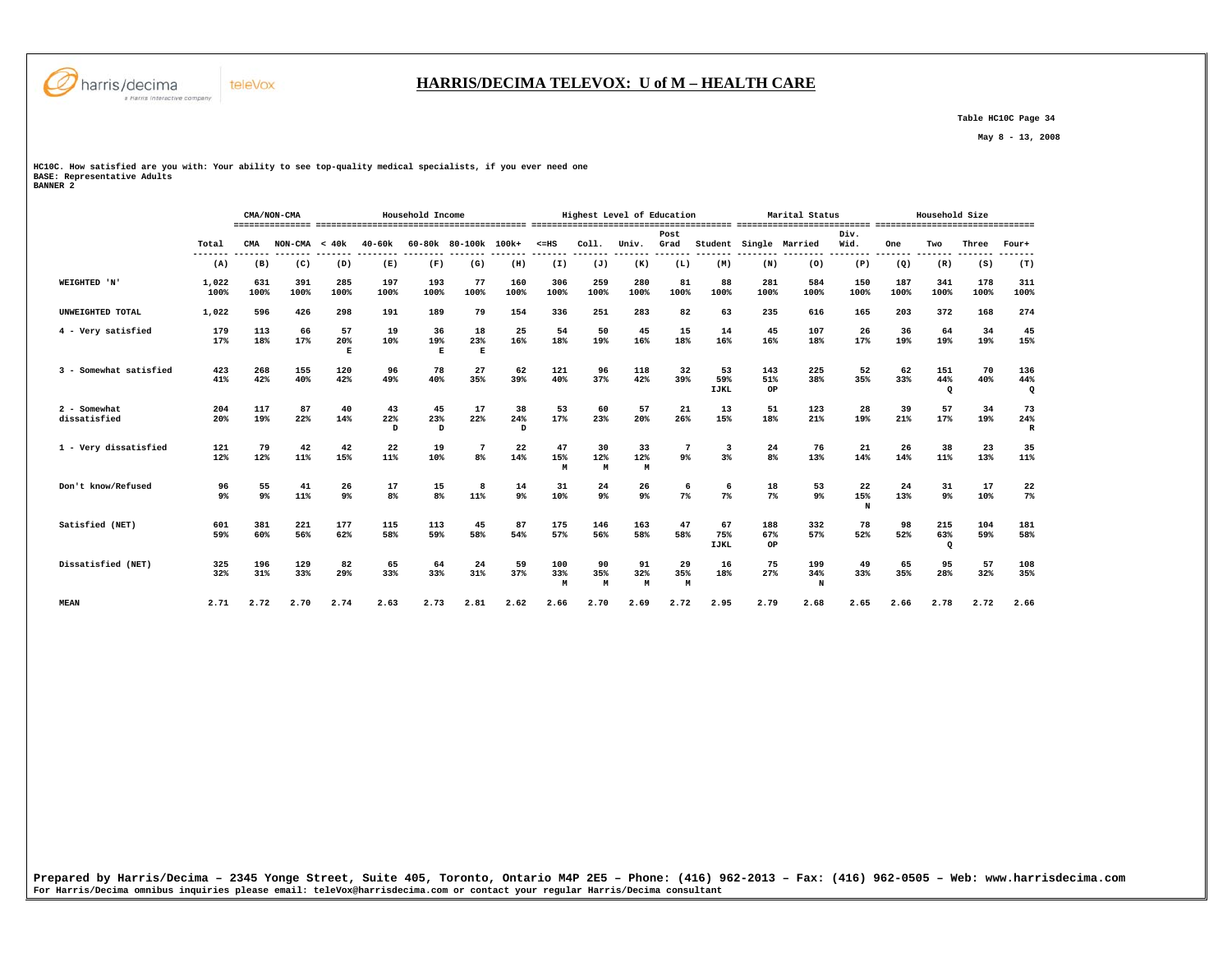# HARRIS/DECIMA TELEVOX: U of M – HEALTH CARE

Table HC10C Page 34

May 8 - 13, 2008

HC10C. How satisfied are you with: Your ability to see top-quality medical specialists, if you ever need one
BASE: Representative Adults
BANNER 2

| | | CMA/NON-CMA | | Household Income | | | | | Highest Level of Education | | | | | Marital Status | | | Household Size | | | |
|---|---|---|---|---|---|---|---|---|---|---|---|---|---|---|---|---|---|---|---|---|
| | Total | CMA | NON-CMA | < 40k | 40-60k | 60-80k | 80-100k | 100k+ | <=HS | Coll. | Univ. | Post Grad | Student | Single | Married | Div. Wid. | One | Two | Three | Four+ |
| | (A) | (B) | (C) | (D) | (E) | (F) | (G) | (H) | (I) | (J) | (K) | (L) | (M) | (N) | (O) | (P) | (Q) | (R) | (S) | (T) |
| WEIGHTED 'N' | 1,022<br>100% | 631<br>100% | 391<br>100% | 285<br>100% | 197<br>100% | 193<br>100% | 77<br>100% | 160<br>100% | 306<br>100% | 259<br>100% | 280<br>100% | 81<br>100% | 88<br>100% | 281<br>100% | 584<br>100% | 150<br>100% | 187<br>100% | 341<br>100% | 178<br>100% | 311<br>100% |
| UNWEIGHTED TOTAL | 1,022 | 596 | 426 | 298 | 191 | 189 | 79 | 154 | 336 | 251 | 283 | 82 | 63 | 235 | 616 | 165 | 203 | 372 | 168 | 274 |
| 4 - Very satisfied | 179<br>17% | 113<br>18% | 66<br>17% | 57<br>20%<br>E | 19<br>10% | 36<br>19%<br>E | 18<br>23%<br>E | 25<br>16% | 54<br>18% | 50<br>19% | 45<br>16% | 15<br>18% | 14<br>16% | 45<br>16% | 107<br>18% | 26<br>17% | 36<br>19% | 64<br>19% | 34<br>19% | 45<br>15% |
| 3 - Somewhat satisfied | 423<br>41% | 268<br>42% | 155<br>40% | 120<br>42% | 96<br>49% | 78<br>40% | 27<br>35% | 62<br>39% | 121<br>40% | 96<br>37% | 118<br>42% | 32<br>39% | 53<br>59%<br>IJKL | 143<br>51%<br>OP | 225<br>38% | 52<br>35% | 62<br>33% | 151<br>44%<br>Q | 70<br>40% | 136<br>44%<br>Q |
| 2 - Somewhat dissatisfied | 204<br>20% | 117<br>19% | 87<br>22% | 40<br>14% | 43<br>22%<br>D | 45<br>23%<br>D | 17<br>22% | 38<br>24%<br>D | 53<br>17% | 60<br>23% | 57<br>20% | 21<br>26% | 13<br>15% | 51<br>18% | 123<br>21% | 28<br>19% | 39<br>21% | 57<br>17% | 34<br>19% | 73<br>24%<br>R |
| 1 - Very dissatisfied | 121<br>12% | 79<br>12% | 42<br>11% | 42<br>15% | 22<br>11% | 19<br>10% | 7<br>8% | 22<br>14% | 47<br>15%<br>M | 30<br>12%<br>M | 33<br>12%<br>M | 7<br>9% | 3<br>3% | 24<br>8% | 76<br>13% | 21<br>14% | 26<br>14% | 38<br>11% | 23<br>13% | 35<br>11% |
| Don't know/Refused | 96<br>9% | 55<br>9% | 41<br>11% | 26<br>9% | 17<br>8% | 15<br>8% | 8<br>11% | 14<br>9% | 31<br>10% | 24<br>9% | 26<br>9% | 6<br>7% | 6<br>7% | 18<br>7% | 53<br>9% | 22<br>15%<br>N | 24<br>13% | 31<br>9% | 17<br>10% | 22<br>7% |
| Satisfied (NET) | 601<br>59% | 381<br>60% | 221<br>56% | 177<br>62% | 115<br>58% | 113<br>59% | 45<br>58% | 87<br>54% | 175<br>57% | 146<br>56% | 163<br>58% | 47<br>58% | 67<br>75%<br>IJKL | 188<br>67%<br>OP | 332<br>57% | 78<br>52% | 98<br>52% | 215<br>63%<br>Q | 104<br>59% | 181<br>58% |
| Dissatisfied (NET) | 325<br>32% | 196<br>31% | 129<br>33% | 82<br>29% | 65<br>33% | 64<br>33% | 24<br>31% | 59<br>37% | 100<br>33%<br>M | 90<br>35%<br>M | 91<br>32%<br>M | 29<br>35%<br>M | 16<br>18% | 75<br>27% | 199<br>34%<br>N | 49<br>33% | 65<br>35% | 95<br>28% | 57<br>32% | 108<br>35% |
| MEAN | 2.71 | 2.72 | 2.70 | 2.74 | 2.63 | 2.73 | 2.81 | 2.62 | 2.66 | 2.70 | 2.69 | 2.72 | 2.95 | 2.79 | 2.68 | 2.65 | 2.66 | 2.78 | 2.72 | 2.66 |

Prepared by Harris/Decima – 2345 Yonge Street, Suite 405, Toronto, Ontario M4P 2E5 – Phone: (416) 962-2013 – Fax: (416) 962-0505 – Web: www.harrisdecima.com
For Harris/Decima omnibus inquiries please email: teleVox@harrisdecima.com or contact your regular Harris/Decima consultant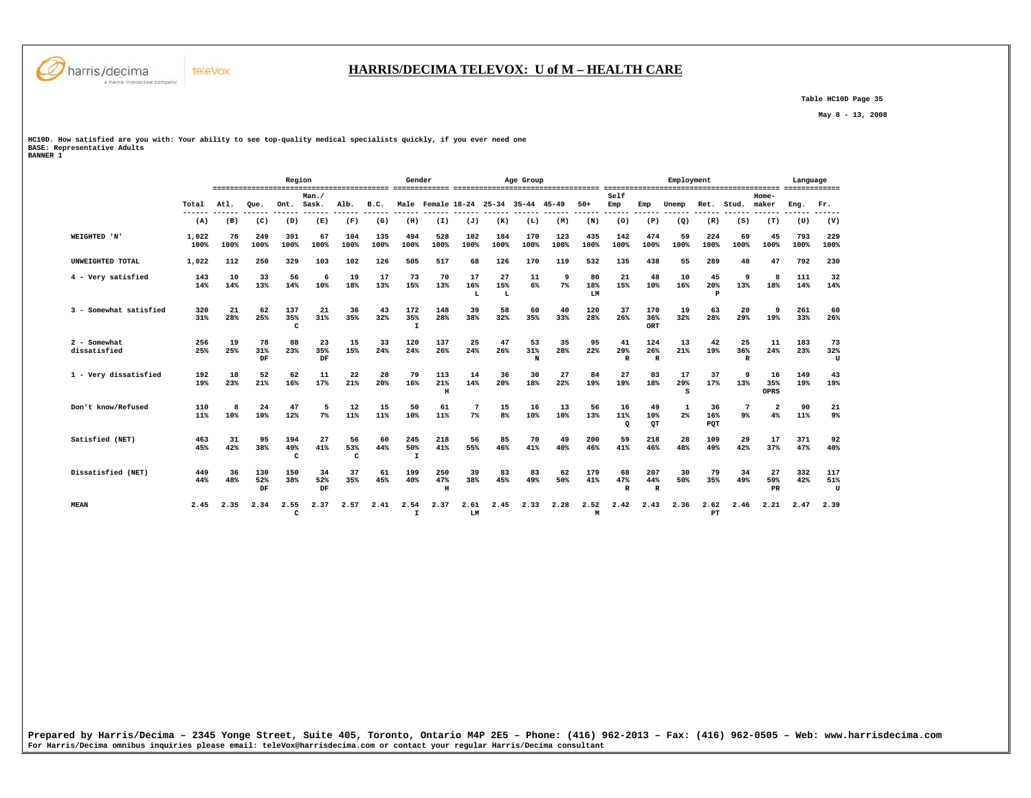# HARRIS/DECIMA TELEVOX: U of M – HEALTH CARE

Table HC10D Page 35

May 8 - 13, 2008

HC10D. How satisfied are you with: Your ability to see top-quality medical specialists quickly, if you ever need one
BASE: Representative Adults
BANNER 1

| | Total | Region | | | | | | Gender | | Age Group | | | | | Employment | | | | | | Language | |
|---|---|---|---|---|---|---|---|---|---|---|---|---|---|---|---|---|---|---|---|---|---|---|
| | Total | Atl. | Que. | Ont. | Man./ Sask. | Alb. | B.C. | Male | Female | 18-24 | 25-34 | 35-44 | 45-49 | 50+ | Self Emp | Emp | Unemp | Ret. | Stud. | Home-maker | Eng. | Fr. |
| | (A) | (B) | (C) | (D) | (E) | (F) | (G) | (H) | (I) | (J) | (K) | (L) | (M) | (N) | (O) | (P) | (Q) | (R) | (S) | (T) | (U) | (V) |
| WEIGHTED 'N' | 1,022 100% | 76 100% | 249 100% | 391 100% | 67 100% | 104 100% | 135 100% | 494 100% | 528 100% | 102 100% | 184 100% | 170 100% | 123 100% | 435 100% | 142 100% | 474 100% | 59 100% | 224 100% | 69 100% | 45 100% | 793 100% | 229 100% |
| UNWEIGHTED TOTAL | 1,022 | 112 | 250 | 329 | 103 | 102 | 126 | 505 | 517 | 68 | 126 | 170 | 119 | 532 | 135 | 438 | 55 | 289 | 48 | 47 | 792 | 230 |
| 4 - Very satisfied | 143 14% | 10 14% | 33 13% | 56 14% | 6 10% | 19 18% | 17 13% | 73 15% | 70 13% | 17 16% L | 27 15% L | 11 6% | 9 7% | 80 18% LM | 21 15% | 48 10% | 10 16% | 45 20% P | 9 13% | 8 18% | 111 14% | 32 14% |
| 3 - Somewhat satisfied | 320 31% | 21 28% | 62 25% | 137 35% C | 21 31% | 36 35% | 43 32% | 172 35% I | 148 28% | 39 38% | 58 32% | 60 35% | 40 33% | 120 28% | 37 26% | 170 36% ORT | 19 32% | 63 28% | 20 29% | 9 19% | 261 33% | 60 26% |
| 2 - Somewhat dissatisfied | 256 25% | 19 25% | 78 31% DF | 88 23% | 23 35% DF | 15 15% | 33 24% | 120 24% | 137 26% | 25 24% | 47 26% | 53 31% N | 35 28% | 95 22% | 41 29% R | 124 26% R | 13 21% | 42 19% | 25 36% R | 11 24% | 183 23% | 73 32% U |
| 1 - Very dissatisfied | 192 19% | 18 23% | 52 21% | 62 16% | 11 17% | 22 21% | 28 20% | 79 16% | 113 21% H | 14 14% | 36 20% | 30 18% | 27 22% | 84 19% | 27 19% | 83 18% | 17 29% S | 37 17% | 9 13% | 16 35% OPRS | 149 19% | 43 19% |
| Don't know/Refused | 110 11% | 8 10% | 24 10% | 47 12% | 5 7% | 12 11% | 15 11% | 50 10% | 61 11% | 7 7% | 15 8% | 16 10% | 13 10% | 56 13% | 16 11% Q | 49 10% QT | 1 2% | 36 16% PQT | 7 9% | 2 4% | 90 11% | 21 9% |
| Satisfied (NET) | 463 45% | 31 42% | 95 38% | 194 49% C | 27 41% | 56 53% C | 60 44% | 245 50% I | 218 41% | 56 55% | 85 46% | 70 41% | 49 40% | 200 46% | 59 41% | 218 46% | 28 48% | 109 49% | 29 42% | 17 37% | 371 47% | 92 40% |
| Dissatisfied (NET) | 449 44% | 36 48% | 130 52% DF | 150 38% | 34 52% DF | 37 35% | 61 45% | 199 40% | 250 47% H | 39 38% | 83 45% | 83 49% | 62 50% | 179 41% | 68 47% R | 207 44% R | 30 50% | 79 35% | 34 49% | 27 59% PR | 332 42% | 117 51% U |
| MEAN | 2.45 | 2.35 | 2.34 | 2.55 C | 2.37 | 2.57 | 2.41 | 2.54 I | 2.37 | 2.61 LM | 2.45 | 2.33 | 2.28 | 2.52 M | 2.42 | 2.43 | 2.36 | 2.62 PT | 2.46 | 2.21 | 2.47 | 2.39 |

Prepared by Harris/Decima – 2345 Yonge Street, Suite 405, Toronto, Ontario M4P 2E5 – Phone: (416) 962-2013 – Fax: (416) 962-0505 – Web: www.harrisdecima.com
For Harris/Decima omnibus inquiries please email: teleVox@harrisdecima.com or contact your regular Harris/Decima consultant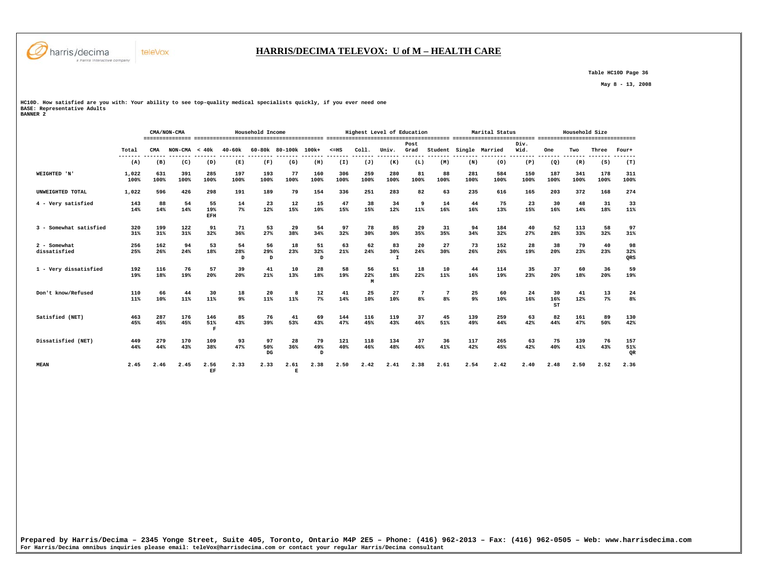# HARRIS/DECIMA TELEVOX: U of M – HEALTH CARE

Table HC10D Page 36

May 8 - 13, 2008

HC10D. How satisfied are you with: Your ability to see top-quality medical specialists quickly, if you ever need one
BASE: Representative Adults
BANNER 2

| | | CMA/NON-CMA | | Household Income | | | | | Highest Level of Education | | | | | Marital Status | | | Household Size | | | |
|---|---|---|---|---|---|---|---|---|---|---|---|---|---|---|---|---|---|---|---|---|
| | Total | CMA | NON-CMA | < 40k | 40-60k | 60-80k | 80-100k | 100k+ | <=HS | Coll. | Univ. | Post Grad | Student | Single | Married | Div. Wid. | One | Two | Three | Four+ |
| | (A) | (B) | (C) | (D) | (E) | (F) | (G) | (H) | (I) | (J) | (K) | (L) | (M) | (N) | (O) | (P) | (Q) | (R) | (S) | (T) |
| WEIGHTED 'N' | 1,022<br>100% | 631<br>100% | 391<br>100% | 285<br>100% | 197<br>100% | 193<br>100% | 77<br>100% | 160<br>100% | 306<br>100% | 259<br>100% | 280<br>100% | 81<br>100% | 88<br>100% | 281<br>100% | 584<br>100% | 150<br>100% | 187<br>100% | 341<br>100% | 178<br>100% | 311<br>100% |
| UNWEIGHTED TOTAL | 1,022 | 596 | 426 | 298 | 191 | 189 | 79 | 154 | 336 | 251 | 283 | 82 | 63 | 235 | 616 | 165 | 203 | 372 | 168 | 274 |
| 4 - Very satisfied | 143<br>14% | 88<br>14% | 54<br>14% | 55<br>19%<br>EFH | 14<br>7% | 23<br>12% | 12<br>15% | 15<br>10% | 47<br>15% | 38<br>15% | 34<br>12% | 9<br>11% | 14<br>16% | 44<br>16% | 75<br>13% | 23<br>15% | 30<br>16% | 48<br>14% | 31<br>18% | 33<br>11% |
| 3 - Somewhat satisfied | 320<br>31% | 199<br>31% | 122<br>31% | 91<br>32% | 71<br>36% | 53<br>27% | 29<br>38% | 54<br>34% | 97<br>32% | 78<br>30% | 85<br>30% | 29<br>35% | 31<br>35% | 94<br>34% | 184<br>32% | 40<br>27% | 52<br>28% | 113<br>33% | 58<br>32% | 97<br>31% |
| 2 - Somewhat dissatisfied | 256<br>25% | 162<br>26% | 94<br>24% | 53<br>18% | 54<br>28%<br>D | 56<br>29%<br>D | 18<br>23% | 51<br>32%<br>D | 63<br>21% | 62<br>24% | 83<br>30%<br>I | 20<br>24% | 27<br>30% | 73<br>26% | 152<br>26% | 28<br>19% | 38<br>20% | 79<br>23% | 40<br>23% | 98<br>32%<br>QRS |
| 1 - Very dissatisfied | 192<br>19% | 116<br>18% | 76<br>19% | 57<br>20% | 39<br>20% | 41<br>21% | 10<br>13% | 28<br>18% | 58<br>19% | 56<br>22%<br>M | 51<br>18% | 18<br>22% | 10<br>11% | 44<br>16% | 114<br>19% | 35<br>23% | 37<br>20% | 60<br>18% | 36<br>20% | 59<br>19% |
| Don't know/Refused | 110<br>11% | 66<br>10% | 44<br>11% | 30<br>11% | 18<br>9% | 20<br>11% | 8<br>11% | 12<br>7% | 41<br>14% | 25<br>10% | 27<br>10% | 7<br>8% | 7<br>8% | 25<br>9% | 60<br>10% | 24<br>16% | 30<br>16%<br>ST | 41<br>12% | 13<br>7% | 24<br>8% |
| Satisfied (NET) | 463<br>45% | 287<br>45% | 176<br>45% | 146<br>51%<br>F | 85<br>43% | 76<br>39% | 41<br>53% | 69<br>43% | 144<br>47% | 116<br>45% | 119<br>43% | 37<br>46% | 45<br>51% | 139<br>49% | 259<br>44% | 63<br>42% | 82<br>44% | 161<br>47% | 89<br>50% | 130<br>42% |
| Dissatisfied (NET) | 449<br>44% | 279<br>44% | 170<br>43% | 109<br>38% | 93<br>47% | 97<br>50%<br>DG | 28<br>36% | 79<br>49%<br>D | 121<br>40% | 118<br>46% | 134<br>48% | 37<br>46% | 36<br>41% | 117<br>42% | 265<br>45% | 63<br>42% | 75<br>40% | 139<br>41% | 76<br>43% | 157<br>51%<br>QR |
| MEAN | 2.45 | 2.46 | 2.45 | 2.56<br>EF | 2.33 | 2.33 | 2.61<br>E | 2.38 | 2.50 | 2.42 | 2.41 | 2.38 | 2.61 | 2.54 | 2.42 | 2.40 | 2.48 | 2.50 | 2.52 | 2.36 |

Prepared by Harris/Decima – 2345 Yonge Street, Suite 405, Toronto, Ontario M4P 2E5 – Phone: (416) 962-2013 – Fax: (416) 962-0505 – Web: www.harrisdecima.com
For Harris/Decima omnibus inquiries please email: teleVox@harrisdecima.com or contact your regular Harris/Decima consultant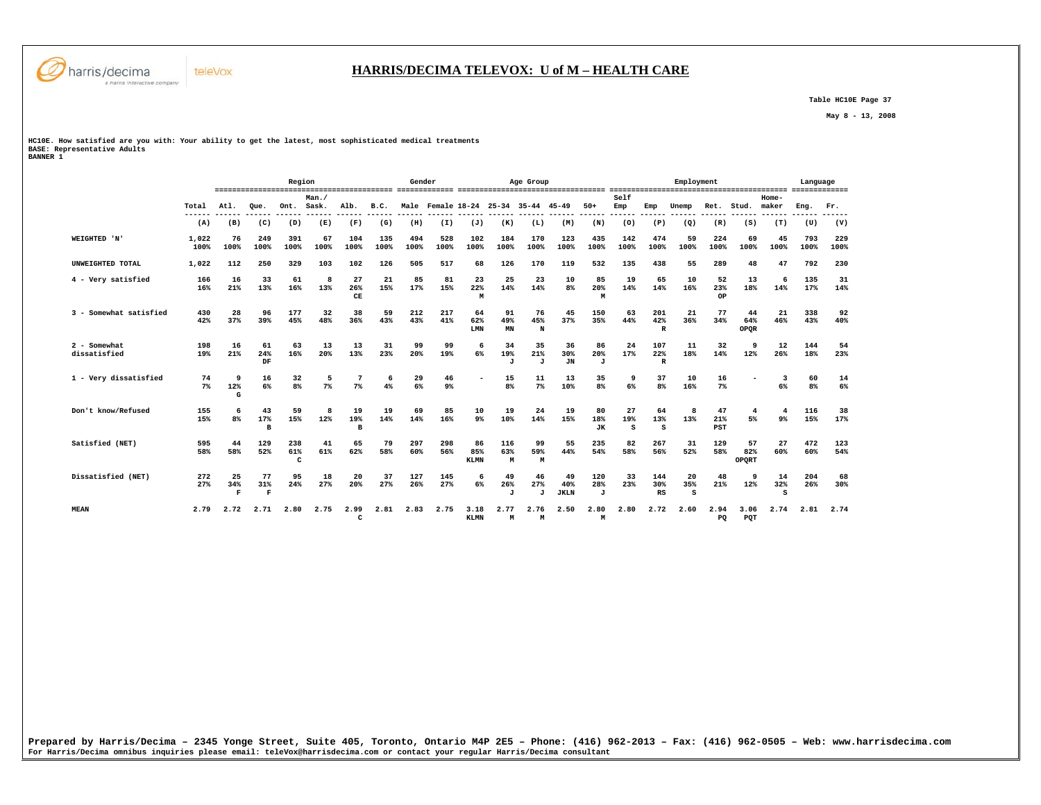## HARRIS/DECIMA TELEVOX: U of M – HEALTH CARE

Table HC10E Page 37

May 8 - 13, 2008

HC10E. How satisfied are you with: Your ability to get the latest, most sophisticated medical treatments
BASE: Representative Adults
BANNER 1

| | Total | Region | | | | | | Gender | | Age Group | | | | | Employment | | | | | | Language | |
|---|---|---|---|---|---|---|---|---|---|---|---|---|---|---|---|---|---|---|---|---|---|---|
| | Total | Atl. | Que. | Ont. | Man./ Sask. | Alb. | B.C. | Male | Female | 18-24 | 25-34 | 35-44 | 45-49 | 50+ | Self Emp | Emp | Unemp | Ret. | Stud. | Home-maker | Eng. | Fr. |
| | (A) | (B) | (C) | (D) | (E) | (F) | (G) | (H) | (I) | (J) | (K) | (L) | (M) | (N) | (O) | (P) | (Q) | (R) | (S) | (T) | (U) | (V) |
| WEIGHTED 'N' | 1,022<br>100% | 76<br>100% | 249<br>100% | 391<br>100% | 67<br>100% | 104<br>100% | 135<br>100% | 494<br>100% | 528<br>100% | 102<br>100% | 184<br>100% | 170<br>100% | 123<br>100% | 435<br>100% | 142<br>100% | 474<br>100% | 59<br>100% | 224<br>100% | 69<br>100% | 45<br>100% | 793<br>100% | 229<br>100% |
| UNWEIGHTED TOTAL | 1,022 | 112 | 250 | 329 | 103 | 102 | 126 | 505 | 517 | 68 | 126 | 170 | 119 | 532 | 135 | 438 | 55 | 289 | 48 | 47 | 792 | 230 |
| 4 - Very satisfied | 166<br>16% | 16<br>21% | 33<br>13% | 61<br>16% | 8<br>13% | 27<br>26%<br>CE | 21<br>15% | 85<br>17% | 81<br>15% | 23<br>22%<br>M | 25<br>14% | 23<br>14% | 10<br>8% | 85<br>20%<br>M | 19<br>14% | 65<br>14% | 10<br>16% | 52<br>23%<br>OP | 13<br>18% | 6<br>14% | 135<br>17% | 31<br>14% |
| 3 - Somewhat satisfied | 430<br>42% | 28<br>37% | 96<br>39% | 177<br>45% | 32<br>48% | 38<br>36% | 59<br>43% | 212<br>43% | 217<br>41% | 64<br>62%<br>LMN | 91<br>49%<br>MN | 76<br>45%<br>N | 45<br>37% | 150<br>35% | 63<br>44% | 201<br>42%<br>R | 21<br>36% | 77<br>34% | 44<br>64%<br>OPQR | 21<br>46% | 338<br>43% | 92<br>40% |
| 2 - Somewhat dissatisfied | 198<br>19% | 16<br>21% | 61<br>24%<br>DF | 63<br>16% | 13<br>20% | 13<br>13% | 31<br>23% | 99<br>20% | 99<br>19% | 6<br>6% | 34<br>19%<br>J | 35<br>21%<br>J | 36<br>30%<br>JN | 86<br>20%<br>J | 24<br>17% | 107<br>22%<br>R | 11<br>18% | 32<br>14% | 9<br>12% | 12<br>26% | 144<br>18% | 54<br>23% |
| 1 - Very dissatisfied | 74<br>7% | 9<br>12%<br>G | 16<br>6% | 32<br>8% | 5<br>7% | 7<br>7% | 6<br>4% | 29<br>6% | 46<br>9% | - | 15<br>8% | 11<br>7% | 13<br>10% | 35<br>8% | 9<br>6% | 37<br>8% | 10<br>16% | 16<br>7% | - | 3<br>6% | 60<br>8% | 14<br>6% |
| Don't know/Refused | 155<br>15% | 6<br>8% | 43<br>17%<br>B | 59<br>15% | 8<br>12% | 19<br>19%<br>B | 19<br>14% | 69<br>14% | 85<br>16% | 10<br>9% | 19<br>10% | 24<br>14% | 19<br>15% | 80<br>18%<br>JK | 27<br>19%<br>S | 64<br>13%<br>S | 8<br>13% | 47<br>21%<br>PST | 4<br>5% | 4<br>9% | 116<br>15% | 38<br>17% |
| Satisfied (NET) | 595<br>58% | 44<br>58% | 129<br>52% | 238<br>61%<br>C | 41<br>61% | 65<br>62% | 79<br>58% | 297<br>60% | 298<br>56% | 86<br>85%<br>KLMN | 116<br>63%<br>M | 99<br>59%<br>M | 55<br>44% | 235<br>54% | 82<br>58% | 267<br>56% | 31<br>52% | 129<br>58% | 57<br>82%<br>OPQRT | 27<br>60% | 472<br>60% | 123<br>54% |
| Dissatisfied (NET) | 272<br>27% | 25<br>34%<br>F | 77<br>31%<br>F | 95<br>24% | 18<br>27% | 20<br>20% | 37<br>27% | 127<br>26% | 145<br>27% | 6<br>6% | 49<br>26%<br>J | 46<br>27%<br>J | 49<br>40%<br>JKLN | 120<br>28%<br>J | 33<br>23% | 144<br>30%<br>RS | 20<br>35%<br>S | 48<br>21% | 9<br>12% | 14<br>32%<br>S | 204<br>26% | 68<br>30% |
| MEAN | 2.79 | 2.72 | 2.71 | 2.80 | 2.75 | 2.99<br>C | 2.81 | 2.83 | 2.75 | 3.18<br>KLMN | 2.77<br>M | 2.76<br>M | 2.50 | 2.80<br>M | 2.80 | 2.72 | 2.60 | 2.94<br>PQ | 3.06<br>PQT | 2.74 | 2.81 | 2.74 |

Prepared by Harris/Decima – 2345 Yonge Street, Suite 405, Toronto, Ontario M4P 2E5 – Phone: (416) 962-2013 – Fax: (416) 962-0505 – Web: www.harrisdecima.com
For Harris/Decima omnibus inquiries please email: teleVox@harrisdecima.com or contact your regular Harris/Decima consultant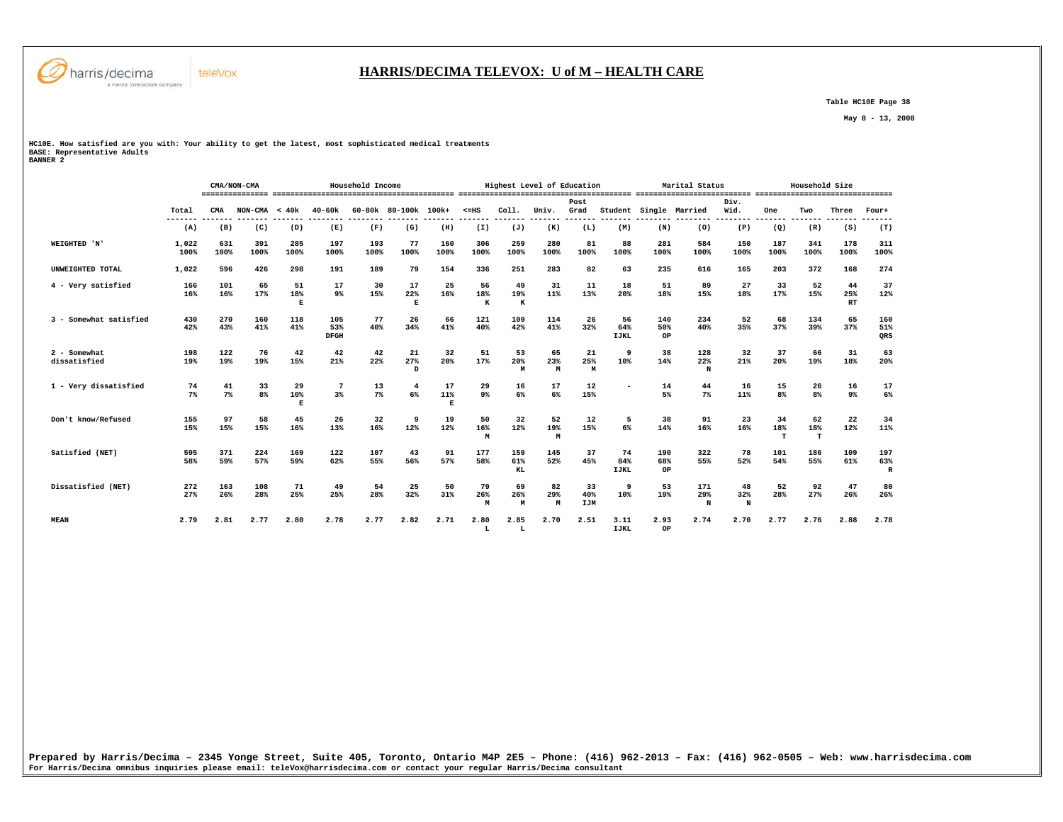## HARRIS/DECIMA TELEVOX: U of M – HEALTH CARE

Table HC10E Page 38

May 8 - 13, 2008

HC10E. How satisfied are you with: Your ability to get the latest, most sophisticated medical treatments
BASE: Representative Adults
BANNER 2

| | | CMA/NON-CMA | | Household Income | | | | | Highest Level of Education | | | | | Marital Status | | | Household Size | | | |
|---|---|---|---|---|---|---|---|---|---|---|---|---|---|---|---|---|---|---|---|---|
| | Total | CMA | NON-CMA | < 40k | 40-60k | 60-80k | 80-100k | 100k+ | <=HS | Coll. | Univ. | Post Grad | Student | Single | Married | Div. Wid. | One | Two | Three | Four+ |
| | (A) | (B) | (C) | (D) | (E) | (F) | (G) | (H) | (I) | (J) | (K) | (L) | (M) | (N) | (O) | (P) | (Q) | (R) | (S) | (T) |
| WEIGHTED 'N' | 1,022 100% | 631 100% | 391 100% | 285 100% | 197 100% | 193 100% | 77 100% | 160 100% | 306 100% | 259 100% | 280 100% | 81 100% | 88 100% | 281 100% | 584 100% | 150 100% | 187 100% | 341 100% | 178 100% | 311 100% |
| UNWEIGHTED TOTAL | 1,022 | 596 | 426 | 298 | 191 | 189 | 79 | 154 | 336 | 251 | 283 | 82 | 63 | 235 | 616 | 165 | 203 | 372 | 168 | 274 |
| 4 - Very satisfied | 166 16% | 101 16% | 65 17% | 51 18% E | 17 9% | 30 15% | 17 22% E | 25 16% | 56 18% K | 49 19% K | 31 11% | 11 13% | 18 20% | 51 18% | 89 15% | 27 18% | 33 17% | 52 15% | 44 25% RT | 37 12% |
| 3 - Somewhat satisfied | 430 42% | 270 43% | 160 41% | 118 41% | 105 53% DFGH | 77 40% | 26 34% | 66 41% | 121 40% | 109 42% | 114 41% | 26 32% | 56 64% IJKL | 140 50% OP | 234 40% | 52 35% | 68 37% | 134 39% | 65 37% | 160 51% QRS |
| 2 - Somewhat dissatisfied | 198 19% | 122 19% | 76 19% | 42 15% | 42 21% | 42 22% | 21 27% D | 32 20% | 51 17% | 53 20% M | 65 23% M | 21 25% M | 9 10% | 38 14% | 128 22% N | 32 21% | 37 20% | 66 19% | 31 18% | 63 20% |
| 1 - Very dissatisfied | 74 7% | 41 7% | 33 8% | 29 10% E | 7 3% | 13 7% | 4 6% | 17 11% E | 29 9% | 16 6% | 17 6% | 12 15% | - | 14 5% | 44 7% | 16 11% | 15 8% | 26 8% | 16 9% | 17 6% |
| Don't know/Refused | 155 15% | 97 15% | 58 15% | 45 16% | 26 13% | 32 16% | 9 12% | 19 12% | 50 16% M | 32 12% | 52 19% M | 12 15% | 5 6% | 38 14% | 91 16% | 23 16% | 34 18% T | 62 18% T | 22 12% | 34 11% |
| Satisfied (NET) | 595 58% | 371 59% | 224 57% | 169 59% | 122 62% | 107 55% | 43 56% | 91 57% | 177 58% | 159 61% KL | 145 52% | 37 45% | 74 84% IJKL | 190 68% OP | 322 55% | 78 52% | 101 54% | 186 55% | 109 61% | 197 63% R |
| Dissatisfied (NET) | 272 27% | 163 26% | 108 28% | 71 25% | 49 25% | 54 28% | 25 32% | 50 31% | 79 26% M | 69 26% M | 82 29% M | 33 40% IJM | 9 10% | 53 19% | 171 29% N | 48 32% N | 52 28% | 92 27% | 47 26% | 80 26% |
| MEAN | 2.79 | 2.81 | 2.77 | 2.80 | 2.78 | 2.77 | 2.82 | 2.71 | 2.80 L | 2.85 L | 2.70 | 2.51 | 3.11 IJKL | 2.93 OP | 2.74 | 2.70 | 2.77 | 2.76 | 2.88 | 2.78 |

Prepared by Harris/Decima – 2345 Yonge Street, Suite 405, Toronto, Ontario M4P 2E5 – Phone: (416) 962-2013 – Fax: (416) 962-0505 – Web: www.harrisdecima.com
For Harris/Decima omnibus inquiries please email: teleVox@harrisdecima.com or contact your regular Harris/Decima consultant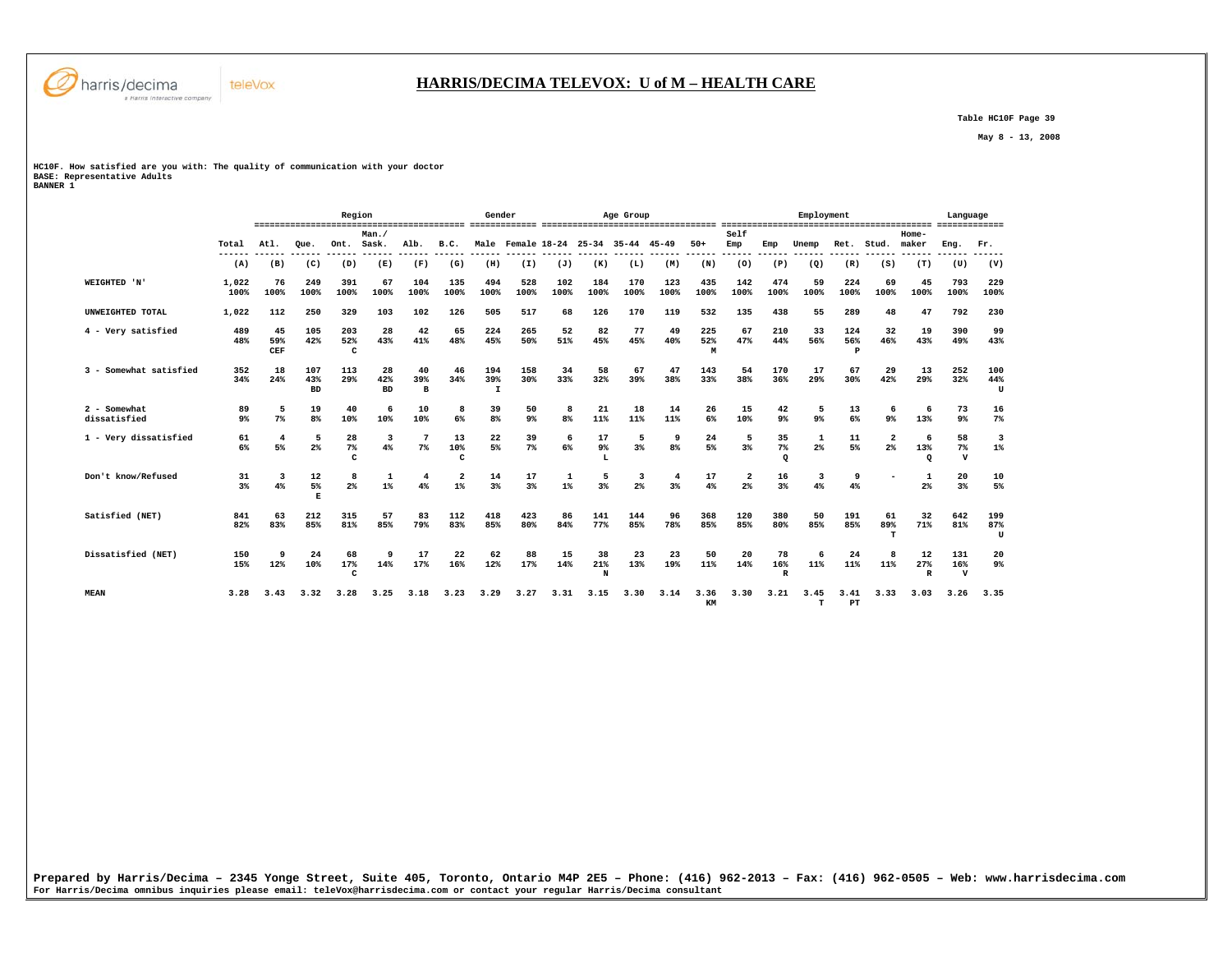# HARRIS/DECIMA TELEVOX: U of M – HEALTH CARE

Table HC10F Page 39

May 8 - 13, 2008

HC10F. How satisfied are you with: The quality of communication with your doctor
BASE: Representative Adults
BANNER 1

| | | Region | | | | | | Gender | | Age Group | | | | | Employment | | | | | | Language | |
|---|---|---|---|---|---|---|---|---|---|---|---|---|---|---|---|---|---|---|---|---|---|---|
| | Total | Atl. | Que. | Ont. | Man./ Sask. | Alb. | B.C. | Male | Female | 18-24 | 25-34 | 35-44 | 45-49 | 50+ | Self Emp | Emp | Unemp | Ret. | Stud. | Home-maker | Eng. | Fr. |
| | (A) | (B) | (C) | (D) | (E) | (F) | (G) | (H) | (I) | (J) | (K) | (L) | (M) | (N) | (O) | (P) | (Q) | (R) | (S) | (T) | (U) | (V) |
| WEIGHTED 'N' | 1,022<br>100% | 76<br>100% | 249<br>100% | 391<br>100% | 67<br>100% | 104<br>100% | 135<br>100% | 494<br>100% | 528<br>100% | 102<br>100% | 184<br>100% | 170<br>100% | 123<br>100% | 435<br>100% | 142<br>100% | 474<br>100% | 59<br>100% | 224<br>100% | 69<br>100% | 45<br>100% | 793<br>100% | 229<br>100% |
| UNWEIGHTED TOTAL | 1,022 | 112 | 250 | 329 | 103 | 102 | 126 | 505 | 517 | 68 | 126 | 170 | 119 | 532 | 135 | 438 | 55 | 289 | 48 | 47 | 792 | 230 |
| 4 - Very satisfied | 489<br>48% | 45<br>59%<br>CEF | 105<br>42% | 203<br>52%<br>C | 28<br>43% | 42<br>41% | 65<br>48% | 224<br>45% | 265<br>50% | 52<br>51% | 82<br>45% | 77<br>45% | 49<br>40% | 225<br>52%<br>M | 67<br>47% | 210<br>44% | 33<br>56% | 124<br>56%<br>P | 32<br>46% | 19<br>43% | 390<br>49% | 99<br>43% |
| 3 - Somewhat satisfied | 352<br>34% | 18<br>24% | 107<br>43%<br>BD | 113<br>29% | 28<br>42%<br>BD | 40<br>39%<br>B | 46<br>34% | 194<br>39%<br>I | 158<br>30% | 34<br>33% | 58<br>32% | 67<br>39% | 47<br>38% | 143<br>33% | 54<br>38% | 170<br>36% | 17<br>29% | 67<br>30% | 29<br>42% | 13<br>29% | 252<br>32% | 100<br>44%<br>U |
| 2 - Somewhat dissatisfied | 89<br>9% | 5<br>7% | 19<br>8% | 40<br>10% | 6<br>10% | 10<br>10% | 8<br>6% | 39<br>8% | 50<br>9% | 8<br>8% | 21<br>11% | 18<br>11% | 14<br>11% | 26<br>6% | 15<br>10% | 42<br>9% | 5<br>9% | 13<br>6% | 6<br>9% | 6<br>13% | 73<br>9% | 16<br>7% |
| 1 - Very dissatisfied | 61<br>6% | 4<br>5% | 5<br>2% | 28<br>7%<br>C | 3<br>4% | 7<br>7% | 13<br>10%<br>C | 22<br>5% | 39<br>7% | 6<br>6% | 17<br>9%<br>L | 5<br>3% | 9<br>8% | 24<br>5% | 5<br>3% | 35<br>7%<br>Q | 1<br>2% | 11<br>5% | 2<br>2% | 6<br>13%<br>Q | 58<br>7%<br>V | 3<br>1% |
| Don't know/Refused | 31<br>3% | 3<br>4% | 12<br>5%<br>E | 8<br>2% | 1<br>1% | 4<br>4% | 2<br>1% | 14<br>3% | 17<br>3% | 1<br>1% | 5<br>3% | 3<br>2% | 4<br>3% | 17<br>4% | 2<br>2% | 16<br>3% | 3<br>4% | 9<br>4% | - | 1<br>2% | 20<br>3% | 10<br>5% |
| Satisfied (NET) | 841<br>82% | 63<br>83% | 212<br>85% | 315<br>81% | 57<br>85% | 83<br>79% | 112<br>83% | 418<br>85% | 423<br>80% | 86<br>84% | 141<br>77% | 144<br>85% | 96<br>78% | 368<br>85% | 120<br>85% | 380<br>80% | 50<br>85% | 191<br>85% | 61<br>89%<br>T | 32<br>71% | 642<br>81% | 199<br>87%<br>U |
| Dissatisfied (NET) | 150<br>15% | 9<br>12% | 24<br>10% | 68<br>17%<br>C | 9<br>14% | 17<br>17% | 22<br>16% | 62<br>12% | 88<br>17% | 15<br>14% | 38<br>21%<br>N | 23<br>13% | 23<br>19% | 50<br>11% | 20<br>14% | 78<br>16%<br>R | 6<br>11% | 24<br>11% | 8<br>11% | 12<br>27%<br>R | 131<br>16%<br>V | 20<br>9% |
| MEAN | 3.28 | 3.43 | 3.32 | 3.28 | 3.25 | 3.18 | 3.23 | 3.29 | 3.27 | 3.31 | 3.15 | 3.30 | 3.14 | 3.36<br>KM | 3.30 | 3.21 | 3.45<br>T | 3.41<br>PT | 3.33 | 3.03 | 3.26 | 3.35 |

Prepared by Harris/Decima – 2345 Yonge Street, Suite 405, Toronto, Ontario M4P 2E5 – Phone: (416) 962-2013 – Fax: (416) 962-0505 – Web: www.harrisdecima.com
For Harris/Decima omnibus inquiries please email: teleVox@harrisdecima.com or contact your regular Harris/Decima consultant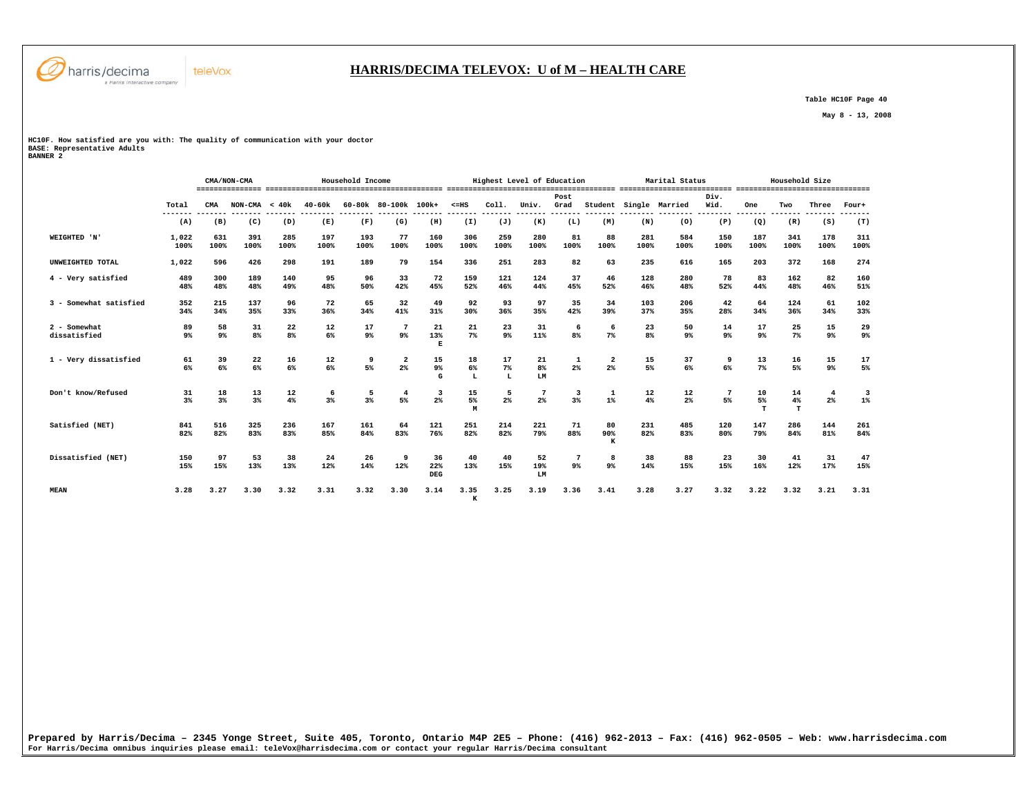# HARRIS/DECIMA TELEVOX: U of M – HEALTH CARE

Table HC10F Page 40

May 8 - 13, 2008

HC10F. How satisfied are you with: The quality of communication with your doctor
BASE: Representative Adults
BANNER 2

| | Total | CMA/NON-CMA | | Household Income | | | | | Highest Level of Education | | | | | Marital Status | | | Household Size | | | |
|---|---|---|---|---|---|---|---|---|---|---|---|---|---|---|---|---|---|---|---|---|
| | Total | CMA | NON-CMA | < 40k | 40-60k | 60-80k | 80-100k | 100k+ | <=HS | Coll. | Univ. | Post Grad | Student | Single | Married | Div. Wid. | One | Two | Three | Four+ |
| | (A) | (B) | (C) | (D) | (E) | (F) | (G) | (H) | (I) | (J) | (K) | (L) | (M) | (N) | (O) | (P) | (Q) | (R) | (S) | (T) |
| WEIGHTED 'N' | 1,022<br>100% | 631<br>100% | 391<br>100% | 285<br>100% | 197<br>100% | 193<br>100% | 77<br>100% | 160<br>100% | 306<br>100% | 259<br>100% | 280<br>100% | 81<br>100% | 88<br>100% | 281<br>100% | 584<br>100% | 150<br>100% | 187<br>100% | 341<br>100% | 178<br>100% | 311<br>100% |
| UNWEIGHTED TOTAL | 1,022 | 596 | 426 | 298 | 191 | 189 | 79 | 154 | 336 | 251 | 283 | 82 | 63 | 235 | 616 | 165 | 203 | 372 | 168 | 274 |
| 4 - Very satisfied | 489<br>48% | 300<br>48% | 189<br>48% | 140<br>49% | 95<br>48% | 96<br>50% | 33<br>42% | 72<br>45% | 159<br>52% | 121<br>46% | 124<br>44% | 37<br>45% | 46<br>52% | 128<br>46% | 280<br>48% | 78<br>52% | 83<br>44% | 162<br>48% | 82<br>46% | 160<br>51% |
| 3 - Somewhat satisfied | 352<br>34% | 215<br>34% | 137<br>35% | 96<br>33% | 72<br>36% | 65<br>34% | 32<br>41% | 49<br>31% | 92<br>30% | 93<br>36% | 97<br>35% | 35<br>42% | 34<br>39% | 103<br>37% | 206<br>35% | 42<br>28% | 64<br>34% | 124<br>36% | 61<br>34% | 102<br>33% |
| 2 - Somewhat dissatisfied | 89<br>9% | 58<br>9% | 31<br>8% | 22<br>8% | 12<br>6% | 17<br>9% | 7<br>9% | 21<br>13%<br>E | 21<br>7% | 23<br>9% | 31<br>11% | 6<br>8% | 6<br>7% | 23<br>8% | 50<br>9% | 14<br>9% | 17<br>9% | 25<br>7% | 15<br>9% | 29<br>9% |
| 1 - Very dissatisfied | 61<br>6% | 39<br>6% | 22<br>6% | 16<br>6% | 12<br>6% | 9<br>5% | 2<br>2% | 15<br>9%<br>G | 18<br>6%<br>L | 17<br>7%<br>L | 21<br>8%<br>LM | 1<br>2% | 2<br>2% | 15<br>5% | 37<br>6% | 9<br>6% | 13<br>7% | 16<br>5% | 15<br>9% | 17<br>5% |
| Don't know/Refused | 31<br>3% | 18<br>3% | 13<br>3% | 12<br>4% | 6<br>3% | 5<br>3% | 4<br>5% | 3<br>2% | 15<br>5%<br>M | 5<br>2% | 7<br>2% | 3<br>3% | 1<br>1% | 12<br>4% | 12<br>2% | 7<br>5% | 10<br>5%<br>T | 14<br>4%<br>T | 4<br>2% | 3<br>1% |
| Satisfied (NET) | 841<br>82% | 516<br>82% | 325<br>83% | 236<br>83% | 167<br>85% | 161<br>84% | 64<br>83% | 121<br>76% | 251<br>82% | 214<br>82% | 221<br>79% | 71<br>88% | 80<br>90%<br>K | 231<br>82% | 485<br>83% | 120<br>80% | 147<br>79% | 286<br>84% | 144<br>81% | 261<br>84% |
| Dissatisfied (NET) | 150<br>15% | 97<br>15% | 53<br>13% | 38<br>13% | 24<br>12% | 26<br>14% | 9<br>12% | 36<br>22%<br>DEG | 40<br>13% | 40<br>15% | 52<br>19%<br>LM | 7<br>9% | 8<br>9% | 38<br>14% | 88<br>15% | 23<br>15% | 30<br>16% | 41<br>12% | 31<br>17% | 47<br>15% |
| MEAN | 3.28 | 3.27 | 3.30 | 3.32 | 3.31 | 3.32 | 3.30 | 3.14 | 3.35<br>K | 3.25 | 3.19 | 3.36 | 3.41 | 3.28 | 3.27 | 3.32 | 3.22 | 3.32 | 3.21 | 3.31 |

Prepared by Harris/Decima – 2345 Yonge Street, Suite 405, Toronto, Ontario M4P 2E5 – Phone: (416) 962-2013 – Fax: (416) 962-0505 – Web: www.harrisdecima.com
For Harris/Decima omnibus inquiries please email: teleVox@harrisdecima.com or contact your regular Harris/Decima consultant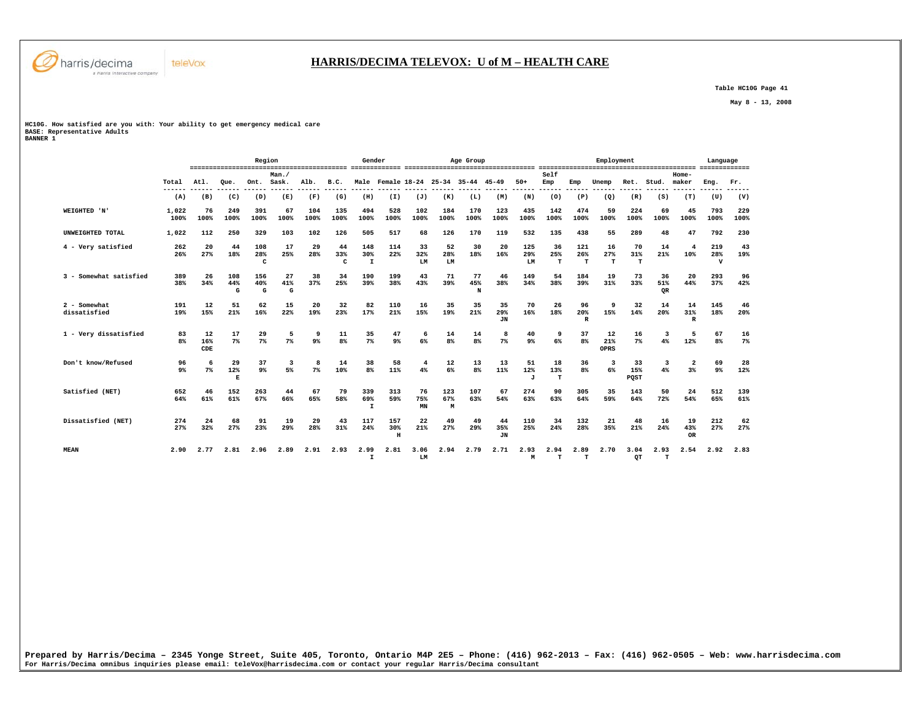# HARRIS/DECIMA TELEVOX: U of M – HEALTH CARE

Table HC10G Page 41

May 8 - 13, 2008

HC10G. How satisfied are you with: Your ability to get emergency medical care
BASE: Representative Adults
BANNER 1

| | | Region | | | | | | Gender | | Age Group | | | | | Employment | | | | | | Language | |
|---|---|---|---|---|---|---|---|---|---|---|---|---|---|---|---|---|---|---|---|---|---|---|
| | Total | Atl. | Que. | Ont. | Man./ Sask. | Alb. | B.C. | Male | Female | 18-24 | 25-34 | 35-44 | 45-49 | 50+ | Self Emp | Emp | Unemp | Ret. | Stud. | Home-maker | Eng. | Fr. |
| | (A) | (B) | (C) | (D) | (E) | (F) | (G) | (H) | (I) | (J) | (K) | (L) | (M) | (N) | (O) | (P) | (Q) | (R) | (S) | (T) | (U) | (V) |
| WEIGHTED 'N' | 1,022 100% | 76 100% | 249 100% | 391 100% | 67 100% | 104 100% | 135 100% | 494 100% | 528 100% | 102 100% | 184 100% | 170 100% | 123 100% | 435 100% | 142 100% | 474 100% | 59 100% | 224 100% | 69 100% | 45 100% | 793 100% | 229 100% |
| UNWEIGHTED TOTAL | 1,022 | 112 | 250 | 329 | 103 | 102 | 126 | 505 | 517 | 68 | 126 | 170 | 119 | 532 | 135 | 438 | 55 | 289 | 48 | 47 | 792 | 230 |
| 4 - Very satisfied | 262 26% | 20 27% | 44 18% | 108 28% C | 17 25% | 29 28% | 44 33% C | 148 30% I | 114 22% | 33 32% LM | 52 28% LM | 30 18% | 20 16% | 125 29% LM | 36 25% T | 121 26% T | 16 27% T | 70 31% T | 14 21% | 4 10% | 219 28% V | 43 19% |
| 3 - Somewhat satisfied | 389 38% | 26 34% | 108 44% G | 156 40% G | 27 41% G | 38 37% | 34 25% | 190 39% | 199 38% | 43 43% | 71 39% | 77 45% N | 46 38% | 149 34% | 54 38% | 184 39% | 19 31% | 73 33% | 36 51% QR | 20 44% | 293 37% | 96 42% |
| 2 - Somewhat dissatisfied | 191 19% | 12 15% | 51 21% | 62 16% | 15 22% | 20 19% | 32 23% | 82 17% | 110 21% | 16 15% | 35 19% | 35 21% | 35 29% JN | 70 16% | 26 18% | 96 20% R | 9 15% | 32 14% | 14 20% | 14 31% R | 145 18% | 46 20% |
| 1 - Very dissatisfied | 83 8% | 12 16% CDE | 17 7% | 29 7% | 5 7% | 9 9% | 11 8% | 35 7% | 47 9% | 6 6% | 14 8% | 14 8% | 8 7% | 40 9% | 9 6% | 37 8% | 12 21% OPRS | 16 7% | 3 4% | 5 12% | 67 8% | 16 7% |
| Don't know/Refused | 96 9% | 6 7% | 29 12% E | 37 9% | 3 5% | 8 7% | 14 10% | 38 8% | 58 11% | 4 4% | 12 6% | 13 8% | 13 11% | 51 12% J | 18 13% T | 36 8% | 3 6% | 33 15% PQST | 3 4% | 2 3% | 69 9% | 28 12% |
| Satisfied (NET) | 652 64% | 46 61% | 152 61% | 263 67% | 44 66% | 67 65% | 79 58% | 339 69% I | 313 59% | 76 75% MN | 123 67% M | 107 63% | 67 54% | 274 63% | 90 63% | 305 64% | 35 59% | 143 64% | 50 72% | 24 54% | 512 65% | 139 61% |
| Dissatisfied (NET) | 274 27% | 24 32% | 68 27% | 91 23% | 19 29% | 29 28% | 43 31% | 117 24% | 157 30% H | 22 21% | 49 27% | 49 29% | 44 35% JN | 110 25% | 34 24% | 132 28% | 21 35% | 48 21% | 16 24% | 19 43% OR | 212 27% | 62 27% |
| MEAN | 2.90 | 2.77 | 2.81 | 2.96 | 2.89 | 2.91 | 2.93 | 2.99 I | 2.81 | 3.06 LM | 2.94 | 2.79 | 2.71 | 2.93 M | 2.94 T | 2.89 T | 2.70 | 3.04 QT | 2.93 T | 2.54 | 2.92 | 2.83 |

Prepared by Harris/Decima – 2345 Yonge Street, Suite 405, Toronto, Ontario M4P 2E5 – Phone: (416) 962-2013 – Fax: (416) 962-0505 – Web: www.harrisdecima.com
For Harris/Decima omnibus inquiries please email: teleVox@harrisdecima.com or contact your regular Harris/Decima consultant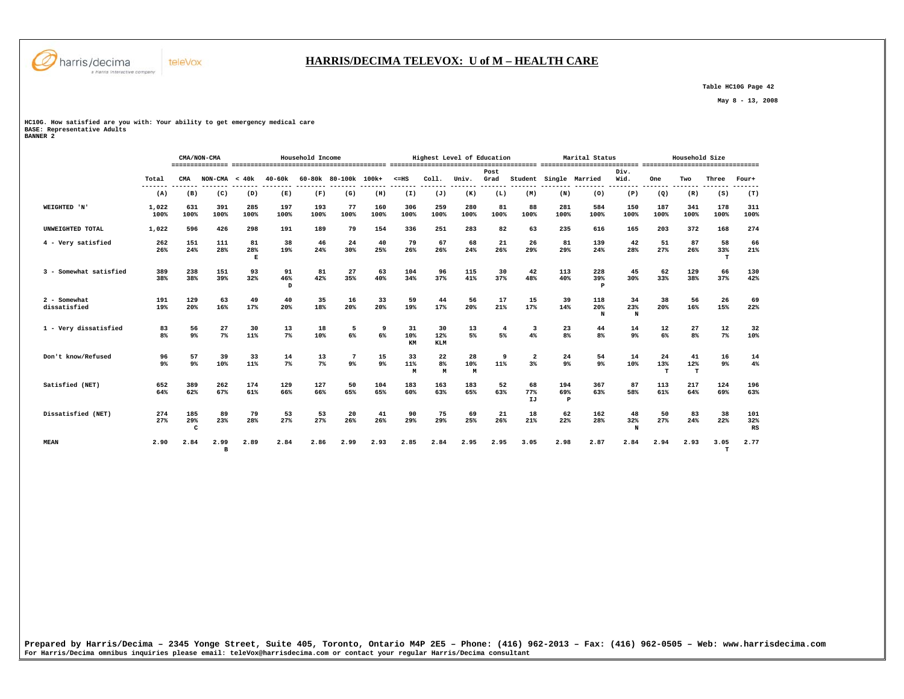## HARRIS/DECIMA TELEVOX: U of M – HEALTH CARE

Table HC10G Page 42

May 8 - 13, 2008

HC10G. How satisfied are you with: Your ability to get emergency medical care
BASE: Representative Adults
BANNER 2

| | Total | CMA/NON-CMA | | Household Income | | | | | Highest Level of Education | | | | | Marital Status | | | Household Size | | | |
|---|---|---|---|---|---|---|---|---|---|---|---|---|---|---|---|---|---|---|---|---|
| | Total | CMA | NON-CMA | < 40k | 40-60k | 60-80k | 80-100k | 100k+ | <=HS | Coll. | Univ. | Post Grad | Student | Single | Married | Div. Wid. | One | Two | Three | Four+ |
| | (A) | (B) | (C) | (D) | (E) | (F) | (G) | (H) | (I) | (J) | (K) | (L) | (M) | (N) | (O) | (P) | (Q) | (R) | (S) | (T) |
| WEIGHTED 'N' | 1,022<br>100% | 631<br>100% | 391<br>100% | 285<br>100% | 197<br>100% | 193<br>100% | 77<br>100% | 160<br>100% | 306<br>100% | 259<br>100% | 280<br>100% | 81<br>100% | 88<br>100% | 281<br>100% | 584<br>100% | 150<br>100% | 187<br>100% | 341<br>100% | 178<br>100% | 311<br>100% |
| UNWEIGHTED TOTAL | 1,022 | 596 | 426 | 298 | 191 | 189 | 79 | 154 | 336 | 251 | 283 | 82 | 63 | 235 | 616 | 165 | 203 | 372 | 168 | 274 |
| 4 - Very satisfied | 262<br>26% | 151<br>24% | 111<br>28% | 81<br>28%<br>E | 38<br>19% | 46<br>24% | 24<br>30% | 40<br>25% | 79<br>26% | 67<br>26% | 68<br>24% | 21<br>26% | 26<br>29% | 81<br>29% | 139<br>24% | 42<br>28% | 51<br>27% | 87<br>26% | 58<br>33%<br>T | 66<br>21% |
| 3 - Somewhat satisfied | 389<br>38% | 238<br>38% | 151<br>39% | 93<br>32% | 91<br>46%<br>D | 81<br>42% | 27<br>35% | 63<br>40% | 104<br>34% | 96<br>37% | 115<br>41% | 30<br>37% | 42<br>48% | 113<br>40% | 228<br>39%<br>P | 45<br>30% | 62<br>33% | 129<br>38% | 66<br>37% | 130<br>42% |
| 2 - Somewhat dissatisfied | 191<br>19% | 129<br>20% | 63<br>16% | 49<br>17% | 40<br>20% | 35<br>18% | 16<br>20% | 33<br>20% | 59<br>19% | 44<br>17% | 56<br>20% | 17<br>21% | 15<br>17% | 39<br>14% | 118<br>20%<br>N | 34<br>23%<br>N | 38<br>20% | 56<br>16% | 26<br>15% | 69<br>22% |
| 1 - Very dissatisfied | 83<br>8% | 56<br>9% | 27<br>7% | 30<br>11% | 13<br>7% | 18<br>10% | 5<br>6% | 9<br>6% | 31<br>10%<br>KM | 30<br>12%<br>KLM | 13<br>5% | 4<br>5% | 3<br>4% | 23<br>8% | 44<br>8% | 14<br>9% | 12<br>6% | 27<br>8% | 12<br>7% | 32<br>10% |
| Don't know/Refused | 96<br>9% | 57<br>9% | 39<br>10% | 33<br>11% | 14<br>7% | 13<br>7% | 7<br>9% | 15<br>9% | 33<br>11%<br>M | 22<br>8%<br>M | 28<br>10%<br>M | 9<br>11% | 2<br>3% | 24<br>9% | 54<br>9% | 14<br>10% | 24<br>13%<br>T | 41<br>12%<br>T | 16<br>9% | 14<br>4% |
| Satisfied (NET) | 652<br>64% | 389<br>62% | 262<br>67% | 174<br>61% | 129<br>66% | 127<br>66% | 50<br>65% | 104<br>65% | 183<br>60% | 163<br>63% | 183<br>65% | 52<br>63% | 68<br>77%<br>IJ | 194<br>69%<br>P | 367<br>63% | 87<br>58% | 113<br>61% | 217<br>64% | 124<br>69% | 196<br>63% |
| Dissatisfied (NET) | 274<br>27% | 185<br>29%<br>C | 89<br>23% | 79<br>28% | 53<br>27% | 53<br>27% | 20<br>26% | 41<br>26% | 90<br>29% | 75<br>29% | 69<br>25% | 21<br>26% | 18<br>21% | 62<br>22% | 162<br>28% | 48<br>32%<br>N | 50<br>27% | 83<br>24% | 38<br>22% | 101<br>32%<br>RS |
| MEAN | 2.90 | 2.84 | 2.99<br>B | 2.89 | 2.84 | 2.86 | 2.99 | 2.93 | 2.85 | 2.84 | 2.95 | 2.95 | 3.05 | 2.98 | 2.87 | 2.84 | 2.94 | 2.93 | 3.05<br>T | 2.77 |

Prepared by Harris/Decima – 2345 Yonge Street, Suite 405, Toronto, Ontario M4P 2E5 – Phone: (416) 962-2013 – Fax: (416) 962-0505 – Web: www.harrisdecima.com
For Harris/Decima omnibus inquiries please email: teleVox@harrisdecima.com or contact your regular Harris/Decima consultant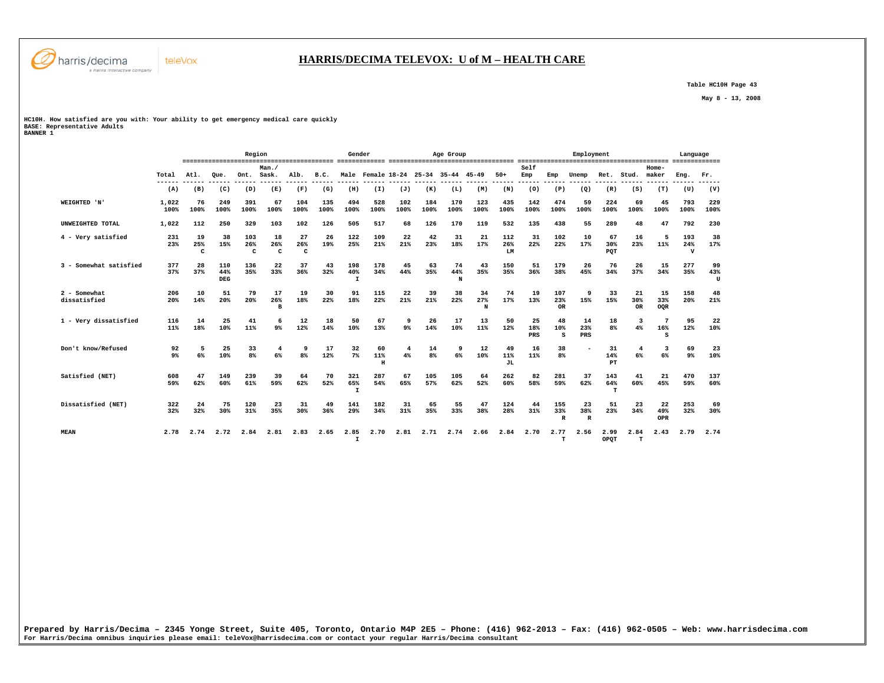# HARRIS/DECIMA TELEVOX: U of M – HEALTH CARE

Table HC10H Page 43

May 8 - 13, 2008

HC10H. How satisfied are you with: Your ability to get emergency medical care quickly
BASE: Representative Adults
BANNER 1

| | | Region | | | | | | Gender | | Age Group | | | | | Employment | | | | | | Language | |
|---|---|---|---|---|---|---|---|---|---|---|---|---|---|---|---|---|---|---|---|---|---|---|
| | Total | Atl. | Que. | Ont. | Man./ Sask. | Alb. | B.C. | Male | Female | 18-24 | 25-34 | 35-44 | 45-49 | 50+ | Self Emp | Emp | Unemp | Ret. | Stud. | Home-maker | Eng. | Fr. |
| | (A) | (B) | (C) | (D) | (E) | (F) | (G) | (H) | (I) | (J) | (K) | (L) | (M) | (N) | (O) | (P) | (Q) | (R) | (S) | (T) | (U) | (V) |
| WEIGHTED 'N' | 1,022<br>100% | 76<br>100% | 249<br>100% | 391<br>100% | 67<br>100% | 104<br>100% | 135<br>100% | 494<br>100% | 528<br>100% | 102<br>100% | 184<br>100% | 170<br>100% | 123<br>100% | 435<br>100% | 142<br>100% | 474<br>100% | 59<br>100% | 224<br>100% | 69<br>100% | 45<br>100% | 793<br>100% | 229<br>100% |
| UNWEIGHTED TOTAL | 1,022 | 112 | 250 | 329 | 103 | 102 | 126 | 505 | 517 | 68 | 126 | 170 | 119 | 532 | 135 | 438 | 55 | 289 | 48 | 47 | 792 | 230 |
| 4 - Very satisfied | 231<br>23% | 19<br>25%<br>C | 38<br>15% | 103<br>26%<br>C | 18<br>26%<br>C | 27<br>26%<br>C | 26<br>19% | 122<br>25% | 109<br>21% | 22<br>21% | 42<br>23% | 31<br>18% | 21<br>17% | 112<br>26%<br>LM | 31<br>22% | 102<br>22% | 10<br>17% | 67<br>30%<br>PQT | 16<br>23% | 5<br>11% | 193<br>24%<br>V | 38<br>17% |
| 3 - Somewhat satisfied | 377<br>37% | 28<br>37% | 110<br>44%<br>DEG | 136<br>35% | 22<br>33% | 37<br>36% | 43<br>32% | 198<br>40%<br>I | 178<br>34% | 45<br>44% | 63<br>35% | 74<br>44%<br>N | 43<br>35% | 150<br>35% | 51<br>36% | 179<br>38% | 26<br>45% | 76<br>34% | 26<br>37% | 15<br>34% | 277<br>35% | 99<br>43%<br>U |
| 2 - Somewhat dissatisfied | 206<br>20% | 10<br>14% | 51<br>20% | 79<br>20% | 17<br>26%<br>B | 19<br>18% | 30<br>22% | 91<br>18% | 115<br>22% | 22<br>21% | 39<br>21% | 38<br>22% | 34<br>27%<br>N | 74<br>17% | 19<br>13% | 107<br>23%<br>OR | 9<br>15% | 33<br>15% | 21<br>30%<br>OR | 15<br>33%<br>OQR | 158<br>20% | 48<br>21% |
| 1 - Very dissatisfied | 116<br>11% | 14<br>18% | 25<br>10% | 41<br>11% | 6<br>9% | 12<br>12% | 18<br>14% | 50<br>10% | 67<br>13% | 9<br>9% | 26<br>14% | 17<br>10% | 13<br>11% | 50<br>12% | 25<br>18%<br>PRS | 48<br>10%<br>S | 14<br>23%<br>PRS | 18<br>8% | 3<br>4% | 7<br>16%<br>S | 95<br>12% | 22<br>10% |
| Don't know/Refused | 92<br>9% | 5<br>6% | 25<br>10% | 33<br>8% | 4<br>6% | 9<br>8% | 17<br>12% | 32<br>7% | 60<br>11%<br>H | 4<br>4% | 14<br>8% | 9<br>6% | 12<br>10% | 49<br>11%<br>JL | 16<br>11% | 38<br>8% | - | 31<br>14%<br>PT | 4<br>6% | 3<br>6% | 69<br>9% | 23<br>10% |
| Satisfied (NET) | 608<br>59% | 47<br>62% | 149<br>60% | 239<br>61% | 39<br>59% | 64<br>62% | 70<br>52% | 321<br>65%<br>I | 287<br>54% | 67<br>65% | 105<br>57% | 105<br>62% | 64<br>52% | 262<br>60% | 82<br>58% | 281<br>59% | 37<br>62% | 143<br>64%<br>T | 41<br>60% | 21<br>45% | 470<br>59% | 137<br>60% |
| Dissatisfied (NET) | 322<br>32% | 24<br>32% | 75<br>30% | 120<br>31% | 23<br>35% | 31<br>30% | 49<br>36% | 141<br>29% | 182<br>34% | 31<br>31% | 65<br>35% | 55<br>33% | 47<br>38% | 124<br>28% | 44<br>31% | 155<br>33%<br>R | 23<br>38%<br>R | 51<br>23% | 23<br>34% | 22<br>49%<br>OPR | 253<br>32% | 69<br>30% |
| MEAN | 2.78 | 2.74 | 2.72 | 2.84 | 2.81 | 2.83 | 2.65 | 2.85<br>I | 2.70 | 2.81 | 2.71 | 2.74 | 2.66 | 2.84 | 2.70 | 2.77<br>T | 2.56 | 2.99<br>OPQT | 2.84<br>T | 2.43 | 2.79 | 2.74 |

Prepared by Harris/Decima – 2345 Yonge Street, Suite 405, Toronto, Ontario M4P 2E5 – Phone: (416) 962-2013 – Fax: (416) 962-0505 – Web: www.harrisdecima.com
For Harris/Decima omnibus inquiries please email: teleVox@harrisdecima.com or contact your regular Harris/Decima consultant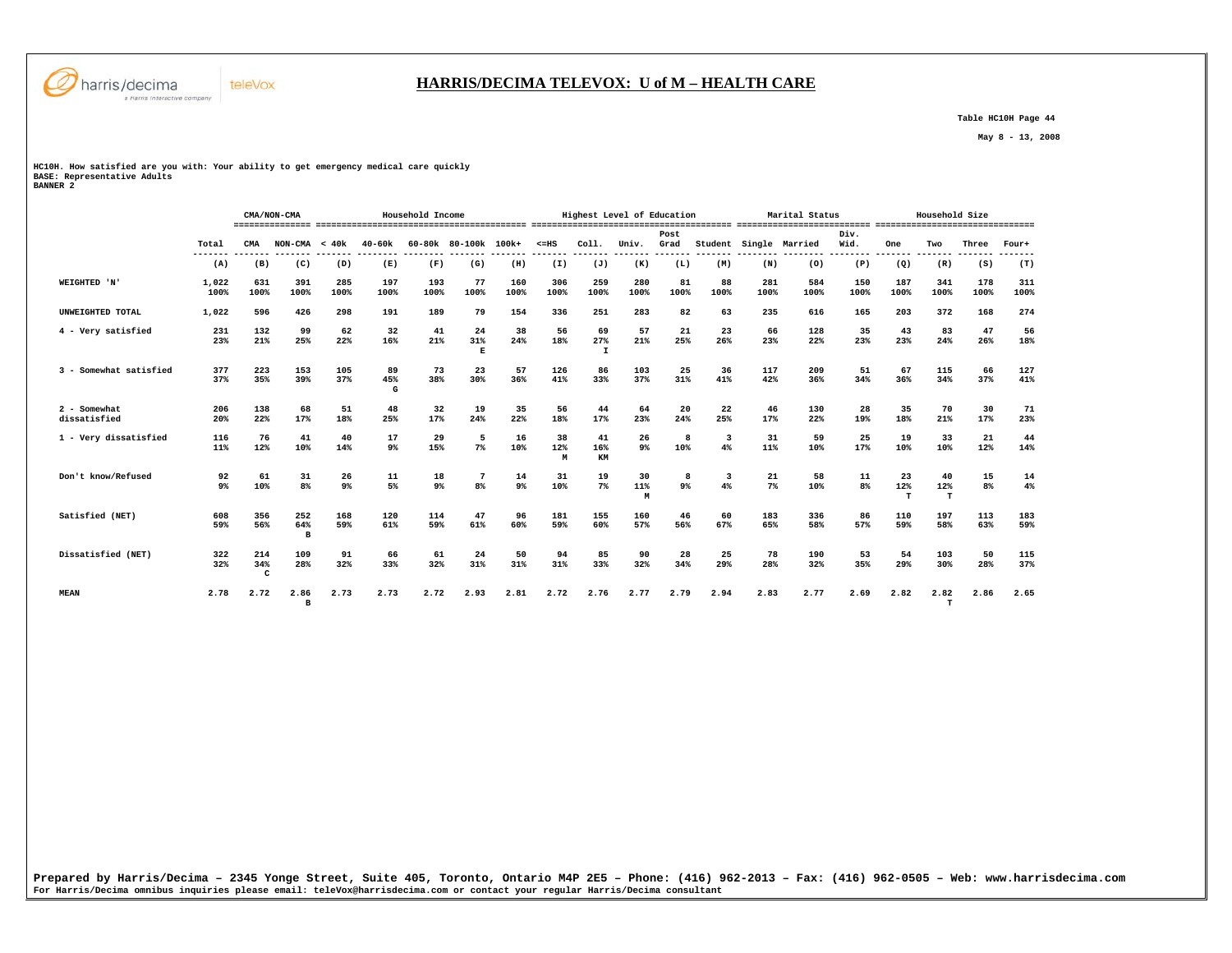# HARRIS/DECIMA TELEVOX: U of M – HEALTH CARE

Table HC10H Page 44

May 8 - 13, 2008

HC10H. How satisfied are you with: Your ability to get emergency medical care quickly
BASE: Representative Adults
BANNER 2

| | | CMA/NON-CMA | | Household Income | | | | | Highest Level of Education | | | | | Marital Status | | | Household Size | | | |
|---|---|---|---|---|---|---|---|---|---|---|---|---|---|---|---|---|---|---|---|---|
| | Total | CMA | NON-CMA | < 40k | 40-60k | 60-80k | 80-100k | 100k+ | <=HS | Coll. | Univ. | Post Grad | Student | Single | Married | Div. Wid. | One | Two | Three | Four+ |
| | (A) | (B) | (C) | (D) | (E) | (F) | (G) | (H) | (I) | (J) | (K) | (L) | (M) | (N) | (O) | (P) | (Q) | (R) | (S) | (T) |
| WEIGHTED 'N' | 1,022 100% | 631 100% | 391 100% | 285 100% | 197 100% | 193 100% | 77 100% | 160 100% | 306 100% | 259 100% | 280 100% | 81 100% | 88 100% | 281 100% | 584 100% | 150 100% | 187 100% | 341 100% | 178 100% | 311 100% |
| UNWEIGHTED TOTAL | 1,022 | 596 | 426 | 298 | 191 | 189 | 79 | 154 | 336 | 251 | 283 | 82 | 63 | 235 | 616 | 165 | 203 | 372 | 168 | 274 |
| 4 - Very satisfied | 231 23% | 132 21% | 99 25% | 62 22% | 32 16% | 41 21% | 24 31% E | 38 24% | 56 18% | 69 27% I | 57 21% | 21 25% | 23 26% | 66 23% | 128 22% | 35 23% | 43 23% | 83 24% | 47 26% | 56 18% |
| 3 - Somewhat satisfied | 377 37% | 223 35% | 153 39% | 105 37% | 89 45% G | 73 38% | 23 30% | 57 36% | 126 41% | 86 33% | 103 37% | 25 31% | 36 41% | 117 42% | 209 36% | 51 34% | 67 36% | 115 34% | 66 37% | 127 41% |
| 2 - Somewhat dissatisfied | 206 20% | 138 22% | 68 17% | 51 18% | 48 25% | 32 17% | 19 24% | 35 22% | 56 18% | 44 17% | 64 23% | 20 24% | 22 25% | 46 17% | 130 22% | 28 19% | 35 18% | 70 21% | 30 17% | 71 23% |
| 1 - Very dissatisfied | 116 11% | 76 12% | 41 10% | 40 14% | 17 9% | 29 15% | 5 7% | 16 10% | 38 12% M | 41 16% KM | 26 9% | 8 10% | 3 4% | 31 11% | 59 10% | 25 17% | 19 10% | 33 10% | 21 12% | 44 14% |
| Don't know/Refused | 92 9% | 61 10% | 31 8% | 26 9% | 11 5% | 18 9% | 7 8% | 14 9% | 31 10% | 19 7% | 30 11% M | 8 9% | 3 4% | 21 7% | 58 10% | 11 8% | 23 12% T | 40 12% T | 15 8% | 14 4% |
| Satisfied (NET) | 608 59% | 356 56% | 252 64% B | 168 59% | 120 61% | 114 59% | 47 61% | 96 60% | 181 59% | 155 60% | 160 57% | 46 56% | 60 67% | 183 65% | 336 58% | 86 57% | 110 59% | 197 58% | 113 63% | 183 59% |
| Dissatisfied (NET) | 322 32% | 214 34% C | 109 28% | 91 32% | 66 33% | 61 32% | 24 31% | 50 31% | 94 31% | 85 33% | 90 32% | 28 34% | 25 29% | 78 28% | 190 32% | 53 35% | 54 29% | 103 30% | 50 28% | 115 37% |
| MEAN | 2.78 | 2.72 | 2.86 B | 2.73 | 2.73 | 2.72 | 2.93 | 2.81 | 2.72 | 2.76 | 2.77 | 2.79 | 2.94 | 2.83 | 2.77 | 2.69 | 2.82 | 2.82 T | 2.86 | 2.65 |

Prepared by Harris/Decima – 2345 Yonge Street, Suite 405, Toronto, Ontario M4P 2E5 – Phone: (416) 962-2013 – Fax: (416) 962-0505 – Web: www.harrisdecima.com
For Harris/Decima omnibus inquiries please email: teleVox@harrisdecima.com or contact your regular Harris/Decima consultant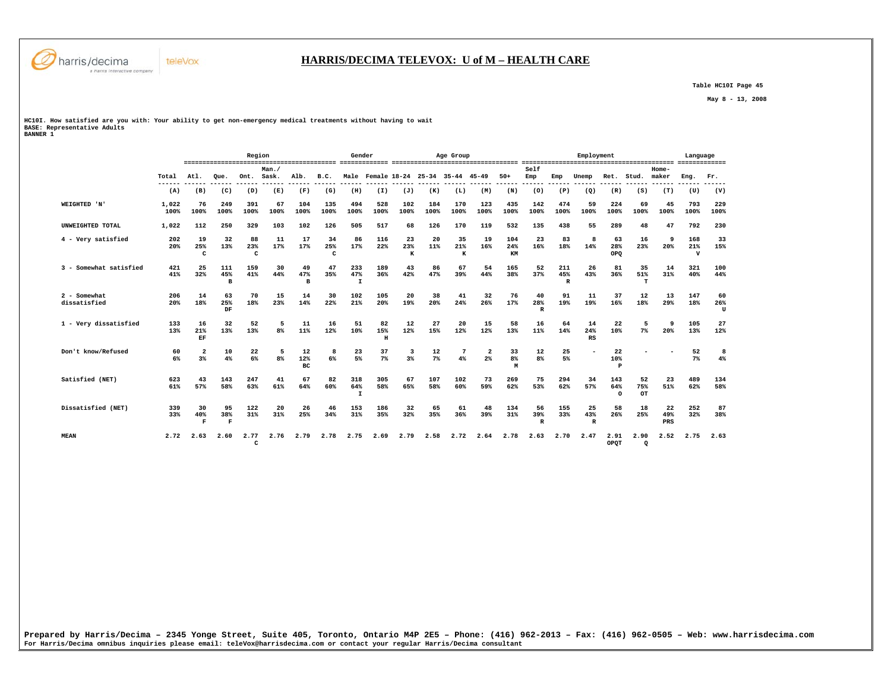# HARRIS/DECIMA TELEVOX: U of M – HEALTH CARE

Table HC10I Page 45

May 8 - 13, 2008

HC10I. How satisfied are you with: Your ability to get non-emergency medical treatments without having to wait
BASE: Representative Adults
BANNER 1

| | Total | Region | | | | | | Gender | | Age Group | | | | | Employment | | | | | | Language | |
|---|---|---|---|---|---|---|---|---|---|---|---|---|---|---|---|---|---|---|---|---|---|---|
| | Total | Atl. | Que. | Ont. | Man./ Sask. | Alb. | B.C. | Male | Female | 18-24 | 25-34 | 35-44 | 45-49 | 50+ | Self Emp | Emp | Unemp | Ret. | Stud. | Home-maker | Eng. | Fr. |
| | (A) | (B) | (C) | (D) | (E) | (F) | (G) | (H) | (I) | (J) | (K) | (L) | (M) | (N) | (O) | (P) | (Q) | (R) | (S) | (T) | (U) | (V) |
| WEIGHTED 'N' | 1,022 100% | 76 100% | 249 100% | 391 100% | 67 100% | 104 100% | 135 100% | 494 100% | 528 100% | 102 100% | 184 100% | 170 100% | 123 100% | 435 100% | 142 100% | 474 100% | 59 100% | 224 100% | 69 100% | 45 100% | 793 100% | 229 100% |
| UNWEIGHTED TOTAL | 1,022 | 112 | 250 | 329 | 103 | 102 | 126 | 505 | 517 | 68 | 126 | 170 | 119 | 532 | 135 | 438 | 55 | 289 | 48 | 47 | 792 | 230 |
| 4 - Very satisfied | 202 20% | 19 25% C | 32 13% | 88 23% C | 11 17% | 17 17% | 34 25% C | 86 17% | 116 22% | 23 23% K | 20 11% | 35 21% K | 19 16% | 104 24% KM | 23 16% | 83 18% | 8 14% | 63 28% OPQ | 16 23% | 9 20% | 168 21% V | 33 15% |
| 3 - Somewhat satisfied | 421 41% | 25 32% | 111 45% B | 159 41% | 30 44% | 49 47% B | 47 35% | 233 47% I | 189 36% | 43 42% | 86 47% | 67 39% | 54 44% | 165 38% | 52 37% | 211 45% R | 26 43% | 81 36% | 35 51% T | 14 31% | 321 40% | 100 44% |
| 2 - Somewhat dissatisfied | 206 20% | 14 18% | 63 25% DF | 70 18% | 15 23% | 14 14% | 30 22% | 102 21% | 105 20% | 20 19% | 38 20% | 41 24% | 32 26% | 76 17% | 40 28% R | 91 19% | 11 19% | 37 16% | 12 18% | 13 29% | 147 18% | 60 26% U |
| 1 - Very dissatisfied | 133 13% | 16 21% EF | 32 13% | 52 13% | 5 8% | 11 11% | 16 12% | 51 10% | 82 15% H | 12 12% | 27 15% | 20 12% | 15 12% | 58 13% | 16 11% | 64 14% | 14 24% RS | 22 10% | 5 7% | 9 20% | 105 13% | 27 12% |
| Don't know/Refused | 60 6% | 2 3% | 10 4% | 22 6% | 5 8% | 12 12% BC | 8 6% | 23 5% | 37 7% | 3 3% | 12 7% | 7 4% | 2 2% | 33 8% M | 12 8% | 25 5% | - | 22 10% P | - | - | 52 7% | 8 4% |
| Satisfied (NET) | 623 61% | 43 57% | 143 58% | 247 63% | 41 61% | 67 64% | 82 60% | 318 64% I | 305 58% | 67 65% | 107 58% | 102 60% | 73 59% | 269 62% | 75 53% | 294 62% | 34 57% | 143 64% O | 52 75% OT | 23 51% | 489 62% | 134 58% |
| Dissatisfied (NET) | 339 33% | 30 40% F | 95 38% F | 122 31% | 20 31% | 26 25% | 46 34% | 153 31% | 186 35% | 32 32% | 65 35% | 61 36% | 48 39% | 134 31% | 56 39% R | 155 33% | 25 43% R | 58 26% | 18 25% | 22 49% PRS | 252 32% | 87 38% |
| MEAN | 2.72 | 2.63 | 2.60 | 2.77 C | 2.76 | 2.79 | 2.78 | 2.75 | 2.69 | 2.79 | 2.58 | 2.72 | 2.64 | 2.78 | 2.63 | 2.70 | 2.47 | 2.91 OPQT | 2.90 Q | 2.52 | 2.75 | 2.63 |

**Prepared by Harris/Decima – 2345 Yonge Street, Suite 405, Toronto, Ontario M4P 2E5 – Phone: (416) 962-2013 – Fax: (416) 962-0505 – Web: www.harrisdecima.com**
For Harris/Decima omnibus inquiries please email: teleVox@harrisdecima.com or contact your regular Harris/Decima consultant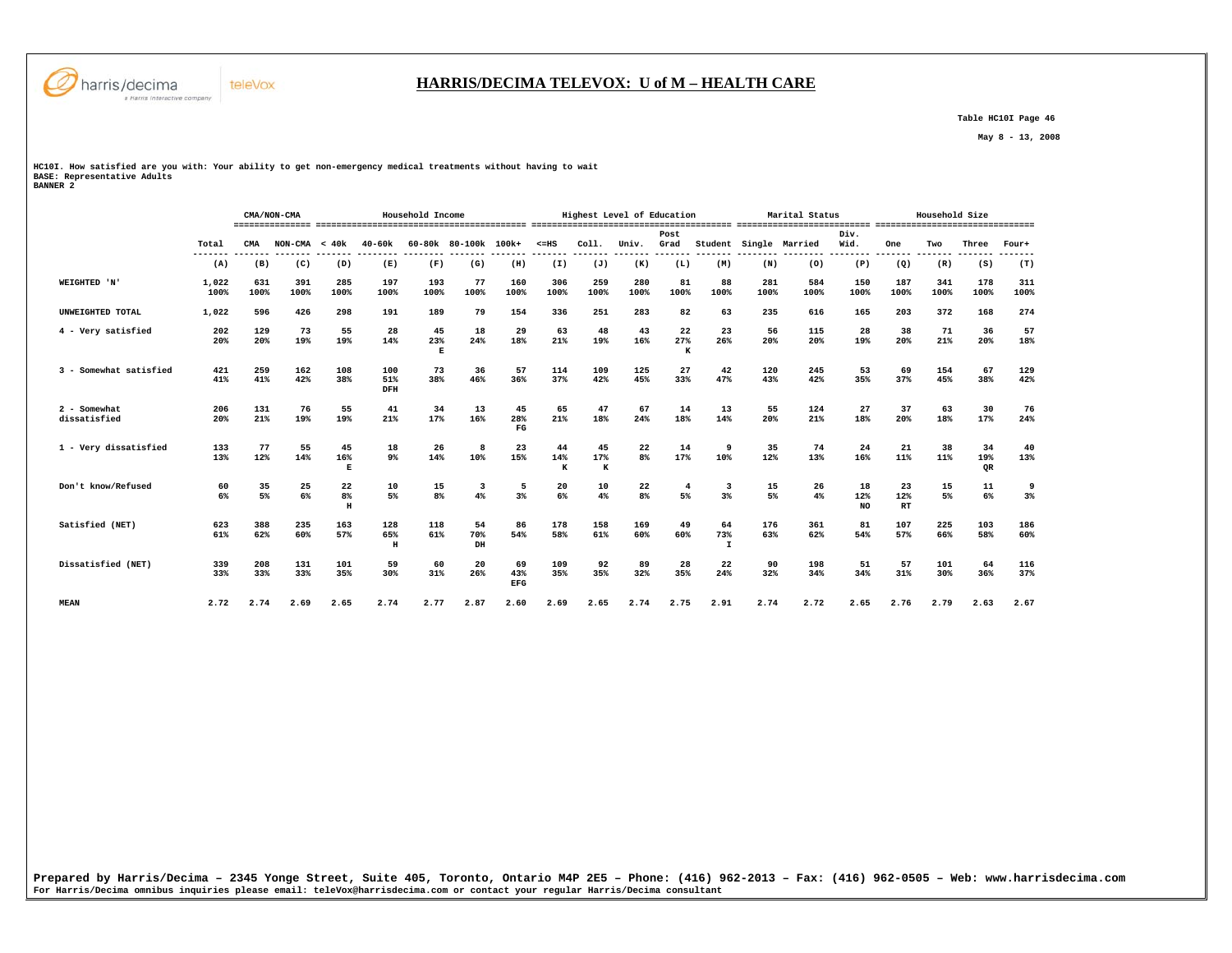# HARRIS/DECIMA TELEVOX: U of M – HEALTH CARE

Table HC10I Page 46

May 8 - 13, 2008

HC10I. How satisfied are you with: Your ability to get non-emergency medical treatments without having to wait
BASE: Representative Adults
BANNER 2

| | | CMA/NON-CMA | | Household Income | | | | | Highest Level of Education | | | | | Marital Status | | | Household Size | | | |
|---|---|---|---|---|---|---|---|---|---|---|---|---|---|---|---|---|---|---|---|---|
| | Total | CMA | NON-CMA | < 40k | 40-60k | 60-80k | 80-100k | 100k+ | <=HS | Coll. | Univ. | Post Grad | Student | Single | Married | Div. Wid. | One | Two | Three | Four+ |
| | (A) | (B) | (C) | (D) | (E) | (F) | (G) | (H) | (I) | (J) | (K) | (L) | (M) | (N) | (O) | (P) | (Q) | (R) | (S) | (T) |
| WEIGHTED 'N' | 1,022<br>100% | 631<br>100% | 391<br>100% | 285<br>100% | 197<br>100% | 193<br>100% | 77<br>100% | 160<br>100% | 306<br>100% | 259<br>100% | 280<br>100% | 81<br>100% | 88<br>100% | 281<br>100% | 584<br>100% | 150<br>100% | 187<br>100% | 341<br>100% | 178<br>100% | 311<br>100% |
| UNWEIGHTED TOTAL | 1,022 | 596 | 426 | 298 | 191 | 189 | 79 | 154 | 336 | 251 | 283 | 82 | 63 | 235 | 616 | 165 | 203 | 372 | 168 | 274 |
| 4 - Very satisfied | 202<br>20% | 129<br>20% | 73<br>19% | 55<br>19% | 28<br>14% | 45<br>23%<br>E | 18<br>24% | 29<br>18% | 63<br>21% | 48<br>19% | 43<br>16% | 22<br>27%<br>K | 23<br>26% | 56<br>20% | 115<br>20% | 28<br>19% | 38<br>20% | 71<br>21% | 36<br>20% | 57<br>18% |
| 3 - Somewhat satisfied | 421<br>41% | 259<br>41% | 162<br>42% | 108<br>38% | 100<br>51%<br>DFH | 73<br>38% | 36<br>46% | 57<br>36% | 114<br>37% | 109<br>42% | 125<br>45% | 27<br>33% | 42<br>47% | 120<br>43% | 245<br>42% | 53<br>35% | 69<br>37% | 154<br>45% | 67<br>38% | 129<br>42% |
| 2 - Somewhat dissatisfied | 206<br>20% | 131<br>21% | 76<br>19% | 55<br>19% | 41<br>21% | 34<br>17% | 13<br>16% | 45<br>28%<br>FG | 65<br>21% | 47<br>18% | 67<br>24% | 14<br>18% | 13<br>14% | 55<br>20% | 124<br>21% | 27<br>18% | 37<br>20% | 63<br>18% | 30<br>17% | 76<br>24% |
| 1 - Very dissatisfied | 133<br>13% | 77<br>12% | 55<br>14% | 45<br>16%<br>E | 18<br>9% | 26<br>14% | 8<br>10% | 23<br>15% | 44<br>14%<br>K | 45<br>17%<br>K | 22<br>8% | 14<br>17% | 9<br>10% | 35<br>12% | 74<br>13% | 24<br>16% | 21<br>11% | 38<br>11% | 34<br>19%<br>QR | 40<br>13% |
| Don't know/Refused | 60<br>6% | 35<br>5% | 25<br>6% | 22<br>8%<br>H | 10<br>5% | 15<br>8% | 3<br>4% | 5<br>3% | 20<br>6% | 10<br>4% | 22<br>8% | 4<br>5% | 3<br>3% | 15<br>5% | 26<br>4% | 18<br>12%<br>NO | 23<br>12%<br>RT | 15<br>5% | 11<br>6% | 9<br>3% |
| Satisfied (NET) | 623<br>61% | 388<br>62% | 235<br>60% | 163<br>57% | 128<br>65%<br>H | 118<br>61% | 54<br>70%<br>DH | 86<br>54% | 178<br>58% | 158<br>61% | 169<br>60% | 49<br>60% | 64<br>73%<br>I | 176<br>63% | 361<br>62% | 81<br>54% | 107<br>57% | 225<br>66% | 103<br>58% | 186<br>60% |
| Dissatisfied (NET) | 339<br>33% | 208<br>33% | 131<br>33% | 101<br>35% | 59<br>30% | 60<br>31% | 20<br>26% | 69<br>43%<br>EFG | 109<br>35% | 92<br>35% | 89<br>32% | 28<br>35% | 22<br>24% | 90<br>32% | 198<br>34% | 51<br>34% | 57<br>31% | 101<br>30% | 64<br>36% | 116<br>37% |
| MEAN | 2.72 | 2.74 | 2.69 | 2.65 | 2.74 | 2.77 | 2.87 | 2.60 | 2.69 | 2.65 | 2.74 | 2.75 | 2.91 | 2.74 | 2.72 | 2.65 | 2.76 | 2.79 | 2.63 | 2.67 |

Prepared by Harris/Decima – 2345 Yonge Street, Suite 405, Toronto, Ontario M4P 2E5 – Phone: (416) 962-2013 – Fax: (416) 962-0505 – Web: www.harrisdecima.com
For Harris/Decima omnibus inquiries please email: teleVox@harrisdecima.com or contact your regular Harris/Decima consultant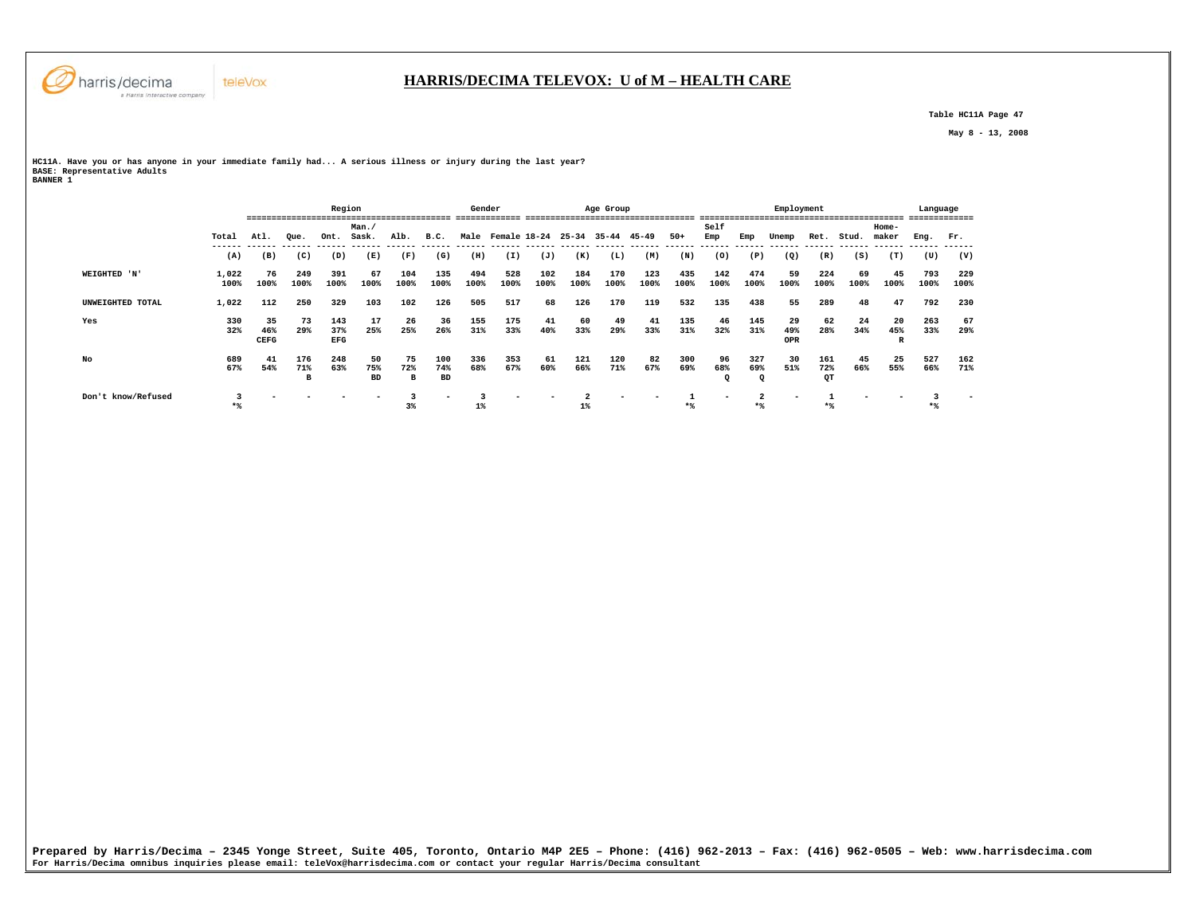# HARRIS/DECIMA TELEVOX: U of M – HEALTH CARE

Table HC11A Page 47

May 8 - 13, 2008

HC11A. Have you or has anyone in your immediate family had... A serious illness or injury during the last year?
BASE: Representative Adults
BANNER 1

| | | Region | | | | | | Gender | | Age Group | | | | | Employment | | | | | | Language | |
|---|---|---|---|---|---|---|---|---|---|---|---|---|---|---|---|---|---|---|---|---|---|---|
| | Total | Atl. | Que. | Ont. | Man./ Sask. | Alb. | B.C. | Male | Female | 18-24 | 25-34 | 35-44 | 45-49 | 50+ | Self Emp | Emp | Unemp | Ret. | Stud. | Home-maker | Eng. | Fr. |
| | (A) | (B) | (C) | (D) | (E) | (F) | (G) | (H) | (I) | (J) | (K) | (L) | (M) | (N) | (O) | (P) | (Q) | (R) | (S) | (T) | (U) | (V) |
| WEIGHTED 'N' | 1,022<br>100% | 76<br>100% | 249<br>100% | 391<br>100% | 67<br>100% | 104<br>100% | 135<br>100% | 494<br>100% | 528<br>100% | 102<br>100% | 184<br>100% | 170<br>100% | 123<br>100% | 435<br>100% | 142<br>100% | 474<br>100% | 59<br>100% | 224<br>100% | 69<br>100% | 45<br>100% | 793<br>100% | 229<br>100% |
| UNWEIGHTED TOTAL | 1,022 | 112 | 250 | 329 | 103 | 102 | 126 | 505 | 517 | 68 | 126 | 170 | 119 | 532 | 135 | 438 | 55 | 289 | 48 | 47 | 792 | 230 |
| Yes | 330<br>32% | 35<br>46%<br>CEFG | 73<br>29% | 143<br>37%<br>EFG | 17<br>25% | 26<br>25% | 36<br>26% | 155<br>31% | 175<br>33% | 41<br>40% | 60<br>33% | 49<br>29% | 41<br>33% | 135<br>31% | 46<br>32% | 145<br>31% | 29<br>49%<br>OPR | 62<br>28% | 24<br>34% | 20<br>45%<br>R | 263<br>33% | 67<br>29% |
| No | 689<br>67% | 41<br>54% | 176<br>71%<br>B | 248<br>63% | 50<br>75%<br>BD | 75<br>72%<br>B | 100<br>74%<br>BD | 336<br>68% | 353<br>67% | 61<br>60% | 121<br>66% | 120<br>71% | 82<br>67% | 300<br>69% | 96<br>68%<br>Q | 327<br>69%<br>Q | 30<br>51% | 161<br>72%<br>QT | 45<br>66% | 25<br>55% | 527<br>66% | 162<br>71% |
| Don't know/Refused | 3<br>*% | - | - | - | - | 3<br>3% | - | 3<br>1% | - | - | 2<br>1% | - | - | 1<br>*% | - | 2<br>*% | - | 1<br>*% | - | - | 3<br>*% | - |

Prepared by Harris/Decima – 2345 Yonge Street, Suite 405, Toronto, Ontario M4P 2E5 – Phone: (416) 962-2013 – Fax: (416) 962-0505 – Web: www.harrisdecima.com
For Harris/Decima omnibus inquiries please email: teleVox@harrisdecima.com or contact your regular Harris/Decima consultant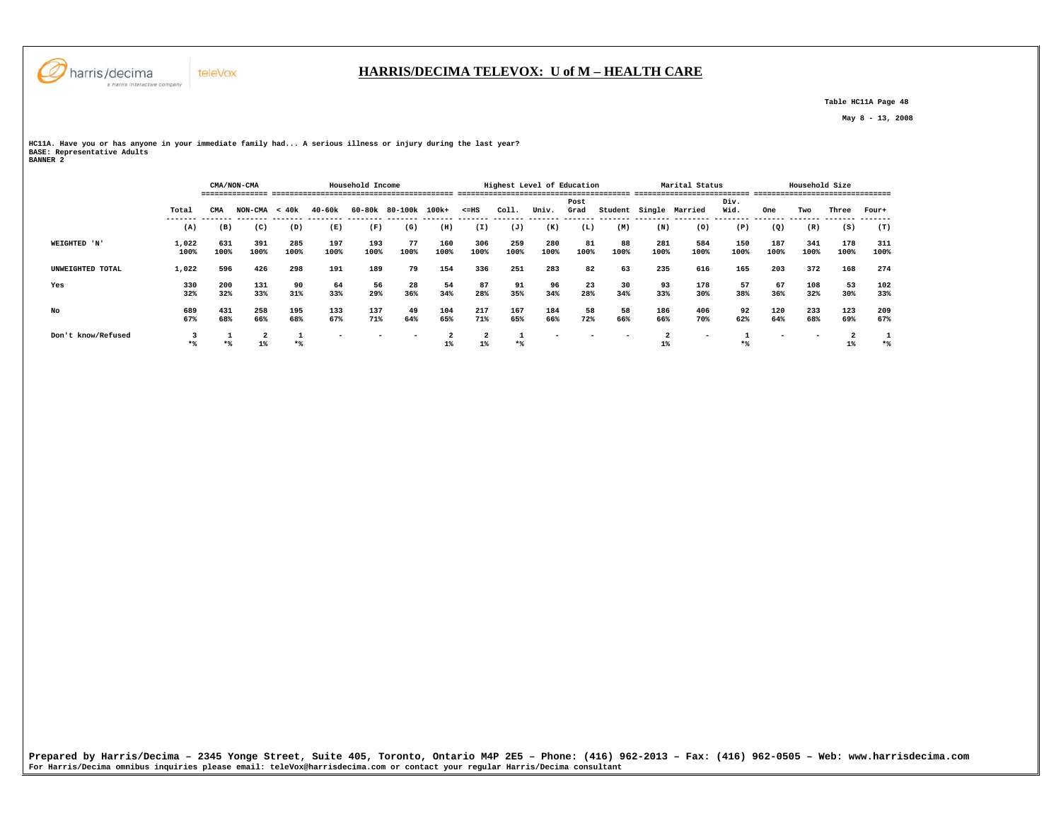## HARRIS/DECIMA TELEVOX: U of M – HEALTH CARE

Table HC11A Page 48

May 8 - 13, 2008

HC11A. Have you or has anyone in your immediate family had... A serious illness or injury during the last year?
BASE: Representative Adults
BANNER 2

| | | CMA/NON-CMA | | Household Income | | | | | Highest Level of Education | | | | | Marital Status | | | Household Size | | | |
|---|---|---|---|---|---|---|---|---|---|---|---|---|---|---|---|---|---|---|---|---|
| | Total | CMA | NON-CMA | < 40k | 40-60k | 60-80k | 80-100k | 100k+ | <=HS | Coll. | Univ. | Post Grad | Student | Single | Married | Div. Wid. | One | Two | Three | Four+ |
| | (A) | (B) | (C) | (D) | (E) | (F) | (G) | (H) | (I) | (J) | (K) | (L) | (M) | (N) | (O) | (P) | (Q) | (R) | (S) | (T) |
| WEIGHTED 'N' | 1,022 | 631 | 391 | 285 | 197 | 193 | 77 | 160 | 306 | 259 | 280 | 81 | 88 | 281 | 584 | 150 | 187 | 341 | 178 | 311 |
| | 100% | 100% | 100% | 100% | 100% | 100% | 100% | 100% | 100% | 100% | 100% | 100% | 100% | 100% | 100% | 100% | 100% | 100% | 100% | 100% |
| UNWEIGHTED TOTAL | 1,022 | 596 | 426 | 298 | 191 | 189 | 79 | 154 | 336 | 251 | 283 | 82 | 63 | 235 | 616 | 165 | 203 | 372 | 168 | 274 |
| Yes | 330 | 200 | 131 | 90 | 64 | 56 | 28 | 54 | 87 | 91 | 96 | 23 | 30 | 93 | 178 | 57 | 67 | 108 | 53 | 102 |
| | 32% | 32% | 33% | 31% | 33% | 29% | 36% | 34% | 28% | 35% | 34% | 28% | 34% | 33% | 30% | 38% | 36% | 32% | 30% | 33% |
| No | 689 | 431 | 258 | 195 | 133 | 137 | 49 | 104 | 217 | 167 | 184 | 58 | 58 | 186 | 406 | 92 | 120 | 233 | 123 | 209 |
| | 67% | 68% | 66% | 68% | 67% | 71% | 64% | 65% | 71% | 65% | 66% | 72% | 66% | 66% | 70% | 62% | 64% | 68% | 69% | 67% |
| Don't know/Refused | 3 | 1 | 2 | 1 | - | - | - | 2 | 2 | 1 | - | - | - | 2 | - | 1 | - | - | 2 | 1 |
| | *% | *% | 1% | *% | | | | 1% | 1% | *% | | | | 1% | | *% | | | 1% | *% |

Prepared by Harris/Decima – 2345 Yonge Street, Suite 405, Toronto, Ontario M4P 2E5 – Phone: (416) 962-2013 – Fax: (416) 962-0505 – Web: www.harrisdecima.com
For Harris/Decima omnibus inquiries please email: teleVox@harrisdecima.com or contact your regular Harris/Decima consultant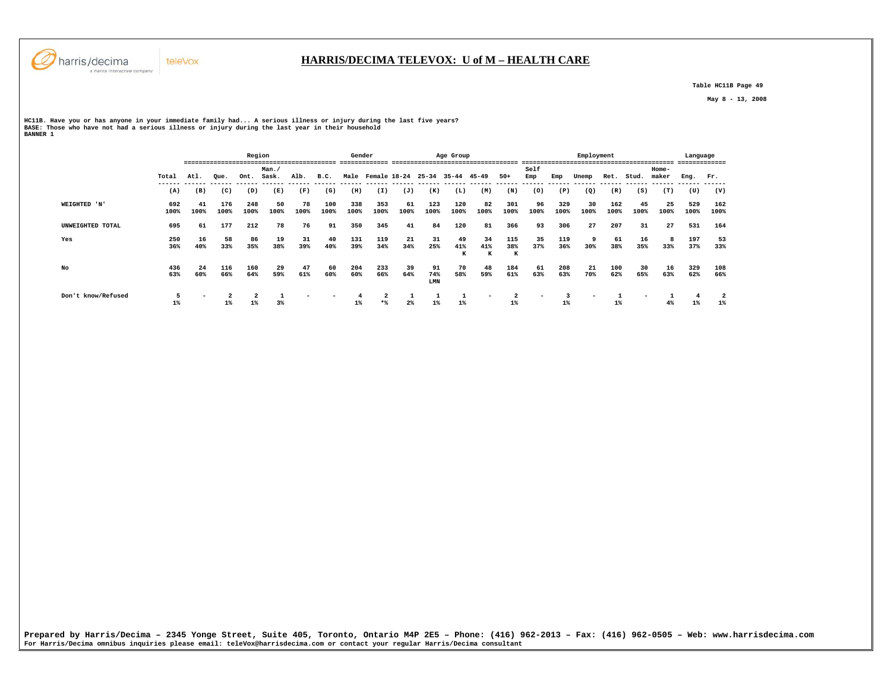# HARRIS/DECIMA TELEVOX: U of M – HEALTH CARE

Table HC11B Page 49

May 8 - 13, 2008

HC11B. Have you or has anyone in your immediate family had... A serious illness or injury during the last five years?
BASE: Those who have not had a serious illness or injury during the last year in their household
BANNER 1

| | | Region | | | | | | Gender | | Age Group | | | | | Employment | | | | | | Language | |
|---|---|---|---|---|---|---|---|---|---|---|---|---|---|---|---|---|---|---|---|---|---|---|
| | Total | Atl. | Que. | Ont. | Man./ Sask. | Alb. | B.C. | Male | Female | 18-24 | 25-34 | 35-44 | 45-49 | 50+ | Self Emp | Emp | Unemp | Ret. | Stud. | Home-maker | Eng. | Fr. |
| | (A) | (B) | (C) | (D) | (E) | (F) | (G) | (H) | (I) | (J) | (K) | (L) | (M) | (N) | (O) | (P) | (Q) | (R) | (S) | (T) | (U) | (V) |
| WEIGHTED 'N' | 692<br>100% | 41<br>100% | 176<br>100% | 248<br>100% | 50<br>100% | 78<br>100% | 100<br>100% | 338<br>100% | 353<br>100% | 61<br>100% | 123<br>100% | 120<br>100% | 82<br>100% | 301<br>100% | 96<br>100% | 329<br>100% | 30<br>100% | 162<br>100% | 45<br>100% | 25<br>100% | 529<br>100% | 162<br>100% |
| UNWEIGHTED TOTAL | 695 | 61 | 177 | 212 | 78 | 76 | 91 | 350 | 345 | 41 | 84 | 120 | 81 | 366 | 93 | 306 | 27 | 207 | 31 | 27 | 531 | 164 |
| Yes | 250<br>36% | 16<br>40% | 58<br>33% | 86<br>35% | 19<br>38% | 31<br>39% | 40<br>40% | 131<br>39% | 119<br>34% | 21<br>34% | 31<br>25% | 49<br>41%<br>K | 34<br>41%<br>K | 115<br>38%<br>K | 35<br>37% | 119<br>36% | 9<br>30% | 61<br>38% | 16<br>35% | 8<br>33% | 197<br>37% | 53<br>33% |
| No | 436<br>63% | 24<br>60% | 116<br>66% | 160<br>64% | 29<br>59% | 47<br>61% | 60<br>60% | 204<br>60% | 233<br>66% | 39<br>64% | 91<br>74%<br>LMN | 70<br>58% | 48<br>59% | 184<br>61% | 61<br>63% | 208<br>63% | 21<br>70% | 100<br>62% | 30<br>65% | 16<br>63% | 329<br>62% | 108<br>66% |
| Don't know/Refused | 5<br>1% | - | 2<br>1% | 2<br>1% | 1<br>3% | - | - | 4<br>1% | 2<br>*% | 1<br>2% | 1<br>1% | 1<br>1% | - | 2<br>1% | - | 3<br>1% | - | 1<br>1% | - | 1<br>4% | 4<br>1% | 2<br>1% |

Prepared by Harris/Decima – 2345 Yonge Street, Suite 405, Toronto, Ontario M4P 2E5 – Phone: (416) 962-2013 – Fax: (416) 962-0505 – Web: www.harrisdecima.com
For Harris/Decima omnibus inquiries please email: teleVox@harrisdecima.com or contact your regular Harris/Decima consultant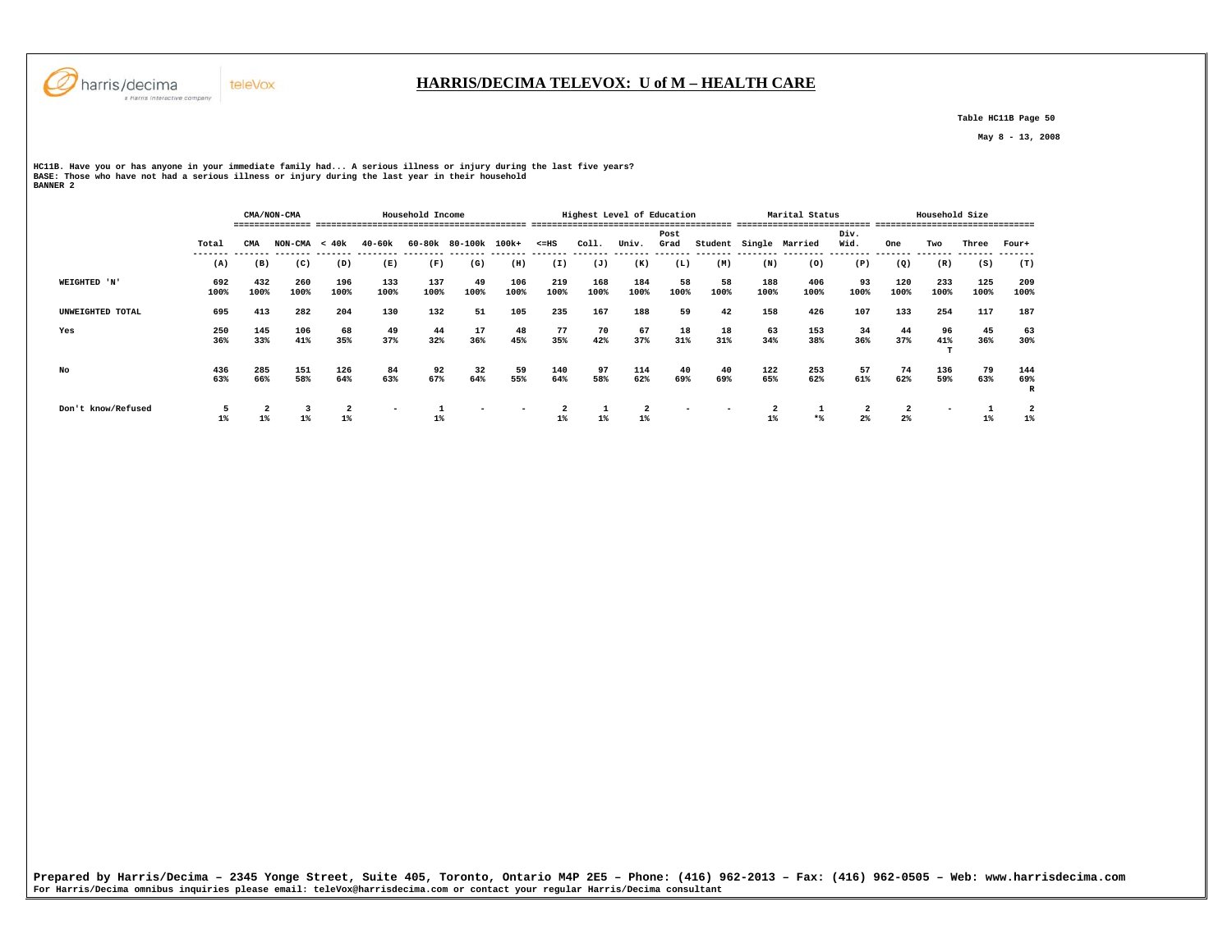# HARRIS/DECIMA TELEVOX: U of M – HEALTH CARE

Table HC11B Page 50

May 8 - 13, 2008

HC11B. Have you or has anyone in your immediate family had... A serious illness or injury during the last five years?
BASE: Those who have not had a serious illness or injury during the last year in their household
BANNER 2

| | | CMA/NON-CMA | | Household Income | | | | | Highest Level of Education | | | | | Marital Status | | | Household Size | | | |
|---|---|---|---|---|---|---|---|---|---|---|---|---|---|---|---|---|---|---|---|---|
| | Total | CMA | NON-CMA | < 40k | 40-60k | 60-80k | 80-100k | 100k+ | <=HS | Coll. | Univ. | Post Grad | Student | Single | Married | Div. Wid. | One | Two | Three | Four+ |
| | (A) | (B) | (C) | (D) | (E) | (F) | (G) | (H) | (I) | (J) | (K) | (L) | (M) | (N) | (O) | (P) | (Q) | (R) | (S) | (T) |
| WEIGHTED 'N' | 692<br>100% | 432<br>100% | 260<br>100% | 196<br>100% | 133<br>100% | 137<br>100% | 49<br>100% | 106<br>100% | 219<br>100% | 168<br>100% | 184<br>100% | 58<br>100% | 58<br>100% | 188<br>100% | 406<br>100% | 93<br>100% | 120<br>100% | 233<br>100% | 125<br>100% | 209<br>100% |
| UNWEIGHTED TOTAL | 695 | 413 | 282 | 204 | 130 | 132 | 51 | 105 | 235 | 167 | 188 | 59 | 42 | 158 | 426 | 107 | 133 | 254 | 117 | 187 |
| Yes | 250<br>36% | 145<br>33% | 106<br>41% | 68<br>35% | 49<br>37% | 44<br>32% | 17<br>36% | 48<br>45% | 77<br>35% | 70<br>42% | 67<br>37% | 18<br>31% | 18<br>31% | 63<br>34% | 153<br>38% | 34<br>36% | 44<br>37% | 96<br>41%<br>T | 45<br>36% | 63<br>30% |
| No | 436<br>63% | 285<br>66% | 151<br>58% | 126<br>64% | 84<br>63% | 92<br>67% | 32<br>64% | 59<br>55% | 140<br>64% | 97<br>58% | 114<br>62% | 40<br>69% | 40<br>69% | 122<br>65% | 253<br>62% | 57<br>61% | 74<br>62% | 136<br>59% | 79<br>63% | 144<br>69%<br>R |
| Don't know/Refused | 5<br>1% | 2<br>1% | 3<br>1% | 2<br>1% | - | 1<br>1% | - | - | 2<br>1% | 1<br>1% | 2<br>1% | - | - | 2<br>1% | 1<br>*% | 2<br>2% | 2<br>2% | - | 1<br>1% | 2<br>1% |

Prepared by Harris/Decima – 2345 Yonge Street, Suite 405, Toronto, Ontario M4P 2E5 – Phone: (416) 962-2013 – Fax: (416) 962-0505 – Web: www.harrisdecima.com
For Harris/Decima omnibus inquiries please email: teleVox@harrisdecima.com or contact your regular Harris/Decima consultant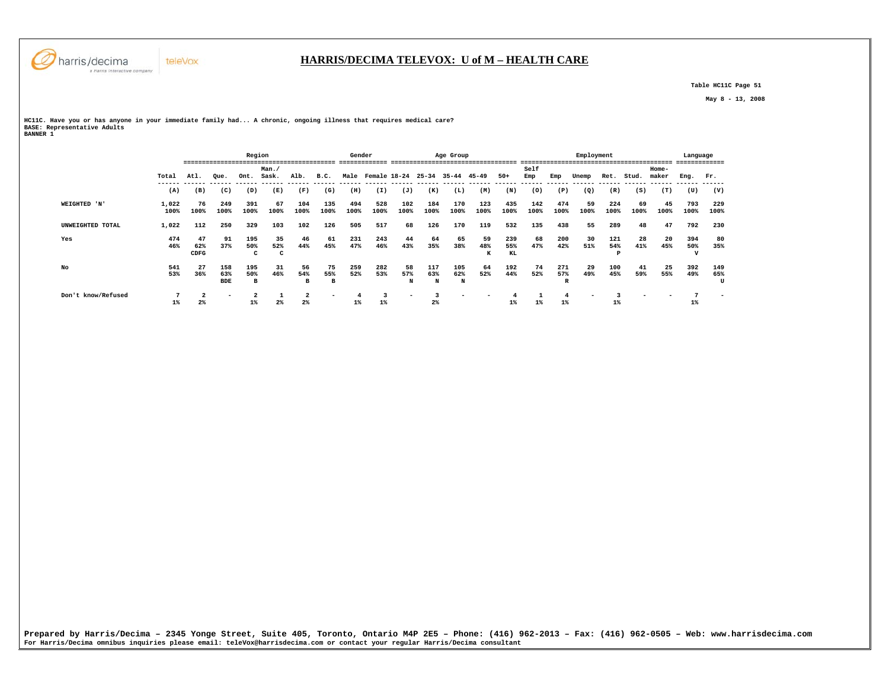# HARRIS/DECIMA TELEVOX: U of M – HEALTH CARE

Table HC11C Page 51

May 8 - 13, 2008

HC11C. Have you or has anyone in your immediate family had... A chronic, ongoing illness that requires medical care?
BASE: Representative Adults
BANNER 1

| | | Region | | | | | | Gender | | Age Group | | | | | Employment | | | | | | Language | |
|---|---|---|---|---|---|---|---|---|---|---|---|---|---|---|---|---|---|---|---|---|---|---|
| | Total | Atl. | Que. | Ont. | Man./ Sask. | Alb. | B.C. | Male | Female | 18-24 | 25-34 | 35-44 | 45-49 | 50+ | Self Emp | Emp | Unemp | Ret. | Stud. | Home-maker | Eng. | Fr. |
| | (A) | (B) | (C) | (D) | (E) | (F) | (G) | (H) | (I) | (J) | (K) | (L) | (M) | (N) | (O) | (P) | (Q) | (R) | (S) | (T) | (U) | (V) |
| WEIGHTED 'N' | 1,022 | 76 | 249 | 391 | 67 | 104 | 135 | 494 | 528 | 102 | 184 | 170 | 123 | 435 | 142 | 474 | 59 | 224 | 69 | 45 | 793 | 229 |
| | 100% | 100% | 100% | 100% | 100% | 100% | 100% | 100% | 100% | 100% | 100% | 100% | 100% | 100% | 100% | 100% | 100% | 100% | 100% | 100% | 100% | 100% |
| UNWEIGHTED TOTAL | 1,022 | 112 | 250 | 329 | 103 | 102 | 126 | 505 | 517 | 68 | 126 | 170 | 119 | 532 | 135 | 438 | 55 | 289 | 48 | 47 | 792 | 230 |
| Yes | 474 | 47 | 91 | 195 | 35 | 46 | 61 | 231 | 243 | 44 | 64 | 65 | 59 | 239 | 68 | 200 | 30 | 121 | 28 | 20 | 394 | 80 |
| | 46% | 62% | 37% | 50% | 52% | 44% | 45% | 47% | 46% | 43% | 35% | 38% | 48% | 55% | 47% | 42% | 51% | 54% | 41% | 45% | 50% | 35% |
| | | CDFG | | C | C | | | | | | | | K | KL | | | | P | | | V | |
| No | 541 | 27 | 158 | 195 | 31 | 56 | 75 | 259 | 282 | 58 | 117 | 105 | 64 | 192 | 74 | 271 | 29 | 100 | 41 | 25 | 392 | 149 |
| | 53% | 36% | 63% | 50% | 46% | 54% | 55% | 52% | 53% | 57% | 63% | 62% | 52% | 44% | 52% | 57% | 49% | 45% | 59% | 55% | 49% | 65% |
| | | | BDE | B | | B | B | | | N | N | N | | | | R | | | | | | U |
| Don't know/Refused | 7 | 2 | - | 2 | 1 | 2 | - | 4 | 3 | - | 3 | - | - | 4 | 1 | 4 | - | 3 | - | - | 7 | - |
| | 1% | 2% | | 1% | 2% | 2% | | 1% | 1% | | 2% | | | 1% | 1% | 1% | | 1% | | | 1% | |

Prepared by Harris/Decima – 2345 Yonge Street, Suite 405, Toronto, Ontario M4P 2E5 – Phone: (416) 962-2013 – Fax: (416) 962-0505 – Web: www.harrisdecima.com
For Harris/Decima omnibus inquiries please email: teleVox@harrisdecima.com or contact your regular Harris/Decima consultant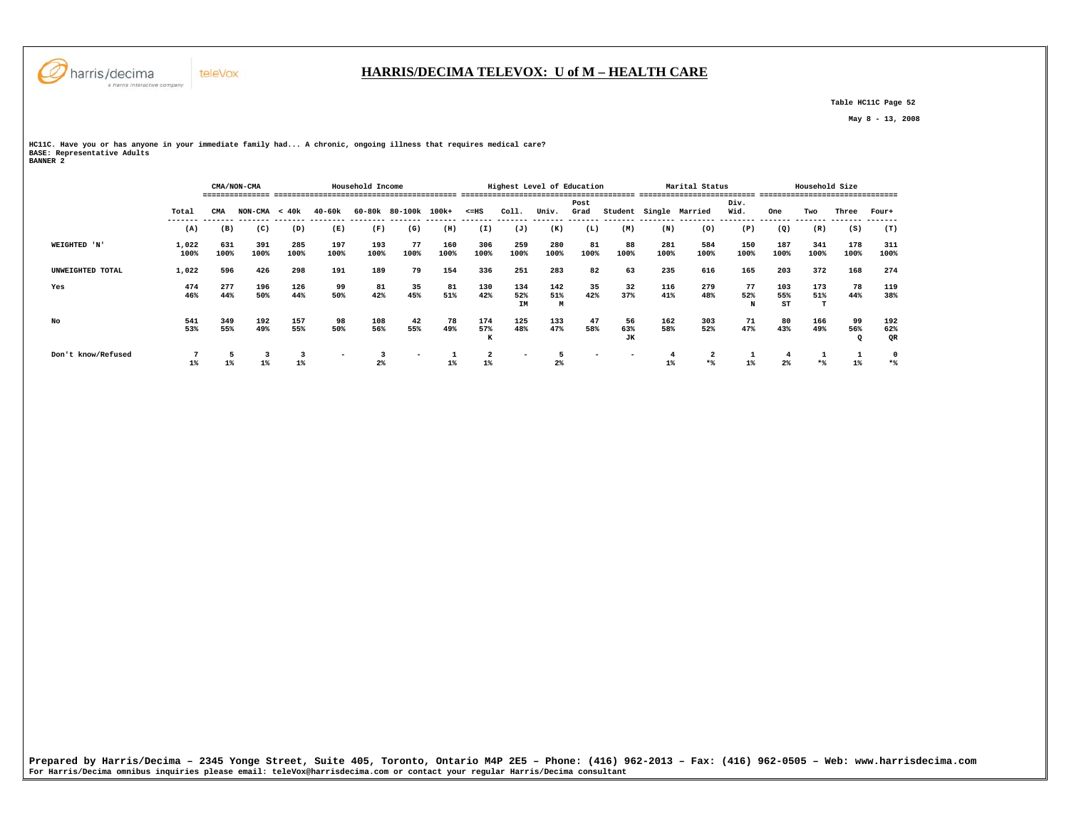## HARRIS/DECIMA TELEVOX: U of M – HEALTH CARE

Table HC11C Page 52

May 8 - 13, 2008

HC11C. Have you or has anyone in your immediate family had... A chronic, ongoing illness that requires medical care?
BASE: Representative Adults
BANNER 2

| | | CMA/NON-CMA | | Household Income | | | | | Highest Level of Education | | | | | Marital Status | | | Household Size | | | |
|---|---|---|---|---|---|---|---|---|---|---|---|---|---|---|---|---|---|---|---|---|
| | Total | CMA | NON-CMA | < 40k | 40-60k | 60-80k | 80-100k | 100k+ | <=HS | Coll. | Univ. | Post Grad | Student | Single | Married | Div. Wid. | One | Two | Three | Four+ |
| | (A) | (B) | (C) | (D) | (E) | (F) | (G) | (H) | (I) | (J) | (K) | (L) | (M) | (N) | (O) | (P) | (Q) | (R) | (S) | (T) |
| WEIGHTED 'N' | 1,022<br>100% | 631<br>100% | 391<br>100% | 285<br>100% | 197<br>100% | 193<br>100% | 77<br>100% | 160<br>100% | 306<br>100% | 259<br>100% | 280<br>100% | 81<br>100% | 88<br>100% | 281<br>100% | 584<br>100% | 150<br>100% | 187<br>100% | 341<br>100% | 178<br>100% | 311<br>100% |
| UNWEIGHTED TOTAL | 1,022 | 596 | 426 | 298 | 191 | 189 | 79 | 154 | 336 | 251 | 283 | 82 | 63 | 235 | 616 | 165 | 203 | 372 | 168 | 274 |
| Yes | 474<br>46% | 277<br>44% | 196<br>50% | 126<br>44% | 99<br>50% | 81<br>42% | 35<br>45% | 81<br>51% | 130<br>42% | 134<br>52%<br>IM | 142<br>51%<br>M | 35<br>42% | 32<br>37% | 116<br>41% | 279<br>48% | 77<br>52%<br>N | 103<br>55%<br>ST | 173<br>51%<br>T | 78<br>44% | 119<br>38% |
| No | 541<br>53% | 349<br>55% | 192<br>49% | 157<br>55% | 98<br>50% | 108<br>56% | 42<br>55% | 78<br>49% | 174<br>57%<br>K | 125<br>48% | 133<br>47% | 47<br>58% | 56<br>63%<br>JK | 162<br>58% | 303<br>52% | 71<br>47% | 80<br>43% | 166<br>49% | 99<br>56%<br>Q | 192<br>62%<br>QR |
| Don't know/Refused | 7<br>1% | 5<br>1% | 3<br>1% | 3<br>1% | - | 3<br>2% | - | 1<br>1% | 2<br>1% | - | 5<br>2% | - | - | 4<br>1% | 2<br>*% | 1<br>1% | 4<br>2% | 1<br>*% | 1<br>1% | 0<br>*% |

Prepared by Harris/Decima – 2345 Yonge Street, Suite 405, Toronto, Ontario M4P 2E5 – Phone: (416) 962-2013 – Fax: (416) 962-0505 – Web: www.harrisdecima.com
For Harris/Decima omnibus inquiries please email: teleVox@harrisdecima.com or contact your regular Harris/Decima consultant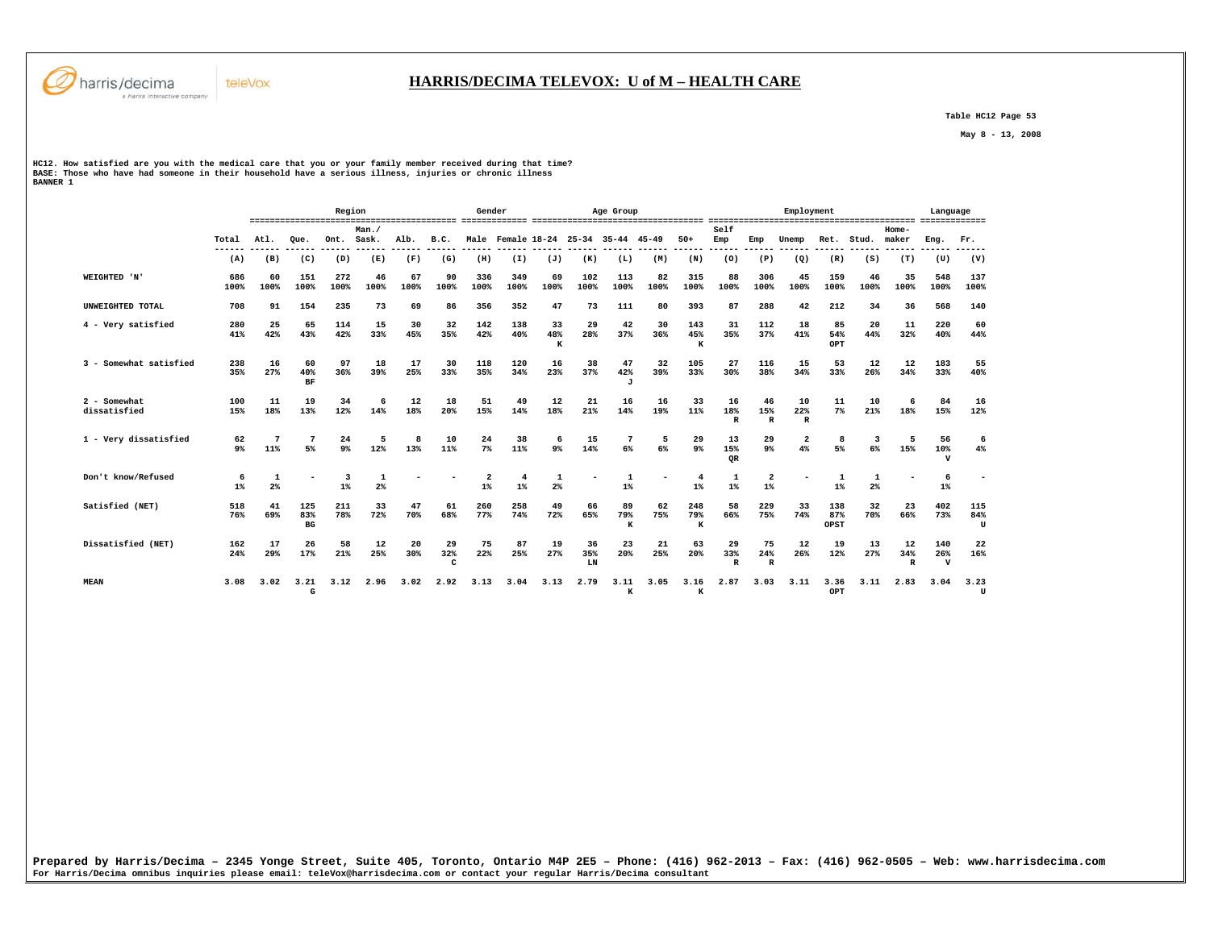# HARRIS/DECIMA TELEVOX: U of M – HEALTH CARE

Table HC12 Page 53

May 8 - 13, 2008

HC12. How satisfied are you with the medical care that you or your family member received during that time?
BASE: Those who have had someone in their household have a serious illness, injuries or chronic illness
BANNER 1

| | | Region | | | | | | Gender | | Age Group | | | | | Employment | | | | | | Language | |
|---|---|---|---|---|---|---|---|---|---|---|---|---|---|---|---|---|---|---|---|---|---|---|
| | Total | Atl. | Que. | Ont. | Man./ Sask. | Alb. | B.C. | Male | Female | 18-24 | 25-34 | 35-44 | 45-49 | 50+ | Self Emp | Emp | Unemp | Ret. | Stud. | Home-maker | Eng. | Fr. |
| | (A) | (B) | (C) | (D) | (E) | (F) | (G) | (H) | (I) | (J) | (K) | (L) | (M) | (N) | (O) | (P) | (Q) | (R) | (S) | (T) | (U) | (V) |
| WEIGHTED 'N' | 686<br>100% | 60<br>100% | 151<br>100% | 272<br>100% | 46<br>100% | 67<br>100% | 90<br>100% | 336<br>100% | 349<br>100% | 69<br>100% | 102<br>100% | 113<br>100% | 82<br>100% | 315<br>100% | 88<br>100% | 306<br>100% | 45<br>100% | 159<br>100% | 46<br>100% | 35<br>100% | 548<br>100% | 137<br>100% |
| UNWEIGHTED TOTAL | 708 | 91 | 154 | 235 | 73 | 69 | 86 | 356 | 352 | 47 | 73 | 111 | 80 | 393 | 87 | 288 | 42 | 212 | 34 | 36 | 568 | 140 |
| 4 - Very satisfied | 280<br>41% | 25<br>42% | 65<br>43% | 114<br>42% | 15<br>33% | 30<br>45% | 32<br>35% | 142<br>42% | 138<br>40% | 33<br>48%<br>K | 29<br>28% | 42<br>37% | 30<br>36% | 143<br>45%<br>K | 31<br>35% | 112<br>37% | 18<br>41% | 85<br>54%<br>OPT | 20<br>44% | 11<br>32% | 220<br>40% | 60<br>44% |
| 3 - Somewhat satisfied | 238<br>35% | 16<br>27% | 60<br>40%<br>BF | 97<br>36% | 18<br>39% | 17<br>25% | 30<br>33% | 118<br>35% | 120<br>34% | 16<br>23% | 38<br>37% | 47<br>42%<br>J | 32<br>39% | 105<br>33% | 27<br>30% | 116<br>38% | 15<br>34% | 53<br>33% | 12<br>26% | 12<br>34% | 183<br>33% | 55<br>40% |
| 2 - Somewhat dissatisfied | 100<br>15% | 11<br>18% | 19<br>13% | 34<br>12% | 6<br>14% | 12<br>18% | 18<br>20% | 51<br>15% | 49<br>14% | 12<br>18% | 21<br>21% | 16<br>14% | 16<br>19% | 33<br>11% | 16<br>18%<br>R | 46<br>15%<br>R | 10<br>22%<br>R | 11<br>7% | 10<br>21% | 6<br>18% | 84<br>15% | 16<br>12% |
| 1 - Very dissatisfied | 62<br>9% | 7<br>11% | 7<br>5% | 24<br>9% | 5<br>12% | 8<br>13% | 10<br>11% | 24<br>7% | 38<br>11% | 6<br>9% | 15<br>14% | 7<br>6% | 5<br>6% | 29<br>9% | 13<br>15%<br>QR | 29<br>9% | 2<br>4% | 8<br>5% | 3<br>6% | 5<br>15% | 56<br>10%<br>V | 6<br>4% |
| Don't know/Refused | 6<br>1% | 1<br>2% | - | 3<br>1% | 1<br>2% | - | - | 2<br>1% | 4<br>1% | 1<br>2% | - | 1<br>1% | - | 4<br>1% | 1<br>1% | 2<br>1% | - | 1<br>1% | 1<br>2% | - | 6<br>1% | - |
| Satisfied (NET) | 518<br>76% | 41<br>69% | 125<br>83%<br>BG | 211<br>78% | 33<br>72% | 47<br>70% | 61<br>68% | 260<br>77% | 258<br>74% | 49<br>72% | 66<br>65% | 89<br>79%<br>K | 62<br>75% | 248<br>79%<br>K | 58<br>66% | 229<br>75% | 33<br>74% | 138<br>87%<br>OPST | 32<br>70% | 23<br>66% | 402<br>73% | 115<br>84%<br>U |
| Dissatisfied (NET) | 162<br>24% | 17<br>29% | 26<br>17% | 58<br>21% | 12<br>25% | 20<br>30% | 29<br>32%<br>C | 75<br>22% | 87<br>25% | 19<br>27% | 36<br>35%<br>LN | 23<br>20% | 21<br>25% | 63<br>20% | 29<br>33%<br>R | 75<br>24%<br>R | 12<br>26% | 19<br>12% | 13<br>27% | 12<br>34%<br>R | 140<br>26%<br>V | 22<br>16% |
| MEAN | 3.08 | 3.02 | 3.21<br>G | 3.12 | 2.96 | 3.02 | 2.92 | 3.13 | 3.04 | 3.13 | 2.79 | 3.11<br>K | 3.05 | 3.16<br>K | 2.87 | 3.03 | 3.11 | 3.36<br>OPT | 3.11 | 2.83 | 3.04 | 3.23<br>U |

Prepared by Harris/Decima – 2345 Yonge Street, Suite 405, Toronto, Ontario M4P 2E5 – Phone: (416) 962-2013 – Fax: (416) 962-0505 – Web: www.harrisdecima.com
For Harris/Decima omnibus inquiries please email: teleVox@harrisdecima.com or contact your regular Harris/Decima consultant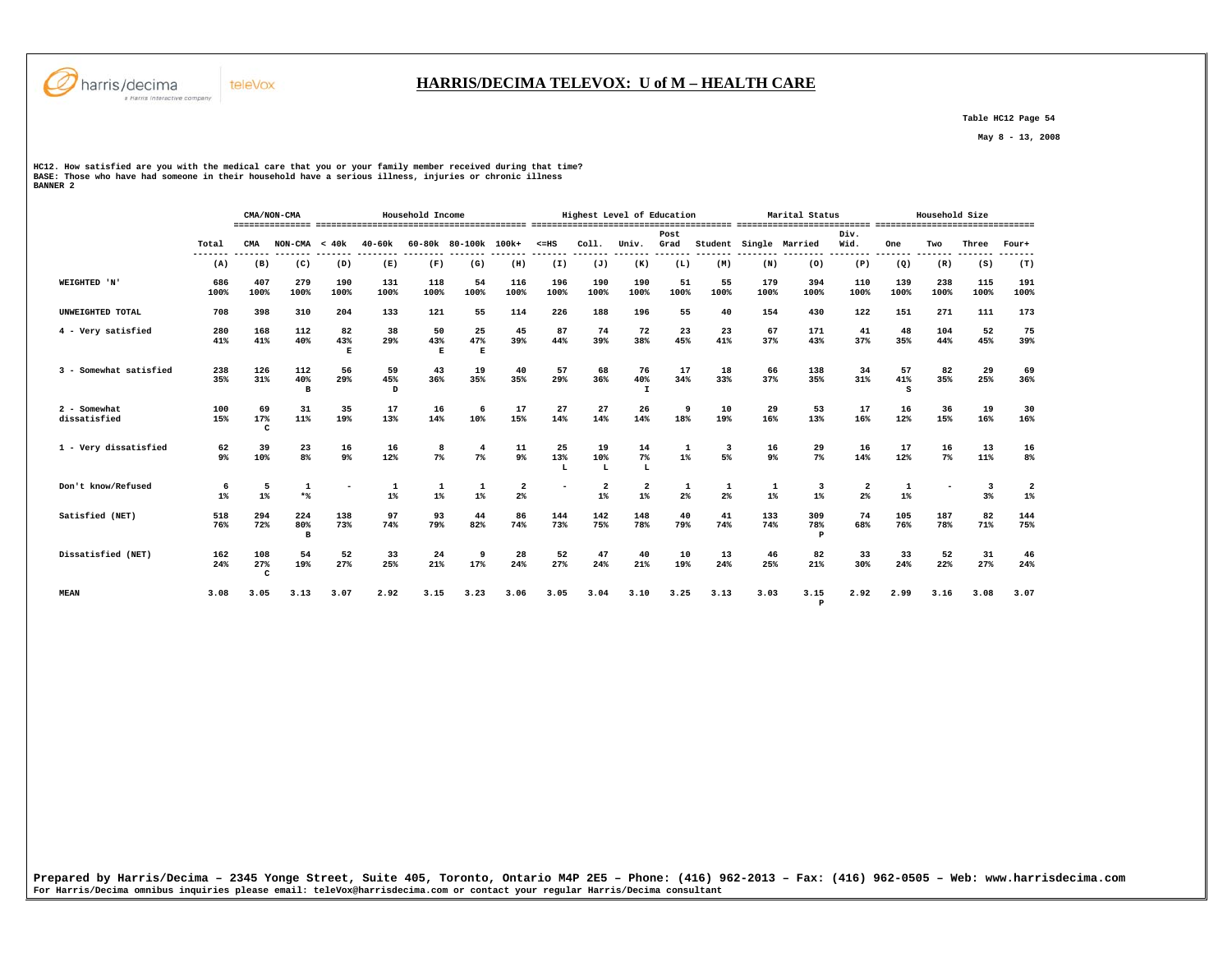## HARRIS/DECIMA TELEVOX: U of M – HEALTH CARE

Table HC12 Page 54

May 8 - 13, 2008

HC12. How satisfied are you with the medical care that you or your family member received during that time?
BASE: Those who have had someone in their household have a serious illness, injuries or chronic illness
BANNER 2

| | Total | CMA/NON-CMA | | Household Income | | | | | Highest Level of Education | | | | | Marital Status | | | Household Size | | | |
|---|---|---|---|---|---|---|---|---|---|---|---|---|---|---|---|---|---|---|---|---|
| | | CMA | NON-CMA | < 40k | 40-60k | 60-80k | 80-100k | 100k+ | <=HS | Coll. | Univ. | Post Grad | Student | Single | Married | Div. Wid. | One | Two | Three | Four+ |
| | (A) | (B) | (C) | (D) | (E) | (F) | (G) | (H) | (I) | (J) | (K) | (L) | (M) | (N) | (O) | (P) | (Q) | (R) | (S) | (T) |
| WEIGHTED 'N' | 686<br>100% | 407<br>100% | 279<br>100% | 190<br>100% | 131<br>100% | 118<br>100% | 54<br>100% | 116<br>100% | 196<br>100% | 190<br>100% | 190<br>100% | 51<br>100% | 55<br>100% | 179<br>100% | 394<br>100% | 110<br>100% | 139<br>100% | 238<br>100% | 115<br>100% | 191<br>100% |
| UNWEIGHTED TOTAL | 708 | 398 | 310 | 204 | 133 | 121 | 55 | 114 | 226 | 188 | 196 | 55 | 40 | 154 | 430 | 122 | 151 | 271 | 111 | 173 |
| 4 - Very satisfied | 280<br>41% | 168<br>41% | 112<br>40% | 82<br>43%<br>E | 38<br>29% | 50<br>43%<br>E | 25<br>47%<br>E | 45<br>39% | 87<br>44% | 74<br>39% | 72<br>38% | 23<br>45% | 23<br>41% | 67<br>37% | 171<br>43% | 41<br>37% | 48<br>35% | 104<br>44% | 52<br>45% | 75<br>39% |
| 3 - Somewhat satisfied | 238<br>35% | 126<br>31% | 112<br>40%<br>B | 56<br>29% | 59<br>45%<br>D | 43<br>36% | 19<br>35% | 40<br>35% | 57<br>29% | 68<br>36% | 76<br>40%<br>I | 17<br>34% | 18<br>33% | 66<br>37% | 138<br>35% | 34<br>31% | 57<br>41%<br>S | 82<br>35% | 29<br>25% | 69<br>36% |
| 2 - Somewhat dissatisfied | 100<br>15% | 69<br>17%<br>C | 31<br>11% | 35<br>19% | 17<br>13% | 16<br>14% | 6<br>10% | 17<br>15% | 27<br>14% | 27<br>14% | 26<br>14% | 9<br>18% | 10<br>19% | 29<br>16% | 53<br>13% | 17<br>16% | 16<br>12% | 36<br>15% | 19<br>16% | 30<br>16% |
| 1 - Very dissatisfied | 62<br>9% | 39<br>10% | 23<br>8% | 16<br>9% | 16<br>12% | 8<br>7% | 4<br>7% | 11<br>9% | 25<br>13%<br>L | 19<br>10%<br>L | 14<br>7%<br>L | 1<br>1% | 3<br>5% | 16<br>9% | 29<br>7% | 16<br>14% | 17<br>12% | 16<br>7% | 13<br>11% | 16<br>8% |
| Don't know/Refused | 6<br>1% | 5<br>1% | 1<br>*% | - | 1<br>1% | 1<br>1% | 1<br>1% | 2<br>2% | - | 2<br>1% | 2<br>1% | 1<br>2% | 1<br>2% | 1<br>1% | 3<br>1% | 2<br>2% | 1<br>1% | - | 3<br>3% | 2<br>1% |
| Satisfied (NET) | 518<br>76% | 294<br>72% | 224<br>80%<br>B | 138<br>73% | 97<br>74% | 93<br>79% | 44<br>82% | 86<br>74% | 144<br>73% | 142<br>75% | 148<br>78% | 40<br>79% | 41<br>74% | 133<br>74% | 309<br>78%<br>P | 74<br>68% | 105<br>76% | 187<br>78% | 82<br>71% | 144<br>75% |
| Dissatisfied (NET) | 162<br>24% | 108<br>27%<br>C | 54<br>19% | 52<br>27% | 33<br>25% | 24<br>21% | 9<br>17% | 28<br>24% | 52<br>27% | 47<br>24% | 40<br>21% | 10<br>19% | 13<br>24% | 46<br>25% | 82<br>21% | 33<br>30% | 33<br>24% | 52<br>22% | 31<br>27% | 46<br>24% |
| MEAN | 3.08 | 3.05 | 3.13 | 3.07 | 2.92 | 3.15 | 3.23 | 3.06 | 3.05 | 3.04 | 3.10 | 3.25 | 3.13 | 3.03 | 3.15<br>P | 2.92 | 2.99 | 3.16 | 3.08 | 3.07 |

Prepared by Harris/Decima – 2345 Yonge Street, Suite 405, Toronto, Ontario M4P 2E5 – Phone: (416) 962-2013 – Fax: (416) 962-0505 – Web: www.harrisdecima.com
For Harris/Decima omnibus inquiries please email: teleVox@harrisdecima.com or contact your regular Harris/Decima consultant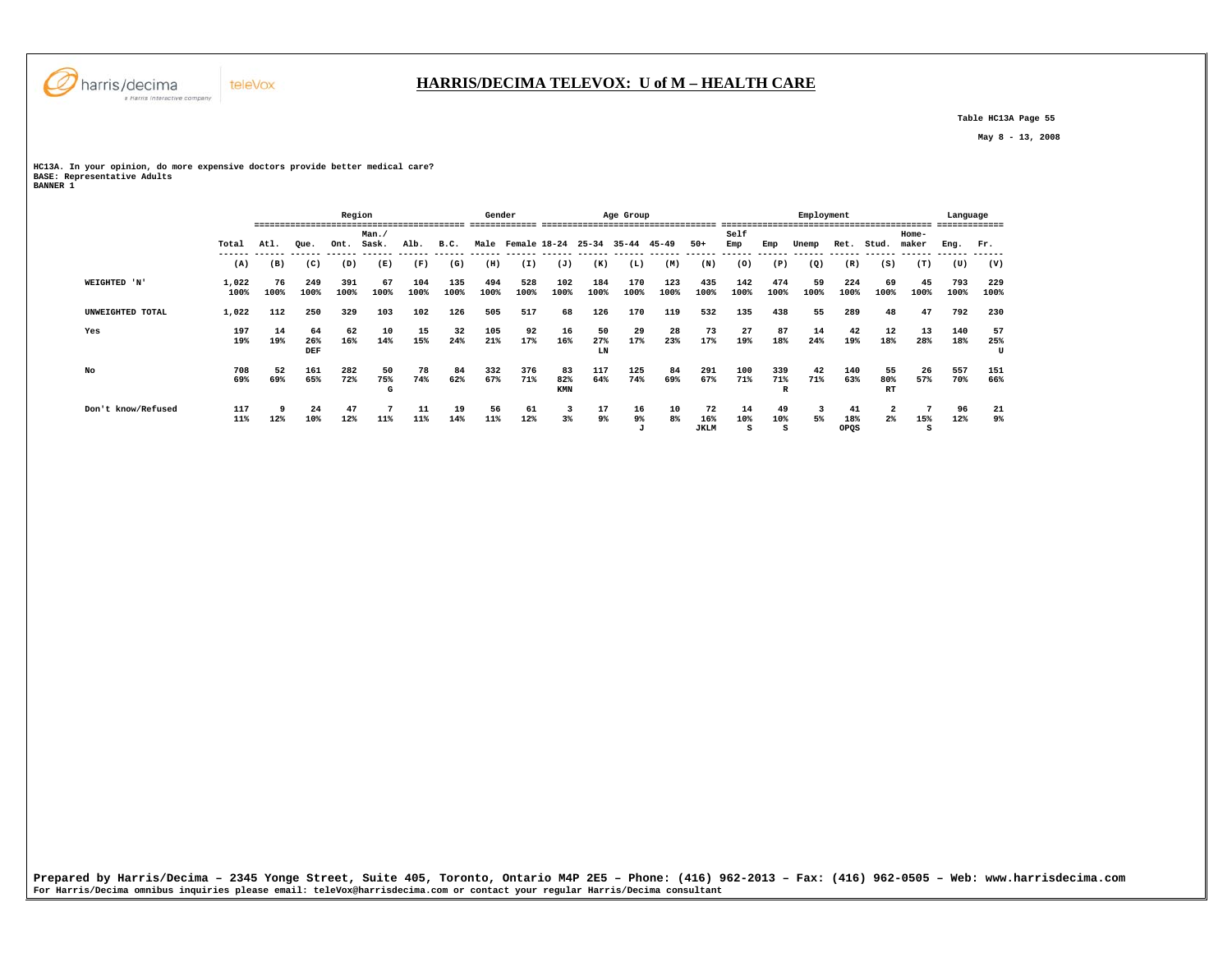## HARRIS/DECIMA TELEVOX: U of M – HEALTH CARE

Table HC13A Page 55

May 8 - 13, 2008

HC13A. In your opinion, do more expensive doctors provide better medical care?
BASE: Representative Adults
BANNER 1

| | | Region | | | | | | Gender | | Age Group | | | | | Employment | | | | | | Language | |
|---|---|---|---|---|---|---|---|---|---|---|---|---|---|---|---|---|---|---|---|---|---|---|
| | Total | Atl. | Que. | Ont. | Man./ Sask. | Alb. | B.C. | Male | Female | 18-24 | 25-34 | 35-44 | 45-49 | 50+ | Self Emp | Emp | Unemp | Ret. | Stud. | Home-maker | Eng. | Fr. |
| | (A) | (B) | (C) | (D) | (E) | (F) | (G) | (H) | (I) | (J) | (K) | (L) | (M) | (N) | (O) | (P) | (Q) | (R) | (S) | (T) | (U) | (V) |
| WEIGHTED 'N' | 1,022 100% | 76 100% | 249 100% | 391 100% | 67 100% | 104 100% | 135 100% | 494 100% | 528 100% | 102 100% | 184 100% | 170 100% | 123 100% | 435 100% | 142 100% | 474 100% | 59 100% | 224 100% | 69 100% | 45 100% | 793 100% | 229 100% |
| UNWEIGHTED TOTAL | 1,022 | 112 | 250 | 329 | 103 | 102 | 126 | 505 | 517 | 68 | 126 | 170 | 119 | 532 | 135 | 438 | 55 | 289 | 48 | 47 | 792 | 230 |
| Yes | 197 19% | 14 19% | 64 26% DEF | 62 16% | 10 14% | 15 15% | 32 24% | 105 21% | 92 17% | 16 16% | 50 27% LN | 29 17% | 28 23% | 73 17% | 27 19% | 87 18% | 14 24% | 42 19% | 12 18% | 13 28% | 140 18% | 57 25% U |
| No | 708 69% | 52 69% | 161 65% | 282 72% | 50 75% G | 78 74% | 84 62% | 332 67% | 376 71% | 83 82% KMN | 117 64% | 125 74% | 84 69% | 291 67% | 100 71% | 339 71% R | 42 71% | 140 63% | 55 80% RT | 26 57% | 557 70% | 151 66% |
| Don't know/Refused | 117 11% | 9 12% | 24 10% | 47 12% | 7 11% | 11 11% | 19 14% | 56 11% | 61 12% | 3 3% | 17 9% | 16 9% J | 10 8% | 72 16% JKLM | 14 10% S | 49 10% S | 3 5% | 41 18% OPQS | 2 2% | 7 15% S | 96 12% | 21 9% |

Prepared by Harris/Decima – 2345 Yonge Street, Suite 405, Toronto, Ontario M4P 2E5 – Phone: (416) 962-2013 – Fax: (416) 962-0505 – Web: www.harrisdecima.com
For Harris/Decima omnibus inquiries please email: teleVox@harrisdecima.com or contact your regular Harris/Decima consultant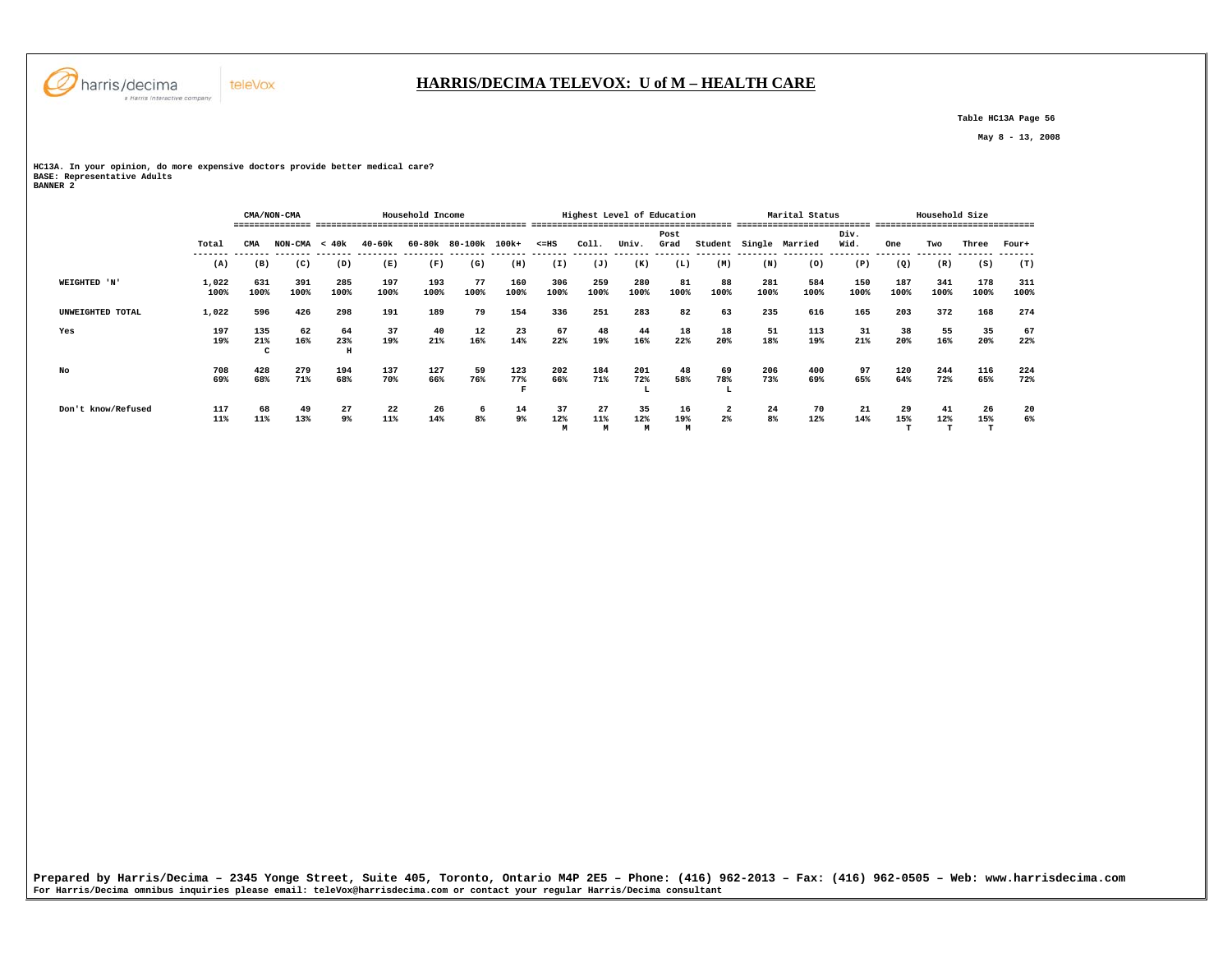# HARRIS/DECIMA TELEVOX: U of M – HEALTH CARE

Table HC13A Page 56

May 8 - 13, 2008

HC13A. In your opinion, do more expensive doctors provide better medical care?
BASE: Representative Adults
BANNER 2

| | | CMA/NON-CMA | | Household Income | | | | | Highest Level of Education | | | | | Marital Status | | | Household Size | | | |
|---|---|---|---|---|---|---|---|---|---|---|---|---|---|---|---|---|---|---|---|---|
| | Total | CMA | NON-CMA | < 40k | 40-60k | 60-80k | 80-100k | 100k+ | <=HS | Coll. | Univ. | Post Grad | Student | Single | Married | Div. Wid. | One | Two | Three | Four+ |
| | (A) | (B) | (C) | (D) | (E) | (F) | (G) | (H) | (I) | (J) | (K) | (L) | (M) | (N) | (O) | (P) | (Q) | (R) | (S) | (T) |
| WEIGHTED 'N' | 1,022<br>100% | 631<br>100% | 391<br>100% | 285<br>100% | 197<br>100% | 193<br>100% | 77<br>100% | 160<br>100% | 306<br>100% | 259<br>100% | 280<br>100% | 81<br>100% | 88<br>100% | 281<br>100% | 584<br>100% | 150<br>100% | 187<br>100% | 341<br>100% | 178<br>100% | 311<br>100% |
| UNWEIGHTED TOTAL | 1,022 | 596 | 426 | 298 | 191 | 189 | 79 | 154 | 336 | 251 | 283 | 82 | 63 | 235 | 616 | 165 | 203 | 372 | 168 | 274 |
| Yes | 197<br>19% | 135<br>21%<br>C | 62<br>16% | 64<br>23%<br>H | 37<br>19% | 40<br>21% | 12<br>16% | 23<br>14% | 67<br>22% | 48<br>19% | 44<br>16% | 18<br>22% | 18<br>20% | 51<br>18% | 113<br>19% | 31<br>21% | 38<br>20% | 55<br>16% | 35<br>20% | 67<br>22% |
| No | 708<br>69% | 428<br>68% | 279<br>71% | 194<br>68% | 137<br>70% | 127<br>66% | 59<br>76% | 123<br>77%<br>F | 202<br>66% | 184<br>71% | 201<br>72%<br>L | 48<br>58% | 69<br>78%<br>L | 206<br>73% | 400<br>69% | 97<br>65% | 120<br>64% | 244<br>72% | 116<br>65% | 224<br>72% |
| Don't know/Refused | 117<br>11% | 68<br>11% | 49<br>13% | 27<br>9% | 22<br>11% | 26<br>14% | 6<br>8% | 14<br>9% | 37<br>12%<br>M | 27<br>11%<br>M | 35<br>12%<br>M | 16<br>19%<br>M | 2<br>2% | 24<br>8% | 70<br>12% | 21<br>14% | 29<br>15%<br>T | 41<br>12%<br>T | 26<br>15%<br>T | 20<br>6% |

Prepared by Harris/Decima – 2345 Yonge Street, Suite 405, Toronto, Ontario M4P 2E5 – Phone: (416) 962-2013 – Fax: (416) 962-0505 – Web: www.harrisdecima.com
For Harris/Decima omnibus inquiries please email: teleVox@harrisdecima.com or contact your regular Harris/Decima consultant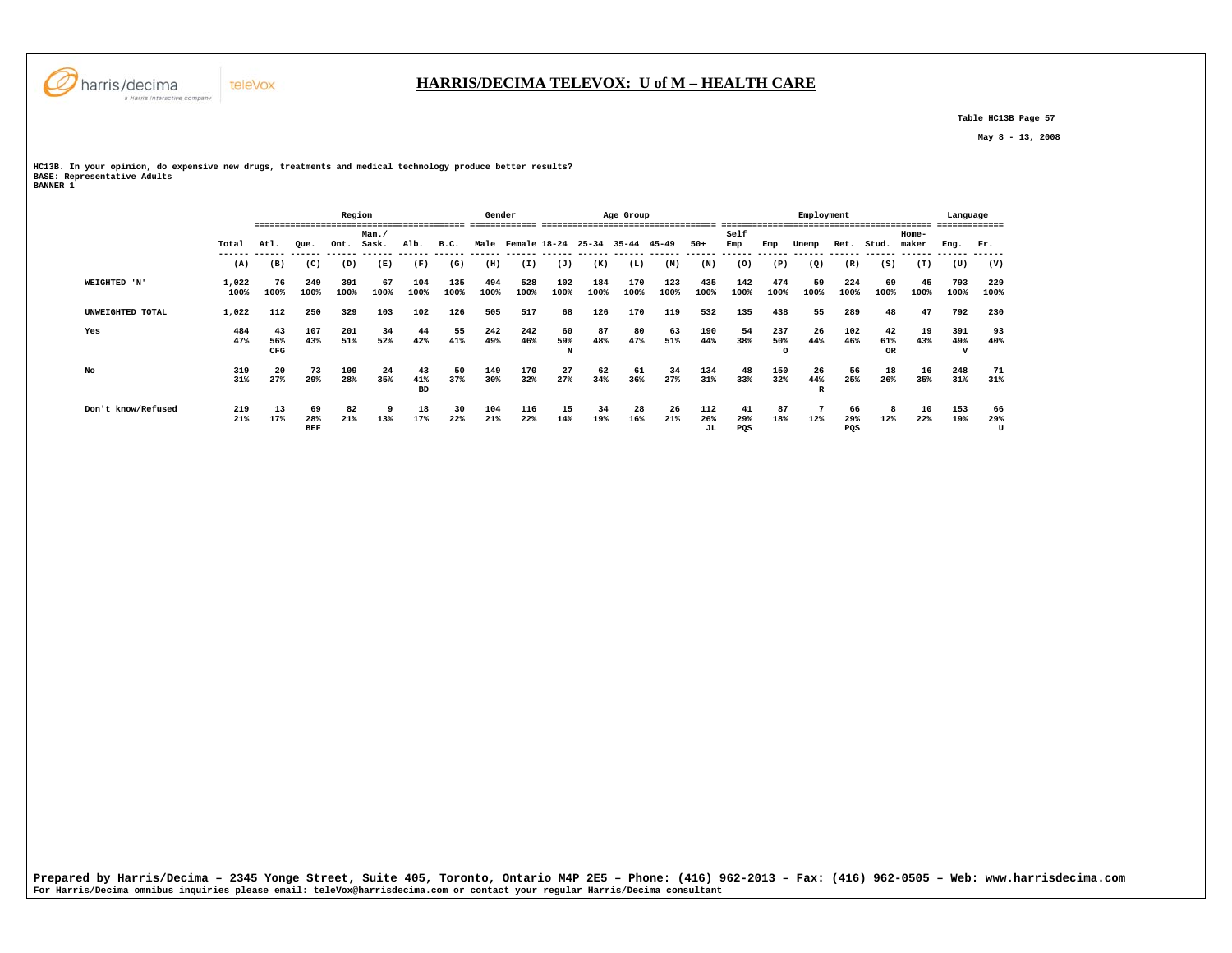# HARRIS/DECIMA TELEVOX: U of M – HEALTH CARE

Table HC13B Page 57

May 8 - 13, 2008

**HC13B. In your opinion, do expensive new drugs, treatments and medical technology produce better results?**
**BASE: Representative Adults**
**BANNER 1**

| | | Region | | | | | | Gender | | Age Group | | | | | Employment | | | | | | Language | |
|---|---|---|---|---|---|---|---|---|---|---|---|---|---|---|---|---|---|---|---|---|---|---|
| | Total | Atl. | Que. | Ont. | Man./ Sask. | Alb. | B.C. | Male | Female | 18-24 | 25-34 | 35-44 | 45-49 | 50+ | Self Emp | Emp | Unemp | Ret. | Stud. | Home-maker | Eng. | Fr. |
| | (A) | (B) | (C) | (D) | (E) | (F) | (G) | (H) | (I) | (J) | (K) | (L) | (M) | (N) | (O) | (P) | (Q) | (R) | (S) | (T) | (U) | (V) |
| WEIGHTED 'N' | 1,022 100% | 76 100% | 249 100% | 391 100% | 67 100% | 104 100% | 135 100% | 494 100% | 528 100% | 102 100% | 184 100% | 170 100% | 123 100% | 435 100% | 142 100% | 474 100% | 59 100% | 224 100% | 69 100% | 45 100% | 793 100% | 229 100% |
| UNWEIGHTED TOTAL | 1,022 | 112 | 250 | 329 | 103 | 102 | 126 | 505 | 517 | 68 | 126 | 170 | 119 | 532 | 135 | 438 | 55 | 289 | 48 | 47 | 792 | 230 |
| Yes | 484 47% | 43 56% CFG | 107 43% | 201 51% | 34 52% | 44 42% | 55 41% | 242 49% | 242 46% | 60 59% N | 87 48% | 80 47% | 63 51% | 190 44% | 54 38% | 237 50% O | 26 44% | 102 46% | 42 61% OR | 19 43% | 391 49% V | 93 40% |
| No | 319 31% | 20 27% | 73 29% | 109 28% | 24 35% | 43 41% BD | 50 37% | 149 30% | 170 32% | 27 27% | 62 34% | 61 36% | 34 27% | 134 31% | 48 33% | 150 32% | 26 44% R | 56 25% | 18 26% | 16 35% | 248 31% | 71 31% |
| Don't know/Refused | 219 21% | 13 17% | 69 28% BEF | 82 21% | 9 13% | 18 17% | 30 22% | 104 21% | 116 22% | 15 14% | 34 19% | 28 16% | 26 21% | 112 26% JL | 41 29% PQS | 87 18% | 7 12% | 66 29% PQS | 8 12% | 10 22% | 153 19% | 66 29% U |

**Prepared by Harris/Decima – 2345 Yonge Street, Suite 405, Toronto, Ontario M4P 2E5 – Phone: (416) 962-2013 – Fax: (416) 962-0505 – Web: www.harrisdecima.com**
For Harris/Decima omnibus inquiries please email: teleVox@harrisdecima.com or contact your regular Harris/Decima consultant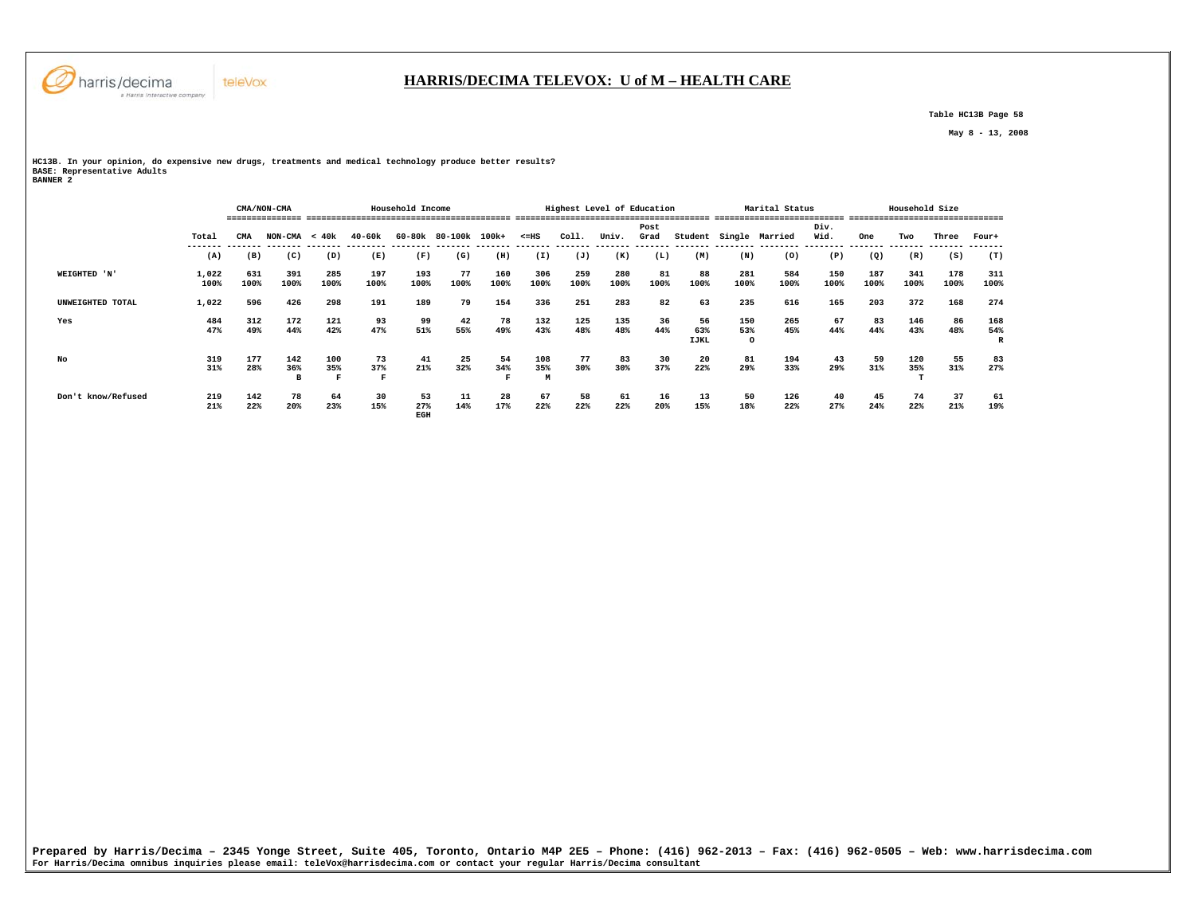# HARRIS/DECIMA TELEVOX: U of M – HEALTH CARE

Table HC13B Page 58

May 8 - 13, 2008

HC13B. In your opinion, do expensive new drugs, treatments and medical technology produce better results?
BASE: Representative Adults
BANNER 2

| | | CMA/NON-CMA | | Household Income | | | | | Highest Level of Education | | | | | Marital Status | | | Household Size | | | |
|---|---|---|---|---|---|---|---|---|---|---|---|---|---|---|---|---|---|---|---|---|
| | Total | CMA | NON-CMA | < 40k | 40-60k | 60-80k | 80-100k | 100k+ | <=HS | Coll. | Univ. | Post Grad | Student | Single | Married | Div. Wid. | One | Two | Three | Four+ |
| | (A) | (B) | (C) | (D) | (E) | (F) | (G) | (H) | (I) | (J) | (K) | (L) | (M) | (N) | (O) | (P) | (Q) | (R) | (S) | (T) |
| WEIGHTED 'N' | 1,022<br>100% | 631<br>100% | 391<br>100% | 285<br>100% | 197<br>100% | 193<br>100% | 77<br>100% | 160<br>100% | 306<br>100% | 259<br>100% | 280<br>100% | 81<br>100% | 88<br>100% | 281<br>100% | 584<br>100% | 150<br>100% | 187<br>100% | 341<br>100% | 178<br>100% | 311<br>100% |
| UNWEIGHTED TOTAL | 1,022 | 596 | 426 | 298 | 191 | 189 | 79 | 154 | 336 | 251 | 283 | 82 | 63 | 235 | 616 | 165 | 203 | 372 | 168 | 274 |
| Yes | 484<br>47% | 312<br>49% | 172<br>44% | 121<br>42% | 93<br>47% | 99<br>51% | 42<br>55% | 78<br>49% | 132<br>43% | 125<br>48% | 135<br>48% | 36<br>44% | 56<br>63%<br>IJKL | 150<br>53%<br>O | 265<br>45% | 67<br>44% | 83<br>44% | 146<br>43% | 86<br>48% | 168<br>54%<br>R |
| No | 319<br>31% | 177<br>28% | 142<br>36%<br>B | 100<br>35%<br>F | 73<br>37%<br>F | 41<br>21% | 25<br>32% | 54<br>34%<br>F | 108<br>35%<br>M | 77<br>30% | 83<br>30% | 30<br>37% | 20<br>22% | 81<br>29% | 194<br>33% | 43<br>29% | 59<br>31% | 120<br>35%<br>T | 55<br>31% | 83<br>27% |
| Don't know/Refused | 219<br>21% | 142<br>22% | 78<br>20% | 64<br>23% | 30<br>15% | 53<br>27%<br>EGH | 11<br>14% | 28<br>17% | 67<br>22% | 58<br>22% | 61<br>22% | 16<br>20% | 13<br>15% | 50<br>18% | 126<br>22% | 40<br>27% | 45<br>24% | 74<br>22% | 37<br>21% | 61<br>19% |

**Prepared by Harris/Decima – 2345 Yonge Street, Suite 405, Toronto, Ontario M4P 2E5 – Phone: (416) 962-2013 – Fax: (416) 962-0505 – Web: www.harrisdecima.com**
For Harris/Decima omnibus inquiries please email: teleVox@harrisdecima.com or contact your regular Harris/Decima consultant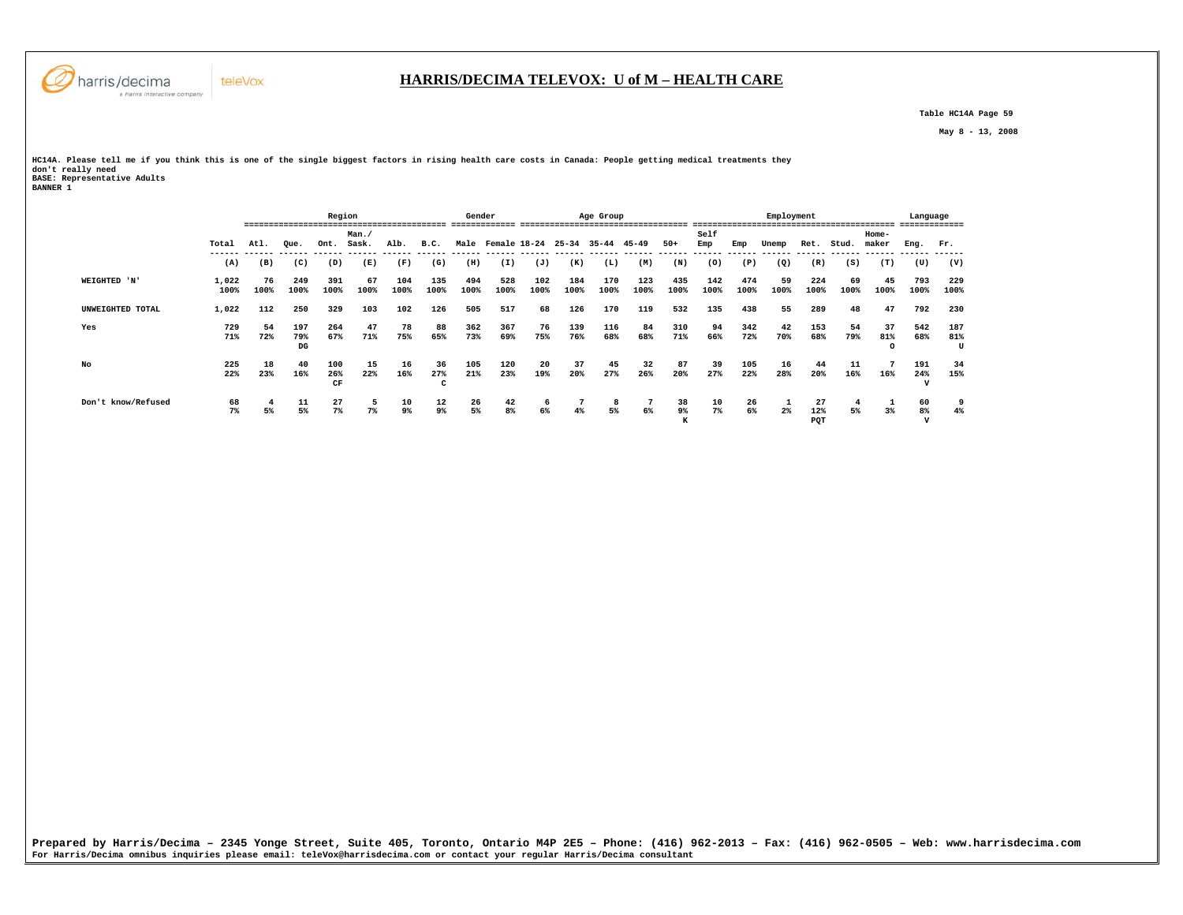## HARRIS/DECIMA TELEVOX: U of M – HEALTH CARE

Table HC14A Page 59

May 8 - 13, 2008

HC14A. Please tell me if you think this is one of the single biggest factors in rising health care costs in Canada: People getting medical treatments they don't really need
BASE: Representative Adults
BANNER 1

| | | Region | | | | | | Gender | | Age Group | | | | | Employment | | | | | | Language | |
|---|---|---|---|---|---|---|---|---|---|---|---|---|---|---|---|---|---|---|---|---|---|---|
| | Total | Atl. | Que. | Ont. | Man./ Sask. | Alb. | B.C. | Male | Female | 18-24 | 25-34 | 35-44 | 45-49 | 50+ | Self Emp | Emp | Unemp | Ret. | Stud. | Home-maker | Eng. | Fr. |
| | (A) | (B) | (C) | (D) | (E) | (F) | (G) | (H) | (I) | (J) | (K) | (L) | (M) | (N) | (O) | (P) | (Q) | (R) | (S) | (T) | (U) | (V) |
| WEIGHTED 'N' | 1,022 100% | 76 100% | 249 100% | 391 100% | 67 100% | 104 100% | 135 100% | 494 100% | 528 100% | 102 100% | 184 100% | 170 100% | 123 100% | 435 100% | 142 100% | 474 100% | 59 100% | 224 100% | 69 100% | 45 100% | 793 100% | 229 100% |
| UNWEIGHTED TOTAL | 1,022 | 112 | 250 | 329 | 103 | 102 | 126 | 505 | 517 | 68 | 126 | 170 | 119 | 532 | 135 | 438 | 55 | 289 | 48 | 47 | 792 | 230 |
| Yes | 729 71% | 54 72% | 197 79% DG | 264 67% | 47 71% | 78 75% | 88 65% | 362 73% | 367 69% | 76 75% | 139 76% | 116 68% | 84 68% | 310 71% | 94 66% | 342 72% | 42 70% | 153 68% | 54 79% | 37 81% O | 542 68% | 187 81% U |
| No | 225 22% | 18 23% | 40 16% | 100 26% CF | 15 22% | 16 16% | 36 27% C | 105 21% | 120 23% | 20 19% | 37 20% | 45 27% | 32 26% | 87 20% | 39 27% | 105 22% | 16 28% | 44 20% | 11 16% | 7 16% | 191 24% V | 34 15% |
| Don't know/Refused | 68 7% | 4 5% | 11 5% | 27 7% | 5 7% | 10 9% | 12 9% | 26 5% | 42 8% | 6 6% | 7 4% | 8 5% | 7 6% | 38 9% K | 10 7% | 26 6% | 1 2% | 27 12% PQT | 4 5% | 1 3% | 60 8% V | 9 4% |

Prepared by Harris/Decima – 2345 Yonge Street, Suite 405, Toronto, Ontario M4P 2E5 – Phone: (416) 962-2013 – Fax: (416) 962-0505 – Web: www.harrisdecima.com
For Harris/Decima omnibus inquiries please email: teleVox@harrisdecima.com or contact your regular Harris/Decima consultant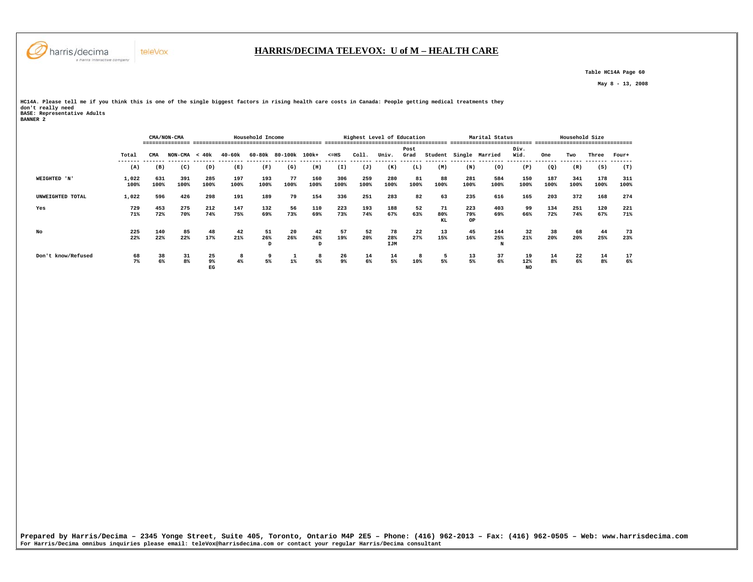# HARRIS/DECIMA TELEVOX: U of M – HEALTH CARE

Table HC14A Page 60

May 8 - 13, 2008

HC14A. Please tell me if you think this is one of the single biggest factors in rising health care costs in Canada: People getting medical treatments they don't really need
BASE: Representative Adults
BANNER 2

| | | CMA/NON-CMA | | Household Income | | | | | Highest Level of Education | | | | | Marital Status | | | Household Size | | | |
|---|---|---|---|---|---|---|---|---|---|---|---|---|---|---|---|---|---|---|---|---|
| | Total | CMA | NON-CMA | < 40k | 40-60k | 60-80k | 80-100k | 100k+ | <=HS | Coll. | Univ. | Post Grad | Student | Single | Married | Div. Wid. | One | Two | Three | Four+ |
| | (A) | (B) | (C) | (D) | (E) | (F) | (G) | (H) | (I) | (J) | (K) | (L) | (M) | (N) | (O) | (P) | (Q) | (R) | (S) | (T) |
| WEIGHTED 'N' | 1,022<br>100% | 631<br>100% | 391<br>100% | 285<br>100% | 197<br>100% | 193<br>100% | 77<br>100% | 160<br>100% | 306<br>100% | 259<br>100% | 280<br>100% | 81<br>100% | 88<br>100% | 281<br>100% | 584<br>100% | 150<br>100% | 187<br>100% | 341<br>100% | 178<br>100% | 311<br>100% |
| UNWEIGHTED TOTAL | 1,022 | 596 | 426 | 298 | 191 | 189 | 79 | 154 | 336 | 251 | 283 | 82 | 63 | 235 | 616 | 165 | 203 | 372 | 168 | 274 |
| Yes | 729<br>71% | 453<br>72% | 275<br>70% | 212<br>74% | 147<br>75% | 132<br>69% | 56<br>73% | 110<br>69% | 223<br>73% | 193<br>74% | 188<br>67% | 52<br>63% | 71<br>80%<br>KL | 223<br>79%<br>OP | 403<br>69% | 99<br>66% | 134<br>72% | 251<br>74% | 120<br>67% | 221<br>71% |
| No | 225<br>22% | 140<br>22% | 85<br>22% | 48<br>17% | 42<br>21% | 51<br>26%<br>D | 20<br>26% | 42<br>26%<br>D | 57<br>19% | 52<br>20% | 78<br>28%<br>IJM | 22<br>27% | 13<br>15% | 45<br>16% | 144<br>25%<br>N | 32<br>21% | 38<br>20% | 68<br>20% | 44<br>25% | 73<br>23% |
| Don't know/Refused | 68<br>7% | 38<br>6% | 31<br>8% | 25<br>9%<br>EG | 8<br>4% | 9<br>5% | 1<br>1% | 8<br>5% | 26<br>9% | 14<br>6% | 14<br>5% | 8<br>10% | 5<br>5% | 13<br>5% | 37<br>6% | 19<br>12%<br>NO | 14<br>8% | 22<br>6% | 14<br>8% | 17<br>6% |

Prepared by Harris/Decima – 2345 Yonge Street, Suite 405, Toronto, Ontario M4P 2E5 – Phone: (416) 962-2013 – Fax: (416) 962-0505 – Web: www.harrisdecima.com
For Harris/Decima omnibus inquiries please email: teleVox@harrisdecima.com or contact your regular Harris/Decima consultant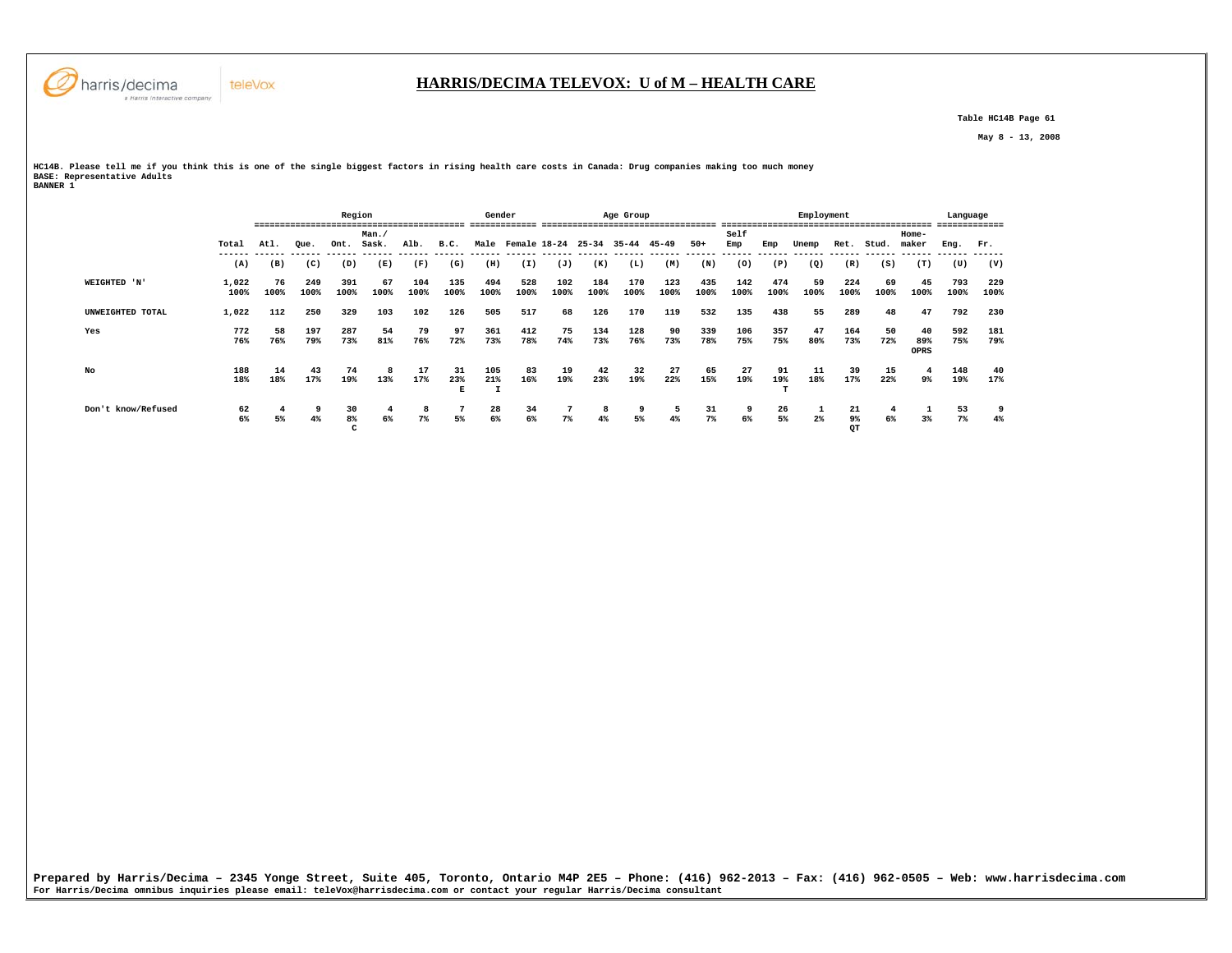# HARRIS/DECIMA TELEVOX: U of M – HEALTH CARE

Table HC14B Page 61

May 8 - 13, 2008

HC14B. Please tell me if you think this is one of the single biggest factors in rising health care costs in Canada: Drug companies making too much money
BASE: Representative Adults
BANNER 1

| | | Region | | | | | | Gender | | Age Group | | | | | Employment | | | | | | Language | |
|---|---|---|---|---|---|---|---|---|---|---|---|---|---|---|---|---|---|---|---|---|---|---|
| | Total | Atl. | Que. | Ont. | Man./ Sask. | Alb. | B.C. | Male | Female | 18-24 | 25-34 | 35-44 | 45-49 | 50+ | Self Emp | Emp | Unemp | Ret. | Stud. | Home-maker | Eng. | Fr. |
| | (A) | (B) | (C) | (D) | (E) | (F) | (G) | (H) | (I) | (J) | (K) | (L) | (M) | (N) | (O) | (P) | (Q) | (R) | (S) | (T) | (U) | (V) |
| WEIGHTED 'N' | 1,022 100% | 76 100% | 249 100% | 391 100% | 67 100% | 104 100% | 135 100% | 494 100% | 528 100% | 102 100% | 184 100% | 170 100% | 123 100% | 435 100% | 142 100% | 474 100% | 59 100% | 224 100% | 69 100% | 45 100% | 793 100% | 229 100% |
| UNWEIGHTED TOTAL | 1,022 | 112 | 250 | 329 | 103 | 102 | 126 | 505 | 517 | 68 | 126 | 170 | 119 | 532 | 135 | 438 | 55 | 289 | 48 | 47 | 792 | 230 |
| Yes | 772 76% | 58 76% | 197 79% | 287 73% | 54 81% | 79 76% | 97 72% | 361 73% | 412 78% | 75 74% | 134 73% | 128 76% | 90 73% | 339 78% | 106 75% | 357 75% | 47 80% | 164 73% | 50 72% | 40 89% OPRS | 592 75% | 181 79% |
| No | 188 18% | 14 18% | 43 17% | 74 19% | 8 13% | 17 17% | 31 23% E | 105 21% I | 83 16% | 19 19% | 42 23% | 32 19% | 27 22% | 65 15% | 27 19% | 91 19% T | 11 18% | 39 17% | 15 22% | 4 9% | 148 19% | 40 17% |
| Don't know/Refused | 62 6% | 4 5% | 9 4% | 30 8% C | 4 6% | 8 7% | 7 5% | 28 6% | 34 6% | 7 7% | 8 4% | 9 5% | 5 4% | 31 7% | 9 6% | 26 5% | 1 2% | 21 9% QT | 4 6% | 1 3% | 53 7% | 9 4% |

Prepared by Harris/Decima – 2345 Yonge Street, Suite 405, Toronto, Ontario M4P 2E5 – Phone: (416) 962-2013 – Fax: (416) 962-0505 – Web: www.harrisdecima.com
For Harris/Decima omnibus inquiries please email: teleVox@harrisdecima.com or contact your regular Harris/Decima consultant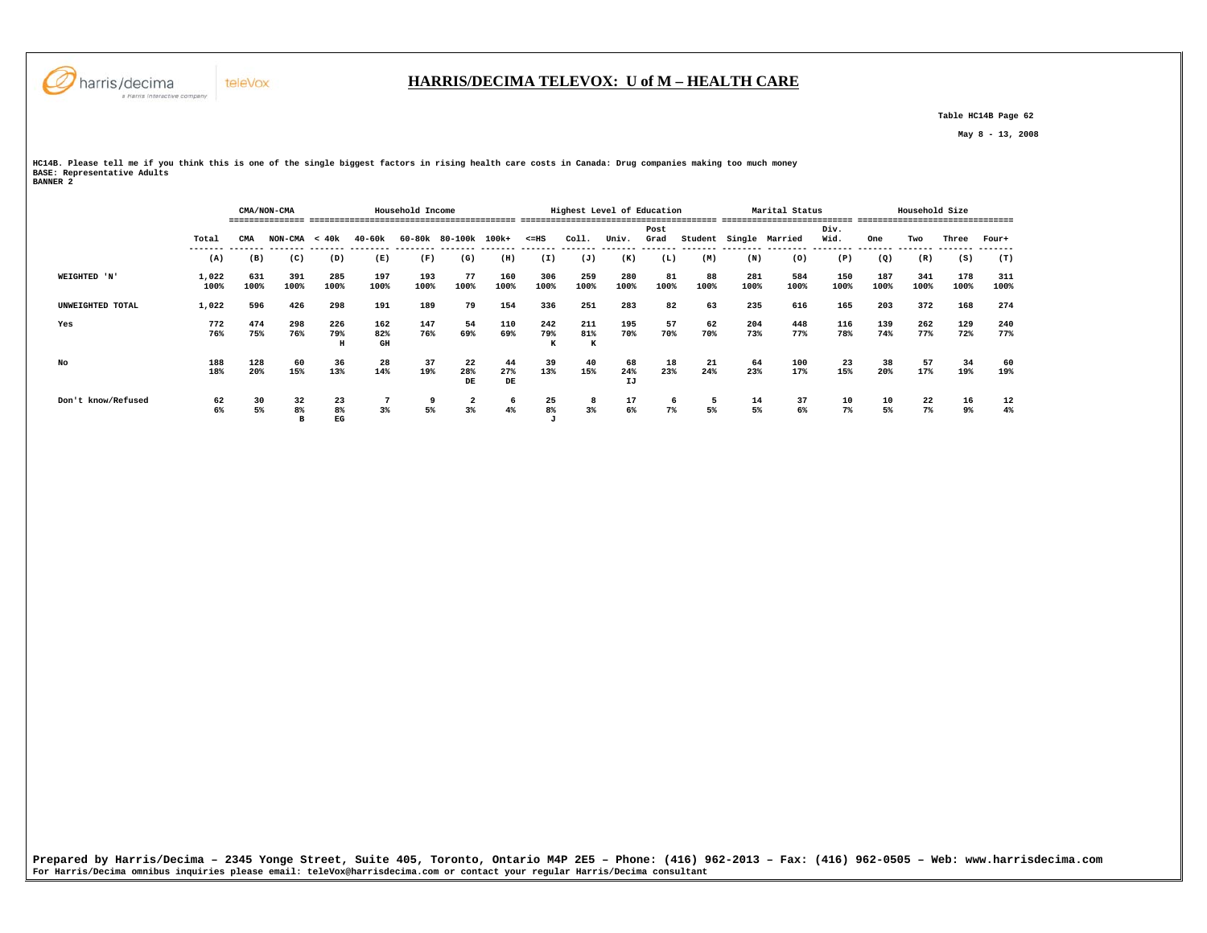# HARRIS/DECIMA TELEVOX: U of M – HEALTH CARE

Table HC14B Page 62

May 8 - 13, 2008

HC14B. Please tell me if you think this is one of the single biggest factors in rising health care costs in Canada: Drug companies making too much money
BASE: Representative Adults
BANNER 2

| | | CMA/NON-CMA | | Household Income | | | | | Highest Level of Education | | | | | Marital Status | | | Household Size | | | |
|---|---|---|---|---|---|---|---|---|---|---|---|---|---|---|---|---|---|---|---|---|
| | Total | CMA | NON-CMA | < 40k | 40-60k | 60-80k | 80-100k | 100k+ | <=HS | Coll. | Univ. | Post Grad | Student | Single | Married | Div. Wid. | One | Two | Three | Four+ |
| | (A) | (B) | (C) | (D) | (E) | (F) | (G) | (H) | (I) | (J) | (K) | (L) | (M) | (N) | (O) | (P) | (Q) | (R) | (S) | (T) |
| WEIGHTED 'N' | 1,022<br>100% | 631<br>100% | 391<br>100% | 285<br>100% | 197<br>100% | 193<br>100% | 77<br>100% | 160<br>100% | 306<br>100% | 259<br>100% | 280<br>100% | 81<br>100% | 88<br>100% | 281<br>100% | 584<br>100% | 150<br>100% | 187<br>100% | 341<br>100% | 178<br>100% | 311<br>100% |
| UNWEIGHTED TOTAL | 1,022 | 596 | 426 | 298 | 191 | 189 | 79 | 154 | 336 | 251 | 283 | 82 | 63 | 235 | 616 | 165 | 203 | 372 | 168 | 274 |
| Yes | 772<br>76% | 474<br>75% | 298<br>76% | 226<br>79%<br>H | 162<br>82%<br>GH | 147<br>76% | 54<br>69% | 110<br>69% | 242<br>79%<br>K | 211<br>81%<br>K | 195<br>70% | 57<br>70% | 62<br>70% | 204<br>73% | 448<br>77% | 116<br>78% | 139<br>74% | 262<br>77% | 129<br>72% | 240<br>77% |
| No | 188<br>18% | 128<br>20% | 60<br>15% | 36<br>13% | 28<br>14% | 37<br>19% | 22<br>28%<br>DE | 44<br>27%<br>DE | 39<br>13% | 40<br>15% | 68<br>24%<br>IJ | 18<br>23% | 21<br>24% | 64<br>23% | 100<br>17% | 23<br>15% | 38<br>20% | 57<br>17% | 34<br>19% | 60<br>19% |
| Don't know/Refused | 62<br>6% | 30<br>5% | 32<br>8%<br>B | 23<br>8%<br>EG | 7<br>3% | 9<br>5% | 2<br>3% | 6<br>4% | 25<br>8%<br>J | 8<br>3% | 17<br>6% | 6<br>7% | 5<br>5% | 14<br>5% | 37<br>6% | 10<br>7% | 10<br>5% | 22<br>7% | 16<br>9% | 12<br>4% |

**Prepared by Harris/Decima – 2345 Yonge Street, Suite 405, Toronto, Ontario M4P 2E5 – Phone: (416) 962-2013 – Fax: (416) 962-0505 – Web: www.harrisdecima.com**
For Harris/Decima omnibus inquiries please email: teleVox@harrisdecima.com or contact your regular Harris/Decima consultant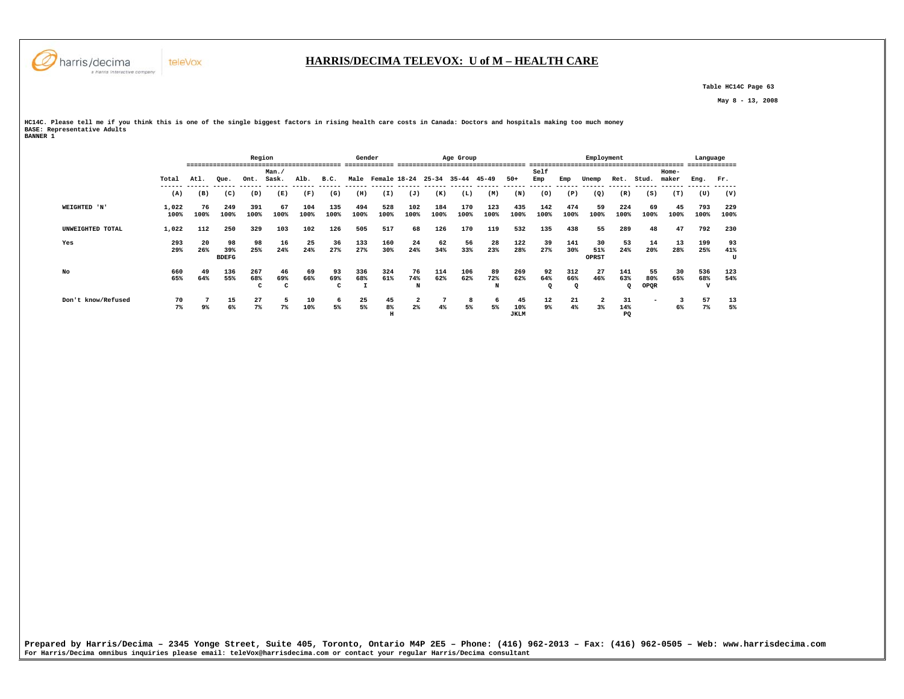# HARRIS/DECIMA TELEVOX: U of M – HEALTH CARE

Table HC14C Page 63

May 8 - 13, 2008

HC14C. Please tell me if you think this is one of the single biggest factors in rising health care costs in Canada: Doctors and hospitals making too much money
BASE: Representative Adults
BANNER 1

| | | Region | | | | | | Gender | | Age Group | | | | | Employment | | | | | | Language | |
|---|---|---|---|---|---|---|---|---|---|---|---|---|---|---|---|---|---|---|---|---|---|---|
| | Total | Atl. | Que. | Ont. | Man./ Sask. | Alb. | B.C. | Male | Female | 18-24 | 25-34 | 35-44 | 45-49 | 50+ | Self Emp | Emp | Unemp | Ret. | Stud. | Home-maker | Eng. | Fr. |
| | (A) | (B) | (C) | (D) | (E) | (F) | (G) | (H) | (I) | (J) | (K) | (L) | (M) | (N) | (O) | (P) | (Q) | (R) | (S) | (T) | (U) | (V) |
| WEIGHTED 'N' | 1,022<br>100% | 76<br>100% | 249<br>100% | 391<br>100% | 67<br>100% | 104<br>100% | 135<br>100% | 494<br>100% | 528<br>100% | 102<br>100% | 184<br>100% | 170<br>100% | 123<br>100% | 435<br>100% | 142<br>100% | 474<br>100% | 59<br>100% | 224<br>100% | 69<br>100% | 45<br>100% | 793<br>100% | 229<br>100% |
| UNWEIGHTED TOTAL | 1,022 | 112 | 250 | 329 | 103 | 102 | 126 | 505 | 517 | 68 | 126 | 170 | 119 | 532 | 135 | 438 | 55 | 289 | 48 | 47 | 792 | 230 |
| Yes | 293<br>29% | 20<br>26% | 98<br>39%<br>BDEFG | 98<br>25% | 16<br>24% | 25<br>24% | 36<br>27% | 133<br>27% | 160<br>30% | 24<br>24% | 62<br>34% | 56<br>33% | 28<br>23% | 122<br>28% | 39<br>27% | 141<br>30% | 30<br>51%<br>OPRST | 53<br>24% | 14<br>20% | 13<br>28% | 199<br>25% | 93<br>41%<br>U |
| No | 660<br>65% | 49<br>64% | 136<br>55% | 267<br>68%<br>C | 46<br>69%<br>C | 69<br>66% | 93<br>69%<br>C | 336<br>68%<br>I | 324<br>61% | 76<br>74%<br>N | 114<br>62% | 106<br>62% | 89<br>72%<br>N | 269<br>62% | 92<br>64%<br>Q | 312<br>66%<br>Q | 27<br>46% | 141<br>63%<br>Q | 55<br>80%<br>OPQR | 30<br>65% | 536<br>68%<br>V | 123<br>54% |
| Don't know/Refused | 70<br>7% | 7<br>9% | 15<br>6% | 27<br>7% | 5<br>7% | 10<br>10% | 6<br>5% | 25<br>5% | 45<br>8%<br>H | 2<br>2% | 7<br>4% | 8<br>5% | 6<br>5% | 45<br>10%<br>JKLM | 12<br>9% | 21<br>4% | 2<br>3% | 31<br>14%<br>PQ | - | 3<br>6% | 57<br>7% | 13<br>5% |

Prepared by Harris/Decima – 2345 Yonge Street, Suite 405, Toronto, Ontario M4P 2E5 – Phone: (416) 962-2013 – Fax: (416) 962-0505 – Web: www.harrisdecima.com
For Harris/Decima omnibus inquiries please email: teleVox@harrisdecima.com or contact your regular Harris/Decima consultant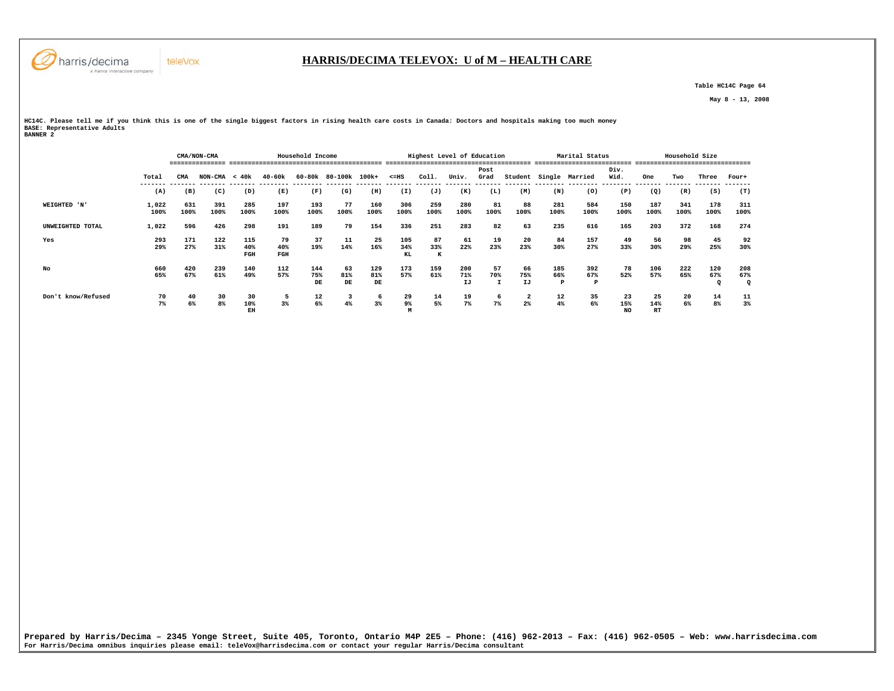# HARRIS/DECIMA TELEVOX: U of M – HEALTH CARE

Table HC14C Page 64

May 8 - 13, 2008

HC14C. Please tell me if you think this is one of the single biggest factors in rising health care costs in Canada: Doctors and hospitals making too much money
BASE: Representative Adults
BANNER 2

| | | CMA/NON-CMA | | Household Income | | | | | Highest Level of Education | | | | | Marital Status | | | Household Size | | | |
|---|---|---|---|---|---|---|---|---|---|---|---|---|---|---|---|---|---|---|---|---|
| | Total | CMA | NON-CMA | < 40k | 40-60k | 60-80k | 80-100k | 100k+ | <=HS | Coll. | Univ. | Post Grad | Student | Single | Married | Div. Wid. | One | Two | Three | Four+ |
| | (A) | (B) | (C) | (D) | (E) | (F) | (G) | (H) | (I) | (J) | (K) | (L) | (M) | (N) | (O) | (P) | (Q) | (R) | (S) | (T) |
| WEIGHTED 'N' | 1,022<br>100% | 631<br>100% | 391<br>100% | 285<br>100% | 197<br>100% | 193<br>100% | 77<br>100% | 160<br>100% | 306<br>100% | 259<br>100% | 280<br>100% | 81<br>100% | 88<br>100% | 281<br>100% | 584<br>100% | 150<br>100% | 187<br>100% | 341<br>100% | 178<br>100% | 311<br>100% |
| UNWEIGHTED TOTAL | 1,022 | 596 | 426 | 298 | 191 | 189 | 79 | 154 | 336 | 251 | 283 | 82 | 63 | 235 | 616 | 165 | 203 | 372 | 168 | 274 |
| Yes | 293<br>29% | 171<br>27% | 122<br>31% | 115<br>40%<br>FGH | 79<br>40%<br>FGH | 37<br>19% | 11<br>14% | 25<br>16% | 105<br>34%<br>KL | 87<br>33%<br>K | 61<br>22% | 19<br>23% | 20<br>23% | 84<br>30% | 157<br>27% | 49<br>33% | 56<br>30% | 98<br>29% | 45<br>25% | 92<br>30% |
| No | 660<br>65% | 420<br>67% | 239<br>61% | 140<br>49% | 112<br>57% | 144<br>75%<br>DE | 63<br>81%<br>DE | 129<br>81%<br>DE | 173<br>57% | 159<br>61% | 200<br>71%<br>IJ | 57<br>70%<br>I | 66<br>75%<br>IJ | 185<br>66%<br>P | 392<br>67%<br>P | 78<br>52% | 106<br>57% | 222<br>65% | 120<br>67%<br>Q | 208<br>67%<br>Q |
| Don't know/Refused | 70<br>7% | 40<br>6% | 30<br>8% | 30<br>10%<br>EH | 5<br>3% | 12<br>6% | 3<br>4% | 6<br>3% | 29<br>9%<br>M | 14<br>5% | 19<br>7% | 6<br>7% | 2<br>2% | 12<br>4% | 35<br>6% | 23<br>15%<br>NO | 25<br>14%<br>RT | 20<br>6% | 14<br>8% | 11<br>3% |

**Prepared by Harris/Decima – 2345 Yonge Street, Suite 405, Toronto, Ontario M4P 2E5 – Phone: (416) 962-2013 – Fax: (416) 962-0505 – Web: www.harrisdecima.com**
For Harris/Decima omnibus inquiries please email: teleVox@harrisdecima.com or contact your regular Harris/Decima consultant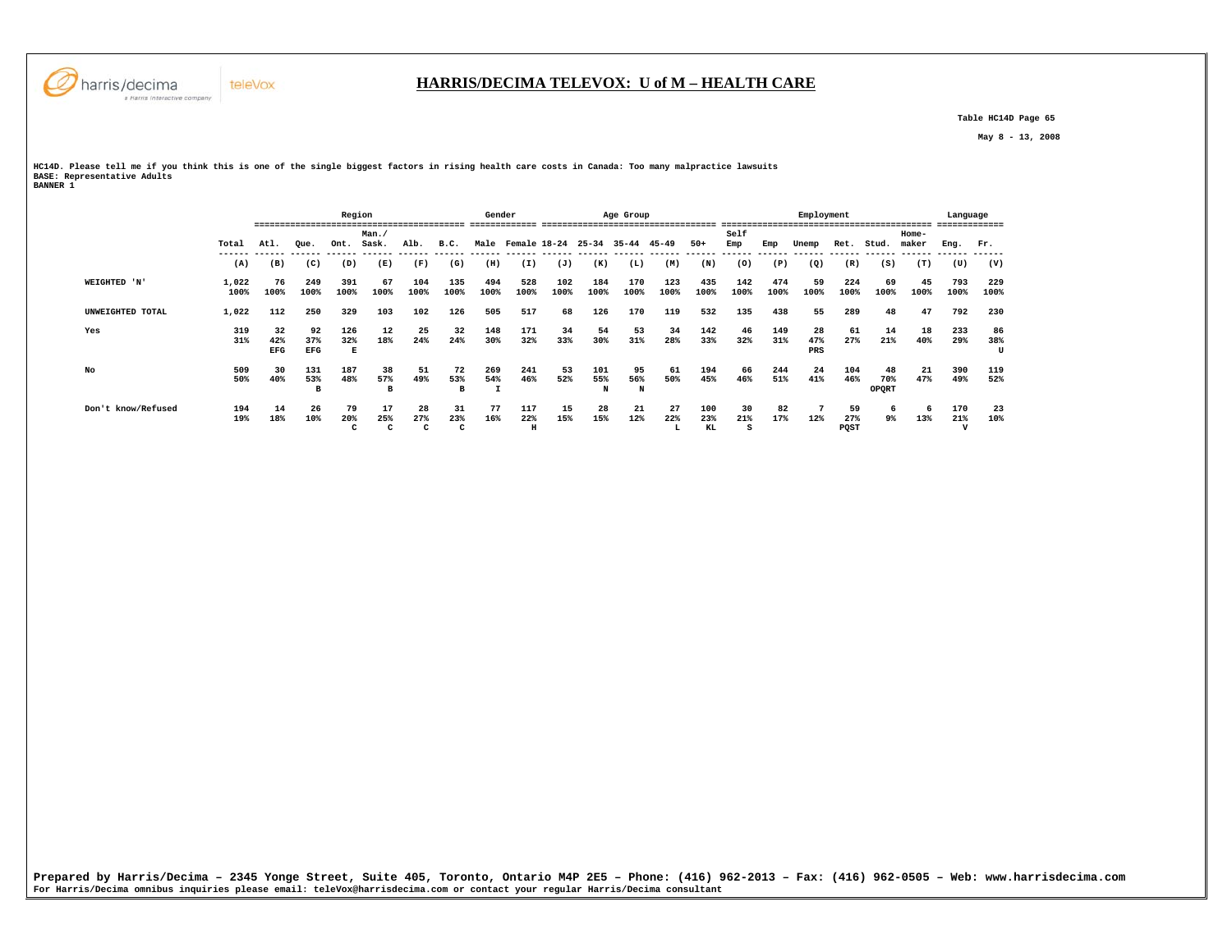## HARRIS/DECIMA TELEVOX: U of M – HEALTH CARE

Table HC14D Page 65

May 8 - 13, 2008

**HC14D. Please tell me if you think this is one of the single biggest factors in rising health care costs in Canada: Too many malpractice lawsuits**
**BASE: Representative Adults**
**BANNER 1**

| | | Region | | | | | | Gender | | Age Group | | | | | Employment | | | | | | Language | |
|---|---|---|---|---|---|---|---|---|---|---|---|---|---|---|---|---|---|---|---|---|---|---|
| | Total | Atl. | Que. | Ont. | Man./ Sask. | Alb. | B.C. | Male | Female | 18-24 | 25-34 | 35-44 | 45-49 | 50+ | Self Emp | Emp | Unemp | Ret. | Stud. | Home-maker | Eng. | Fr. |
| | (A) | (B) | (C) | (D) | (E) | (F) | (G) | (H) | (I) | (J) | (K) | (L) | (M) | (N) | (O) | (P) | (Q) | (R) | (S) | (T) | (U) | (V) |
| WEIGHTED 'N' | 1,022 100% | 76 100% | 249 100% | 391 100% | 67 100% | 104 100% | 135 100% | 494 100% | 528 100% | 102 100% | 184 100% | 170 100% | 123 100% | 435 100% | 142 100% | 474 100% | 59 100% | 224 100% | 69 100% | 45 100% | 793 100% | 229 100% |
| UNWEIGHTED TOTAL | 1,022 | 112 | 250 | 329 | 103 | 102 | 126 | 505 | 517 | 68 | 126 | 170 | 119 | 532 | 135 | 438 | 55 | 289 | 48 | 47 | 792 | 230 |
| Yes | 319 31% | 32 42% EFG | 92 37% EFG | 126 32% E | 12 18% | 25 24% | 32 24% | 148 30% | 171 32% | 34 33% | 54 30% | 53 31% | 34 28% | 142 33% | 46 32% | 149 31% | 28 47% PRS | 61 27% | 14 21% | 18 40% | 233 29% | 86 38% U |
| No | 509 50% | 30 40% | 131 53% B | 187 48% | 38 57% B | 51 49% | 72 53% B | 269 54% I | 241 46% | 53 52% | 101 55% N | 95 56% N | 61 50% | 194 45% | 66 46% | 244 51% | 24 41% | 104 46% | 48 70% OPQRT | 21 47% | 390 49% | 119 52% |
| Don't know/Refused | 194 19% | 14 18% | 26 10% | 79 20% C | 17 25% C | 28 27% C | 31 23% C | 77 16% | 117 22% H | 15 15% | 28 15% | 21 12% | 27 22% L | 100 23% KL | 30 21% S | 82 17% | 7 12% | 59 27% PQST | 6 9% | 6 13% | 170 21% V | 23 10% |

Prepared by Harris/Decima – 2345 Yonge Street, Suite 405, Toronto, Ontario M4P 2E5 – Phone: (416) 962-2013 – Fax: (416) 962-0505 – Web: www.harrisdecima.com
For Harris/Decima omnibus inquiries please email: teleVox@harrisdecima.com or contact your regular Harris/Decima consultant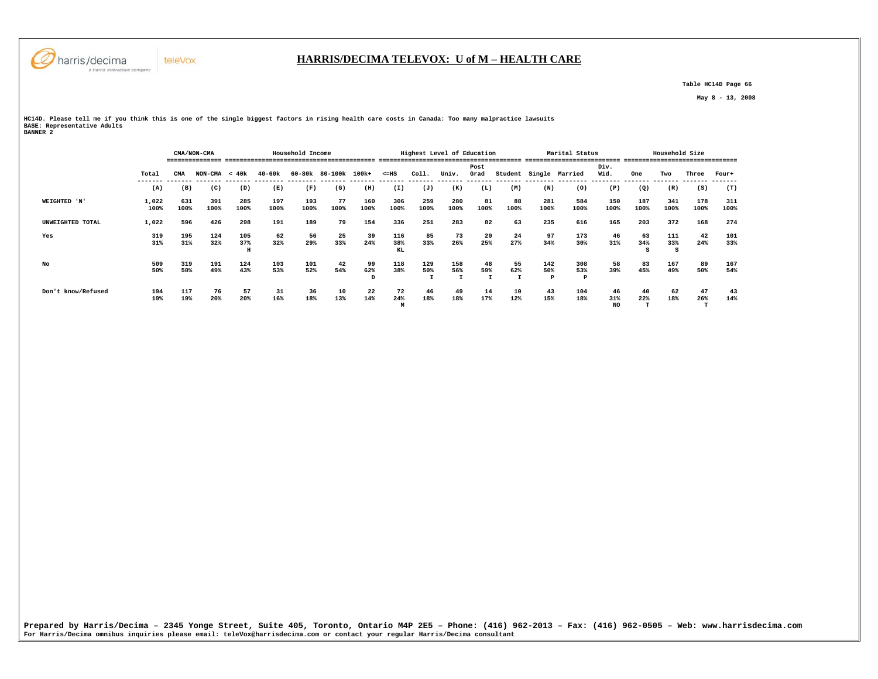# HARRIS/DECIMA TELEVOX: U of M – HEALTH CARE

Table HC14D Page 66

May 8 - 13, 2008

HC14D. Please tell me if you think this is one of the single biggest factors in rising health care costs in Canada: Too many malpractice lawsuits
BASE: Representative Adults
BANNER 2

| | Total | CMA/NON-CMA | | Household Income | | | | | Highest Level of Education | | | | | Marital Status | | | Household Size | | | |
|---|---|---|---|---|---|---|---|---|---|---|---|---|---|---|---|---|---|---|---|---|
| | Total | CMA | NON-CMA | < 40k | 40-60k | 60-80k | 80-100k | 100k+ | <=HS | Coll. | Univ. | Post Grad | Student | Single | Married | Div. Wid. | One | Two | Three | Four+ |
| | (A) | (B) | (C) | (D) | (E) | (F) | (G) | (H) | (I) | (J) | (K) | (L) | (M) | (N) | (O) | (P) | (Q) | (R) | (S) | (T) |
| WEIGHTED 'N' | 1,022<br>100% | 631<br>100% | 391<br>100% | 285<br>100% | 197<br>100% | 193<br>100% | 77<br>100% | 160<br>100% | 306<br>100% | 259<br>100% | 280<br>100% | 81<br>100% | 88<br>100% | 281<br>100% | 584<br>100% | 150<br>100% | 187<br>100% | 341<br>100% | 178<br>100% | 311<br>100% |
| UNWEIGHTED TOTAL | 1,022 | 596 | 426 | 298 | 191 | 189 | 79 | 154 | 336 | 251 | 283 | 82 | 63 | 235 | 616 | 165 | 203 | 372 | 168 | 274 |
| Yes | 319<br>31% | 195<br>31% | 124<br>32% | 105<br>37%<br>H | 62<br>32% | 56<br>29% | 25<br>33% | 39<br>24% | 116<br>38%<br>KL | 85<br>33% | 73<br>26% | 20<br>25% | 24<br>27% | 97<br>34% | 173<br>30% | 46<br>31% | 63<br>34%<br>S | 111<br>33%<br>S | 42<br>24% | 101<br>33% |
| No | 509<br>50% | 319<br>50% | 191<br>49% | 124<br>43% | 103<br>53% | 101<br>52% | 42<br>54% | 99<br>62%<br>D | 118<br>38% | 129<br>50%<br>I | 158<br>56%<br>I | 48<br>59%<br>I | 55<br>62%<br>I | 142<br>50%<br>P | 308<br>53%<br>P | 58<br>39% | 83<br>45% | 167<br>49% | 89<br>50% | 167<br>54% |
| Don't know/Refused | 194<br>19% | 117<br>19% | 76<br>20% | 57<br>20% | 31<br>16% | 36<br>18% | 10<br>13% | 22<br>14% | 72<br>24%<br>M | 46<br>18% | 49<br>18% | 14<br>17% | 10<br>12% | 43<br>15% | 104<br>18% | 46<br>31%<br>NO | 40<br>22%<br>T | 62<br>18% | 47<br>26%<br>T | 43<br>14% |

Prepared by Harris/Decima – 2345 Yonge Street, Suite 405, Toronto, Ontario M4P 2E5 – Phone: (416) 962-2013 – Fax: (416) 962-0505 – Web: www.harrisdecima.com
For Harris/Decima omnibus inquiries please email: teleVox@harrisdecima.com or contact your regular Harris/Decima consultant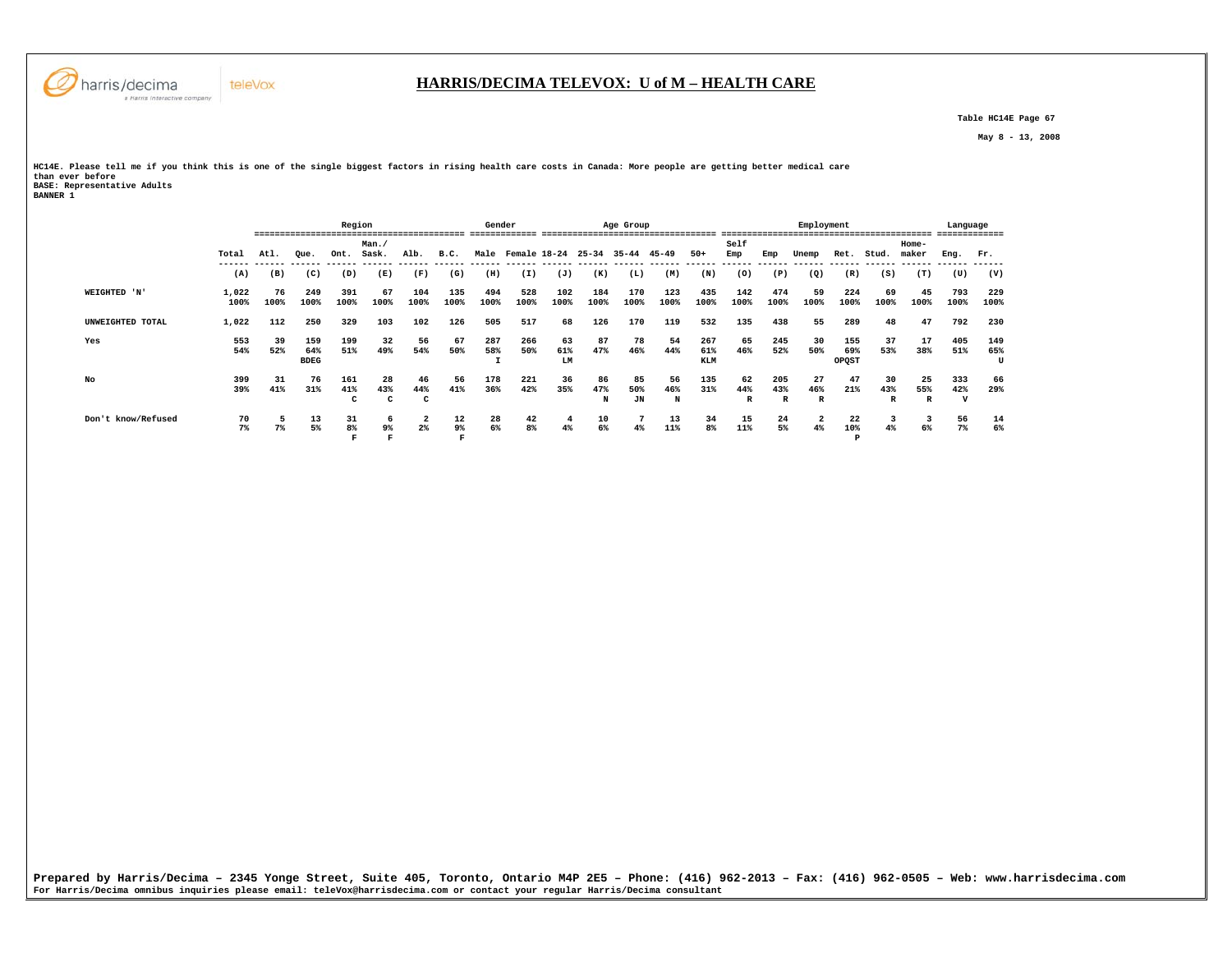**HARRIS/DECIMA TELEVOX: U of M – HEALTH CARE**

Table HC14E Page 67

May 8 - 13, 2008

HC14E. Please tell me if you think this is one of the single biggest factors in rising health care costs in Canada: More people are getting better medical care than ever before
BASE: Representative Adults
BANNER 1

| | | Region | | | | | | Gender | | Age Group | | | | | Employment | | | | | | Language | |
|---|---|---|---|---|---|---|---|---|---|---|---|---|---|---|---|---|---|---|---|---|---|---|
| | Total | Atl. | Que. | Ont. | Man./ Sask. | Alb. | B.C. | Male | Female | 18-24 | 25-34 | 35-44 | 45-49 | 50+ | Self Emp | Emp | Unemp | Ret. | Stud. | Home-maker | Eng. | Fr. |
| | (A) | (B) | (C) | (D) | (E) | (F) | (G) | (H) | (I) | (J) | (K) | (L) | (M) | (N) | (O) | (P) | (Q) | (R) | (S) | (T) | (U) | (V) |
| WEIGHTED 'N' | 1,022 100% | 76 100% | 249 100% | 391 100% | 67 100% | 104 100% | 135 100% | 494 100% | 528 100% | 102 100% | 184 100% | 170 100% | 123 100% | 435 100% | 142 100% | 474 100% | 59 100% | 224 100% | 69 100% | 45 100% | 793 100% | 229 100% |
| UNWEIGHTED TOTAL | 1,022 | 112 | 250 | 329 | 103 | 102 | 126 | 505 | 517 | 68 | 126 | 170 | 119 | 532 | 135 | 438 | 55 | 289 | 48 | 47 | 792 | 230 |
| Yes | 553 54% | 39 52% | 159 64% BDEG | 199 51% | 32 49% | 56 54% | 67 50% | 287 58% I | 266 50% | 63 61% LM | 87 47% | 78 46% | 54 44% | 267 61% KLM | 65 46% | 245 52% | 30 50% | 155 69% OPQST | 37 53% | 17 38% | 405 51% | 149 65% U |
| No | 399 39% | 31 41% | 76 31% | 161 41% C | 28 43% C | 46 44% C | 56 41% | 178 36% | 221 42% | 36 35% | 86 47% N | 85 50% JN | 56 46% N | 135 31% | 62 44% R | 205 43% R | 27 46% R | 47 21% | 30 43% R | 25 55% R | 333 42% V | 66 29% |
| Don't know/Refused | 70 7% | 5 7% | 13 5% | 31 8% F | 6 9% F | 2 2% | 12 9% F | 28 6% | 42 8% | 4 4% | 10 6% | 7 4% | 13 11% | 34 8% | 15 11% | 24 5% | 2 4% | 22 10% P | 3 4% | 3 6% | 56 7% | 14 6% |

Prepared by Harris/Decima – 2345 Yonge Street, Suite 405, Toronto, Ontario M4P 2E5 – Phone: (416) 962-2013 – Fax: (416) 962-0505 – Web: www.harrisdecima.com
For Harris/Decima omnibus inquiries please email: teleVox@harrisdecima.com or contact your regular Harris/Decima consultant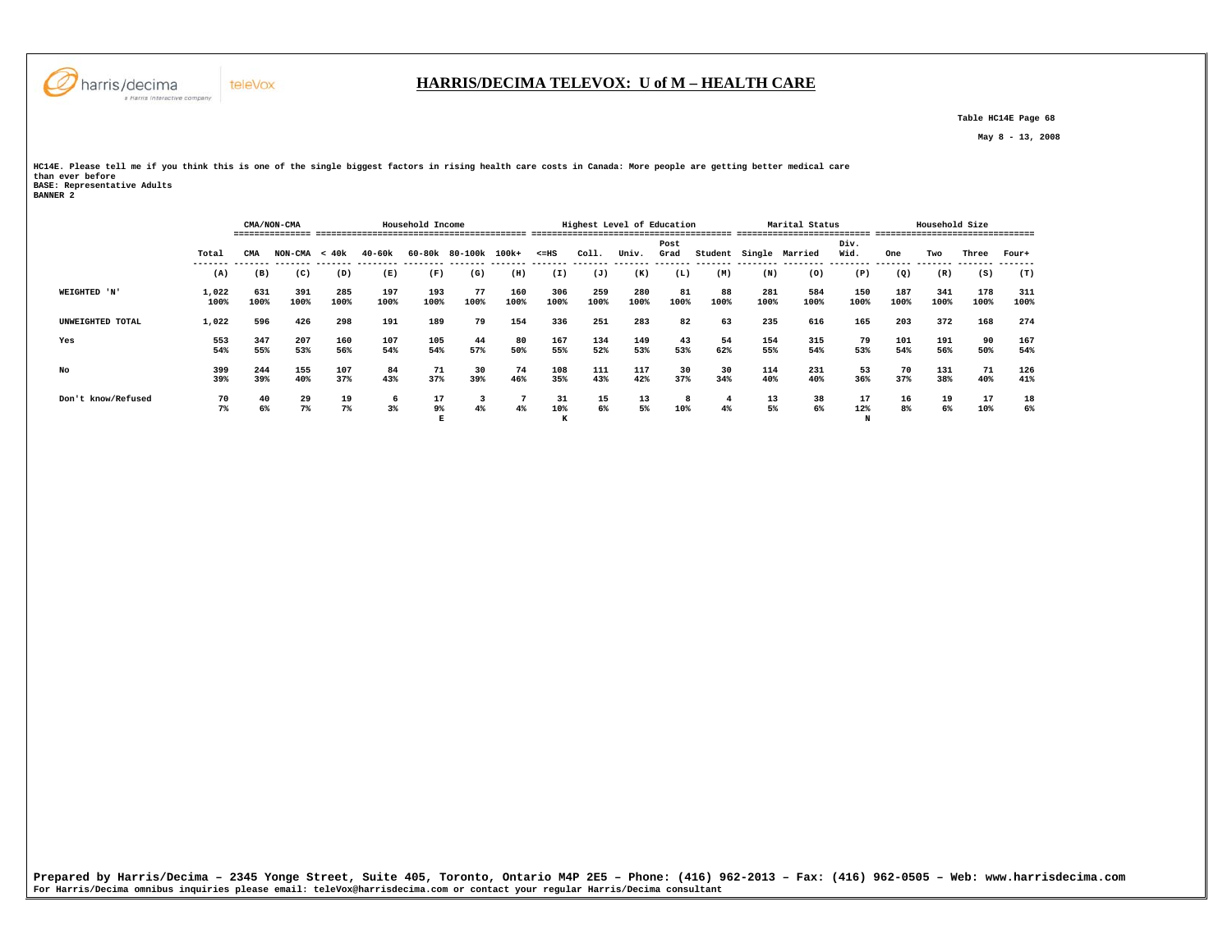# HARRIS/DECIMA TELEVOX: U of M – HEALTH CARE

Table HC14E Page 68

May 8 - 13, 2008

HC14E. Please tell me if you think this is one of the single biggest factors in rising health care costs in Canada: More people are getting better medical care than ever before
BASE: Representative Adults
BANNER 2

| | Total | CMA/NON-CMA | | Household Income | | | | | Highest Level of Education | | | | | Marital Status | | | Household Size | | | |
|---|---|---|---|---|---|---|---|---|---|---|---|---|---|---|---|---|---|---|---|---|
| | | CMA | NON-CMA | < 40k | 40-60k | 60-80k | 80-100k | 100k+ | <=HS | Coll. | Univ. | Post Grad | Student | Single | Married | Div. Wid. | One | Two | Three | Four+ |
| | (A) | (B) | (C) | (D) | (E) | (F) | (G) | (H) | (I) | (J) | (K) | (L) | (M) | (N) | (O) | (P) | (Q) | (R) | (S) | (T) |
| WEIGHTED 'N' | 1,022 | 631 | 391 | 285 | 197 | 193 | 77 | 160 | 306 | 259 | 280 | 81 | 88 | 281 | 584 | 150 | 187 | 341 | 178 | 311 |
| | 100% | 100% | 100% | 100% | 100% | 100% | 100% | 100% | 100% | 100% | 100% | 100% | 100% | 100% | 100% | 100% | 100% | 100% | 100% | 100% |
| UNWEIGHTED TOTAL | 1,022 | 596 | 426 | 298 | 191 | 189 | 79 | 154 | 336 | 251 | 283 | 82 | 63 | 235 | 616 | 165 | 203 | 372 | 168 | 274 |
| Yes | 553 | 347 | 207 | 160 | 107 | 105 | 44 | 80 | 167 | 134 | 149 | 43 | 54 | 154 | 315 | 79 | 101 | 191 | 90 | 167 |
| | 54% | 55% | 53% | 56% | 54% | 54% | 57% | 50% | 55% | 52% | 53% | 53% | 62% | 55% | 54% | 53% | 54% | 56% | 50% | 54% |
| No | 399 | 244 | 155 | 107 | 84 | 71 | 30 | 74 | 108 | 111 | 117 | 30 | 30 | 114 | 231 | 53 | 70 | 131 | 71 | 126 |
| | 39% | 39% | 40% | 37% | 43% | 37% | 39% | 46% | 35% | 43% | 42% | 37% | 34% | 40% | 40% | 36% | 37% | 38% | 40% | 41% |
| Don't know/Refused | 70 | 40 | 29 | 19 | 6 | 17 | 3 | 7 | 31 | 15 | 13 | 8 | 4 | 13 | 38 | 17 | 16 | 19 | 17 | 18 |
| | 7% | 6% | 7% | 7% | 3% | 9% | 4% | 4% | 10% | 6% | 5% | 10% | 4% | 5% | 6% | 12% | 8% | 6% | 10% | 6% |
| | | | | | | E | | | K | | | | | | | N | | | | |

Prepared by Harris/Decima – 2345 Yonge Street, Suite 405, Toronto, Ontario M4P 2E5 – Phone: (416) 962-2013 – Fax: (416) 962-0505 – Web: www.harrisdecima.com
For Harris/Decima omnibus inquiries please email: teleVox@harrisdecima.com or contact your regular Harris/Decima consultant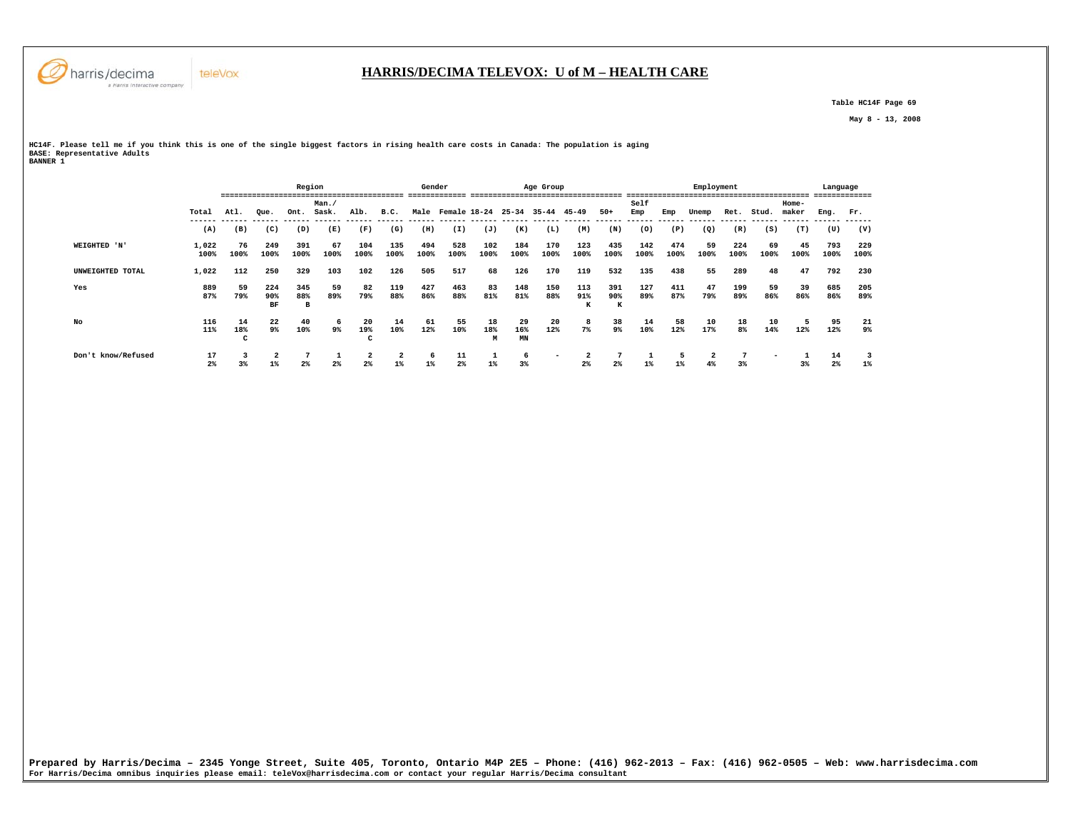# HARRIS/DECIMA TELEVOX: U of M – HEALTH CARE

Table HC14F Page 69

May 8 - 13, 2008

HC14F. Please tell me if you think this is one of the single biggest factors in rising health care costs in Canada: The population is aging
BASE: Representative Adults
BANNER 1

| | | Region | | | | | | Gender | | Age Group | | | | | Employment | | | | | | Language | |
|---|---|---|---|---|---|---|---|---|---|---|---|---|---|---|---|---|---|---|---|---|---|---|
| | Total | Atl. | Que. | Ont. | Man./ Sask. | Alb. | B.C. | Male | Female | 18-24 | 25-34 | 35-44 | 45-49 | 50+ | Self Emp | Emp | Unemp | Ret. | Stud. | Home-maker | Eng. | Fr. |
| | (A) | (B) | (C) | (D) | (E) | (F) | (G) | (H) | (I) | (J) | (K) | (L) | (M) | (N) | (O) | (P) | (Q) | (R) | (S) | (T) | (U) | (V) |
| WEIGHTED 'N' | 1,022 | 76 | 249 | 391 | 67 | 104 | 135 | 494 | 528 | 102 | 184 | 170 | 123 | 435 | 142 | 474 | 59 | 224 | 69 | 45 | 793 | 229 |
| | 100% | 100% | 100% | 100% | 100% | 100% | 100% | 100% | 100% | 100% | 100% | 100% | 100% | 100% | 100% | 100% | 100% | 100% | 100% | 100% | 100% | 100% |
| UNWEIGHTED TOTAL | 1,022 | 112 | 250 | 329 | 103 | 102 | 126 | 505 | 517 | 68 | 126 | 170 | 119 | 532 | 135 | 438 | 55 | 289 | 48 | 47 | 792 | 230 |
| Yes | 889 | 59 | 224 | 345 | 59 | 82 | 119 | 427 | 463 | 83 | 148 | 150 | 113 | 391 | 127 | 411 | 47 | 199 | 59 | 39 | 685 | 205 |
| | 87% | 79% | 90% | 88% | 89% | 79% | 88% | 86% | 88% | 81% | 81% | 88% | 91% | 90% | 89% | 87% | 79% | 89% | 86% | 86% | 86% | 89% |
| | | | BF | B | | | | | | | | | K | K | | | | | | | | |
| No | 116 | 14 | 22 | 40 | 6 | 20 | 14 | 61 | 55 | 18 | 29 | 20 | 8 | 38 | 14 | 58 | 10 | 18 | 10 | 5 | 95 | 21 |
| | 11% | 18% | 9% | 10% | 9% | 19% | 10% | 12% | 10% | 18% | 16% | 12% | 7% | 9% | 10% | 12% | 17% | 8% | 14% | 12% | 12% | 9% |
| | | C | | | | C | | | | M | MN | | | | | | | | | | | |
| Don't know/Refused | 17 | 3 | 2 | 7 | 1 | 2 | 2 | 6 | 11 | 1 | 6 | - | 2 | 7 | 1 | 5 | 2 | 7 | - | 1 | 14 | 3 |
| | 2% | 3% | 1% | 2% | 2% | 2% | 1% | 1% | 2% | 1% | 3% | | 2% | 2% | 1% | 1% | 4% | 3% | | 3% | 2% | 1% |

Prepared by Harris/Decima – 2345 Yonge Street, Suite 405, Toronto, Ontario M4P 2E5 – Phone: (416) 962-2013 – Fax: (416) 962-0505 – Web: www.harrisdecima.com
For Harris/Decima omnibus inquiries please email: teleVox@harrisdecima.com or contact your regular Harris/Decima consultant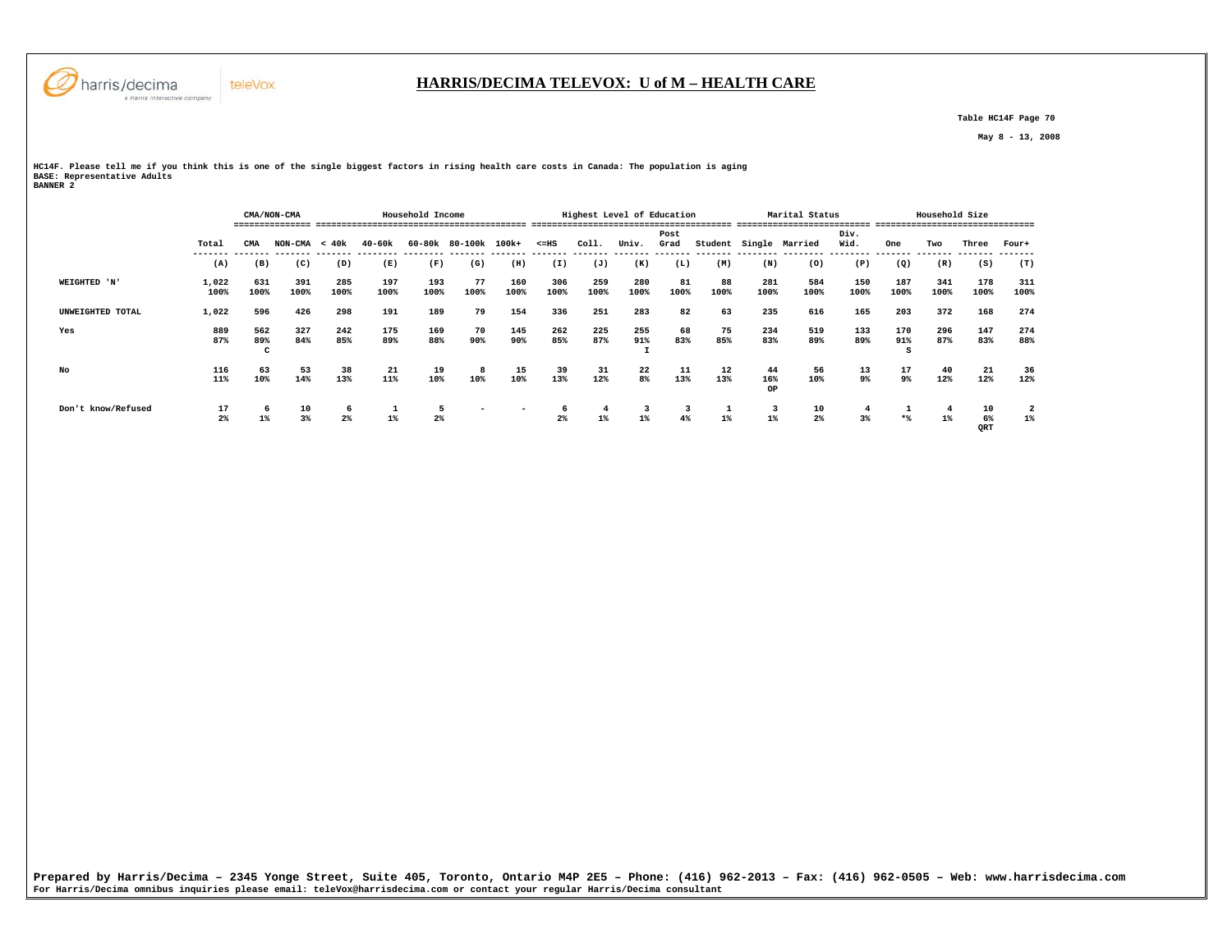# HARRIS/DECIMA TELEVOX: U of M – HEALTH CARE

Table HC14F Page 70

May 8 - 13, 2008

HC14F. Please tell me if you think this is one of the single biggest factors in rising health care costs in Canada: The population is aging
BASE: Representative Adults
BANNER 2

| | | CMA/NON-CMA | | Household Income | | | | | Highest Level of Education | | | | | Marital Status | | | Household Size | | | |
|---|---|---|---|---|---|---|---|---|---|---|---|---|---|---|---|---|---|---|---|---|
| | Total | CMA | NON-CMA | < 40k | 40-60k | 60-80k | 80-100k | 100k+ | <=HS | Coll. | Univ. | Post Grad | Student | Single | Married | Div. Wid. | One | Two | Three | Four+ |
| | (A) | (B) | (C) | (D) | (E) | (F) | (G) | (H) | (I) | (J) | (K) | (L) | (M) | (N) | (O) | (P) | (Q) | (R) | (S) | (T) |
| WEIGHTED 'N' | 1,022 | 631 | 391 | 285 | 197 | 193 | 77 | 160 | 306 | 259 | 280 | 81 | 88 | 281 | 584 | 150 | 187 | 341 | 178 | 311 |
| | 100% | 100% | 100% | 100% | 100% | 100% | 100% | 100% | 100% | 100% | 100% | 100% | 100% | 100% | 100% | 100% | 100% | 100% | 100% | 100% |
| UNWEIGHTED TOTAL | 1,022 | 596 | 426 | 298 | 191 | 189 | 79 | 154 | 336 | 251 | 283 | 82 | 63 | 235 | 616 | 165 | 203 | 372 | 168 | 274 |
| Yes | 889 | 562 | 327 | 242 | 175 | 169 | 70 | 145 | 262 | 225 | 255 | 68 | 75 | 234 | 519 | 133 | 170 | 296 | 147 | 274 |
| | 87% | 89% | 84% | 85% | 89% | 88% | 90% | 90% | 85% | 87% | 91% | 83% | 85% | 83% | 89% | 89% | 91% | 87% | 83% | 88% |
| | | C | | | | | | | | | I | | | | | | S | | | |
| No | 116 | 63 | 53 | 38 | 21 | 19 | 8 | 15 | 39 | 31 | 22 | 11 | 12 | 44 | 56 | 13 | 17 | 40 | 21 | 36 |
| | 11% | 10% | 14% | 13% | 11% | 10% | 10% | 10% | 13% | 12% | 8% | 13% | 13% | 16% | 10% | 9% | 9% | 12% | 12% | 12% |
| | | | | | | | | | | | | | | OP | | | | | | |
| Don't know/Refused | 17 | 6 | 10 | 6 | 1 | 5 | - | - | 6 | 4 | 3 | 3 | 1 | 3 | 10 | 4 | 1 | 4 | 10 | 2 |
| | 2% | 1% | 3% | 2% | 1% | 2% | | | 2% | 1% | 1% | 4% | 1% | 1% | 2% | 3% | *% | 1% | 6% | 1% |
| | | | | | | | | | | | | | | | | | | | QRT | |

Prepared by Harris/Decima – 2345 Yonge Street, Suite 405, Toronto, Ontario M4P 2E5 – Phone: (416) 962-2013 – Fax: (416) 962-0505 – Web: www.harrisdecima.com
For Harris/Decima omnibus inquiries please email: teleVox@harrisdecima.com or contact your regular Harris/Decima consultant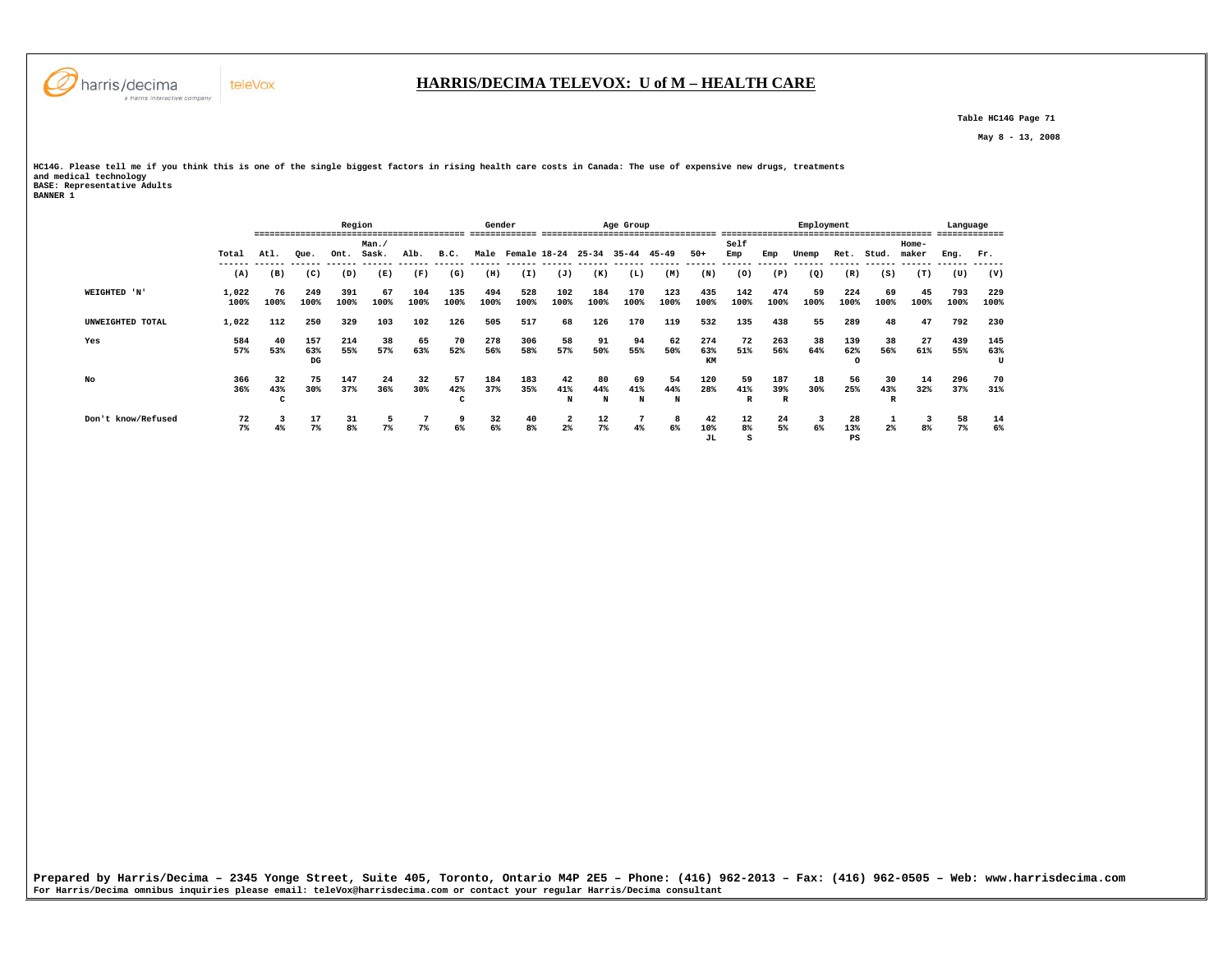# HARRIS/DECIMA TELEVOX: U of M – HEALTH CARE

Table HC14G Page 71

May 8 - 13, 2008

**HC14G. Please tell me if you think this is one of the single biggest factors in rising health care costs in Canada: The use of expensive new drugs, treatments and medical technology**
**BASE: Representative Adults**
**BANNER 1**

| | | Region | | | | | | Gender | | Age Group | | | | | Employment | | | | | | Language | |
|---|---|---|---|---|---|---|---|---|---|---|---|---|---|---|---|---|---|---|---|---|---|---|
| | Total | Atl. | Que. | Ont. | Man./ Sask. | Alb. | B.C. | Male | Female | 18-24 | 25-34 | 35-44 | 45-49 | 50+ | Self Emp | Emp | Unemp | Ret. | Stud. | Home-maker | Eng. | Fr. |
| | (A) | (B) | (C) | (D) | (E) | (F) | (G) | (H) | (I) | (J) | (K) | (L) | (M) | (N) | (O) | (P) | (Q) | (R) | (S) | (T) | (U) | (V) |
| WEIGHTED 'N' | 1,022 100% | 76 100% | 249 100% | 391 100% | 67 100% | 104 100% | 135 100% | 494 100% | 528 100% | 102 100% | 184 100% | 170 100% | 123 100% | 435 100% | 142 100% | 474 100% | 59 100% | 224 100% | 69 100% | 45 100% | 793 100% | 229 100% |
| UNWEIGHTED TOTAL | 1,022 | 112 | 250 | 329 | 103 | 102 | 126 | 505 | 517 | 68 | 126 | 170 | 119 | 532 | 135 | 438 | 55 | 289 | 48 | 47 | 792 | 230 |
| Yes | 584 57% | 40 53% | 157 63% DG | 214 55% | 38 57% | 65 63% | 70 52% | 278 56% | 306 58% | 58 57% | 91 50% | 94 55% | 62 50% | 274 63% KM | 72 51% | 263 56% | 38 64% | 139 62% O | 38 56% | 27 61% | 439 55% | 145 63% U |
| No | 366 36% | 32 43% C | 75 30% | 147 37% | 24 36% | 32 30% | 57 42% C | 184 37% | 183 35% | 42 41% N | 80 44% N | 69 41% N | 54 44% N | 120 28% | 59 41% R | 187 39% R | 18 30% | 56 25% | 30 43% R | 14 32% | 296 37% | 70 31% |
| Don't know/Refused | 72 7% | 3 4% | 17 7% | 31 8% | 5 7% | 7 7% | 9 6% | 32 6% | 40 8% | 2 2% | 12 7% | 7 4% | 8 6% | 42 10% JL | 12 8% S | 24 5% | 3 6% | 28 13% PS | 1 2% | 3 8% | 58 7% | 14 6% |

**Prepared by Harris/Decima – 2345 Yonge Street, Suite 405, Toronto, Ontario M4P 2E5 – Phone: (416) 962-2013 – Fax: (416) 962-0505 – Web: www.harrisdecima.com**
For Harris/Decima omnibus inquiries please email: teleVox@harrisdecima.com or contact your regular Harris/Decima consultant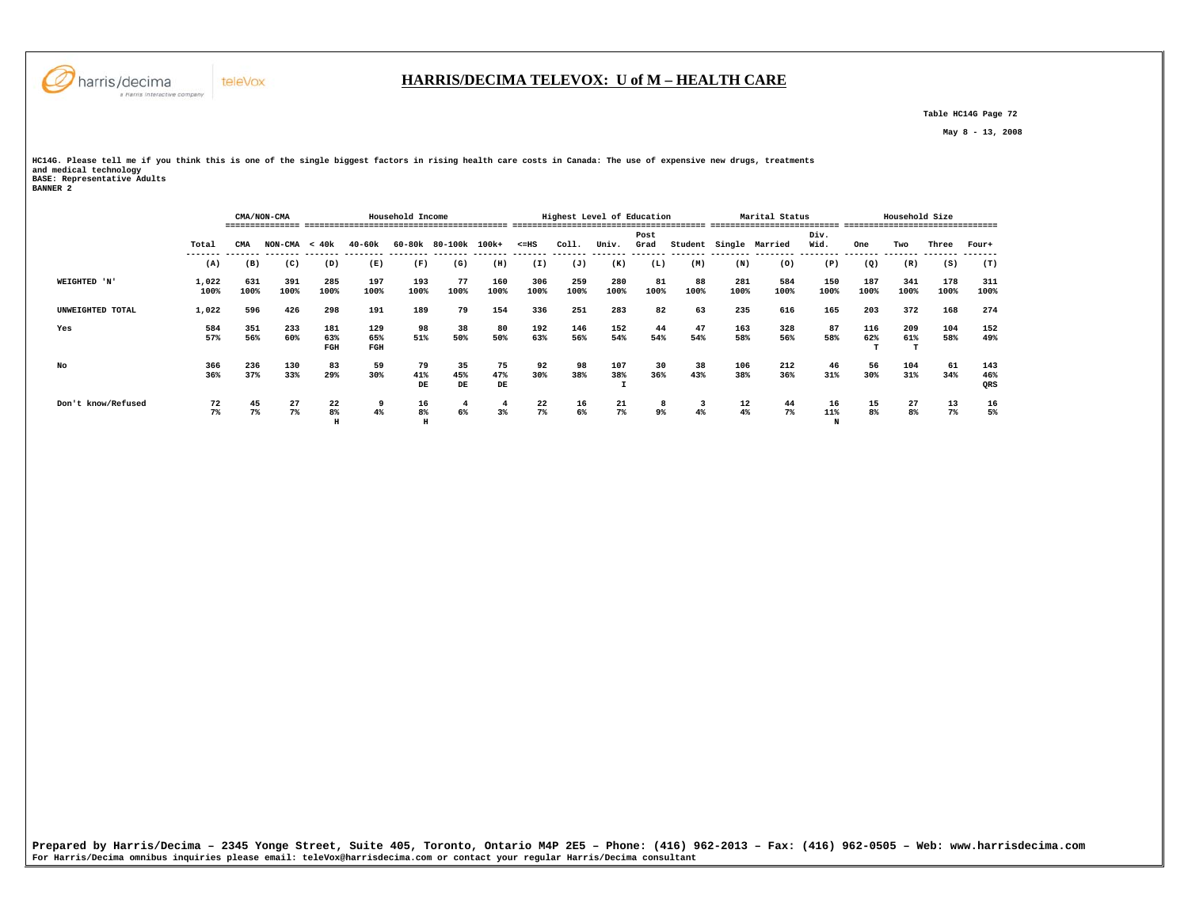# HARRIS/DECIMA TELEVOX: U of M – HEALTH CARE

Table HC14G Page 72

May 8 - 13, 2008

HC14G. Please tell me if you think this is one of the single biggest factors in rising health care costs in Canada: The use of expensive new drugs, treatments and medical technology
BASE: Representative Adults
BANNER 2

| | | CMA/NON-CMA | | Household Income | | | | | Highest Level of Education | | | | | Marital Status | | | Household Size | | | |
|---|---|---|---|---|---|---|---|---|---|---|---|---|---|---|---|---|---|---|---|---|
| | Total | CMA | NON-CMA | < 40k | 40-60k | 60-80k | 80-100k | 100k+ | <=HS | Coll. | Univ. | Post Grad | Student | Single | Married | Div. Wid. | One | Two | Three | Four+ |
| | (A) | (B) | (C) | (D) | (E) | (F) | (G) | (H) | (I) | (J) | (K) | (L) | (M) | (N) | (O) | (P) | (Q) | (R) | (S) | (T) |
| WEIGHTED 'N' | 1,022<br>100% | 631<br>100% | 391<br>100% | 285<br>100% | 197<br>100% | 193<br>100% | 77<br>100% | 160<br>100% | 306<br>100% | 259<br>100% | 280<br>100% | 81<br>100% | 88<br>100% | 281<br>100% | 584<br>100% | 150<br>100% | 187<br>100% | 341<br>100% | 178<br>100% | 311<br>100% |
| UNWEIGHTED TOTAL | 1,022 | 596 | 426 | 298 | 191 | 189 | 79 | 154 | 336 | 251 | 283 | 82 | 63 | 235 | 616 | 165 | 203 | 372 | 168 | 274 |
| Yes | 584<br>57% | 351<br>56% | 233<br>60% | 181<br>63%<br>FGH | 129<br>65%<br>FGH | 98<br>51% | 38<br>50% | 80<br>50% | 192<br>63% | 146<br>56% | 152<br>54% | 44<br>54% | 47<br>54% | 163<br>58% | 328<br>56% | 87<br>58% | 116<br>62%<br>T | 209<br>61%<br>T | 104<br>58% | 152<br>49% |
| No | 366<br>36% | 236<br>37% | 130<br>33% | 83<br>29% | 59<br>30% | 79<br>41%<br>DE | 35<br>45%<br>DE | 75<br>47%<br>DE | 92<br>30% | 98<br>38% | 107<br>38%<br>I | 30<br>36% | 38<br>43% | 106<br>38% | 212<br>36% | 46<br>31% | 56<br>30% | 104<br>31% | 61<br>34% | 143<br>46%<br>QRS |
| Don't know/Refused | 72<br>7% | 45<br>7% | 27<br>7% | 22<br>8%<br>H | 9<br>4% | 16<br>8%<br>H | 4<br>6% | 4<br>3% | 22<br>7% | 16<br>6% | 21<br>7% | 8<br>9% | 3<br>4% | 12<br>4% | 44<br>7% | 16<br>11%<br>N | 15<br>8% | 27<br>8% | 13<br>7% | 16<br>5% |

**Prepared by Harris/Decima – 2345 Yonge Street, Suite 405, Toronto, Ontario M4P 2E5 – Phone: (416) 962-2013 – Fax: (416) 962-0505 – Web: www.harrisdecima.com**
**For Harris/Decima omnibus inquiries please email: teleVox@harrisdecima.com or contact your regular Harris/Decima consultant**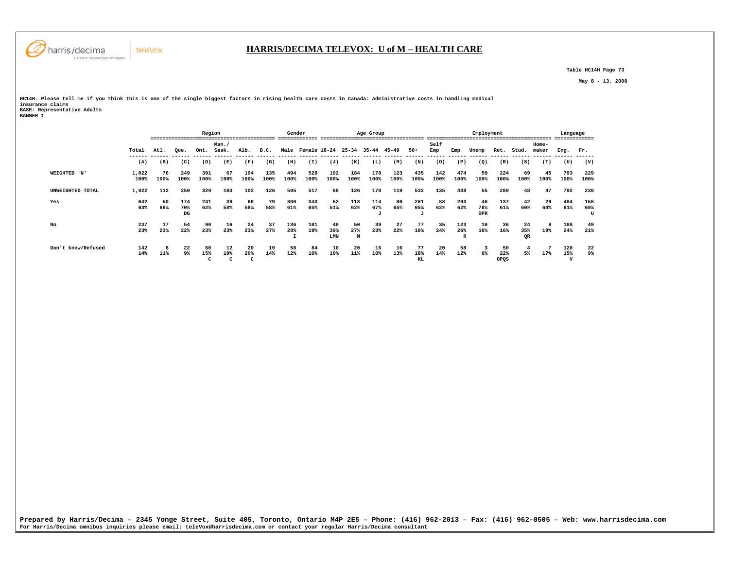# HARRIS/DECIMA TELEVOX: U of M – HEALTH CARE

Table HC14H Page 73

May 8 - 13, 2008

HC14H. Please tell me if you think this is one of the single biggest factors in rising health care costs in Canada: Administrative costs in handling medical insurance claims
BASE: Representative Adults
BANNER 1

| | | Region | | | | | | Gender | | Age Group | | | | | Employment | | | | | | Language | |
|---|---|---|---|---|---|---|---|---|---|---|---|---|---|---|---|---|---|---|---|---|---|---|
| | Total | Atl. | Que. | Ont. | Man./ Sask. | Alb. | B.C. | Male | Female | 18-24 | 25-34 | 35-44 | 45-49 | 50+ | Self Emp | Emp | Unemp | Ret. | Stud. | Home-maker | Eng. | Fr. |
| | (A) | (B) | (C) | (D) | (E) | (F) | (G) | (H) | (I) | (J) | (K) | (L) | (M) | (N) | (O) | (P) | (Q) | (R) | (S) | (T) | (U) | (V) |
| WEIGHTED 'N' | 1,022<br>100% | 76<br>100% | 249<br>100% | 391<br>100% | 67<br>100% | 104<br>100% | 135<br>100% | 494<br>100% | 528<br>100% | 102<br>100% | 184<br>100% | 170<br>100% | 123<br>100% | 435<br>100% | 142<br>100% | 474<br>100% | 59<br>100% | 224<br>100% | 69<br>100% | 45<br>100% | 793<br>100% | 229<br>100% |
| UNWEIGHTED TOTAL | 1,022 | 112 | 250 | 329 | 103 | 102 | 126 | 505 | 517 | 68 | 126 | 170 | 119 | 532 | 135 | 438 | 55 | 289 | 48 | 47 | 792 | 230 |
| Yes | 642<br>63% | 50<br>66% | 174<br>70%<br>DG | 241<br>62% | 39<br>58% | 60<br>58% | 79<br>58% | 300<br>61% | 343<br>65% | 52<br>51% | 113<br>62% | 114<br>67%<br>J | 80<br>65% | 281<br>65%<br>J | 88<br>62% | 293<br>62% | 46<br>78%<br>OPR | 137<br>61% | 42<br>60% | 29<br>64% | 484<br>61% | 158<br>69%<br>U |
| No | 237<br>23% | 17<br>23% | 54<br>22% | 90<br>23% | 16<br>23% | 24<br>23% | 37<br>27% | 136<br>28%<br>I | 101<br>19% | 40<br>39%<br>LMN | 50<br>27%<br>N | 39<br>23% | 27<br>22% | 77<br>18% | 35<br>24% | 123<br>26%<br>R | 10<br>16% | 36<br>16% | 24<br>35%<br>QR | 9<br>19% | 188<br>24% | 49<br>21% |
| Don't know/Refused | 142<br>14% | 8<br>11% | 22<br>9% | 60<br>15%<br>C | 12<br>19%<br>C | 20<br>20%<br>C | 19<br>14% | 58<br>12% | 84<br>16% | 10<br>10% | 20<br>11% | 16<br>10% | 16<br>13% | 77<br>18%<br>KL | 20<br>14% | 58<br>12% | 3<br>6% | 50<br>22%<br>OPQS | 4<br>5% | 7<br>17% | 120<br>15%<br>V | 22<br>9% |

Prepared by Harris/Decima – 2345 Yonge Street, Suite 405, Toronto, Ontario M4P 2E5 – Phone: (416) 962-2013 – Fax: (416) 962-0505 – Web: www.harrisdecima.com
For Harris/Decima omnibus inquiries please email: teleVox@harrisdecima.com or contact your regular Harris/Decima consultant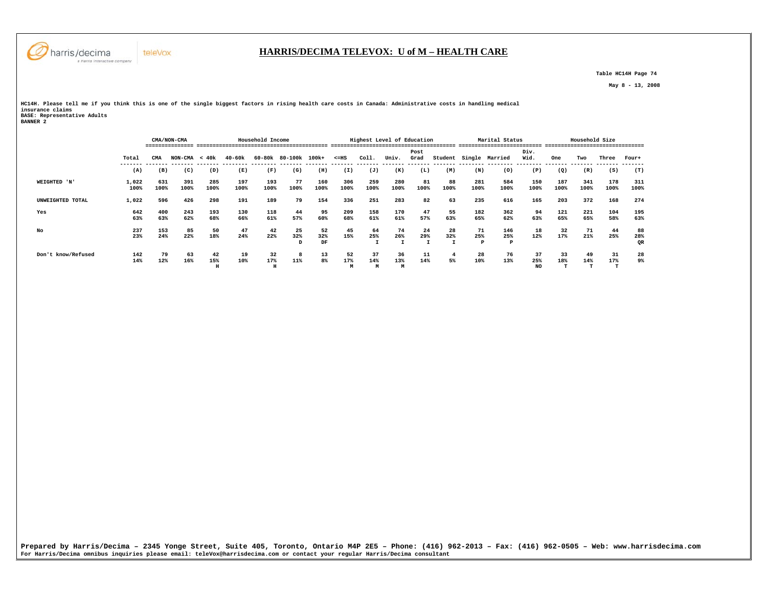## HARRIS/DECIMA TELEVOX: U of M – HEALTH CARE

Table HC14H Page 74

May 8 - 13, 2008

HC14H. Please tell me if you think this is one of the single biggest factors in rising health care costs in Canada: Administrative costs in handling medical insurance claims
BASE: Representative Adults
BANNER 2

| | | CMA/NON-CMA | | Household Income | | | | | Highest Level of Education | | | | | Marital Status | | | Household Size | | | |
|---|---|---|---|---|---|---|---|---|---|---|---|---|---|---|---|---|---|---|---|---|
| | Total | CMA | NON-CMA | < 40k | 40-60k | 60-80k | 80-100k | 100k+ | <=HS | Coll. | Univ. | Post Grad | Student | Single | Married | Div. Wid. | One | Two | Three | Four+ |
| | (A) | (B) | (C) | (D) | (E) | (F) | (G) | (H) | (I) | (J) | (K) | (L) | (M) | (N) | (O) | (P) | (Q) | (R) | (S) | (T) |
| WEIGHTED 'N' | 1,022 | 631 | 391 | 285 | 197 | 193 | 77 | 160 | 306 | 259 | 280 | 81 | 88 | 281 | 584 | 150 | 187 | 341 | 178 | 311 |
| | 100% | 100% | 100% | 100% | 100% | 100% | 100% | 100% | 100% | 100% | 100% | 100% | 100% | 100% | 100% | 100% | 100% | 100% | 100% | 100% |
| UNWEIGHTED TOTAL | 1,022 | 596 | 426 | 298 | 191 | 189 | 79 | 154 | 336 | 251 | 283 | 82 | 63 | 235 | 616 | 165 | 203 | 372 | 168 | 274 |
| Yes | 642 | 400 | 243 | 193 | 130 | 118 | 44 | 95 | 209 | 158 | 170 | 47 | 55 | 182 | 362 | 94 | 121 | 221 | 104 | 195 |
| | 63% | 63% | 62% | 68% | 66% | 61% | 57% | 60% | 68% | 61% | 61% | 57% | 63% | 65% | 62% | 63% | 65% | 65% | 58% | 63% |
| No | 237 | 153 | 85 | 50 | 47 | 42 | 25 | 52 | 45 | 64 | 74 | 24 | 28 | 71 | 146 | 18 | 32 | 71 | 44 | 88 |
| | 23% | 24% | 22% | 18% | 24% | 22% | 32% | 32% | 15% | 25% | 26% | 29% | 32% | 25% | 25% | 12% | 17% | 21% | 25% | 28% |
| | | | | | | | D | DF | | I | I | I | I | P | P | | | | | QR |
| Don't know/Refused | 142 | 79 | 63 | 42 | 19 | 32 | 8 | 13 | 52 | 37 | 36 | 11 | 4 | 28 | 76 | 37 | 33 | 49 | 31 | 28 |
| | 14% | 12% | 16% | 15% | 10% | 17% | 11% | 8% | 17% | 14% | 13% | 14% | 5% | 10% | 13% | 25% | 18% | 14% | 17% | 9% |
| | | | | H | | H | | | M | M | M | | | | | NO | T | T | T | |

Prepared by Harris/Decima – 2345 Yonge Street, Suite 405, Toronto, Ontario M4P 2E5 – Phone: (416) 962-2013 – Fax: (416) 962-0505 – Web: www.harrisdecima.com
For Harris/Decima omnibus inquiries please email: teleVox@harrisdecima.com or contact your regular Harris/Decima consultant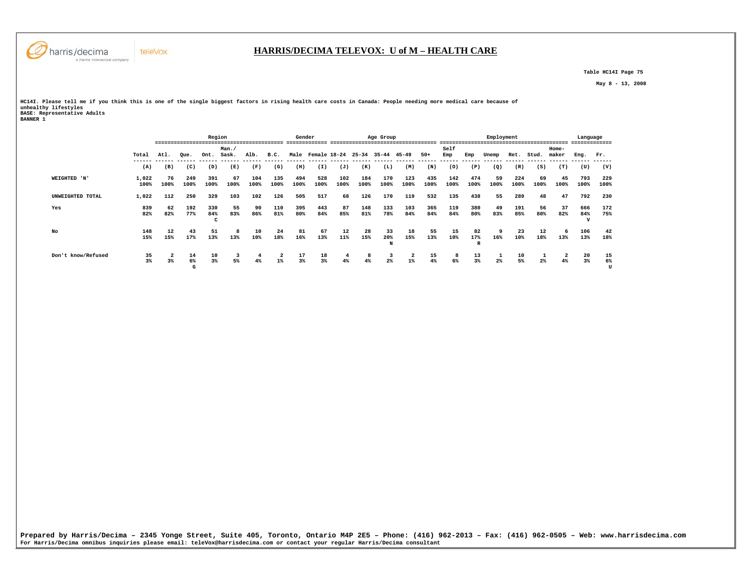# HARRIS/DECIMA TELEVOX: U of M – HEALTH CARE

Table HC14I Page 75

May 8 - 13, 2008

HC14I. Please tell me if you think this is one of the single biggest factors in rising health care costs in Canada: People needing more medical care because of unhealthy lifestyles
BASE: Representative Adults
BANNER 1

| | | Region | | | | | | Gender | | Age Group | | | | | Employment | | | | | | Language | |
|---|---|---|---|---|---|---|---|---|---|---|---|---|---|---|---|---|---|---|---|---|---|---|
| | Total | Atl. | Que. | Ont. | Man./ Sask. | Alb. | B.C. | Male | Female | 18-24 | 25-34 | 35-44 | 45-49 | 50+ | Self Emp | Emp | Unemp | Ret. | Stud. | Home-maker | Eng. | Fr. |
| | (A) | (B) | (C) | (D) | (E) | (F) | (G) | (H) | (I) | (J) | (K) | (L) | (M) | (N) | (O) | (P) | (Q) | (R) | (S) | (T) | (U) | (V) |
| WEIGHTED 'N' | 1,022<br>100% | 76<br>100% | 249<br>100% | 391<br>100% | 67<br>100% | 104<br>100% | 135<br>100% | 494<br>100% | 528<br>100% | 102<br>100% | 184<br>100% | 170<br>100% | 123<br>100% | 435<br>100% | 142<br>100% | 474<br>100% | 59<br>100% | 224<br>100% | 69<br>100% | 45<br>100% | 793<br>100% | 229<br>100% |
| UNWEIGHTED TOTAL | 1,022 | 112 | 250 | 329 | 103 | 102 | 126 | 505 | 517 | 68 | 126 | 170 | 119 | 532 | 135 | 438 | 55 | 289 | 48 | 47 | 792 | 230 |
| Yes | 839<br>82% | 62<br>82% | 192<br>77% | 330<br>84%<br>C | 55<br>83% | 90<br>86% | 110<br>81% | 395<br>80% | 443<br>84% | 87<br>85% | 148<br>81% | 133<br>78% | 103<br>84% | 365<br>84% | 119<br>84% | 380<br>80% | 49<br>83% | 191<br>85% | 56<br>80% | 37<br>82% | 666<br>84%<br>V | 172<br>75% |
| No | 148<br>15% | 12<br>15% | 43<br>17% | 51<br>13% | 8<br>13% | 10<br>10% | 24<br>18% | 81<br>16% | 67<br>13% | 12<br>11% | 28<br>15% | 33<br>20%<br>N | 18<br>15% | 55<br>13% | 15<br>10% | 82<br>17%<br>R | 9<br>16% | 23<br>10% | 12<br>18% | 6<br>13% | 106<br>13% | 42<br>18% |
| Don't know/Refused | 35<br>3% | 2<br>3% | 14<br>6%<br>G | 10<br>3% | 3<br>5% | 4<br>4% | 2<br>1% | 17<br>3% | 18<br>3% | 4<br>4% | 8<br>4% | 3<br>2% | 2<br>1% | 15<br>4% | 8<br>6% | 13<br>3% | 1<br>2% | 10<br>5% | 1<br>2% | 2<br>4% | 20<br>3% | 15<br>6%<br>U |

Prepared by Harris/Decima – 2345 Yonge Street, Suite 405, Toronto, Ontario M4P 2E5 – Phone: (416) 962-2013 – Fax: (416) 962-0505 – Web: www.harrisdecima.com
For Harris/Decima omnibus inquiries please email: teleVox@harrisdecima.com or contact your regular Harris/Decima consultant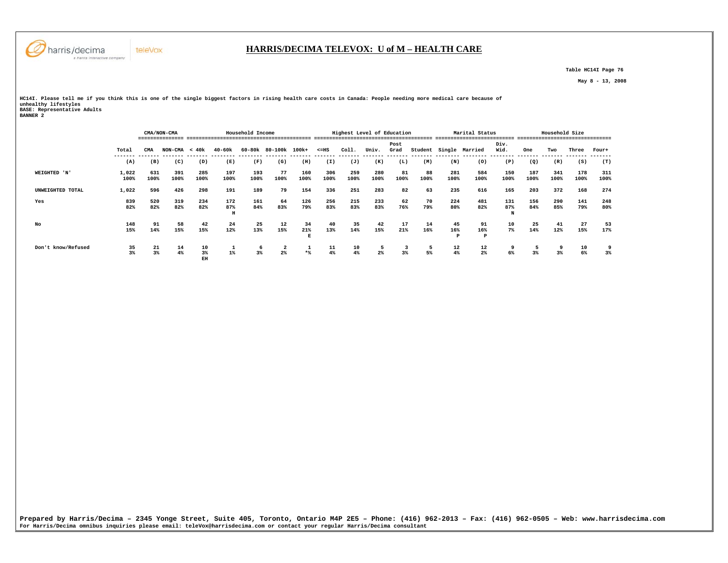# HARRIS/DECIMA TELEVOX: U of M – HEALTH CARE

Table HC14I Page 76

May 8 - 13, 2008

HC14I. Please tell me if you think this is one of the single biggest factors in rising health care costs in Canada: People needing more medical care because of unhealthy lifestyles
BASE: Representative Adults
BANNER 2

| | | CMA/NON-CMA | | Household Income | | | | | Highest Level of Education | | | | | Marital Status | | | Household Size | | | |
|---|---|---|---|---|---|---|---|---|---|---|---|---|---|---|---|---|---|---|---|---|
| | Total | CMA | NON-CMA | < 40k | 40-60k | 60-80k | 80-100k | 100k+ | <=HS | Coll. | Univ. | Post Grad | Student | Single | Married | Div. Wid. | One | Two | Three | Four+ |
| | (A) | (B) | (C) | (D) | (E) | (F) | (G) | (H) | (I) | (J) | (K) | (L) | (M) | (N) | (O) | (P) | (Q) | (R) | (S) | (T) |
| WEIGHTED 'N' | 1,022<br>100% | 631<br>100% | 391<br>100% | 285<br>100% | 197<br>100% | 193<br>100% | 77<br>100% | 160<br>100% | 306<br>100% | 259<br>100% | 280<br>100% | 81<br>100% | 88<br>100% | 281<br>100% | 584<br>100% | 150<br>100% | 187<br>100% | 341<br>100% | 178<br>100% | 311<br>100% |
| UNWEIGHTED TOTAL | 1,022 | 596 | 426 | 298 | 191 | 189 | 79 | 154 | 336 | 251 | 283 | 82 | 63 | 235 | 616 | 165 | 203 | 372 | 168 | 274 |
| Yes | 839<br>82% | 520<br>82% | 319<br>82% | 234<br>82% | 172<br>87%<br>H | 161<br>84% | 64<br>83% | 126<br>79% | 256<br>83% | 215<br>83% | 233<br>83% | 62<br>76% | 70<br>79% | 224<br>80% | 481<br>82% | 131<br>87%<br>N | 156<br>84% | 290<br>85% | 141<br>79% | 248<br>80% |
| No | 148<br>15% | 91<br>14% | 58<br>15% | 42<br>15% | 24<br>12% | 25<br>13% | 12<br>15% | 34<br>21%<br>E | 40<br>13% | 35<br>14% | 42<br>15% | 17<br>21% | 14<br>16% | 45<br>16%<br>P | 91<br>16%<br>P | 10<br>7% | 25<br>14% | 41<br>12% | 27<br>15% | 53<br>17% |
| Don't know/Refused | 35<br>3% | 21<br>3% | 14<br>4% | 10<br>3%<br>EH | 1<br>1% | 6<br>3% | 2<br>2% | 1<br>*% | 11<br>4% | 10<br>4% | 5<br>2% | 3<br>3% | 5<br>5% | 12<br>4% | 12<br>2% | 9<br>6% | 5<br>3% | 9<br>3% | 10<br>6% | 9<br>3% |

Prepared by Harris/Decima – 2345 Yonge Street, Suite 405, Toronto, Ontario M4P 2E5 – Phone: (416) 962-2013 – Fax: (416) 962-0505 – Web: www.harrisdecima.com
For Harris/Decima omnibus inquiries please email: teleVox@harrisdecima.com or contact your regular Harris/Decima consultant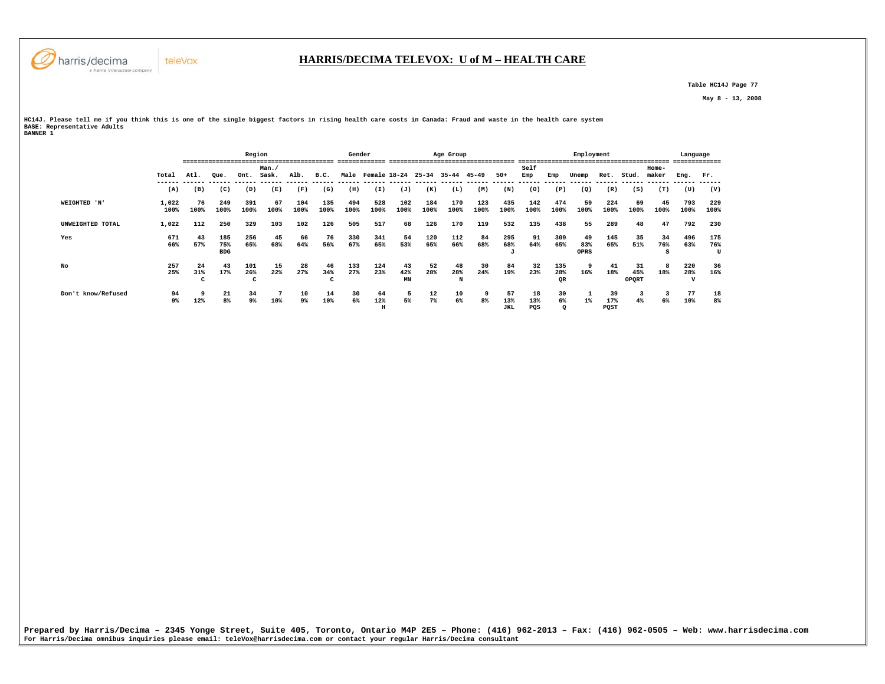## HARRIS/DECIMA TELEVOX: U of M – HEALTH CARE

Table HC14J Page 77

May 8 - 13, 2008

**HC14J. Please tell me if you think this is one of the single biggest factors in rising health care costs in Canada: Fraud and waste in the health care system**
**BASE: Representative Adults**
**BANNER 1**

| | | Region | | | | | | Gender | | Age Group | | | | | Employment | | | | | | Language | |
|---|---|---|---|---|---|---|---|---|---|---|---|---|---|---|---|---|---|---|---|---|---|---|
| | Total | Atl. | Que. | Ont. | Man./ Sask. | Alb. | B.C. | Male | Female | 18-24 | 25-34 | 35-44 | 45-49 | 50+ | Self Emp | Emp | Unemp | Ret. | Stud. | Home-maker | Eng. | Fr. |
| | (A) | (B) | (C) | (D) | (E) | (F) | (G) | (H) | (I) | (J) | (K) | (L) | (M) | (N) | (O) | (P) | (Q) | (R) | (S) | (T) | (U) | (V) |
| WEIGHTED 'N' | 1,022 | 76 | 249 | 391 | 67 | 104 | 135 | 494 | 528 | 102 | 184 | 170 | 123 | 435 | 142 | 474 | 59 | 224 | 69 | 45 | 793 | 229 |
| | 100% | 100% | 100% | 100% | 100% | 100% | 100% | 100% | 100% | 100% | 100% | 100% | 100% | 100% | 100% | 100% | 100% | 100% | 100% | 100% | 100% | 100% |
| UNWEIGHTED TOTAL | 1,022 | 112 | 250 | 329 | 103 | 102 | 126 | 505 | 517 | 68 | 126 | 170 | 119 | 532 | 135 | 438 | 55 | 289 | 48 | 47 | 792 | 230 |
| Yes | 671 | 43 | 185 | 256 | 45 | 66 | 76 | 330 | 341 | 54 | 120 | 112 | 84 | 295 | 91 | 309 | 49 | 145 | 35 | 34 | 496 | 175 |
| | 66% | 57% | 75% | 65% | 68% | 64% | 56% | 67% | 65% | 53% | 65% | 66% | 68% | 68% | 64% | 65% | 83% | 65% | 51% | 76% | 63% | 76% |
| | | | BDG | | | | | | | | | | | J | | | OPRS | | | S | | U |
| No | 257 | 24 | 43 | 101 | 15 | 28 | 46 | 133 | 124 | 43 | 52 | 48 | 30 | 84 | 32 | 135 | 9 | 41 | 31 | 8 | 220 | 36 |
| | 25% | 31% | 17% | 26% | 22% | 27% | 34% | 27% | 23% | 42% | 28% | 28% | 24% | 19% | 23% | 28% | 16% | 18% | 45% | 18% | 28% | 16% |
| | | C | | C | | | C | | | MN | | N | | | | QR | | | OPQRT | | V | |
| Don't know/Refused | 94 | 9 | 21 | 34 | 7 | 10 | 14 | 30 | 64 | 5 | 12 | 10 | 9 | 57 | 18 | 30 | 1 | 39 | 3 | 3 | 77 | 18 |
| | 9% | 12% | 8% | 9% | 10% | 9% | 10% | 6% | 12% | 5% | 7% | 6% | 8% | 13% | 13% | 6% | 1% | 17% | 4% | 6% | 10% | 8% |
| | | | | | | | | | H | | | | | JKL | PQS | Q | | PQST | | | | |

**Prepared by Harris/Decima – 2345 Yonge Street, Suite 405, Toronto, Ontario M4P 2E5 – Phone: (416) 962-2013 – Fax: (416) 962-0505 – Web: www.harrisdecima.com**
**For Harris/Decima omnibus inquiries please email: teleVox@harrisdecima.com or contact your regular Harris/Decima consultant**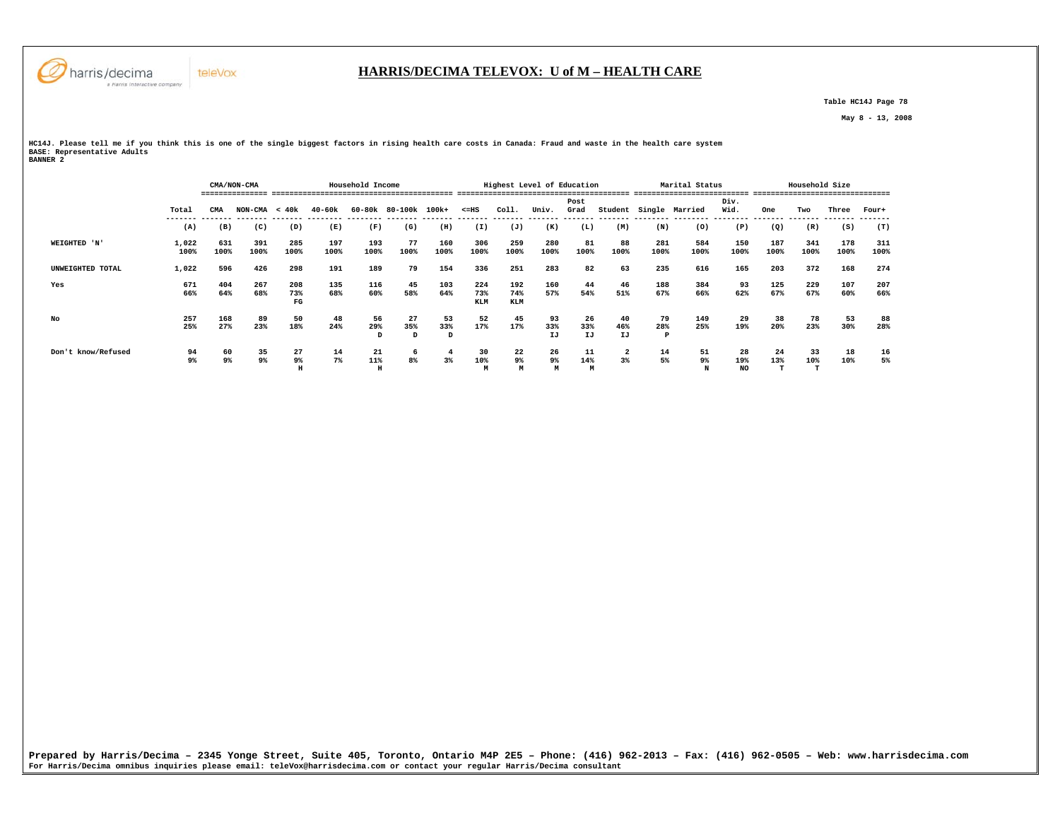# HARRIS/DECIMA TELEVOX: U of M – HEALTH CARE

Table HC14J Page 78

May 8 - 13, 2008

HC14J. Please tell me if you think this is one of the single biggest factors in rising health care costs in Canada: Fraud and waste in the health care system
BASE: Representative Adults
BANNER 2

| | | CMA/NON-CMA | | Household Income | | | | | Highest Level of Education | | | | | Marital Status | | | Household Size | | | |
|---|---|---|---|---|---|---|---|---|---|---|---|---|---|---|---|---|---|---|---|---|
| | Total | CMA | NON-CMA | < 40k | 40-60k | 60-80k | 80-100k | 100k+ | <=HS | Coll. | Univ. | Post Grad | Student | Single | Married | Div. Wid. | One | Two | Three | Four+ |
| | (A) | (B) | (C) | (D) | (E) | (F) | (G) | (H) | (I) | (J) | (K) | (L) | (M) | (N) | (O) | (P) | (Q) | (R) | (S) | (T) |
| WEIGHTED 'N' | 1,022<br>100% | 631<br>100% | 391<br>100% | 285<br>100% | 197<br>100% | 193<br>100% | 77<br>100% | 160<br>100% | 306<br>100% | 259<br>100% | 280<br>100% | 81<br>100% | 88<br>100% | 281<br>100% | 584<br>100% | 150<br>100% | 187<br>100% | 341<br>100% | 178<br>100% | 311<br>100% |
| UNWEIGHTED TOTAL | 1,022 | 596 | 426 | 298 | 191 | 189 | 79 | 154 | 336 | 251 | 283 | 82 | 63 | 235 | 616 | 165 | 203 | 372 | 168 | 274 |
| Yes | 671<br>66% | 404<br>64% | 267<br>68% | 208<br>73%<br>FG | 135<br>68% | 116<br>60% | 45<br>58% | 103<br>64% | 224<br>73%<br>KLM | 192<br>74%<br>KLM | 160<br>57% | 44<br>54% | 46<br>51% | 188<br>67% | 384<br>66% | 93<br>62% | 125<br>67% | 229<br>67% | 107<br>60% | 207<br>66% |
| No | 257<br>25% | 168<br>27% | 89<br>23% | 50<br>18% | 48<br>24% | 56<br>29%<br>D | 27<br>35%<br>D | 53<br>33%<br>D | 52<br>17% | 45<br>17% | 93<br>33%<br>IJ | 26<br>33%<br>IJ | 40<br>46%<br>IJ | 79<br>28%<br>P | 149<br>25% | 29<br>19% | 38<br>20% | 78<br>23% | 53<br>30% | 88<br>28% |
| Don't know/Refused | 94<br>9% | 60<br>9% | 35<br>9% | 27<br>9%<br>H | 14<br>7% | 21<br>11%<br>H | 6<br>8% | 4<br>3% | 30<br>10%<br>M | 22<br>9%<br>M | 26<br>9%<br>M | 11<br>14%<br>M | 2<br>3% | 14<br>5% | 51<br>9%<br>N | 28<br>19%<br>NO | 24<br>13%<br>T | 33<br>10%<br>T | 18<br>10% | 16<br>5% |

Prepared by Harris/Decima – 2345 Yonge Street, Suite 405, Toronto, Ontario M4P 2E5 – Phone: (416) 962-2013 – Fax: (416) 962-0505 – Web: www.harrisdecima.com
For Harris/Decima omnibus inquiries please email: teleVox@harrisdecima.com or contact your regular Harris/Decima consultant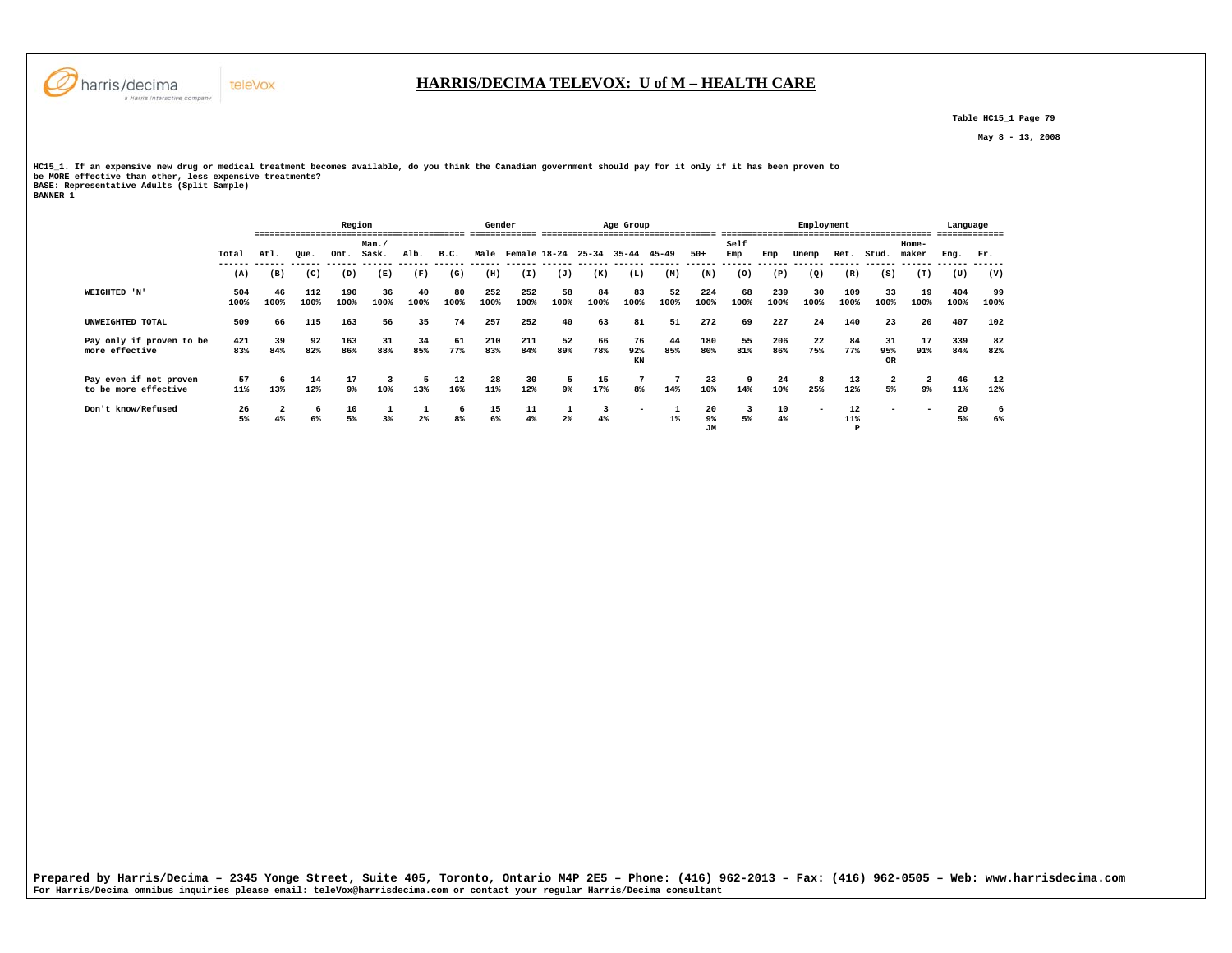# HARRIS/DECIMA TELEVOX: U of M – HEALTH CARE

Table HC15_1 Page 79

May 8 - 13, 2008

**HC15_1. If an expensive new drug or medical treatment becomes available, do you think the Canadian government should pay for it only if it has been proven to be MORE effective than other, less expensive treatments?**
**BASE: Representative Adults (Split Sample)**
**BANNER 1**

| | | Region | | | | | | Gender | | Age Group | | | | | Employment | | | | | | Language | |
|---|---|---|---|---|---|---|---|---|---|---|---|---|---|---|---|---|---|---|---|---|---|---|
| | Total | Atl. | Que. | Ont. | Man./ Sask. | Alb. | B.C. | Male | Female | 18-24 | 25-34 | 35-44 | 45-49 | 50+ | Self Emp | Emp | Unemp | Ret. | Stud. | Home-maker | Eng. | Fr. |
| | (A) | (B) | (C) | (D) | (E) | (F) | (G) | (H) | (I) | (J) | (K) | (L) | (M) | (N) | (O) | (P) | (Q) | (R) | (S) | (T) | (U) | (V) |
| WEIGHTED 'N' | 504 100% | 46 100% | 112 100% | 190 100% | 36 100% | 40 100% | 80 100% | 252 100% | 252 100% | 58 100% | 84 100% | 83 100% | 52 100% | 224 100% | 68 100% | 239 100% | 30 100% | 109 100% | 33 100% | 19 100% | 404 100% | 99 100% |
| UNWEIGHTED TOTAL | 509 | 66 | 115 | 163 | 56 | 35 | 74 | 257 | 252 | 40 | 63 | 81 | 51 | 272 | 69 | 227 | 24 | 140 | 23 | 20 | 407 | 102 |
| Pay only if proven to be more effective | 421 83% | 39 84% | 92 82% | 163 86% | 31 88% | 34 85% | 61 77% | 210 83% | 211 84% | 52 89% | 66 78% | 76 92% KN | 44 85% | 180 80% | 55 81% | 206 86% | 22 75% | 84 77% | 31 95% OR | 17 91% | 339 84% | 82 82% |
| Pay even if not proven to be more effective | 57 11% | 6 13% | 14 12% | 17 9% | 3 10% | 5 13% | 12 16% | 28 11% | 30 12% | 5 9% | 15 17% | 7 8% | 7 14% | 23 10% | 9 14% | 24 10% | 8 25% | 13 12% | 2 5% | 2 9% | 46 11% | 12 12% |
| Don't know/Refused | 26 5% | 2 4% | 6 6% | 10 5% | 1 3% | 1 2% | 6 8% | 15 6% | 11 4% | 1 2% | 3 4% | - | 1 1% | 20 9% JM | 3 5% | 10 4% | - | 12 11% P | - | - | 20 5% | 6 6% |

**Prepared by Harris/Decima – 2345 Yonge Street, Suite 405, Toronto, Ontario M4P 2E5 – Phone: (416) 962-2013 – Fax: (416) 962-0505 – Web: www.harrisdecima.com**
For Harris/Decima omnibus inquiries please email: teleVox@harrisdecima.com or contact your regular Harris/Decima consultant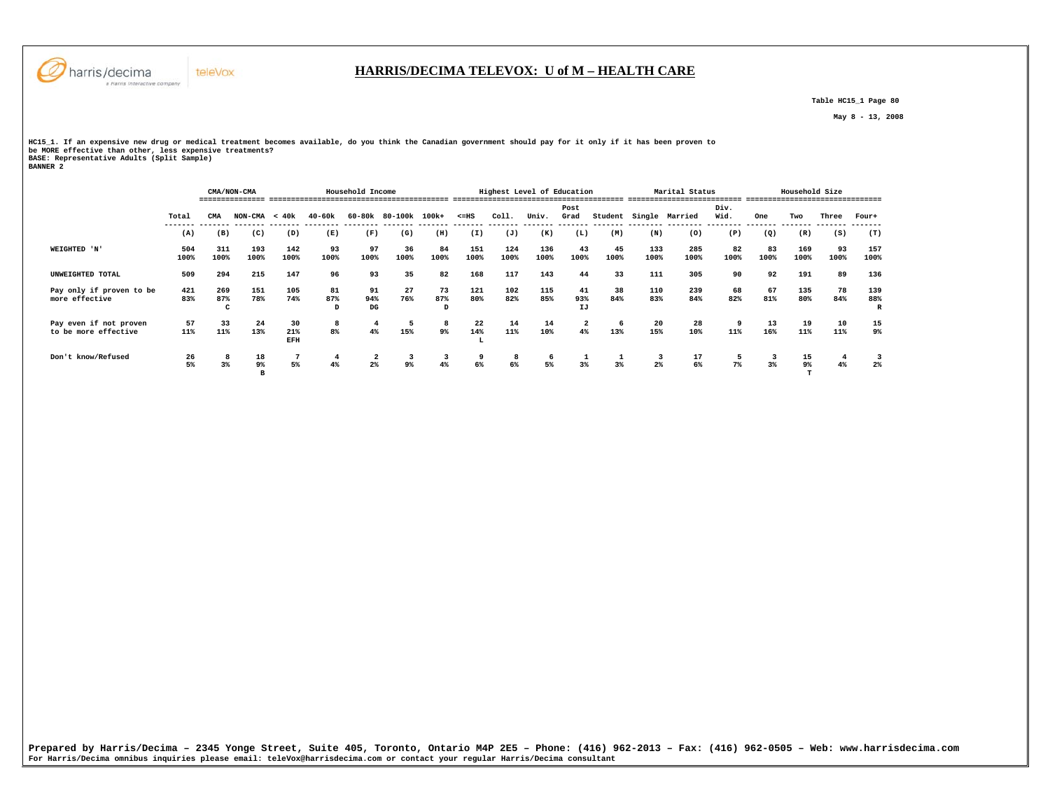## HARRIS/DECIMA TELEVOX: U of M – HEALTH CARE

Table HC15_1 Page 80

May 8 - 13, 2008

**HC15_1. If an expensive new drug or medical treatment becomes available, do you think the Canadian government should pay for it only if it has been proven to be MORE effective than other, less expensive treatments?**
**BASE: Representative Adults (Split Sample)**
**BANNER 2**

| | Total | CMA/NON-CMA | | Household Income | | | | | Highest Level of Education | | | | | Marital Status | | | Household Size | | | |
|---|---|---|---|---|---|---|---|---|---|---|---|---|---|---|---|---|---|---|---|---|
| | Total | CMA | NON-CMA | < 40k | 40-60k | 60-80k | 80-100k | 100k+ | <=HS | Coll. | Univ. | Post Grad | Student | Single | Married | Div. Wid. | One | Two | Three | Four+ |
| | (A) | (B) | (C) | (D) | (E) | (F) | (G) | (H) | (I) | (J) | (K) | (L) | (M) | (N) | (O) | (P) | (Q) | (R) | (S) | (T) |
| WEIGHTED 'N' | 504<br>100% | 311<br>100% | 193<br>100% | 142<br>100% | 93<br>100% | 97<br>100% | 36<br>100% | 84<br>100% | 151<br>100% | 124<br>100% | 136<br>100% | 43<br>100% | 45<br>100% | 133<br>100% | 285<br>100% | 82<br>100% | 83<br>100% | 169<br>100% | 93<br>100% | 157<br>100% |
| UNWEIGHTED TOTAL | 509 | 294 | 215 | 147 | 96 | 93 | 35 | 82 | 168 | 117 | 143 | 44 | 33 | 111 | 305 | 90 | 92 | 191 | 89 | 136 |
| Pay only if proven to be more effective | 421<br>83% | 269<br>87%<br>C | 151<br>78% | 105<br>74% | 81<br>87%<br>D | 91<br>94%<br>DG | 27<br>76% | 73<br>87%<br>D | 121<br>80% | 102<br>82% | 115<br>85% | 41<br>93%<br>IJ | 38<br>84% | 110<br>83% | 239<br>84% | 68<br>82% | 67<br>81% | 135<br>80% | 78<br>84% | 139<br>88%<br>R |
| Pay even if not proven to be more effective | 57<br>11% | 33<br>11% | 24<br>13% | 30<br>21%<br>EFH | 8<br>8% | 4<br>4% | 5<br>15% | 8<br>9% | 22<br>14%<br>L | 14<br>11% | 14<br>10% | 2<br>4% | 6<br>13% | 20<br>15% | 28<br>10% | 9<br>11% | 13<br>16% | 19<br>11% | 10<br>11% | 15<br>9% |
| Don't know/Refused | 26<br>5% | 8<br>3% | 18<br>9%<br>B | 7<br>5% | 4<br>4% | 2<br>2% | 3<br>9% | 3<br>4% | 9<br>6% | 8<br>6% | 6<br>5% | 1<br>3% | 1<br>3% | 3<br>2% | 17<br>6% | 5<br>7% | 3<br>3% | 15<br>9%<br>T | 4<br>4% | 3<br>2% |

**Prepared by Harris/Decima – 2345 Yonge Street, Suite 405, Toronto, Ontario M4P 2E5 – Phone: (416) 962-2013 – Fax: (416) 962-0505 – Web: www.harrisdecima.com**
**For Harris/Decima omnibus inquiries please email: teleVox@harrisdecima.com or contact your regular Harris/Decima consultant**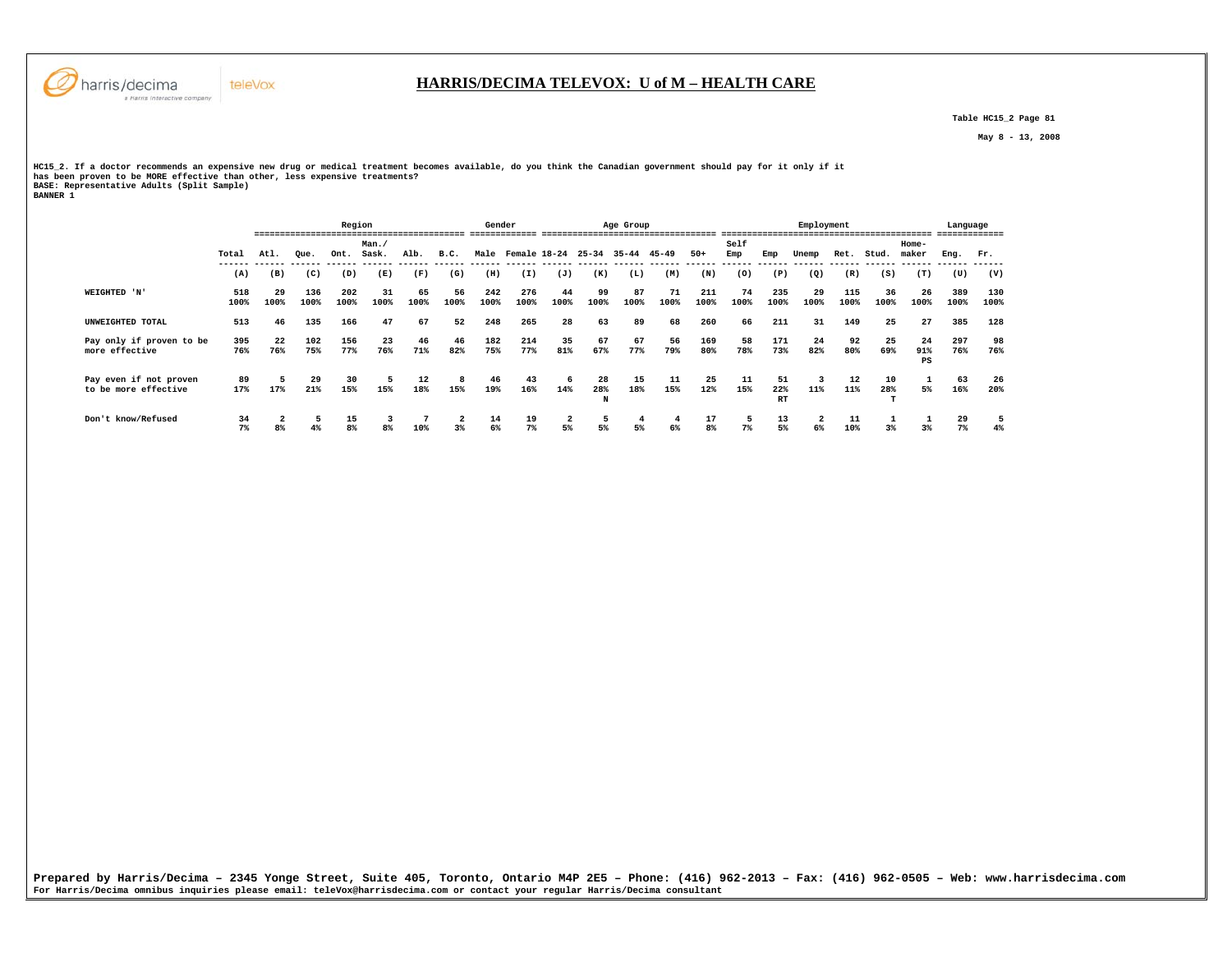## HARRIS/DECIMA TELEVOX: U of M – HEALTH CARE

Table HC15_2 Page 81

May 8 - 13, 2008

HC15_2. If a doctor recommends an expensive new drug or medical treatment becomes available, do you think the Canadian government should pay for it only if it has been proven to be MORE effective than other, less expensive treatments?
BASE: Representative Adults (Split Sample)
BANNER 1

| | | Region | | | | | | Gender | | Age Group | | | | | Employment | | | | | | Language | |
|---|---|---|---|---|---|---|---|---|---|---|---|---|---|---|---|---|---|---|---|---|---|---|
| | Total | Atl. | Que. | Ont. | Man./ Sask. | Alb. | B.C. | Male | Female | 18-24 | 25-34 | 35-44 | 45-49 | 50+ | Self Emp | Emp | Unemp | Ret. | Stud. | Home-maker | Eng. | Fr. |
| | (A) | (B) | (C) | (D) | (E) | (F) | (G) | (H) | (I) | (J) | (K) | (L) | (M) | (N) | (O) | (P) | (Q) | (R) | (S) | (T) | (U) | (V) |
| WEIGHTED 'N' | 518 | 29 | 136 | 202 | 31 | 65 | 56 | 242 | 276 | 44 | 99 | 87 | 71 | 211 | 74 | 235 | 29 | 115 | 36 | 26 | 389 | 130 |
| | 100% | 100% | 100% | 100% | 100% | 100% | 100% | 100% | 100% | 100% | 100% | 100% | 100% | 100% | 100% | 100% | 100% | 100% | 100% | 100% | 100% | 100% |
| UNWEIGHTED TOTAL | 513 | 46 | 135 | 166 | 47 | 67 | 52 | 248 | 265 | 28 | 63 | 89 | 68 | 260 | 66 | 211 | 31 | 149 | 25 | 27 | 385 | 128 |
| Pay only if proven to be more effective | 395 | 22 | 102 | 156 | 23 | 46 | 46 | 182 | 214 | 35 | 67 | 67 | 56 | 169 | 58 | 171 | 24 | 92 | 25 | 24 | 297 | 98 |
| | 76% | 76% | 75% | 77% | 76% | 71% | 82% | 75% | 77% | 81% | 67% | 77% | 79% | 80% | 78% | 73% | 82% | 80% | 69% | 91% PS | 76% | 76% |
| Pay even if not proven to be more effective | 89 | 5 | 29 | 30 | 5 | 12 | 8 | 46 | 43 | 6 | 28 | 15 | 11 | 25 | 11 | 51 | 3 | 12 | 10 | 1 | 63 | 26 |
| | 17% | 17% | 21% | 15% | 15% | 18% | 15% | 19% | 16% | 14% | 28% N | 18% | 15% | 12% | 15% | 22% RT | 11% | 11% | 28% T | 5% | 16% | 20% |
| Don't know/Refused | 34 | 2 | 5 | 15 | 3 | 7 | 2 | 14 | 19 | 2 | 5 | 4 | 4 | 17 | 5 | 13 | 2 | 11 | 1 | 1 | 29 | 5 |
| | 7% | 8% | 4% | 8% | 8% | 10% | 3% | 6% | 7% | 5% | 5% | 5% | 6% | 8% | 7% | 5% | 6% | 10% | 3% | 3% | 7% | 4% |

Prepared by Harris/Decima – 2345 Yonge Street, Suite 405, Toronto, Ontario M4P 2E5 – Phone: (416) 962-2013 – Fax: (416) 962-0505 – Web: www.harrisdecima.com
For Harris/Decima omnibus inquiries please email: teleVox@harrisdecima.com or contact your regular Harris/Decima consultant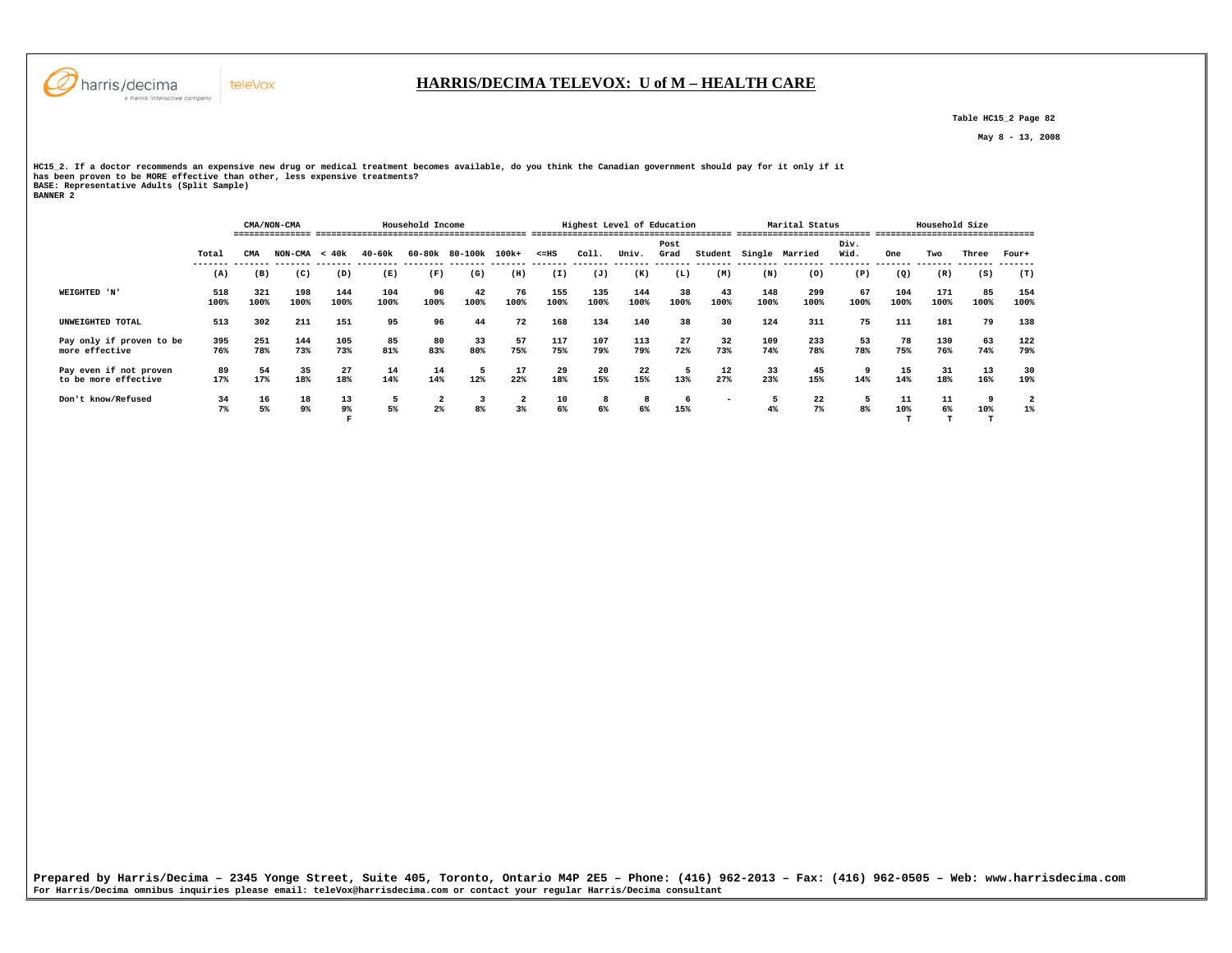# HARRIS/DECIMA TELEVOX: U of M – HEALTH CARE

Table HC15_2 Page 82

May 8 - 13, 2008

HC15_2. If a doctor recommends an expensive new drug or medical treatment becomes available, do you think the Canadian government should pay for it only if it has been proven to be MORE effective than other, less expensive treatments?
BASE: Representative Adults (Split Sample)
BANNER 2

| | | CMA/NON-CMA | | Household Income | | | | | Highest Level of Education | | | | | Marital Status | | | Household Size | | | |
|---|---|---|---|---|---|---|---|---|---|---|---|---|---|---|---|---|---|---|---|---|
| | Total | CMA | NON-CMA | < 40k | 40-60k | 60-80k | 80-100k | 100k+ | <=HS | Coll. | Univ. | Post Grad | Student | Single | Married | Div. Wid. | One | Two | Three | Four+ |
| | (A) | (B) | (C) | (D) | (E) | (F) | (G) | (H) | (I) | (J) | (K) | (L) | (M) | (N) | (O) | (P) | (Q) | (R) | (S) | (T) |
| WEIGHTED 'N' | 518 | 321 | 198 | 144 | 104 | 96 | 42 | 76 | 155 | 135 | 144 | 38 | 43 | 148 | 299 | 67 | 104 | 171 | 85 | 154 |
| | 100% | 100% | 100% | 100% | 100% | 100% | 100% | 100% | 100% | 100% | 100% | 100% | 100% | 100% | 100% | 100% | 100% | 100% | 100% | 100% |
| UNWEIGHTED TOTAL | 513 | 302 | 211 | 151 | 95 | 96 | 44 | 72 | 168 | 134 | 140 | 38 | 30 | 124 | 311 | 75 | 111 | 181 | 79 | 138 |
| Pay only if proven to be more effective | 395 | 251 | 144 | 105 | 85 | 80 | 33 | 57 | 117 | 107 | 113 | 27 | 32 | 109 | 233 | 53 | 78 | 130 | 63 | 122 |
| | 76% | 78% | 73% | 73% | 81% | 83% | 80% | 75% | 75% | 79% | 79% | 72% | 73% | 74% | 78% | 78% | 75% | 76% | 74% | 79% |
| Pay even if not proven to be more effective | 89 | 54 | 35 | 27 | 14 | 14 | 5 | 17 | 29 | 20 | 22 | 5 | 12 | 33 | 45 | 9 | 15 | 31 | 13 | 30 |
| | 17% | 17% | 18% | 18% | 14% | 14% | 12% | 22% | 18% | 15% | 15% | 13% | 27% | 23% | 15% | 14% | 14% | 18% | 16% | 19% |
| Don't know/Refused | 34 | 16 | 18 | 13 | 5 | 2 | 3 | 2 | 10 | 8 | 8 | 6 | - | 5 | 22 | 5 | 11 | 11 | 9 | 2 |
| | 7% | 5% | 9% | 9% | 5% | 2% | 8% | 3% | 6% | 6% | 6% | 15% | | 4% | 7% | 8% | 10% | 6% | 10% | 1% |
| | | | | F | | | | | | | | | | | | | T | T | T | |

Prepared by Harris/Decima – 2345 Yonge Street, Suite 405, Toronto, Ontario M4P 2E5 – Phone: (416) 962-2013 – Fax: (416) 962-0505 – Web: www.harrisdecima.com
For Harris/Decima omnibus inquiries please email: teleVox@harrisdecima.com or contact your regular Harris/Decima consultant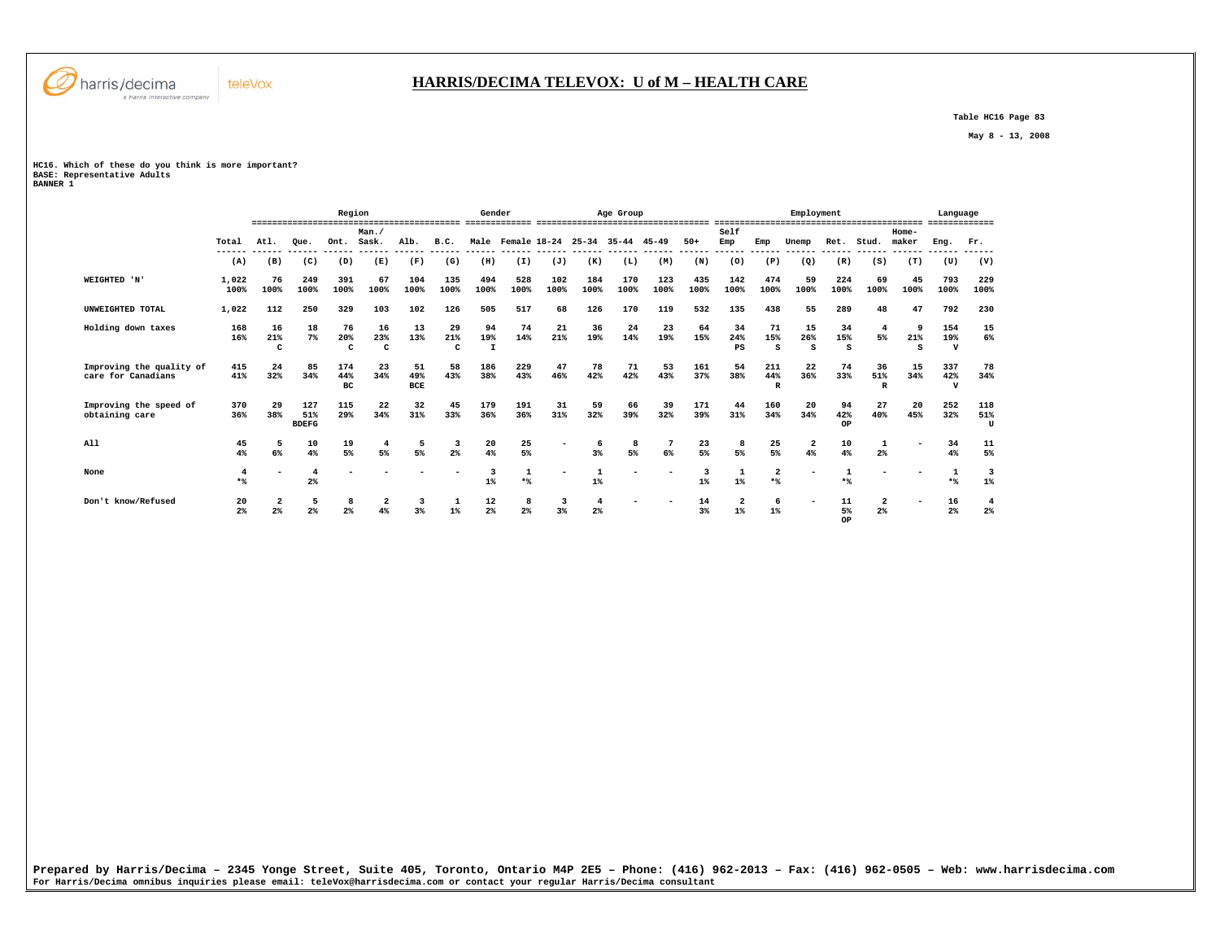# HARRIS/DECIMA TELEVOX: U of M – HEALTH CARE

Table HC16 Page 83

May 8 - 13, 2008

HC16. Which of these do you think is more important?
BASE: Representative Adults
BANNER 1

| | | Region | | | | | | Gender | | Age Group | | | | | Employment | | | | | | Language | |
|---|---|---|---|---|---|---|---|---|---|---|---|---|---|---|---|---|---|---|---|---|---|---|
| | Total | Atl. | Que. | Ont. | Man./ Sask. | Alb. | B.C. | Male | Female | 18-24 | 25-34 | 35-44 | 45-49 | 50+ | Self Emp | Emp | Unemp | Ret. | Stud. | Home-maker | Eng. | Fr. |
| | (A) | (B) | (C) | (D) | (E) | (F) | (G) | (H) | (I) | (J) | (K) | (L) | (M) | (N) | (O) | (P) | (Q) | (R) | (S) | (T) | (U) | (V) |
| WEIGHTED 'N' | 1,022 | 76 | 249 | 391 | 67 | 104 | 135 | 494 | 528 | 102 | 184 | 170 | 123 | 435 | 142 | 474 | 59 | 224 | 69 | 45 | 793 | 229 |
| | 100% | 100% | 100% | 100% | 100% | 100% | 100% | 100% | 100% | 100% | 100% | 100% | 100% | 100% | 100% | 100% | 100% | 100% | 100% | 100% | 100% | 100% |
| UNWEIGHTED TOTAL | 1,022 | 112 | 250 | 329 | 103 | 102 | 126 | 505 | 517 | 68 | 126 | 170 | 119 | 532 | 135 | 438 | 55 | 289 | 48 | 47 | 792 | 230 |
| Holding down taxes | 168 | 16 | 18 | 76 | 16 | 13 | 29 | 94 | 74 | 21 | 36 | 24 | 23 | 64 | 34 | 71 | 15 | 34 | 4 | 9 | 154 | 15 |
| | 16% | 21% | 7% | 20% | 23% | 13% | 21% | 19% | 14% | 21% | 19% | 14% | 19% | 15% | 24% | 15% | 26% | 15% | 5% | 21% | 19% | 6% |
| | | C | | C | C | | C | I | | | | | | | PS | S | S | S | | S | V | |
| Improving the quality of care for Canadians | 415 | 24 | 85 | 174 | 23 | 51 | 58 | 186 | 229 | 47 | 78 | 71 | 53 | 161 | 54 | 211 | 22 | 74 | 36 | 15 | 337 | 78 |
| | 41% | 32% | 34% | 44% | 34% | 49% | 43% | 38% | 43% | 46% | 42% | 42% | 43% | 37% | 38% | 44% | 36% | 33% | 51% | 34% | 42% | 34% |
| | | | | BC | | BCE | | | | | | | | | | R | | | R | | V | |
| Improving the speed of obtaining care | 370 | 29 | 127 | 115 | 22 | 32 | 45 | 179 | 191 | 31 | 59 | 66 | 39 | 171 | 44 | 160 | 20 | 94 | 27 | 20 | 252 | 118 |
| | 36% | 38% | 51% | 29% | 34% | 31% | 33% | 36% | 36% | 31% | 32% | 39% | 32% | 39% | 31% | 34% | 34% | 42% | 40% | 45% | 32% | 51% |
| | | | BDEFG | | | | | | | | | | | | | | | OP | | | | U |
| All | 45 | 5 | 10 | 19 | 4 | 5 | 3 | 20 | 25 | - | 6 | 8 | 7 | 23 | 8 | 25 | 2 | 10 | 1 | - | 34 | 11 |
| | 4% | 6% | 4% | 5% | 5% | 5% | 2% | 4% | 5% | | 3% | 5% | 6% | 5% | 5% | 5% | 4% | 4% | 2% | | 4% | 5% |
| None | 4 | - | 4 | - | - | - | - | 3 | 1 | - | 1 | - | - | 3 | 1 | 2 | - | 1 | - | - | 1 | 3 |
| | *% | | 2% | | | | | 1% | *% | | 1% | | | 1% | 1% | *% | | *% | | | *% | 1% |
| Don't know/Refused | 20 | 2 | 5 | 8 | 2 | 3 | 1 | 12 | 8 | 3 | 4 | - | - | 14 | 2 | 6 | - | 11 | 2 | - | 16 | 4 |
| | 2% | 2% | 2% | 2% | 4% | 3% | 1% | 2% | 2% | 3% | 2% | | | 3% | 1% | 1% | | 5% | 2% | | 2% | 2% |
| | | | | | | | | | | | | | | | | | | OP | | | | |

Prepared by Harris/Decima – 2345 Yonge Street, Suite 405, Toronto, Ontario M4P 2E5 – Phone: (416) 962-2013 – Fax: (416) 962-0505 – Web: www.harrisdecima.com
For Harris/Decima omnibus inquiries please email: teleVox@harrisdecima.com or contact your regular Harris/Decima consultant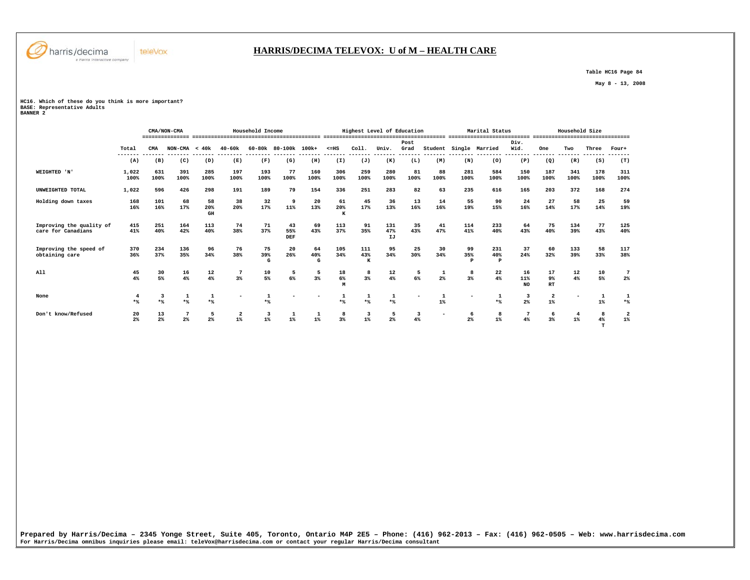# HARRIS/DECIMA TELEVOX: U of M – HEALTH CARE

Table HC16 Page 84

May 8 - 13, 2008

HC16. Which of these do you think is more important?
BASE: Representative Adults
BANNER 2

| | Total | CMA/NON-CMA | | Household Income | | | | | Highest Level of Education | | | | | Marital Status | | | Household Size | | | |
|---|---|---|---|---|---|---|---|---|---|---|---|---|---|---|---|---|---|---|---|---|
| | Total | CMA | NON-CMA | < 40k | 40-60k | 60-80k | 80-100k | 100k+ | <=HS | Coll. | Univ. | Post Grad | Student | Single | Married | Div. Wid. | One | Two | Three | Four+ |
| | (A) | (B) | (C) | (D) | (E) | (F) | (G) | (H) | (I) | (J) | (K) | (L) | (M) | (N) | (O) | (P) | (Q) | (R) | (S) | (T) |
| WEIGHTED 'N' | 1,022 | 631 | 391 | 285 | 197 | 193 | 77 | 160 | 306 | 259 | 280 | 81 | 88 | 281 | 584 | 150 | 187 | 341 | 178 | 311 |
| | 100% | 100% | 100% | 100% | 100% | 100% | 100% | 100% | 100% | 100% | 100% | 100% | 100% | 100% | 100% | 100% | 100% | 100% | 100% | 100% |
| UNWEIGHTED TOTAL | 1,022 | 596 | 426 | 298 | 191 | 189 | 79 | 154 | 336 | 251 | 283 | 82 | 63 | 235 | 616 | 165 | 203 | 372 | 168 | 274 |
| Holding down taxes | 168 | 101 | 68 | 58 | 38 | 32 | 9 | 20 | 61 | 45 | 36 | 13 | 14 | 55 | 90 | 24 | 27 | 58 | 25 | 59 |
| | 16% | 16% | 17% | 20% | 20% | 17% | 11% | 13% | 20% | 17% | 13% | 16% | 16% | 19% | 15% | 16% | 14% | 17% | 14% | 19% |
| | | | | GH | | | | | K | | | | | | | | | | | |
| Improving the quality of care for Canadians | 415 | 251 | 164 | 113 | 74 | 71 | 43 | 69 | 113 | 91 | 131 | 35 | 41 | 114 | 233 | 64 | 75 | 134 | 77 | 125 |
| | 41% | 40% | 42% | 40% | 38% | 37% | 55% | 43% | 37% | 35% | 47% | 43% | 47% | 41% | 40% | 43% | 40% | 39% | 43% | 40% |
| | | | | | | | DEF | | | | IJ | | | | | | | | | |
| Improving the speed of obtaining care | 370 | 234 | 136 | 96 | 76 | 75 | 20 | 64 | 105 | 111 | 95 | 25 | 30 | 99 | 231 | 37 | 60 | 133 | 58 | 117 |
| | 36% | 37% | 35% | 34% | 38% | 39% | 26% | 40% | 34% | 43% | 34% | 30% | 34% | 35% | 40% | 24% | 32% | 39% | 33% | 38% |
| | | | | | | G | | G | | K | | | | P | P | | | | | |
| All | 45 | 30 | 16 | 12 | 7 | 10 | 5 | 5 | 18 | 8 | 12 | 5 | 1 | 8 | 22 | 16 | 17 | 12 | 10 | 7 |
| | 4% | 5% | 4% | 4% | 3% | 5% | 6% | 3% | 6% | 3% | 4% | 6% | 2% | 3% | 4% | 11% | 9% | 4% | 5% | 2% |
| | | | | | | | | | M | | | | | | | NO | RT | | | |
| None | 4 | 3 | 1 | 1 | - | 1 | - | - | 1 | 1 | 1 | - | 1 | - | 1 | 3 | 2 | - | 1 | 1 |
| | *% | *% | *% | *% | | *% | | | *% | *% | *% | | 1% | | *% | 2% | 1% | | 1% | *% |
| Don't know/Refused | 20 | 13 | 7 | 5 | 2 | 3 | 1 | 1 | 8 | 3 | 5 | 3 | - | 6 | 8 | 7 | 6 | 4 | 8 | 2 |
| | 2% | 2% | 2% | 2% | 1% | 1% | 1% | 1% | 3% | 1% | 2% | 4% | | 2% | 1% | 4% | 3% | 1% | 4% | 1% |
| | | | | | | | | | | | | | | | | | | | T | |

Prepared by Harris/Decima – 2345 Yonge Street, Suite 405, Toronto, Ontario M4P 2E5 – Phone: (416) 962-2013 – Fax: (416) 962-0505 – Web: www.harrisdecima.com
For Harris/Decima omnibus inquiries please email: teleVox@harrisdecima.com or contact your regular Harris/Decima consultant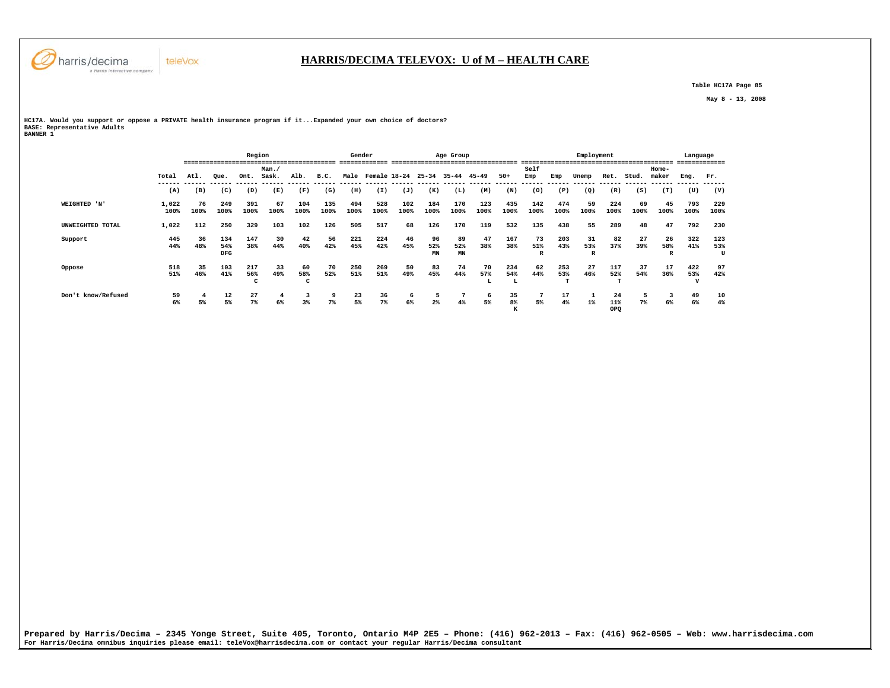# HARRIS/DECIMA TELEVOX: U of M – HEALTH CARE

Table HC17A Page 85

May 8 - 13, 2008

HC17A. Would you support or oppose a PRIVATE health insurance program if it...Expanded your own choice of doctors?
BASE: Representative Adults
BANNER 1

| | | Region | | | | | | Gender | | Age Group | | | | | Employment | | | | | | Language | |
|---|---|---|---|---|---|---|---|---|---|---|---|---|---|---|---|---|---|---|---|---|---|---|
| | Total | Atl. | Que. | Ont. | Man./ Sask. | Alb. | B.C. | Male | Female | 18-24 | 25-34 | 35-44 | 45-49 | 50+ | Self Emp | Emp | Unemp | Ret. | Stud. | Home-maker | Eng. | Fr. |
| | (A) | (B) | (C) | (D) | (E) | (F) | (G) | (H) | (I) | (J) | (K) | (L) | (M) | (N) | (O) | (P) | (Q) | (R) | (S) | (T) | (U) | (V) |
| WEIGHTED 'N' | 1,022<br>100% | 76<br>100% | 249<br>100% | 391<br>100% | 67<br>100% | 104<br>100% | 135<br>100% | 494<br>100% | 528<br>100% | 102<br>100% | 184<br>100% | 170<br>100% | 123<br>100% | 435<br>100% | 142<br>100% | 474<br>100% | 59<br>100% | 224<br>100% | 69<br>100% | 45<br>100% | 793<br>100% | 229<br>100% |
| UNWEIGHTED TOTAL | 1,022 | 112 | 250 | 329 | 103 | 102 | 126 | 505 | 517 | 68 | 126 | 170 | 119 | 532 | 135 | 438 | 55 | 289 | 48 | 47 | 792 | 230 |
| Support | 445<br>44% | 36<br>48% | 134<br>54%<br>DFG | 147<br>38% | 30<br>44% | 42<br>40% | 56<br>42% | 221<br>45% | 224<br>42% | 46<br>45% | 96<br>52%<br>MN | 89<br>52%<br>MN | 47<br>38% | 167<br>38% | 73<br>51%<br>R | 203<br>43% | 31<br>53%<br>R | 82<br>37% | 27<br>39% | 26<br>58%<br>R | 322<br>41% | 123<br>53%<br>U |
| Oppose | 518<br>51% | 35<br>46% | 103<br>41% | 217<br>56%<br>C | 33<br>49% | 60<br>58%<br>C | 70<br>52% | 250<br>51% | 269<br>51% | 50<br>49% | 83<br>45% | 74<br>44% | 70<br>57%<br>L | 234<br>54%<br>L | 62<br>44% | 253<br>53%<br>T | 27<br>46% | 117<br>52%<br>T | 37<br>54% | 17<br>36% | 422<br>53%<br>V | 97<br>42% |
| Don't know/Refused | 59<br>6% | 4<br>5% | 12<br>5% | 27<br>7% | 4<br>6% | 3<br>3% | 9<br>7% | 23<br>5% | 36<br>7% | 6<br>6% | 5<br>2% | 7<br>4% | 6<br>5% | 35<br>8%<br>K | 7<br>5% | 17<br>4% | 1<br>1% | 24<br>11%<br>OPQ | 5<br>7% | 3<br>6% | 49<br>6% | 10<br>4% |

Prepared by Harris/Decima – 2345 Yonge Street, Suite 405, Toronto, Ontario M4P 2E5 – Phone: (416) 962-2013 – Fax: (416) 962-0505 – Web: www.harrisdecima.com
For Harris/Decima omnibus inquiries please email: teleVox@harrisdecima.com or contact your regular Harris/Decima consultant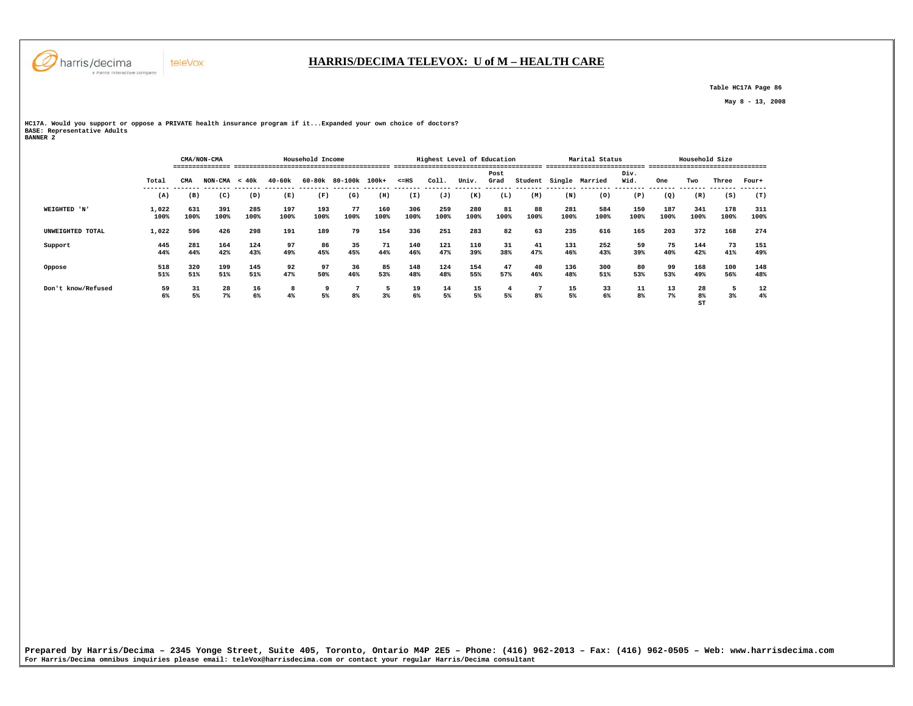# HARRIS/DECIMA TELEVOX: U of M – HEALTH CARE

Table HC17A Page 86

May 8 - 13, 2008

HC17A. Would you support or oppose a PRIVATE health insurance program if it...Expanded your own choice of doctors?
BASE: Representative Adults
BANNER 2

| | | CMA/NON-CMA | | Household Income | | | | | Highest Level of Education | | | | | Marital Status | | | Household Size | | | |
|---|---|---|---|---|---|---|---|---|---|---|---|---|---|---|---|---|---|---|---|---|
| | Total | CMA | NON-CMA | < 40k | 40-60k | 60-80k | 80-100k | 100k+ | <=HS | Coll. | Univ. | Post Grad | Student | Single | Married | Div. Wid. | One | Two | Three | Four+ |
| | (A) | (B) | (C) | (D) | (E) | (F) | (G) | (H) | (I) | (J) | (K) | (L) | (M) | (N) | (O) | (P) | (Q) | (R) | (S) | (T) |
| WEIGHTED 'N' | 1,022<br>100% | 631<br>100% | 391<br>100% | 285<br>100% | 197<br>100% | 193<br>100% | 77<br>100% | 160<br>100% | 306<br>100% | 259<br>100% | 280<br>100% | 81<br>100% | 88<br>100% | 281<br>100% | 584<br>100% | 150<br>100% | 187<br>100% | 341<br>100% | 178<br>100% | 311<br>100% |
| UNWEIGHTED TOTAL | 1,022 | 596 | 426 | 298 | 191 | 189 | 79 | 154 | 336 | 251 | 283 | 82 | 63 | 235 | 616 | 165 | 203 | 372 | 168 | 274 |
| Support | 445<br>44% | 281<br>44% | 164<br>42% | 124<br>43% | 97<br>49% | 86<br>45% | 35<br>45% | 71<br>44% | 140<br>46% | 121<br>47% | 110<br>39% | 31<br>38% | 41<br>47% | 131<br>46% | 252<br>43% | 59<br>39% | 75<br>40% | 144<br>42% | 73<br>41% | 151<br>49% |
| Oppose | 518<br>51% | 320<br>51% | 199<br>51% | 145<br>51% | 92<br>47% | 97<br>50% | 36<br>46% | 85<br>53% | 148<br>48% | 124<br>48% | 154<br>55% | 47<br>57% | 40<br>46% | 136<br>48% | 300<br>51% | 80<br>53% | 99<br>53% | 168<br>49% | 100<br>56% | 148<br>48% |
| Don't know/Refused | 59<br>6% | 31<br>5% | 28<br>7% | 16<br>6% | 8<br>4% | 9<br>5% | 7<br>8% | 5<br>3% | 19<br>6% | 14<br>5% | 15<br>5% | 4<br>5% | 7<br>8% | 15<br>5% | 33<br>6% | 11<br>8% | 13<br>7% | 28<br>8%<br>ST | 5<br>3% | 12<br>4% |

Prepared by Harris/Decima – 2345 Yonge Street, Suite 405, Toronto, Ontario M4P 2E5 – Phone: (416) 962-2013 – Fax: (416) 962-0505 – Web: www.harrisdecima.com
For Harris/Decima omnibus inquiries please email: teleVox@harrisdecima.com or contact your regular Harris/Decima consultant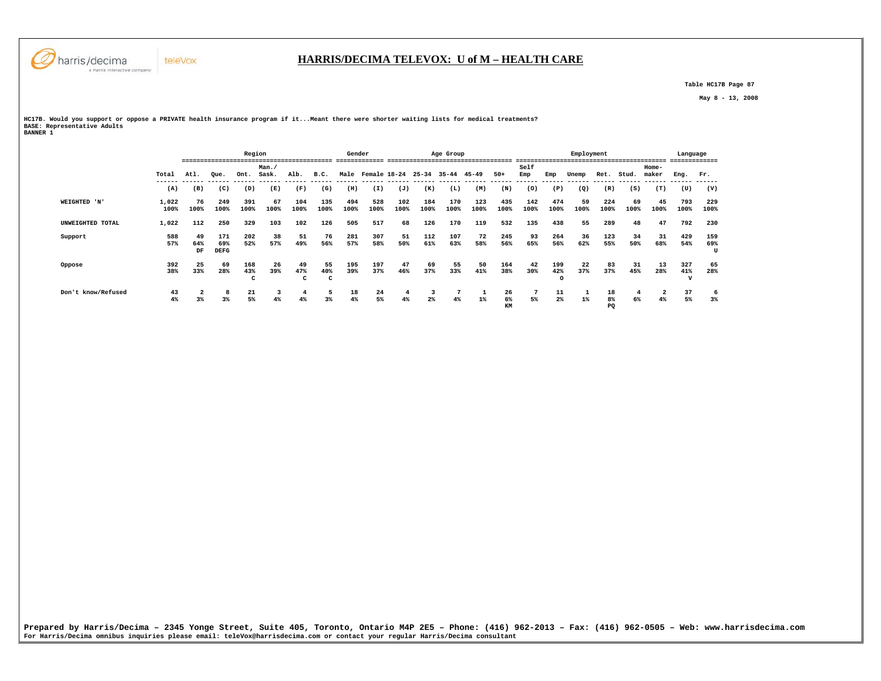# HARRIS/DECIMA TELEVOX: U of M – HEALTH CARE

Table HC17B Page 87

May 8 - 13, 2008

**HC17B. Would you support or oppose a PRIVATE health insurance program if it...Meant there were shorter waiting lists for medical treatments?**
**BASE: Representative Adults**
**BANNER 1**

| | | Region | | | | | | Gender | | Age Group | | | | | Employment | | | | | | Language | |
|---|---|---|---|---|---|---|---|---|---|---|---|---|---|---|---|---|---|---|---|---|---|---|
| | Total | Atl. | Que. | Ont. | Man./ Sask. | Alb. | B.C. | Male | Female | 18-24 | 25-34 | 35-44 | 45-49 | 50+ | Self Emp | Emp | Unemp | Ret. | Stud. | Home-maker | Eng. | Fr. |
| | (A) | (B) | (C) | (D) | (E) | (F) | (G) | (H) | (I) | (J) | (K) | (L) | (M) | (N) | (O) | (P) | (Q) | (R) | (S) | (T) | (U) | (V) |
| WEIGHTED 'N' | 1,022 100% | 76 100% | 249 100% | 391 100% | 67 100% | 104 100% | 135 100% | 494 100% | 528 100% | 102 100% | 184 100% | 170 100% | 123 100% | 435 100% | 142 100% | 474 100% | 59 100% | 224 100% | 69 100% | 45 100% | 793 100% | 229 100% |
| UNWEIGHTED TOTAL | 1,022 | 112 | 250 | 329 | 103 | 102 | 126 | 505 | 517 | 68 | 126 | 170 | 119 | 532 | 135 | 438 | 55 | 289 | 48 | 47 | 792 | 230 |
| Support | 588 57% | 49 64% DF | 171 69% DEFG | 202 52% | 38 57% | 51 49% | 76 56% | 281 57% | 307 58% | 51 50% | 112 61% | 107 63% | 72 58% | 245 56% | 93 65% | 264 56% | 36 62% | 123 55% | 34 50% | 31 68% | 429 54% | 159 69% U |
| Oppose | 392 38% | 25 33% | 69 28% | 168 43% C | 26 39% | 49 47% C | 55 40% C | 195 39% | 197 37% | 47 46% | 69 37% | 55 33% | 50 41% | 164 38% | 42 30% | 199 42% O | 22 37% | 83 37% | 31 45% | 13 28% | 327 41% V | 65 28% |
| Don't know/Refused | 43 4% | 2 3% | 8 3% | 21 5% | 3 4% | 4 4% | 5 3% | 18 4% | 24 5% | 4 4% | 3 2% | 7 4% | 1 1% | 26 6% KM | 7 5% | 11 2% | 1 1% | 18 8% PQ | 4 6% | 2 4% | 37 5% | 6 3% |

**Prepared by Harris/Decima – 2345 Yonge Street, Suite 405, Toronto, Ontario M4P 2E5 – Phone: (416) 962-2013 – Fax: (416) 962-0505 – Web: www.harrisdecima.com**
**For Harris/Decima omnibus inquiries please email: teleVox@harrisdecima.com or contact your regular Harris/Decima consultant**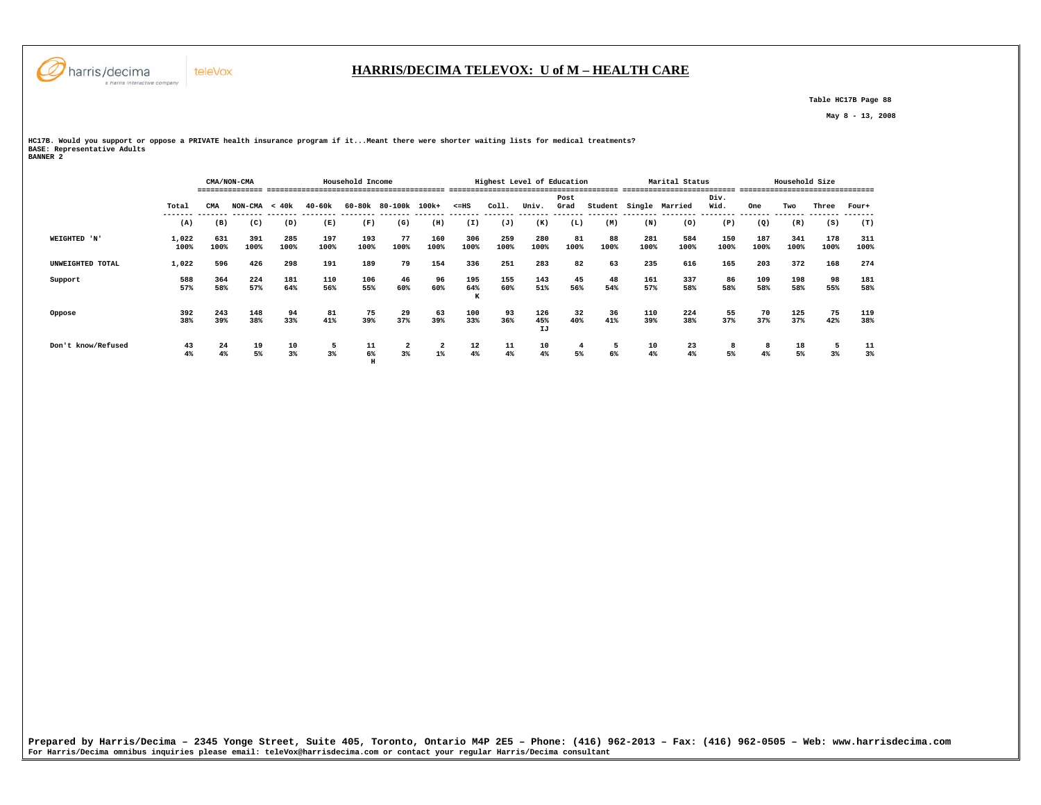# HARRIS/DECIMA TELEVOX: U of M – HEALTH CARE

Table HC17B Page 88

May 8 - 13, 2008

**HC17B. Would you support or oppose a PRIVATE health insurance program if it...Meant there were shorter waiting lists for medical treatments?**
**BASE: Representative Adults**
**BANNER 2**

| | | CMA/NON-CMA | | Household Income | | | | | Highest Level of Education | | | | | Marital Status | | | Household Size | | | |
|---|---|---|---|---|---|---|---|---|---|---|---|---|---|---|---|---|---|---|---|---|
| | Total | CMA | NON-CMA | < 40k | 40-60k | 60-80k | 80-100k | 100k+ | <=HS | Coll. | Univ. | Post Grad | Student | Single | Married | Div. Wid. | One | Two | Three | Four+ |
| | (A) | (B) | (C) | (D) | (E) | (F) | (G) | (H) | (I) | (J) | (K) | (L) | (M) | (N) | (O) | (P) | (Q) | (R) | (S) | (T) |
| WEIGHTED 'N' | 1,022<br>100% | 631<br>100% | 391<br>100% | 285<br>100% | 197<br>100% | 193<br>100% | 77<br>100% | 160<br>100% | 306<br>100% | 259<br>100% | 280<br>100% | 81<br>100% | 88<br>100% | 281<br>100% | 584<br>100% | 150<br>100% | 187<br>100% | 341<br>100% | 178<br>100% | 311<br>100% |
| UNWEIGHTED TOTAL | 1,022 | 596 | 426 | 298 | 191 | 189 | 79 | 154 | 336 | 251 | 283 | 82 | 63 | 235 | 616 | 165 | 203 | 372 | 168 | 274 |
| Support | 588<br>57% | 364<br>58% | 224<br>57% | 181<br>64% | 110<br>56% | 106<br>55% | 46<br>60% | 96<br>60% | 195<br>64%<br>K | 155<br>60% | 143<br>51% | 45<br>56% | 48<br>54% | 161<br>57% | 337<br>58% | 86<br>58% | 109<br>58% | 198<br>58% | 98<br>55% | 181<br>58% |
| Oppose | 392<br>38% | 243<br>39% | 148<br>38% | 94<br>33% | 81<br>41% | 75<br>39% | 29<br>37% | 63<br>39% | 100<br>33% | 93<br>36% | 126<br>45%<br>IJ | 32<br>40% | 36<br>41% | 110<br>39% | 224<br>38% | 55<br>37% | 70<br>37% | 125<br>37% | 75<br>42% | 119<br>38% |
| Don't know/Refused | 43<br>4% | 24<br>4% | 19<br>5% | 10<br>3% | 5<br>3% | 11<br>6%<br>H | 2<br>3% | 2<br>1% | 12<br>4% | 11<br>4% | 10<br>4% | 4<br>5% | 5<br>6% | 10<br>4% | 23<br>4% | 8<br>5% | 8<br>4% | 18<br>5% | 5<br>3% | 11<br>3% |

**Prepared by Harris/Decima – 2345 Yonge Street, Suite 405, Toronto, Ontario M4P 2E5 – Phone: (416) 962-2013 – Fax: (416) 962-0505 – Web: www.harrisdecima.com**
**For Harris/Decima omnibus inquiries please email: teleVox@harrisdecima.com or contact your regular Harris/Decima consultant**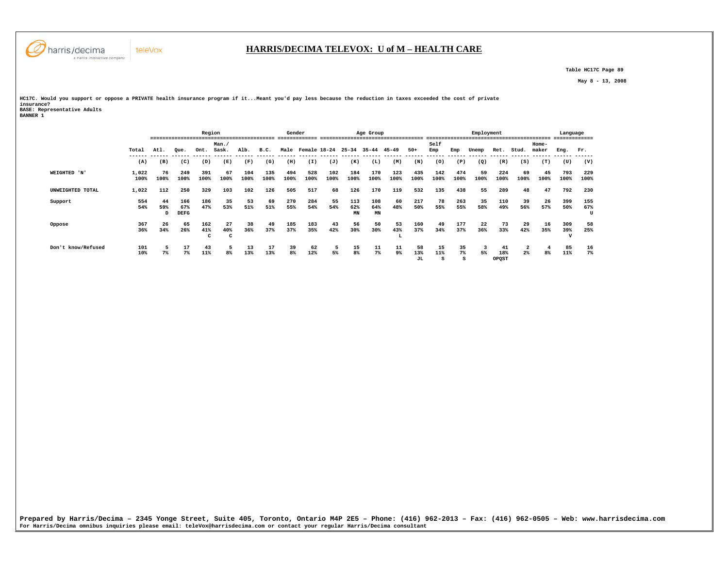# HARRIS/DECIMA TELEVOX: U of M – HEALTH CARE

Table HC17C Page 89

May 8 - 13, 2008

HC17C. Would you support or oppose a PRIVATE health insurance program if it...Meant you'd pay less because the reduction in taxes exceeded the cost of private insurance?
BASE: Representative Adults
BANNER 1

| | | Region | | | | | | Gender | | Age Group | | | | | Employment | | | | | | Language | |
|---|---|---|---|---|---|---|---|---|---|---|---|---|---|---|---|---|---|---|---|---|---|---|
| | Total | Atl. | Que. | Ont. | Man./ Sask. | Alb. | B.C. | Male | Female | 18-24 | 25-34 | 35-44 | 45-49 | 50+ | Self Emp | Emp | Unemp | Ret. | Stud. | Home-maker | Eng. | Fr. |
| | (A) | (B) | (C) | (D) | (E) | (F) | (G) | (H) | (I) | (J) | (K) | (L) | (M) | (N) | (O) | (P) | (Q) | (R) | (S) | (T) | (U) | (V) |
| WEIGHTED 'N' | 1,022 | 76 | 249 | 391 | 67 | 104 | 135 | 494 | 528 | 102 | 184 | 170 | 123 | 435 | 142 | 474 | 59 | 224 | 69 | 45 | 793 | 229 |
| | 100% | 100% | 100% | 100% | 100% | 100% | 100% | 100% | 100% | 100% | 100% | 100% | 100% | 100% | 100% | 100% | 100% | 100% | 100% | 100% | 100% | 100% |
| UNWEIGHTED TOTAL | 1,022 | 112 | 250 | 329 | 103 | 102 | 126 | 505 | 517 | 68 | 126 | 170 | 119 | 532 | 135 | 438 | 55 | 289 | 48 | 47 | 792 | 230 |
| Support | 554 | 44 | 166 | 186 | 35 | 53 | 69 | 270 | 284 | 55 | 113 | 108 | 60 | 217 | 78 | 263 | 35 | 110 | 39 | 26 | 399 | 155 |
| | 54% | 59% | 67% | 47% | 53% | 51% | 51% | 55% | 54% | 54% | 62% | 64% | 48% | 50% | 55% | 55% | 58% | 49% | 56% | 57% | 50% | 67% |
| | | D | DEFG | | | | | | | | MN | MN | | | | | | | | | | U |
| Oppose | 367 | 26 | 65 | 162 | 27 | 38 | 49 | 185 | 183 | 43 | 56 | 50 | 53 | 160 | 49 | 177 | 22 | 73 | 29 | 16 | 309 | 58 |
| | 36% | 34% | 26% | 41% | 40% | 36% | 37% | 37% | 35% | 42% | 30% | 30% | 43% | 37% | 34% | 37% | 36% | 33% | 42% | 35% | 39% | 25% |
| | | | | C | C | | | | | | | | L | | | | | | | | V | |
| Don't know/Refused | 101 | 5 | 17 | 43 | 5 | 13 | 17 | 39 | 62 | 5 | 15 | 11 | 11 | 58 | 15 | 35 | 3 | 41 | 2 | 4 | 85 | 16 |
| | 10% | 7% | 7% | 11% | 8% | 13% | 13% | 8% | 12% | 5% | 8% | 7% | 9% | 13% | 11% | 7% | 5% | 18% | 2% | 8% | 11% | 7% |
| | | | | | | | | | | | | | | JL | S | S | | OPQST | | | | |

Prepared by Harris/Decima – 2345 Yonge Street, Suite 405, Toronto, Ontario M4P 2E5 – Phone: (416) 962-2013 – Fax: (416) 962-0505 – Web: www.harrisdecima.com
For Harris/Decima omnibus inquiries please email: teleVox@harrisdecima.com or contact your regular Harris/Decima consultant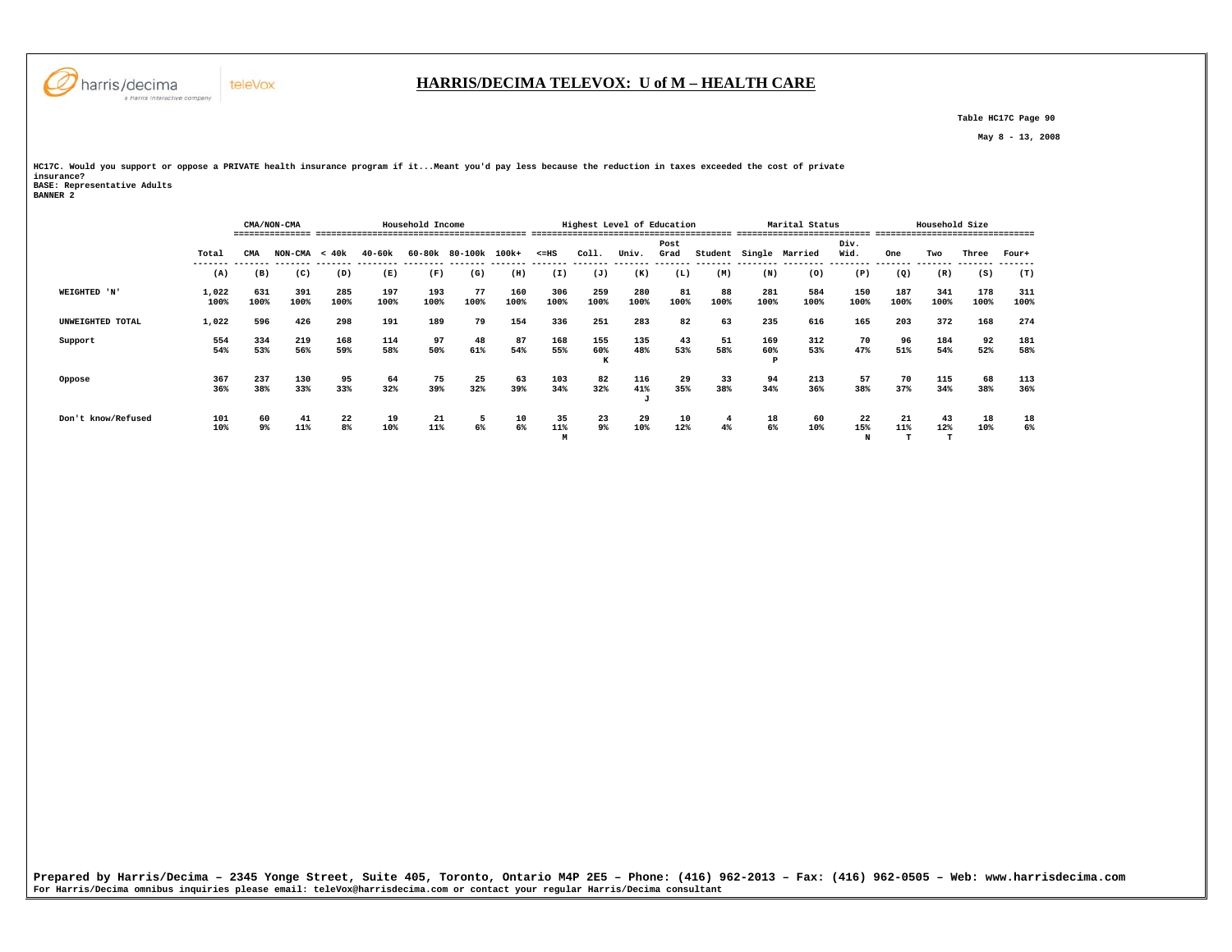# HARRIS/DECIMA TELEVOX: U of M – HEALTH CARE

Table HC17C Page 90

May 8 - 13, 2008

HC17C. Would you support or oppose a PRIVATE health insurance program if it...Meant you'd pay less because the reduction in taxes exceeded the cost of private insurance?
BASE: Representative Adults
BANNER 2

| | | CMA/NON-CMA | | Household Income | | | | | Highest Level of Education | | | | | Marital Status | | | Household Size | | | |
|---|---|---|---|---|---|---|---|---|---|---|---|---|---|---|---|---|---|---|---|---|
| | Total | CMA | NON-CMA | < 40k | 40-60k | 60-80k | 80-100k | 100k+ | <=HS | Coll. | Univ. | Post Grad | Student | Single | Married | Div. Wid. | One | Two | Three | Four+ |
| | (A) | (B) | (C) | (D) | (E) | (F) | (G) | (H) | (I) | (J) | (K) | (L) | (M) | (N) | (O) | (P) | (Q) | (R) | (S) | (T) |
| WEIGHTED 'N' | 1,022<br>100% | 631<br>100% | 391<br>100% | 285<br>100% | 197<br>100% | 193<br>100% | 77<br>100% | 160<br>100% | 306<br>100% | 259<br>100% | 280<br>100% | 81<br>100% | 88<br>100% | 281<br>100% | 584<br>100% | 150<br>100% | 187<br>100% | 341<br>100% | 178<br>100% | 311<br>100% |
| UNWEIGHTED TOTAL | 1,022 | 596 | 426 | 298 | 191 | 189 | 79 | 154 | 336 | 251 | 283 | 82 | 63 | 235 | 616 | 165 | 203 | 372 | 168 | 274 |
| Support | 554<br>54% | 334<br>53% | 219<br>56% | 168<br>59% | 114<br>58% | 97<br>50% | 48<br>61% | 87<br>54% | 168<br>55% | 155<br>60%<br>K | 135<br>48% | 43<br>53% | 51<br>58% | 169<br>60%<br>P | 312<br>53% | 70<br>47% | 96<br>51% | 184<br>54% | 92<br>52% | 181<br>58% |
| Oppose | 367<br>36% | 237<br>38% | 130<br>33% | 95<br>33% | 64<br>32% | 75<br>39% | 25<br>32% | 63<br>39% | 103<br>34% | 82<br>32% | 116<br>41%<br>J | 29<br>35% | 33<br>38% | 94<br>34% | 213<br>36% | 57<br>38% | 70<br>37% | 115<br>34% | 68<br>38% | 113<br>36% |
| Don't know/Refused | 101<br>10% | 60<br>9% | 41<br>11% | 22<br>8% | 19<br>10% | 21<br>11% | 5<br>6% | 10<br>6% | 35<br>11%<br>M | 23<br>9% | 29<br>10% | 10<br>12% | 4<br>4% | 18<br>6% | 60<br>10% | 22<br>15%<br>N | 21<br>11%<br>T | 43<br>12%<br>T | 18<br>10% | 18<br>6% |

Prepared by Harris/Decima – 2345 Yonge Street, Suite 405, Toronto, Ontario M4P 2E5 – Phone: (416) 962-2013 – Fax: (416) 962-0505 – Web: www.harrisdecima.com
For Harris/Decima omnibus inquiries please email: teleVox@harrisdecima.com or contact your regular Harris/Decima consultant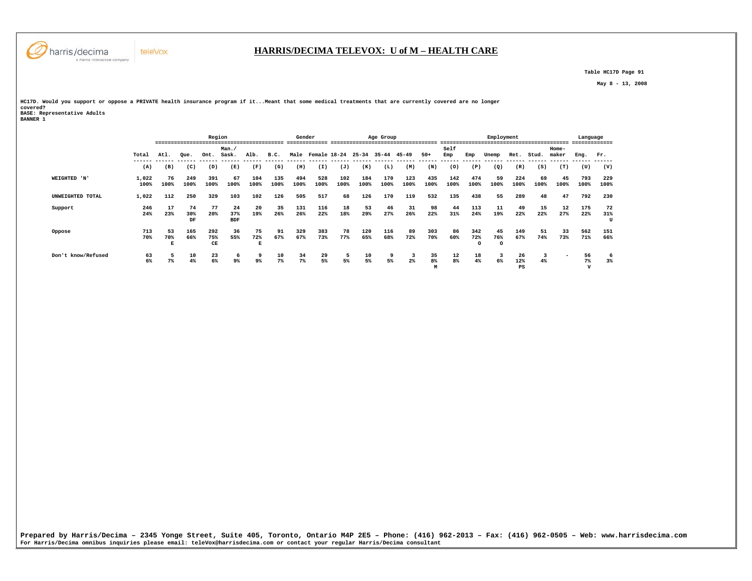## HARRIS/DECIMA TELEVOX: U of M – HEALTH CARE

Table HC17D Page 91

May 8 - 13, 2008

HC17D. Would you support or oppose a PRIVATE health insurance program if it...Meant that some medical treatments that are currently covered are no longer covered?
BASE: Representative Adults
BANNER 1

| | | Region | | | | | | Gender | | Age Group | | | | | Employment | | | | | | Language | |
|---|---|---|---|---|---|---|---|---|---|---|---|---|---|---|---|---|---|---|---|---|---|---|
| | Total | Atl. | Que. | Ont. | Man./ Sask. | Alb. | B.C. | Male | Female | 18-24 | 25-34 | 35-44 | 45-49 | 50+ | Self Emp | Emp | Unemp | Ret. | Stud. | Home-maker | Eng. | Fr. |
| | (A) | (B) | (C) | (D) | (E) | (F) | (G) | (H) | (I) | (J) | (K) | (L) | (M) | (N) | (O) | (P) | (Q) | (R) | (S) | (T) | (U) | (V) |
| WEIGHTED 'N' | 1,022<br>100% | 76<br>100% | 249<br>100% | 391<br>100% | 67<br>100% | 104<br>100% | 135<br>100% | 494<br>100% | 528<br>100% | 102<br>100% | 184<br>100% | 170<br>100% | 123<br>100% | 435<br>100% | 142<br>100% | 474<br>100% | 59<br>100% | 224<br>100% | 69<br>100% | 45<br>100% | 793<br>100% | 229<br>100% |
| UNWEIGHTED TOTAL | 1,022 | 112 | 250 | 329 | 103 | 102 | 126 | 505 | 517 | 68 | 126 | 170 | 119 | 532 | 135 | 438 | 55 | 289 | 48 | 47 | 792 | 230 |
| Support | 246<br>24% | 17<br>23% | 74<br>30%<br>DF | 77<br>20% | 24<br>37%<br>BDF | 20<br>19% | 35<br>26% | 131<br>26% | 116<br>22% | 18<br>18% | 53<br>29% | 46<br>27% | 31<br>26% | 98<br>22% | 44<br>31% | 113<br>24% | 11<br>19% | 49<br>22% | 15<br>22% | 12<br>27% | 175<br>22% | 72<br>31%<br>U |
| Oppose | 713<br>70% | 53<br>70%<br>E | 165<br>66% | 292<br>75%<br>CE | 36<br>55% | 75<br>72%<br>E | 91<br>67% | 329<br>67% | 383<br>73% | 78<br>77% | 120<br>65% | 116<br>68% | 89<br>72% | 303<br>70% | 86<br>60% | 342<br>72%<br>O | 45<br>76%<br>O | 149<br>67% | 51<br>74% | 33<br>73% | 562<br>71% | 151<br>66% |
| Don't know/Refused | 63<br>6% | 5<br>7% | 10<br>4% | 23<br>6% | 6<br>9% | 9<br>9% | 10<br>7% | 34<br>7% | 29<br>5% | 5<br>5% | 10<br>5% | 9<br>5% | 3<br>2% | 35<br>8%<br>M | 12<br>8% | 18<br>4% | 3<br>6% | 26<br>12%<br>PS | 3<br>4% | - | 56<br>7%<br>V | 6<br>3% |

Prepared by Harris/Decima – 2345 Yonge Street, Suite 405, Toronto, Ontario M4P 2E5 – Phone: (416) 962-2013 – Fax: (416) 962-0505 – Web: www.harrisdecima.com
For Harris/Decima omnibus inquiries please email: teleVox@harrisdecima.com or contact your regular Harris/Decima consultant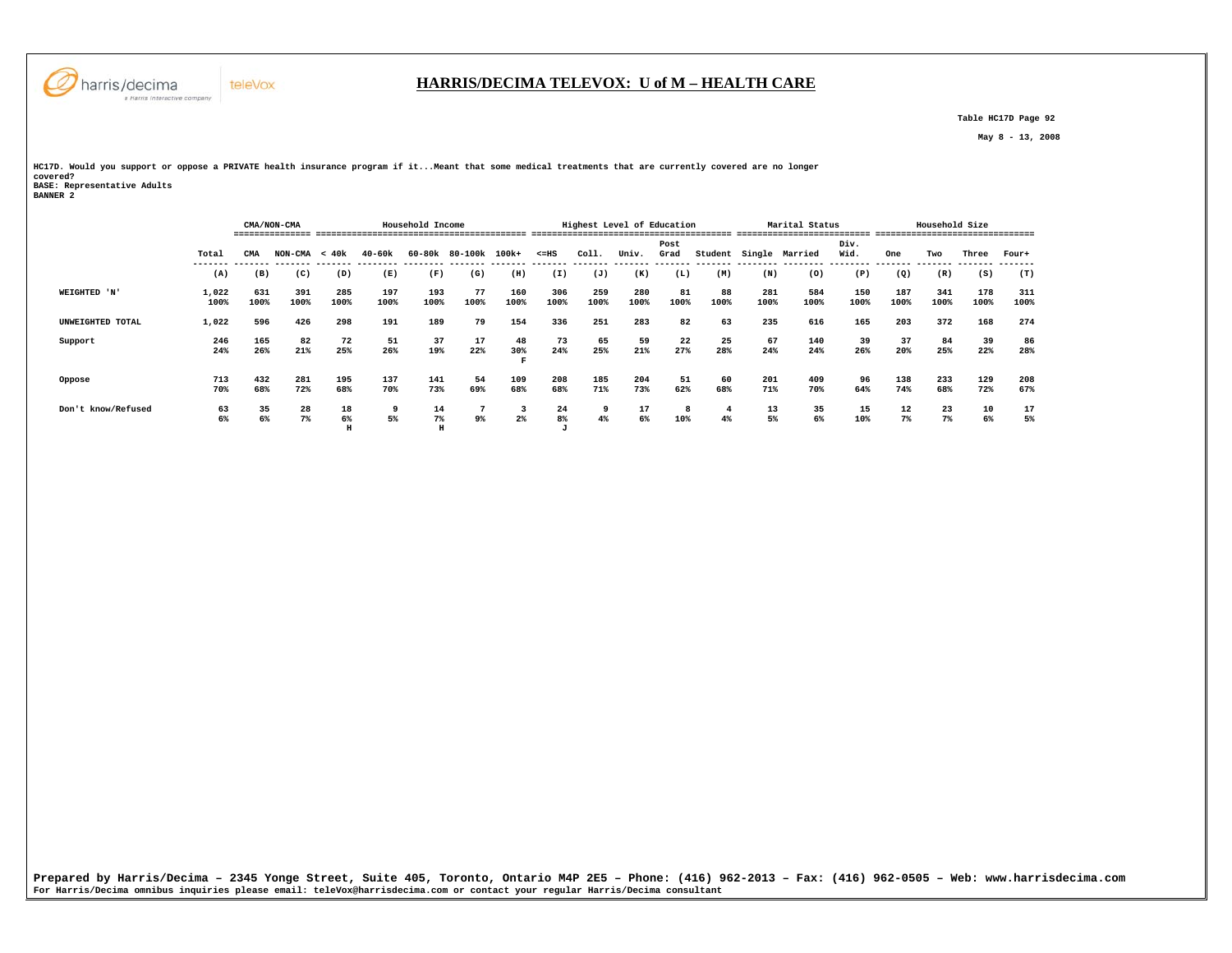## HARRIS/DECIMA TELEVOX: U of M – HEALTH CARE

Table HC17D Page 92

May 8 - 13, 2008

HC17D. Would you support or oppose a PRIVATE health insurance program if it...Meant that some medical treatments that are currently covered are no longer covered?
BASE: Representative Adults
BANNER 2

| | | CMA/NON-CMA | | Household Income | | | | | Highest Level of Education | | | | | Marital Status | | | Household Size | | | |
|---|---|---|---|---|---|---|---|---|---|---|---|---|---|---|---|---|---|---|---|---|
| | Total | CMA | NON-CMA | < 40k | 40-60k | 60-80k | 80-100k | 100k+ | <=HS | Coll. | Univ. | Post Grad | Student | Single | Married | Div. Wid. | One | Two | Three | Four+ |
| | (A) | (B) | (C) | (D) | (E) | (F) | (G) | (H) | (I) | (J) | (K) | (L) | (M) | (N) | (O) | (P) | (Q) | (R) | (S) | (T) |
| WEIGHTED 'N' | 1,022<br>100% | 631<br>100% | 391<br>100% | 285<br>100% | 197<br>100% | 193<br>100% | 77<br>100% | 160<br>100% | 306<br>100% | 259<br>100% | 280<br>100% | 81<br>100% | 88<br>100% | 281<br>100% | 584<br>100% | 150<br>100% | 187<br>100% | 341<br>100% | 178<br>100% | 311<br>100% |
| UNWEIGHTED TOTAL | 1,022 | 596 | 426 | 298 | 191 | 189 | 79 | 154 | 336 | 251 | 283 | 82 | 63 | 235 | 616 | 165 | 203 | 372 | 168 | 274 |
| Support | 246<br>24% | 165<br>26% | 82<br>21% | 72<br>25% | 51<br>26% | 37<br>19% | 17<br>22% | 48<br>30%<br>F | 73<br>24% | 65<br>25% | 59<br>21% | 22<br>27% | 25<br>28% | 67<br>24% | 140<br>24% | 39<br>26% | 37<br>20% | 84<br>25% | 39<br>22% | 86<br>28% |
| Oppose | 713<br>70% | 432<br>68% | 281<br>72% | 195<br>68% | 137<br>70% | 141<br>73% | 54<br>69% | 109<br>68% | 208<br>68% | 185<br>71% | 204<br>73% | 51<br>62% | 60<br>68% | 201<br>71% | 409<br>70% | 96<br>64% | 138<br>74% | 233<br>68% | 129<br>72% | 208<br>67% |
| Don't know/Refused | 63<br>6% | 35<br>6% | 28<br>7% | 18<br>6%<br>H | 9<br>5% | 14<br>7%<br>H | 7<br>9% | 3<br>2% | 24<br>8%<br>J | 9<br>4% | 17<br>6% | 8<br>10% | 4<br>4% | 13<br>5% | 35<br>6% | 15<br>10% | 12<br>7% | 23<br>7% | 10<br>6% | 17<br>5% |

Prepared by Harris/Decima – 2345 Yonge Street, Suite 405, Toronto, Ontario M4P 2E5 – Phone: (416) 962-2013 – Fax: (416) 962-0505 – Web: www.harrisdecima.com
For Harris/Decima omnibus inquiries please email: teleVox@harrisdecima.com or contact your regular Harris/Decima consultant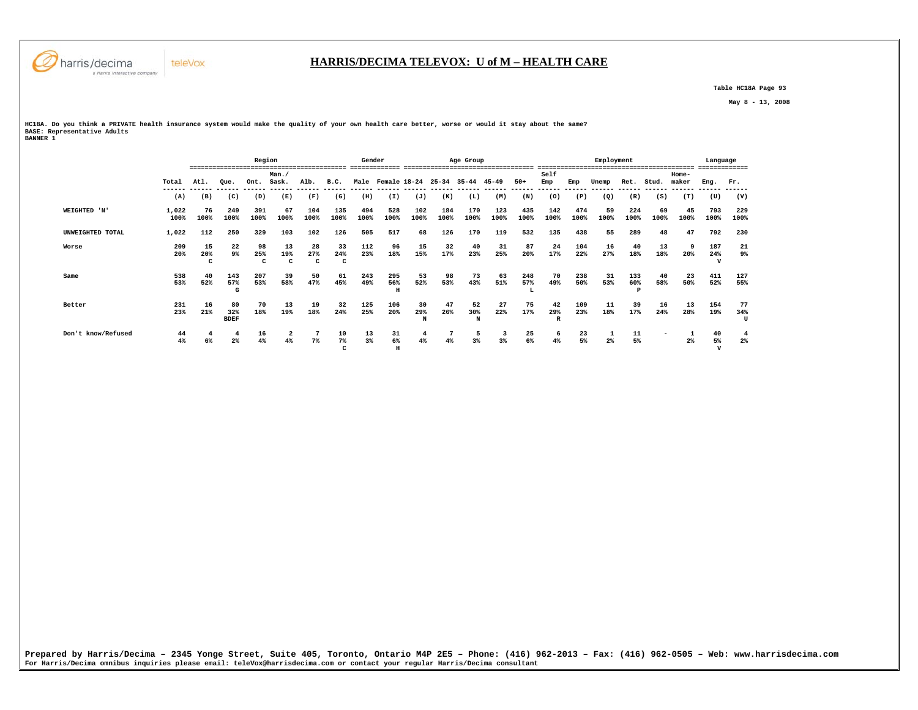# HARRIS/DECIMA TELEVOX: U of M – HEALTH CARE

Table HC18A Page 93

May 8 - 13, 2008

HC18A. Do you think a PRIVATE health insurance system would make the quality of your own health care better, worse or would it stay about the same?
BASE: Representative Adults
BANNER 1

| | | Region | | | | | | Gender | | Age Group | | | | | Employment | | | | | | Language | |
|---|---|---|---|---|---|---|---|---|---|---|---|---|---|---|---|---|---|---|---|---|---|---|
| | Total | Atl. | Que. | Ont. | Man./ Sask. | Alb. | B.C. | Male | Female | 18-24 | 25-34 | 35-44 | 45-49 | 50+ | Self Emp | Emp | Unemp | Ret. | Stud. | Home- maker | Eng. | Fr. |
| | (A) | (B) | (C) | (D) | (E) | (F) | (G) | (H) | (I) | (J) | (K) | (L) | (M) | (N) | (O) | (P) | (Q) | (R) | (S) | (T) | (U) | (V) |
| WEIGHTED 'N' | 1,022 100% | 76 100% | 249 100% | 391 100% | 67 100% | 104 100% | 135 100% | 494 100% | 528 100% | 102 100% | 184 100% | 170 100% | 123 100% | 435 100% | 142 100% | 474 100% | 59 100% | 224 100% | 69 100% | 45 100% | 793 100% | 229 100% |
| UNWEIGHTED TOTAL | 1,022 | 112 | 250 | 329 | 103 | 102 | 126 | 505 | 517 | 68 | 126 | 170 | 119 | 532 | 135 | 438 | 55 | 289 | 48 | 47 | 792 | 230 |
| Worse | 209 20% | 15 20% C | 22 9% | 98 25% C | 13 19% C | 28 27% C | 33 24% C | 112 23% | 96 18% | 15 15% | 32 17% | 40 23% | 31 25% | 87 20% | 24 17% | 104 22% | 16 27% | 40 18% | 13 18% | 9 20% | 187 24% V | 21 9% |
| Same | 538 53% | 40 52% | 143 57% G | 207 53% | 39 58% | 50 47% | 61 45% | 243 49% | 295 56% H | 53 52% | 98 53% | 73 43% | 63 51% | 248 57% L | 70 49% | 238 50% | 31 53% | 133 60% P | 40 58% | 23 50% | 411 52% | 127 55% |
| Better | 231 23% | 16 21% | 80 32% BDEF | 70 18% | 13 19% | 19 18% | 32 24% | 125 25% | 106 20% | 30 29% N | 47 26% | 52 30% N | 27 22% | 75 17% | 42 29% R | 109 23% | 11 18% | 39 17% | 16 24% | 13 28% | 154 19% | 77 34% U |
| Don't know/Refused | 44 4% | 4 6% | 4 2% | 16 4% | 2 4% | 7 7% | 10 7% C | 13 3% | 31 6% H | 4 4% | 7 4% | 5 3% | 3 3% | 25 6% | 6 4% | 23 5% | 1 2% | 11 5% | - | 1 2% | 40 5% V | 4 2% |

Prepared by Harris/Decima – 2345 Yonge Street, Suite 405, Toronto, Ontario M4P 2E5 – Phone: (416) 962-2013 – Fax: (416) 962-0505 – Web: www.harrisdecima.com
For Harris/Decima omnibus inquiries please email: teleVox@harrisdecima.com or contact your regular Harris/Decima consultant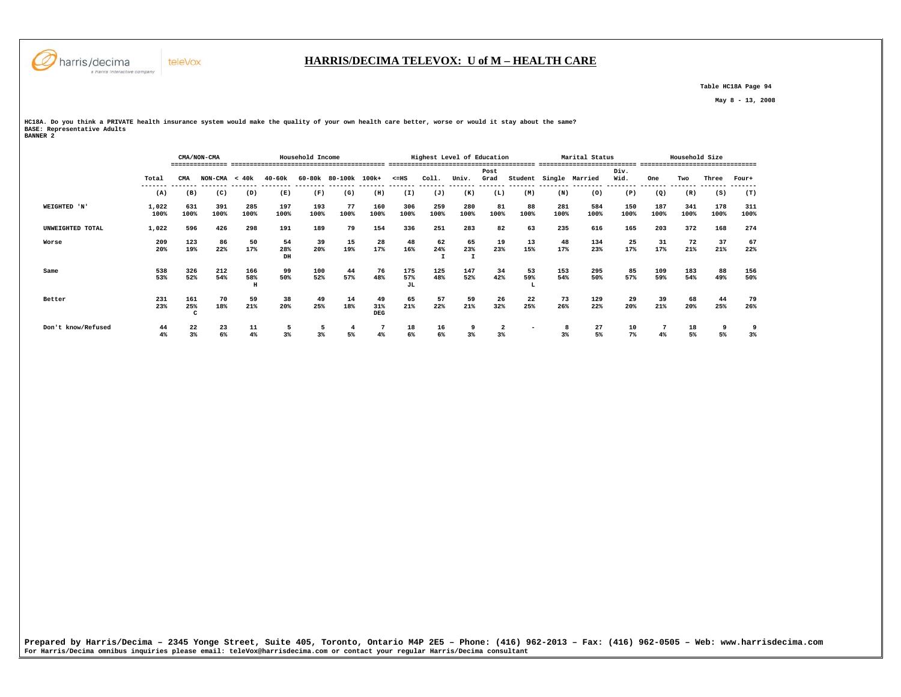## HARRIS/DECIMA TELEVOX: U of M – HEALTH CARE

Table HC18A Page 94

May 8 - 13, 2008

HC18A. Do you think a PRIVATE health insurance system would make the quality of your own health care better, worse or would it stay about the same?
BASE: Representative Adults
BANNER 2

| | | CMA/NON-CMA | | Household Income | | | | | Highest Level of Education | | | | | Marital Status | | | Household Size | | | |
|---|---|---|---|---|---|---|---|---|---|---|---|---|---|---|---|---|---|---|---|---|
| | Total | CMA | NON-CMA | < 40k | 40-60k | 60-80k | 80-100k | 100k+ | <=HS | Coll. | Univ. | Post Grad | Student | Single | Married | Div. Wid. | One | Two | Three | Four+ |
| | (A) | (B) | (C) | (D) | (E) | (F) | (G) | (H) | (I) | (J) | (K) | (L) | (M) | (N) | (O) | (P) | (Q) | (R) | (S) | (T) |
| WEIGHTED 'N' | 1,022<br>100% | 631<br>100% | 391<br>100% | 285<br>100% | 197<br>100% | 193<br>100% | 77<br>100% | 160<br>100% | 306<br>100% | 259<br>100% | 280<br>100% | 81<br>100% | 88<br>100% | 281<br>100% | 584<br>100% | 150<br>100% | 187<br>100% | 341<br>100% | 178<br>100% | 311<br>100% |
| UNWEIGHTED TOTAL | 1,022 | 596 | 426 | 298 | 191 | 189 | 79 | 154 | 336 | 251 | 283 | 82 | 63 | 235 | 616 | 165 | 203 | 372 | 168 | 274 |
| Worse | 209<br>20% | 123<br>19% | 86<br>22% | 50<br>17% | 54<br>28%<br>DH | 39<br>20% | 15<br>19% | 28<br>17% | 48<br>16% | 62<br>24%<br>I | 65<br>23%<br>I | 19<br>23% | 13<br>15% | 48<br>17% | 134<br>23% | 25<br>17% | 31<br>17% | 72<br>21% | 37<br>21% | 67<br>22% |
| Same | 538<br>53% | 326<br>52% | 212<br>54% | 166<br>58%<br>H | 99<br>50% | 100<br>52% | 44<br>57% | 76<br>48% | 175<br>57%<br>JL | 125<br>48% | 147<br>52% | 34<br>42% | 53<br>59%<br>L | 153<br>54% | 295<br>50% | 85<br>57% | 109<br>59% | 183<br>54% | 88<br>49% | 156<br>50% |
| Better | 231<br>23% | 161<br>25%<br>C | 70<br>18% | 59<br>21% | 38<br>20% | 49<br>25% | 14<br>18% | 49<br>31%<br>DEG | 65<br>21% | 57<br>22% | 59<br>21% | 26<br>32% | 22<br>25% | 73<br>26% | 129<br>22% | 29<br>20% | 39<br>21% | 68<br>20% | 44<br>25% | 79<br>26% |
| Don't know/Refused | 44<br>4% | 22<br>3% | 23<br>6% | 11<br>4% | 5<br>3% | 5<br>3% | 4<br>5% | 7<br>4% | 18<br>6% | 16<br>6% | 9<br>3% | 2<br>3% | - | 8<br>3% | 27<br>5% | 10<br>7% | 7<br>4% | 18<br>5% | 9<br>5% | 9<br>3% |

Prepared by Harris/Decima – 2345 Yonge Street, Suite 405, Toronto, Ontario M4P 2E5 – Phone: (416) 962-2013 – Fax: (416) 962-0505 – Web: www.harrisdecima.com
For Harris/Decima omnibus inquiries please email: teleVox@harrisdecima.com or contact your regular Harris/Decima consultant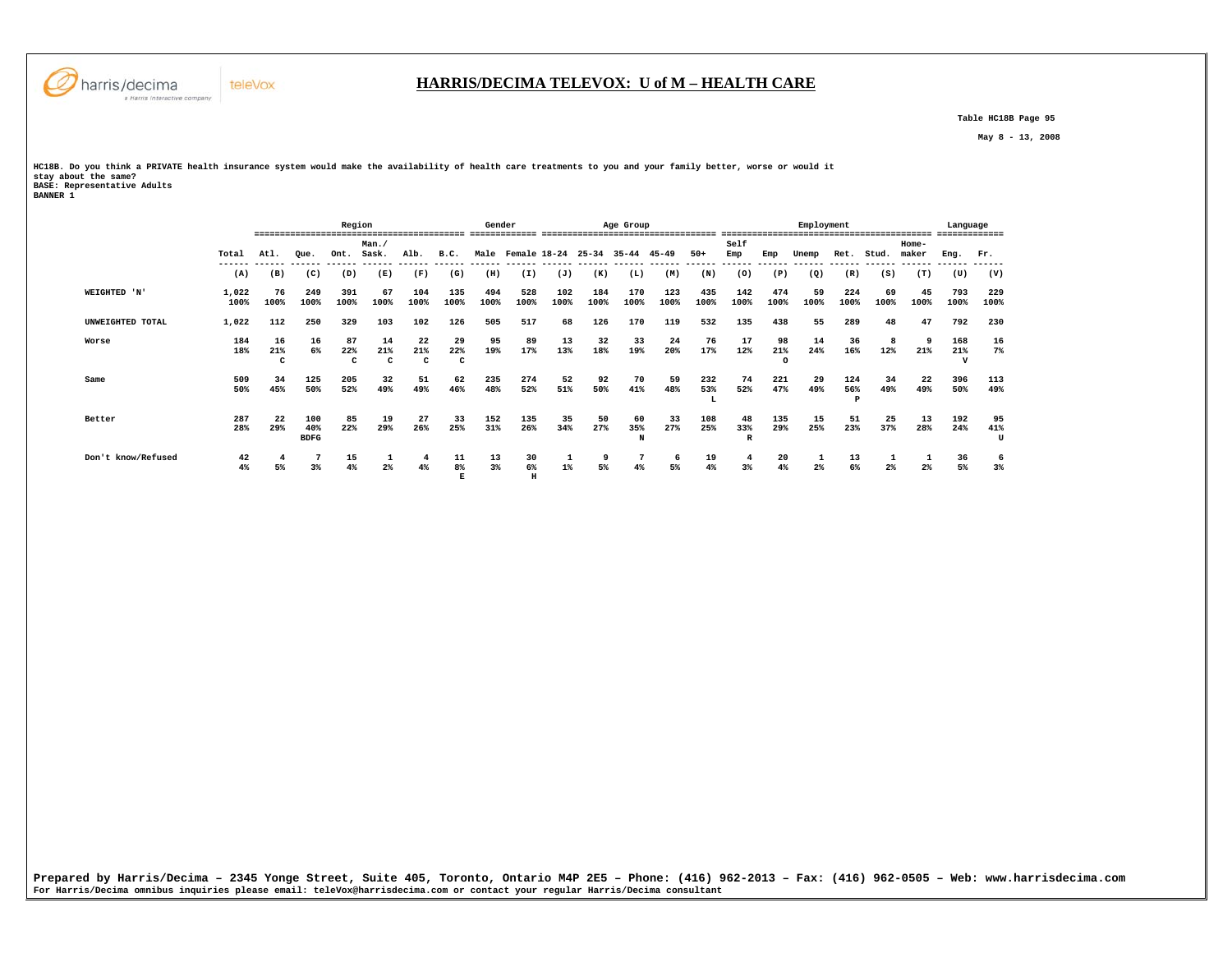# HARRIS/DECIMA TELEVOX: U of M – HEALTH CARE

Table HC18B Page 95

May 8 - 13, 2008

HC18B. Do you think a PRIVATE health insurance system would make the availability of health care treatments to you and your family better, worse or would it stay about the same?
BASE: Representative Adults
BANNER 1

| | | Region | | | | | | Gender | | Age Group | | | | | Employment | | | | | | Language | |
|---|---|---|---|---|---|---|---|---|---|---|---|---|---|---|---|---|---|---|---|---|---|---|
| | Total | Atl. | Que. | Ont. | Man./ Sask. | Alb. | B.C. | Male | Female | 18-24 | 25-34 | 35-44 | 45-49 | 50+ | Self Emp | Emp | Unemp | Ret. | Stud. | Home-maker | Eng. | Fr. |
| | (A) | (B) | (C) | (D) | (E) | (F) | (G) | (H) | (I) | (J) | (K) | (L) | (M) | (N) | (O) | (P) | (Q) | (R) | (S) | (T) | (U) | (V) |
| WEIGHTED 'N' | 1,022 100% | 76 100% | 249 100% | 391 100% | 67 100% | 104 100% | 135 100% | 494 100% | 528 100% | 102 100% | 184 100% | 170 100% | 123 100% | 435 100% | 142 100% | 474 100% | 59 100% | 224 100% | 69 100% | 45 100% | 793 100% | 229 100% |
| UNWEIGHTED TOTAL | 1,022 | 112 | 250 | 329 | 103 | 102 | 126 | 505 | 517 | 68 | 126 | 170 | 119 | 532 | 135 | 438 | 55 | 289 | 48 | 47 | 792 | 230 |
| Worse | 184 18% | 16 21% C | 16 6% | 87 22% C | 14 21% C | 22 21% C | 29 22% C | 95 19% | 89 17% | 13 13% | 32 18% | 33 19% | 24 20% | 76 17% | 17 12% | 98 21% O | 14 24% | 36 16% | 8 12% | 9 21% | 168 21% V | 16 7% |
| Same | 509 50% | 34 45% | 125 50% | 205 52% | 32 49% | 51 49% | 62 46% | 235 48% | 274 52% | 52 51% | 92 50% | 70 41% | 59 48% | 232 53% L | 74 52% | 221 47% | 29 49% | 124 56% P | 34 49% | 22 49% | 396 50% | 113 49% |
| Better | 287 28% | 22 29% | 100 40% BDFG | 85 22% | 19 29% | 27 26% | 33 25% | 152 31% | 135 26% | 35 34% | 50 27% | 60 35% N | 33 27% | 108 25% | 48 33% R | 135 29% | 15 25% | 51 23% | 25 37% | 13 28% | 192 24% | 95 41% U |
| Don't know/Refused | 42 4% | 4 5% | 7 3% | 15 4% | 1 2% | 4 4% | 11 8% E | 13 3% | 30 6% H | 1 1% | 9 5% | 7 4% | 6 5% | 19 4% | 4 3% | 20 4% | 1 2% | 13 6% | 1 2% | 1 2% | 36 5% | 6 3% |

Prepared by Harris/Decima – 2345 Yonge Street, Suite 405, Toronto, Ontario M4P 2E5 – Phone: (416) 962-2013 – Fax: (416) 962-0505 – Web: www.harrisdecima.com
For Harris/Decima omnibus inquiries please email: teleVox@harrisdecima.com or contact your regular Harris/Decima consultant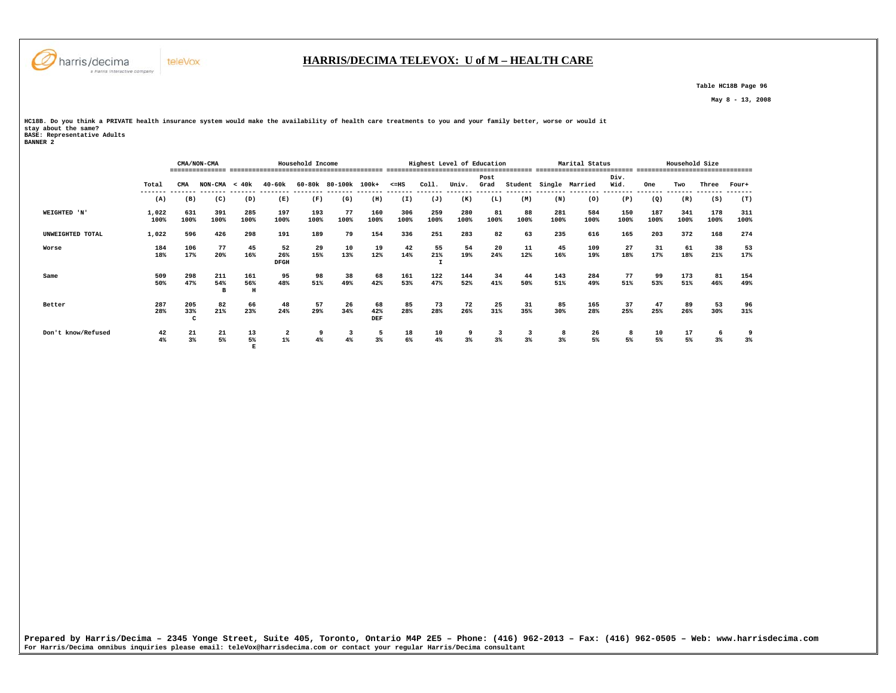## HARRIS/DECIMA TELEVOX: U of M – HEALTH CARE

Table HC18B Page 96

May 8 - 13, 2008

HC18B. Do you think a PRIVATE health insurance system would make the availability of health care treatments to you and your family better, worse or would it stay about the same?
BASE: Representative Adults
BANNER 2

| | | CMA/NON-CMA | | Household Income | | | | | Highest Level of Education | | | | | Marital Status | | | Household Size | | | |
|---|---|---|---|---|---|---|---|---|---|---|---|---|---|---|---|---|---|---|---|---|
| | Total | CMA | NON-CMA | < 40k | 40-60k | 60-80k | 80-100k | 100k+ | <=HS | Coll. | Univ. | Post Grad | Student | Single | Married | Div. Wid. | One | Two | Three | Four+ |
| | (A) | (B) | (C) | (D) | (E) | (F) | (G) | (H) | (I) | (J) | (K) | (L) | (M) | (N) | (O) | (P) | (Q) | (R) | (S) | (T) |
| WEIGHTED 'N' | 1,022<br>100% | 631<br>100% | 391<br>100% | 285<br>100% | 197<br>100% | 193<br>100% | 77<br>100% | 160<br>100% | 306<br>100% | 259<br>100% | 280<br>100% | 81<br>100% | 88<br>100% | 281<br>100% | 584<br>100% | 150<br>100% | 187<br>100% | 341<br>100% | 178<br>100% | 311<br>100% |
| UNWEIGHTED TOTAL | 1,022 | 596 | 426 | 298 | 191 | 189 | 79 | 154 | 336 | 251 | 283 | 82 | 63 | 235 | 616 | 165 | 203 | 372 | 168 | 274 |
| Worse | 184<br>18% | 106<br>17% | 77<br>20% | 45<br>16% | 52<br>26%<br>DFGH | 29<br>15% | 10<br>13% | 19<br>12% | 42<br>14% | 55<br>21%<br>I | 54<br>19% | 20<br>24% | 11<br>12% | 45<br>16% | 109<br>19% | 27<br>18% | 31<br>17% | 61<br>18% | 38<br>21% | 53<br>17% |
| Same | 509<br>50% | 298<br>47% | 211<br>54%<br>B | 161<br>56%<br>H | 95<br>48% | 98<br>51% | 38<br>49% | 68<br>42% | 161<br>53% | 122<br>47% | 144<br>52% | 34<br>41% | 44<br>50% | 143<br>51% | 284<br>49% | 77<br>51% | 99<br>53% | 173<br>51% | 81<br>46% | 154<br>49% |
| Better | 287<br>28% | 205<br>33%<br>C | 82<br>21% | 66<br>23% | 48<br>24% | 57<br>29% | 26<br>34% | 68<br>42%<br>DEF | 85<br>28% | 73<br>28% | 72<br>26% | 25<br>31% | 31<br>35% | 85<br>30% | 165<br>28% | 37<br>25% | 47<br>25% | 89<br>26% | 53<br>30% | 96<br>31% |
| Don't know/Refused | 42<br>4% | 21<br>3% | 21<br>5% | 13<br>5%<br>E | 2<br>1% | 9<br>4% | 3<br>4% | 5<br>3% | 18<br>6% | 10<br>4% | 9<br>3% | 3<br>3% | 3<br>3% | 8<br>3% | 26<br>5% | 8<br>5% | 10<br>5% | 17<br>5% | 6<br>3% | 9<br>3% |

**Prepared by Harris/Decima – 2345 Yonge Street, Suite 405, Toronto, Ontario M4P 2E5 – Phone: (416) 962-2013 – Fax: (416) 962-0505 – Web: www.harrisdecima.com**
For Harris/Decima omnibus inquiries please email: teleVox@harrisdecima.com or contact your regular Harris/Decima consultant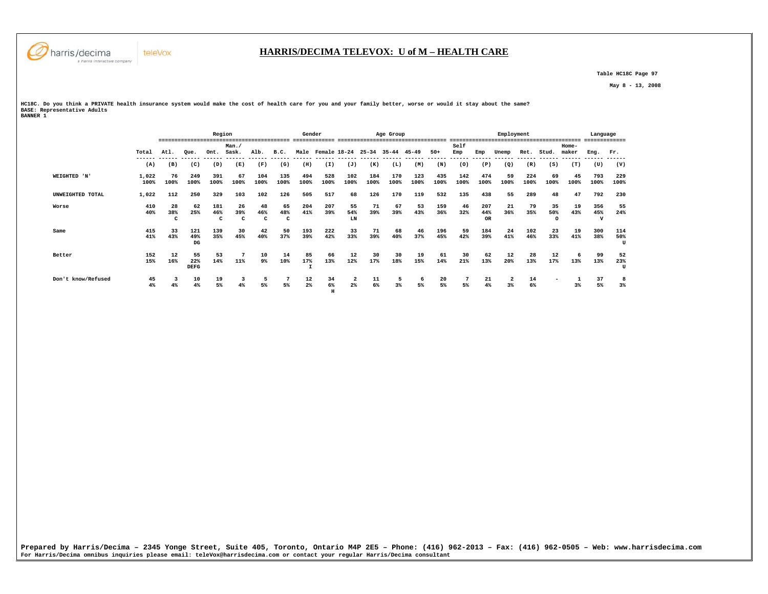# HARRIS/DECIMA TELEVOX: U of M – HEALTH CARE

Table HC18C Page 97

May 8 - 13, 2008

HC18C. Do you think a PRIVATE health insurance system would make the cost of health care for you and your family better, worse or would it stay about the same?
BASE: Representative Adults
BANNER 1

| | | Region | | | | | | Gender | | Age Group | | | | | Employment | | | | | | Language | |
|---|---|---|---|---|---|---|---|---|---|---|---|---|---|---|---|---|---|---|---|---|---|---|
| | Total | Atl. | Que. | Ont. | Man./ Sask. | Alb. | B.C. | Male | Female | 18-24 | 25-34 | 35-44 | 45-49 | 50+ | Self Emp | Emp | Unemp | Ret. | Stud. | Home-maker | Eng. | Fr. |
| | (A) | (B) | (C) | (D) | (E) | (F) | (G) | (H) | (I) | (J) | (K) | (L) | (M) | (N) | (O) | (P) | (Q) | (R) | (S) | (T) | (U) | (V) |
| WEIGHTED 'N' | 1,022 | 76 | 249 | 391 | 67 | 104 | 135 | 494 | 528 | 102 | 184 | 170 | 123 | 435 | 142 | 474 | 59 | 224 | 69 | 45 | 793 | 229 |
| | 100% | 100% | 100% | 100% | 100% | 100% | 100% | 100% | 100% | 100% | 100% | 100% | 100% | 100% | 100% | 100% | 100% | 100% | 100% | 100% | 100% | 100% |
| UNWEIGHTED TOTAL | 1,022 | 112 | 250 | 329 | 103 | 102 | 126 | 505 | 517 | 68 | 126 | 170 | 119 | 532 | 135 | 438 | 55 | 289 | 48 | 47 | 792 | 230 |
| Worse | 410 | 28 | 62 | 181 | 26 | 48 | 65 | 204 | 207 | 55 | 71 | 67 | 53 | 159 | 46 | 207 | 21 | 79 | 35 | 19 | 356 | 55 |
| | 40% | 38% | 25% | 46% | 39% | 46% | 48% | 41% | 39% | 54% | 39% | 39% | 43% | 36% | 32% | 44% | 36% | 35% | 50% | 43% | 45% | 24% |
| | | C | | C | C | C | C | | | LN | | | | | | OR | | | O | | V | |
| Same | 415 | 33 | 121 | 139 | 30 | 42 | 50 | 193 | 222 | 33 | 71 | 68 | 46 | 196 | 59 | 184 | 24 | 102 | 23 | 19 | 300 | 114 |
| | 41% | 43% | 49% | 35% | 45% | 40% | 37% | 39% | 42% | 33% | 39% | 40% | 37% | 45% | 42% | 39% | 41% | 46% | 33% | 41% | 38% | 50% |
| | | | DG | | | | | | | | | | | | | | | | | | | U |
| Better | 152 | 12 | 55 | 53 | 7 | 10 | 14 | 85 | 66 | 12 | 30 | 30 | 19 | 61 | 30 | 62 | 12 | 28 | 12 | 6 | 99 | 52 |
| | 15% | 16% | 22% | 14% | 11% | 9% | 10% | 17% | 13% | 12% | 17% | 18% | 15% | 14% | 21% | 13% | 20% | 13% | 17% | 13% | 13% | 23% |
| | | | DEFG | | | | | I | | | | | | | | | | | | | | U |
| Don't know/Refused | 45 | 3 | 10 | 19 | 3 | 5 | 7 | 12 | 34 | 2 | 11 | 5 | 6 | 20 | 7 | 21 | 2 | 14 | - | 1 | 37 | 8 |
| | 4% | 4% | 4% | 5% | 4% | 5% | 5% | 2% | 6% | 2% | 6% | 3% | 5% | 5% | 5% | 4% | 3% | 6% | | 3% | 5% | 3% |
| | | | | | | | | | H | | | | | | | | | | | | | |

Prepared by Harris/Decima – 2345 Yonge Street, Suite 405, Toronto, Ontario M4P 2E5 – Phone: (416) 962-2013 – Fax: (416) 962-0505 – Web: www.harrisdecima.com
For Harris/Decima omnibus inquiries please email: teleVox@harrisdecima.com or contact your regular Harris/Decima consultant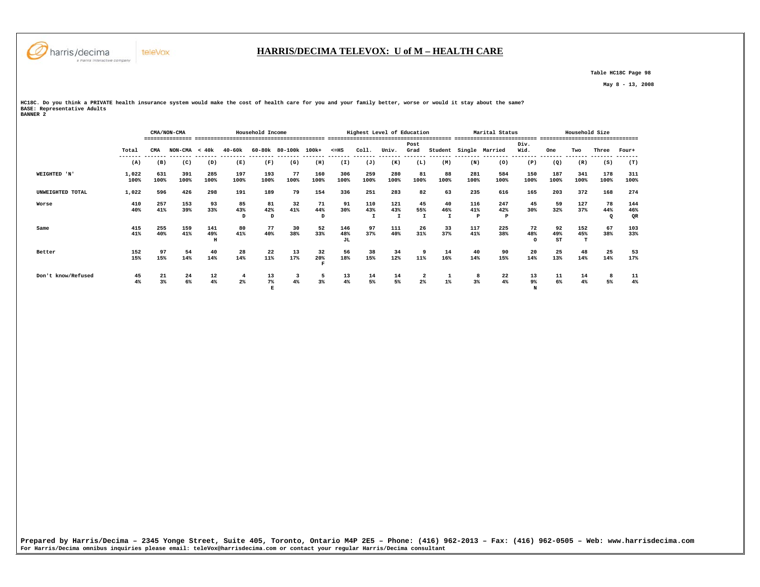# HARRIS/DECIMA TELEVOX: U of M – HEALTH CARE

Table HC18C Page 98

May 8 - 13, 2008

HC18C. Do you think a PRIVATE health insurance system would make the cost of health care for you and your family better, worse or would it stay about the same?
BASE: Representative Adults
BANNER 2

| | Total | CMA/NON-CMA | | Household Income | | | | | Highest Level of Education | | | | | Marital Status | | | Household Size | | | |
|---|---|---|---|---|---|---|---|---|---|---|---|---|---|---|---|---|---|---|---|---|
| | | CMA | NON-CMA | < 40k | 40-60k | 60-80k | 80-100k | 100k+ | <=HS | Coll. | Univ. | Post Grad | Student | Single | Married | Div. Wid. | One | Two | Three | Four+ |
| | (A) | (B) | (C) | (D) | (E) | (F) | (G) | (H) | (I) | (J) | (K) | (L) | (M) | (N) | (O) | (P) | (Q) | (R) | (S) | (T) |
| WEIGHTED 'N' | 1,022 | 631 | 391 | 285 | 197 | 193 | 77 | 160 | 306 | 259 | 280 | 81 | 88 | 281 | 584 | 150 | 187 | 341 | 178 | 311 |
| | 100% | 100% | 100% | 100% | 100% | 100% | 100% | 100% | 100% | 100% | 100% | 100% | 100% | 100% | 100% | 100% | 100% | 100% | 100% | 100% |
| UNWEIGHTED TOTAL | 1,022 | 596 | 426 | 298 | 191 | 189 | 79 | 154 | 336 | 251 | 283 | 82 | 63 | 235 | 616 | 165 | 203 | 372 | 168 | 274 |
| Worse | 410 | 257 | 153 | 93 | 85 | 81 | 32 | 71 | 91 | 110 | 121 | 45 | 40 | 116 | 247 | 45 | 59 | 127 | 78 | 144 |
| | 40% | 41% | 39% | 33% | 43% | 42% | 41% | 44% | 30% | 43% | 43% | 55% | 46% | 41% | 42% | 30% | 32% | 37% | 44% | 46% |
| | | | | | D | D | | D | | I | I | I | I | P | P | | | | Q | QR |
| Same | 415 | 255 | 159 | 141 | 80 | 77 | 30 | 52 | 146 | 97 | 111 | 26 | 33 | 117 | 225 | 72 | 92 | 152 | 67 | 103 |
| | 41% | 40% | 41% | 49% | 41% | 40% | 38% | 33% | 48% | 37% | 40% | 31% | 37% | 41% | 38% | 48% | 49% | 45% | 38% | 33% |
| | | | | H | | | | | JL | | | | | | | O | ST | T | | |
| Better | 152 | 97 | 54 | 40 | 28 | 22 | 13 | 32 | 56 | 38 | 34 | 9 | 14 | 40 | 90 | 20 | 25 | 48 | 25 | 53 |
| | 15% | 15% | 14% | 14% | 14% | 11% | 17% | 20% | 18% | 15% | 12% | 11% | 16% | 14% | 15% | 14% | 13% | 14% | 14% | 17% |
| | | | | | | | | F | | | | | | | | | | | | |
| Don't know/Refused | 45 | 21 | 24 | 12 | 4 | 13 | 3 | 5 | 13 | 14 | 14 | 2 | 1 | 8 | 22 | 13 | 11 | 14 | 8 | 11 |
| | 4% | 3% | 6% | 4% | 2% | 7% | 4% | 3% | 4% | 5% | 5% | 2% | 1% | 3% | 4% | 9% | 6% | 4% | 5% | 4% |
| | | | | | | E | | | | | | | | | | N | | | | |

**Prepared by Harris/Decima – 2345 Yonge Street, Suite 405, Toronto, Ontario M4P 2E5 – Phone: (416) 962-2013 – Fax: (416) 962-0505 – Web: www.harrisdecima.com**
For Harris/Decima omnibus inquiries please email: teleVox@harrisdecima.com or contact your regular Harris/Decima consultant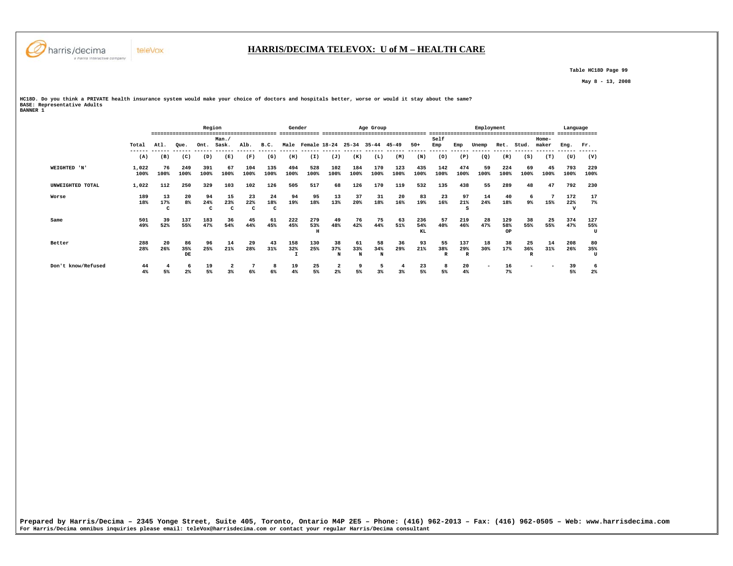# HARRIS/DECIMA TELEVOX: U of M – HEALTH CARE

Table HC18D Page 99

May 8 - 13, 2008

HC18D. Do you think a PRIVATE health insurance system would make your choice of doctors and hospitals better, worse or would it stay about the same?
BASE: Representative Adults
BANNER 1

| | | Region | | | | | | Gender | | Age Group | | | | | Employment | | | | | | Language | |
|---|---|---|---|---|---|---|---|---|---|---|---|---|---|---|---|---|---|---|---|---|---|---|
| | Total | Atl. | Que. | Ont. | Man./ Sask. | Alb. | B.C. | Male | Female | 18-24 | 25-34 | 35-44 | 45-49 | 50+ | Self Emp | Emp | Unemp | Ret. | Stud. | Home-maker | Eng. | Fr. |
| | (A) | (B) | (C) | (D) | (E) | (F) | (G) | (H) | (I) | (J) | (K) | (L) | (M) | (N) | (O) | (P) | (Q) | (R) | (S) | (T) | (U) | (V) |
| WEIGHTED 'N' | 1,022<br>100% | 76<br>100% | 249<br>100% | 391<br>100% | 67<br>100% | 104<br>100% | 135<br>100% | 494<br>100% | 528<br>100% | 102<br>100% | 184<br>100% | 170<br>100% | 123<br>100% | 435<br>100% | 142<br>100% | 474<br>100% | 59<br>100% | 224<br>100% | 69<br>100% | 45<br>100% | 793<br>100% | 229<br>100% |
| UNWEIGHTED TOTAL | 1,022 | 112 | 250 | 329 | 103 | 102 | 126 | 505 | 517 | 68 | 126 | 170 | 119 | 532 | 135 | 438 | 55 | 289 | 48 | 47 | 792 | 230 |
| Worse | 189<br>18% | 13<br>17%<br>C | 20<br>8% | 94<br>24%<br>C | 15<br>23%<br>C | 23<br>22%<br>C | 24<br>18%<br>C | 94<br>19% | 95<br>18% | 13<br>13% | 37<br>20% | 31<br>18% | 20<br>16% | 83<br>19% | 23<br>16% | 97<br>21%<br>S | 14<br>24% | 40<br>18% | 6<br>9% | 7<br>15% | 172<br>22%<br>V | 17<br>7% |
| Same | 501<br>49% | 39<br>52% | 137<br>55% | 183<br>47% | 36<br>54% | 45<br>44% | 61<br>45% | 222<br>45% | 279<br>53%<br>H | 49<br>48% | 76<br>42% | 75<br>44% | 63<br>51% | 236<br>54%<br>KL | 57<br>40% | 219<br>46% | 28<br>47% | 129<br>58%<br>OP | 38<br>55% | 25<br>55% | 374<br>47% | 127<br>55%<br>U |
| Better | 288<br>28% | 20<br>26% | 86<br>35%<br>DE | 96<br>25% | 14<br>21% | 29<br>28% | 43<br>31% | 158<br>32%<br>I | 130<br>25% | 38<br>37%<br>N | 61<br>33%<br>N | 58<br>34%<br>N | 36<br>29% | 93<br>21% | 55<br>38%<br>R | 137<br>29%<br>R | 18<br>30% | 38<br>17% | 25<br>36%<br>R | 14<br>31% | 208<br>26% | 80<br>35%<br>U |
| Don't know/Refused | 44<br>4% | 4<br>5% | 6<br>2% | 19<br>5% | 2<br>3% | 7<br>6% | 8<br>6% | 19<br>4% | 25<br>5% | 2<br>2% | 9<br>5% | 5<br>3% | 4<br>3% | 23<br>5% | 8<br>5% | 20<br>4% | - | 16<br>7% | - | - | 39<br>5% | 6<br>2% |

Prepared by Harris/Decima – 2345 Yonge Street, Suite 405, Toronto, Ontario M4P 2E5 – Phone: (416) 962-2013 – Fax: (416) 962-0505 – Web: www.harrisdecima.com
For Harris/Decima omnibus inquiries please email: teleVox@harrisdecima.com or contact your regular Harris/Decima consultant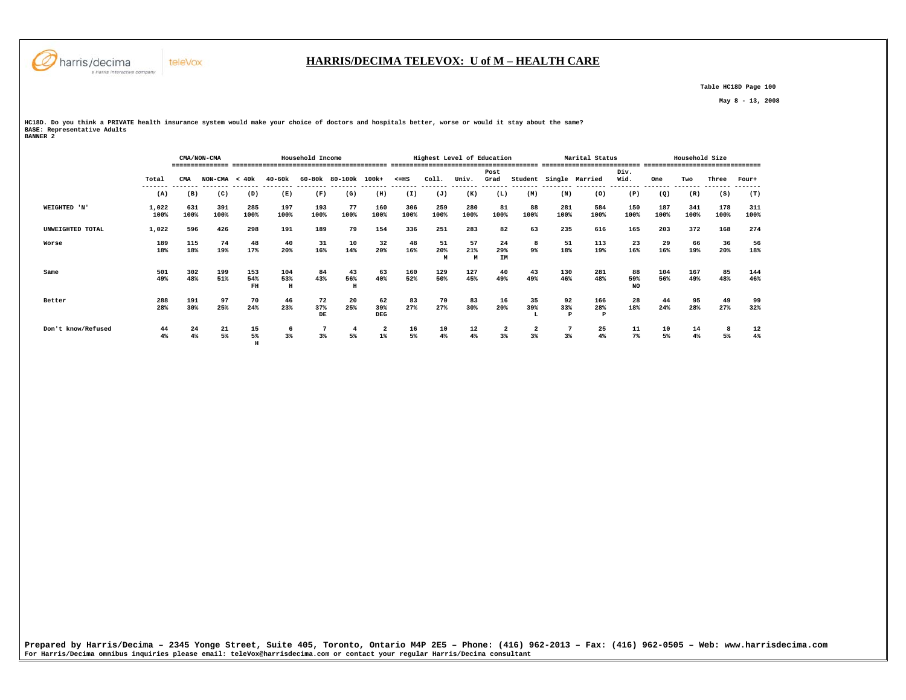# HARRIS/DECIMA TELEVOX: U of M – HEALTH CARE

Table HC18D Page 100

May 8 - 13, 2008

HC18D. Do you think a PRIVATE health insurance system would make your choice of doctors and hospitals better, worse or would it stay about the same?
BASE: Representative Adults
BANNER 2

| | | CMA/NON-CMA | | Household Income | | | | | Highest Level of Education | | | | | Marital Status | | | Household Size | | | |
|---|---|---|---|---|---|---|---|---|---|---|---|---|---|---|---|---|---|---|---|---|
| | Total | CMA | NON-CMA | < 40k | 40-60k | 60-80k | 80-100k | 100k+ | <=HS | Coll. | Univ. | Post Grad | Student | Single | Married | Div. Wid. | One | Two | Three | Four+ |
| | (A) | (B) | (C) | (D) | (E) | (F) | (G) | (H) | (I) | (J) | (K) | (L) | (M) | (N) | (O) | (P) | (Q) | (R) | (S) | (T) |
| WEIGHTED 'N' | 1,022<br>100% | 631<br>100% | 391<br>100% | 285<br>100% | 197<br>100% | 193<br>100% | 77<br>100% | 160<br>100% | 306<br>100% | 259<br>100% | 280<br>100% | 81<br>100% | 88<br>100% | 281<br>100% | 584<br>100% | 150<br>100% | 187<br>100% | 341<br>100% | 178<br>100% | 311<br>100% |
| UNWEIGHTED TOTAL | 1,022 | 596 | 426 | 298 | 191 | 189 | 79 | 154 | 336 | 251 | 283 | 82 | 63 | 235 | 616 | 165 | 203 | 372 | 168 | 274 |
| Worse | 189<br>18% | 115<br>18% | 74<br>19% | 48<br>17% | 40<br>20% | 31<br>16% | 10<br>14% | 32<br>20% | 48<br>16% | 51<br>20%<br>M | 57<br>21%<br>M | 24<br>29%<br>IM | 8<br>9% | 51<br>18% | 113<br>19% | 23<br>16% | 29<br>16% | 66<br>19% | 36<br>20% | 56<br>18% |
| Same | 501<br>49% | 302<br>48% | 199<br>51% | 153<br>54%<br>FH | 104<br>53%<br>H | 84<br>43% | 43<br>56%<br>H | 63<br>40% | 160<br>52% | 129<br>50% | 127<br>45% | 40<br>49% | 43<br>49% | 130<br>46% | 281<br>48% | 88<br>59%<br>NO | 104<br>56% | 167<br>49% | 85<br>48% | 144<br>46% |
| Better | 288<br>28% | 191<br>30% | 97<br>25% | 70<br>24% | 46<br>23% | 72<br>37%<br>DE | 20<br>25% | 62<br>39%<br>DEG | 83<br>27% | 70<br>27% | 83<br>30% | 16<br>20% | 35<br>39%<br>L | 92<br>33%<br>P | 166<br>28%<br>P | 28<br>18% | 44<br>24% | 95<br>28% | 49<br>27% | 99<br>32% |
| Don't know/Refused | 44<br>4% | 24<br>4% | 21<br>5% | 15<br>5%<br>H | 6<br>3% | 7<br>3% | 4<br>5% | 2<br>1% | 16<br>5% | 10<br>4% | 12<br>4% | 2<br>3% | 2<br>3% | 7<br>3% | 25<br>4% | 11<br>7% | 10<br>5% | 14<br>4% | 8<br>5% | 12<br>4% |

Prepared by Harris/Decima – 2345 Yonge Street, Suite 405, Toronto, Ontario M4P 2E5 – Phone: (416) 962-2013 – Fax: (416) 962-0505 – Web: www.harrisdecima.com
For Harris/Decima omnibus inquiries please email: teleVox@harrisdecima.com or contact your regular Harris/Decima consultant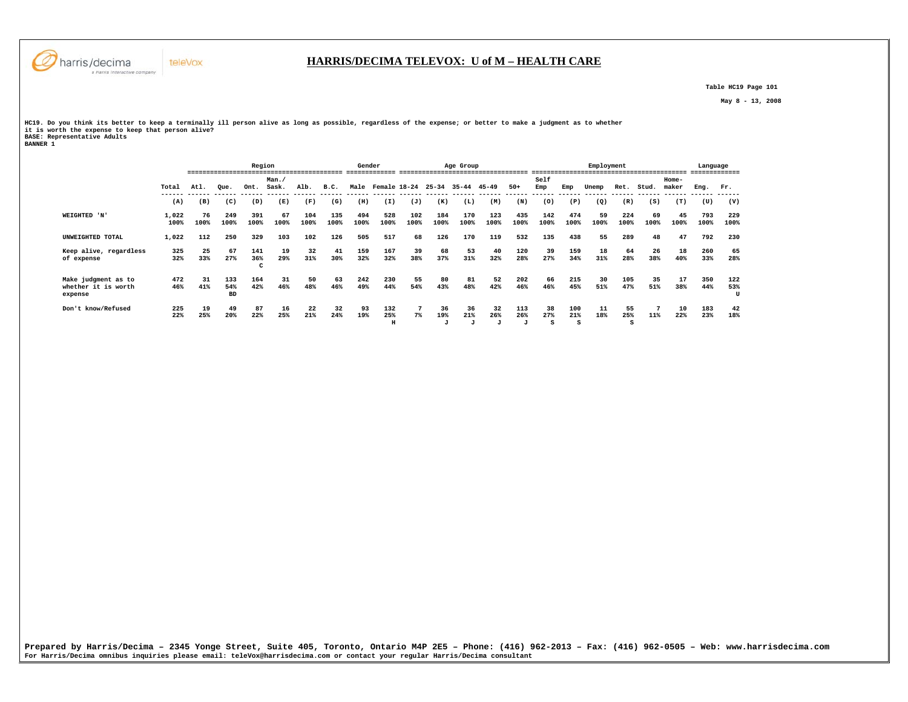# HARRIS/DECIMA TELEVOX: U of M – HEALTH CARE

Table HC19 Page 101

May 8 - 13, 2008

HC19. Do you think its better to keep a terminally ill person alive as long as possible, regardless of the expense; or better to make a judgment as to whether it is worth the expense to keep that person alive?
BASE: Representative Adults
BANNER 1

| | Total | Region | | | | | | Gender | | Age Group | | | | | Employment | | | | | | Language | |
|---|---|---|---|---|---|---|---|---|---|---|---|---|---|---|---|---|---|---|---|---|---|---|
| | Total | Atl. | Que. | Ont. | Man./ Sask. | Alb. | B.C. | Male | Female | 18-24 | 25-34 | 35-44 | 45-49 | 50+ | Self Emp | Emp | Unemp | Ret. | Stud. | Home-maker | Eng. | Fr. |
| | (A) | (B) | (C) | (D) | (E) | (F) | (G) | (H) | (I) | (J) | (K) | (L) | (M) | (N) | (O) | (P) | (Q) | (R) | (S) | (T) | (U) | (V) |
| WEIGHTED 'N' | 1,022 | 76 | 249 | 391 | 67 | 104 | 135 | 494 | 528 | 102 | 184 | 170 | 123 | 435 | 142 | 474 | 59 | 224 | 69 | 45 | 793 | 229 |
| | 100% | 100% | 100% | 100% | 100% | 100% | 100% | 100% | 100% | 100% | 100% | 100% | 100% | 100% | 100% | 100% | 100% | 100% | 100% | 100% | 100% | 100% |
| UNWEIGHTED TOTAL | 1,022 | 112 | 250 | 329 | 103 | 102 | 126 | 505 | 517 | 68 | 126 | 170 | 119 | 532 | 135 | 438 | 55 | 289 | 48 | 47 | 792 | 230 |
| Keep alive, regardless of expense | 325 | 25 | 67 | 141 | 19 | 32 | 41 | 159 | 167 | 39 | 68 | 53 | 40 | 120 | 39 | 159 | 18 | 64 | 26 | 18 | 260 | 65 |
| | 32% | 33% | 27% | 36% | 29% | 31% | 30% | 32% | 32% | 38% | 37% | 31% | 32% | 28% | 27% | 34% | 31% | 28% | 38% | 40% | 33% | 28% |
| | | | | C | | | | | | | | | | | | | | | | | | |
| Make judgment as to whether it is worth expense | 472 | 31 | 133 | 164 | 31 | 50 | 63 | 242 | 230 | 55 | 80 | 81 | 52 | 202 | 66 | 215 | 30 | 105 | 35 | 17 | 350 | 122 |
| | 46% | 41% | 54% | 42% | 46% | 48% | 46% | 49% | 44% | 54% | 43% | 48% | 42% | 46% | 46% | 45% | 51% | 47% | 51% | 38% | 44% | 53% |
| | | | BD | | | | | | | | | | | | | | | | | | | U |
| Don't know/Refused | 225 | 19 | 49 | 87 | 16 | 22 | 32 | 93 | 132 | 7 | 36 | 36 | 32 | 113 | 38 | 100 | 11 | 55 | 7 | 10 | 183 | 42 |
| | 22% | 25% | 20% | 22% | 25% | 21% | 24% | 19% | 25% | 7% | 19% | 21% | 26% | 26% | 27% | 21% | 18% | 25% | 11% | 22% | 23% | 18% |
| | | | | | | | | | H | | J | J | J | J | S | S | | S | | | | |

Prepared by Harris/Decima – 2345 Yonge Street, Suite 405, Toronto, Ontario M4P 2E5 – Phone: (416) 962-2013 – Fax: (416) 962-0505 – Web: www.harrisdecima.com
For Harris/Decima omnibus inquiries please email: teleVox@harrisdecima.com or contact your regular Harris/Decima consultant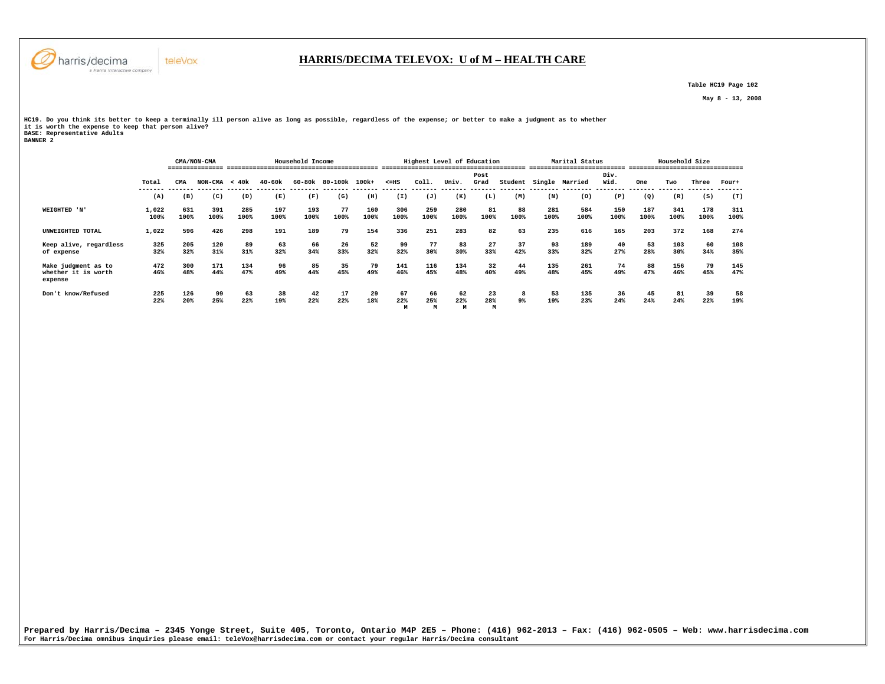# HARRIS/DECIMA TELEVOX: U of M – HEALTH CARE

Table HC19 Page 102

May 8 - 13, 2008

HC19. Do you think its better to keep a terminally ill person alive as long as possible, regardless of the expense; or better to make a judgment as to whether it is worth the expense to keep that person alive?
BASE: Representative Adults
BANNER 2

| | | CMA/NON-CMA | | Household Income | | | | | Highest Level of Education | | | | | Marital Status | | | Household Size | | | |
|---|---|---|---|---|---|---|---|---|---|---|---|---|---|---|---|---|---|---|---|---|
| | Total | CMA | NON-CMA | < 40k | 40-60k | 60-80k | 80-100k | 100k+ | <=HS | Coll. | Univ. | Post Grad | Student | Single | Married | Div. Wid. | One | Two | Three | Four+ |
| | (A) | (B) | (C) | (D) | (E) | (F) | (G) | (H) | (I) | (J) | (K) | (L) | (M) | (N) | (O) | (P) | (Q) | (R) | (S) | (T) |
| WEIGHTED 'N' | 1,022 100% | 631 100% | 391 100% | 285 100% | 197 100% | 193 100% | 77 100% | 160 100% | 306 100% | 259 100% | 280 100% | 81 100% | 88 100% | 281 100% | 584 100% | 150 100% | 187 100% | 341 100% | 178 100% | 311 100% |
| UNWEIGHTED TOTAL | 1,022 | 596 | 426 | 298 | 191 | 189 | 79 | 154 | 336 | 251 | 283 | 82 | 63 | 235 | 616 | 165 | 203 | 372 | 168 | 274 |
| Keep alive, regardless of expense | 325 32% | 205 32% | 120 31% | 89 31% | 63 32% | 66 34% | 26 33% | 52 32% | 99 32% | 77 30% | 83 30% | 27 33% | 37 42% | 93 33% | 189 32% | 40 27% | 53 28% | 103 30% | 60 34% | 108 35% |
| Make judgment as to whether it is worth expense | 472 46% | 300 48% | 171 44% | 134 47% | 96 49% | 85 44% | 35 45% | 79 49% | 141 46% | 116 45% | 134 48% | 32 40% | 44 49% | 135 48% | 261 45% | 74 49% | 88 47% | 156 46% | 79 45% | 145 47% |
| Don't know/Refused | 225 22% | 126 20% | 99 25% | 63 22% | 38 19% | 42 22% | 17 22% | 29 18% | 67 22% M | 66 25% M | 62 22% M | 23 28% M | 8 9% | 53 19% | 135 23% | 36 24% | 45 24% | 81 24% | 39 22% | 58 19% |

**Prepared by Harris/Decima – 2345 Yonge Street, Suite 405, Toronto, Ontario M4P 2E5 – Phone: (416) 962-2013 – Fax: (416) 962-0505 – Web: www.harrisdecima.com**
For Harris/Decima omnibus inquiries please email: teleVox@harrisdecima.com or contact your regular Harris/Decima consultant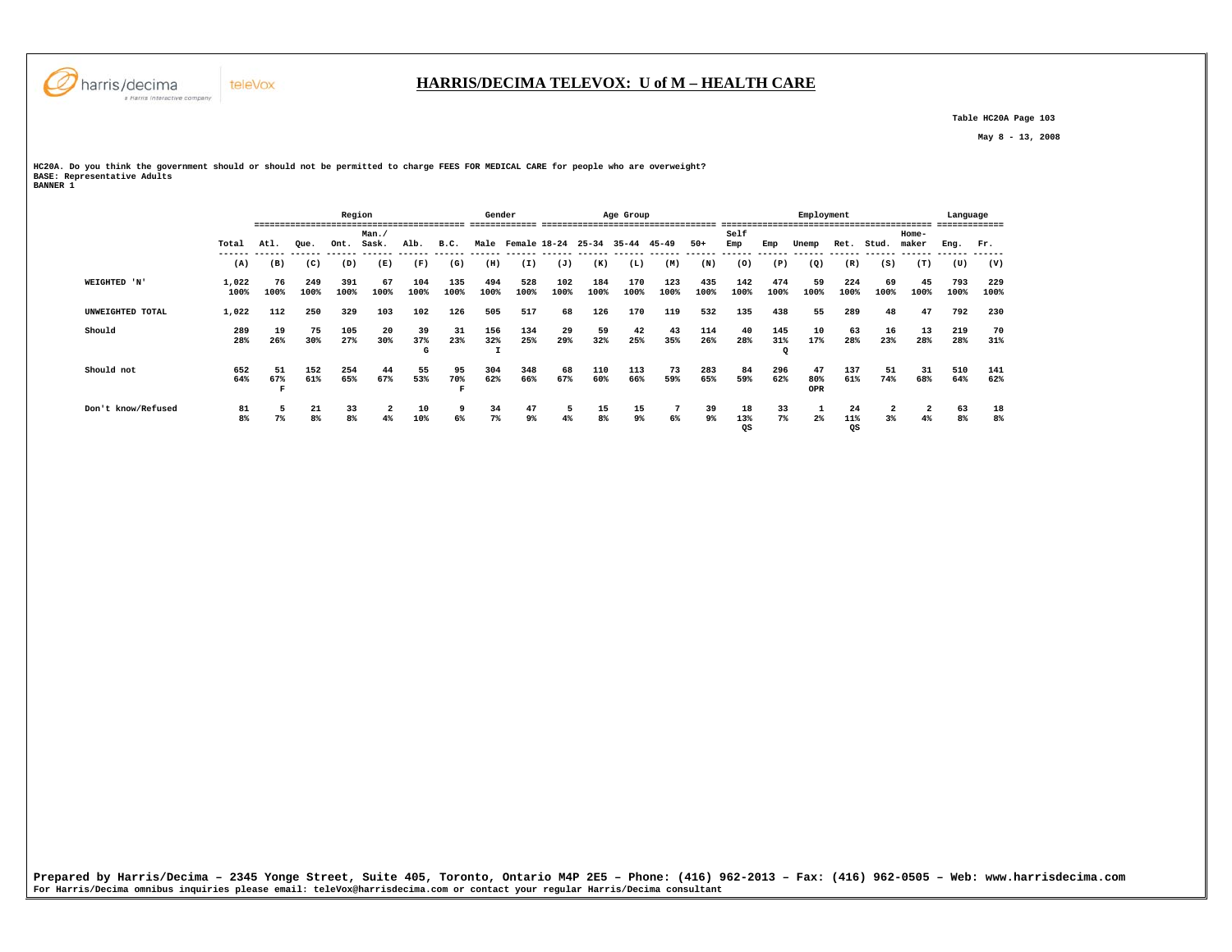# HARRIS/DECIMA TELEVOX: U of M – HEALTH CARE

Table HC20A Page 103

May 8 - 13, 2008

HC20A. Do you think the government should or should not be permitted to charge FEES FOR MEDICAL CARE for people who are overweight?
BASE: Representative Adults
BANNER 1

| | | Region | | | | | | Gender | | Age Group | | | | | Employment | | | | | | Language | |
|---|---|---|---|---|---|---|---|---|---|---|---|---|---|---|---|---|---|---|---|---|---|---|
| | Total | Atl. | Que. | Ont. | Man./ Sask. | Alb. | B.C. | Male | Female | 18-24 | 25-34 | 35-44 | 45-49 | 50+ | Self Emp | Emp | Unemp | Ret. | Stud. | Home-maker | Eng. | Fr. |
| | (A) | (B) | (C) | (D) | (E) | (F) | (G) | (H) | (I) | (J) | (K) | (L) | (M) | (N) | (O) | (P) | (Q) | (R) | (S) | (T) | (U) | (V) |
| WEIGHTED 'N' | 1,022<br>100% | 76<br>100% | 249<br>100% | 391<br>100% | 67<br>100% | 104<br>100% | 135<br>100% | 494<br>100% | 528<br>100% | 102<br>100% | 184<br>100% | 170<br>100% | 123<br>100% | 435<br>100% | 142<br>100% | 474<br>100% | 59<br>100% | 224<br>100% | 69<br>100% | 45<br>100% | 793<br>100% | 229<br>100% |
| UNWEIGHTED TOTAL | 1,022 | 112 | 250 | 329 | 103 | 102 | 126 | 505 | 517 | 68 | 126 | 170 | 119 | 532 | 135 | 438 | 55 | 289 | 48 | 47 | 792 | 230 |
| Should | 289<br>28% | 19<br>26% | 75<br>30% | 105<br>27% | 20<br>30% | 39<br>37%<br>G | 31<br>23% | 156<br>32%<br>I | 134<br>25% | 29<br>29% | 59<br>32% | 42<br>25% | 43<br>35% | 114<br>26% | 40<br>28% | 145<br>31%<br>Q | 10<br>17% | 63<br>28% | 16<br>23% | 13<br>28% | 219<br>28% | 70<br>31% |
| Should not | 652<br>64% | 51<br>67%<br>F | 152<br>61% | 254<br>65% | 44<br>67% | 55<br>53% | 95<br>70%<br>F | 304<br>62% | 348<br>66% | 68<br>67% | 110<br>60% | 113<br>66% | 73<br>59% | 283<br>65% | 84<br>59% | 296<br>62% | 47<br>80%<br>OPR | 137<br>61% | 51<br>74% | 31<br>68% | 510<br>64% | 141<br>62% |
| Don't know/Refused | 81<br>8% | 5<br>7% | 21<br>8% | 33<br>8% | 2<br>4% | 10<br>10% | 9<br>6% | 34<br>7% | 47<br>9% | 5<br>4% | 15<br>8% | 15<br>9% | 7<br>6% | 39<br>9% | 18<br>13%<br>QS | 33<br>7% | 1<br>2% | 24<br>11%<br>QS | 2<br>3% | 2<br>4% | 63<br>8% | 18<br>8% |

Prepared by Harris/Decima – 2345 Yonge Street, Suite 405, Toronto, Ontario M4P 2E5 – Phone: (416) 962-2013 – Fax: (416) 962-0505 – Web: www.harrisdecima.com
For Harris/Decima omnibus inquiries please email: teleVox@harrisdecima.com or contact your regular Harris/Decima consultant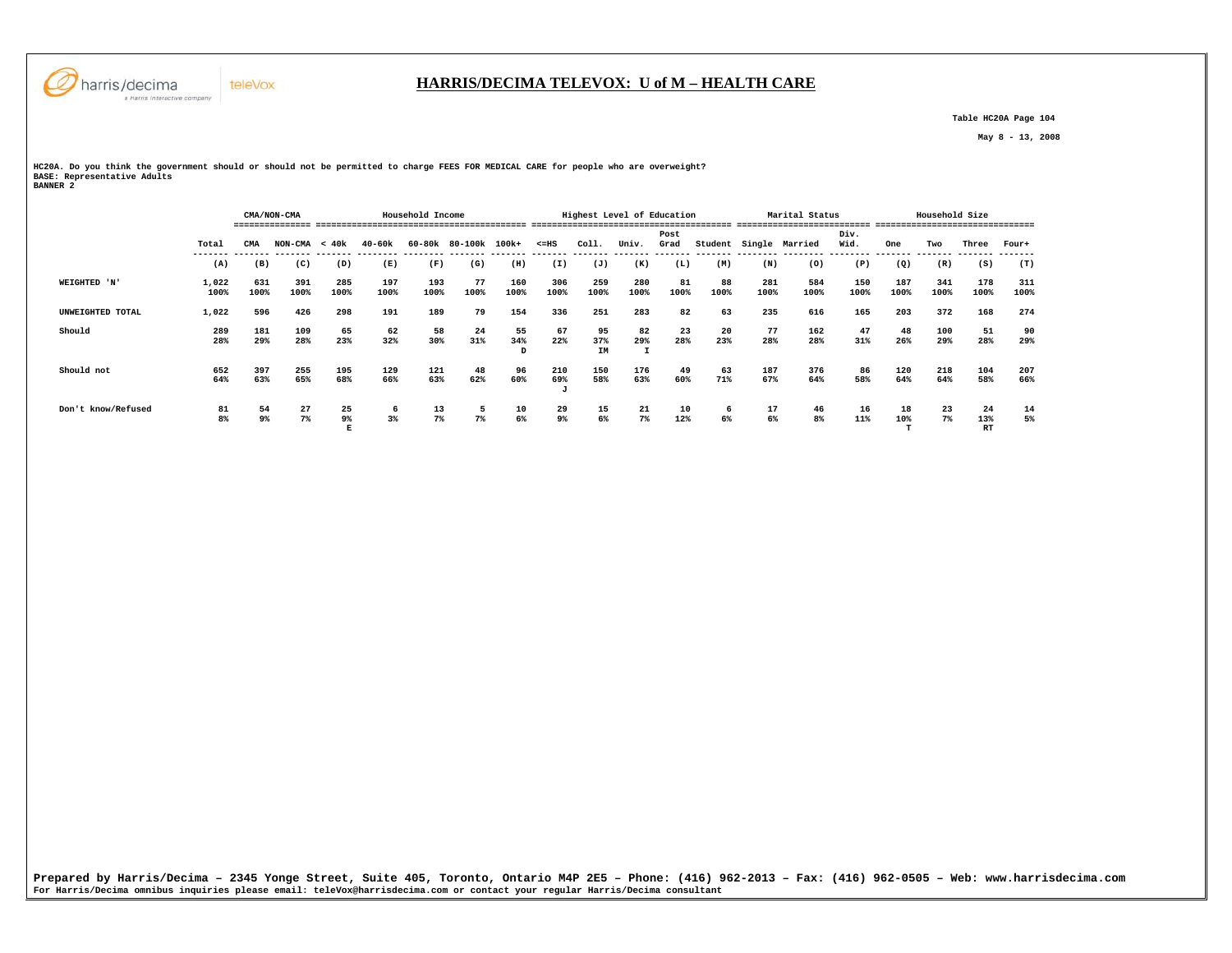# HARRIS/DECIMA TELEVOX: U of M – HEALTH CARE

Table HC20A Page 104

May 8 - 13, 2008

HC20A. Do you think the government should or should not be permitted to charge FEES FOR MEDICAL CARE for people who are overweight?
BASE: Representative Adults
BANNER 2

| | | CMA/NON-CMA | | Household Income | | | | | Highest Level of Education | | | | | Marital Status | | | Household Size | | | |
|---|---|---|---|---|---|---|---|---|---|---|---|---|---|---|---|---|---|---|---|---|
| | Total | CMA | NON-CMA | < 40k | 40-60k | 60-80k | 80-100k | 100k+ | <=HS | Coll. | Univ. | Post Grad | Student | Single | Married | Div. Wid. | One | Two | Three | Four+ |
| | (A) | (B) | (C) | (D) | (E) | (F) | (G) | (H) | (I) | (J) | (K) | (L) | (M) | (N) | (O) | (P) | (Q) | (R) | (S) | (T) |
| WEIGHTED 'N' | 1,022<br>100% | 631<br>100% | 391<br>100% | 285<br>100% | 197<br>100% | 193<br>100% | 77<br>100% | 160<br>100% | 306<br>100% | 259<br>100% | 280<br>100% | 81<br>100% | 88<br>100% | 281<br>100% | 584<br>100% | 150<br>100% | 187<br>100% | 341<br>100% | 178<br>100% | 311<br>100% |
| UNWEIGHTED TOTAL | 1,022 | 596 | 426 | 298 | 191 | 189 | 79 | 154 | 336 | 251 | 283 | 82 | 63 | 235 | 616 | 165 | 203 | 372 | 168 | 274 |
| Should | 289<br>28% | 181<br>29% | 109<br>28% | 65<br>23% | 62<br>32% | 58<br>30% | 24<br>31% | 55<br>34%<br>D | 67<br>22% | 95<br>37%<br>IM | 82<br>29%<br>I | 23<br>28% | 20<br>23% | 77<br>28% | 162<br>28% | 47<br>31% | 48<br>26% | 100<br>29% | 51<br>28% | 90<br>29% |
| Should not | 652<br>64% | 397<br>63% | 255<br>65% | 195<br>68% | 129<br>66% | 121<br>63% | 48<br>62% | 96<br>60% | 210<br>69%<br>J | 150<br>58% | 176<br>63% | 49<br>60% | 63<br>71% | 187<br>67% | 376<br>64% | 86<br>58% | 120<br>64% | 218<br>64% | 104<br>58% | 207<br>66% |
| Don't know/Refused | 81<br>8% | 54<br>9% | 27<br>7% | 25<br>9%<br>E | 6<br>3% | 13<br>7% | 5<br>7% | 10<br>6% | 29<br>9% | 15<br>6% | 21<br>7% | 10<br>12% | 6<br>6% | 17<br>6% | 46<br>8% | 16<br>11% | 18<br>10%<br>T | 23<br>7% | 24<br>13%<br>RT | 14<br>5% |

**Prepared by Harris/Decima – 2345 Yonge Street, Suite 405, Toronto, Ontario M4P 2E5 – Phone: (416) 962-2013 – Fax: (416) 962-0505 – Web: www.harrisdecima.com**
For Harris/Decima omnibus inquiries please email: teleVox@harrisdecima.com or contact your regular Harris/Decima consultant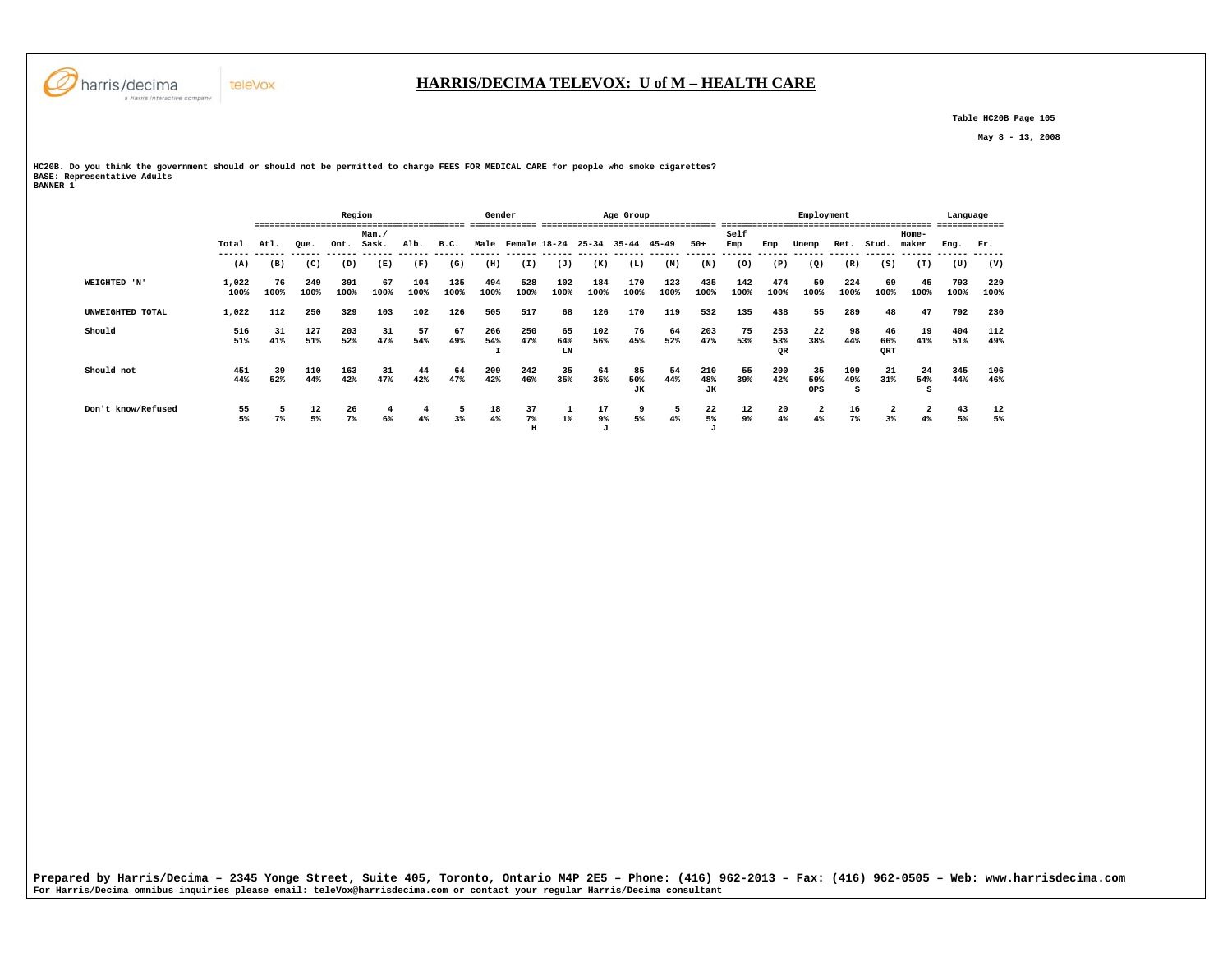# HARRIS/DECIMA TELEVOX: U of M – HEALTH CARE

Table HC20B Page 105

May 8 - 13, 2008

HC20B. Do you think the government should or should not be permitted to charge FEES FOR MEDICAL CARE for people who smoke cigarettes?
BASE: Representative Adults
BANNER 1

| | | Region | | | | | | Gender | | Age Group | | | | | Employment | | | | | | Language | |
|---|---|---|---|---|---|---|---|---|---|---|---|---|---|---|---|---|---|---|---|---|---|---|
| | Total | Atl. | Que. | Ont. | Man./ Sask. | Alb. | B.C. | Male | Female | 18-24 | 25-34 | 35-44 | 45-49 | 50+ | Self Emp | Emp | Unemp | Ret. | Stud. | Home-maker | Eng. | Fr. |
| | (A) | (B) | (C) | (D) | (E) | (F) | (G) | (H) | (I) | (J) | (K) | (L) | (M) | (N) | (O) | (P) | (Q) | (R) | (S) | (T) | (U) | (V) |
| WEIGHTED 'N' | 1,022<br>100% | 76<br>100% | 249<br>100% | 391<br>100% | 67<br>100% | 104<br>100% | 135<br>100% | 494<br>100% | 528<br>100% | 102<br>100% | 184<br>100% | 170<br>100% | 123<br>100% | 435<br>100% | 142<br>100% | 474<br>100% | 59<br>100% | 224<br>100% | 69<br>100% | 45<br>100% | 793<br>100% | 229<br>100% |
| UNWEIGHTED TOTAL | 1,022 | 112 | 250 | 329 | 103 | 102 | 126 | 505 | 517 | 68 | 126 | 170 | 119 | 532 | 135 | 438 | 55 | 289 | 48 | 47 | 792 | 230 |
| Should | 516<br>51% | 31<br>41% | 127<br>51% | 203<br>52% | 31<br>47% | 57<br>54% | 67<br>49% | 266<br>54%<br>I | 250<br>47% | 65<br>64%<br>LN | 102<br>56% | 76<br>45% | 64<br>52% | 203<br>47% | 75<br>53% | 253<br>53%<br>QR | 22<br>38% | 98<br>44% | 46<br>66%<br>QRT | 19<br>41% | 404<br>51% | 112<br>49% |
| Should not | 451<br>44% | 39<br>52% | 110<br>44% | 163<br>42% | 31<br>47% | 44<br>42% | 64<br>47% | 209<br>42% | 242<br>46% | 35<br>35% | 64<br>35% | 85<br>50%<br>JK | 54<br>44% | 210<br>48%<br>JK | 55<br>39% | 200<br>42% | 35<br>59%<br>OPS | 109<br>49%<br>S | 21<br>31% | 24<br>54%<br>S | 345<br>44% | 106<br>46% |
| Don't know/Refused | 55<br>5% | 5<br>7% | 12<br>5% | 26<br>7% | 4<br>6% | 4<br>4% | 5<br>3% | 18<br>4% | 37<br>7%<br>H | 1<br>1% | 17<br>9%<br>J | 9<br>5% | 5<br>4% | 22<br>5%<br>J | 12<br>9% | 20<br>4% | 2<br>4% | 16<br>7% | 2<br>3% | 2<br>4% | 43<br>5% | 12<br>5% |

Prepared by Harris/Decima – 2345 Yonge Street, Suite 405, Toronto, Ontario M4P 2E5 – Phone: (416) 962-2013 – Fax: (416) 962-0505 – Web: www.harrisdecima.com
For Harris/Decima omnibus inquiries please email: teleVox@harrisdecima.com or contact your regular Harris/Decima consultant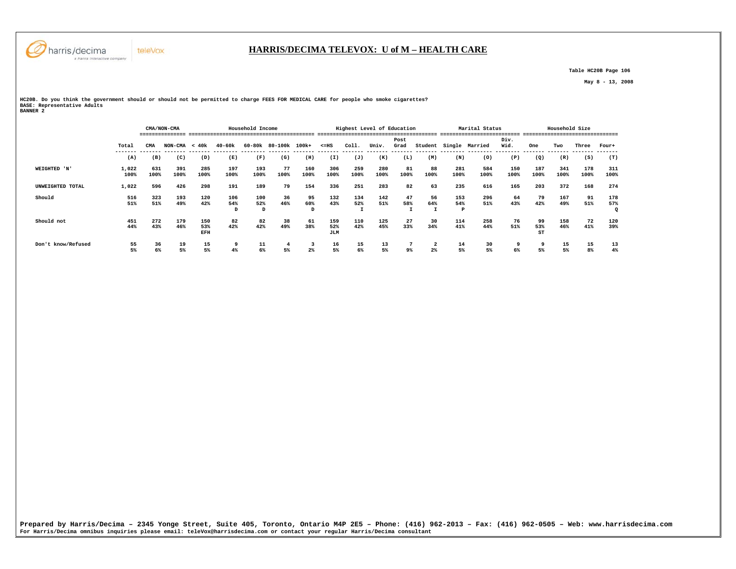# HARRIS/DECIMA TELEVOX: U of M – HEALTH CARE

Table HC20B Page 106

May 8 - 13, 2008

HC20B. Do you think the government should or should not be permitted to charge FEES FOR MEDICAL CARE for people who smoke cigarettes?
BASE: Representative Adults
BANNER 2

| | | CMA/NON-CMA | | Household Income | | | | | Highest Level of Education | | | | | Marital Status | | | Household Size | | | |
|---|---|---|---|---|---|---|---|---|---|---|---|---|---|---|---|---|---|---|---|---|
| | Total | CMA | NON-CMA | < 40k | 40-60k | 60-80k | 80-100k | 100k+ | <=HS | Coll. | Univ. | Post Grad | Student | Single | Married | Div. Wid. | One | Two | Three | Four+ |
| | (A) | (B) | (C) | (D) | (E) | (F) | (G) | (H) | (I) | (J) | (K) | (L) | (M) | (N) | (O) | (P) | (Q) | (R) | (S) | (T) |
| WEIGHTED 'N' | 1,022<br>100% | 631<br>100% | 391<br>100% | 285<br>100% | 197<br>100% | 193<br>100% | 77<br>100% | 160<br>100% | 306<br>100% | 259<br>100% | 280<br>100% | 81<br>100% | 88<br>100% | 281<br>100% | 584<br>100% | 150<br>100% | 187<br>100% | 341<br>100% | 178<br>100% | 311<br>100% |
| UNWEIGHTED TOTAL | 1,022 | 596 | 426 | 298 | 191 | 189 | 79 | 154 | 336 | 251 | 283 | 82 | 63 | 235 | 616 | 165 | 203 | 372 | 168 | 274 |
| Should | 516<br>51% | 323<br>51% | 193<br>49% | 120<br>42% | 106<br>54%<br>D | 100<br>52%<br>D | 36<br>46% | 95<br>60%<br>D | 132<br>43% | 134<br>52%<br>I | 142<br>51% | 47<br>58%<br>I | 56<br>64%<br>I | 153<br>54%<br>P | 296<br>51% | 64<br>43% | 79<br>42% | 167<br>49% | 91<br>51% | 178<br>57%<br>Q |
| Should not | 451<br>44% | 272<br>43% | 179<br>46% | 150<br>53%<br>EFH | 82<br>42% | 82<br>42% | 38<br>49% | 61<br>38% | 159<br>52%<br>JLM | 110<br>42% | 125<br>45% | 27<br>33% | 30<br>34% | 114<br>41% | 258<br>44% | 76<br>51% | 99<br>53%<br>ST | 158<br>46% | 72<br>41% | 120<br>39% |
| Don't know/Refused | 55<br>5% | 36<br>6% | 19<br>5% | 15<br>5% | 9<br>4% | 11<br>6% | 4<br>5% | 3<br>2% | 16<br>5% | 15<br>6% | 13<br>5% | 7<br>9% | 2<br>2% | 14<br>5% | 30<br>5% | 9<br>6% | 9<br>5% | 15<br>5% | 15<br>8% | 13<br>4% |

**Prepared by Harris/Decima – 2345 Yonge Street, Suite 405, Toronto, Ontario M4P 2E5 – Phone: (416) 962-2013 – Fax: (416) 962-0505 – Web: www.harrisdecima.com**
For Harris/Decima omnibus inquiries please email: teleVox@harrisdecima.com or contact your regular Harris/Decima consultant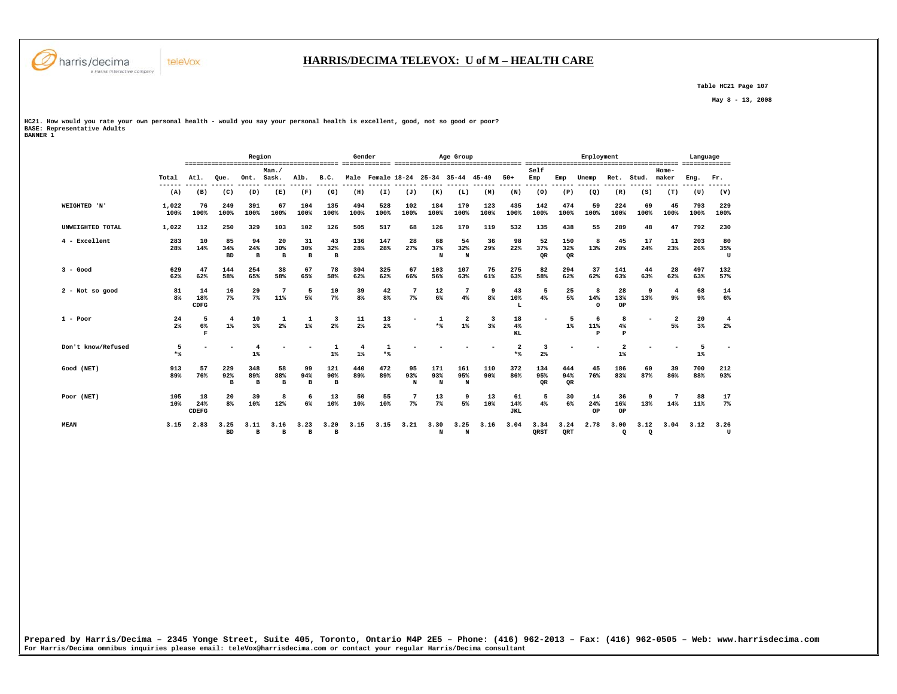# HARRIS/DECIMA TELEVOX: U of M – HEALTH CARE

Table HC21 Page 107

May 8 - 13, 2008

HC21. How would you rate your own personal health - would you say your personal health is excellent, good, not so good or poor?
BASE: Representative Adults
BANNER 1

| | | Region | | | | | | Gender | | Age Group | | | | | Employment | | | | | | Language | |
|---|---|---|---|---|---|---|---|---|---|---|---|---|---|---|---|---|---|---|---|---|---|---|
| | Total | Atl. | Que. | Ont. | Man./ Sask. | Alb. | B.C. | Male | Female | 18-24 | 25-34 | 35-44 | 45-49 | 50+ | Self Emp | Emp | Unemp | Ret. | Stud. | Home-maker | Eng. | Fr. |
| | (A) | (B) | (C) | (D) | (E) | (F) | (G) | (H) | (I) | (J) | (K) | (L) | (M) | (N) | (O) | (P) | (Q) | (R) | (S) | (T) | (U) | (V) |
| WEIGHTED 'N' | 1,022 100% | 76 100% | 249 100% | 391 100% | 67 100% | 104 100% | 135 100% | 494 100% | 528 100% | 102 100% | 184 100% | 170 100% | 123 100% | 435 100% | 142 100% | 474 100% | 59 100% | 224 100% | 69 100% | 45 100% | 793 100% | 229 100% |
| UNWEIGHTED TOTAL | 1,022 | 112 | 250 | 329 | 103 | 102 | 126 | 505 | 517 | 68 | 126 | 170 | 119 | 532 | 135 | 438 | 55 | 289 | 48 | 47 | 792 | 230 |
| 4 - Excellent | 283 28% | 10 14% | 85 34% BD | 94 24% B | 20 30% B | 31 30% B | 43 32% B | 136 28% | 147 28% | 28 27% | 68 37% N | 54 32% N | 36 29% | 98 22% | 52 37% QR | 150 32% QR | 8 13% | 45 20% | 17 24% | 11 23% | 203 26% | 80 35% U |
| 3 - Good | 629 62% | 47 62% | 144 58% | 254 65% | 38 58% | 67 65% | 78 58% | 304 62% | 325 62% | 67 66% | 103 56% | 107 63% | 75 61% | 275 63% | 82 58% | 294 62% | 37 62% | 141 63% | 44 63% | 28 62% | 497 63% | 132 57% |
| 2 - Not so good | 81 8% | 14 18% CDFG | 16 7% | 29 7% | 7 11% | 5 5% | 10 7% | 39 8% | 42 8% | 7 7% | 12 6% | 7 4% | 9 8% | 43 10% L | 5 4% | 25 5% | 8 14% O | 28 13% OP | 9 13% | 4 9% | 68 9% | 14 6% |
| 1 - Poor | 24 2% | 5 6% F | 4 1% | 10 3% | 1 2% | 1 1% | 3 2% | 11 2% | 13 2% | - | 1 *% | 2 1% | 3 3% | 18 4% KL | - | 5 1% | 6 11% P | 8 4% P | - | 2 5% | 20 3% | 4 2% |
| Don't know/Refused | 5 *% | - | - | 4 1% | - | - | 1 1% | 4 1% | 1 *% | - | - | - | - | 2 *% | 3 2% | - | - | 2 1% | - | - | 5 1% | - |
| Good (NET) | 913 89% | 57 76% | 229 92% B | 348 89% B | 58 88% B | 99 94% B | 121 90% B | 440 89% | 472 89% | 95 93% N | 171 93% N | 161 95% N | 110 90% | 372 86% | 134 95% QR | 444 94% QR | 45 76% | 186 83% | 60 87% | 39 86% | 700 88% | 212 93% |
| Poor (NET) | 105 10% | 18 24% CDEFG | 20 8% | 39 10% | 8 12% | 6 6% | 13 10% | 50 10% | 55 10% | 7 7% | 13 7% | 9 5% | 13 10% | 61 14% JKL | 5 4% | 30 6% | 14 24% OP | 36 16% OP | 9 13% | 7 14% | 88 11% | 17 7% |
| MEAN | 3.15 | 2.83 | 3.25 BD | 3.11 B | 3.16 B | 3.23 B | 3.20 B | 3.15 | 3.15 | 3.21 | 3.30 N | 3.25 N | 3.16 | 3.04 | 3.34 QRST | 3.24 QRT | 2.78 | 3.00 Q | 3.12 Q | 3.04 | 3.12 | 3.26 U |

Prepared by Harris/Decima – 2345 Yonge Street, Suite 405, Toronto, Ontario M4P 2E5 – Phone: (416) 962-2013 – Fax: (416) 962-0505 – Web: www.harrisdecima.com
For Harris/Decima omnibus inquiries please email: teleVox@harrisdecima.com or contact your regular Harris/Decima consultant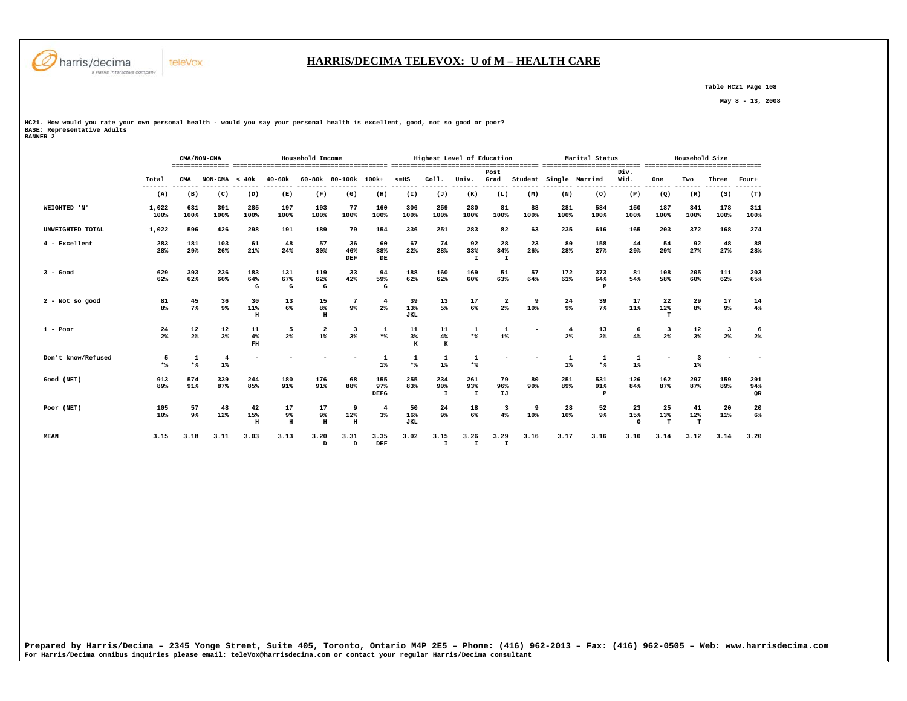# HARRIS/DECIMA TELEVOX: U of M – HEALTH CARE

Table HC21 Page 108

May 8 - 13, 2008

HC21. How would you rate your own personal health - would you say your personal health is excellent, good, not so good or poor?
BASE: Representative Adults
BANNER 2

| | | CMA/NON-CMA | | Household Income | | | | | Highest Level of Education | | | | | Marital Status | | | Household Size | | | |
|---|---|---|---|---|---|---|---|---|---|---|---|---|---|---|---|---|---|---|---|---|
| | Total | CMA | NON-CMA | < 40k | 40-60k | 60-80k | 80-100k | 100k+ | <=HS | Coll. | Univ. | Post Grad | Student | Single | Married | Div. Wid. | One | Two | Three | Four+ |
| | (A) | (B) | (C) | (D) | (E) | (F) | (G) | (H) | (I) | (J) | (K) | (L) | (M) | (N) | (O) | (P) | (Q) | (R) | (S) | (T) |
| WEIGHTED 'N' | 1,022<br>100% | 631<br>100% | 391<br>100% | 285<br>100% | 197<br>100% | 193<br>100% | 77<br>100% | 160<br>100% | 306<br>100% | 259<br>100% | 280<br>100% | 81<br>100% | 88<br>100% | 281<br>100% | 584<br>100% | 150<br>100% | 187<br>100% | 341<br>100% | 178<br>100% | 311<br>100% |
| UNWEIGHTED TOTAL | 1,022 | 596 | 426 | 298 | 191 | 189 | 79 | 154 | 336 | 251 | 283 | 82 | 63 | 235 | 616 | 165 | 203 | 372 | 168 | 274 |
| 4 - Excellent | 283<br>28% | 181<br>29% | 103<br>26% | 61<br>21% | 48<br>24% | 57<br>30% | 36<br>46%<br>DEF | 60<br>38%<br>DE | 67<br>22% | 74<br>28% | 92<br>33%<br>I | 28<br>34%<br>I | 23<br>26% | 80<br>28% | 158<br>27% | 44<br>29% | 54<br>29% | 92<br>27% | 48<br>27% | 88<br>28% |
| 3 - Good | 629<br>62% | 393<br>62% | 236<br>60% | 183<br>64%<br>G | 131<br>67%<br>G | 119<br>62%<br>G | 33<br>42% | 94<br>59%<br>G | 188<br>62% | 160<br>62% | 169<br>60% | 51<br>63% | 57<br>64% | 172<br>61% | 373<br>64%<br>P | 81<br>54% | 108<br>58% | 205<br>60% | 111<br>62% | 203<br>65% |
| 2 - Not so good | 81<br>8% | 45<br>7% | 36<br>9% | 30<br>11%<br>H | 13<br>6% | 15<br>8%<br>H | 7<br>9% | 4<br>2% | 39<br>13%<br>JKL | 13<br>5% | 17<br>6% | 2<br>2% | 9<br>10% | 24<br>9% | 39<br>7% | 17<br>11% | 22<br>12%<br>T | 29<br>8% | 17<br>9% | 14<br>4% |
| 1 - Poor | 24<br>2% | 12<br>2% | 12<br>3% | 11<br>4%<br>FH | 5<br>2% | 2<br>1% | 3<br>3% | 1<br>*% | 11<br>3%<br>K | 11<br>4%<br>K | 1<br>*% | 1<br>1% | - | 4<br>2% | 13<br>2% | 6<br>4% | 3<br>2% | 12<br>3% | 3<br>2% | 6<br>2% |
| Don't know/Refused | 5<br>*% | 1<br>*% | 4<br>1% | - | - | - | - | 1<br>1% | 1<br>*% | 1<br>1% | 1<br>*% | - | - | 1<br>1% | 1<br>*% | 1<br>1% | - | 3<br>1% | - | - |
| Good (NET) | 913<br>89% | 574<br>91% | 339<br>87% | 244<br>85% | 180<br>91% | 176<br>91% | 68<br>88% | 155<br>97%<br>DEFG | 255<br>83% | 234<br>90%<br>I | 261<br>93%<br>I | 79<br>96%<br>IJ | 80<br>90% | 251<br>89% | 531<br>91%<br>P | 126<br>84% | 162<br>87% | 297<br>87% | 159<br>89% | 291<br>94%<br>QR |
| Poor (NET) | 105<br>10% | 57<br>9% | 48<br>12% | 42<br>15%<br>H | 17<br>9%<br>H | 17<br>9%<br>H | 9<br>12%<br>H | 4<br>3% | 50<br>16%<br>JKL | 24<br>9% | 18<br>6% | 3<br>4% | 9<br>10% | 28<br>10% | 52<br>9% | 23<br>15%<br>O | 25<br>13%<br>T | 41<br>12%<br>T | 20<br>11% | 20<br>6% |
| MEAN | 3.15 | 3.18 | 3.11 | 3.03 | 3.13 | 3.20<br>D | 3.31<br>D | 3.35<br>DEF | 3.02 | 3.15<br>I | 3.26<br>I | 3.29<br>I | 3.16 | 3.17 | 3.16 | 3.10 | 3.14 | 3.12 | 3.14 | 3.20 |

Prepared by Harris/Decima – 2345 Yonge Street, Suite 405, Toronto, Ontario M4P 2E5 – Phone: (416) 962-2013 – Fax: (416) 962-0505 – Web: www.harrisdecima.com
For Harris/Decima omnibus inquiries please email: teleVox@harrisdecima.com or contact your regular Harris/Decima consultant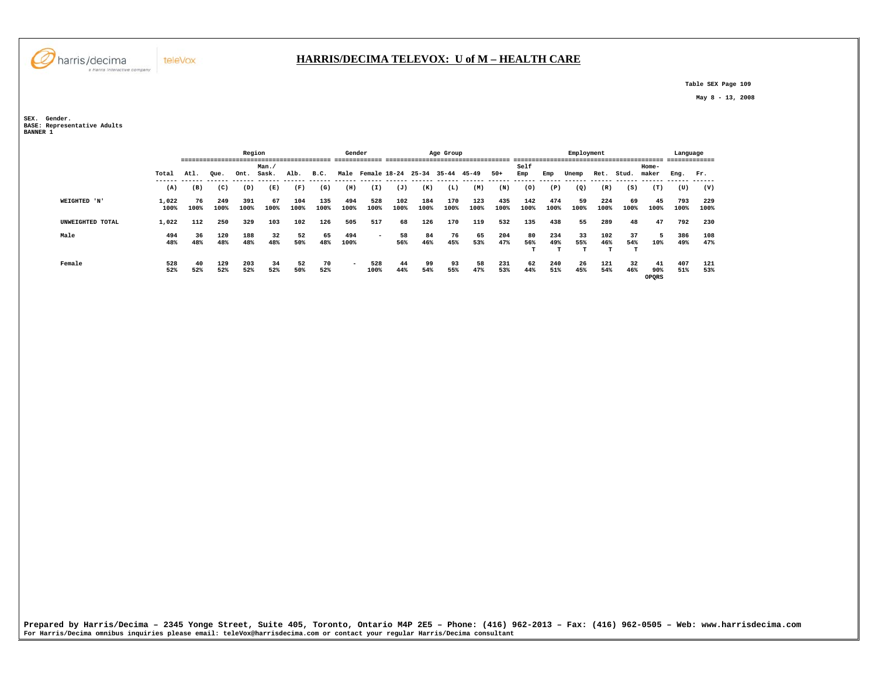# HARRIS/DECIMA TELEVOX: U of M – HEALTH CARE

Table SEX Page 109

May 8 - 13, 2008

SEX. Gender.
BASE: Representative Adults
BANNER 1

| | | Region | | | | | | Gender | | Age Group | | | | | Employment | | | | | | Language | |
|---|---|---|---|---|---|---|---|---|---|---|---|---|---|---|---|---|---|---|---|---|---|---|
| | Total | Atl. | Que. | Ont. | Man./ Sask. | Alb. | B.C. | Male | Female | 18-24 | 25-34 | 35-44 | 45-49 | 50+ | Self Emp | Emp | Unemp | Ret. | Stud. | Home-maker | Eng. | Fr. |
| | (A) | (B) | (C) | (D) | (E) | (F) | (G) | (H) | (I) | (J) | (K) | (L) | (M) | (N) | (O) | (P) | (Q) | (R) | (S) | (T) | (U) | (V) |
| WEIGHTED 'N' | 1,022 | 76 | 249 | 391 | 67 | 104 | 135 | 494 | 528 | 102 | 184 | 170 | 123 | 435 | 142 | 474 | 59 | 224 | 69 | 45 | 793 | 229 |
| | 100% | 100% | 100% | 100% | 100% | 100% | 100% | 100% | 100% | 100% | 100% | 100% | 100% | 100% | 100% | 100% | 100% | 100% | 100% | 100% | 100% | 100% |
| UNWEIGHTED TOTAL | 1,022 | 112 | 250 | 329 | 103 | 102 | 126 | 505 | 517 | 68 | 126 | 170 | 119 | 532 | 135 | 438 | 55 | 289 | 48 | 47 | 792 | 230 |
| Male | 494 | 36 | 120 | 188 | 32 | 52 | 65 | 494 | - | 58 | 84 | 76 | 65 | 204 | 80 | 234 | 33 | 102 | 37 | 5 | 386 | 108 |
| | 48% | 48% | 48% | 48% | 48% | 50% | 48% | 100% | | 56% | 46% | 45% | 53% | 47% | 56% | 49% | 55% | 46% | 54% | 10% | 49% | 47% |
| | | | | | | | | | | | | | | | T | T | T | T | T | | | |
| Female | 528 | 40 | 129 | 203 | 34 | 52 | 70 | - | 528 | 44 | 99 | 93 | 58 | 231 | 62 | 240 | 26 | 121 | 32 | 41 | 407 | 121 |
| | 52% | 52% | 52% | 52% | 52% | 50% | 52% | | 100% | 44% | 54% | 55% | 47% | 53% | 44% | 51% | 45% | 54% | 46% | 90% | 51% | 53% |
| | | | | | | | | | | | | | | | | | | | | OPQRS | | |

Prepared by Harris/Decima – 2345 Yonge Street, Suite 405, Toronto, Ontario M4P 2E5 – Phone: (416) 962-2013 – Fax: (416) 962-0505 – Web: www.harrisdecima.com
For Harris/Decima omnibus inquiries please email: teleVox@harrisdecima.com or contact your regular Harris/Decima consultant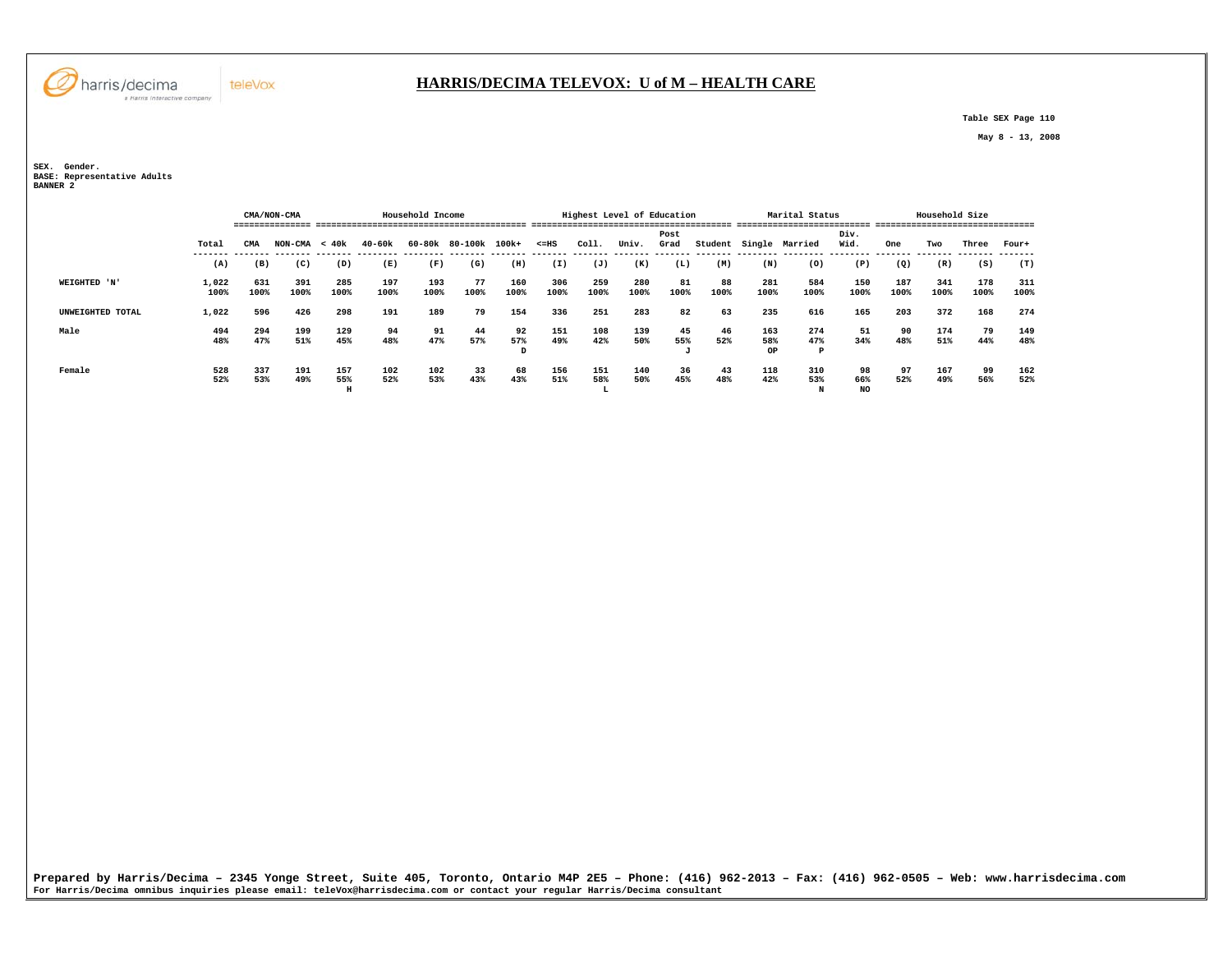# HARRIS/DECIMA TELEVOX: U of M – HEALTH CARE

Table SEX Page 110

May 8 - 13, 2008

SEX. Gender.
BASE: Representative Adults
BANNER 2

| | | CMA/NON-CMA | | Household Income | | | | | Highest Level of Education | | | | | Marital Status | | | Household Size | | | |
|---|---|---|---|---|---|---|---|---|---|---|---|---|---|---|---|---|---|---|---|---|
| | Total | CMA | NON-CMA | < 40k | 40-60k | 60-80k | 80-100k | 100k+ | <=HS | Coll. | Univ. | Post Grad | Student | Single | Married | Div. Wid. | One | Two | Three | Four+ |
| | (A) | (B) | (C) | (D) | (E) | (F) | (G) | (H) | (I) | (J) | (K) | (L) | (M) | (N) | (O) | (P) | (Q) | (R) | (S) | (T) |
| WEIGHTED 'N' | 1,022 | 631 | 391 | 285 | 197 | 193 | 77 | 160 | 306 | 259 | 280 | 81 | 88 | 281 | 584 | 150 | 187 | 341 | 178 | 311 |
| | 100% | 100% | 100% | 100% | 100% | 100% | 100% | 100% | 100% | 100% | 100% | 100% | 100% | 100% | 100% | 100% | 100% | 100% | 100% | 100% |
| UNWEIGHTED TOTAL | 1,022 | 596 | 426 | 298 | 191 | 189 | 79 | 154 | 336 | 251 | 283 | 82 | 63 | 235 | 616 | 165 | 203 | 372 | 168 | 274 |
| Male | 494 | 294 | 199 | 129 | 94 | 91 | 44 | 92 | 151 | 108 | 139 | 45 | 46 | 163 | 274 | 51 | 90 | 174 | 79 | 149 |
| | 48% | 47% | 51% | 45% | 48% | 47% | 57% | 57% | 49% | 42% | 50% | 55% | 52% | 58% | 47% | 34% | 48% | 51% | 44% | 48% |
| | | | | | | | | D | | | | J | | OP | P | | | | | |
| Female | 528 | 337 | 191 | 157 | 102 | 102 | 33 | 68 | 156 | 151 | 140 | 36 | 43 | 118 | 310 | 98 | 97 | 167 | 99 | 162 |
| | 52% | 53% | 49% | 55% | 52% | 53% | 43% | 43% | 51% | 58% | 50% | 45% | 48% | 42% | 53% | 66% | 52% | 49% | 56% | 52% |
| | | | | H | | | | | | L | | | | | N | NO | | | | |

**Prepared by Harris/Decima – 2345 Yonge Street, Suite 405, Toronto, Ontario M4P 2E5 – Phone: (416) 962-2013 – Fax: (416) 962-0505 – Web: www.harrisdecima.com**
For Harris/Decima omnibus inquiries please email: teleVox@harrisdecima.com or contact your regular Harris/Decima consultant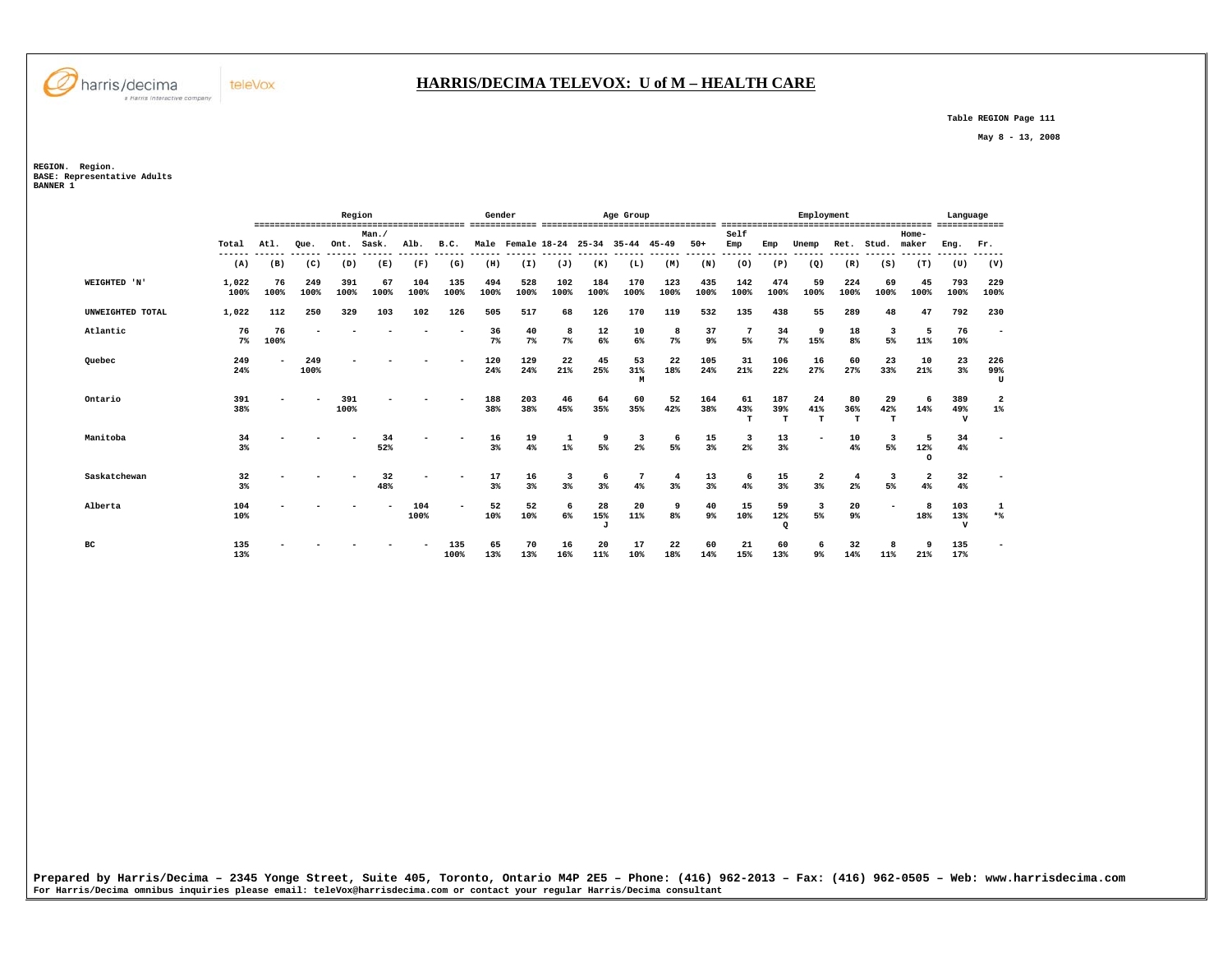# HARRIS/DECIMA TELEVOX: U of M – HEALTH CARE

Table REGION Page 111

May 8 - 13, 2008

REGION. Region.
BASE: Representative Adults
BANNER 1

| | Total | Region | | | | | | Gender | | Age Group | | | | | Employment | | | | | | Language | |
|---|---|---|---|---|---|---|---|---|---|---|---|---|---|---|---|---|---|---|---|---|---|---|
| | Total | Atl. | Que. | Ont. | Man./ Sask. | Alb. | B.C. | Male | Female | 18-24 | 25-34 | 35-44 | 45-49 | 50+ | Self Emp | Emp | Unemp | Ret. | Stud. | Home-maker | Eng. | Fr. |
| | (A) | (B) | (C) | (D) | (E) | (F) | (G) | (H) | (I) | (J) | (K) | (L) | (M) | (N) | (O) | (P) | (Q) | (R) | (S) | (T) | (U) | (V) |
| WEIGHTED 'N' | 1,022<br>100% | 76<br>100% | 249<br>100% | 391<br>100% | 67<br>100% | 104<br>100% | 135<br>100% | 494<br>100% | 528<br>100% | 102<br>100% | 184<br>100% | 170<br>100% | 123<br>100% | 435<br>100% | 142<br>100% | 474<br>100% | 59<br>100% | 224<br>100% | 69<br>100% | 45<br>100% | 793<br>100% | 229<br>100% |
| UNWEIGHTED TOTAL | 1,022 | 112 | 250 | 329 | 103 | 102 | 126 | 505 | 517 | 68 | 126 | 170 | 119 | 532 | 135 | 438 | 55 | 289 | 48 | 47 | 792 | 230 |
| Atlantic | 76<br>7% | 76<br>100% | - | - | - | - | - | 36<br>7% | 40<br>7% | 8<br>7% | 12<br>6% | 10<br>6% | 8<br>7% | 37<br>9% | 7<br>5% | 34<br>7% | 9<br>15% | 18<br>8% | 3<br>5% | 5<br>11% | 76<br>10% | - |
| Quebec | 249<br>24% | - | 249<br>100% | - | - | - | - | 120<br>24% | 129<br>24% | 22<br>21% | 45<br>25% | 53<br>31%<br>M | 22<br>18% | 105<br>24% | 31<br>21% | 106<br>22% | 16<br>27% | 60<br>27% | 23<br>33% | 10<br>21% | 23<br>3% | 226<br>99%<br>U |
| Ontario | 391<br>38% | - | - | 391<br>100% | - | - | - | 188<br>38% | 203<br>38% | 46<br>45% | 64<br>35% | 60<br>35% | 52<br>42% | 164<br>38% | 61<br>43%<br>T | 187<br>39%<br>T | 24<br>41%<br>T | 80<br>36%<br>T | 29<br>42%<br>T | 6<br>14% | 389<br>49%<br>V | 2<br>1% |
| Manitoba | 34<br>3% | - | - | - | 34<br>52% | - | - | 16<br>3% | 19<br>4% | 1<br>1% | 9<br>5% | 3<br>2% | 6<br>5% | 15<br>3% | 3<br>2% | 13<br>3% | - | 10<br>4% | 3<br>5% | 5<br>12%<br>O | 34<br>4% | - |
| Saskatchewan | 32<br>3% | - | - | - | 32<br>48% | - | - | 17<br>3% | 16<br>3% | 3<br>3% | 6<br>3% | 7<br>4% | 4<br>3% | 13<br>3% | 6<br>4% | 15<br>3% | 2<br>3% | 4<br>2% | 3<br>5% | 2<br>4% | 32<br>4% | - |
| Alberta | 104<br>10% | - | - | - | - | 104<br>100% | - | 52<br>10% | 52<br>10% | 6<br>6% | 28<br>15%<br>J | 20<br>11% | 9<br>8% | 40<br>9% | 15<br>10% | 59<br>12%<br>Q | 3<br>5% | 20<br>9% | - | 8<br>18% | 103<br>13%<br>V | 1<br>*% |
| BC | 135<br>13% | - | - | - | - | - | 135<br>100% | 65<br>13% | 70<br>13% | 16<br>16% | 20<br>11% | 17<br>10% | 22<br>18% | 60<br>14% | 21<br>15% | 60<br>13% | 6<br>9% | 32<br>14% | 8<br>11% | 9<br>21% | 135<br>17% | - |

Prepared by Harris/Decima – 2345 Yonge Street, Suite 405, Toronto, Ontario M4P 2E5 – Phone: (416) 962-2013 – Fax: (416) 962-0505 – Web: www.harrisdecima.com
For Harris/Decima omnibus inquiries please email: teleVox@harrisdecima.com or contact your regular Harris/Decima consultant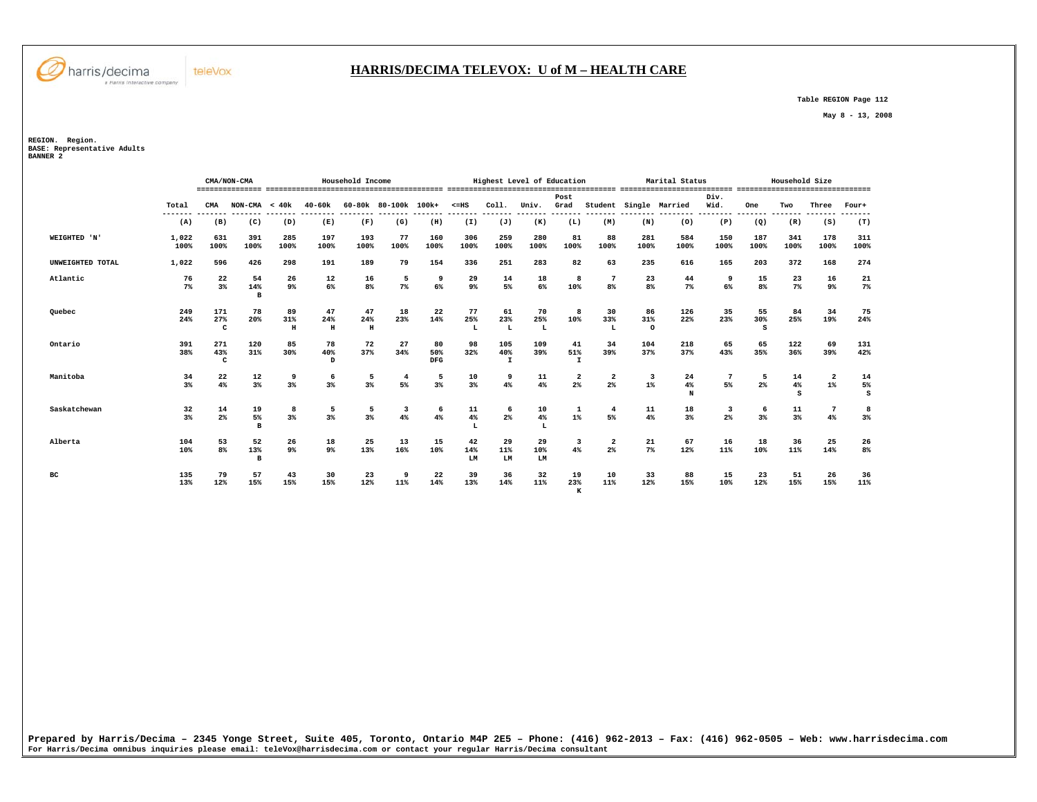# HARRIS/DECIMA TELEVOX: U of M – HEALTH CARE

Table REGION Page 112

May 8 - 13, 2008

REGION. Region.
BASE: Representative Adults
BANNER 2

| | | CMA/NON-CMA | | Household Income | | | | | Highest Level of Education | | | | | Marital Status | | | Household Size | | | |
|---|---|---|---|---|---|---|---|---|---|---|---|---|---|---|---|---|---|---|---|---|
| | Total | CMA | NON-CMA | < 40k | 40-60k | 60-80k | 80-100k | 100k+ | <=HS | Coll. | Univ. | Post Grad | Student | Single | Married | Div. Wid. | One | Two | Three | Four+ |
| | (A) | (B) | (C) | (D) | (E) | (F) | (G) | (H) | (I) | (J) | (K) | (L) | (M) | (N) | (O) | (P) | (Q) | (R) | (S) | (T) |
| WEIGHTED 'N' | 1,022 100% | 631 100% | 391 100% | 285 100% | 197 100% | 193 100% | 77 100% | 160 100% | 306 100% | 259 100% | 280 100% | 81 100% | 88 100% | 281 100% | 584 100% | 150 100% | 187 100% | 341 100% | 178 100% | 311 100% |
| UNWEIGHTED TOTAL | 1,022 | 596 | 426 | 298 | 191 | 189 | 79 | 154 | 336 | 251 | 283 | 82 | 63 | 235 | 616 | 165 | 203 | 372 | 168 | 274 |
| Atlantic | 76 7% | 22 3% | 54 14% B | 26 9% | 12 6% | 16 8% | 5 7% | 9 6% | 29 9% | 14 5% | 18 6% | 8 10% | 7 8% | 23 8% | 44 7% | 9 6% | 15 8% | 23 7% | 16 9% | 21 7% |
| Quebec | 249 24% | 171 27% C | 78 20% | 89 31% H | 47 24% H | 47 24% H | 18 23% | 22 14% | 77 25% L | 61 23% L | 70 25% L | 8 10% | 30 33% L | 86 31% O | 126 22% | 35 23% | 55 30% S | 84 25% | 34 19% | 75 24% |
| Ontario | 391 38% | 271 43% C | 120 31% | 85 30% | 78 40% D | 72 37% | 27 34% | 80 50% DFG | 98 32% | 105 40% I | 109 39% | 41 51% I | 34 39% | 104 37% | 218 37% | 65 43% | 65 35% | 122 36% | 69 39% | 131 42% |
| Manitoba | 34 3% | 22 4% | 12 3% | 9 3% | 6 3% | 5 3% | 4 5% | 5 3% | 10 3% | 9 4% | 11 4% | 2 2% | 2 2% | 3 1% | 24 4% N | 7 5% | 5 2% | 14 4% S | 2 1% | 14 5% S |
| Saskatchewan | 32 3% | 14 2% | 19 5% B | 8 3% | 5 3% | 5 3% | 3 4% | 6 4% | 11 4% L | 6 2% | 10 4% L | 1 1% | 4 5% | 11 4% | 18 3% | 3 2% | 6 3% | 11 3% | 7 4% | 8 3% |
| Alberta | 104 10% | 53 8% | 52 13% B | 26 9% | 18 9% | 25 13% | 13 16% | 15 10% | 42 14% LM | 29 11% LM | 29 10% LM | 3 4% | 2 2% | 21 7% | 67 12% | 16 11% | 18 10% | 36 11% | 25 14% | 26 8% |
| BC | 135 13% | 79 12% | 57 15% | 43 15% | 30 15% | 23 12% | 9 11% | 22 14% | 39 13% | 36 14% | 32 11% | 19 23% K | 10 11% | 33 12% | 88 15% | 15 10% | 23 12% | 51 15% | 26 15% | 36 11% |

Prepared by Harris/Decima – 2345 Yonge Street, Suite 405, Toronto, Ontario M4P 2E5 – Phone: (416) 962-2013 – Fax: (416) 962-0505 – Web: www.harrisdecima.com
For Harris/Decima omnibus inquiries please email: teleVox@harrisdecima.com or contact your regular Harris/Decima consultant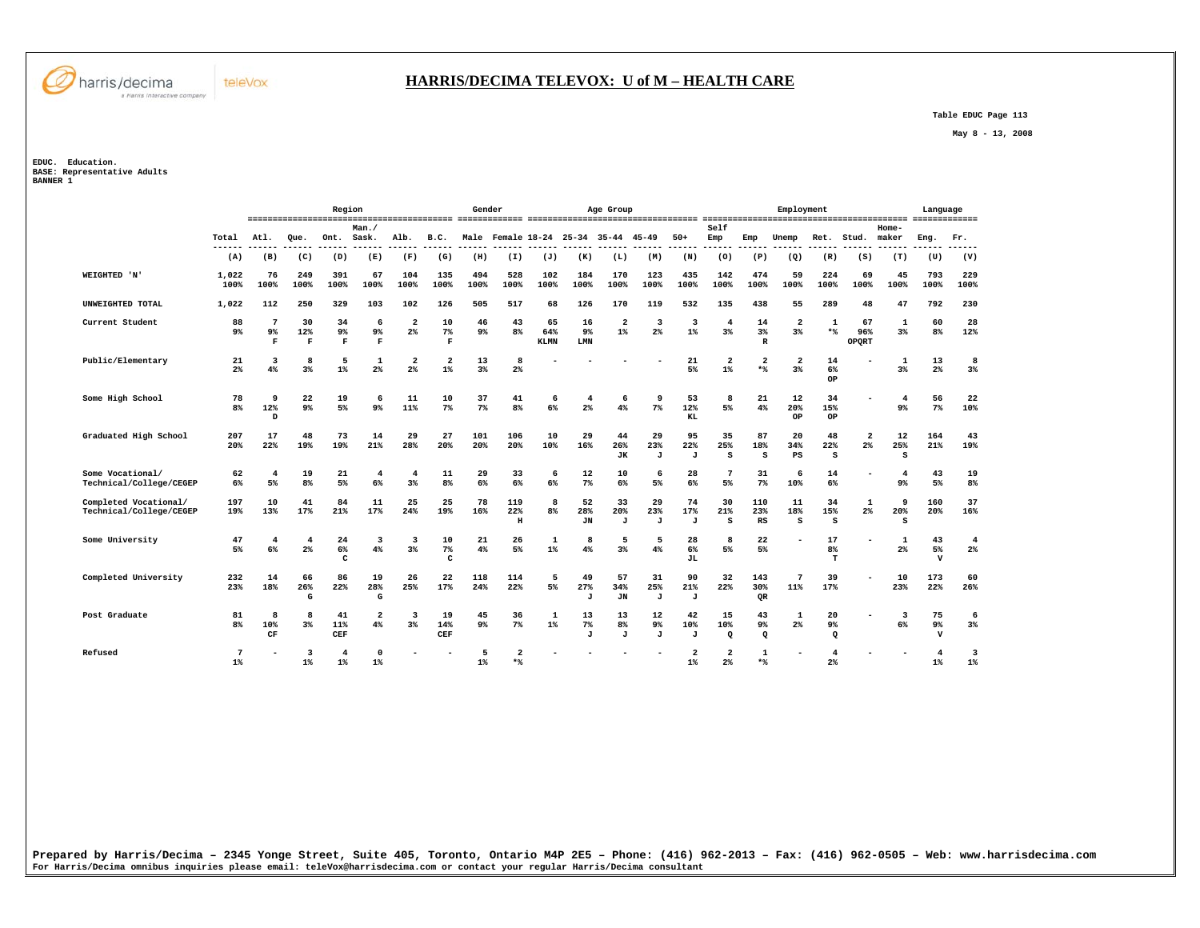# HARRIS/DECIMA TELEVOX: U of M – HEALTH CARE

Table EDUC Page 113

May 8 - 13, 2008

EDUC. Education.
BASE: Representative Adults
BANNER 1

| | Total | Region | | | | | | Gender | | Age Group | | | | | Employment | | | | | | Language | |
|---|---|---|---|---|---|---|---|---|---|---|---|---|---|---|---|---|---|---|---|---|---|---|
| | Total | Atl. | Que. | Ont. | Man./ Sask. | Alb. | B.C. | Male | Female | 18-24 | 25-34 | 35-44 | 45-49 | 50+ | Self Emp | Emp | Unemp | Ret. | Stud. | Home-maker | Eng. | Fr. |
| | (A) | (B) | (C) | (D) | (E) | (F) | (G) | (H) | (I) | (J) | (K) | (L) | (M) | (N) | (O) | (P) | (Q) | (R) | (S) | (T) | (U) | (V) |
| WEIGHTED 'N' | 1,022 100% | 76 100% | 249 100% | 391 100% | 67 100% | 104 100% | 135 100% | 494 100% | 528 100% | 102 100% | 184 100% | 170 100% | 123 100% | 435 100% | 142 100% | 474 100% | 59 100% | 224 100% | 69 100% | 45 100% | 793 100% | 229 100% |
| UNWEIGHTED TOTAL | 1,022 | 112 | 250 | 329 | 103 | 102 | 126 | 505 | 517 | 68 | 126 | 170 | 119 | 532 | 135 | 438 | 55 | 289 | 48 | 47 | 792 | 230 |
| Current Student | 88 9% | 7 9% F | 30 12% F | 34 9% F | 6 9% F | 2 2% | 10 7% F | 46 9% | 43 8% | 65 64% KLMN | 16 9% LMN | 2 1% | 3 2% | 3 1% | 4 3% | 14 3% R | 2 3% | 1 *% | 67 96% OPQRT | 1 3% | 60 8% | 28 12% |
| Public/Elementary | 21 2% | 3 4% | 8 3% | 5 1% | 1 2% | 2 2% | 2 1% | 13 3% | 8 2% | - | - | - | - | 21 5% | 2 1% | 2 *% | 2 3% | 14 6% OP | - | 1 3% | 13 2% | 8 3% |
| Some High School | 78 8% | 9 12% D | 22 9% | 19 5% | 6 9% | 11 11% | 10 7% | 37 7% | 41 8% | 6 6% | 4 2% | 6 4% | 9 7% | 53 12% KL | 8 5% | 21 4% | 12 20% OP | 34 15% OP | - | 4 9% | 56 7% | 22 10% |
| Graduated High School | 207 20% | 17 22% | 48 19% | 73 19% | 14 21% | 29 28% | 27 20% | 101 20% | 106 20% | 10 10% | 29 16% | 44 26% JK | 29 23% J | 95 22% J | 35 25% S | 87 18% S | 20 34% PS | 48 22% S | 2 2% | 12 25% S | 164 21% | 43 19% |
| Some Vocational/ Technical/College/CEGEP | 62 6% | 4 5% | 19 8% | 21 5% | 4 6% | 4 3% | 11 8% | 29 6% | 33 6% | 6 6% | 12 7% | 10 6% | 6 5% | 28 6% | 7 5% | 31 7% | 6 10% | 14 6% | - | 4 9% | 43 5% | 19 8% |
| Completed Vocational/ Technical/College/CEGEP | 197 19% | 10 13% | 41 17% | 84 21% | 11 17% | 25 24% | 25 19% | 78 16% | 119 22% H | 8 8% | 52 28% JN | 33 20% J | 29 23% J | 74 17% J | 30 21% S | 110 23% RS | 11 18% S | 34 15% S | 1 2% | 9 20% S | 160 20% | 37 16% |
| Some University | 47 5% | 4 6% | 4 2% | 24 6% C | 3 4% | 3 3% | 10 7% C | 21 4% | 26 5% | 1 1% | 8 4% | 5 3% | 5 4% | 28 6% JL | 8 5% | 22 5% | - | 17 8% T | - | 1 2% | 43 5% V | 4 2% |
| Completed University | 232 23% | 14 18% | 66 26% G | 86 22% | 19 28% G | 26 25% | 22 17% | 118 24% | 114 22% | 5 5% | 49 27% J | 57 34% JN | 31 25% J | 90 21% J | 32 22% | 143 30% QR | 7 11% | 39 17% | - | 10 23% | 173 22% | 60 26% |
| Post Graduate | 81 8% | 8 10% CF | 8 3% | 41 11% CEF | 2 4% | 3 3% | 19 14% CEF | 45 9% | 36 7% | 1 1% | 13 7% J | 13 8% J | 12 9% J | 42 10% J | 15 10% Q | 43 9% Q | 1 2% | 20 9% Q | - | 3 6% | 75 9% V | 6 3% |
| Refused | 7 1% | - | 3 1% | 4 1% | 0 1% | - | - | 5 1% | 2 *% | - | - | - | - | 2 1% | 2 2% | 1 *% | - | 4 2% | - | - | 4 1% | 3 1% |

Prepared by Harris/Decima – 2345 Yonge Street, Suite 405, Toronto, Ontario M4P 2E5 – Phone: (416) 962-2013 – Fax: (416) 962-0505 – Web: www.harrisdecima.com
For Harris/Decima omnibus inquiries please email: teleVox@harrisdecima.com or contact your regular Harris/Decima consultant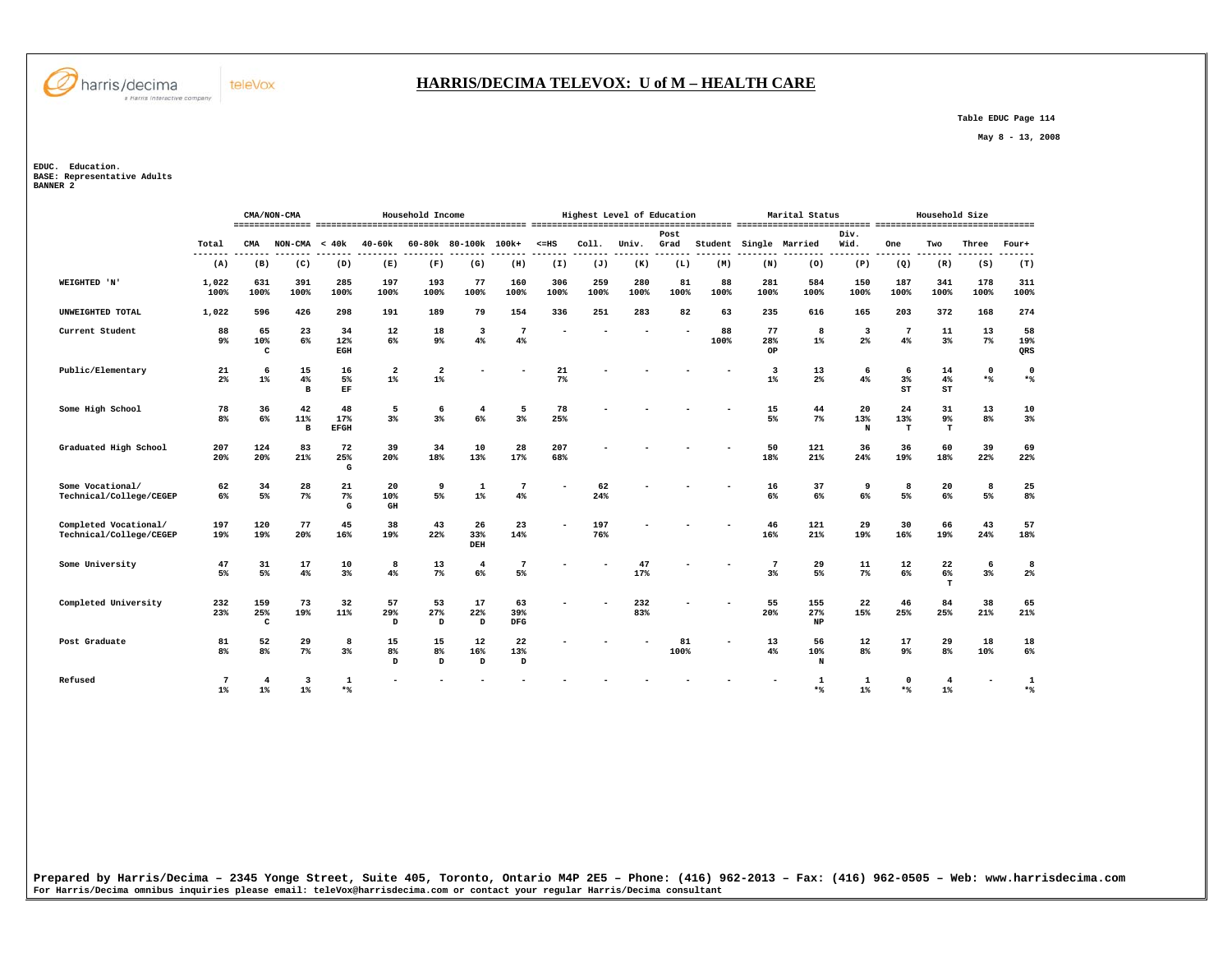# HARRIS/DECIMA TELEVOX: U of M – HEALTH CARE

Table EDUC Page 114

May 8 - 13, 2008

EDUC. Education.
BASE: Representative Adults
BANNER 2

| | Total | CMA/NON-CMA | | Household Income | | | | | Highest Level of Education | | | | | Marital Status | | | Household Size | | | |
|---|---|---|---|---|---|---|---|---|---|---|---|---|---|---|---|---|---|---|---|---|
| | | CMA | NON-CMA | < 40k | 40-60k | 60-80k | 80-100k | 100k+ | <=HS | Coll. | Univ. | Post Grad | Student | Single | Married | Div. Wid. | One | Two | Three | Four+ |
| | (A) | (B) | (C) | (D) | (E) | (F) | (G) | (H) | (I) | (J) | (K) | (L) | (M) | (N) | (O) | (P) | (Q) | (R) | (S) | (T) |
| WEIGHTED 'N' | 1,022<br>100% | 631<br>100% | 391<br>100% | 285<br>100% | 197<br>100% | 193<br>100% | 77<br>100% | 160<br>100% | 306<br>100% | 259<br>100% | 280<br>100% | 81<br>100% | 88<br>100% | 281<br>100% | 584<br>100% | 150<br>100% | 187<br>100% | 341<br>100% | 178<br>100% | 311<br>100% |
| UNWEIGHTED TOTAL | 1,022 | 596 | 426 | 298 | 191 | 189 | 79 | 154 | 336 | 251 | 283 | 82 | 63 | 235 | 616 | 165 | 203 | 372 | 168 | 274 |
| Current Student | 88<br>9% | 65<br>10%<br>C | 23<br>6% | 34<br>12%<br>EGH | 12<br>6% | 18<br>9% | 3<br>4% | 7<br>4% | - | - | - | - | 88<br>100% | 77<br>28%<br>OP | 8<br>1% | 3<br>2% | 7<br>4% | 11<br>3% | 13<br>7% | 58<br>19%<br>QRS |
| Public/Elementary | 21<br>2% | 6<br>1% | 15<br>4%<br>B | 16<br>5%<br>EF | 2<br>1% | 2<br>1% | - | - | 21<br>7% | - | - | - | - | 3<br>1% | 13<br>2% | 6<br>4% | 6<br>3%<br>ST | 14<br>4%<br>ST | 0<br>*% | 0<br>*% |
| Some High School | 78<br>8% | 36<br>6% | 42<br>11%<br>B | 48<br>17%<br>EFGH | 5<br>3% | 6<br>3% | 4<br>6% | 5<br>3% | 78<br>25% | - | - | - | - | 15<br>5% | 44<br>7% | 20<br>13%<br>N | 24<br>13%<br>T | 31<br>9%<br>T | 13<br>8% | 10<br>3% |
| Graduated High School | 207<br>20% | 124<br>20% | 83<br>21% | 72<br>25%<br>G | 39<br>20% | 34<br>18% | 10<br>13% | 28<br>17% | 207<br>68% | - | - | - | - | 50<br>18% | 121<br>21% | 36<br>24% | 36<br>19% | 60<br>18% | 39<br>22% | 69<br>22% |
| Some Vocational/ Technical/College/CEGEP | 62<br>6% | 34<br>5% | 28<br>7% | 21<br>7%<br>G | 20<br>10%<br>GH | 9<br>5% | 1<br>1% | 7<br>4% | - | 62<br>24% | - | - | - | 16<br>6% | 37<br>6% | 9<br>6% | 8<br>5% | 20<br>6% | 8<br>5% | 25<br>8% |
| Completed Vocational/ Technical/College/CEGEP | 197<br>19% | 120<br>19% | 77<br>20% | 45<br>16% | 38<br>19% | 43<br>22% | 26<br>33%<br>DEH | 23<br>14% | - | 197<br>76% | - | - | - | 46<br>16% | 121<br>21% | 29<br>19% | 30<br>16% | 66<br>19% | 43<br>24% | 57<br>18% |
| Some University | 47<br>5% | 31<br>5% | 17<br>4% | 10<br>3% | 8<br>4% | 13<br>7% | 4<br>6% | 7<br>5% | - | - | 47<br>17% | - | - | 7<br>3% | 29<br>5% | 11<br>7% | 12<br>6% | 22<br>6%<br>T | 6<br>3% | 8<br>2% |
| Completed University | 232<br>23% | 159<br>25%<br>C | 73<br>19% | 32<br>11% | 57<br>29%<br>D | 53<br>27%<br>D | 17<br>22%<br>D | 63<br>39%<br>DFG | - | - | 232<br>83% | - | - | 55<br>20% | 155<br>27%<br>NP | 22<br>15% | 46<br>25% | 84<br>25% | 38<br>21% | 65<br>21% |
| Post Graduate | 81<br>8% | 52<br>8% | 29<br>7% | 8<br>3% | 15<br>8%<br>D | 15<br>8%<br>D | 12<br>16%<br>D | 22<br>13%<br>D | - | - | - | 81<br>100% | - | 13<br>4% | 56<br>10%<br>N | 12<br>8% | 17<br>9% | 29<br>8% | 18<br>10% | 18<br>6% |
| Refused | 7<br>1% | 4<br>1% | 3<br>1% | 1<br>*% | - | - | - | - | - | - | - | - | - | - | 1<br>*% | 1<br>1% | 0<br>*% | 4<br>1% | - | 1<br>*% |

Prepared by Harris/Decima – 2345 Yonge Street, Suite 405, Toronto, Ontario M4P 2E5 – Phone: (416) 962-2013 – Fax: (416) 962-0505 – Web: www.harrisdecima.com
For Harris/Decima omnibus inquiries please email: teleVox@harrisdecima.com or contact your regular Harris/Decima consultant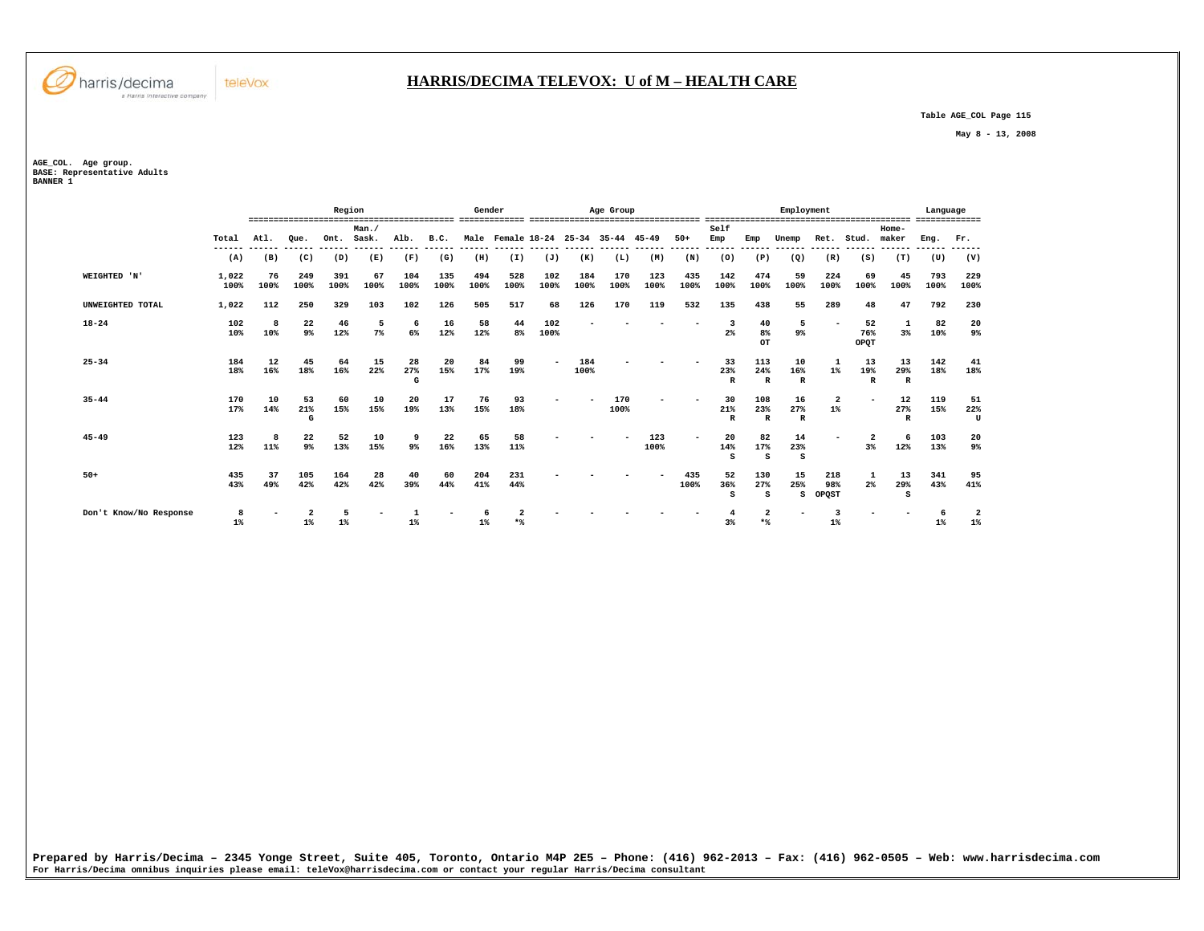# HARRIS/DECIMA TELEVOX: U of M – HEALTH CARE

Table AGE_COL Page 115

May 8 - 13, 2008

AGE_COL. Age group.
BASE: Representative Adults
BANNER 1

| | Total | Region | | | | | | Gender | | Age Group | | | | | Employment | | | | | | Language | |
|---|---|---|---|---|---|---|---|---|---|---|---|---|---|---|---|---|---|---|---|---|---|---|
| | Total | Atl. | Que. | Ont. | Man./ Sask. | Alb. | B.C. | Male | Female | 18-24 | 25-34 | 35-44 | 45-49 | 50+ | Self Emp | Emp | Unemp | Ret. | Stud. | Home-maker | Eng. | Fr. |
| | (A) | (B) | (C) | (D) | (E) | (F) | (G) | (H) | (I) | (J) | (K) | (L) | (M) | (N) | (O) | (P) | (Q) | (R) | (S) | (T) | (U) | (V) |
| WEIGHTED 'N' | 1,022 100% | 76 100% | 249 100% | 391 100% | 67 100% | 104 100% | 135 100% | 494 100% | 528 100% | 102 100% | 184 100% | 170 100% | 123 100% | 435 100% | 142 100% | 474 100% | 59 100% | 224 100% | 69 100% | 45 100% | 793 100% | 229 100% |
| UNWEIGHTED TOTAL | 1,022 | 112 | 250 | 329 | 103 | 102 | 126 | 505 | 517 | 68 | 126 | 170 | 119 | 532 | 135 | 438 | 55 | 289 | 48 | 47 | 792 | 230 |
| 18-24 | 102 10% | 8 10% | 22 9% | 46 12% | 5 7% | 6 6% | 16 12% | 58 12% | 44 8% | 102 100% | - | - | - | - | 3 2% | 40 8% OT | 5 9% | - | 52 76% OPQT | 1 3% | 82 10% | 20 9% |
| 25-34 | 184 18% | 12 16% | 45 18% | 64 16% | 15 22% | 28 27% G | 20 15% | 84 17% | 99 19% | - | 184 100% | - | - | - | 33 23% R | 113 24% R | 10 16% R | 1 1% | 13 19% R | 13 29% R | 142 18% | 41 18% |
| 35-44 | 170 17% | 10 14% | 53 21% G | 60 15% | 10 15% | 20 19% | 17 13% | 76 15% | 93 18% | - | - | 170 100% | - | - | 30 21% R | 108 23% R | 16 27% R | 2 1% | - | 12 27% R | 119 15% | 51 22% U |
| 45-49 | 123 12% | 8 11% | 22 9% | 52 13% | 10 15% | 9 9% | 22 16% | 65 13% | 58 11% | - | - | - | 123 100% | - | 20 14% S | 82 17% S | 14 23% S | - | 2 3% | 6 12% | 103 13% | 20 9% |
| 50+ | 435 43% | 37 49% | 105 42% | 164 42% | 28 42% | 40 39% | 60 44% | 204 41% | 231 44% | - | - | - | - | 435 100% | 52 36% S | 130 27% S | 15 25% S | 218 98% OPQST | 1 2% | 13 29% S | 341 43% | 95 41% |
| Don't Know/No Response | 8 1% | - | 2 1% | 5 1% | - | 1 1% | - | 6 1% | 2 *% | - | - | - | - | - | 4 3% | 2 *% | - | 3 1% | - | - | 6 1% | 2 1% |

Prepared by Harris/Decima – 2345 Yonge Street, Suite 405, Toronto, Ontario M4P 2E5 – Phone: (416) 962-2013 – Fax: (416) 962-0505 – Web: www.harrisdecima.com
For Harris/Decima omnibus inquiries please email: teleVox@harrisdecima.com or contact your regular Harris/Decima consultant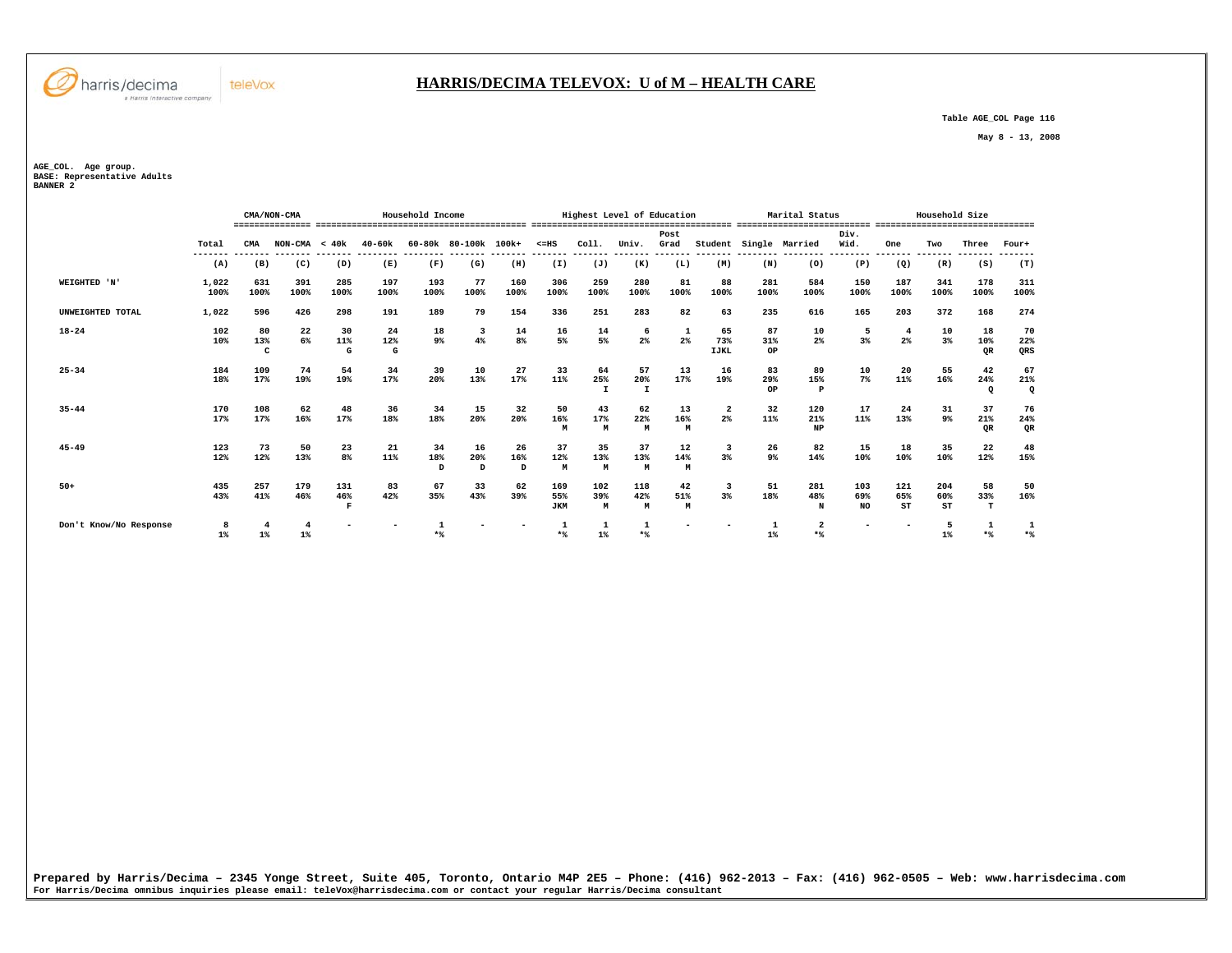## HARRIS/DECIMA TELEVOX: U of M – HEALTH CARE

Table AGE_COL Page 116

May 8 - 13, 2008

AGE_COL. Age group.
BASE: Representative Adults
BANNER 2

| | | CMA/NON-CMA | | Household Income | | | | | Highest Level of Education | | | | | Marital Status | | | Household Size | | | |
|---|---|---|---|---|---|---|---|---|---|---|---|---|---|---|---|---|---|---|---|---|
| | Total | CMA | NON-CMA | < 40k | 40-60k | 60-80k | 80-100k | 100k+ | <=HS | Coll. | Univ. | Post Grad | Student | Single | Married | Div. Wid. | One | Two | Three | Four+ |
| | (A) | (B) | (C) | (D) | (E) | (F) | (G) | (H) | (I) | (J) | (K) | (L) | (M) | (N) | (O) | (P) | (Q) | (R) | (S) | (T) |
| WEIGHTED 'N' | 1,022 | 631 | 391 | 285 | 197 | 193 | 77 | 160 | 306 | 259 | 280 | 81 | 88 | 281 | 584 | 150 | 187 | 341 | 178 | 311 |
| | 100% | 100% | 100% | 100% | 100% | 100% | 100% | 100% | 100% | 100% | 100% | 100% | 100% | 100% | 100% | 100% | 100% | 100% | 100% | 100% |
| UNWEIGHTED TOTAL | 1,022 | 596 | 426 | 298 | 191 | 189 | 79 | 154 | 336 | 251 | 283 | 82 | 63 | 235 | 616 | 165 | 203 | 372 | 168 | 274 |
| 18-24 | 102 | 80 | 22 | 30 | 24 | 18 | 3 | 14 | 16 | 14 | 6 | 1 | 65 | 87 | 10 | 5 | 4 | 10 | 18 | 70 |
| | 10% | 13% | 6% | 11% | 12% | 9% | 4% | 8% | 5% | 5% | 2% | 2% | 73% | 31% | 2% | 3% | 2% | 3% | 10% | 22% |
| | | C | | G | G | | | | | | | | IJKL | OP | | | | | QR | QRS |
| 25-34 | 184 | 109 | 74 | 54 | 34 | 39 | 10 | 27 | 33 | 64 | 57 | 13 | 16 | 83 | 89 | 10 | 20 | 55 | 42 | 67 |
| | 18% | 17% | 19% | 19% | 17% | 20% | 13% | 17% | 11% | 25% | 20% | 17% | 19% | 29% | 15% | 7% | 11% | 16% | 24% | 21% |
| | | | | | | | | | | I | I | | | OP | P | | | | Q | Q |
| 35-44 | 170 | 108 | 62 | 48 | 36 | 34 | 15 | 32 | 50 | 43 | 62 | 13 | 2 | 32 | 120 | 17 | 24 | 31 | 37 | 76 |
| | 17% | 17% | 16% | 17% | 18% | 18% | 20% | 20% | 16% | 17% | 22% | 16% | 2% | 11% | 21% | 11% | 13% | 9% | 21% | 24% |
| | | | | | | | | | M | M | M | M | | | NP | | | | QR | QR |
| 45-49 | 123 | 73 | 50 | 23 | 21 | 34 | 16 | 26 | 37 | 35 | 37 | 12 | 3 | 26 | 82 | 15 | 18 | 35 | 22 | 48 |
| | 12% | 12% | 13% | 8% | 11% | 18% | 20% | 16% | 12% | 13% | 13% | 14% | 3% | 9% | 14% | 10% | 10% | 10% | 12% | 15% |
| | | | | | | D | D | D | M | M | M | M | | | N | | | | | |
| 50+ | 435 | 257 | 179 | 131 | 83 | 67 | 33 | 62 | 169 | 102 | 118 | 42 | 3 | 51 | 281 | 103 | 121 | 204 | 58 | 50 |
| | 43% | 41% | 46% | 46% | 42% | 35% | 43% | 39% | 55% | 39% | 42% | 51% | 3% | 18% | 48% | 69% | 65% | 60% | 33% | 16% |
| | | | | F | | | | | JKM | M | M | M | | | N | NO | ST | ST | T | |
| Don't Know/No Response | 8 | 4 | 4 | - | - | 1 | - | - | 1 | 1 | 1 | - | - | 1 | 2 | - | - | 5 | 1 | 1 |
| | 1% | 1% | 1% | | | *% | | | *% | 1% | *% | | | 1% | *% | | | 1% | *% | *% |

Prepared by Harris/Decima – 2345 Yonge Street, Suite 405, Toronto, Ontario M4P 2E5 – Phone: (416) 962-2013 – Fax: (416) 962-0505 – Web: www.harrisdecima.com
For Harris/Decima omnibus inquiries please email: teleVox@harrisdecima.com or contact your regular Harris/Decima consultant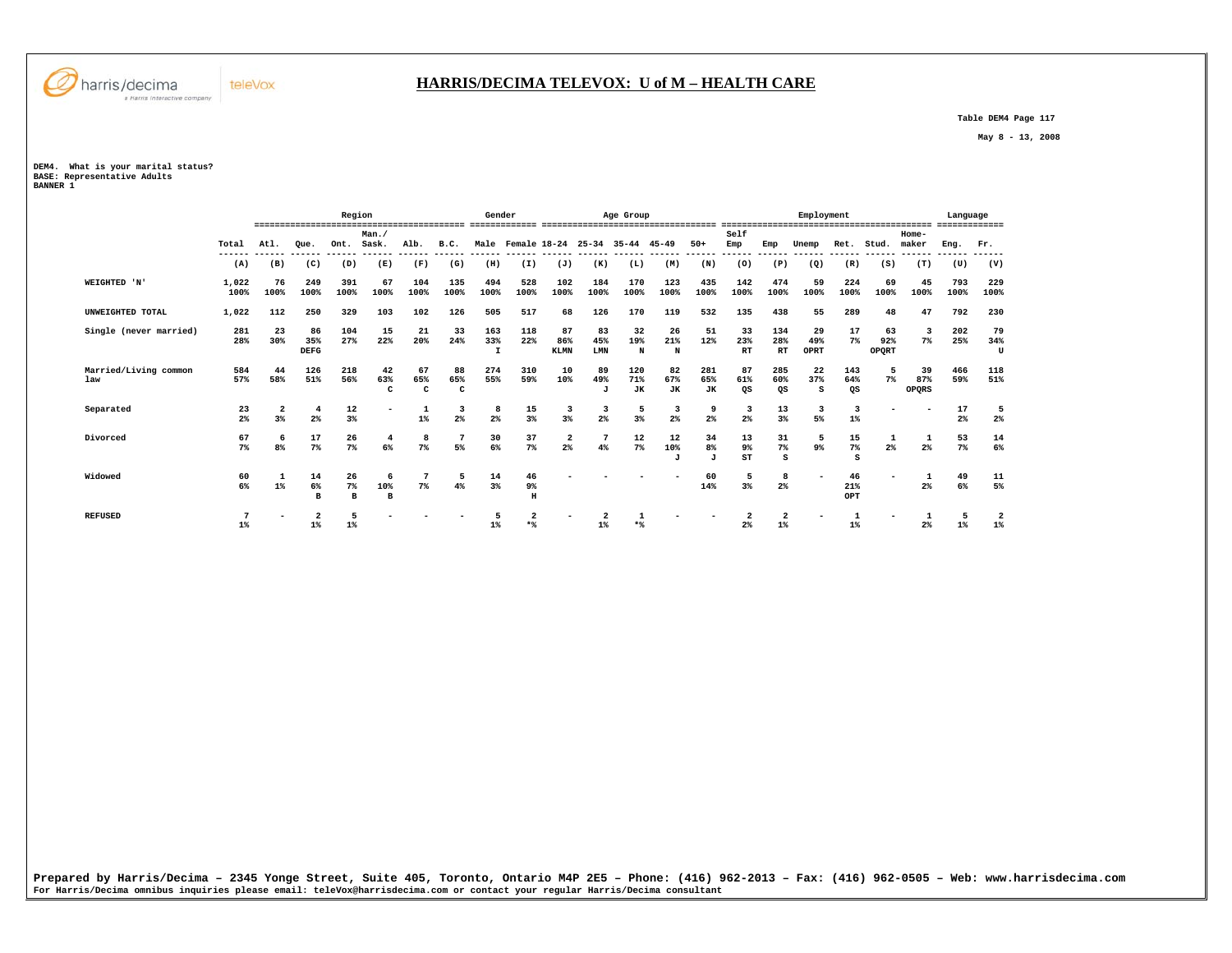# HARRIS/DECIMA TELEVOX: U of M – HEALTH CARE

Table DEM4 Page 117

May 8 - 13, 2008

DEM4. What is your marital status?
BASE: Representative Adults
BANNER 1

| | Total | Region | | | | | | Gender | | Age Group | | | | | Employment | | | | | | Language | |
|---|---|---|---|---|---|---|---|---|---|---|---|---|---|---|---|---|---|---|---|---|---|---|
| | Total | Atl. | Que. | Ont. | Man./ Sask. | Alb. | B.C. | Male | Female | 18-24 | 25-34 | 35-44 | 45-49 | 50+ | Self Emp | Emp | Unemp | Ret. | Stud. | Home-maker | Eng. | Fr. |
| | (A) | (B) | (C) | (D) | (E) | (F) | (G) | (H) | (I) | (J) | (K) | (L) | (M) | (N) | (O) | (P) | (Q) | (R) | (S) | (T) | (U) | (V) |
| WEIGHTED 'N' | 1,022 100% | 76 100% | 249 100% | 391 100% | 67 100% | 104 100% | 135 100% | 494 100% | 528 100% | 102 100% | 184 100% | 170 100% | 123 100% | 435 100% | 142 100% | 474 100% | 59 100% | 224 100% | 69 100% | 45 100% | 793 100% | 229 100% |
| UNWEIGHTED TOTAL | 1,022 | 112 | 250 | 329 | 103 | 102 | 126 | 505 | 517 | 68 | 126 | 170 | 119 | 532 | 135 | 438 | 55 | 289 | 48 | 47 | 792 | 230 |
| Single (never married) | 281 28% | 23 30% | 86 35% DEFG | 104 27% | 15 22% | 21 20% | 33 24% | 163 33% I | 118 22% | 87 86% KLMN | 83 45% LMN | 32 19% N | 26 21% N | 51 12% | 33 23% RT | 134 28% RT | 29 49% OPRT | 17 7% | 63 92% OPQRT | 3 7% | 202 25% | 79 34% U |
| Married/Living common law | 584 57% | 44 58% | 126 51% | 218 56% | 42 63% C | 67 65% C | 88 65% C | 274 55% | 310 59% | 10 10% | 89 49% J | 120 71% JK | 82 67% JK | 281 65% JK | 87 61% QS | 285 60% QS | 22 37% S | 143 64% QS | 5 7% | 39 87% OPQRS | 466 59% | 118 51% |
| Separated | 23 2% | 2 3% | 4 2% | 12 3% | - | 1 1% | 3 2% | 8 2% | 15 3% | 3 3% | 3 2% | 5 3% | 3 2% | 9 2% | 3 2% | 13 3% | 3 5% | 3 1% | - | - | 17 2% | 5 2% |
| Divorced | 67 7% | 6 8% | 17 7% | 26 7% | 4 6% | 8 7% | 7 5% | 30 6% | 37 7% | 2 2% | 7 4% | 12 7% | 12 10% J | 34 8% J | 13 9% ST | 31 7% S | 5 9% | 15 7% S | 1 2% | 1 2% | 53 7% | 14 6% |
| Widowed | 60 6% | 1 1% | 14 6% B | 26 7% B | 6 10% B | 7 7% | 5 4% | 14 3% | 46 9% H | - | - | - | - | 60 14% | 5 3% | 8 2% | - | 46 21% OPT | - | 1 2% | 49 6% | 11 5% |
| REFUSED | 7 1% | - | 2 1% | 5 1% | - | - | - | 5 1% | 2 *% | - | 2 1% | 1 *% | - | - | 2 2% | 2 1% | - | 1 1% | - | 1 2% | 5 1% | 2 1% |

Prepared by Harris/Decima – 2345 Yonge Street, Suite 405, Toronto, Ontario M4P 2E5 – Phone: (416) 962-2013 – Fax: (416) 962-0505 – Web: www.harrisdecima.com
For Harris/Decima omnibus inquiries please email: teleVox@harrisdecima.com or contact your regular Harris/Decima consultant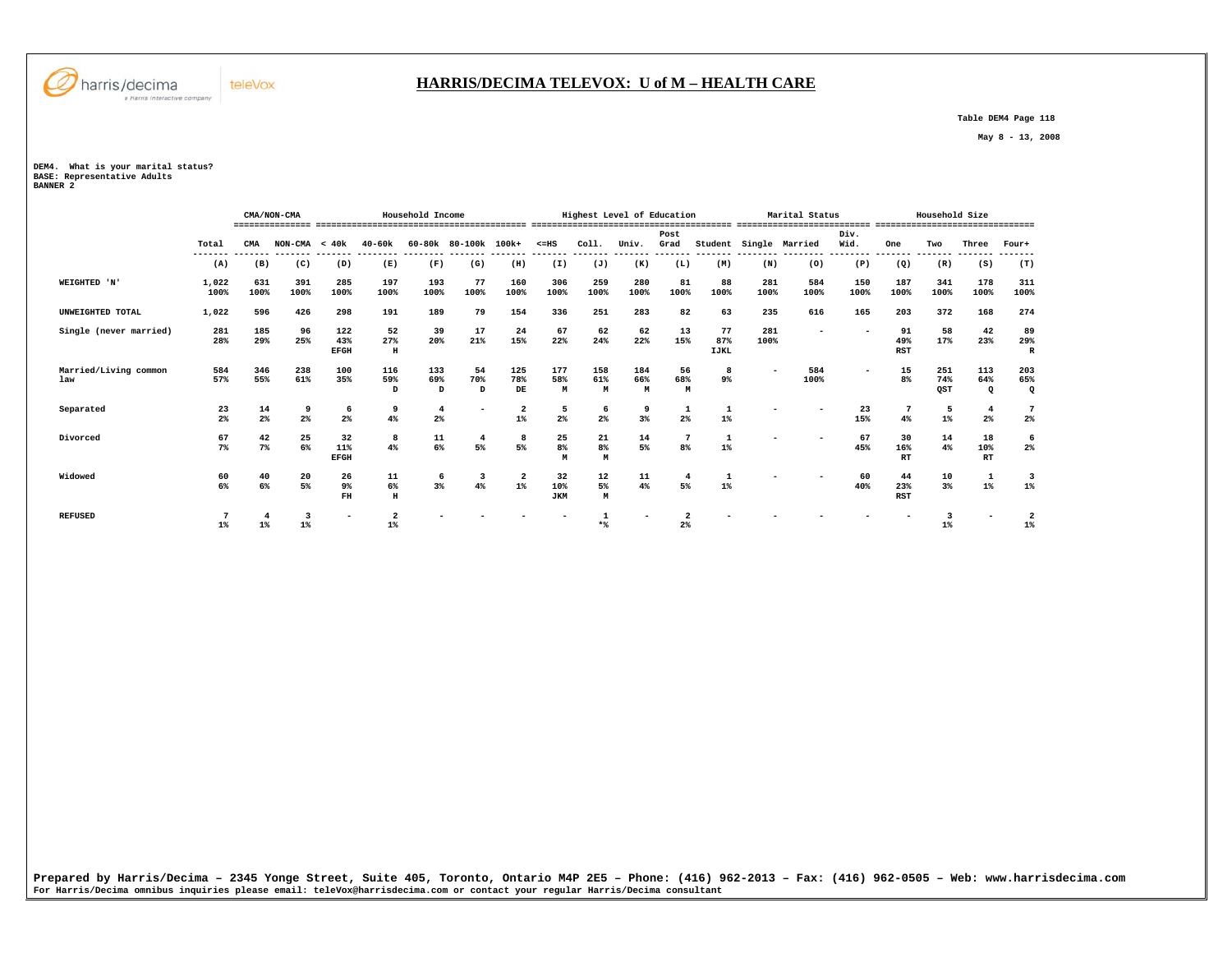## HARRIS/DECIMA TELEVOX: U of M – HEALTH CARE

Table DEM4 Page 118

May 8 - 13, 2008

DEM4. What is your marital status?
BASE: Representative Adults
BANNER 2

| | | CMA/NON-CMA | | Household Income | | | | | Highest Level of Education | | | | | Marital Status | | | Household Size | | | |
|---|---|---|---|---|---|---|---|---|---|---|---|---|---|---|---|---|---|---|---|---|
| | Total | CMA | NON-CMA | < 40k | 40-60k | 60-80k | 80-100k | 100k+ | <=HS | Coll. | Univ. | Post Grad | Student | Single | Married | Div. Wid. | One | Two | Three | Four+ |
| | (A) | (B) | (C) | (D) | (E) | (F) | (G) | (H) | (I) | (J) | (K) | (L) | (M) | (N) | (O) | (P) | (Q) | (R) | (S) | (T) |
| WEIGHTED 'N' | 1,022 100% | 631 100% | 391 100% | 285 100% | 197 100% | 193 100% | 77 100% | 160 100% | 306 100% | 259 100% | 280 100% | 81 100% | 88 100% | 281 100% | 584 100% | 150 100% | 187 100% | 341 100% | 178 100% | 311 100% |
| UNWEIGHTED TOTAL | 1,022 | 596 | 426 | 298 | 191 | 189 | 79 | 154 | 336 | 251 | 283 | 82 | 63 | 235 | 616 | 165 | 203 | 372 | 168 | 274 |
| Single (never married) | 281 28% | 185 29% | 96 25% | 122 43% EFGH | 52 27% H | 39 20% | 17 21% | 24 15% | 67 22% | 62 24% | 62 22% | 13 15% | 77 87% IJKL | 281 100% | - | - | 91 49% RST | 58 17% | 42 23% | 89 29% R |
| Married/Living common law | 584 57% | 346 55% | 238 61% | 100 35% | 116 59% D | 133 69% D | 54 70% D | 125 78% DE | 177 58% M | 158 61% M | 184 66% M | 56 68% M | 8 9% | - | 584 100% | - | 15 8% | 251 74% QST | 113 64% Q | 203 65% Q |
| Separated | 23 2% | 14 2% | 9 2% | 6 2% | 9 4% | 4 2% | - | 2 1% | 5 2% | 6 2% | 9 3% | 1 2% | 1 1% | - | - | 23 15% | 7 4% | 5 1% | 4 2% | 7 2% |
| Divorced | 67 7% | 42 7% | 25 6% | 32 11% EFGH | 8 4% | 11 6% | 4 5% | 8 5% | 25 8% M | 21 8% M | 14 5% | 7 8% | 1 1% | - | - | 67 45% | 30 16% RT | 14 4% | 18 10% RT | 6 2% |
| Widowed | 60 6% | 40 6% | 20 5% | 26 9% FH | 11 6% H | 6 3% | 3 4% | 2 1% | 32 10% JKM | 12 5% M | 11 4% | 4 5% | 1 1% | - | - | 60 40% | 44 23% RST | 10 3% | 1 1% | 3 1% |
| REFUSED | 7 1% | 4 1% | 3 1% | - | 2 1% | - | - | - | - | 1 *% | - | 2 2% | - | - | - | - | - | 3 1% | - | 2 1% |

Prepared by Harris/Decima – 2345 Yonge Street, Suite 405, Toronto, Ontario M4P 2E5 – Phone: (416) 962-2013 – Fax: (416) 962-0505 – Web: www.harrisdecima.com
For Harris/Decima omnibus inquiries please email: teleVox@harrisdecima.com or contact your regular Harris/Decima consultant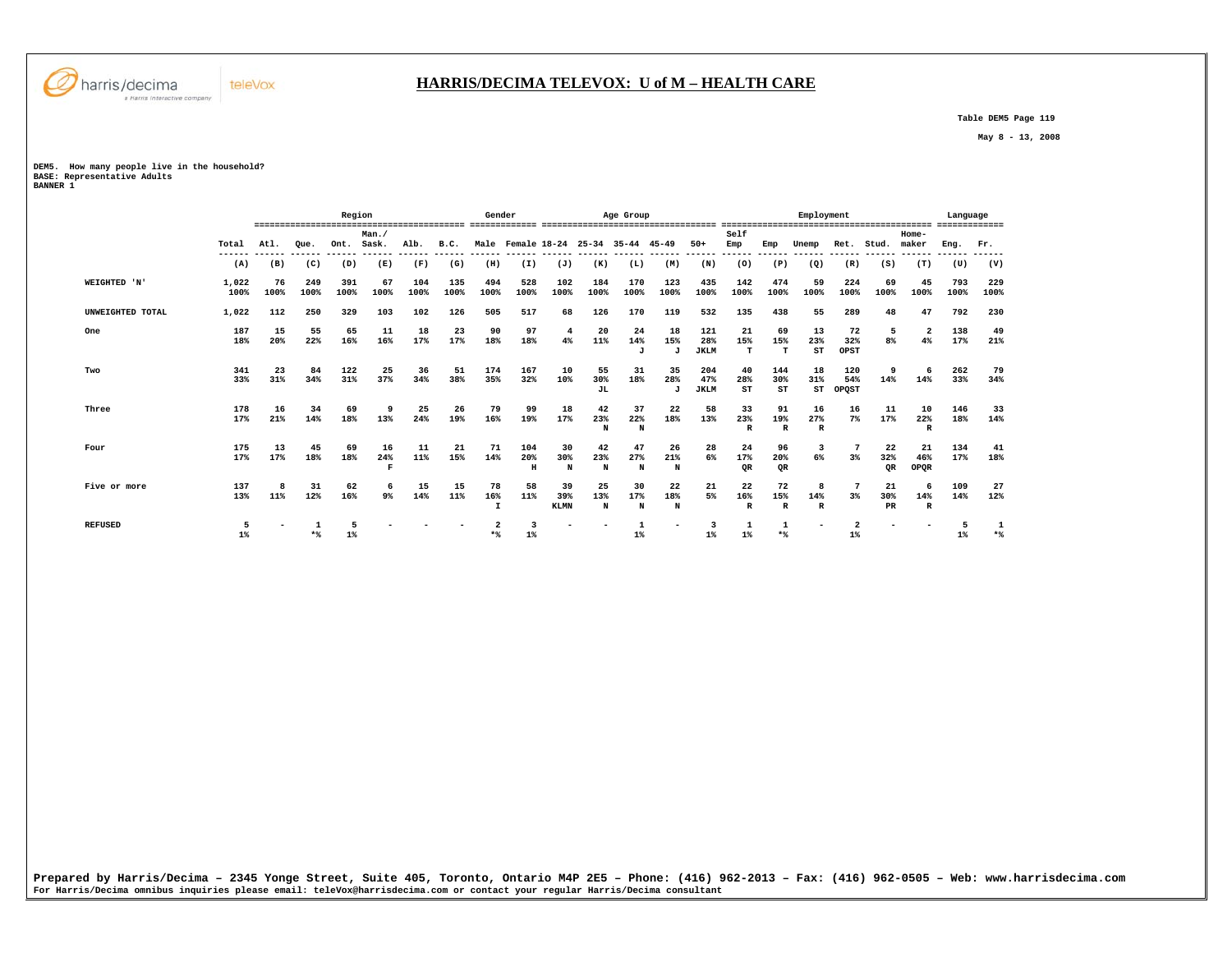# HARRIS/DECIMA TELEVOX: U of M – HEALTH CARE

Table DEM5 Page 119

May 8 - 13, 2008

DEM5. How many people live in the household?
BASE: Representative Adults
BANNER 1

| | | Region | | | | | | Gender | | Age Group | | | | | Employment | | | | | | Language | |
|---|---|---|---|---|---|---|---|---|---|---|---|---|---|---|---|---|---|---|---|---|---|---|
| | Total | Atl. | Que. | Ont. | Man./ Sask. | Alb. | B.C. | Male | Female | 18-24 | 25-34 | 35-44 | 45-49 | 50+ | Self Emp | Emp | Unemp | Ret. | Stud. | Home-maker | Eng. | Fr. |
| | (A) | (B) | (C) | (D) | (E) | (F) | (G) | (H) | (I) | (J) | (K) | (L) | (M) | (N) | (O) | (P) | (Q) | (R) | (S) | (T) | (U) | (V) |
| WEIGHTED 'N' | 1,022 100% | 76 100% | 249 100% | 391 100% | 67 100% | 104 100% | 135 100% | 494 100% | 528 100% | 102 100% | 184 100% | 170 100% | 123 100% | 435 100% | 142 100% | 474 100% | 59 100% | 224 100% | 69 100% | 45 100% | 793 100% | 229 100% |
| UNWEIGHTED TOTAL | 1,022 | 112 | 250 | 329 | 103 | 102 | 126 | 505 | 517 | 68 | 126 | 170 | 119 | 532 | 135 | 438 | 55 | 289 | 48 | 47 | 792 | 230 |
| One | 187 18% | 15 20% | 55 22% | 65 16% | 11 16% | 18 17% | 23 17% | 90 18% | 97 18% | 4 4% | 20 11% | 24 14% J | 18 15% J | 121 28% JKLM | 21 15% T | 69 15% T | 13 23% ST | 72 32% OPST | 5 8% | 2 4% | 138 17% | 49 21% |
| Two | 341 33% | 23 31% | 84 34% | 122 31% | 25 37% | 36 34% | 51 38% | 174 35% | 167 32% | 10 10% | 55 30% JL | 31 18% | 35 28% J | 204 47% JKLM | 40 28% ST | 144 30% ST | 18 31% ST | 120 54% OPQST | 9 14% | 6 14% | 262 33% | 79 34% |
| Three | 178 17% | 16 21% | 34 14% | 69 18% | 9 13% | 25 24% | 26 19% | 79 16% | 99 19% | 18 17% | 42 23% N | 37 22% N | 22 18% | 58 13% | 33 23% R | 91 19% R | 16 27% R | 16 7% | 11 17% | 10 22% R | 146 18% | 33 14% |
| Four | 175 17% | 13 17% | 45 18% | 69 18% | 16 24% F | 11 11% | 21 15% | 71 14% | 104 20% H | 30 30% N | 42 23% N | 47 27% N | 26 21% N | 28 6% | 24 17% QR | 96 20% QR | 3 6% | 7 3% | 22 32% QR | 21 46% OPQR | 134 17% | 41 18% |
| Five or more | 137 13% | 8 11% | 31 12% | 62 16% | 6 9% | 15 14% | 15 11% | 78 16% I | 58 11% | 39 39% KLMN | 25 13% N | 30 17% N | 22 18% N | 21 5% | 22 16% R | 72 15% R | 8 14% R | 7 3% | 21 30% PR | 6 14% R | 109 14% | 27 12% |
| REFUSED | 5 1% | - | 1 *% | 5 1% | - | - | - | 2 *% | 3 1% | - | - | 1 1% | - | 3 1% | 1 1% | 1 *% | - | 2 1% | - | - | 5 1% | 1 *% |

Prepared by Harris/Decima – 2345 Yonge Street, Suite 405, Toronto, Ontario M4P 2E5 – Phone: (416) 962-2013 – Fax: (416) 962-0505 – Web: www.harrisdecima.com
For Harris/Decima omnibus inquiries please email: teleVox@harrisdecima.com or contact your regular Harris/Decima consultant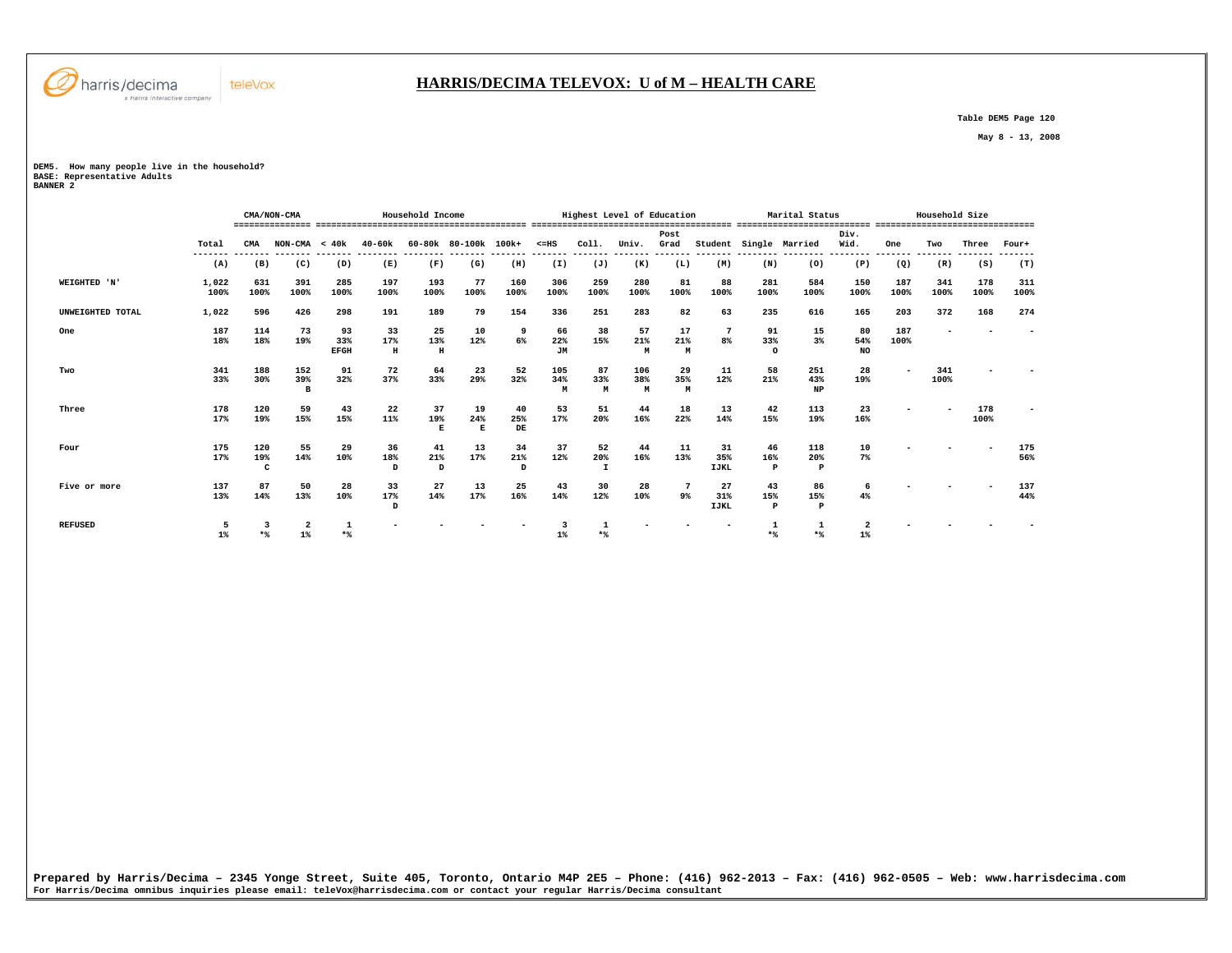## HARRIS/DECIMA TELEVOX: U of M – HEALTH CARE

Table DEM5 Page 120

May 8 - 13, 2008

DEM5. How many people live in the household?
BASE: Representative Adults
BANNER 2

| | | CMA/NON-CMA | | Household Income | | | | | Highest Level of Education | | | | | Marital Status | | | Household Size | | | |
|---|---|---|---|---|---|---|---|---|---|---|---|---|---|---|---|---|---|---|---|---|
| | Total | CMA | NON-CMA | < 40k | 40-60k | 60-80k | 80-100k | 100k+ | <=HS | Coll. | Univ. | Post Grad | Student | Single | Married | Div. Wid. | One | Two | Three | Four+ |
| | (A) | (B) | (C) | (D) | (E) | (F) | (G) | (H) | (I) | (J) | (K) | (L) | (M) | (N) | (O) | (P) | (Q) | (R) | (S) | (T) |
| WEIGHTED 'N' | 1,022 | 631 | 391 | 285 | 197 | 193 | 77 | 160 | 306 | 259 | 280 | 81 | 88 | 281 | 584 | 150 | 187 | 341 | 178 | 311 |
| | 100% | 100% | 100% | 100% | 100% | 100% | 100% | 100% | 100% | 100% | 100% | 100% | 100% | 100% | 100% | 100% | 100% | 100% | 100% | 100% |
| UNWEIGHTED TOTAL | 1,022 | 596 | 426 | 298 | 191 | 189 | 79 | 154 | 336 | 251 | 283 | 82 | 63 | 235 | 616 | 165 | 203 | 372 | 168 | 274 |
| One | 187 | 114 | 73 | 93 | 33 | 25 | 10 | 9 | 66 | 38 | 57 | 17 | 7 | 91 | 15 | 80 | 187 | - | - | - |
| | 18% | 18% | 19% | 33% | 17% | 13% | 12% | 6% | 22% | 15% | 21% | 21% | 8% | 33% | 3% | 54% | 100% | | | |
| | | | | EFGH | H | H | | | JM | | M | M | | O | | NO | | | | |
| Two | 341 | 188 | 152 | 91 | 72 | 64 | 23 | 52 | 105 | 87 | 106 | 29 | 11 | 58 | 251 | 28 | - | 341 | - | - |
| | 33% | 30% | 39% | 32% | 37% | 33% | 29% | 32% | 34% | 33% | 38% | 35% | 12% | 21% | 43% | 19% | | 100% | | |
| | | | B | | | | | | M | M | M | M | | | NP | | | | | |
| Three | 178 | 120 | 59 | 43 | 22 | 37 | 19 | 40 | 53 | 51 | 44 | 18 | 13 | 42 | 113 | 23 | - | - | 178 | - |
| | 17% | 19% | 15% | 15% | 11% | 19% | 24% | 25% | 17% | 20% | 16% | 22% | 14% | 15% | 19% | 16% | | | 100% | |
| | | | | | | E | E | DE | | | | | | | | | | | | |
| Four | 175 | 120 | 55 | 29 | 36 | 41 | 13 | 34 | 37 | 52 | 44 | 11 | 31 | 46 | 118 | 10 | - | - | - | 175 |
| | 17% | 19% | 14% | 10% | 18% | 21% | 17% | 21% | 12% | 20% | 16% | 13% | 35% | 16% | 20% | 7% | | | | 56% |
| | | C | | | D | D | | D | | I | | | IJKL | P | P | | | | | |
| Five or more | 137 | 87 | 50 | 28 | 33 | 27 | 13 | 25 | 43 | 30 | 28 | 7 | 27 | 43 | 86 | 6 | - | - | - | 137 |
| | 13% | 14% | 13% | 10% | 17% | 14% | 17% | 16% | 14% | 12% | 10% | 9% | 31% | 15% | 15% | 4% | | | | 44% |
| | | | | | D | | | | | | | | IJKL | P | P | | | | | |
| REFUSED | 5 | 3 | 2 | 1 | - | - | - | - | 3 | 1 | - | - | - | 1 | 1 | 2 | - | - | - | - |
| | 1% | *% | 1% | *% | | | | | 1% | *% | | | | *% | *% | 1% | | | | |

Prepared by Harris/Decima – 2345 Yonge Street, Suite 405, Toronto, Ontario M4P 2E5 – Phone: (416) 962-2013 – Fax: (416) 962-0505 – Web: www.harrisdecima.com
For Harris/Decima omnibus inquiries please email: teleVox@harrisdecima.com or contact your regular Harris/Decima consultant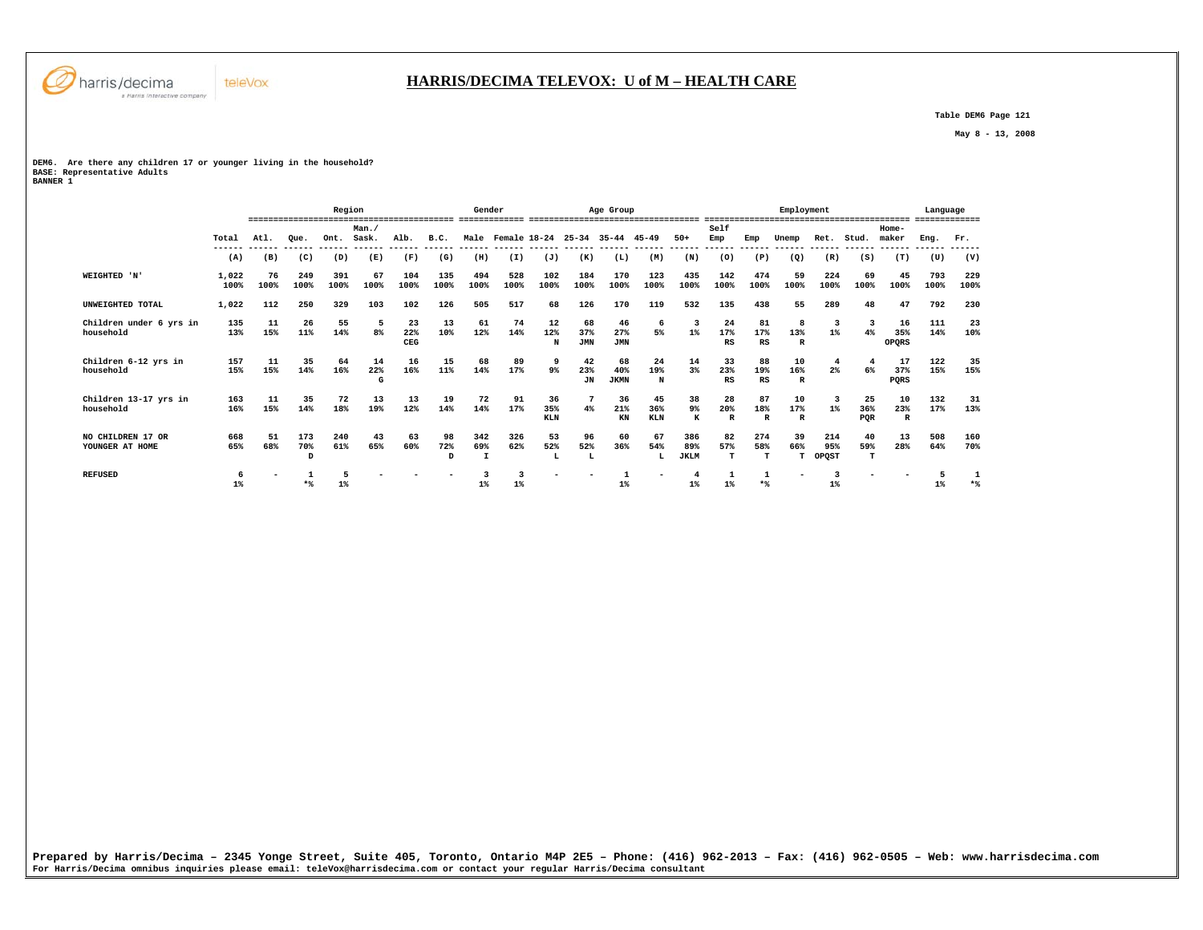## HARRIS/DECIMA TELEVOX: U of M – HEALTH CARE

Table DEM6 Page 121

May 8 - 13, 2008

DEM6. Are there any children 17 or younger living in the household?
BASE: Representative Adults
BANNER 1

| | | Region | | | | | | Gender | | Age Group | | | | | Employment | | | | | | Language | |
|---|---|---|---|---|---|---|---|---|---|---|---|---|---|---|---|---|---|---|---|---|---|---|
| | Total | Atl. | Que. | Ont. | Man./ Sask. | Alb. | B.C. | Male | Female | 18-24 | 25-34 | 35-44 | 45-49 | 50+ | Self Emp | Emp | Unemp | Ret. | Stud. | Home-maker | Eng. | Fr. |
| | (A) | (B) | (C) | (D) | (E) | (F) | (G) | (H) | (I) | (J) | (K) | (L) | (M) | (N) | (O) | (P) | (Q) | (R) | (S) | (T) | (U) | (V) |
| WEIGHTED 'N' | 1,022 100% | 76 100% | 249 100% | 391 100% | 67 100% | 104 100% | 135 100% | 494 100% | 528 100% | 102 100% | 184 100% | 170 100% | 123 100% | 435 100% | 142 100% | 474 100% | 59 100% | 224 100% | 69 100% | 45 100% | 793 100% | 229 100% |
| UNWEIGHTED TOTAL | 1,022 | 112 | 250 | 329 | 103 | 102 | 126 | 505 | 517 | 68 | 126 | 170 | 119 | 532 | 135 | 438 | 55 | 289 | 48 | 47 | 792 | 230 |
| Children under 6 yrs in household | 135 13% | 11 15% | 26 11% | 55 14% | 5 8% | 23 22% CEG | 13 10% | 61 12% | 74 14% | 12 12% N | 68 37% JMN | 46 27% JMN | 6 5% | 3 1% | 24 17% RS | 81 17% RS | 8 13% R | 3 1% | 3 4% | 16 35% OPQRS | 111 14% | 23 10% |
| Children 6-12 yrs in household | 157 15% | 11 15% | 35 14% | 64 16% | 14 22% G | 16 16% | 15 11% | 68 14% | 89 17% | 9 9% | 42 23% JN | 68 40% JKMN | 24 19% N | 14 3% | 33 23% RS | 88 19% RS | 10 16% R | 4 2% | 4 6% | 17 37% PQRS | 122 15% | 35 15% |
| Children 13-17 yrs in household | 163 16% | 11 15% | 35 14% | 72 18% | 13 19% | 13 12% | 19 14% | 72 14% | 91 17% | 36 35% KLN | 7 4% | 36 21% KN | 45 36% KLN | 38 9% K | 28 20% R | 87 18% R | 10 17% R | 3 1% | 25 36% PQR | 10 23% R | 132 17% | 31 13% |
| NO CHILDREN 17 OR YOUNGER AT HOME | 668 65% | 51 68% | 173 70% D | 240 61% | 43 65% | 63 60% | 98 72% D | 342 69% I | 326 62% | 53 52% L | 96 52% L | 60 36% | 67 54% L | 386 89% JKLM | 82 57% T | 274 58% T | 39 66% T | 214 95% OPQST | 40 59% T | 13 28% | 508 64% | 160 70% |
| REFUSED | 6 1% | - | 1 *% | 5 1% | - | - | - | 3 1% | 3 1% | - | - | 1 1% | - | 4 1% | 1 1% | 1 *% | - | 3 1% | - | - | 5 1% | 1 *% |

Prepared by Harris/Decima – 2345 Yonge Street, Suite 405, Toronto, Ontario M4P 2E5 – Phone: (416) 962-2013 – Fax: (416) 962-0505 – Web: www.harrisdecima.com
For Harris/Decima omnibus inquiries please email: teleVox@harrisdecima.com or contact your regular Harris/Decima consultant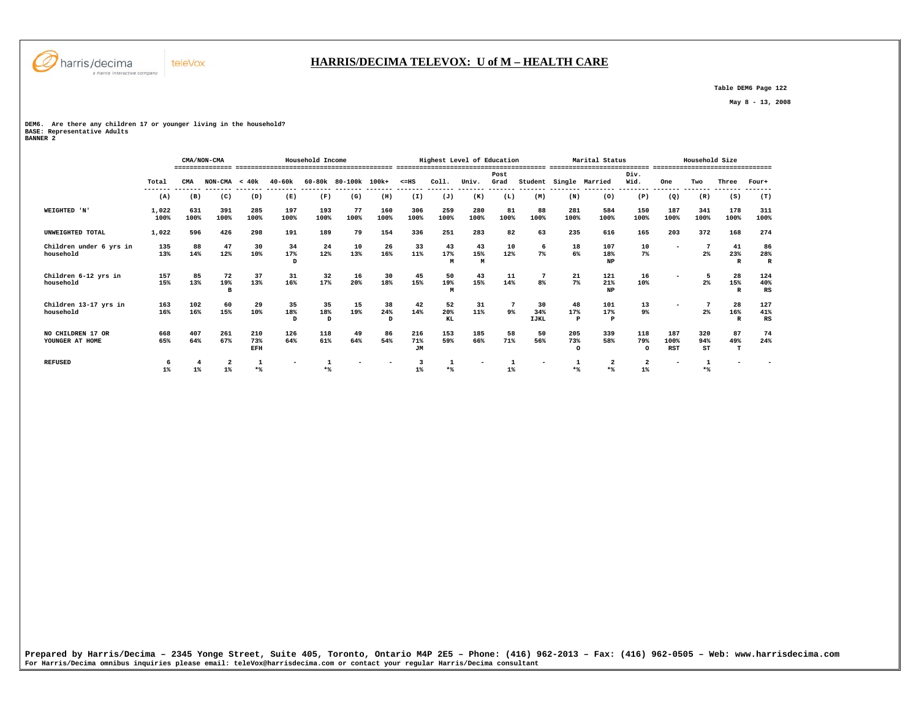# HARRIS/DECIMA TELEVOX: U of M – HEALTH CARE

Table DEM6 Page 122

May 8 - 13, 2008

DEM6. Are there any children 17 or younger living in the household?
BASE: Representative Adults
BANNER 2

| | | CMA/NON-CMA | | Household Income | | | | | Highest Level of Education | | | | | Marital Status | | | Household Size | | | |
|---|---|---|---|---|---|---|---|---|---|---|---|---|---|---|---|---|---|---|---|---|
| | Total | CMA | NON-CMA | < 40k | 40-60k | 60-80k | 80-100k | 100k+ | <=HS | Coll. | Univ. | Post Grad | Student | Single | Married | Div. Wid. | One | Two | Three | Four+ |
| | (A) | (B) | (C) | (D) | (E) | (F) | (G) | (H) | (I) | (J) | (K) | (L) | (M) | (N) | (O) | (P) | (Q) | (R) | (S) | (T) |
| WEIGHTED 'N' | 1,022<br>100% | 631<br>100% | 391<br>100% | 285<br>100% | 197<br>100% | 193<br>100% | 77<br>100% | 160<br>100% | 306<br>100% | 259<br>100% | 280<br>100% | 81<br>100% | 88<br>100% | 281<br>100% | 584<br>100% | 150<br>100% | 187<br>100% | 341<br>100% | 178<br>100% | 311<br>100% |
| UNWEIGHTED TOTAL | 1,022 | 596 | 426 | 298 | 191 | 189 | 79 | 154 | 336 | 251 | 283 | 82 | 63 | 235 | 616 | 165 | 203 | 372 | 168 | 274 |
| Children under 6 yrs in household | 135<br>13% | 88<br>14% | 47<br>12% | 30<br>10% | 34<br>17%<br>D | 24<br>12% | 10<br>13% | 26<br>16% | 33<br>11% | 43<br>17%<br>M | 43<br>15%<br>M | 10<br>12% | 6<br>7% | 18<br>6% | 107<br>18%<br>NP | 10<br>7% | - | 7<br>2% | 41<br>23%<br>R | 86<br>28%<br>R |
| Children 6-12 yrs in household | 157<br>15% | 85<br>13% | 72<br>19%<br>B | 37<br>13% | 31<br>16% | 32<br>17% | 16<br>20% | 30<br>18% | 45<br>15% | 50<br>19%<br>M | 43<br>15% | 11<br>14% | 7<br>8% | 21<br>7% | 121<br>21%<br>NP | 16<br>10% | - | 5<br>2% | 28<br>15%<br>R | 124<br>40%<br>RS |
| Children 13-17 yrs in household | 163<br>16% | 102<br>16% | 60<br>15% | 29<br>10% | 35<br>18%<br>D | 35<br>18%<br>D | 15<br>19% | 38<br>24%<br>D | 42<br>14% | 52<br>20%<br>KL | 31<br>11% | 7<br>9% | 30<br>34%<br>IJKL | 48<br>17%<br>P | 101<br>17%<br>P | 13<br>9% | - | 7<br>2% | 28<br>16%<br>R | 127<br>41%<br>RS |
| NO CHILDREN 17 OR YOUNGER AT HOME | 668<br>65% | 407<br>64% | 261<br>67% | 210<br>73%<br>EFH | 126<br>64% | 118<br>61% | 49<br>64% | 86<br>54% | 216<br>71%<br>JM | 153<br>59% | 185<br>66% | 58<br>71% | 50<br>56% | 205<br>73%<br>O | 339<br>58% | 118<br>79%<br>O | 187<br>100%<br>RST | 320<br>94%<br>ST | 87<br>49%<br>T | 74<br>24% |
| REFUSED | 6<br>1% | 4<br>1% | 2<br>1% | 1<br>*% | - | 1<br>*% | - | - | 3<br>1% | 1<br>*% | - | 1<br>1% | - | 1<br>*% | 2<br>*% | 2<br>1% | - | 1<br>*% | - | - |

Prepared by Harris/Decima – 2345 Yonge Street, Suite 405, Toronto, Ontario M4P 2E5 – Phone: (416) 962-2013 – Fax: (416) 962-0505 – Web: www.harrisdecima.com
For Harris/Decima omnibus inquiries please email: teleVox@harrisdecima.com or contact your regular Harris/Decima consultant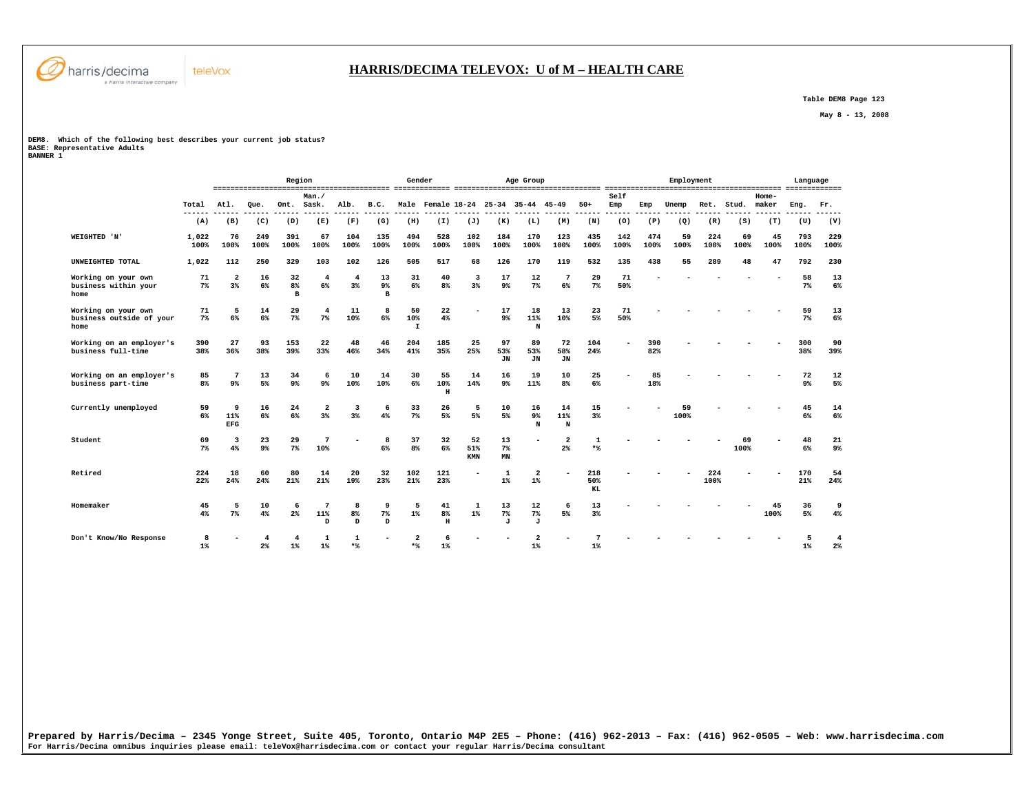# HARRIS/DECIMA TELEVOX: U of M – HEALTH CARE

Table DEM8 Page 123

May 8 - 13, 2008

DEM8. Which of the following best describes your current job status?
BASE: Representative Adults
BANNER 1

| | Total | Region | | | | | | Gender | | Age Group | | | | | Employment | | | | | | Language | |
|---|---|---|---|---|---|---|---|---|---|---|---|---|---|---|---|---|---|---|---|---|---|---|
| | Total | Atl. | Que. | Ont. | Man./ Sask. | Alb. | B.C. | Male | Female | 18-24 | 25-34 | 35-44 | 45-49 | 50+ | Self Emp | Emp | Unemp | Ret. | Stud. | Home-maker | Eng. | Fr. |
| | (A) | (B) | (C) | (D) | (E) | (F) | (G) | (H) | (I) | (J) | (K) | (L) | (M) | (N) | (O) | (P) | (Q) | (R) | (S) | (T) | (U) | (V) |
| WEIGHTED 'N' | 1,022 100% | 76 100% | 249 100% | 391 100% | 67 100% | 104 100% | 135 100% | 494 100% | 528 100% | 102 100% | 184 100% | 170 100% | 123 100% | 435 100% | 142 100% | 474 100% | 59 100% | 224 100% | 69 100% | 45 100% | 793 100% | 229 100% |
| UNWEIGHTED TOTAL | 1,022 | 112 | 250 | 329 | 103 | 102 | 126 | 505 | 517 | 68 | 126 | 170 | 119 | 532 | 135 | 438 | 55 | 289 | 48 | 47 | 792 | 230 |
| Working on your own business within your home | 71 7% | 2 3% | 16 6% | 32 8% B | 4 6% | 4 3% | 13 9% B | 31 6% | 40 8% | 3 3% | 17 9% | 12 7% | 7 6% | 29 7% | 71 50% | - | - | - | - | - | 58 7% | 13 6% |
| Working on your own business outside of your home | 71 7% | 5 6% | 14 6% | 29 7% | 4 7% | 11 10% | 8 6% | 50 10% I | 22 4% | - | 17 9% | 18 11% N | 13 10% | 23 5% | 71 50% | - | - | - | - | - | 59 7% | 13 6% |
| Working on an employer's business full-time | 390 38% | 27 36% | 93 38% | 153 39% | 22 33% | 48 46% | 46 34% | 204 41% | 185 35% | 25 25% | 97 53% JN | 89 53% JN | 72 58% JN | 104 24% | - | 390 82% | - | - | - | - | 300 38% | 90 39% |
| Working on an employer's business part-time | 85 8% | 7 9% | 13 5% | 34 9% | 6 9% | 10 10% | 14 10% | 30 6% | 55 10% H | 14 14% | 16 9% | 19 11% | 10 8% | 25 6% | - | 85 18% | - | - | - | - | 72 9% | 12 5% |
| Currently unemployed | 59 6% | 9 11% EFG | 16 6% | 24 6% | 2 3% | 3 3% | 6 4% | 33 7% | 26 5% | 5 5% | 10 5% | 16 9% N | 14 11% N | 15 3% | - | - | 59 100% | - | - | - | 45 6% | 14 6% |
| Student | 69 7% | 3 4% | 23 9% | 29 7% | 7 10% | - | 8 6% | 37 8% | 32 6% | 52 51% KMN | 13 7% MN | - | 2 2% | 1 *% | - | - | - | - | 69 100% | - | 48 6% | 21 9% |
| Retired | 224 22% | 18 24% | 60 24% | 80 21% | 14 21% | 20 19% | 32 23% | 102 21% | 121 23% | - | 1 1% | 2 1% | - | 218 50% KL | - | - | - | 224 100% | - | - | 170 21% | 54 24% |
| Homemaker | 45 4% | 5 7% | 10 4% | 6 2% | 7 11% D | 8 8% D | 9 7% D | 5 1% | 41 8% H | 1 1% | 13 7% J | 12 7% J | 6 5% | 13 3% | - | - | - | - | - | 45 100% | 36 5% | 9 4% |
| Don't Know/No Response | 8 1% | - | 4 2% | 4 1% | 1 1% | 1 *% | - | 2 *% | 6 1% | - | - | 2 1% | - | 7 1% | - | - | - | - | - | - | 5 1% | 4 2% |

Prepared by Harris/Decima – 2345 Yonge Street, Suite 405, Toronto, Ontario M4P 2E5 – Phone: (416) 962-2013 – Fax: (416) 962-0505 – Web: www.harrisdecima.com
For Harris/Decima omnibus inquiries please email: teleVox@harrisdecima.com or contact your regular Harris/Decima consultant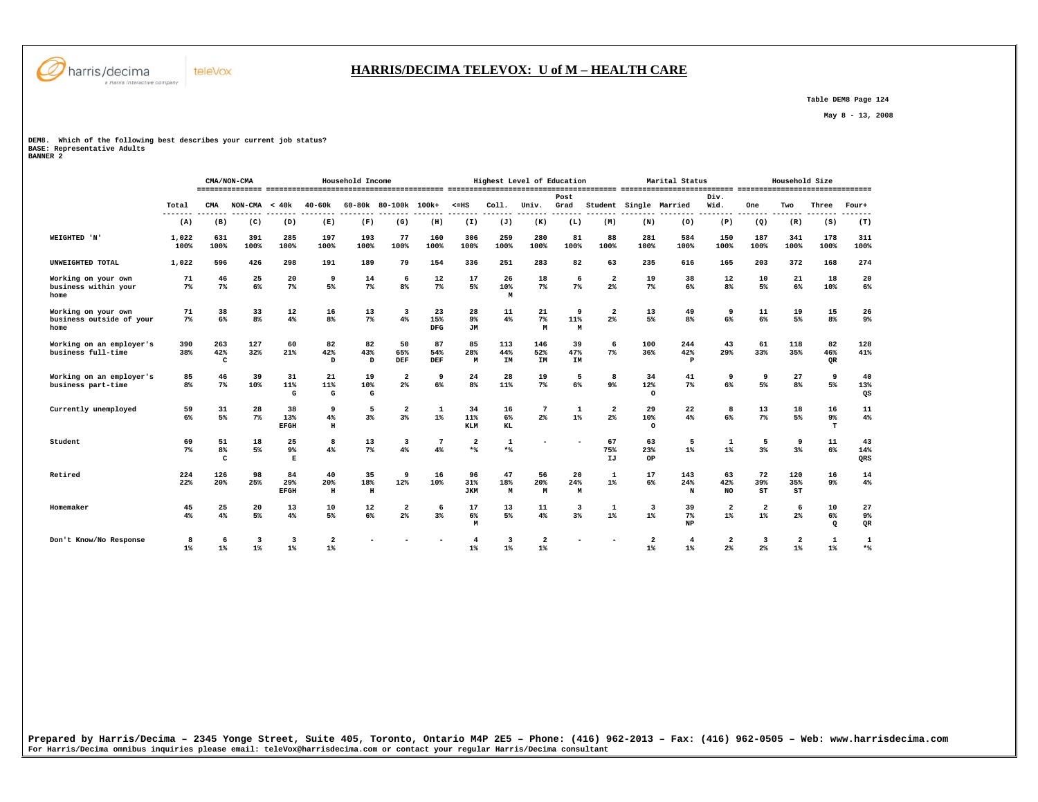# HARRIS/DECIMA TELEVOX: U of M – HEALTH CARE

Table DEM8 Page 124

May 8 - 13, 2008

DEM8. Which of the following best describes your current job status?
BASE: Representative Adults
BANNER 2

| | Total | CMA/NON-CMA | | Household Income | | | | | Highest Level of Education | | | | | Marital Status | | | Household Size | | | |
|---|---|---|---|---|---|---|---|---|---|---|---|---|---|---|---|---|---|---|---|---|
| | Total | CMA | NON-CMA | < 40k | 40-60k | 60-80k | 80-100k | 100k+ | <=HS | Coll. | Univ. | Post Grad | Student | Single | Married | Div. Wid. | One | Two | Three | Four+ |
| | (A) | (B) | (C) | (D) | (E) | (F) | (G) | (H) | (I) | (J) | (K) | (L) | (M) | (N) | (O) | (P) | (Q) | (R) | (S) | (T) |
| WEIGHTED 'N' | 1,022 100% | 631 100% | 391 100% | 285 100% | 197 100% | 193 100% | 77 100% | 160 100% | 306 100% | 259 100% | 280 100% | 81 100% | 88 100% | 281 100% | 584 100% | 150 100% | 187 100% | 341 100% | 178 100% | 311 100% |
| UNWEIGHTED TOTAL | 1,022 | 596 | 426 | 298 | 191 | 189 | 79 | 154 | 336 | 251 | 283 | 82 | 63 | 235 | 616 | 165 | 203 | 372 | 168 | 274 |
| Working on your own business within your home | 71 7% | 46 7% | 25 6% | 20 7% | 9 5% | 14 7% | 6 8% | 12 7% | 17 5% | 26 10% M | 18 7% | 6 7% | 2 2% | 19 7% | 38 6% | 12 8% | 10 5% | 21 6% | 18 10% | 20 6% |
| Working on your own business outside of your home | 71 7% | 38 6% | 33 8% | 12 4% | 16 8% | 13 7% | 3 4% | 23 15% DFG | 28 9% JM | 11 4% | 21 7% M | 9 11% M | 2 2% | 13 5% | 49 8% | 9 6% | 11 6% | 19 5% | 15 8% | 26 9% |
| Working on an employer's business full-time | 390 38% | 263 42% C | 127 32% | 60 21% | 82 42% D | 82 43% D | 50 65% DEF | 87 54% DEF | 85 28% M | 113 44% IM | 146 52% IM | 39 47% IM | 6 7% | 100 36% | 244 42% P | 43 29% | 61 33% | 118 35% | 82 46% QR | 128 41% |
| Working on an employer's business part-time | 85 8% | 46 7% | 39 10% | 31 11% G | 21 11% G | 19 10% G | 2 2% | 9 6% | 24 8% | 28 11% | 19 7% | 5 6% | 8 9% | 34 12% O | 41 7% | 9 6% | 9 5% | 27 8% | 9 5% | 40 13% QS |
| Currently unemployed | 59 6% | 31 5% | 28 7% | 38 13% EFGH | 9 4% H | 5 3% | 2 3% | 1 1% | 34 11% KLM | 16 6% KL | 7 2% | 1 1% | 2 2% | 29 10% O | 22 4% | 8 6% | 13 7% | 18 5% | 16 9% T | 11 4% |
| Student | 69 7% | 51 8% C | 18 5% | 25 9% E | 8 4% | 13 7% | 3 4% | 7 4% | 2 *% | 1 *% | - | - | 67 75% IJ | 63 23% OP | 5 1% | 1 1% | 5 3% | 9 3% | 11 6% | 43 14% QRS |
| Retired | 224 22% | 126 20% | 98 25% | 84 29% EFGH | 40 20% H | 35 18% H | 9 12% | 16 10% | 96 31% JKM | 47 18% M | 56 20% M | 20 24% M | 1 1% | 17 6% | 143 24% N | 63 42% NO | 72 39% ST | 120 35% ST | 16 9% | 14 4% |
| Homemaker | 45 4% | 25 4% | 20 5% | 13 4% | 10 5% | 12 6% | 2 2% | 6 3% | 17 6% M | 13 5% | 11 4% | 3 3% | 1 1% | 3 1% | 39 7% NP | 2 1% | 2 1% | 6 2% | 10 6% Q | 27 9% QR |
| Don't Know/No Response | 8 1% | 6 1% | 3 1% | 3 1% | 2 1% | - | - | - | 4 1% | 3 1% | 2 1% | - | - | 2 1% | 4 1% | 2 2% | 3 2% | 2 1% | 1 1% | 1 *% |

Prepared by Harris/Decima – 2345 Yonge Street, Suite 405, Toronto, Ontario M4P 2E5 – Phone: (416) 962-2013 – Fax: (416) 962-0505 – Web: www.harrisdecima.com
For Harris/Decima omnibus inquiries please email: teleVox@harrisdecima.com or contact your regular Harris/Decima consultant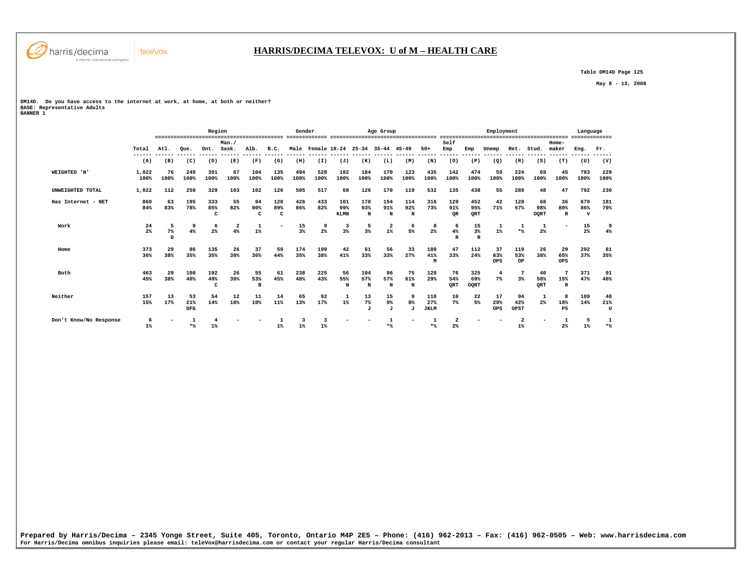## HARRIS/DECIMA TELEVOX: U of M – HEALTH CARE

Table DM14D Page 125

May 8 - 13, 2008

DM14D. Do you have access to the internet at work, at home, at both or neither?
BASE: Representative Adults
BANNER 1

| | | Region | | | | | | Gender | | Age Group | | | | | Employment | | | | | | Language | |
|---|---|---|---|---|---|---|---|---|---|---|---|---|---|---|---|---|---|---|---|---|---|---|
| | Total | Atl. | Que. | Ont. | Man./ Sask. | Alb. | B.C. | Male | Female | 18-24 | 25-34 | 35-44 | 45-49 | 50+ | Self Emp | Emp | Unemp | Ret. | Stud. | Home-maker | Eng. | Fr. |
| | (A) | (B) | (C) | (D) | (E) | (F) | (G) | (H) | (I) | (J) | (K) | (L) | (M) | (N) | (O) | (P) | (Q) | (R) | (S) | (T) | (U) | (V) |
| WEIGHTED 'N' | 1,022 | 76 | 249 | 391 | 67 | 104 | 135 | 494 | 528 | 102 | 184 | 170 | 123 | 435 | 142 | 474 | 59 | 224 | 69 | 45 | 793 | 229 |
| | 100% | 100% | 100% | 100% | 100% | 100% | 100% | 100% | 100% | 100% | 100% | 100% | 100% | 100% | 100% | 100% | 100% | 100% | 100% | 100% | 100% | 100% |
| UNWEIGHTED TOTAL | 1,022 | 112 | 250 | 329 | 103 | 102 | 126 | 505 | 517 | 68 | 126 | 170 | 119 | 532 | 135 | 438 | 55 | 289 | 48 | 47 | 792 | 230 |
| Has Internet - NET | 860 | 63 | 195 | 333 | 55 | 94 | 120 | 426 | 433 | 101 | 170 | 154 | 114 | 316 | 129 | 452 | 42 | 128 | 68 | 36 | 679 | 181 |
| | 84% | 83% | 78% | 85% | 82% | 90% | 89% | 86% | 82% | 99% | 93% | 91% | 92% | 73% | 91% | 95% | 71% | 57% | 98% | 80% | 86% | 79% |
| | | | | C | | C | C | | | KLMN | N | N | N | | QR | QRT | | | OQRT | R | V | |
| Work | 24 | 5 | 9 | 6 | 2 | 1 | - | 15 | 9 | 3 | 5 | 2 | 6 | 8 | 6 | 15 | 1 | 1 | 1 | - | 15 | 9 |
| | 2% | 7% | 4% | 2% | 4% | 1% | | 3% | 2% | 3% | 3% | 1% | 5% | 2% | 4% | 3% | 1% | *% | 2% | | 2% | 4% |
| | | D | | | | | | | | | | | | | R | R | | | | | | |
| Home | 373 | 29 | 86 | 135 | 26 | 37 | 59 | 174 | 199 | 42 | 61 | 56 | 33 | 180 | 47 | 112 | 37 | 119 | 26 | 29 | 292 | 81 |
| | 36% | 38% | 35% | 35% | 39% | 36% | 44% | 35% | 38% | 41% | 33% | 33% | 27% | 41% | 33% | 24% | 63% | 53% | 38% | 65% | 37% | 35% |
| | | | | | | | | | | | | | | M | | | OPS | OP | | OPS | | |
| Both | 463 | 29 | 100 | 192 | 26 | 55 | 61 | 238 | 225 | 56 | 104 | 96 | 75 | 128 | 76 | 325 | 4 | 7 | 40 | 7 | 371 | 91 |
| | 45% | 38% | 40% | 49% | 39% | 53% | 45% | 48% | 43% | 55% | 57% | 57% | 61% | 29% | 54% | 69% | 7% | 3% | 58% | 15% | 47% | 40% |
| | | | | C | | B | | | | N | N | N | N | | QRT | OQRT | | | QRT | R | | |
| Neither | 157 | 13 | 53 | 54 | 12 | 11 | 14 | 65 | 92 | 1 | 13 | 15 | 9 | 118 | 10 | 22 | 17 | 94 | 1 | 8 | 109 | 48 |
| | 15% | 17% | 21% | 14% | 18% | 10% | 11% | 13% | 17% | 1% | 7% | 9% | 8% | 27% | 7% | 5% | 29% | 42% | 2% | 18% | 14% | 21% |
| | | | DFG | | | | | | | | J | J | J | JKLM | | | OPS | OPST | | PS | | U |
| Don't Know/No Response | 6 | - | 1 | 4 | - | - | 1 | 3 | 3 | - | - | 1 | - | 1 | 2 | - | - | 2 | - | 1 | 5 | 1 |
| | 1% | | *% | 1% | | | 1% | 1% | 1% | | | *% | | *% | 2% | | | 1% | | 2% | 1% | *% |

Prepared by Harris/Decima – 2345 Yonge Street, Suite 405, Toronto, Ontario M4P 2E5 – Phone: (416) 962-2013 – Fax: (416) 962-0505 – Web: www.harrisdecima.com
For Harris/Decima omnibus inquiries please email: teleVox@harrisdecima.com or contact your regular Harris/Decima consultant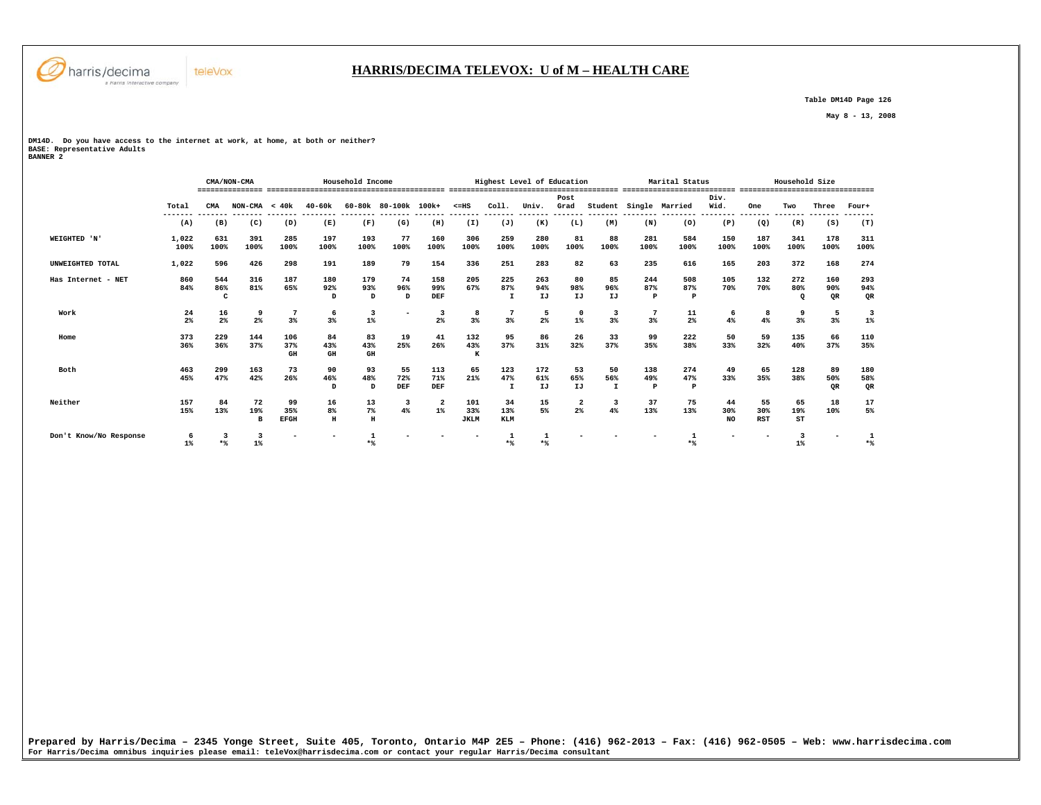# HARRIS/DECIMA TELEVOX: U of M – HEALTH CARE

Table DM14D Page 126

May 8 - 13, 2008

DM14D. Do you have access to the internet at work, at home, at both or neither?
BASE: Representative Adults
BANNER 2

| | | CMA/NON-CMA | | Household Income | | | | | Highest Level of Education | | | | | Marital Status | | | Household Size | | | |
|---|---|---|---|---|---|---|---|---|---|---|---|---|---|---|---|---|---|---|---|---|
| | Total | CMA | NON-CMA | < 40k | 40-60k | 60-80k | 80-100k | 100k+ | <=HS | Coll. | Univ. | Post Grad | Student | Single | Married | Div. Wid. | One | Two | Three | Four+ |
| | (A) | (B) | (C) | (D) | (E) | (F) | (G) | (H) | (I) | (J) | (K) | (L) | (M) | (N) | (O) | (P) | (Q) | (R) | (S) | (T) |
| WEIGHTED 'N' | 1,022<br>100% | 631<br>100% | 391<br>100% | 285<br>100% | 197<br>100% | 193<br>100% | 77<br>100% | 160<br>100% | 306<br>100% | 259<br>100% | 280<br>100% | 81<br>100% | 88<br>100% | 281<br>100% | 584<br>100% | 150<br>100% | 187<br>100% | 341<br>100% | 178<br>100% | 311<br>100% |
| UNWEIGHTED TOTAL | 1,022 | 596 | 426 | 298 | 191 | 189 | 79 | 154 | 336 | 251 | 283 | 82 | 63 | 235 | 616 | 165 | 203 | 372 | 168 | 274 |
| Has Internet - NET | 860<br>84% | 544<br>86%<br>C | 316<br>81% | 187<br>65% | 180<br>92%<br>D | 179<br>93%<br>D | 74<br>96%<br>D | 158<br>99%<br>DEF | 205<br>67% | 225<br>87%<br>I | 263<br>94%<br>IJ | 80<br>98%<br>IJ | 85<br>96%<br>IJ | 244<br>87%<br>P | 508<br>87%<br>P | 105<br>70% | 132<br>70% | 272<br>80%<br>Q | 160<br>90%<br>QR | 293<br>94%<br>QR |
| Work | 24<br>2% | 16<br>2% | 9<br>2% | 7<br>3% | 6<br>3% | 3<br>1% | - | 3<br>2% | 8<br>3% | 7<br>3% | 5<br>2% | 0<br>1% | 3<br>3% | 7<br>3% | 11<br>2% | 6<br>4% | 8<br>4% | 9<br>3% | 5<br>3% | 3<br>1% |
| Home | 373<br>36% | 229<br>36% | 144<br>37% | 106<br>37%<br>GH | 84<br>43%<br>GH | 83<br>43%<br>GH | 19<br>25% | 41<br>26% | 132<br>43%<br>K | 95<br>37% | 86<br>31% | 26<br>32% | 33<br>37% | 99<br>35% | 222<br>38% | 50<br>33% | 59<br>32% | 135<br>40% | 66<br>37% | 110<br>35% |
| Both | 463<br>45% | 299<br>47% | 163<br>42% | 73<br>26% | 90<br>46%<br>D | 93<br>48%<br>D | 55<br>72%<br>DEF | 113<br>71%<br>DEF | 65<br>21% | 123<br>47%<br>I | 172<br>61%<br>IJ | 53<br>65%<br>IJ | 50<br>56%<br>I | 138<br>49%<br>P | 274<br>47%<br>P | 49<br>33% | 65<br>35% | 128<br>38% | 89<br>50%<br>QR | 180<br>58%<br>QR |
| Neither | 157<br>15% | 84<br>13% | 72<br>19%<br>B | 99<br>35%<br>EFGH | 16<br>8%<br>H | 13<br>7%<br>H | 3<br>4% | 2<br>1% | 101<br>33%<br>JKLM | 34<br>13%<br>KLM | 15<br>5% | 2<br>2% | 3<br>4% | 37<br>13% | 75<br>13% | 44<br>30%<br>NO | 55<br>30%<br>RST | 65<br>19%<br>ST | 18<br>10% | 17<br>5% |
| Don't Know/No Response | 6<br>1% | 3<br>*% | 3<br>1% | - | - | 1<br>*% | - | - | - | 1<br>*% | 1<br>*% | - | - | - | 1<br>*% | - | - | 3<br>1% | - | 1<br>*% |

Prepared by Harris/Decima – 2345 Yonge Street, Suite 405, Toronto, Ontario M4P 2E5 – Phone: (416) 962-2013 – Fax: (416) 962-0505 – Web: www.harrisdecima.com
For Harris/Decima omnibus inquiries please email: teleVox@harrisdecima.com or contact your regular Harris/Decima consultant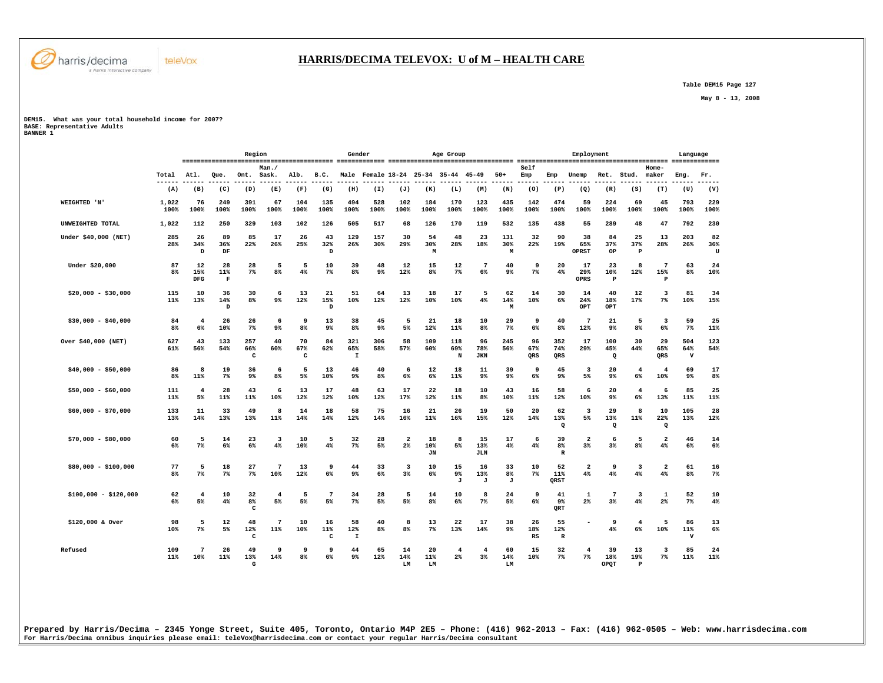# HARRIS/DECIMA TELEVOX: U of M – HEALTH CARE

Table DEM15 Page 127

May 8 - 13, 2008

DEM15. What was your total household income for 2007?
BASE: Representative Adults
BANNER 1

| | Total | Region | | | | | | Gender | | Age Group | | | | | Employment | | | | | | Language | |
|---|---|---|---|---|---|---|---|---|---|---|---|---|---|---|---|---|---|---|---|---|---|---|
| | Total | Atl. | Que. | Ont. | Man./ Sask. | Alb. | B.C. | Male | Female | 18-24 | 25-34 | 35-44 | 45-49 | 50+ | Self Emp | Emp | Unemp | Ret. | Stud. | Home-maker | Eng. | Fr. |
| | (A) | (B) | (C) | (D) | (E) | (F) | (G) | (H) | (I) | (J) | (K) | (L) | (M) | (N) | (O) | (P) | (Q) | (R) | (S) | (T) | (U) | (V) |
| WEIGHTED 'N' | 1,022 100% | 76 100% | 249 100% | 391 100% | 67 100% | 104 100% | 135 100% | 494 100% | 528 100% | 102 100% | 184 100% | 170 100% | 123 100% | 435 100% | 142 100% | 474 100% | 59 100% | 224 100% | 69 100% | 45 100% | 793 100% | 229 100% |
| UNWEIGHTED TOTAL | 1,022 | 112 | 250 | 329 | 103 | 102 | 126 | 505 | 517 | 68 | 126 | 170 | 119 | 532 | 135 | 438 | 55 | 289 | 48 | 47 | 792 | 230 |
| Under $40,000 (NET) | 285 28% | 26 34% D | 89 36% DF | 85 22% | 17 26% | 26 25% | 43 32% D | 129 26% | 157 30% | 30 29% | 54 30% M | 48 28% | 23 18% | 131 30% M | 32 22% | 90 19% | 38 65% OPRST | 84 37% OP | 25 37% P | 13 28% | 203 26% | 82 36% U |
| Under $20,000 | 87 8% | 12 15% DFG | 28 11% F | 28 7% | 5 8% | 5 4% | 10 7% | 39 8% | 48 9% | 12 12% | 15 8% | 12 7% | 7 6% | 40 9% | 9 7% | 20 4% | 17 29% OPRS | 23 10% P | 8 12% | 7 15% P | 63 8% | 24 10% |
| $20,000 - $30,000 | 115 11% | 10 13% | 36 14% D | 30 8% | 6 9% | 13 12% | 21 15% D | 51 10% | 64 12% | 13 12% | 18 10% | 17 10% | 5 4% | 62 14% M | 14 10% | 30 6% | 14 24% OPT | 40 18% OPT | 12 17% | 3 7% | 81 10% | 34 15% |
| $30,000 - $40,000 | 84 8% | 4 6% | 26 10% | 26 7% | 6 9% | 9 8% | 13 9% | 38 8% | 45 9% | 5 5% | 21 12% | 18 11% | 10 8% | 29 7% | 9 6% | 40 8% | 7 12% | 21 9% | 5 8% | 3 6% | 59 7% | 25 11% |
| Over $40,000 (NET) | 627 61% | 43 56% | 133 54% | 257 66% C | 40 60% | 70 67% C | 84 62% | 321 65% I | 306 58% | 58 57% | 109 60% | 118 69% N | 96 78% JKN | 245 56% | 96 67% QRS | 352 74% QRS | 17 29% | 100 45% Q | 30 44% | 29 65% QRS | 504 64% V | 123 54% |
| $40,000 - $50,000 | 86 8% | 8 11% | 19 7% | 36 9% | 6 8% | 5 5% | 13 10% | 46 9% | 40 8% | 6 6% | 12 6% | 18 11% | 11 9% | 39 9% | 9 6% | 45 9% | 3 5% | 20 9% | 4 6% | 4 10% | 69 9% | 17 8% |
| $50,000 - $60,000 | 111 11% | 4 5% | 28 11% | 43 11% | 6 10% | 13 12% | 17 12% | 48 10% | 63 12% | 17 17% | 22 12% | 18 11% | 10 8% | 43 10% | 16 11% | 58 12% | 6 10% | 20 9% | 4 6% | 6 13% | 85 11% | 25 11% |
| $60,000 - $70,000 | 133 13% | 11 14% | 33 13% | 49 13% | 8 11% | 14 14% | 18 14% | 58 12% | 75 14% | 16 16% | 21 11% | 26 16% | 19 15% | 50 12% | 20 14% | 62 13% Q | 3 5% | 29 13% Q | 8 11% | 10 22% Q | 105 13% | 28 12% |
| $70,000 - $80,000 | 60 6% | 5 7% | 14 6% | 23 6% | 3 4% | 10 10% | 5 4% | 32 7% | 28 5% | 2 2% | 18 10% JN | 8 5% | 15 13% JLN | 17 4% | 6 4% | 39 8% R | 2 3% | 6 3% | 5 8% | 2 4% | 46 6% | 14 6% |
| $80,000 - $100,000 | 77 8% | 5 7% | 18 7% | 27 7% | 7 10% | 13 12% | 9 6% | 44 9% | 33 6% | 3 3% | 10 6% | 15 9% J | 16 13% J | 33 8% J | 10 7% | 52 11% QRST | 2 4% | 9 4% | 3 4% | 2 4% | 61 8% | 16 7% |
| $100,000 - $120,000 | 62 6% | 4 5% | 10 4% | 32 8% C | 4 5% | 5 5% | 7 5% | 34 7% | 28 5% | 5 5% | 14 8% | 10 6% | 8 7% | 24 5% | 9 6% | 41 9% QRT | 1 2% | 7 3% | 3 4% | 1 2% | 52 7% | 10 4% |
| $120,000 & Over | 98 10% | 5 7% | 12 5% | 48 12% C | 7 11% | 10 10% | 16 11% C | 58 12% I | 40 8% | 8 8% | 13 7% | 22 13% | 17 14% | 38 9% | 26 18% RS | 55 12% R | - | 9 4% | 4 6% | 5 10% | 86 11% V | 13 6% |
| Refused | 109 11% | 7 10% | 26 11% | 49 13% G | 9 14% | 8 8% | 9 6% | 44 9% | 65 12% | 14 14% LM | 20 11% LM | 4 2% | 4 3% | 60 14% LM | 15 10% | 32 7% | 4 7% | 39 18% OPQT | 13 19% P | 3 7% | 85 11% | 24 11% |

Prepared by Harris/Decima – 2345 Yonge Street, Suite 405, Toronto, Ontario M4P 2E5 – Phone: (416) 962-2013 – Fax: (416) 962-0505 – Web: www.harrisdecima.com
For Harris/Decima omnibus inquiries please email: teleVox@harrisdecima.com or contact your regular Harris/Decima consultant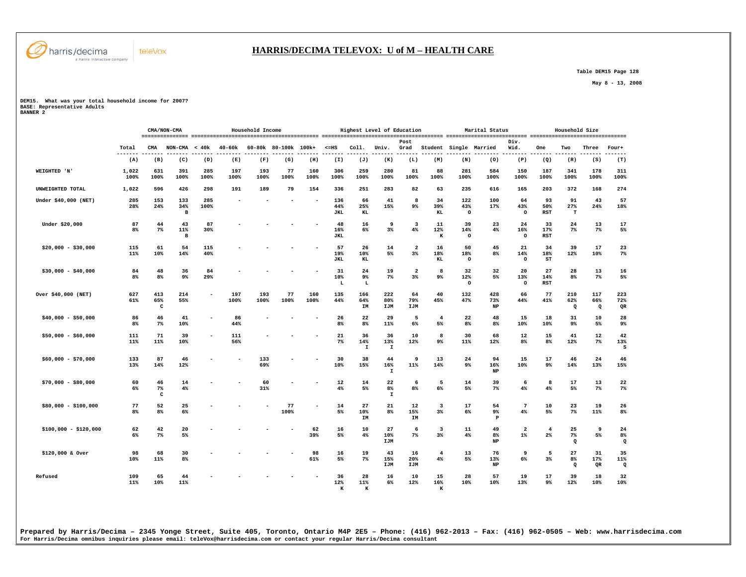# HARRIS/DECIMA TELEVOX: U of M – HEALTH CARE

Table DEM15 Page 128

May 8 - 13, 2008

DEM15. What was your total household income for 2007?
BASE: Representative Adults
BANNER 2

| | Total | CMA/NON-CMA | | Household Income | | | | | Highest Level of Education | | | | | Marital Status | | | Household Size | | | |
|---|---|---|---|---|---|---|---|---|---|---|---|---|---|---|---|---|---|---|---|---|
| | Total | CMA | NON-CMA | < 40k | 40-60k | 60-80k | 80-100k | 100k+ | <=HS | Coll. | Univ. | Post Grad | Student | Single | Married | Div. Wid. | One | Two | Three | Four+ |
| | (A) | (B) | (C) | (D) | (E) | (F) | (G) | (H) | (I) | (J) | (K) | (L) | (M) | (N) | (O) | (P) | (Q) | (R) | (S) | (T) |
| WEIGHTED 'N' | 1,022 | 631 | 391 | 285 | 197 | 193 | 77 | 160 | 306 | 259 | 280 | 81 | 88 | 281 | 584 | 150 | 187 | 341 | 178 | 311 |
| | 100% | 100% | 100% | 100% | 100% | 100% | 100% | 100% | 100% | 100% | 100% | 100% | 100% | 100% | 100% | 100% | 100% | 100% | 100% | 100% |
| UNWEIGHTED TOTAL | 1,022 | 596 | 426 | 298 | 191 | 189 | 79 | 154 | 336 | 251 | 283 | 82 | 63 | 235 | 616 | 165 | 203 | 372 | 168 | 274 |
| Under $40,000 (NET) | 285 | 153 | 133 | 285 | - | - | - | - | 136 | 66 | 41 | 8 | 34 | 122 | 100 | 64 | 93 | 91 | 43 | 57 |
| | 28% | 24% | 34% | 100% | | | | | 44% | 25% | 15% | 9% | 39% | 43% | 17% | 43% | 50% | 27% | 24% | 18% |
| | | | B | | | | | | JKL | KL | | | KL | O | | O | RST | T | | |
| Under $20,000 | 87 | 44 | 43 | 87 | - | - | - | - | 48 | 16 | 9 | 3 | 11 | 39 | 23 | 24 | 33 | 24 | 13 | 17 |
| | 8% | 7% | 11% | 30% | | | | | 16% | 6% | 3% | 4% | 12% | 14% | 4% | 16% | 17% | 7% | 7% | 5% |
| | | | B | | | | | | JKL | | | | K | O | | O | RST | | | |
| $20,000 - $30,000 | 115 | 61 | 54 | 115 | - | - | - | - | 57 | 26 | 14 | 2 | 16 | 50 | 45 | 21 | 34 | 39 | 17 | 23 |
| | 11% | 10% | 14% | 40% | | | | | 19% | 10% | 5% | 3% | 18% | 18% | 8% | 14% | 18% | 12% | 10% | 7% |
| | | | | | | | | | JKL | KL | | | KL | O | | O | ST | | | |
| $30,000 - $40,000 | 84 | 48 | 36 | 84 | - | - | - | - | 31 | 24 | 19 | 2 | 8 | 32 | 32 | 20 | 27 | 28 | 13 | 16 |
| | 8% | 8% | 9% | 29% | | | | | 10% | 9% | 7% | 3% | 9% | 12% | 5% | 13% | 14% | 8% | 7% | 5% |
| | | | | | | | | | L | L | | | | O | | O | RST | | | |
| Over $40,000 (NET) | 627 | 413 | 214 | - | 197 | 193 | 77 | 160 | 135 | 166 | 222 | 64 | 40 | 132 | 428 | 66 | 77 | 210 | 117 | 223 |
| | 61% | 65% | 55% | | 100% | 100% | 100% | 100% | 44% | 64% | 80% | 79% | 45% | 47% | 73% | 44% | 41% | 62% | 66% | 72% |
| | | C | | | | | | | | IM | IJM | IJM | | | NP | | | Q | Q | QR |
| $40,000 - $50,000 | 86 | 46 | 41 | - | 86 | - | - | - | 26 | 22 | 29 | 5 | 4 | 22 | 48 | 15 | 18 | 31 | 10 | 28 |
| | 8% | 7% | 10% | | 44% | | | | 8% | 8% | 11% | 6% | 5% | 8% | 8% | 10% | 10% | 9% | 5% | 9% |
| $50,000 - $60,000 | 111 | 71 | 39 | - | 111 | - | - | - | 21 | 36 | 36 | 10 | 8 | 30 | 68 | 12 | 15 | 41 | 12 | 42 |
| | 11% | 11% | 10% | | 56% | | | | 7% | 14% | 13% | 12% | 9% | 11% | 12% | 8% | 8% | 12% | 7% | 13% |
| | | | | | | | | | | I | I | | | | | | | | | S |
| $60,000 - $70,000 | 133 | 87 | 46 | - | - | 133 | - | - | 30 | 38 | 44 | 9 | 13 | 24 | 94 | 15 | 17 | 46 | 24 | 46 |
| | 13% | 14% | 12% | | | 69% | | | 10% | 15% | 16% | 11% | 14% | 9% | 16% | 10% | 9% | 14% | 13% | 15% |
| | | | | | | | | | | | I | | | | NP | | | | | |
| $70,000 - $80,000 | 60 | 46 | 14 | - | - | 60 | - | - | 12 | 14 | 22 | 6 | 5 | 14 | 39 | 6 | 8 | 17 | 13 | 22 |
| | 6% | 7% | 4% | | | 31% | | | 4% | 5% | 8% | 8% | 6% | 5% | 7% | 4% | 4% | 5% | 7% | 7% |
| | | C | | | | | | | | | I | | | | | | | | | |
| $80,000 - $100,000 | 77 | 52 | 25 | - | - | - | 77 | - | 14 | 27 | 21 | 12 | 3 | 17 | 54 | 7 | 10 | 23 | 19 | 26 |
| | 8% | 8% | 6% | | | | 100% | | 5% | 10% | 8% | 15% | 3% | 6% | 9% | 4% | 5% | 7% | 11% | 8% |
| | | | | | | | | | | IM | | IM | | | P | | | | | |
| $100,000 - $120,000 | 62 | 42 | 20 | - | - | - | - | 62 | 16 | 10 | 27 | 6 | 3 | 11 | 49 | 2 | 4 | 25 | 9 | 24 |
| | 6% | 7% | 5% | | | | | 39% | 5% | 4% | 10% | 7% | 3% | 4% | 8% | 1% | 2% | 7% | 5% | 8% |
| | | | | | | | | | | | IJM | | | | NP | | | Q | | Q |
| $120,000 & Over | 98 | 68 | 30 | - | - | - | - | 98 | 16 | 19 | 43 | 16 | 4 | 13 | 76 | 9 | 5 | 27 | 31 | 35 |
| | 10% | 11% | 8% | | | | | 61% | 5% | 7% | 15% | 20% | 4% | 5% | 13% | 6% | 3% | 8% | 17% | 11% |
| | | | | | | | | | | | IJM | IJM | | | NP | | | Q | QR | Q |
| Refused | 109 | 65 | 44 | - | - | - | - | - | 36 | 28 | 16 | 10 | 15 | 28 | 57 | 19 | 17 | 39 | 18 | 32 |
| | 11% | 10% | 11% | | | | | | 12% | 11% | 6% | 12% | 16% | 10% | 10% | 13% | 9% | 12% | 10% | 10% |
| | | | | | | | | | K | K | | | K | | | | | | | |

**Prepared by Harris/Decima – 2345 Yonge Street, Suite 405, Toronto, Ontario M4P 2E5 – Phone: (416) 962-2013 – Fax: (416) 962-0505 – Web: www.harrisdecima.com**
**For Harris/Decima omnibus inquiries please email: teleVox@harrisdecima.com or contact your regular Harris/Decima consultant**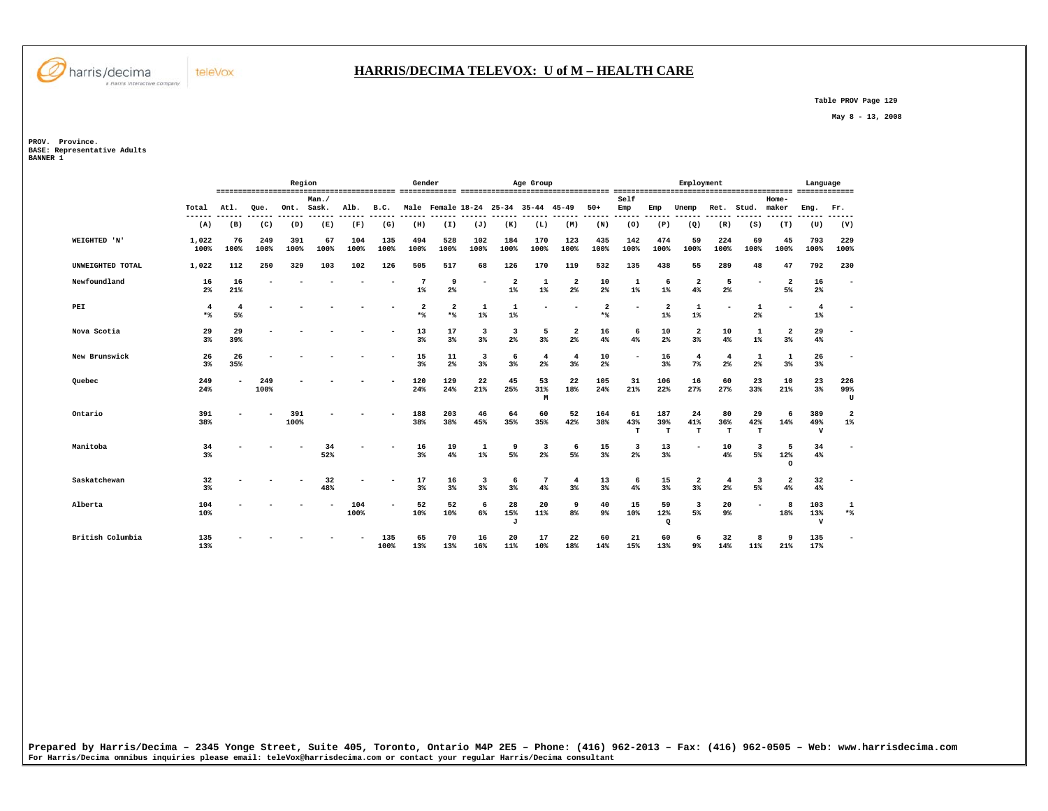# HARRIS/DECIMA TELEVOX: U of M – HEALTH CARE

Table PROV Page 129

May 8 - 13, 2008

PROV. Province.
BASE: Representative Adults
BANNER 1

| | | Region | | | | | | Gender | | Age Group | | | | | Employment | | | | | | Language | |
|---|---|---|---|---|---|---|---|---|---|---|---|---|---|---|---|---|---|---|---|---|---|---|
| | Total | Atl. | Que. | Ont. | Man./ Sask. | Alb. | B.C. | Male | Female | 18-24 | 25-34 | 35-44 | 45-49 | 50+ | Self Emp | Emp | Unemp | Ret. | Stud. | Home-maker | Eng. | Fr. |
| | (A) | (B) | (C) | (D) | (E) | (F) | (G) | (H) | (I) | (J) | (K) | (L) | (M) | (N) | (O) | (P) | (Q) | (R) | (S) | (T) | (U) | (V) |
| WEIGHTED 'N' | 1,022<br>100% | 76<br>100% | 249<br>100% | 391<br>100% | 67<br>100% | 104<br>100% | 135<br>100% | 494<br>100% | 528<br>100% | 102<br>100% | 184<br>100% | 170<br>100% | 123<br>100% | 435<br>100% | 142<br>100% | 474<br>100% | 59<br>100% | 224<br>100% | 69<br>100% | 45<br>100% | 793<br>100% | 229<br>100% |
| UNWEIGHTED TOTAL | 1,022 | 112 | 250 | 329 | 103 | 102 | 126 | 505 | 517 | 68 | 126 | 170 | 119 | 532 | 135 | 438 | 55 | 289 | 48 | 47 | 792 | 230 |
| Newfoundland | 16<br>2% | 16<br>21% | - | - | - | - | - | 7<br>1% | 9<br>2% | - | 2<br>1% | 1<br>1% | 2<br>2% | 10<br>2% | 1<br>1% | 6<br>1% | 2<br>4% | 5<br>2% | - | 2<br>5% | 16<br>2% | - |
| PEI | 4<br>*% | 4<br>5% | - | - | - | - | - | 2<br>*% | 2<br>*% | 1<br>1% | 1<br>1% | - | - | 2<br>*% | - | 2<br>1% | 1<br>1% | - | 1<br>2% | - | 4<br>1% | - |
| Nova Scotia | 29<br>3% | 29<br>39% | - | - | - | - | - | 13<br>3% | 17<br>3% | 3<br>3% | 3<br>2% | 5<br>3% | 2<br>2% | 16<br>4% | 6<br>4% | 10<br>2% | 2<br>3% | 10<br>4% | 1<br>1% | 2<br>3% | 29<br>4% | - |
| New Brunswick | 26<br>3% | 26<br>35% | - | - | - | - | - | 15<br>3% | 11<br>2% | 3<br>3% | 6<br>3% | 4<br>2% | 4<br>3% | 10<br>2% | - | 16<br>3% | 4<br>7% | 4<br>2% | 1<br>2% | 1<br>3% | 26<br>3% | - |
| Quebec | 249<br>24% | - | 249<br>100% | - | - | - | - | 120<br>24% | 129<br>24% | 22<br>21% | 45<br>25% | 53<br>31%<br>M | 22<br>18% | 105<br>24% | 31<br>21% | 106<br>22% | 16<br>27% | 60<br>27% | 23<br>33% | 10<br>21% | 23<br>3% | 226<br>99%<br>U |
| Ontario | 391<br>38% | - | - | 391<br>100% | - | - | - | 188<br>38% | 203<br>38% | 46<br>45% | 64<br>35% | 60<br>35% | 52<br>42% | 164<br>38% | 61<br>43%<br>T | 187<br>39%<br>T | 24<br>41%<br>T | 80<br>36%<br>T | 29<br>42%<br>T | 6<br>14% | 389<br>49%<br>V | 2<br>1% |
| Manitoba | 34<br>3% | - | - | - | 34<br>52% | - | - | 16<br>3% | 19<br>4% | 1<br>1% | 9<br>5% | 3<br>2% | 6<br>5% | 15<br>3% | 3<br>2% | 13<br>3% | - | 10<br>4% | 3<br>5% | 5<br>12%<br>O | 34<br>4% | - |
| Saskatchewan | 32<br>3% | - | - | - | 32<br>48% | - | - | 17<br>3% | 16<br>3% | 3<br>3% | 6<br>3% | 7<br>4% | 4<br>3% | 13<br>3% | 6<br>4% | 15<br>3% | 2<br>3% | 4<br>2% | 3<br>5% | 2<br>4% | 32<br>4% | - |
| Alberta | 104<br>10% | - | - | - | - | 104<br>100% | - | 52<br>10% | 52<br>10% | 6<br>6% | 28<br>15%<br>J | 20<br>11% | 9<br>8% | 40<br>9% | 15<br>10% | 59<br>12%<br>Q | 3<br>5% | 20<br>9% | - | 8<br>18% | 103<br>13%<br>V | 1<br>*% |
| British Columbia | 135<br>13% | - | - | - | - | - | 135<br>100% | 65<br>13% | 70<br>13% | 16<br>16% | 20<br>11% | 17<br>10% | 22<br>18% | 60<br>14% | 21<br>15% | 60<br>13% | 6<br>9% | 32<br>14% | 8<br>11% | 9<br>21% | 135<br>17% | - |

Prepared by Harris/Decima – 2345 Yonge Street, Suite 405, Toronto, Ontario M4P 2E5 – Phone: (416) 962-2013 – Fax: (416) 962-0505 – Web: www.harrisdecima.com
For Harris/Decima omnibus inquiries please email: teleVox@harrisdecima.com or contact your regular Harris/Decima consultant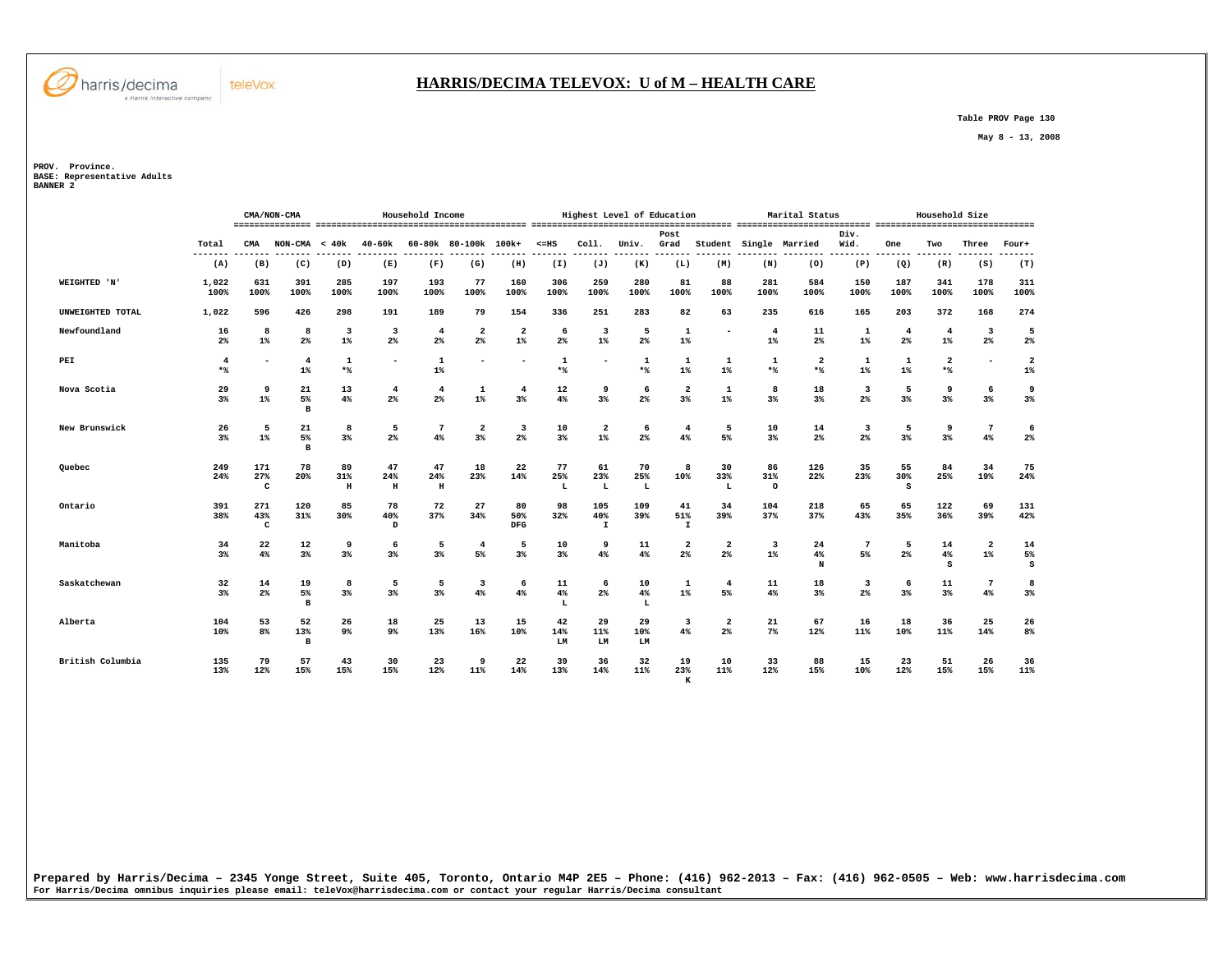# HARRIS/DECIMA TELEVOX: U of M – HEALTH CARE

Table PROV Page 130

May 8 - 13, 2008

PROV. Province.
BASE: Representative Adults
BANNER 2

| | Total | CMA/NON-CMA | | Household Income | | | | | Highest Level of Education | | | | | Marital Status | | | Household Size | | | |
|---|---|---|---|---|---|---|---|---|---|---|---|---|---|---|---|---|---|---|---|---|
| | Total | CMA | NON-CMA | < 40k | 40-60k | 60-80k | 80-100k | 100k+ | <=HS | Coll. | Univ. | Post Grad | Student | Single | Married | Div. Wid. | One | Two | Three | Four+ |
| | (A) | (B) | (C) | (D) | (E) | (F) | (G) | (H) | (I) | (J) | (K) | (L) | (M) | (N) | (O) | (P) | (Q) | (R) | (S) | (T) |
| WEIGHTED 'N' | 1,022<br>100% | 631<br>100% | 391<br>100% | 285<br>100% | 197<br>100% | 193<br>100% | 77<br>100% | 160<br>100% | 306<br>100% | 259<br>100% | 280<br>100% | 81<br>100% | 88<br>100% | 281<br>100% | 584<br>100% | 150<br>100% | 187<br>100% | 341<br>100% | 178<br>100% | 311<br>100% |
| UNWEIGHTED TOTAL | 1,022 | 596 | 426 | 298 | 191 | 189 | 79 | 154 | 336 | 251 | 283 | 82 | 63 | 235 | 616 | 165 | 203 | 372 | 168 | 274 |
| Newfoundland | 16<br>2% | 8<br>1% | 8<br>2% | 3<br>1% | 3<br>2% | 4<br>2% | 2<br>2% | 2<br>1% | 6<br>2% | 3<br>1% | 5<br>2% | 1<br>1% | - | 4<br>1% | 11<br>2% | 1<br>1% | 4<br>2% | 4<br>1% | 3<br>2% | 5<br>2% |
| PEI | 4<br>*% | - | 4<br>1% | 1<br>*% | - | 1<br>1% | - | - | 1<br>*% | - | 1<br>*% | 1<br>1% | 1<br>1% | 1<br>*% | 2<br>*% | 1<br>1% | 1<br>1% | 2<br>*% | - | 2<br>1% |
| Nova Scotia | 29<br>3% | 9<br>1% | 21<br>5%<br>B | 13<br>4% | 4<br>2% | 4<br>2% | 1<br>1% | 4<br>3% | 12<br>4% | 9<br>3% | 6<br>2% | 2<br>3% | 1<br>1% | 8<br>3% | 18<br>3% | 3<br>2% | 5<br>3% | 9<br>3% | 6<br>3% | 9<br>3% |
| New Brunswick | 26<br>3% | 5<br>1% | 21<br>5%<br>B | 8<br>3% | 5<br>2% | 7<br>4% | 2<br>3% | 3<br>2% | 10<br>3% | 2<br>1% | 6<br>2% | 4<br>4% | 5<br>5% | 10<br>3% | 14<br>2% | 3<br>2% | 5<br>3% | 9<br>3% | 7<br>4% | 6<br>2% |
| Quebec | 249<br>24% | 171<br>27%<br>C | 78<br>20% | 89<br>31%<br>H | 47<br>24%<br>H | 47<br>24%<br>H | 18<br>23% | 22<br>14% | 77<br>25%<br>L | 61<br>23%<br>L | 70<br>25%<br>L | 8<br>10% | 30<br>33%<br>L | 86<br>31%<br>O | 126<br>22% | 35<br>23% | 55<br>30%<br>S | 84<br>25% | 34<br>19% | 75<br>24% |
| Ontario | 391<br>38% | 271<br>43%<br>C | 120<br>31% | 85<br>30% | 78<br>40%<br>D | 72<br>37% | 27<br>34% | 80<br>50%<br>DFG | 98<br>32% | 105<br>40%<br>I | 109<br>39% | 41<br>51%<br>I | 34<br>39% | 104<br>37% | 218<br>37% | 65<br>43% | 65<br>35% | 122<br>36% | 69<br>39% | 131<br>42% |
| Manitoba | 34<br>3% | 22<br>4% | 12<br>3% | 9<br>3% | 6<br>3% | 5<br>3% | 4<br>5% | 5<br>3% | 10<br>3% | 9<br>4% | 11<br>4% | 2<br>2% | 2<br>2% | 3<br>1% | 24<br>4%<br>N | 7<br>5% | 5<br>2% | 14<br>4%<br>S | 2<br>1% | 14<br>5%<br>S |
| Saskatchewan | 32<br>3% | 14<br>2% | 19<br>5%<br>B | 8<br>3% | 5<br>3% | 5<br>3% | 3<br>4% | 6<br>4% | 11<br>4%<br>L | 6<br>2% | 10<br>4%<br>L | 1<br>1% | 4<br>5% | 11<br>4% | 18<br>3% | 3<br>2% | 6<br>3% | 11<br>3% | 7<br>4% | 8<br>3% |
| Alberta | 104<br>10% | 53<br>8% | 52<br>13%<br>B | 26<br>9% | 18<br>9% | 25<br>13% | 13<br>16% | 15<br>10% | 42<br>14%<br>LM | 29<br>11%<br>LM | 29<br>10%<br>LM | 3<br>4% | 2<br>2% | 21<br>7% | 67<br>12% | 16<br>11% | 18<br>10% | 36<br>11% | 25<br>14% | 26<br>8% |
| British Columbia | 135<br>13% | 79<br>12% | 57<br>15% | 43<br>15% | 30<br>15% | 23<br>12% | 9<br>11% | 22<br>14% | 39<br>13% | 36<br>14% | 32<br>11% | 19<br>23%<br>K | 10<br>11% | 33<br>12% | 88<br>15% | 15<br>10% | 23<br>12% | 51<br>15% | 26<br>15% | 36<br>11% |

Prepared by Harris/Decima – 2345 Yonge Street, Suite 405, Toronto, Ontario M4P 2E5 – Phone: (416) 962-2013 – Fax: (416) 962-0505 – Web: www.harrisdecima.com
For Harris/Decima omnibus inquiries please email: teleVox@harrisdecima.com or contact your regular Harris/Decima consultant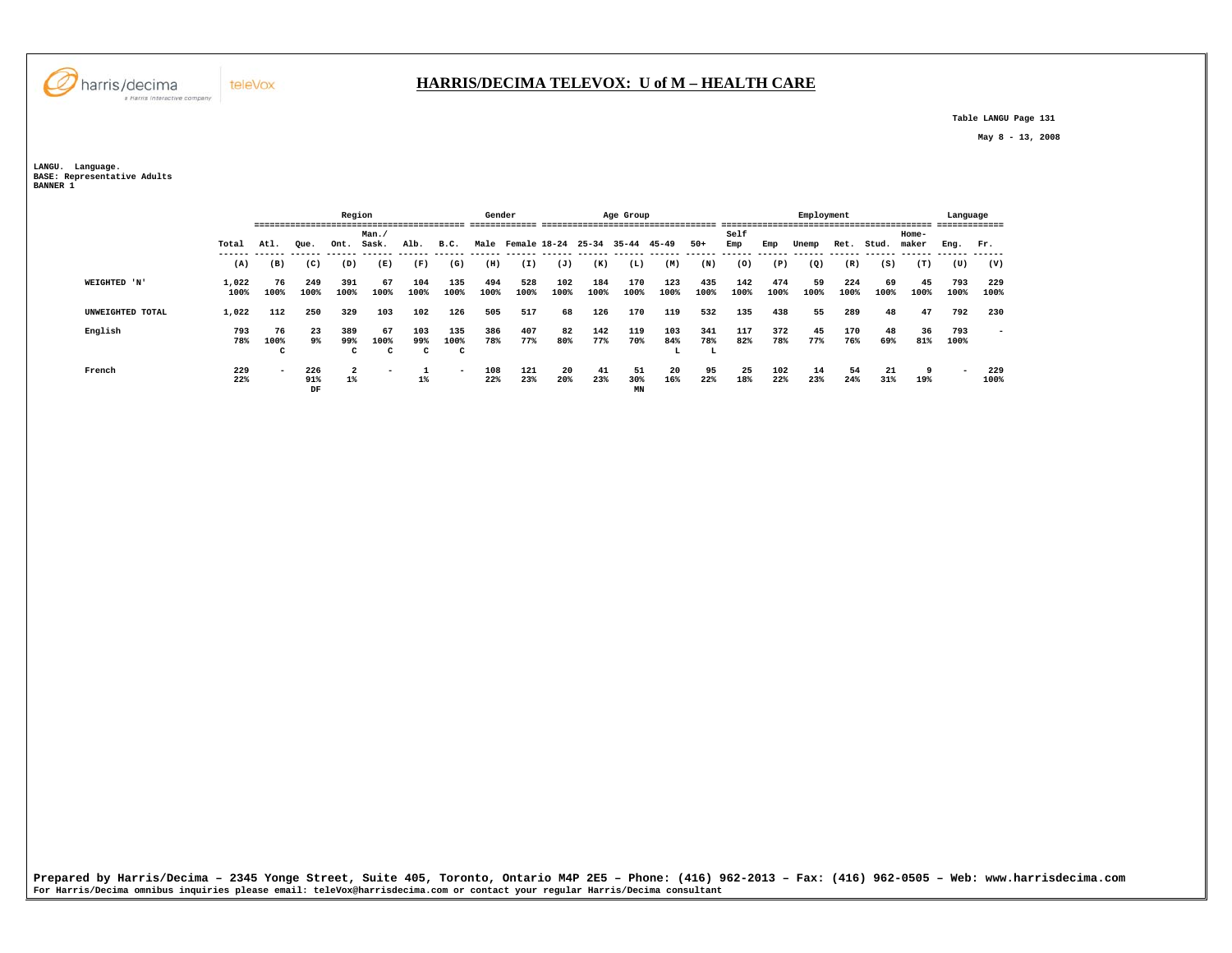# HARRIS/DECIMA TELEVOX: U of M – HEALTH CARE

Table LANGU Page 131

May 8 - 13, 2008

LANGU. Language.
BASE: Representative Adults
BANNER 1

| | Region | | | | | | | Gender | | Age Group | | | | | Employment | | | | | | Language | |
|---|---|---|---|---|---|---|---|---|---|---|---|---|---|---|---|---|---|---|---|---|---|---|
| | Total | Atl. | Que. | Ont. | Man./ Sask. | Alb. | B.C. | Male | Female | 18-24 | 25-34 | 35-44 | 45-49 | 50+ | Self Emp | Emp | Unemp | Ret. | Stud. | Home-maker | Eng. | Fr. |
| | (A) | (B) | (C) | (D) | (E) | (F) | (G) | (H) | (I) | (J) | (K) | (L) | (M) | (N) | (O) | (P) | (Q) | (R) | (S) | (T) | (U) | (V) |
| WEIGHTED 'N' | 1,022 100% | 76 100% | 249 100% | 391 100% | 67 100% | 104 100% | 135 100% | 494 100% | 528 100% | 102 100% | 184 100% | 170 100% | 123 100% | 435 100% | 142 100% | 474 100% | 59 100% | 224 100% | 69 100% | 45 100% | 793 100% | 229 100% |
| UNWEIGHTED TOTAL | 1,022 | 112 | 250 | 329 | 103 | 102 | 126 | 505 | 517 | 68 | 126 | 170 | 119 | 532 | 135 | 438 | 55 | 289 | 48 | 47 | 792 | 230 |
| English | 793 78% | 76 100% C | 23 9% | 389 99% C | 67 100% C | 103 99% C | 135 100% C | 386 78% | 407 77% | 82 80% | 142 77% | 119 70% | 103 84% L | 341 78% L | 117 82% | 372 78% | 45 77% | 170 76% | 48 69% | 36 81% | 793 100% | - |
| French | 229 22% | - | 226 91% DF | 2 1% | - | 1 1% | - | 108 22% | 121 23% | 20 20% | 41 23% | 51 30% MN | 20 16% | 95 22% | 25 18% | 102 22% | 14 23% | 54 24% | 21 31% | 9 19% | - | 229 100% |

Prepared by Harris/Decima – 2345 Yonge Street, Suite 405, Toronto, Ontario M4P 2E5 – Phone: (416) 962-2013 – Fax: (416) 962-0505 – Web: www.harrisdecima.com
For Harris/Decima omnibus inquiries please email: teleVox@harrisdecima.com or contact your regular Harris/Decima consultant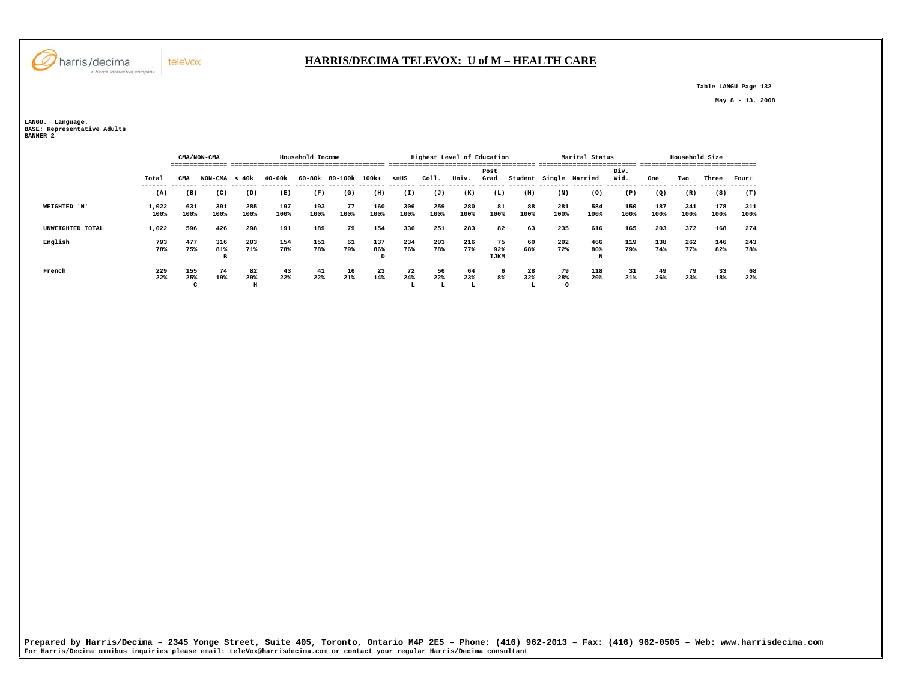# HARRIS/DECIMA TELEVOX: U of M – HEALTH CARE

Table LANGU Page 132

May 8 - 13, 2008

LANGU. Language.
BASE: Representative Adults
BANNER 2

| | | CMA/NON-CMA | | Household Income | | | | | Highest Level of Education | | | | | Marital Status | | | Household Size | | | |
|---|---|---|---|---|---|---|---|---|---|---|---|---|---|---|---|---|---|---|---|---|
| | Total | CMA | NON-CMA | < 40k | 40-60k | 60-80k | 80-100k | 100k+ | <=HS | Coll. | Univ. | Post Grad | Student | Single | Married | Div. Wid. | One | Two | Three | Four+ |
| | (A) | (B) | (C) | (D) | (E) | (F) | (G) | (H) | (I) | (J) | (K) | (L) | (M) | (N) | (O) | (P) | (Q) | (R) | (S) | (T) |
| WEIGHTED 'N' | 1,022<br>100% | 631<br>100% | 391<br>100% | 285<br>100% | 197<br>100% | 193<br>100% | 77<br>100% | 160<br>100% | 306<br>100% | 259<br>100% | 280<br>100% | 81<br>100% | 88<br>100% | 281<br>100% | 584<br>100% | 150<br>100% | 187<br>100% | 341<br>100% | 178<br>100% | 311<br>100% |
| UNWEIGHTED TOTAL | 1,022 | 596 | 426 | 298 | 191 | 189 | 79 | 154 | 336 | 251 | 283 | 82 | 63 | 235 | 616 | 165 | 203 | 372 | 168 | 274 |
| English | 793<br>78% | 477<br>75% | 316<br>81%<br>B | 203<br>71% | 154<br>78% | 151<br>78% | 61<br>79% | 137<br>86%<br>D | 234<br>76% | 203<br>78% | 216<br>77% | 75<br>92%<br>IJKM | 60<br>68% | 202<br>72% | 466<br>80%<br>N | 119<br>79% | 138<br>74% | 262<br>77% | 146<br>82% | 243<br>78% |
| French | 229<br>22% | 155<br>25%<br>C | 74<br>19% | 82<br>29%<br>H | 43<br>22% | 41<br>22% | 16<br>21% | 23<br>14% | 72<br>24%<br>L | 56<br>22%<br>L | 64<br>23%<br>L | 6<br>8% | 28<br>32%<br>L | 79<br>28%<br>O | 118<br>20% | 31<br>21% | 49<br>26% | 79<br>23% | 33<br>18% | 68<br>22% |

**Prepared by Harris/Decima – 2345 Yonge Street, Suite 405, Toronto, Ontario M4P 2E5 – Phone: (416) 962-2013 – Fax: (416) 962-0505 – Web: www.harrisdecima.com**
For Harris/Decima omnibus inquiries please email: teleVox@harrisdecima.com or contact your regular Harris/Decima consultant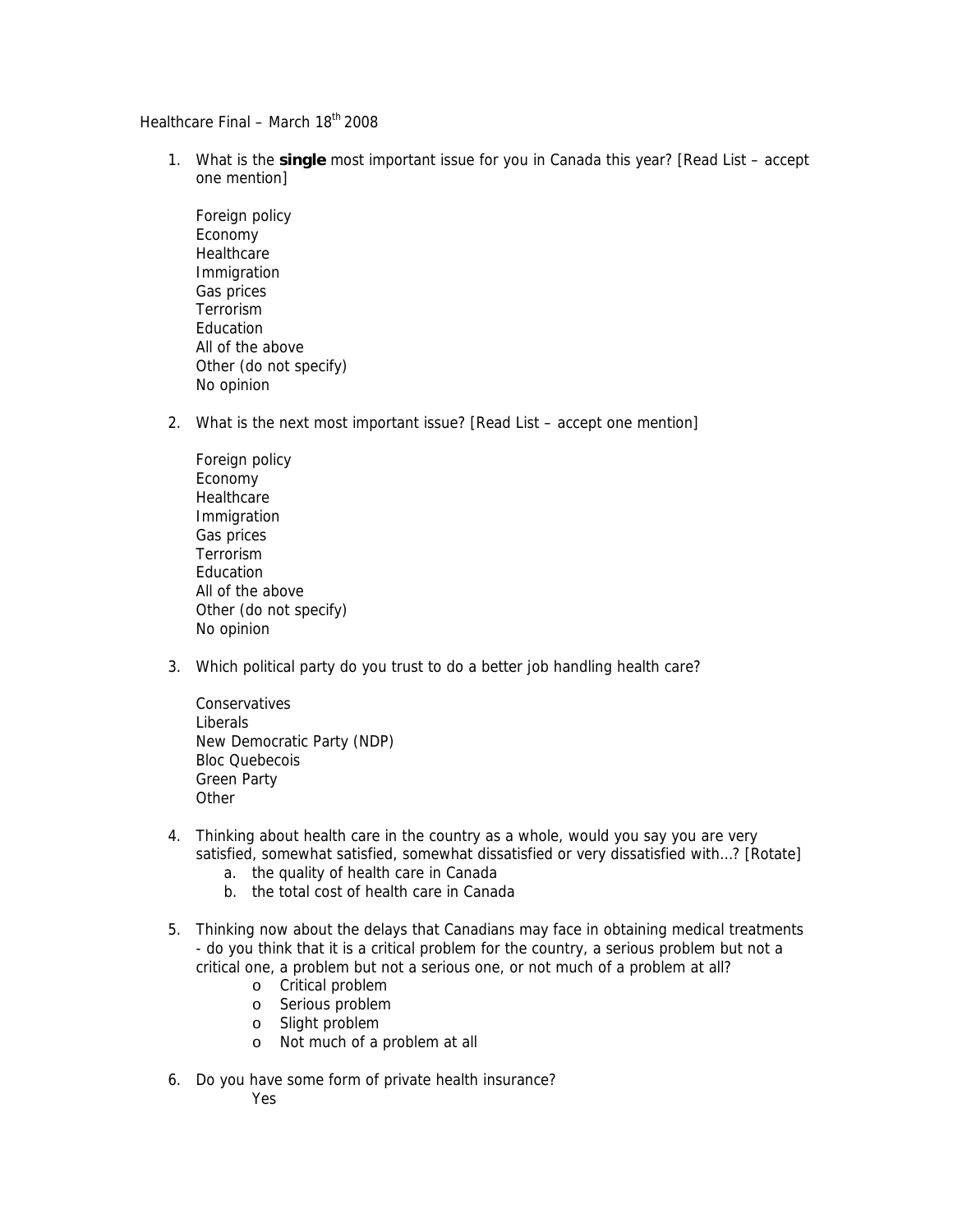Healthcare Final – March 18th 2008

1. What is the **single** most important issue for you in Canada this year? [Read List – accept one mention]

   Foreign policy
   Economy
   Healthcare
   Immigration
   Gas prices
   Terrorism
   Education
   All of the above
   Other (do not specify)
   No opinion

2. What is the next most important issue? [Read List – accept one mention]

   Foreign policy
   Economy
   Healthcare
   Immigration
   Gas prices
   Terrorism
   Education
   All of the above
   Other (do not specify)
   No opinion

3. Which political party do you trust to do a better job handling health care?

   Conservatives
   Liberals
   New Democratic Party (NDP)
   Bloc Quebecois
   Green Party
   Other

4. Thinking about health care in the country as a whole, would you say you are very satisfied, somewhat satisfied, somewhat dissatisfied or very dissatisfied with…? [Rotate]
   a. the quality of health care in Canada
   b. the total cost of health care in Canada

5. Thinking now about the delays that Canadians may face in obtaining medical treatments - do you think that it is a critical problem for the country, a serious problem but not a critical one, a problem but not a serious one, or not much of a problem at all?
   - Critical problem
   - Serious problem
   - Slight problem
   - Not much of a problem at all

6. Do you have some form of private health insurance?

   Yes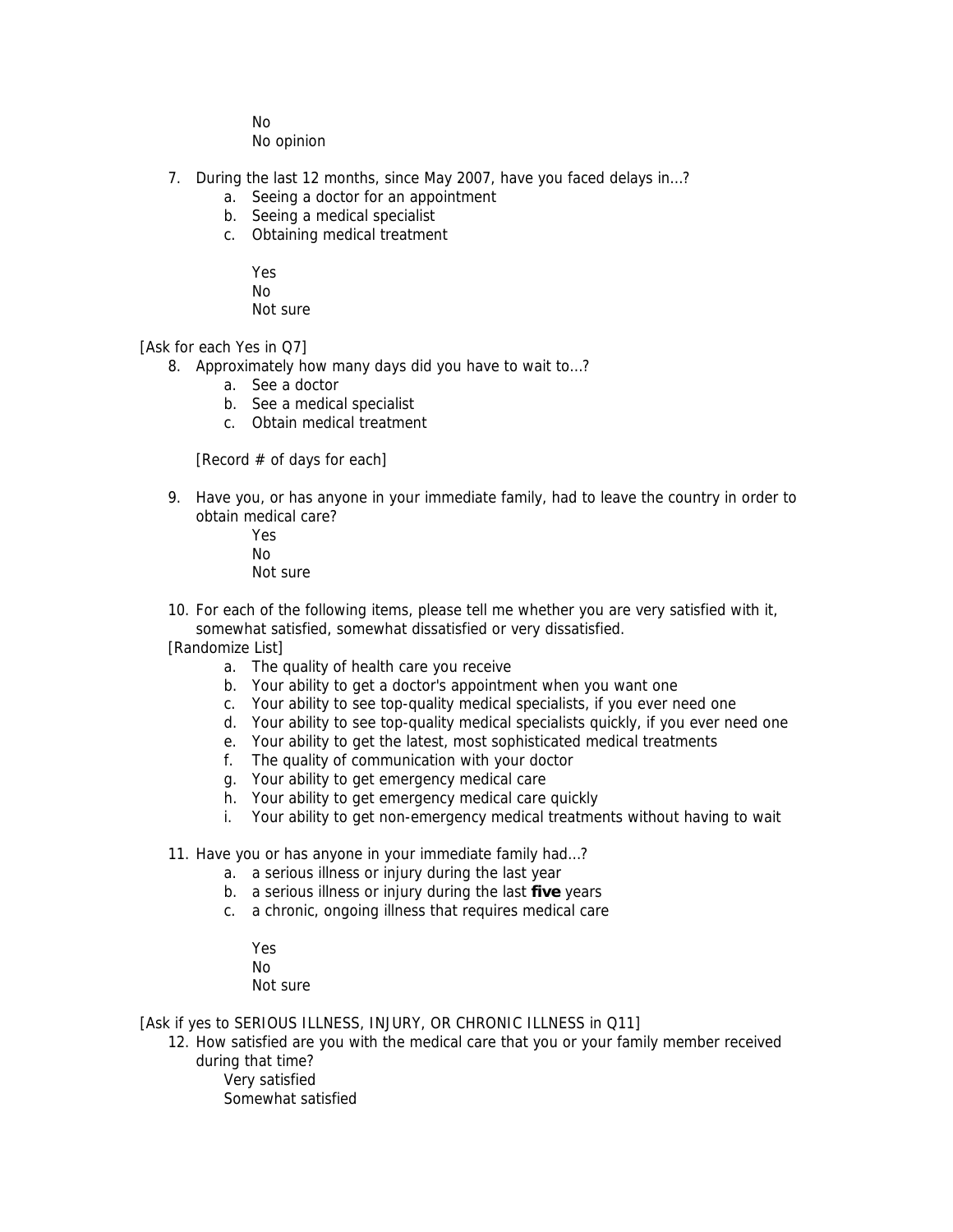No
No opinion

7. During the last 12 months, since May 2007, have you faced delays in…?
    a. Seeing a doctor for an appointment
    b. Seeing a medical specialist
    c. Obtaining medical treatment

    Yes
    No
    Not sure

[Ask for each Yes in Q7]

8. Approximately how many days did you have to wait to…?
    a. See a doctor
    b. See a medical specialist
    c. Obtain medical treatment

    [Record # of days for each]

9. Have you, or has anyone in your immediate family, had to leave the country in order to obtain medical care?

    Yes
    No
    Not sure

10. For each of the following items, please tell me whether you are very satisfied with it, somewhat satisfied, somewhat dissatisfied or very dissatisfied.

    [Randomize List]
    a. The quality of health care you receive
    b. Your ability to get a doctor's appointment when you want one
    c. Your ability to see top-quality medical specialists, if you ever need one
    d. Your ability to see top-quality medical specialists quickly, if you ever need one
    e. Your ability to get the latest, most sophisticated medical treatments
    f. The quality of communication with your doctor
    g. Your ability to get emergency medical care
    h. Your ability to get emergency medical care quickly
    i. Your ability to get non-emergency medical treatments without having to wait

11. Have you or has anyone in your immediate family had…?
    a. a serious illness or injury during the last year
    b. a serious illness or injury during the last **five** years
    c. a chronic, ongoing illness that requires medical care

    Yes
    No
    Not sure

[Ask if yes to SERIOUS ILLNESS, INJURY, OR CHRONIC ILLNESS in Q11]

12. How satisfied are you with the medical care that you or your family member received during that time?

    Very satisfied
    Somewhat satisfied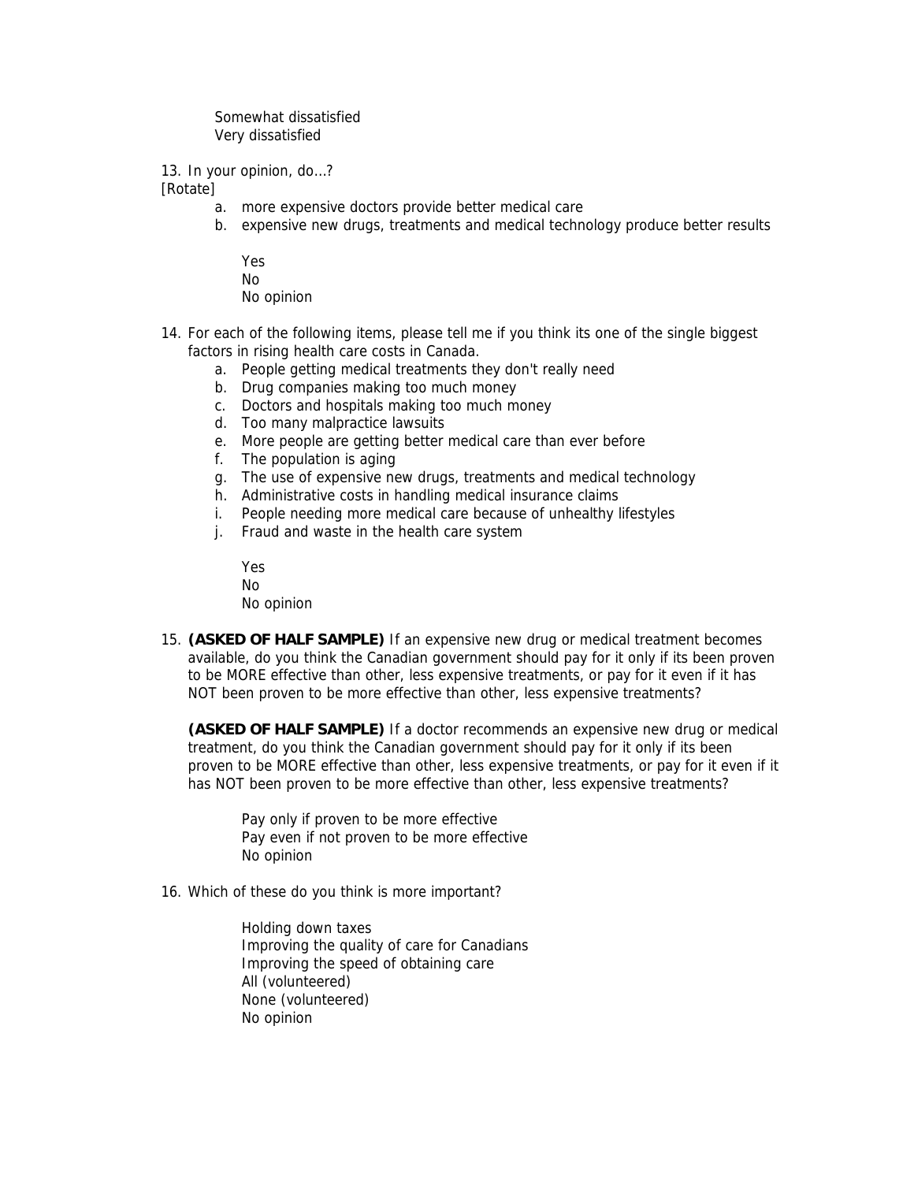Somewhat dissatisfied
Very dissatisfied

13. In your opinion, do…?
[Rotate]

   a. more expensive doctors provide better medical care
   b. expensive new drugs, treatments and medical technology produce better results

      Yes
      No
      No opinion

14. For each of the following items, please tell me if you think its one of the single biggest factors in rising health care costs in Canada.
   a. People getting medical treatments they don't really need
   b. Drug companies making too much money
   c. Doctors and hospitals making too much money
   d. Too many malpractice lawsuits
   e. More people are getting better medical care than ever before
   f. The population is aging
   g. The use of expensive new drugs, treatments and medical technology
   h. Administrative costs in handling medical insurance claims
   i. People needing more medical care because of unhealthy lifestyles
   j. Fraud and waste in the health care system

      Yes
      No
      No opinion

15. **(ASKED OF HALF SAMPLE)** If an expensive new drug or medical treatment becomes available, do you think the Canadian government should pay for it only if its been proven to be MORE effective than other, less expensive treatments, or pay for it even if it has NOT been proven to be more effective than other, less expensive treatments?

   **(ASKED OF HALF SAMPLE)** If a doctor recommends an expensive new drug or medical treatment, do you think the Canadian government should pay for it only if its been proven to be MORE effective than other, less expensive treatments, or pay for it even if it has NOT been proven to be more effective than other, less expensive treatments?

      Pay only if proven to be more effective
      Pay even if not proven to be more effective
      No opinion

16. Which of these do you think is more important?

      Holding down taxes
      Improving the quality of care for Canadians
      Improving the speed of obtaining care
      All (volunteered)
      None (volunteered)
      No opinion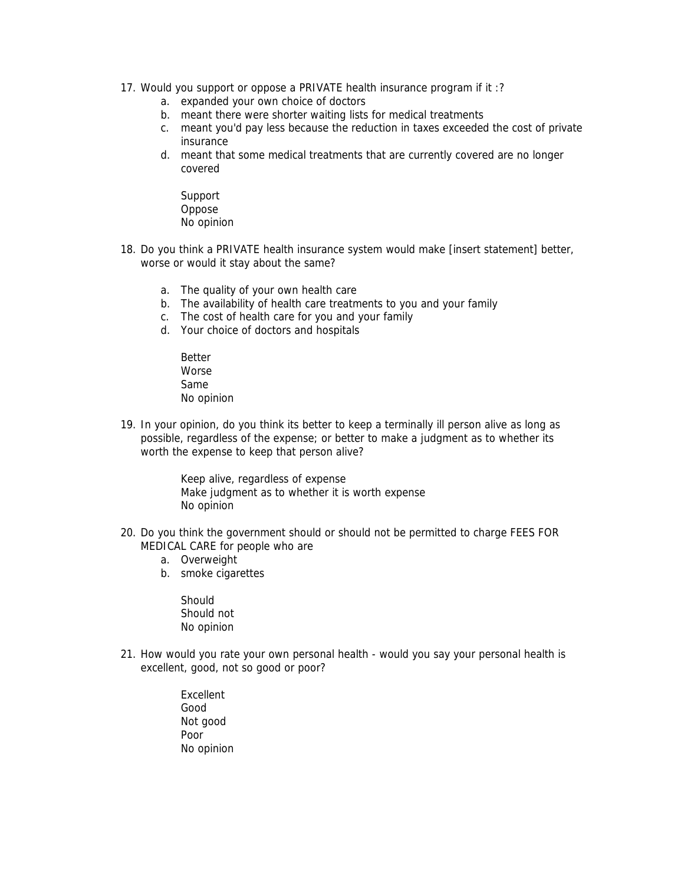17. Would you support or oppose a PRIVATE health insurance program if it :?
    a. expanded your own choice of doctors
    b. meant there were shorter waiting lists for medical treatments
    c. meant you'd pay less because the reduction in taxes exceeded the cost of private insurance
    d. meant that some medical treatments that are currently covered are no longer covered

    Support
    Oppose
    No opinion

18. Do you think a PRIVATE health insurance system would make [insert statement] better, worse or would it stay about the same?

    a. The quality of your own health care
    b. The availability of health care treatments to you and your family
    c. The cost of health care for you and your family
    d. Your choice of doctors and hospitals

    Better
    Worse
    Same
    No opinion

19. In your opinion, do you think its better to keep a terminally ill person alive as long as possible, regardless of the expense; or better to make a judgment as to whether its worth the expense to keep that person alive?

    Keep alive, regardless of expense
    Make judgment as to whether it is worth expense
    No opinion

20. Do you think the government should or should not be permitted to charge FEES FOR MEDICAL CARE for people who are
    a. Overweight
    b. smoke cigarettes

    Should
    Should not
    No opinion

21. How would you rate your own personal health - would you say your personal health is excellent, good, not so good or poor?

    Excellent
    Good
    Not good
    Poor
    No opinion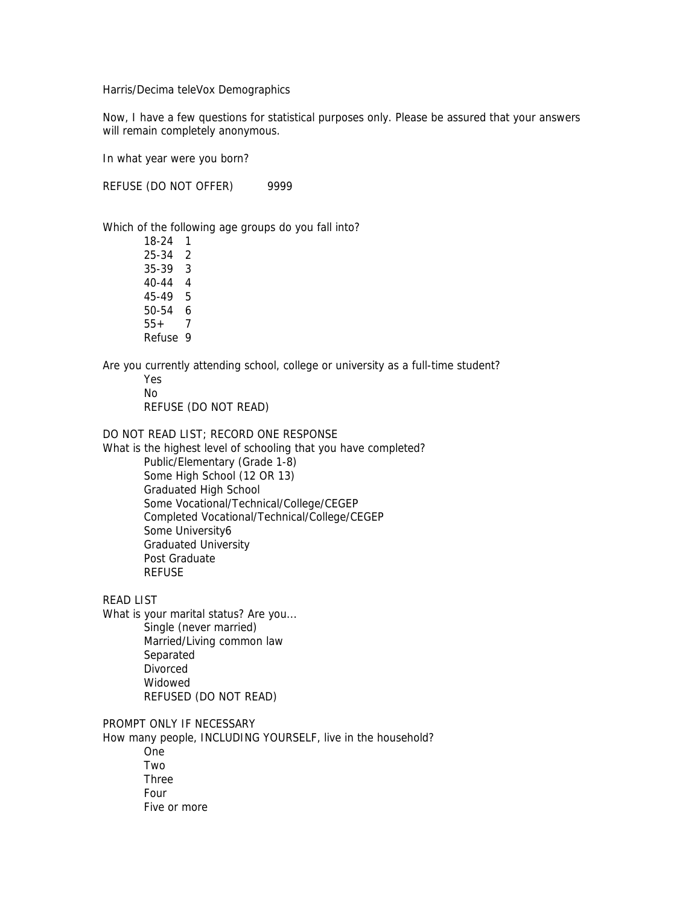Harris/Decima teleVox Demographics

Now, I have a few questions for statistical purposes only. Please be assured that your answers will remain completely anonymous.

In what year were you born?

REFUSE (DO NOT OFFER) 9999

Which of the following age groups do you fall into?

18-24 1
25-34 2
35-39 3
40-44 4
45-49 5
50-54 6
55+ 7
Refuse 9

Are you currently attending school, college or university as a full-time student?

Yes
No
REFUSE (DO NOT READ)

DO NOT READ LIST; RECORD ONE RESPONSE
What is the highest level of schooling that you have completed?

Public/Elementary (Grade 1-8)
Some High School (12 OR 13)
Graduated High School
Some Vocational/Technical/College/CEGEP
Completed Vocational/Technical/College/CEGEP
Some University6
Graduated University
Post Graduate
REFUSE

READ LIST
What is your marital status? Are you...

Single (never married)
Married/Living common law
Separated
Divorced
Widowed
REFUSED (DO NOT READ)

PROMPT ONLY IF NECESSARY
How many people, INCLUDING YOURSELF, live in the household?

One
Two
Three
Four
Five or more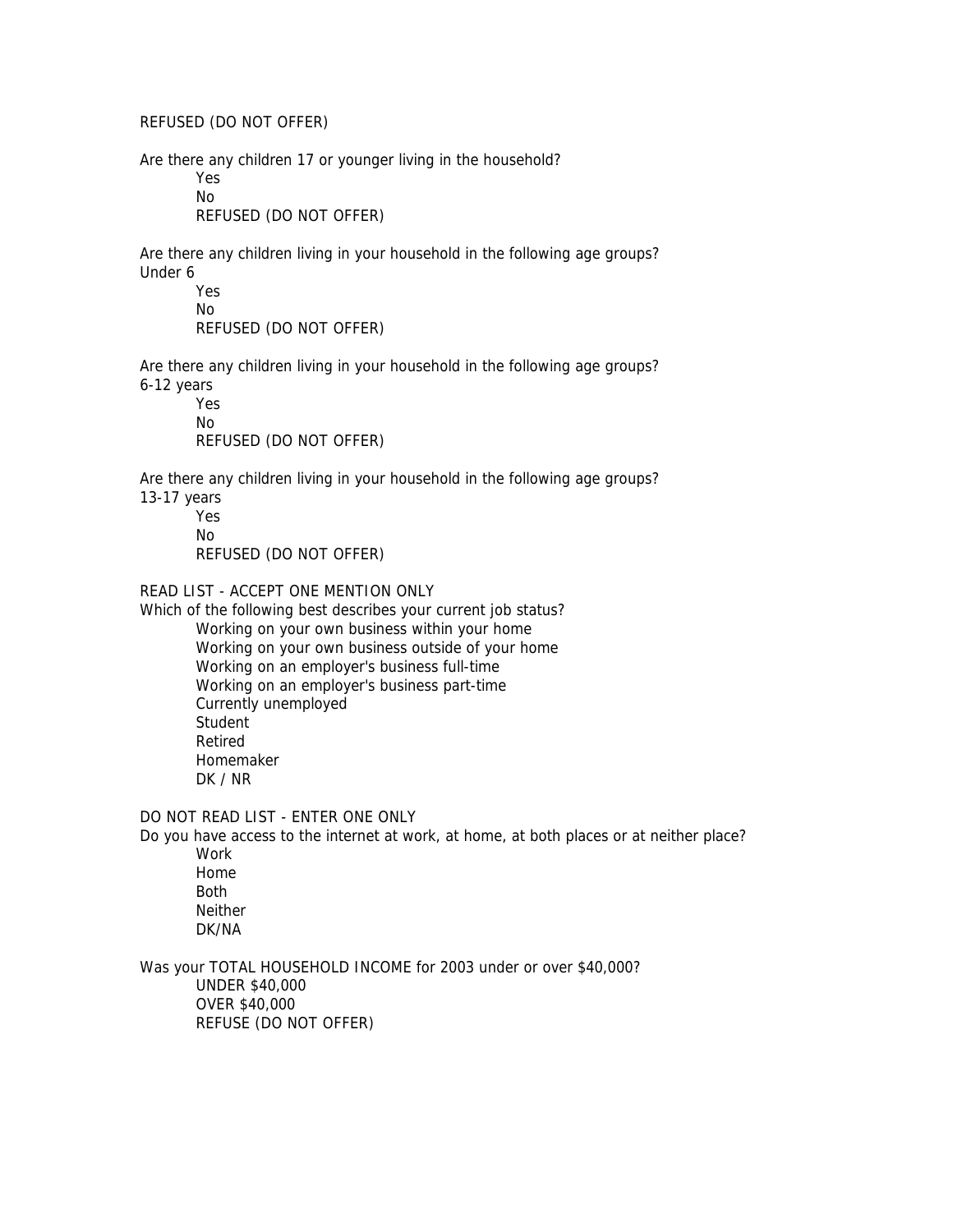REFUSED (DO NOT OFFER)

Are there any children 17 or younger living in the household?

- Yes
- No
- REFUSED (DO NOT OFFER)

Are there any children living in your household in the following age groups?
Under 6

- Yes
- No
- REFUSED (DO NOT OFFER)

Are there any children living in your household in the following age groups?
6-12 years

- Yes
- No
- REFUSED (DO NOT OFFER)

Are there any children living in your household in the following age groups?
13-17 years

- Yes
- No
- REFUSED (DO NOT OFFER)

READ LIST - ACCEPT ONE MENTION ONLY
Which of the following best describes your current job status?

- Working on your own business within your home
- Working on your own business outside of your home
- Working on an employer's business full-time
- Working on an employer's business part-time
- Currently unemployed
- Student
- Retired
- Homemaker
- DK / NR

DO NOT READ LIST - ENTER ONE ONLY
Do you have access to the internet at work, at home, at both places or at neither place?

- Work
- Home
- Both
- Neither
- DK/NA

Was your TOTAL HOUSEHOLD INCOME for 2003 under or over $40,000?

- UNDER $40,000
- OVER $40,000
- REFUSE (DO NOT OFFER)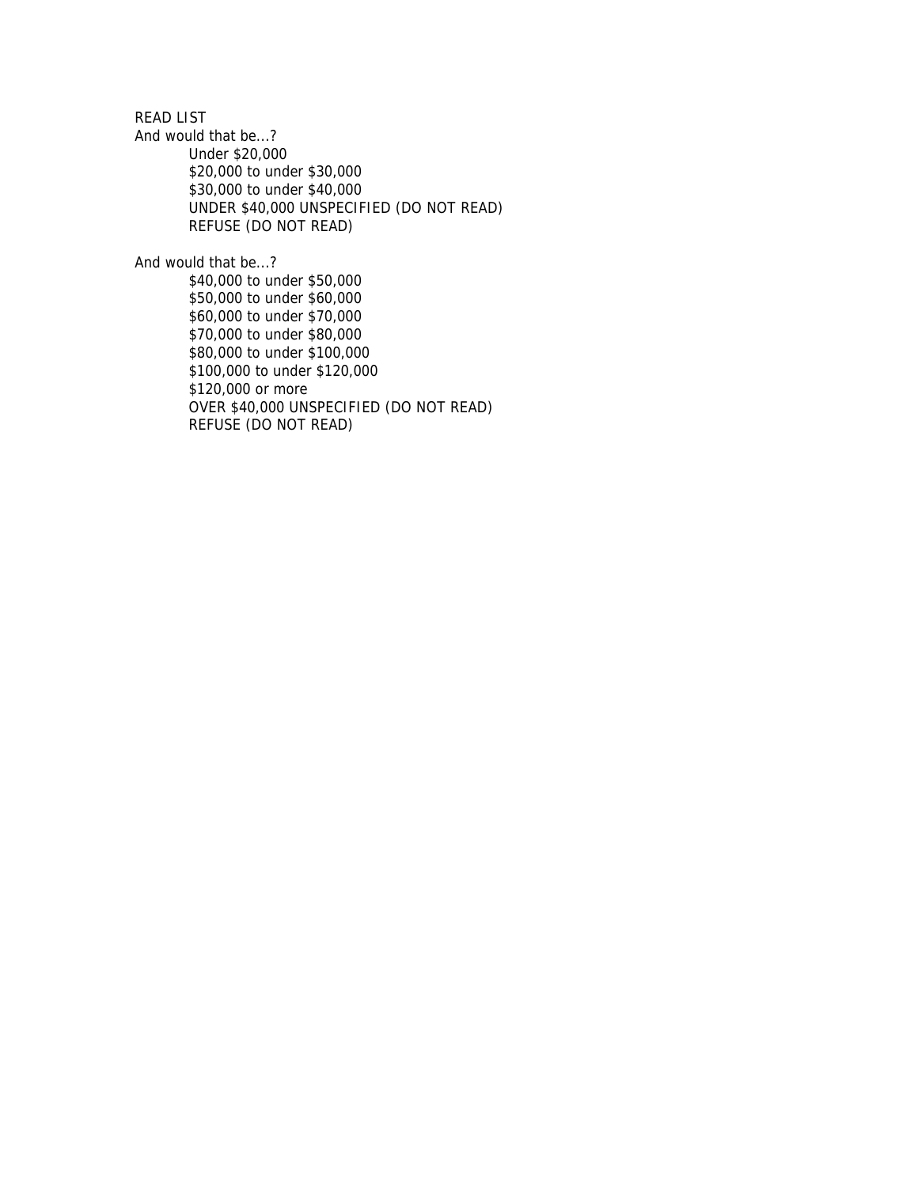READ LIST
And would that be...?

- Under $20,000
- $20,000 to under $30,000
- $30,000 to under $40,000
- UNDER $40,000 UNSPECIFIED (DO NOT READ)
- REFUSE (DO NOT READ)

And would that be...?

- $40,000 to under $50,000
- $50,000 to under $60,000
- $60,000 to under $70,000
- $70,000 to under $80,000
- $80,000 to under $100,000
- $100,000 to under $120,000
- $120,000 or more
- OVER $40,000 UNSPECIFIED (DO NOT READ)
- REFUSE (DO NOT READ)